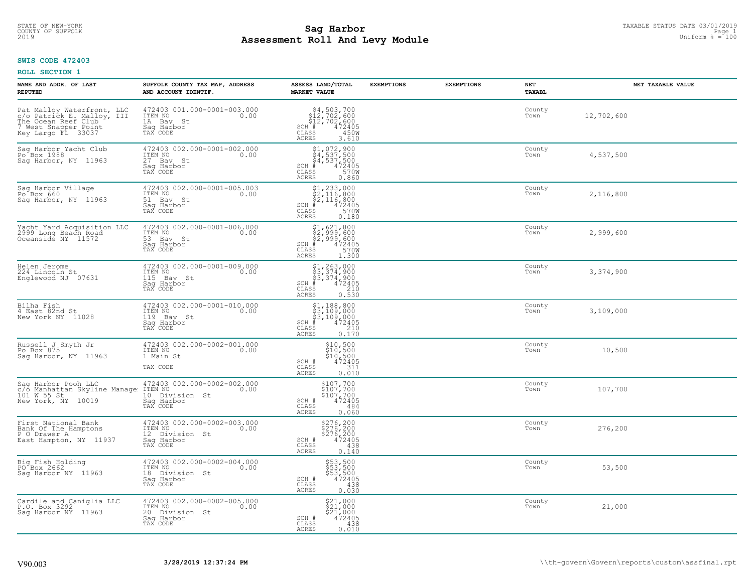STATE OF NEW-YORK
COUNTY OF SUFFOLK
2019

# Sag Harbor
## Assessment Roll And Levy Module

TAXABLE STATUS DATE 03/01/2019
Uniform % = 100

**SWIS CODE 472403**

**ROLL SECTION 1**

| NAME AND ADDR. OF LAST REPUTED | SUFFOLK COUNTY TAX MAP, ADDRESS AND ACCOUNT IDENTIF. | ASSESS LAND/TOTAL MARKET VALUE | EXEMPTIONS | EXEMPTIONS | NET TAXABL | NET TAXABLE VALUE |
|---|---|---|---|---|---|---|
| Pat Malloy Waterfront, LLC<br>c/o Patrick E. Malloy, III<br>The Ocean Reef Club<br>7 West Snapper Point<br>Key Largo FL 33037 | 472403 001.000-0001-003.000<br>ITEM NO 0.00<br>1A Bay St<br>Sag Harbor<br>TAX CODE | $4,503,700<br>$12,702,600<br>$12,702,600<br>SCH # 472405<br>CLASS 450W<br>ACRES 3.610 | | | County<br>Town | 12,702,600 |
| Sag Harbor Yacht Club<br>Po Box 1988<br>Sag Harbor, NY 11963 | 472403 002.000-0001-002.000<br>ITEM NO 0.00<br>27 Bay St<br>Sag Harbor<br>TAX CODE | $1,072,900<br>$4,537,500<br>$4,537,500<br>SCH # 472405<br>CLASS 570W<br>ACRES 0.860 | | | County<br>Town | 4,537,500 |
| Sag Harbor Village<br>Po Box 660<br>Sag Harbor, NY 11963 | 472403 002.000-0001-005.003<br>ITEM NO 0.00<br>51 Bay St<br>Sag Harbor<br>TAX CODE | $1,233,000<br>$2,116,800<br>$2,116,800<br>SCH # 472405<br>CLASS 570W<br>ACRES 0.180 | | | County<br>Town | 2,116,800 |
| Yacht Yard Acquisition LLC<br>2999 Long Beach Road<br>Oceanside NY 11572 | 472403 002.000-0001-006.000<br>ITEM NO 0.00<br>53 Bay St<br>Sag Harbor<br>TAX CODE | $1,621,800<br>$2,999,600<br>$2,999,600<br>SCH # 472405<br>CLASS 570W<br>ACRES 1.300 | | | County<br>Town | 2,999,600 |
| Helen Jerome<br>224 Lincoln St<br>Englewood NJ 07631 | 472403 002.000-0001-009.000<br>ITEM NO 0.00<br>115 Bay St<br>Sag Harbor<br>TAX CODE | $1,263,000<br>$3,374,900<br>$3,374,900<br>SCH # 472405<br>CLASS 210<br>ACRES 0.530 | | | County<br>Town | 3,374,900 |
| Bilha Fish<br>4 East 82nd St<br>New York NY 11028 | 472403 002.000-0001-010.000<br>ITEM NO 0.00<br>119 Bay St<br>Sag Harbor<br>TAX CODE | $1,188,800<br>$3,109,000<br>$3,109,000<br>SCH # 472405<br>CLASS 210<br>ACRES 0.170 | | | County<br>Town | 3,109,000 |
| Russell J Smyth Jr<br>Po Box 875<br>Sag Harbor, NY 11963 | 472403 002.000-0002-001.000<br>ITEM NO 0.00<br>1 Main St<br>TAX CODE | $10,500<br>$10,500<br>$10,500<br>SCH # 472405<br>CLASS 311<br>ACRES 0.010 | | | County<br>Town | 10,500 |
| Sag Harbor Pooh LLC<br>c/o Manhattan Skyline Manage<br>101 W 55 St<br>New York, NY 10019 | 472403 002.000-0002-002.000<br>ITEM NO 0.00<br>10 Division St<br>Sag Harbor<br>TAX CODE | $107,700<br>$107,700<br>$107,700<br>SCH # 472405<br>CLASS 484<br>ACRES 0.060 | | | County<br>Town | 107,700 |
| First National Bank<br>Bank Of The Hamptons<br>P O Drawer A<br>East Hampton, NY 11937 | 472403 002.000-0002-003.000<br>ITEM NO 0.00<br>12 Division St<br>Sag Harbor<br>TAX CODE | $276,200<br>$276,200<br>$276,200<br>SCH # 472405<br>CLASS 438<br>ACRES 0.140 | | | County<br>Town | 276,200 |
| Big Fish Holding<br>PO Box 2662<br>Sag Harbor NY 11963 | 472403 002.000-0002-004.000<br>ITEM NO 0.00<br>18 Division St<br>Sag Harbor<br>TAX CODE | $53,500<br>$53,500<br>$53,500<br>SCH # 472405<br>CLASS 438<br>ACRES 0.030 | | | County<br>Town | 53,500 |
| Cardile and Caniglia LLC<br>P.O. Box 3292<br>Sag Harbor NY 11963 | 472403 002.000-0002-005.000<br>ITEM NO 0.00<br>20 Division St<br>Sag Harbor<br>TAX CODE | $21,000<br>$21,000<br>$21,000<br>SCH # 472405<br>CLASS 438<br>ACRES 0.010 | | | County<br>Town | 21,000 |

V90.003 3/28/2019 12:37:24 PM \\th-govern\Govern\reports\custom\assfinal.rpt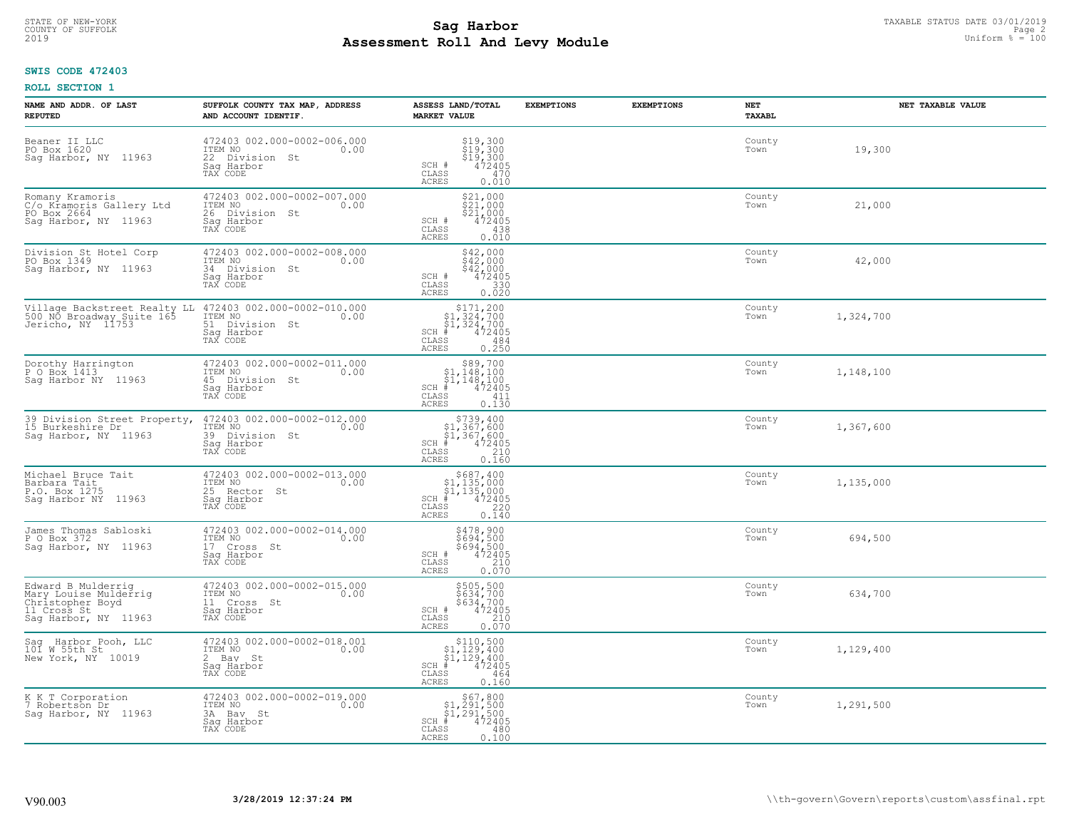STATE OF NEW-YORK
COUNTY OF SUFFOLK
2019

# Sag Harbor
# Assessment Roll And Levy Module

TAXABLE STATUS DATE 03/01/2019
Uniform % = 100

**SWIS CODE 472403**

**ROLL SECTION 1**

| NAME AND ADDR. OF LAST REPUTED | SUFFOLK COUNTY TAX MAP, ADDRESS AND ACCOUNT IDENTIF. | ASSESS LAND/TOTAL MARKET VALUE | EXEMPTIONS | EXEMPTIONS | NET TAXABL | NET TAXABLE VALUE |
|---|---|---|---|---|---|---|
| Beaner II LLC<br>PO Box 1620<br>Sag Harbor, NY 11963 | 472403 002.000-0002-006.000<br>ITEM NO 0.00<br>22 Division St<br>Sag Harbor<br>TAX CODE | $19,300<br>$19,300<br>$19,300<br>SCH # 472405<br>CLASS 470<br>ACRES 0.010 | | | County<br>Town | 19,300 |
| Romany Kramoris<br>C/o Kramoris Gallery Ltd<br>PO Box 2664<br>Sag Harbor, NY 11963 | 472403 002.000-0002-007.000<br>ITEM NO 0.00<br>26 Division St<br>Sag Harbor<br>TAX CODE | $21,000<br>$21,000<br>$21,000<br>SCH # 472405<br>CLASS 438<br>ACRES 0.010 | | | County<br>Town | 21,000 |
| Division St Hotel Corp<br>PO Box 1349<br>Sag Harbor, NY 11963 | 472403 002.000-0002-008.000<br>ITEM NO 0.00<br>34 Division St<br>Sag Harbor<br>TAX CODE | $42,000<br>$42,000<br>$42,000<br>SCH # 472405<br>CLASS 330<br>ACRES 0.020 | | | County<br>Town | 42,000 |
| Village Backstreet Realty LL<br>500 NO Broadway Suite 165<br>Jericho, NY 11753 | 472403 002.000-0002-010.000<br>ITEM NO 0.00<br>51 Division St<br>Sag Harbor<br>TAX CODE | $171,200<br>$1,324,700<br>$1,324,700<br>SCH # 472405<br>CLASS 484<br>ACRES 0.250 | | | County<br>Town | 1,324,700 |
| Dorothy Harrington<br>P O Box 1413<br>Sag Harbor NY 11963 | 472403 002.000-0002-011.000<br>ITEM NO 0.00<br>45 Division St<br>Sag Harbor<br>TAX CODE | $89,700<br>$1,148,100<br>$1,148,100<br>SCH # 472405<br>CLASS 411<br>ACRES 0.130 | | | County<br>Town | 1,148,100 |
| 39 Division Street Property,<br>15 Burkeshire Dr<br>Sag Harbor, NY 11963 | 472403 002.000-0002-012.000<br>ITEM NO 0.00<br>39 Division St<br>Sag Harbor<br>TAX CODE | $739,400<br>$1,367,600<br>$1,367,600<br>SCH # 472405<br>CLASS 210<br>ACRES 0.160 | | | County<br>Town | 1,367,600 |
| Michael Bruce Tait<br>Barbara Tait<br>P.O. Box 1275<br>Sag Harbor NY 11963 | 472403 002.000-0002-013.000<br>ITEM NO 0.00<br>25 Rector St<br>Sag Harbor<br>TAX CODE | $687,400<br>$1,135,000<br>$1,135,000<br>SCH # 472405<br>CLASS 220<br>ACRES 0.140 | | | County<br>Town | 1,135,000 |
| James Thomas Sabloski<br>P O Box 372<br>Sag Harbor, NY 11963 | 472403 002.000-0002-014.000<br>ITEM NO 0.00<br>17 Cross St<br>Sag Harbor<br>TAX CODE | $478,900<br>$694,500<br>$694,500<br>SCH # 472405<br>CLASS 210<br>ACRES 0.070 | | | County<br>Town | 694,500 |
| Edward B Mulderrig<br>Mary Louise Mulderrig<br>Christopher Boyd<br>11 Cross St<br>Sag Harbor, NY 11963 | 472403 002.000-0002-015.000<br>ITEM NO 0.00<br>11 Cross St<br>Sag Harbor<br>TAX CODE | $505,500<br>$634,700<br>$634,700<br>SCH # 472405<br>CLASS 210<br>ACRES 0.070 | | | County<br>Town | 634,700 |
| Sag Harbor Pooh, LLC<br>101 W 55th St<br>New York, NY 10019 | 472403 002.000-0002-018.001<br>ITEM NO 0.00<br>2 Bay St<br>Sag Harbor<br>TAX CODE | $110,500<br>$1,129,400<br>$1,129,400<br>SCH # 472405<br>CLASS 464<br>ACRES 0.160 | | | County<br>Town | 1,129,400 |
| K K T Corporation<br>7 Robertson Dr<br>Sag Harbor, NY 11963 | 472403 002.000-0002-019.000<br>ITEM NO 0.00<br>3A Bay St<br>Sag Harbor<br>TAX CODE | $67,800<br>$1,291,500<br>$1,291,500<br>SCH # 472405<br>CLASS 480<br>ACRES 0.100 | | | County<br>Town | 1,291,500 |

V90.003 3/28/2019 12:37:24 PM \\th-govern\Govern\reports\custom\assfinal.rpt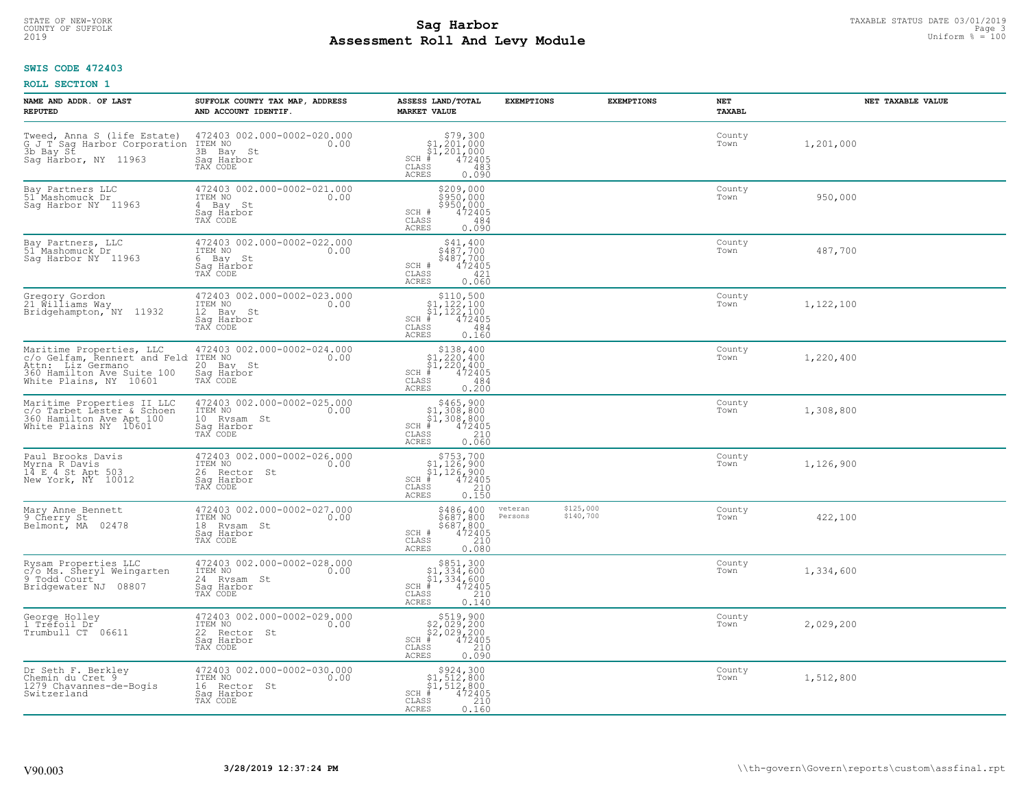STATE OF NEW-YORK
COUNTY OF SUFFOLK
2019

# Sag Harbor
# Assessment Roll And Levy Module

TAXABLE STATUS DATE 03/01/2019
Uniform % = 100

**SWIS CODE 472403**

**ROLL SECTION 1**

| NAME AND ADDR. OF LAST REPUTED | SUFFOLK COUNTY TAX MAP, ADDRESS AND ACCOUNT IDENTIF. | ASSESS LAND/TOTAL MARKET VALUE | EXEMPTIONS | EXEMPTIONS | NET TAXABL | NET TAXABLE VALUE |
|---|---|---|---|---|---|---|
| Tweed, Anna S (life Estate)<br>G J T Sag Harbor Corporation<br>3b Bay St<br>Sag Harbor, NY 11963 | 472403 002.000-0002-020.000<br>ITEM NO 0.00<br>3B Bay St<br>Sag Harbor<br>TAX CODE | $79,300<br>$1,201,000<br>$1,201,000<br>SCH # 472405<br>CLASS 483<br>ACRES 0.090 | | | County<br>Town | 1,201,000 |
| Bay Partners LLC<br>51 Mashomuck Dr<br>Sag Harbor NY 11963 | 472403 002.000-0002-021.000<br>ITEM NO 0.00<br>4 Bay St<br>Sag Harbor<br>TAX CODE | $209,000<br>$950,000<br>$950,000<br>SCH # 472405<br>CLASS 484<br>ACRES 0.090 | | | County<br>Town | 950,000 |
| Bay Partners, LLC<br>51 Mashomuck Dr<br>Sag Harbor NY 11963 | 472403 002.000-0002-022.000<br>ITEM NO 0.00<br>6 Bay St<br>Sag Harbor<br>TAX CODE | $41,400<br>$487,700<br>$487,700<br>SCH # 472405<br>CLASS 421<br>ACRES 0.060 | | | County<br>Town | 487,700 |
| Gregory Gordon<br>21 Williams Way<br>Bridgehampton, NY 11932 | 472403 002.000-0002-023.000<br>ITEM NO 0.00<br>12 Bay St<br>Sag Harbor<br>TAX CODE | $110,500<br>$1,122,100<br>$1,122,100<br>SCH # 472405<br>CLASS 484<br>ACRES 0.160 | | | County<br>Town | 1,122,100 |
| Maritime Properties, LLC<br>c/o Gelfam, Rennert and Feld<br>Attn: Liz Germano<br>360 Hamilton Ave Suite 100<br>White Plains, NY 10601 | 472403 002.000-0002-024.000<br>ITEM NO 0.00<br>20 Bay St<br>Sag Harbor<br>TAX CODE | $138,400<br>$1,220,400<br>$1,220,400<br>SCH # 472405<br>CLASS 484<br>ACRES 0.200 | | | County<br>Town | 1,220,400 |
| Maritime Properties II LLC<br>c/o Tarbet Lester & Schoen<br>360 Hamilton Ave Apt 100<br>White Plains NY 10601 | 472403 002.000-0002-025.000<br>ITEM NO 0.00<br>10 Rysam St<br>Sag Harbor<br>TAX CODE | $465,900<br>$1,308,800<br>$1,308,800<br>SCH # 472405<br>CLASS 210<br>ACRES 0.060 | | | County<br>Town | 1,308,800 |
| Paul Brooks Davis<br>Myrna R Davis<br>14 E 4 St Apt 503<br>New York, NY 10012 | 472403 002.000-0002-026.000<br>ITEM NO 0.00<br>26 Rector St<br>Sag Harbor<br>TAX CODE | $753,700<br>$1,126,900<br>$1,126,900<br>SCH # 472405<br>CLASS 210<br>ACRES 0.150 | | | County<br>Town | 1,126,900 |
| Mary Anne Bennett<br>9 Cherry St<br>Belmont, MA 02478 | 472403 002.000-0002-027.000<br>ITEM NO 0.00<br>18 Rysam St<br>Sag Harbor<br>TAX CODE | $486,400<br>$687,800<br>$687,800<br>SCH # 472405<br>CLASS 210<br>ACRES 0.080 | veteran<br>Persons | $125,000<br>$140,700 | County<br>Town | 422,100 |
| Rysam Properties LLC<br>c/o Ms. Sheryl Weingarten<br>9 Todd Court<br>Bridgewater NJ 08807 | 472403 002.000-0002-028.000<br>ITEM NO 0.00<br>24 Rysam St<br>Sag Harbor<br>TAX CODE | $851,300<br>$1,334,600<br>$1,334,600<br>SCH # 472405<br>CLASS 210<br>ACRES 0.140 | | | County<br>Town | 1,334,600 |
| George Holley<br>1 Trefoil Dr<br>Trumbull CT 06611 | 472403 002.000-0002-029.000<br>ITEM NO 0.00<br>22 Rector St<br>Sag Harbor<br>TAX CODE | $519,900<br>$2,029,200<br>$2,029,200<br>SCH # 472405<br>CLASS 210<br>ACRES 0.090 | | | County<br>Town | 2,029,200 |
| Dr Seth F. Berkley<br>Chemin du Cret 9<br>1279 Chavannes-de-Bogis<br>Switzerland | 472403 002.000-0002-030.000<br>ITEM NO 0.00<br>16 Rector St<br>Sag Harbor<br>TAX CODE | $924,300<br>$1,512,800<br>$1,512,800<br>SCH # 472405<br>CLASS 210<br>ACRES 0.160 | | | County<br>Town | 1,512,800 |

V90.003 3/28/2019 12:37:24 PM \\th-govern\Govern\reports\custom\assfinal.rpt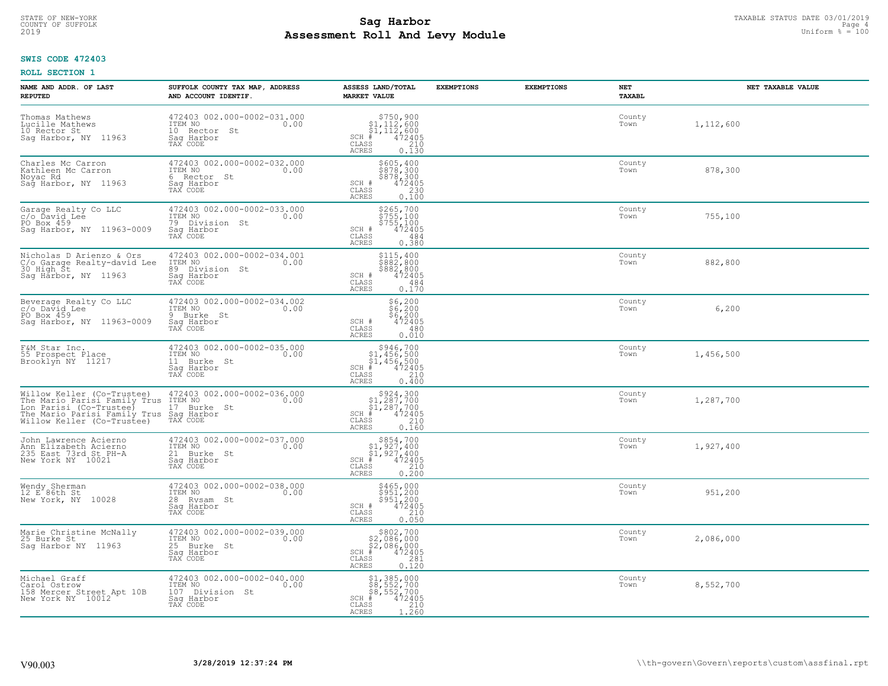STATE OF NEW-YORK
COUNTY OF SUFFOLK
2019

# Sag Harbor
## Assessment Roll And Levy Module

TAXABLE STATUS DATE 03/01/2019
Uniform % = 100

**SWIS CODE 472403**

**ROLL SECTION 1**

| NAME AND ADDR. OF LAST REPUTED | SUFFOLK COUNTY TAX MAP, ADDRESS AND ACCOUNT IDENTIF. | ASSESS LAND/TOTAL MARKET VALUE | EXEMPTIONS | EXEMPTIONS | NET TAXABL | NET TAXABLE VALUE |
|---|---|---|---|---|---|---|
| Thomas Mathews<br>Lucille Mathews<br>10 Rector St<br>Sag Harbor, NY 11963 | 472403 002.000-0002-031.000<br>ITEM NO 0.00<br>10 Rector St<br>Sag Harbor<br>TAX CODE | $750,900<br>$1,112,600<br>$1,112,600<br>SCH # 472405<br>CLASS 210<br>ACRES 0.130 | | | County<br>Town | 1,112,600 |
| Charles Mc Carron<br>Kathleen Mc Carron<br>Noyac Rd<br>Sag Harbor, NY 11963 | 472403 002.000-0002-032.000<br>ITEM NO 0.00<br>6 Rector St<br>Sag Harbor<br>TAX CODE | $605,400<br>$878,300<br>$878,300<br>SCH # 472405<br>CLASS 230<br>ACRES 0.100 | | | County<br>Town | 878,300 |
| Garage Realty Co LLC<br>c/o David Lee<br>PO Box 459<br>Sag Harbor, NY 11963-0009 | 472403 002.000-0002-033.000<br>ITEM NO 0.00<br>79 Division St<br>Sag Harbor<br>TAX CODE | $265,700<br>$755,100<br>$755,100<br>SCH # 472405<br>CLASS 484<br>ACRES 0.380 | | | County<br>Town | 755,100 |
| Nicholas D Arienzo & Ors<br>C/o Garage Realty-david Lee<br>30 High St<br>Sag Harbor, NY 11963 | 472403 002.000-0002-034.001<br>ITEM NO 0.00<br>89 Division St<br>Sag Harbor<br>TAX CODE | $115,400<br>$882,800<br>$882,800<br>SCH # 472405<br>CLASS 484<br>ACRES 0.170 | | | County<br>Town | 882,800 |
| Beverage Realty Co LLC<br>c/o David Lee<br>PO Box 459<br>Sag Harbor, NY 11963-0009 | 472403 002.000-0002-034.002<br>ITEM NO 0.00<br>9 Burke St<br>Sag Harbor<br>TAX CODE | $6,200<br>$6,200<br>$6,200<br>SCH # 472405<br>CLASS 480<br>ACRES 0.010 | | | County<br>Town | 6,200 |
| F&M Star Inc.<br>55 Prospect Place<br>Brooklyn NY 11217 | 472403 002.000-0002-035.000<br>ITEM NO 0.00<br>11 Burke St<br>Sag Harbor<br>TAX CODE | $946,700<br>$1,456,500<br>$1,456,500<br>SCH # 472405<br>CLASS 210<br>ACRES 0.400 | | | County<br>Town | 1,456,500 |
| Willow Keller (Co-Trustee)<br>The Mario Parisi Family Trus<br>Lon Parisi (Co-Trustee)<br>The Mario Parisi Family Trus<br>Willow Keller (Co-Trustee) | 472403 002.000-0002-036.000<br>ITEM NO 0.00<br>17 Burke St<br>Sag Harbor<br>TAX CODE | $924,300<br>$1,287,700<br>$1,287,700<br>SCH # 472405<br>CLASS 210<br>ACRES 0.160 | | | County<br>Town | 1,287,700 |
| John Lawrence Acierno<br>Ann Elizabeth Acierno<br>235 East 73rd St PH-A<br>New York NY 10021 | 472403 002.000-0002-037.000<br>ITEM NO 0.00<br>21 Burke St<br>Sag Harbor<br>TAX CODE | $854,700<br>$1,927,400<br>$1,927,400<br>SCH # 472405<br>CLASS 210<br>ACRES 0.200 | | | County<br>Town | 1,927,400 |
| Wendy Sherman<br>12 E 86th St<br>New York, NY 10028 | 472403 002.000-0002-038.000<br>ITEM NO 0.00<br>28 Rysam St<br>Sag Harbor<br>TAX CODE | $465,000<br>$951,200<br>$951,200<br>SCH # 472405<br>CLASS 210<br>ACRES 0.050 | | | County<br>Town | 951,200 |
| Marie Christine McNally<br>25 Burke St<br>Sag Harbor NY 11963 | 472403 002.000-0002-039.000<br>ITEM NO 0.00<br>25 Burke St<br>Sag Harbor<br>TAX CODE | $802,700<br>$2,086,000<br>$2,086,000<br>SCH # 472405<br>CLASS 281<br>ACRES 0.120 | | | County<br>Town | 2,086,000 |
| Michael Graff<br>Carol Ostrow<br>158 Mercer Street Apt 10B<br>New York NY 10012 | 472403 002.000-0002-040.000<br>ITEM NO 0.00<br>107 Division St<br>Sag Harbor<br>TAX CODE | $1,385,000<br>$8,552,700<br>$8,552,700<br>SCH # 472405<br>CLASS 210<br>ACRES 1.260 | | | County<br>Town | 8,552,700 |

V90.003 3/28/2019 12:37:24 PM \\th-govern\Govern\reports\custom\assfinal.rpt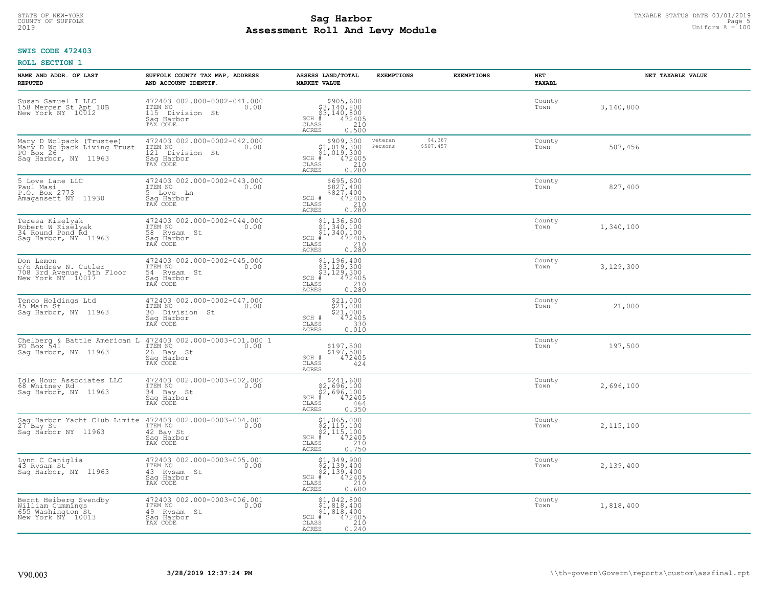**SWIS CODE 472403**

**ROLL SECTION 1**

| NAME AND ADDR. OF LAST REPUTED | SUFFOLK COUNTY TAX MAP, ADDRESS AND ACCOUNT IDENTIF. | ASSESS LAND/TOTAL MARKET VALUE | EXEMPTIONS | EXEMPTIONS | NET TAXABL | NET TAXABLE VALUE |
|---|---|---|---|---|---|---|
| Susan Samuel I LLC<br>158 Mercer St Apt 10B<br>New York NY 10012 | 472403 002.000-0002-041.000<br>ITEM NO 0.00<br>115 Division St<br>Sag Harbor<br>TAX CODE | $905,600<br>$3,140,800<br>$3,140,800<br>SCH # 472405<br>CLASS 210<br>ACRES 0.500 | | | County<br>Town | 3,140,800 |
| Mary D Wolpack (Trustee)<br>Mary D Wolpack Living Trust<br>PO Box 26<br>Sag Harbor, NY 11963 | 472403 002.000-0002-042.000<br>ITEM NO 0.00<br>121 Division St<br>Sag Harbor<br>TAX CODE | $909,300<br>$1,019,300<br>$1,019,300<br>SCH # 472405<br>CLASS 210<br>ACRES 0.280 | veteran<br>Persons | $4,387<br>$507,457 | County<br>Town | 507,456 |
| 5 Love Lane LLC<br>Paul Masi<br>P.O. Box 2773<br>Amagansett NY 11930 | 472403 002.000-0002-043.000<br>ITEM NO 0.00<br>5 Love Ln<br>Sag Harbor<br>TAX CODE | $695,600<br>$827,400<br>$827,400<br>SCH # 472405<br>CLASS 210<br>ACRES 0.280 | | | County<br>Town | 827,400 |
| Teresa Kiselyak<br>Robert W Kiselyak<br>34 Round Pond Rd<br>Sag Harbor, NY 11963 | 472403 002.000-0002-044.000<br>ITEM NO 0.00<br>58 Rysam St<br>Sag Harbor<br>TAX CODE | $1,136,600<br>$1,340,100<br>$1,340,100<br>SCH # 472405<br>CLASS 210<br>ACRES 0.280 | | | County<br>Town | 1,340,100 |
| Don Lemon<br>c/o Andrew N. Cutler<br>708 3rd Avenue, 5th Floor<br>New York NY 10017 | 472403 002.000-0002-045.000<br>ITEM NO 0.00<br>54 Rysam St<br>Sag Harbor<br>TAX CODE | $1,196,400<br>$3,129,300<br>$3,129,300<br>SCH # 472405<br>CLASS 210<br>ACRES 0.280 | | | County<br>Town | 3,129,300 |
| Tenco Holdings Ltd<br>45 Main St<br>Sag Harbor, NY 11963 | 472403 002.000-0002-047.000<br>ITEM NO 0.00<br>30 Division St<br>Sag Harbor<br>TAX CODE | $21,000<br>$21,000<br>$21,000<br>SCH # 472405<br>CLASS 330<br>ACRES 0.010 | | | County<br>Town | 21,000 |
| Chelberg & Battle American L<br>PO Box 541<br>Sag Harbor, NY 11963 | 472403 002.000-0003-001.000 1<br>ITEM NO 0.00<br>26 Bay St<br>Sag Harbor<br>TAX CODE | $197,500<br>$197,500<br>SCH # 472405<br>CLASS 424<br>ACRES | | | County<br>Town | 197,500 |
| Idle Hour Associates LLC<br>68 Whitney Rd<br>Sag Harbor, NY 11963 | 472403 002.000-0003-002.000<br>ITEM NO 0.00<br>34 Bay St<br>Sag Harbor<br>TAX CODE | $241,600<br>$2,696,100<br>$2,696,100<br>SCH # 472405<br>CLASS 464<br>ACRES 0.350 | | | County<br>Town | 2,696,100 |
| Sag Harbor Yacht Club Limite<br>27 Bay St<br>Sag Harbor NY 11963 | 472403 002.000-0003-004.001<br>ITEM NO 0.00<br>42 Bay St<br>Sag Harbor<br>TAX CODE | $1,065,000<br>$2,115,100<br>$2,115,100<br>SCH # 472405<br>CLASS 210<br>ACRES 0.750 | | | County<br>Town | 2,115,100 |
| Lynn C Caniglia<br>43 Rysam St<br>Sag Harbor, NY 11963 | 472403 002.000-0003-005.001<br>ITEM NO 0.00<br>43 Rysam St<br>Sag Harbor<br>TAX CODE | $1,349,900<br>$2,139,400<br>$2,139,400<br>SCH # 472405<br>CLASS 210<br>ACRES 0.600 | | | County<br>Town | 2,139,400 |
| Bernt Heiberg Svendby<br>William Cummings<br>655 Washington St<br>New York NY 10013 | 472403 002.000-0003-006.001<br>ITEM NO 0.00<br>49 Rysam St<br>Sag Harbor<br>TAX CODE | $1,042,800<br>$1,818,400<br>$1,818,400<br>SCH # 472405<br>CLASS 210<br>ACRES 0.240 | | | County<br>Town | 1,818,400 |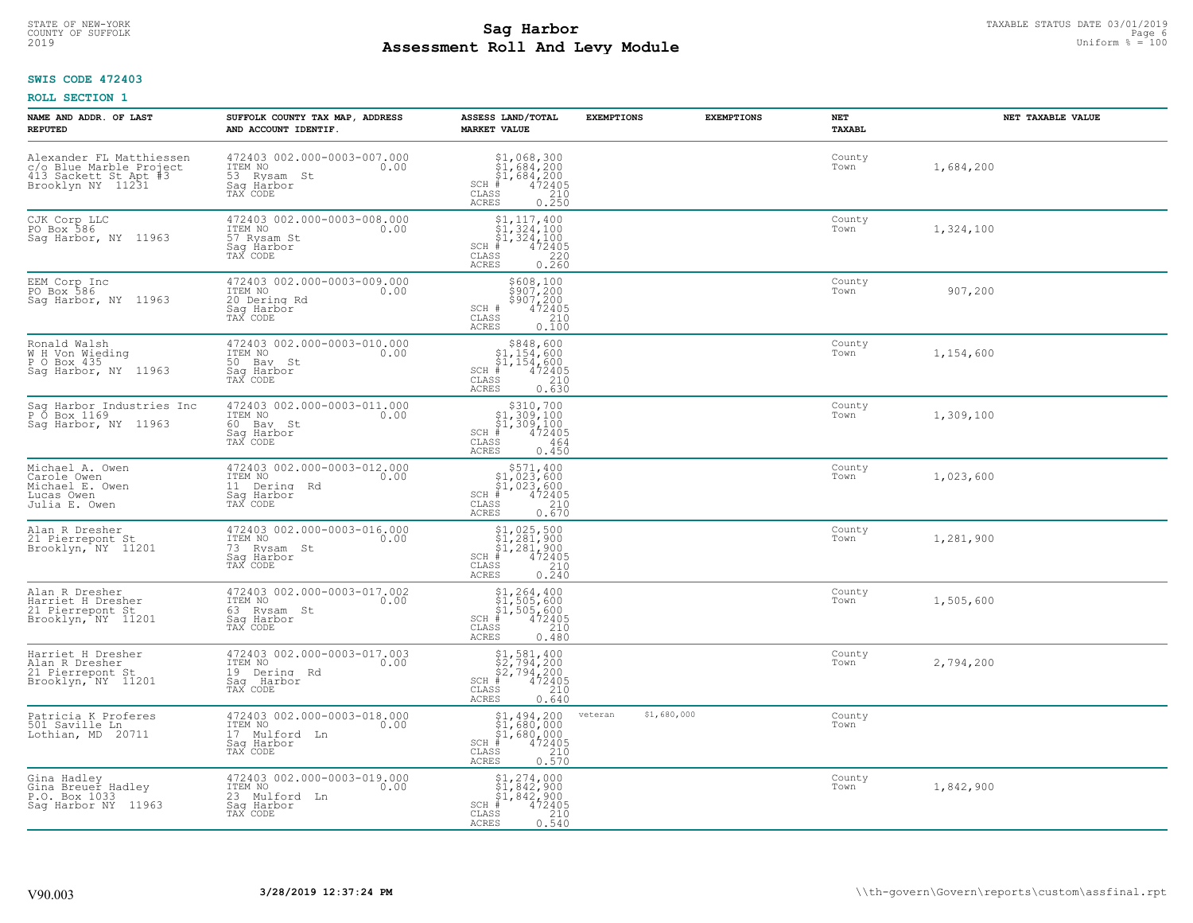STATE OF NEW-YORK
COUNTY OF SUFFOLK
2019

# Sag Harbor
## Assessment Roll And Levy Module

TAXABLE STATUS DATE 03/01/2019
Uniform % = 100

**SWIS CODE 472403**

**ROLL SECTION 1**

| NAME AND ADDR. OF LAST REPUTED | SUFFOLK COUNTY TAX MAP, ADDRESS AND ACCOUNT IDENTIF. | ASSESS LAND/TOTAL MARKET VALUE | EXEMPTIONS | EXEMPTIONS | NET TAXABL | NET TAXABLE VALUE |
|---|---|---|---|---|---|---|
| Alexander FL Matthiessen<br>c/o Blue Marble Project<br>413 Sackett St Apt #3<br>Brooklyn NY 11231 | 472403 002.000-0003-007.000<br>ITEM NO 0.00<br>53 Rysam St<br>Sag Harbor<br>TAX CODE | $1,068,300<br>$1,684,200<br>$1,684,200<br>SCH # 472405<br>CLASS 210<br>ACRES 0.250 | | | County<br>Town | 1,684,200 |
| CJK Corp LLC<br>PO Box 586<br>Sag Harbor, NY 11963 | 472403 002.000-0003-008.000<br>ITEM NO 0.00<br>57 Rysam St<br>Sag Harbor<br>TAX CODE | $1,117,400<br>$1,324,100<br>$1,324,100<br>SCH # 472405<br>CLASS 220<br>ACRES 0.260 | | | County<br>Town | 1,324,100 |
| EEM Corp Inc<br>PO Box 586<br>Sag Harbor, NY 11963 | 472403 002.000-0003-009.000<br>ITEM NO 0.00<br>20 Dering Rd<br>Sag Harbor<br>TAX CODE | $608,100<br>$907,200<br>$907,200<br>SCH # 472405<br>CLASS 210<br>ACRES 0.100 | | | County<br>Town | 907,200 |
| Ronald Walsh<br>W H Von Wieding<br>P O Box 435<br>Sag Harbor, NY 11963 | 472403 002.000-0003-010.000<br>ITEM NO 0.00<br>50 Bay St<br>Sag Harbor<br>TAX CODE | $848,600<br>$1,154,600<br>$1,154,600<br>SCH # 472405<br>CLASS 210<br>ACRES 0.630 | | | County<br>Town | 1,154,600 |
| Sag Harbor Industries Inc<br>P O Box 1169<br>Sag Harbor, NY 11963 | 472403 002.000-0003-011.000<br>ITEM NO 0.00<br>60 Bay St<br>Sag Harbor<br>TAX CODE | $310,700<br>$1,309,100<br>$1,309,100<br>SCH # 472405<br>CLASS 464<br>ACRES 0.450 | | | County<br>Town | 1,309,100 |
| Michael A. Owen<br>Carole Owen<br>Michael E. Owen<br>Lucas Owen<br>Julia E. Owen | 472403 002.000-0003-012.000<br>ITEM NO 0.00<br>11 Dering Rd<br>Sag Harbor<br>TAX CODE | $571,400<br>$1,023,600<br>$1,023,600<br>SCH # 472405<br>CLASS 210<br>ACRES 0.670 | | | County<br>Town | 1,023,600 |
| Alan R Dresher<br>21 Pierrepont St<br>Brooklyn, NY 11201 | 472403 002.000-0003-016.000<br>ITEM NO 0.00<br>73 Rysam St<br>Sag Harbor<br>TAX CODE | $1,025,500<br>$1,281,900<br>$1,281,900<br>SCH # 472405<br>CLASS 210<br>ACRES 0.240 | | | County<br>Town | 1,281,900 |
| Alan R Dresher<br>Harriet H Dresher<br>21 Pierrepont St<br>Brooklyn, NY 11201 | 472403 002.000-0003-017.002<br>ITEM NO 0.00<br>63 Rysam St<br>Sag Harbor<br>TAX CODE | $1,264,400<br>$1,505,600<br>$1,505,600<br>SCH # 472405<br>CLASS 210<br>ACRES 0.480 | | | County<br>Town | 1,505,600 |
| Harriet H Dresher<br>Alan R Dresher<br>21 Pierrepont St<br>Brooklyn, NY 11201 | 472403 002.000-0003-017.003<br>ITEM NO 0.00<br>19 Dering Rd<br>Sag Harbor<br>TAX CODE | $1,581,400<br>$2,794,200<br>$2,794,200<br>SCH # 472405<br>CLASS 210<br>ACRES 0.640 | | | County<br>Town | 2,794,200 |
| Patricia K Proferes<br>501 Saville Ln<br>Lothian, MD 20711 | 472403 002.000-0003-018.000<br>ITEM NO 0.00<br>17 Mulford Ln<br>Sag Harbor<br>TAX CODE | $1,494,200<br>$1,680,000<br>$1,680,000<br>SCH # 472405<br>CLASS 210<br>ACRES 0.570 | veteran $1,680,000 | | County<br>Town | |
| Gina Hadley<br>Gina Breuer Hadley<br>P.O. Box 1033<br>Sag Harbor NY 11963 | 472403 002.000-0003-019.000<br>ITEM NO 0.00<br>23 Mulford Ln<br>Sag Harbor<br>TAX CODE | $1,274,000<br>$1,842,900<br>$1,842,900<br>SCH # 472405<br>CLASS 210<br>ACRES 0.540 | | | County<br>Town | 1,842,900 |

V90.003 3/28/2019 12:37:24 PM \\th-govern\Govern\reports\custom\assfinal.rpt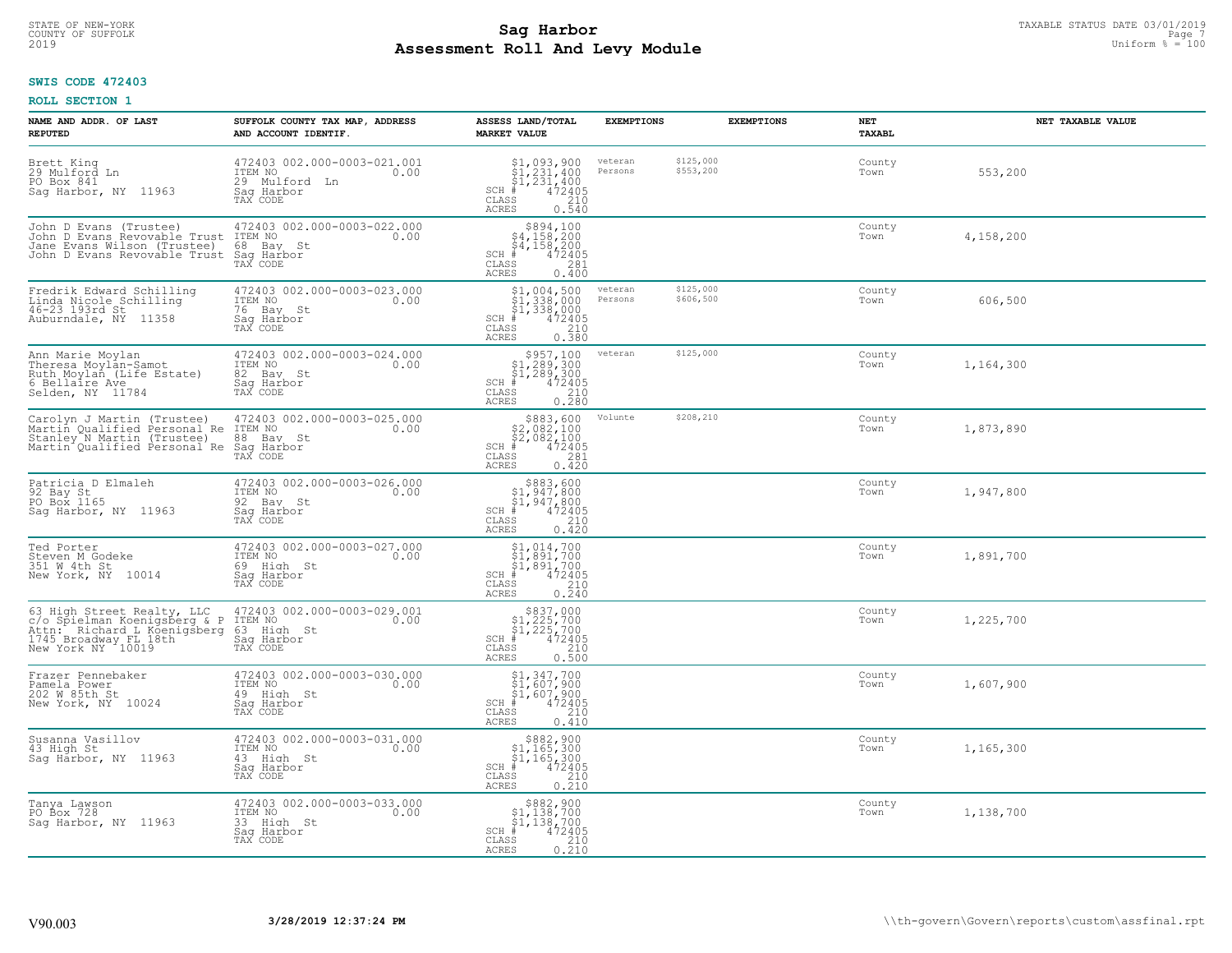STATE OF NEW-YORK
COUNTY OF SUFFOLK
2019

# Sag Harbor
## Assessment Roll And Levy Module

TAXABLE STATUS DATE 03/01/2019
Uniform % = 100

**SWIS CODE 472403**

**ROLL SECTION 1**

| NAME AND ADDR. OF LAST REPUTED | SUFFOLK COUNTY TAX MAP, ADDRESS AND ACCOUNT IDENTIF. | ASSESS LAND/TOTAL MARKET VALUE | EXEMPTIONS | | NET TAXABL | NET TAXABLE VALUE |
|---|---|---|---|---|---|---|
| Brett King<br>29 Mulford Ln<br>PO Box 841<br>Sag Harbor, NY 11963 | 472403 002.000-0003-021.001<br>ITEM NO 0.00<br>29 Mulford Ln<br>Sag Harbor<br>TAX CODE | $1,093,900<br>$1,231,400<br>$1,231,400<br>SCH # 472405<br>CLASS 210<br>ACRES 0.540 | veteran<br>Persons | $125,000<br>$553,200 | County<br>Town | 553,200 |
| John D Evans (Trustee)<br>John D Evans Revokable Trust<br>Jane Evans Wilson (Trustee)<br>John D Evans Revokable Trust | 472403 002.000-0003-022.000<br>ITEM NO 0.00<br>68 Bay St<br>Sag Harbor<br>TAX CODE | $894,100<br>$4,158,200<br>$4,158,200<br>SCH # 472405<br>CLASS 281<br>ACRES 0.400 | | | County<br>Town | 4,158,200 |
| Fredrik Edward Schilling<br>Linda Nicole Schilling<br>46-23 193rd St<br>Auburndale, NY 11358 | 472403 002.000-0003-023.000<br>ITEM NO 0.00<br>76 Bay St<br>Sag Harbor<br>TAX CODE | $1,004,500<br>$1,338,000<br>$1,338,000<br>SCH # 472405<br>CLASS 210<br>ACRES 0.380 | veteran<br>Persons | $125,000<br>$606,500 | County<br>Town | 606,500 |
| Ann Marie Moylan<br>Theresa Moylan-Samot<br>Ruth Moylan (Life Estate)<br>6 Bellaire Ave<br>Selden, NY 11784 | 472403 002.000-0003-024.000<br>ITEM NO 0.00<br>82 Bay St<br>Sag Harbor<br>TAX CODE | $957,100<br>$1,289,300<br>$1,289,300<br>SCH # 472405<br>CLASS 210<br>ACRES 0.280 | veteran | $125,000 | County<br>Town | 1,164,300 |
| Carolyn J Martin (Trustee)<br>Martin Qualified Personal Re<br>Stanley N Martin (Trustee)<br>Martin Qualified Personal Re | 472403 002.000-0003-025.000<br>ITEM NO 0.00<br>88 Bay St<br>Sag Harbor<br>TAX CODE | $883,600<br>$2,082,100<br>$2,082,100<br>SCH # 472405<br>CLASS 281<br>ACRES 0.420 | Volunte | $208,210 | County<br>Town | 1,873,890 |
| Patricia D Elmaleh<br>92 Bay St<br>PO Box 1165<br>Sag Harbor, NY 11963 | 472403 002.000-0003-026.000<br>ITEM NO 0.00<br>92 Bay St<br>Sag Harbor<br>TAX CODE | $883,600<br>$1,947,800<br>$1,947,800<br>SCH # 472405<br>CLASS 210<br>ACRES 0.420 | | | County<br>Town | 1,947,800 |
| Ted Porter<br>Steven M Godeke<br>351 W 4th St<br>New York, NY 10014 | 472403 002.000-0003-027.000<br>ITEM NO 0.00<br>69 High St<br>Sag Harbor<br>TAX CODE | $1,014,700<br>$1,891,700<br>$1,891,700<br>SCH # 472405<br>CLASS 210<br>ACRES 0.240 | | | County<br>Town | 1,891,700 |
| 63 High Street Realty, LLC<br>c/o Spielman Koenigsberg & P<br>Attn: Richard L Koenigsberg<br>1745 Broadway FL 18th<br>New York NY 10019 | 472403 002.000-0003-029.001<br>ITEM NO 0.00<br>63 High St<br>Sag Harbor<br>TAX CODE | $837,000<br>$1,225,700<br>$1,225,700<br>SCH # 472405<br>CLASS 210<br>ACRES 0.500 | | | County<br>Town | 1,225,700 |
| Frazer Pennebaker<br>Pamela Power<br>202 W 85th St<br>New York, NY 10024 | 472403 002.000-0003-030.000<br>ITEM NO 0.00<br>49 High St<br>Sag Harbor<br>TAX CODE | $1,347,700<br>$1,607,900<br>$1,607,900<br>SCH # 472405<br>CLASS 210<br>ACRES 0.410 | | | County<br>Town | 1,607,900 |
| Susanna Vasillov<br>43 High St<br>Sag Harbor, NY 11963 | 472403 002.000-0003-031.000<br>ITEM NO 0.00<br>43 High St<br>Sag Harbor<br>TAX CODE | $882,900<br>$1,165,300<br>$1,165,300<br>SCH # 472405<br>CLASS 210<br>ACRES 0.210 | | | County<br>Town | 1,165,300 |
| Tanya Lawson<br>PO Box 728<br>Sag Harbor, NY 11963 | 472403 002.000-0003-033.000<br>ITEM NO 0.00<br>33 High St<br>Sag Harbor<br>TAX CODE | $882,900<br>$1,138,700<br>$1,138,700<br>SCH # 472405<br>CLASS 210<br>ACRES 0.210 | | | County<br>Town | 1,138,700 |

V90.003 3/28/2019 12:37:24 PM \\th-govern\Govern\reports\custom\assfinal.rpt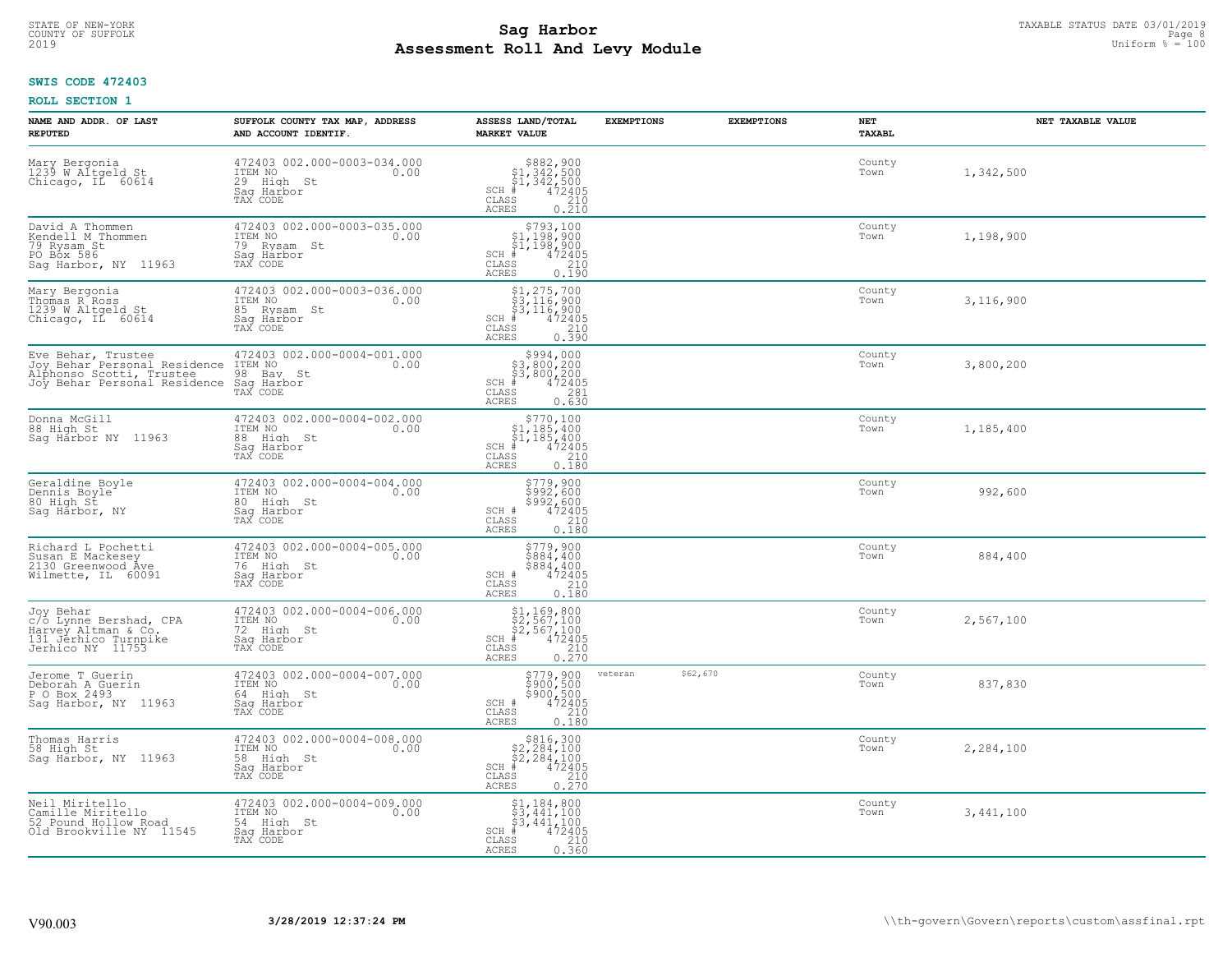STATE OF NEW-YORK
COUNTY OF SUFFOLK
2019

# Sag Harbor
## Assessment Roll And Levy Module

TAXABLE STATUS DATE 03/01/2019
Uniform % = 100

**SWIS CODE 472403**

**ROLL SECTION 1**

| NAME AND ADDR. OF LAST REPUTED | SUFFOLK COUNTY TAX MAP, ADDRESS AND ACCOUNT IDENTIF. | ASSESS LAND/TOTAL MARKET VALUE | EXEMPTIONS | EXEMPTIONS | NET TAXABL | NET TAXABLE VALUE |
|---|---|---|---|---|---|---|
| Mary Bergonia<br>1239 W Altgeld St<br>Chicago, IL 60614 | 472403 002.000-0003-034.000<br>ITEM NO 0.00<br>29 High St<br>Sag Harbor<br>TAX CODE | $882,900<br>$1,342,500<br>$1,342,500<br>SCH # 472405<br>CLASS 210<br>ACRES 0.210 | | | County<br>Town | 1,342,500 |
| David A Thommen<br>Kendell M Thommen<br>79 Rysam St<br>PO Box 586<br>Sag Harbor, NY 11963 | 472403 002.000-0003-035.000<br>ITEM NO 0.00<br>79 Rysam St<br>Sag Harbor<br>TAX CODE | $793,100<br>$1,198,900<br>$1,198,900<br>SCH # 472405<br>CLASS 210<br>ACRES 0.190 | | | County<br>Town | 1,198,900 |
| Mary Bergonia<br>Thomas R Ross<br>1239 W Altgeld St<br>Chicago, IL 60614 | 472403 002.000-0003-036.000<br>ITEM NO 0.00<br>85 Rysam St<br>Sag Harbor<br>TAX CODE | $1,275,700<br>$3,116,900<br>$3,116,900<br>SCH # 472405<br>CLASS 210<br>ACRES 0.390 | | | County<br>Town | 3,116,900 |
| Eve Behar, Trustee<br>Joy Behar Personal Residence<br>Alphonso Scotti, Trustee<br>Joy Behar Personal Residence | 472403 002.000-0004-001.000<br>ITEM NO 0.00<br>98 Bay St<br>Sag Harbor<br>TAX CODE | $994,000<br>$3,800,200<br>$3,800,200<br>SCH # 472405<br>CLASS 281<br>ACRES 0.630 | | | County<br>Town | 3,800,200 |
| Donna McGill<br>88 High St<br>Sag Harbor NY 11963 | 472403 002.000-0004-002.000<br>ITEM NO 0.00<br>88 High St<br>Sag Harbor<br>TAX CODE | $770,100<br>$1,185,400<br>$1,185,400<br>SCH # 472405<br>CLASS 210<br>ACRES 0.180 | | | County<br>Town | 1,185,400 |
| Geraldine Boyle<br>Dennis Boyle<br>80 High St<br>Sag Harbor, NY | 472403 002.000-0004-004.000<br>ITEM NO 0.00<br>80 High St<br>Sag Harbor<br>TAX CODE | $779,900<br>$992,600<br>$992,600<br>SCH # 472405<br>CLASS 210<br>ACRES 0.180 | | | County<br>Town | 992,600 |
| Richard L Pochetti<br>Susan E Mackesey<br>2130 Greenwood Ave<br>Wilmette, IL 60091 | 472403 002.000-0004-005.000<br>ITEM NO 0.00<br>76 High St<br>Sag Harbor<br>TAX CODE | $779,900<br>$884,400<br>$884,400<br>SCH # 472405<br>CLASS 210<br>ACRES 0.180 | | | County<br>Town | 884,400 |
| Joy Behar<br>c/o Lynne Bershad, CPA<br>Harvey Altman & Co.<br>131 Jerhico Turnpike<br>Jerhico NY 11753 | 472403 002.000-0004-006.000<br>ITEM NO 0.00<br>72 High St<br>Sag Harbor<br>TAX CODE | $1,169,800<br>$2,567,100<br>$2,567,100<br>SCH # 472405<br>CLASS 210<br>ACRES 0.270 | | | County<br>Town | 2,567,100 |
| Jerome T Guerin<br>Deborah A Guerin<br>P O Box 2493<br>Sag Harbor, NY 11963 | 472403 002.000-0004-007.000<br>ITEM NO 0.00<br>64 High St<br>Sag Harbor<br>TAX CODE | $779,900<br>$900,500<br>$900,500<br>SCH # 472405<br>CLASS 210<br>ACRES 0.180 | veteran $62,670 | | County<br>Town | 837,830 |
| Thomas Harris<br>58 High St<br>Sag Harbor, NY 11963 | 472403 002.000-0004-008.000<br>ITEM NO 0.00<br>58 High St<br>Sag Harbor<br>TAX CODE | $816,300<br>$2,284,100<br>$2,284,100<br>SCH # 472405<br>CLASS 210<br>ACRES 0.270 | | | County<br>Town | 2,284,100 |
| Neil Miritello<br>Camille Miritello<br>52 Pound Hollow Road<br>Old Brookville NY 11545 | 472403 002.000-0004-009.000<br>ITEM NO 0.00<br>54 High St<br>Sag Harbor<br>TAX CODE | $1,184,800<br>$3,441,100<br>$3,441,100<br>SCH # 472405<br>CLASS 210<br>ACRES 0.360 | | | County<br>Town | 3,441,100 |

V90.003 3/28/2019 12:37:24 PM \\th-govern\Govern\reports\custom\assfinal.rpt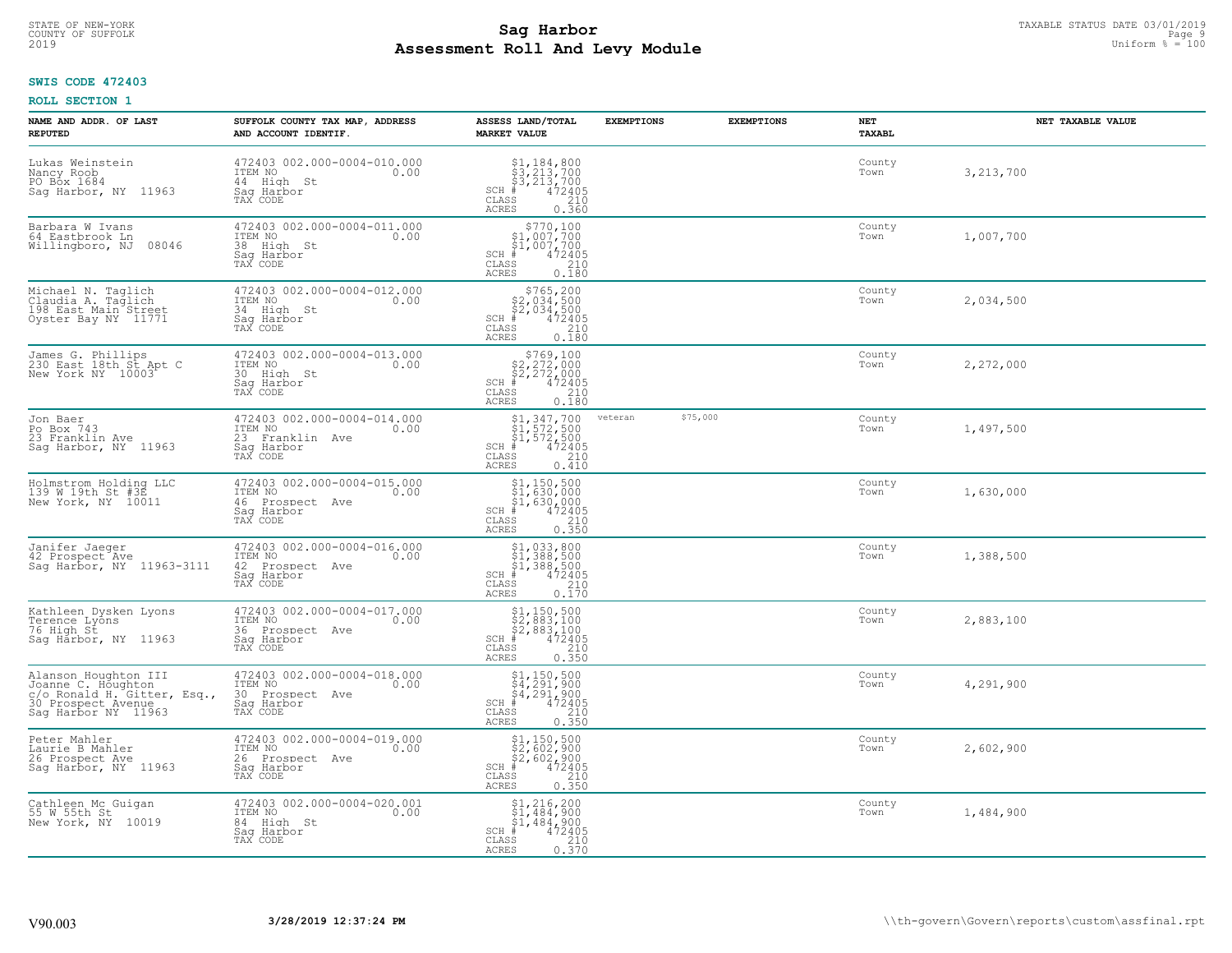**SWIS CODE 472403**

**ROLL SECTION 1**

| NAME AND ADDR. OF LAST REPUTED | SUFFOLK COUNTY TAX MAP, ADDRESS AND ACCOUNT IDENTIF. | ASSESS LAND/TOTAL MARKET VALUE | EXEMPTIONS | EXEMPTIONS | NET TAXABL | NET TAXABLE VALUE |
|---|---|---|---|---|---|---|
| Lukas Weinstein<br>Nancy Roob<br>PO Box 1684<br>Sag Harbor, NY 11963 | 472403 002.000-0004-010.000<br>ITEM NO 0.00<br>44 High St<br>Sag Harbor<br>TAX CODE | $1,184,800<br>$3,213,700<br>$3,213,700<br>SCH # 472405<br>CLASS 210<br>ACRES 0.360 | | | County<br>Town | 3,213,700 |
| Barbara W Ivans<br>64 Eastbrook Ln<br>Willingboro, NJ 08046 | 472403 002.000-0004-011.000<br>ITEM NO 0.00<br>38 High St<br>Sag Harbor<br>TAX CODE | $770,100<br>$1,007,700<br>$1,007,700<br>SCH # 472405<br>CLASS 210<br>ACRES 0.180 | | | County<br>Town | 1,007,700 |
| Michael N. Taglich<br>Claudia A. Taglich<br>198 East Main Street<br>Oyster Bay NY 11771 | 472403 002.000-0004-012.000<br>ITEM NO 0.00<br>34 High St<br>Sag Harbor<br>TAX CODE | $765,200<br>$2,034,500<br>$2,034,500<br>SCH # 472405<br>CLASS 210<br>ACRES 0.180 | | | County<br>Town | 2,034,500 |
| James G. Phillips<br>230 East 18th St Apt C<br>New York NY 10003 | 472403 002.000-0004-013.000<br>ITEM NO 0.00<br>30 High St<br>Sag Harbor<br>TAX CODE | $769,100<br>$2,272,000<br>$2,272,000<br>SCH # 472405<br>CLASS 210<br>ACRES 0.180 | | | County<br>Town | 2,272,000 |
| Jon Baer<br>Po Box 743<br>23 Franklin Ave<br>Sag Harbor, NY 11963 | 472403 002.000-0004-014.000<br>ITEM NO 0.00<br>23 Franklin Ave<br>Sag Harbor<br>TAX CODE | $1,347,700<br>$1,572,500<br>$1,572,500<br>SCH # 472405<br>CLASS 210<br>ACRES 0.410 | veteran $75,000 | | County<br>Town | 1,497,500 |
| Holmstrom Holding LLC<br>139 W 19th St #3E<br>New York, NY 10011 | 472403 002.000-0004-015.000<br>ITEM NO 0.00<br>46 Prospect Ave<br>Sag Harbor<br>TAX CODE | $1,150,500<br>$1,630,000<br>$1,630,000<br>SCH # 472405<br>CLASS 210<br>ACRES 0.350 | | | County<br>Town | 1,630,000 |
| Janifer Jaeger<br>42 Prospect Ave<br>Sag Harbor, NY 11963-3111 | 472403 002.000-0004-016.000<br>ITEM NO 0.00<br>42 Prospect Ave<br>Sag Harbor<br>TAX CODE | $1,033,800<br>$1,388,500<br>$1,388,500<br>SCH # 472405<br>CLASS 210<br>ACRES 0.170 | | | County<br>Town | 1,388,500 |
| Kathleen Dysken Lyons<br>Terence Lyons<br>76 High St<br>Sag Harbor, NY 11963 | 472403 002.000-0004-017.000<br>ITEM NO 0.00<br>36 Prospect Ave<br>Sag Harbor<br>TAX CODE | $1,150,500<br>$2,883,100<br>$2,883,100<br>SCH # 472405<br>CLASS 210<br>ACRES 0.350 | | | County<br>Town | 2,883,100 |
| Alanson Houghton III<br>Joanne C. Houghton<br>c/o Ronald H. Gitter, Esq.,<br>30 Prospect Avenue<br>Sag Harbor NY 11963 | 472403 002.000-0004-018.000<br>ITEM NO 0.00<br>30 Prospect Ave<br>Sag Harbor<br>TAX CODE | $1,150,500<br>$4,291,900<br>$4,291,900<br>SCH # 472405<br>CLASS 210<br>ACRES 0.350 | | | County<br>Town | 4,291,900 |
| Peter Mahler<br>Laurie B Mahler<br>26 Prospect Ave<br>Sag Harbor, NY 11963 | 472403 002.000-0004-019.000<br>ITEM NO 0.00<br>26 Prospect Ave<br>Sag Harbor<br>TAX CODE | $1,150,500<br>$2,602,900<br>$2,602,900<br>SCH # 472405<br>CLASS 210<br>ACRES 0.350 | | | County<br>Town | 2,602,900 |
| Cathleen Mc Guigan<br>55 W 55th St<br>New York, NY 10019 | 472403 002.000-0004-020.001<br>ITEM NO 0.00<br>84 High St<br>Sag Harbor<br>TAX CODE | $1,216,200<br>$1,484,900<br>$1,484,900<br>SCH # 472405<br>CLASS 210<br>ACRES 0.370 | | | County<br>Town | 1,484,900 |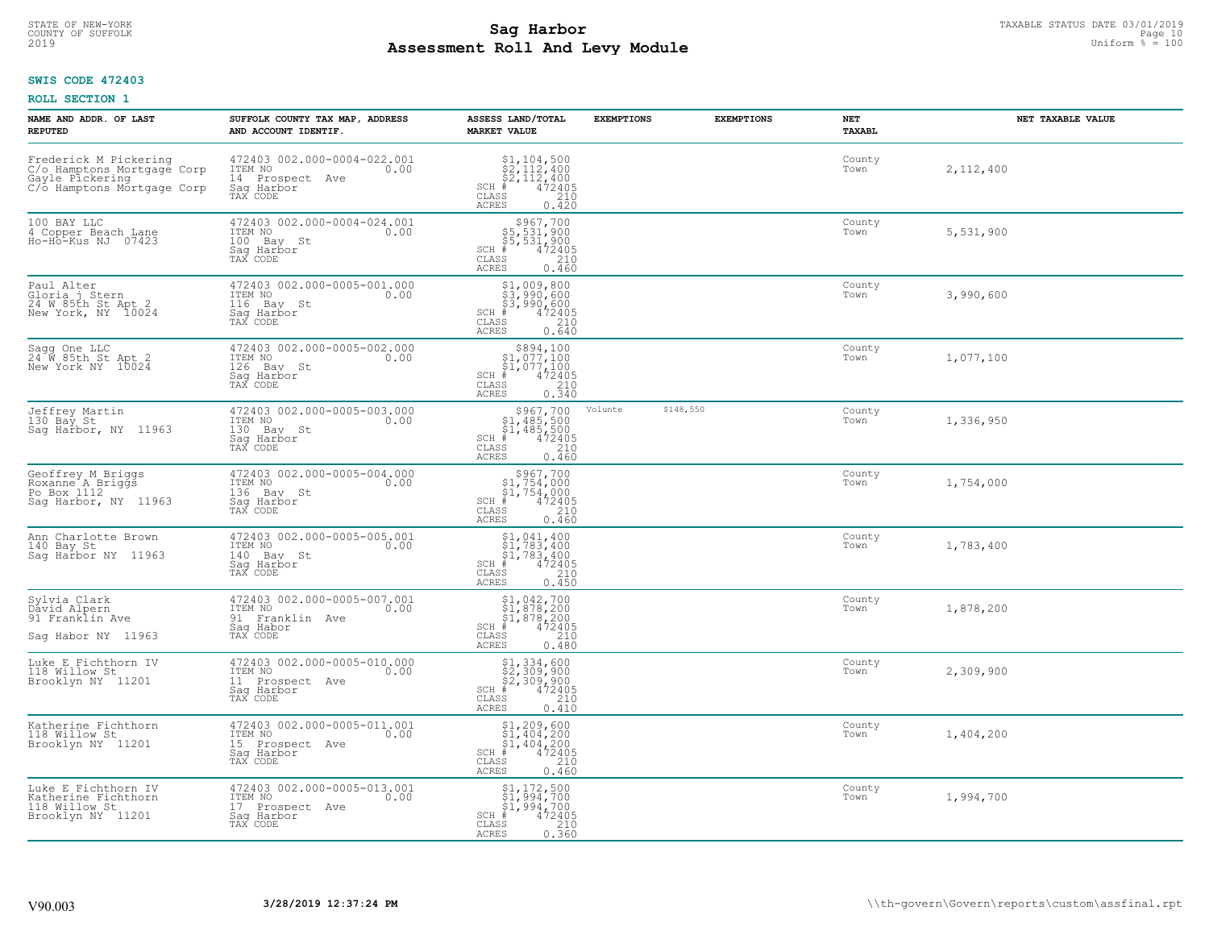**SWIS CODE 472403**

**ROLL SECTION 1**

| NAME AND ADDR. OF LAST REPUTED | SUFFOLK COUNTY TAX MAP, ADDRESS AND ACCOUNT IDENTIF. | ASSESS LAND/TOTAL MARKET VALUE | EXEMPTIONS | EXEMPTIONS | NET TAXABL | NET TAXABLE VALUE |
|---|---|---|---|---|---|---|
| Frederick M Pickering<br>C/o Hamptons Mortgage Corp<br>Gayle Pickering<br>C/o Hamptons Mortgage Corp | 472403 002.000-0004-022.001<br>ITEM NO 0.00<br>14 Prospect Ave<br>Sag Harbor<br>TAX CODE | $1,104,500<br>$2,112,400<br>$2,112,400<br>SCH # 472405<br>CLASS 210<br>ACRES 0.420 | | | County<br>Town | 2,112,400 |
| 100 BAY LLC<br>4 Copper Beach Lane<br>Ho-Ho-Kus NJ 07423 | 472403 002.000-0004-024.001<br>ITEM NO 0.00<br>100 Bay St<br>Sag Harbor<br>TAX CODE | $967,700<br>$5,531,900<br>$5,531,900<br>SCH # 472405<br>CLASS 210<br>ACRES 0.460 | | | County<br>Town | 5,531,900 |
| Paul Alter<br>Gloria j Stern<br>24 W 85th St Apt 2<br>New York, NY 10024 | 472403 002.000-0005-001.000<br>ITEM NO 0.00<br>116 Bay St<br>Sag Harbor<br>TAX CODE | $1,009,800<br>$3,990,600<br>$3,990,600<br>SCH # 472405<br>CLASS 210<br>ACRES 0.640 | | | County<br>Town | 3,990,600 |
| Sagg One LLC<br>24 W 85th St Apt 2<br>New York NY 10024 | 472403 002.000-0005-002.000<br>ITEM NO 0.00<br>126 Bay St<br>Sag Harbor<br>TAX CODE | $894,100<br>$1,077,100<br>$1,077,100<br>SCH # 472405<br>CLASS 210<br>ACRES 0.340 | | | County<br>Town | 1,077,100 |
| Jeffrey Martin<br>130 Bay St<br>Sag Harbor, NY 11963 | 472403 002.000-0005-003.000<br>ITEM NO 0.00<br>130 Bay St<br>Sag Harbor<br>TAX CODE | $967,700<br>$1,485,500<br>$1,485,500<br>SCH # 472405<br>CLASS 210<br>ACRES 0.460 | Volunte $148,550 | | County<br>Town | 1,336,950 |
| Geoffrey M Briggs<br>Roxanne A Briggs<br>Po Box 1112<br>Sag Harbor, NY 11963 | 472403 002.000-0005-004.000<br>ITEM NO 0.00<br>136 Bay St<br>Sag Harbor<br>TAX CODE | $967,700<br>$1,754,000<br>$1,754,000<br>SCH # 472405<br>CLASS 210<br>ACRES 0.460 | | | County<br>Town | 1,754,000 |
| Ann Charlotte Brown<br>140 Bay St<br>Sag Harbor NY 11963 | 472403 002.000-0005-005.001<br>ITEM NO 0.00<br>140 Bay St<br>Sag Harbor<br>TAX CODE | $1,041,400<br>$1,783,400<br>$1,783,400<br>SCH # 472405<br>CLASS 210<br>ACRES 0.450 | | | County<br>Town | 1,783,400 |
| Sylvia Clark<br>David Alpern<br>91 Franklin Ave<br><br>Sag Habor NY 11963 | 472403 002.000-0005-007.001<br>ITEM NO 0.00<br>91 Franklin Ave<br>Sag Habor<br>TAX CODE | $1,042,700<br>$1,878,200<br>$1,878,200<br>SCH # 472405<br>CLASS 210<br>ACRES 0.480 | | | County<br>Town | 1,878,200 |
| Luke E Fichthorn IV<br>118 Willow St<br>Brooklyn NY 11201 | 472403 002.000-0005-010.000<br>ITEM NO 0.00<br>11 Prospect Ave<br>Sag Harbor<br>TAX CODE | $1,334,600<br>$2,309,900<br>$2,309,900<br>SCH # 472405<br>CLASS 210<br>ACRES 0.410 | | | County<br>Town | 2,309,900 |
| Katherine Fichthorn<br>118 Willow St<br>Brooklyn NY 11201 | 472403 002.000-0005-011.001<br>ITEM NO 0.00<br>15 Prospect Ave<br>Sag Harbor<br>TAX CODE | $1,209,600<br>$1,404,200<br>$1,404,200<br>SCH # 472405<br>CLASS 210<br>ACRES 0.460 | | | County<br>Town | 1,404,200 |
| Luke E Fichthorn IV<br>Katherine Fichthorn<br>118 Willow St<br>Brooklyn NY 11201 | 472403 002.000-0005-013.001<br>ITEM NO 0.00<br>17 Prospect Ave<br>Sag Harbor<br>TAX CODE | $1,172,500<br>$1,994,700<br>$1,994,700<br>SCH # 472405<br>CLASS 210<br>ACRES 0.360 | | | County<br>Town | 1,994,700 |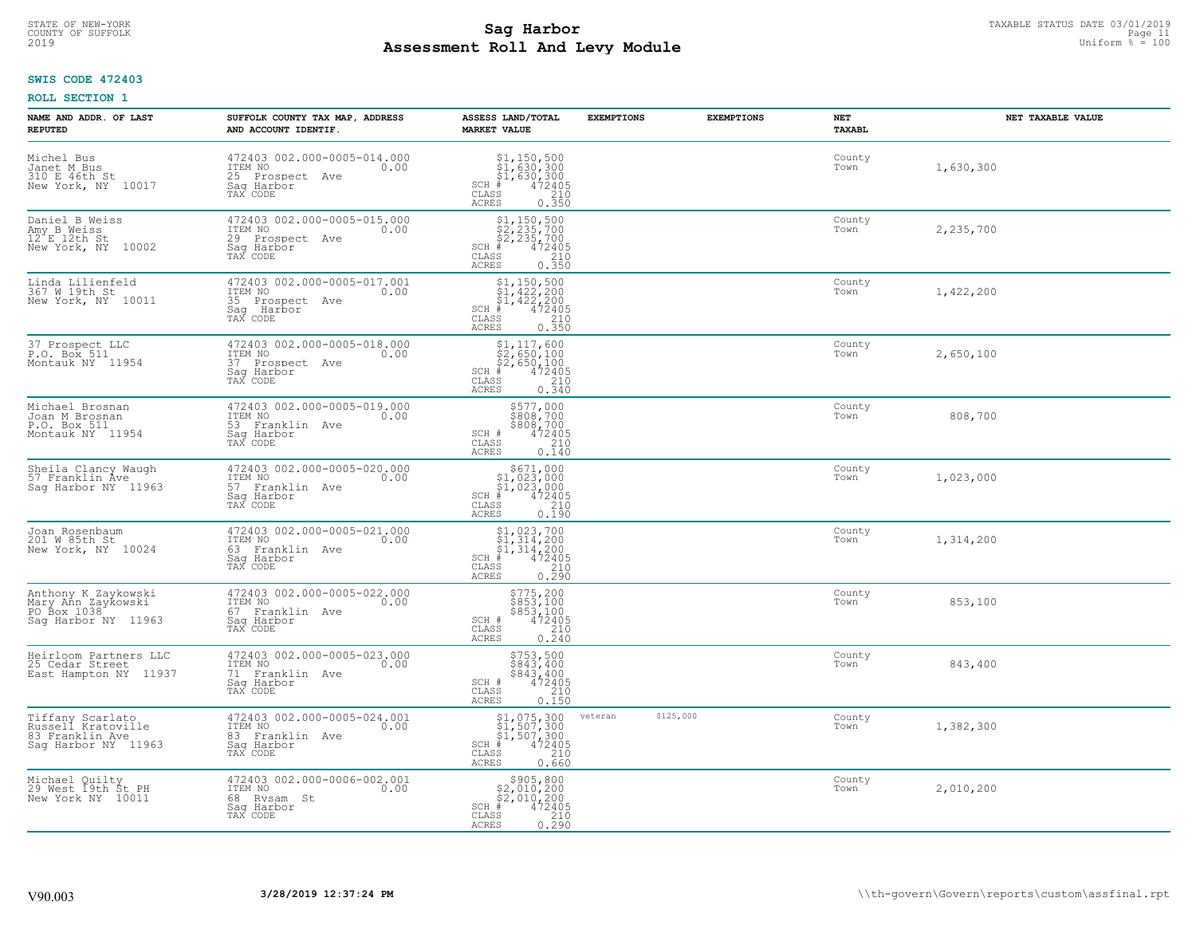## SWIS CODE 472403

### ROLL SECTION 1

| NAME AND ADDR. OF LAST REPUTED | SUFFOLK COUNTY TAX MAP, ADDRESS AND ACCOUNT IDENTIF. | ASSESS LAND/TOTAL MARKET VALUE | EXEMPTIONS | EXEMPTIONS | NET TAXABL | NET TAXABLE VALUE |
|---|---|---|---|---|---|---|
| Michel Bus<br>Janet M Bus<br>310 E 46th St<br>New York, NY 10017 | 472403 002.000-0005-014.000<br>ITEM NO 0.00<br>25 Prospect Ave<br>Sag Harbor<br>TAX CODE | $1,150,500<br>$1,630,300<br>$1,630,300<br>SCH # 472405<br>CLASS 210<br>ACRES 0.350 | | | County<br>Town | 1,630,300 |
| Daniel B Weiss<br>Amy B Weiss<br>12 E 12th St<br>New York, NY 10002 | 472403 002.000-0005-015.000<br>ITEM NO 0.00<br>29 Prospect Ave<br>Sag Harbor<br>TAX CODE | $1,150,500<br>$2,235,700<br>$2,235,700<br>SCH # 472405<br>CLASS 210<br>ACRES 0.350 | | | County<br>Town | 2,235,700 |
| Linda Lilienfeld<br>367 W 19th St<br>New York, NY 10011 | 472403 002.000-0005-017.001<br>ITEM NO 0.00<br>35 Prospect Ave<br>Sag Harbor<br>TAX CODE | $1,150,500<br>$1,422,200<br>$1,422,200<br>SCH # 472405<br>CLASS 210<br>ACRES 0.350 | | | County<br>Town | 1,422,200 |
| 37 Prospect LLC<br>P.O. Box 511<br>Montauk NY 11954 | 472403 002.000-0005-018.000<br>ITEM NO 0.00<br>37 Prospect Ave<br>Sag Harbor<br>TAX CODE | $1,117,600<br>$2,650,100<br>$2,650,100<br>SCH # 472405<br>CLASS 210<br>ACRES 0.340 | | | County<br>Town | 2,650,100 |
| Michael Brosnan<br>Joan M Brosnan<br>P.O. Box 511<br>Montauk NY 11954 | 472403 002.000-0005-019.000<br>ITEM NO 0.00<br>53 Franklin Ave<br>Sag Harbor<br>TAX CODE | $577,000<br>$808,700<br>$808,700<br>SCH # 472405<br>CLASS 210<br>ACRES 0.140 | | | County<br>Town | 808,700 |
| Sheila Clancy Waugh<br>57 Franklin Ave<br>Sag Harbor NY 11963 | 472403 002.000-0005-020.000<br>ITEM NO 0.00<br>57 Franklin Ave<br>Sag Harbor<br>TAX CODE | $671,000<br>$1,023,000<br>$1,023,000<br>SCH # 472405<br>CLASS 210<br>ACRES 0.190 | | | County<br>Town | 1,023,000 |
| Joan Rosenbaum<br>201 W 85th St<br>New York, NY 10024 | 472403 002.000-0005-021.000<br>ITEM NO 0.00<br>63 Franklin Ave<br>Sag Harbor<br>TAX CODE | $1,023,700<br>$1,314,200<br>$1,314,200<br>SCH # 472405<br>CLASS 210<br>ACRES 0.290 | | | County<br>Town | 1,314,200 |
| Anthony K Zaykowski<br>Mary Ann Zaykowski<br>PO Box 1038<br>Sag Harbor NY 11963 | 472403 002.000-0005-022.000<br>ITEM NO 0.00<br>67 Franklin Ave<br>Sag Harbor<br>TAX CODE | $775,200<br>$853,100<br>$853,100<br>SCH # 472405<br>CLASS 210<br>ACRES 0.240 | | | County<br>Town | 853,100 |
| Heirloom Partners LLC<br>25 Cedar Street<br>East Hampton NY 11937 | 472403 002.000-0005-023.000<br>ITEM NO 0.00<br>71 Franklin Ave<br>Sag Harbor<br>TAX CODE | $753,500<br>$843,400<br>$843,400<br>SCH # 472405<br>CLASS 210<br>ACRES 0.150 | | | County<br>Town | 843,400 |
| Tiffany Scarlato<br>Russell Kratoville<br>83 Franklin Ave<br>Sag Harbor NY 11963 | 472403 002.000-0005-024.001<br>ITEM NO 0.00<br>83 Franklin Ave<br>Sag Harbor<br>TAX CODE | $1,075,300<br>$1,507,300<br>$1,507,300<br>SCH # 472405<br>CLASS 210<br>ACRES 0.660 | veteran | $125,000 | County<br>Town | 1,382,300 |
| Michael Quilty<br>29 West 19th St PH<br>New York NY 10011 | 472403 002.000-0006-002.001<br>ITEM NO 0.00<br>68 Rysam St<br>Sag Harbor<br>TAX CODE | $905,800<br>$2,010,200<br>$2,010,200<br>SCH # 472405<br>CLASS 210<br>ACRES 0.290 | | | County<br>Town | 2,010,200 |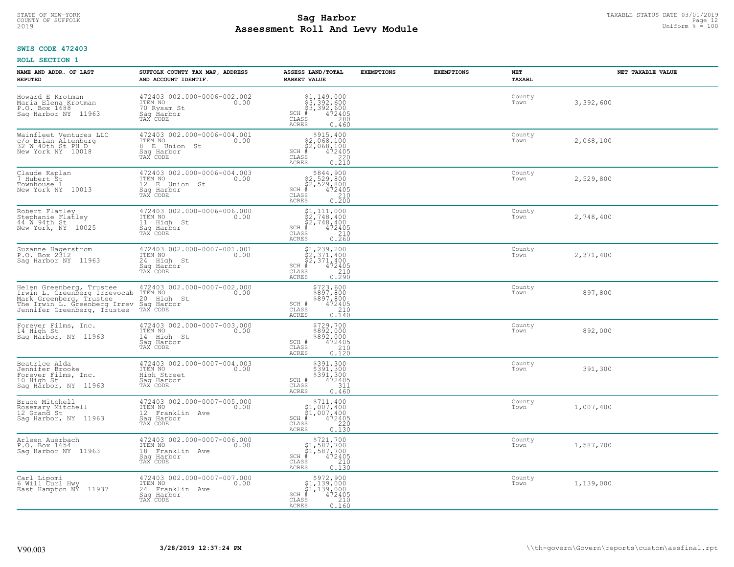STATE OF NEW-YORK
COUNTY OF SUFFOLK
2019

# Sag Harbor
## Assessment Roll And Levy Module

TAXABLE STATUS DATE 03/01/2019
Uniform % = 100

**SWIS CODE 472403**

**ROLL SECTION 1**

| NAME AND ADDR. OF LAST REPUTED | SUFFOLK COUNTY TAX MAP, ADDRESS AND ACCOUNT IDENTIF. | ASSESS LAND/TOTAL MARKET VALUE | EXEMPTIONS | EXEMPTIONS | NET TAXABL | NET TAXABLE VALUE |
|---|---|---|---|---|---|---|
| Howard E Krotman<br>Maria Elena Krotman<br>P.O. Box 1688<br>Sag Harbor NY 11963 | 472403 002.000-0006-002.002<br>ITEM NO 0.00<br>70 Rysam St<br>Sag Harbor<br>TAX CODE | $1,149,000<br>$3,392,600<br>$3,392,600<br>SCH # 472405<br>CLASS 280<br>ACRES 0.460 | | | County<br>Town | 3,392,600 |
| Wainfleet Ventures LLC<br>c/o Brian Altenburg<br>32 W 40th St PH D<br>New York NY 10018 | 472403 002.000-0006-004.001<br>ITEM NO 0.00<br>8 E Union St<br>Sag Harbor<br>TAX CODE | $915,400<br>$2,068,100<br>$2,068,100<br>SCH # 472405<br>CLASS 220<br>ACRES 0.210 | | | County<br>Town | 2,068,100 |
| Claude Kaplan<br>7 Hubert St<br>Townhouse 1<br>New York NY 10013 | 472403 002.000-0006-004.003<br>ITEM NO 0.00<br>12 E Union St<br>Sag Harbor<br>TAX CODE | $844,900<br>$2,529,800<br>$2,529,800<br>SCH # 472405<br>CLASS 210<br>ACRES 0.200 | | | County<br>Town | 2,529,800 |
| Robert Flatley<br>Stephanie Flatley<br>44 W 94th St<br>New York, NY 10025 | 472403 002.000-0006-006.000<br>ITEM NO 0.00<br>11 High St<br>Sag Harbor<br>TAX CODE | $1,111,000<br>$2,748,400<br>$2,748,400<br>SCH # 472405<br>CLASS 210<br>ACRES 0.260 | | | County<br>Town | 2,748,400 |
| Suzanne Hagerstrom<br>P.O. Box 2312<br>Sag Harbor NY 11963 | 472403 002.000-0007-001.001<br>ITEM NO 0.00<br>24 High St<br>Sag Harbor<br>TAX CODE | $1,239,200<br>$2,371,400<br>$2,371,400<br>SCH # 472405<br>CLASS 210<br>ACRES 0.290 | | | County<br>Town | 2,371,400 |
| Helen Greenberg, Trustee<br>Irwin L. Greenberg Irrevocab<br>Mark Greenberg, Trustee<br>The Irwin L. Greenberg Irrev<br>Jennifer Greenberg, Trustee | 472403 002.000-0007-002.000<br>ITEM NO 0.00<br>20 High St<br>Sag Harbor<br>TAX CODE | $723,600<br>$897,800<br>$897,800<br>SCH # 472405<br>CLASS 210<br>ACRES 0.140 | | | County<br>Town | 897,800 |
| Forever Films, Inc.<br>14 High St<br>Sag Harbor, NY 11963 | 472403 002.000-0007-003.000<br>ITEM NO 0.00<br>14 High St<br>Sag Harbor<br>TAX CODE | $729,700<br>$892,000<br>$892,000<br>SCH # 472405<br>CLASS 210<br>ACRES 0.120 | | | County<br>Town | 892,000 |
| Beatrice Alda<br>Jennifer Brooke<br>Forever Films, Inc.<br>10 High St<br>Sag Harbor, NY 11963 | 472403 002.000-0007-004.003<br>ITEM NO 0.00<br>High Street<br>Sag Harbor<br>TAX CODE | $391,300<br>$391,300<br>$391,300<br>SCH # 472405<br>CLASS 311<br>ACRES 0.460 | | | County<br>Town | 391,300 |
| Bruce Mitchell<br>Rosemary Mitchell<br>12 Grand St<br>Sag Harbor, NY 11963 | 472403 002.000-0007-005.000<br>ITEM NO 0.00<br>12 Franklin Ave<br>Sag Harbor<br>TAX CODE | $711,400<br>$1,007,400<br>$1,007,400<br>SCH # 472405<br>CLASS 220<br>ACRES 0.130 | | | County<br>Town | 1,007,400 |
| Arleen Auerbach<br>P.O. Box 1654<br>Sag Harbor NY 11963 | 472403 002.000-0007-006.000<br>ITEM NO 0.00<br>18 Franklin Ave<br>Sag Harbor<br>TAX CODE | $721,700<br>$1,587,700<br>$1,587,700<br>SCH # 472405<br>CLASS 210<br>ACRES 0.130 | | | County<br>Town | 1,587,700 |
| Carl Lipomi<br>6 Will Curl Hwy<br>East Hampton NY 11937 | 472403 002.000-0007-007.000<br>ITEM NO 0.00<br>24 Franklin Ave<br>Sag Harbor<br>TAX CODE | $972,900<br>$1,139,000<br>$1,139,000<br>SCH # 472405<br>CLASS 210<br>ACRES 0.160 | | | County<br>Town | 1,139,000 |

V90.003 3/28/2019 12:37:24 PM \\th-govern\Govern\reports\custom\assfinal.rpt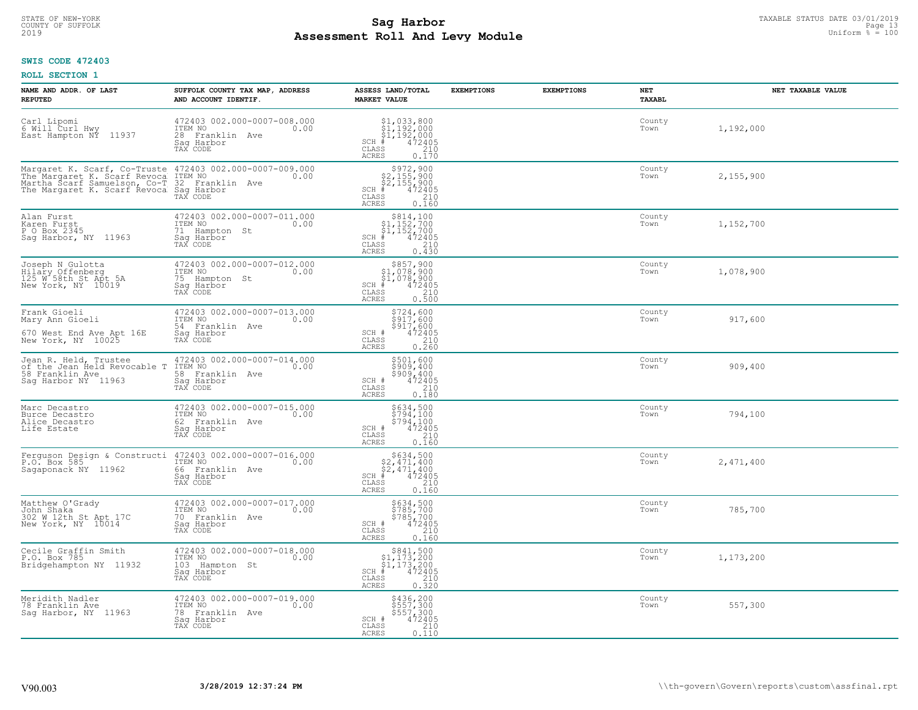**SWIS CODE 472403**

**ROLL SECTION 1**

| NAME AND ADDR. OF LAST REPUTED | SUFFOLK COUNTY TAX MAP, ADDRESS AND ACCOUNT IDENTIF. | ASSESS LAND/TOTAL MARKET VALUE | EXEMPTIONS | EXEMPTIONS | NET TAXABL | NET TAXABLE VALUE |
|---|---|---|---|---|---|---|
| Carl Lipomi<br>6 Will Curl Hwy<br>East Hampton NY 11937 | 472403 002.000-0007-008.000<br>ITEM NO 0.00<br>28 Franklin Ave<br>Sag Harbor<br>TAX CODE | $1,033,800<br>$1,192,000<br>$1,192,000<br>SCH # 472405<br>CLASS 210<br>ACRES 0.170 | | | County<br>Town | 1,192,000 |
| Margaret K. Scarf, Co-Truste<br>The Margaret K. Scarf Revoca<br>Martha Scarf Samuelson, Co-T<br>The Margaret K. Scarf Revoca | 472403 002.000-0007-009.000<br>ITEM NO 0.00<br>32 Franklin Ave<br>Sag Harbor<br>TAX CODE | $972,900<br>$2,155,900<br>$2,155,900<br>SCH # 472405<br>CLASS 210<br>ACRES 0.160 | | | County<br>Town | 2,155,900 |
| Alan Furst<br>Karen Furst<br>P O Box 2345<br>Sag Harbor, NY 11963 | 472403 002.000-0007-011.000<br>ITEM NO 0.00<br>71 Hampton St<br>Sag Harbor<br>TAX CODE | $814,100<br>$1,152,700<br>$1,152,700<br>SCH # 472405<br>CLASS 210<br>ACRES 0.430 | | | County<br>Town | 1,152,700 |
| Joseph N Gulotta<br>Hilary Offenberg<br>125 W 58th St Apt 5A<br>New York, NY 10019 | 472403 002.000-0007-012.000<br>ITEM NO 0.00<br>75 Hampton St<br>Sag Harbor<br>TAX CODE | $857,900<br>$1,078,900<br>$1,078,900<br>SCH # 472405<br>CLASS 210<br>ACRES 0.500 | | | County<br>Town | 1,078,900 |
| Frank Gioeli<br>Mary Ann Gioeli<br><br>670 West End Ave Apt 16E<br>New York, NY 10025 | 472403 002.000-0007-013.000<br>ITEM NO 0.00<br>54 Franklin Ave<br>Sag Harbor<br>TAX CODE | $724,600<br>$917,600<br>$917,600<br>SCH # 472405<br>CLASS 210<br>ACRES 0.260 | | | County<br>Town | 917,600 |
| Jean R. Held, Trustee<br>of the Jean Held Revocable T<br>58 Franklin Ave<br>Sag Harbor NY 11963 | 472403 002.000-0007-014.000<br>ITEM NO 0.00<br>58 Franklin Ave<br>Sag Harbor<br>TAX CODE | $501,600<br>$909,400<br>$909,400<br>SCH # 472405<br>CLASS 210<br>ACRES 0.180 | | | County<br>Town | 909,400 |
| Marc Decastro<br>Burce Decastro<br>Alice Decastro<br>Life Estate | 472403 002.000-0007-015.000<br>ITEM NO 0.00<br>62 Franklin Ave<br>Sag Harbor<br>TAX CODE | $634,500<br>$794,100<br>$794,100<br>SCH # 472405<br>CLASS 210<br>ACRES 0.160 | | | County<br>Town | 794,100 |
| Ferguson Design & Constructi<br>P.O. Box 585<br>Sagaponack NY 11962 | 472403 002.000-0007-016.000<br>ITEM NO 0.00<br>66 Franklin Ave<br>Sag Harbor<br>TAX CODE | $634,500<br>$2,471,400<br>$2,471,400<br>SCH # 472405<br>CLASS 210<br>ACRES 0.160 | | | County<br>Town | 2,471,400 |
| Matthew O'Grady<br>John Shaka<br>302 W 12th St Apt 17C<br>New York, NY 10014 | 472403 002.000-0007-017.000<br>ITEM NO 0.00<br>70 Franklin Ave<br>Sag Harbor<br>TAX CODE | $634,500<br>$785,700<br>$785,700<br>SCH # 472405<br>CLASS 210<br>ACRES 0.160 | | | County<br>Town | 785,700 |
| Cecile Graffin Smith<br>P.O. Box 785<br>Bridgehampton NY 11932 | 472403 002.000-0007-018.000<br>ITEM NO 0.00<br>103 Hampton St<br>Sag Harbor<br>TAX CODE | $841,500<br>$1,173,200<br>$1,173,200<br>SCH # 472405<br>CLASS 210<br>ACRES 0.320 | | | County<br>Town | 1,173,200 |
| Meridith Nadler<br>78 Franklin Ave<br>Sag Harbor, NY 11963 | 472403 002.000-0007-019.000<br>ITEM NO 0.00<br>78 Franklin Ave<br>Sag Harbor<br>TAX CODE | $436,200<br>$557,300<br>$557,300<br>SCH # 472405<br>CLASS 210<br>ACRES 0.110 | | | County<br>Town | 557,300 |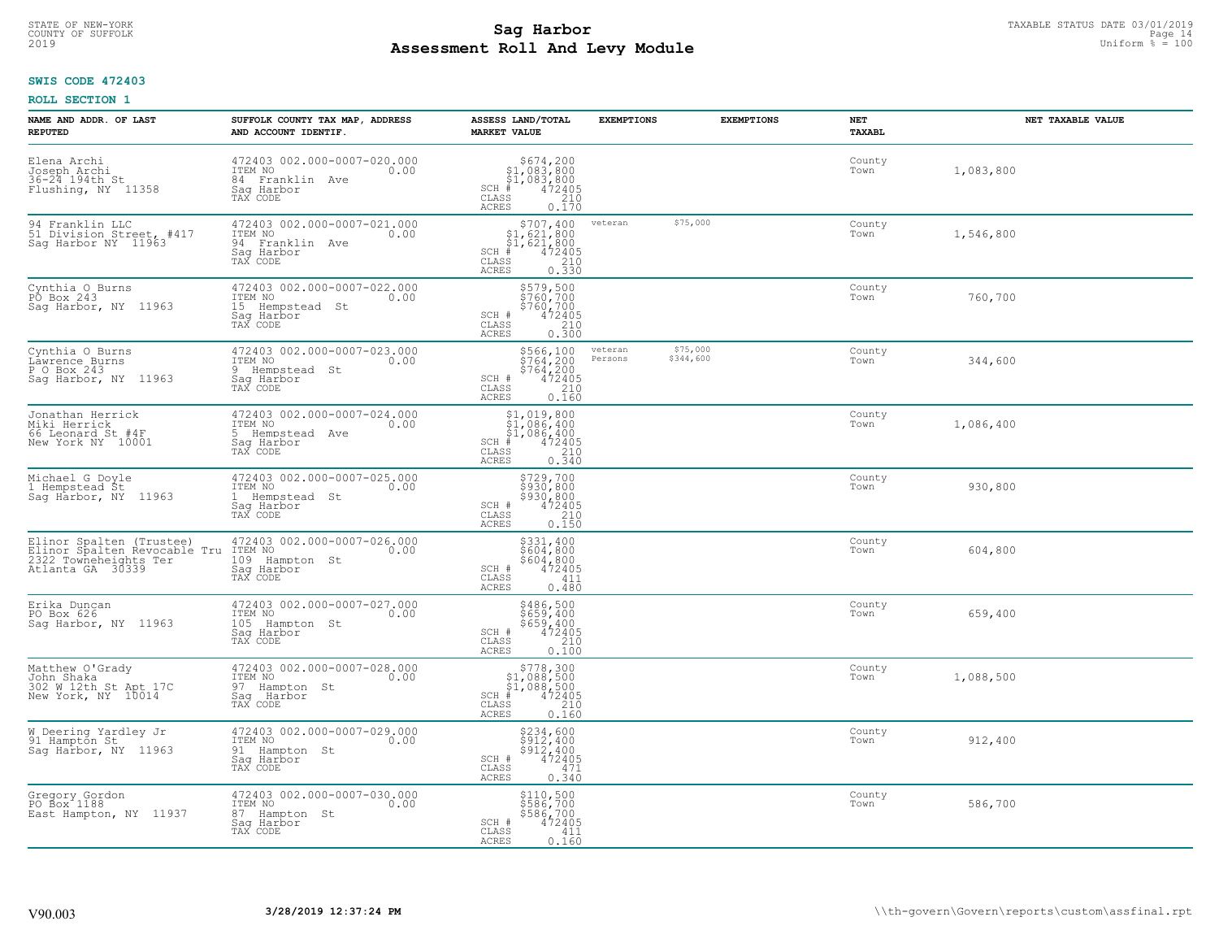STATE OF NEW-YORK
COUNTY OF SUFFOLK
2019

# Sag Harbor
# Assessment Roll And Levy Module

TAXABLE STATUS DATE 03/01/2019
Uniform % = 100

**SWIS CODE 472403**

**ROLL SECTION 1**

| NAME AND ADDR. OF LAST REPUTED | SUFFOLK COUNTY TAX MAP, ADDRESS AND ACCOUNT IDENTIF. | ASSESS LAND/TOTAL MARKET VALUE | EXEMPTIONS | EXEMPTIONS | NET TAXABL | NET TAXABLE VALUE |
|---|---|---|---|---|---|---|
| Elena Archi<br>Joseph Archi<br>36-24 194th St<br>Flushing, NY 11358 | 472403 002.000-0007-020.000<br>ITEM NO 0.00<br>84 Franklin Ave<br>Sag Harbor<br>TAX CODE | $674,200<br>$1,083,800<br>$1,083,800<br>SCH # 472405<br>CLASS 210<br>ACRES 0.170 | | | County<br>Town | 1,083,800 |
| 94 Franklin LLC<br>51 Division Street, #417<br>Sag Harbor NY 11963 | 472403 002.000-0007-021.000<br>ITEM NO 0.00<br>94 Franklin Ave<br>Sag Harbor<br>TAX CODE | $707,400<br>$1,621,800<br>$1,621,800<br>SCH # 472405<br>CLASS 210<br>ACRES 0.330 | veteran $75,000 | | County<br>Town | 1,546,800 |
| Cynthia O Burns<br>PO Box 243<br>Sag Harbor, NY 11963 | 472403 002.000-0007-022.000<br>ITEM NO 0.00<br>15 Hempstead St<br>Sag Harbor<br>TAX CODE | $579,500<br>$760,700<br>$760,700<br>SCH # 472405<br>CLASS 210<br>ACRES 0.300 | | | County<br>Town | 760,700 |
| Cynthia O Burns<br>Lawrence Burns<br>P O Box 243<br>Sag Harbor, NY 11963 | 472403 002.000-0007-023.000<br>ITEM NO 0.00<br>9 Hempstead St<br>Sag Harbor<br>TAX CODE | $566,100<br>$764,200<br>$764,200<br>SCH # 472405<br>CLASS 210<br>ACRES 0.160 | veteran $75,000<br>Persons $344,600 | | County<br>Town | 344,600 |
| Jonathan Herrick<br>Miki Herrick<br>66 Leonard St #4F<br>New York NY 10001 | 472403 002.000-0007-024.000<br>ITEM NO 0.00<br>5 Hempstead Ave<br>Sag Harbor<br>TAX CODE | $1,019,800<br>$1,086,400<br>$1,086,400<br>SCH # 472405<br>CLASS 210<br>ACRES 0.340 | | | County<br>Town | 1,086,400 |
| Michael G Doyle<br>1 Hempstead St<br>Sag Harbor, NY 11963 | 472403 002.000-0007-025.000<br>ITEM NO 0.00<br>1 Hempstead St<br>Sag Harbor<br>TAX CODE | $729,700<br>$930,800<br>$930,800<br>SCH # 472405<br>CLASS 210<br>ACRES 0.150 | | | County<br>Town | 930,800 |
| Elinor Spalten (Trustee)<br>Elinor Spalten Revocable Tru<br>2322 Towneheights Ter<br>Atlanta GA 30339 | 472403 002.000-0007-026.000<br>ITEM NO 0.00<br>109 Hampton St<br>Sag Harbor<br>TAX CODE | $331,400<br>$604,800<br>$604,800<br>SCH # 472405<br>CLASS 411<br>ACRES 0.480 | | | County<br>Town | 604,800 |
| Erika Duncan<br>PO Box 626<br>Sag Harbor, NY 11963 | 472403 002.000-0007-027.000<br>ITEM NO 0.00<br>105 Hampton St<br>Sag Harbor<br>TAX CODE | $486,500<br>$659,400<br>$659,400<br>SCH # 472405<br>CLASS 210<br>ACRES 0.100 | | | County<br>Town | 659,400 |
| Matthew O'Grady<br>John Shaka<br>302 W 12th St Apt 17C<br>New York, NY 10014 | 472403 002.000-0007-028.000<br>ITEM NO 0.00<br>97 Hampton St<br>Sag Harbor<br>TAX CODE | $778,300<br>$1,088,500<br>$1,088,500<br>SCH # 472405<br>CLASS 210<br>ACRES 0.160 | | | County<br>Town | 1,088,500 |
| W Deering Yardley Jr<br>91 Hampton St<br>Sag Harbor, NY 11963 | 472403 002.000-0007-029.000<br>ITEM NO 0.00<br>91 Hampton St<br>Sag Harbor<br>TAX CODE | $234,600<br>$912,400<br>$912,400<br>SCH # 472405<br>CLASS 471<br>ACRES 0.340 | | | County<br>Town | 912,400 |
| Gregory Gordon<br>PO Box 1188<br>East Hampton, NY 11937 | 472403 002.000-0007-030.000<br>ITEM NO 0.00<br>87 Hampton St<br>Sag Harbor<br>TAX CODE | $110,500<br>$586,700<br>$586,700<br>SCH # 472405<br>CLASS 411<br>ACRES 0.160 | | | County<br>Town | 586,700 |

V90.003 &nbsp;&nbsp;&nbsp; 3/28/2019 12:37:24 PM &nbsp;&nbsp;&nbsp; \\th-govern\Govern\reports\custom\assfinal.rpt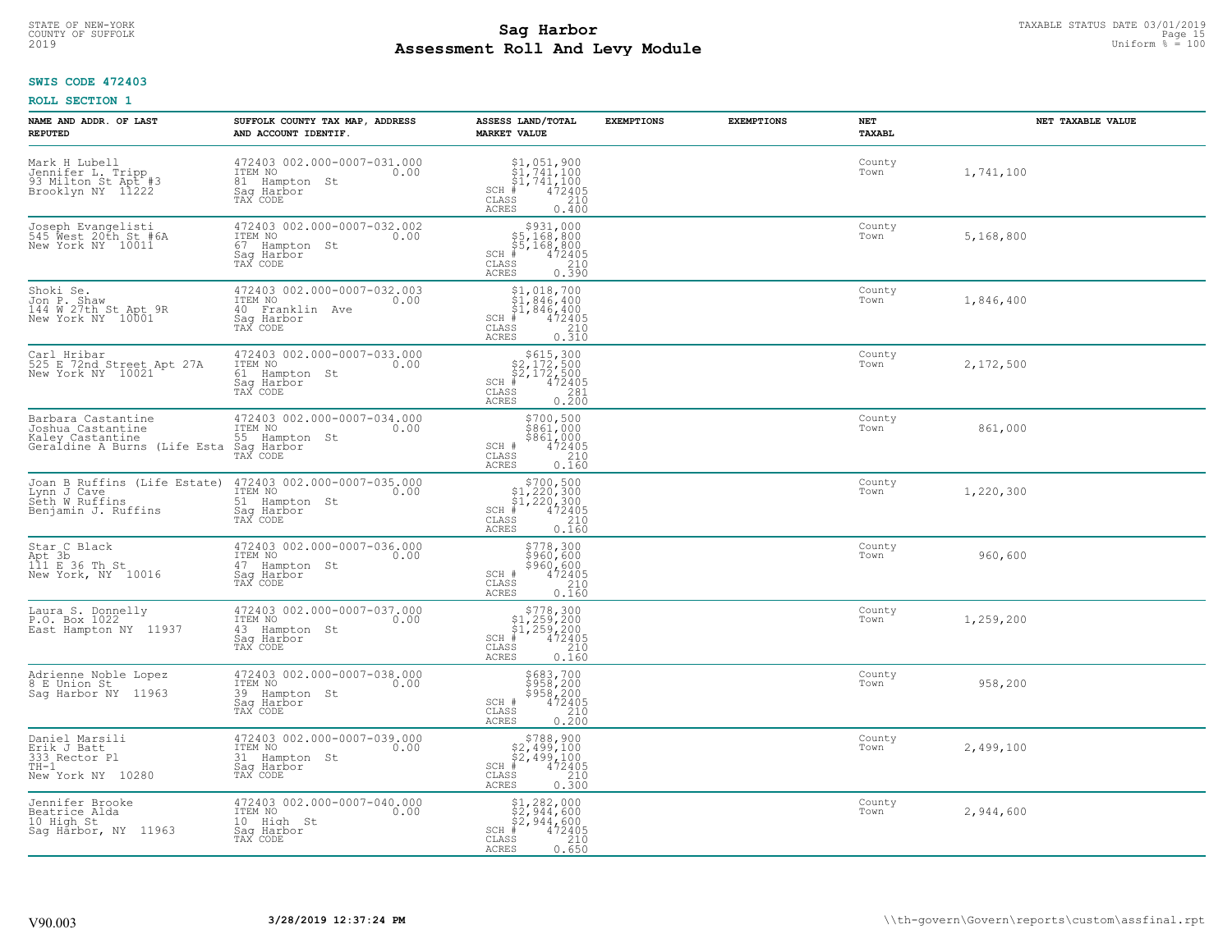STATE OF NEW-YORK
COUNTY OF SUFFOLK
2019

# Sag Harbor
## Assessment Roll And Levy Module

TAXABLE STATUS DATE 03/01/2019
Uniform % = 100

**SWIS CODE 472403**

**ROLL SECTION 1**

| NAME AND ADDR. OF LAST REPUTED | SUFFOLK COUNTY TAX MAP, ADDRESS AND ACCOUNT IDENTIF. | ASSESS LAND/TOTAL MARKET VALUE | EXEMPTIONS | EXEMPTIONS | NET TAXABL | NET TAXABLE VALUE |
|---|---|---|---|---|---|---|
| Mark H Lubell<br>Jennifer L. Tripp<br>93 Milton St Apt #3<br>Brooklyn NY 11222 | 472403 002.000-0007-031.000<br>ITEM NO 0.00<br>81 Hampton St<br>Sag Harbor<br>TAX CODE | $1,051,900<br>$1,741,100<br>$1,741,100<br>SCH # 472405<br>CLASS 210<br>ACRES 0.400 | | | County<br>Town | 1,741,100 |
| Joseph Evangelisti<br>545 West 20th St #6A<br>New York NY 10011 | 472403 002.000-0007-032.002<br>ITEM NO 0.00<br>67 Hampton St<br>Sag Harbor<br>TAX CODE | $931,000<br>$5,168,800<br>$5,168,800<br>SCH # 472405<br>CLASS 210<br>ACRES 0.390 | | | County<br>Town | 5,168,800 |
| Shoki Se.<br>Jon P. Shaw<br>144 W 27th St Apt 9R<br>New York NY 10001 | 472403 002.000-0007-032.003<br>ITEM NO 0.00<br>40 Franklin Ave<br>Sag Harbor<br>TAX CODE | $1,018,700<br>$1,846,400<br>$1,846,400<br>SCH # 472405<br>CLASS 210<br>ACRES 0.310 | | | County<br>Town | 1,846,400 |
| Carl Hribar<br>525 E 72nd Street Apt 27A<br>New York NY 10021 | 472403 002.000-0007-033.000<br>ITEM NO 0.00<br>61 Hampton St<br>Sag Harbor<br>TAX CODE | $615,300<br>$2,172,500<br>$2,172,500<br>SCH # 472405<br>CLASS 281<br>ACRES 0.200 | | | County<br>Town | 2,172,500 |
| Barbara Castantine<br>Joshua Castantine<br>Kaley Castantine<br>Geraldine A Burns (Life Esta | 472403 002.000-0007-034.000<br>ITEM NO 0.00<br>55 Hampton St<br>Sag Harbor<br>TAX CODE | $700,500<br>$861,000<br>$861,000<br>SCH # 472405<br>CLASS 210<br>ACRES 0.160 | | | County<br>Town | 861,000 |
| Joan B Ruffins (Life Estate)<br>Lynn J Cave<br>Seth W Ruffins<br>Benjamin J. Ruffins | 472403 002.000-0007-035.000<br>ITEM NO 0.00<br>51 Hampton St<br>Sag Harbor<br>TAX CODE | $700,500<br>$1,220,300<br>$1,220,300<br>SCH # 472405<br>CLASS 210<br>ACRES 0.160 | | | County<br>Town | 1,220,300 |
| Star C Black<br>Apt 3b<br>111 E 36 Th St<br>New York, NY 10016 | 472403 002.000-0007-036.000<br>ITEM NO 0.00<br>47 Hampton St<br>Sag Harbor<br>TAX CODE | $778,300<br>$960,600<br>$960,600<br>SCH # 472405<br>CLASS 210<br>ACRES 0.160 | | | County<br>Town | 960,600 |
| Laura S. Donnelly<br>P.O. Box 1022<br>East Hampton NY 11937 | 472403 002.000-0007-037.000<br>ITEM NO 0.00<br>43 Hampton St<br>Sag Harbor<br>TAX CODE | $778,300<br>$1,259,200<br>$1,259,200<br>SCH # 472405<br>CLASS 210<br>ACRES 0.160 | | | County<br>Town | 1,259,200 |
| Adrienne Noble Lopez<br>8 E Union St<br>Sag Harbor NY 11963 | 472403 002.000-0007-038.000<br>ITEM NO 0.00<br>39 Hampton St<br>Sag Harbor<br>TAX CODE | $683,700<br>$958,200<br>$958,200<br>SCH # 472405<br>CLASS 210<br>ACRES 0.200 | | | County<br>Town | 958,200 |
| Daniel Marsili<br>Erik J Batt<br>333 Rector Pl<br>TH-1<br>New York NY 10280 | 472403 002.000-0007-039.000<br>ITEM NO 0.00<br>31 Hampton St<br>Sag Harbor<br>TAX CODE | $788,900<br>$2,499,100<br>$2,499,100<br>SCH # 472405<br>CLASS 210<br>ACRES 0.300 | | | County<br>Town | 2,499,100 |
| Jennifer Brooke<br>Beatrice Alda<br>10 High St<br>Sag Harbor, NY 11963 | 472403 002.000-0007-040.000<br>ITEM NO 0.00<br>10 High St<br>Sag Harbor<br>TAX CODE | $1,282,000<br>$2,944,600<br>$2,944,600<br>SCH # 472405<br>CLASS 210<br>ACRES 0.650 | | | County<br>Town | 2,944,600 |

V90.003 **3/28/2019 12:37:24 PM** \\th-govern\Govern\reports\custom\assfinal.rpt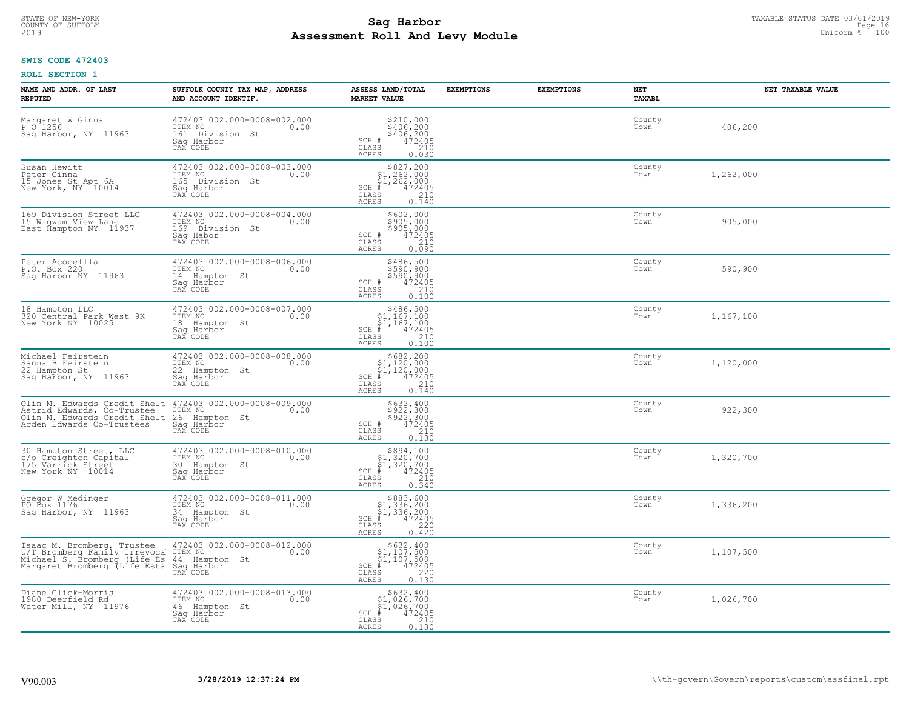STATE OF NEW-YORK
COUNTY OF SUFFOLK
2019

# Sag Harbor
## Assessment Roll And Levy Module

TAXABLE STATUS DATE 03/01/2019
Uniform % = 100

**SWIS CODE 472403**

**ROLL SECTION 1**

| NAME AND ADDR. OF LAST REPUTED | SUFFOLK COUNTY TAX MAP, ADDRESS AND ACCOUNT IDENTIF. | ASSESS LAND/TOTAL MARKET VALUE | EXEMPTIONS | EXEMPTIONS | NET TAXABL | NET TAXABLE VALUE |
|---|---|---|---|---|---|---|
| Margaret W Ginna<br>P O 1256<br>Sag Harbor, NY 11963 | 472403 002.000-0008-002.000<br>ITEM NO 0.00<br>161 Division St<br>Sag Harbor<br>TAX CODE | $210,000<br>$406,200<br>$406,200<br>SCH # 472405<br>CLASS 210<br>ACRES 0.030 | | | County<br>Town | 406,200 |
| Susan Hewitt<br>Peter Ginna<br>15 Jones St Apt 6A<br>New York, NY 10014 | 472403 002.000-0008-003.000<br>ITEM NO 0.00<br>165 Division St<br>Sag Harbor<br>TAX CODE | $827,200<br>$1,262,000<br>$1,262,000<br>SCH # 472405<br>CLASS 210<br>ACRES 0.140 | | | County<br>Town | 1,262,000 |
| 169 Division Street LLC<br>15 Wigwam View Lane<br>East Hampton NY 11937 | 472403 002.000-0008-004.000<br>ITEM NO 0.00<br>169 Division St<br>Sag Habor<br>TAX CODE | $602,000<br>$905,000<br>$905,000<br>SCH # 472405<br>CLASS 210<br>ACRES 0.090 | | | County<br>Town | 905,000 |
| Peter Acocellla<br>P.O. Box 220<br>Sag Harbor NY 11963 | 472403 002.000-0008-006.000<br>ITEM NO 0.00<br>14 Hampton St<br>Sag Harbor<br>TAX CODE | $486,500<br>$590,900<br>$590,900<br>SCH # 472405<br>CLASS 210<br>ACRES 0.100 | | | County<br>Town | 590,900 |
| 18 Hampton LLC<br>320 Central Park West 9K<br>New York NY 10025 | 472403 002.000-0008-007.000<br>ITEM NO 0.00<br>18 Hampton St<br>Sag Harbor<br>TAX CODE | $486,500<br>$1,167,100<br>$1,167,100<br>SCH # 472405<br>CLASS 210<br>ACRES 0.100 | | | County<br>Town | 1,167,100 |
| Michael Feirstein<br>Sanna B Feirstein<br>22 Hampton St<br>Sag Harbor, NY 11963 | 472403 002.000-0008-008.000<br>ITEM NO 0.00<br>22 Hampton St<br>Sag Harbor<br>TAX CODE | $682,200<br>$1,120,000<br>$1,120,000<br>SCH # 472405<br>CLASS 210<br>ACRES 0.140 | | | County<br>Town | 1,120,000 |
| Olin M. Edwards Credit Shelt<br>Astrid Edwards, Co-Trustee<br>Olin M. Edwards Credit Shelt<br>Arden Edwards Co-Trustees | 472403 002.000-0008-009.000<br>ITEM NO 0.00<br>26 Hampton St<br>Sag Harbor<br>TAX CODE | $632,400<br>$922,300<br>$922,300<br>SCH # 472405<br>CLASS 210<br>ACRES 0.130 | | | County<br>Town | 922,300 |
| 30 Hampton Street, LLC<br>c/o Creighton Capital<br>175 Varrick Street<br>New York NY 10014 | 472403 002.000-0008-010.000<br>ITEM NO 0.00<br>30 Hampton St<br>Sag Harbor<br>TAX CODE | $894,100<br>$1,320,700<br>$1,320,700<br>SCH # 472405<br>CLASS 210<br>ACRES 0.340 | | | County<br>Town | 1,320,700 |
| Gregor W Medinger<br>PO Box 1176<br>Sag Harbor, NY 11963 | 472403 002.000-0008-011.000<br>ITEM NO 0.00<br>34 Hampton St<br>Sag Harbor<br>TAX CODE | $883,600<br>$1,336,200<br>$1,336,200<br>SCH # 472405<br>CLASS 220<br>ACRES 0.420 | | | County<br>Town | 1,336,200 |
| Isaac M. Bromberg, Trustee<br>U/T Bromberg Family Irrevoca<br>Michael S. Bromberg (Life Es<br>Margaret Bromberg (Life Esta | 472403 002.000-0008-012.000<br>ITEM NO 0.00<br>44 Hampton St<br>Sag Harbor<br>TAX CODE | $632,400<br>$1,107,500<br>$1,107,500<br>SCH # 472405<br>CLASS 220<br>ACRES 0.130 | | | County<br>Town | 1,107,500 |
| Diane Glick-Morris<br>1980 Deerfield Rd<br>Water Mill, NY 11976 | 472403 002.000-0008-013.000<br>ITEM NO 0.00<br>46 Hampton St<br>Sag Harbor<br>TAX CODE | $632,400<br>$1,026,700<br>$1,026,700<br>SCH # 472405<br>CLASS 210<br>ACRES 0.130 | | | County<br>Town | 1,026,700 |

V90.003 3/28/2019 12:37:24 PM \\th-govern\Govern\reports\custom\assfinal.rpt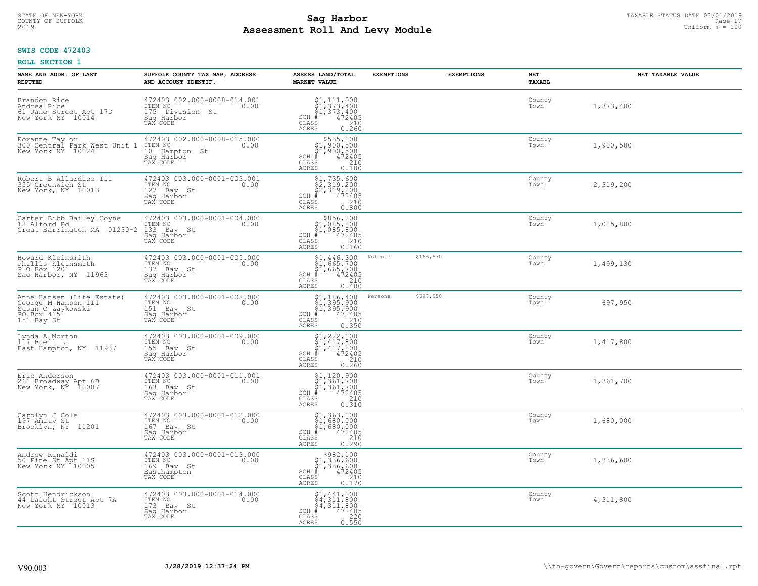**SWIS CODE 472403**

**ROLL SECTION 1**

| NAME AND ADDR. OF LAST REPUTED | SUFFOLK COUNTY TAX MAP, ADDRESS AND ACCOUNT IDENTIF. | ASSESS LAND/TOTAL MARKET VALUE | EXEMPTIONS | | EXEMPTIONS | NET TAXABL | NET TAXABLE VALUE |
|---|---|---|---|---|---|---|---|
| Brandon Rice<br>Andrea Rice<br>61 Jane Street Apt 17D<br>New York NY 10014 | 472403 002.000-0008-014.001<br>ITEM NO 0.00<br>175 Division St<br>Sag Harbor<br>TAX CODE | $1,111,000<br>$1,373,400<br>$1,373,400<br>SCH # 472405<br>CLASS 210<br>ACRES 0.260 | | | | County<br>Town | 1,373,400 |
| Roxanne Taylor<br>300 Central Park West Unit 1<br>New York NY 10024 | 472403 002.000-0008-015.000<br>ITEM NO 0.00<br>10 Hampton St<br>Sag Harbor<br>TAX CODE | $535,100<br>$1,900,500<br>$1,900,500<br>SCH # 472405<br>CLASS 210<br>ACRES 0.100 | | | | County<br>Town | 1,900,500 |
| Robert B Allardice III<br>355 Greenwich St<br>New York, NY 10013 | 472403 003.000-0001-003.001<br>ITEM NO 0.00<br>127 Bay St<br>Sag Harbor<br>TAX CODE | $1,735,600<br>$2,319,200<br>$2,319,200<br>SCH # 472405<br>CLASS 210<br>ACRES 0.800 | | | | County<br>Town | 2,319,200 |
| Carter Bibb Bailey Coyne<br>12 Alford Rd<br>Great Barrington MA 01230-2 | 472403 003.000-0001-004.000<br>ITEM NO 0.00<br>133 Bay St<br>Sag Harbor<br>TAX CODE | $856,200<br>$1,085,800<br>$1,085,800<br>SCH # 472405<br>CLASS 210<br>ACRES 0.160 | | | | County<br>Town | 1,085,800 |
| Howard Kleinsmith<br>Phillis Kleinsmith<br>P O Box 1201<br>Sag Harbor, NY 11963 | 472403 003.000-0001-005.000<br>ITEM NO 0.00<br>137 Bay St<br>Sag Harbor<br>TAX CODE | $1,446,300<br>$1,665,700<br>$1,665,700<br>SCH # 472405<br>CLASS 210<br>ACRES 0.400 | Volunte | $166,570 | | County<br>Town | 1,499,130 |
| Anne Hansen (Life Estate)<br>George M Hansen III<br>Susan C Zaykowski<br>PO Box 415<br>151 Bay St | 472403 003.000-0001-008.000<br>ITEM NO 0.00<br>151 Bay St<br>Sag Harbor<br>TAX CODE | $1,186,400<br>$1,395,900<br>$1,395,900<br>SCH # 472405<br>CLASS 210<br>ACRES 0.350 | Persons | $697,950 | | County<br>Town | 697,950 |
| Lynda A Morton<br>117 Buell Ln<br>East Hampton, NY 11937 | 472403 003.000-0001-009.000<br>ITEM NO 0.00<br>155 Bay St<br>Sag Harbor<br>TAX CODE | $1,222,100<br>$1,417,800<br>$1,417,800<br>SCH # 472405<br>CLASS 210<br>ACRES 0.260 | | | | County<br>Town | 1,417,800 |
| Eric Anderson<br>261 Broadway Apt 6B<br>New York, NY 10007 | 472403 003.000-0001-011.001<br>ITEM NO 0.00<br>163 Bay St<br>Sag Harbor<br>TAX CODE | $1,120,900<br>$1,361,700<br>$1,361,700<br>SCH # 472405<br>CLASS 210<br>ACRES 0.310 | | | | County<br>Town | 1,361,700 |
| Carolyn J Cole<br>197 Amity St<br>Brooklyn, NY 11201 | 472403 003.000-0001-012.000<br>ITEM NO 0.00<br>167 Bay St<br>Sag Harbor<br>TAX CODE | $1,363,100<br>$1,680,000<br>$1,680,000<br>SCH # 472405<br>CLASS 210<br>ACRES 0.290 | | | | County<br>Town | 1,680,000 |
| Andrew Rinaldi<br>50 Pine St Apt 11S<br>New York NY 10005 | 472403 003.000-0001-013.000<br>ITEM NO 0.00<br>169 Bay St<br>Easthampton<br>TAX CODE | $982,100<br>$1,336,600<br>$1,336,600<br>SCH # 472405<br>CLASS 210<br>ACRES 0.170 | | | | County<br>Town | 1,336,600 |
| Scott Hendrickson<br>44 Laight Street Apt 7A<br>New York NY 10013 | 472403 003.000-0001-014.000<br>ITEM NO 0.00<br>173 Bay St<br>Sag Harbor<br>TAX CODE | $1,441,800<br>$4,311,800<br>$4,311,800<br>SCH # 472405<br>CLASS 220<br>ACRES 0.550 | | | | County<br>Town | 4,311,800 |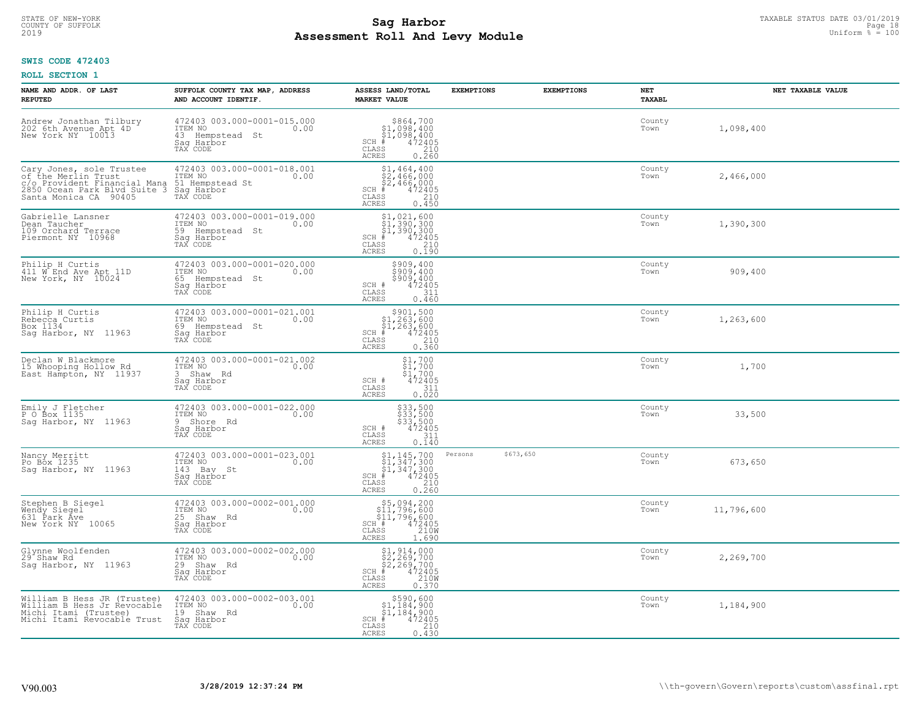**SWIS CODE 472403**

**ROLL SECTION 1**

| NAME AND ADDR. OF LAST REPUTED | SUFFOLK COUNTY TAX MAP, ADDRESS AND ACCOUNT IDENTIF. | ASSESS LAND/TOTAL MARKET VALUE | EXEMPTIONS | EXEMPTIONS | NET TAXABL | NET TAXABLE VALUE |
|---|---|---|---|---|---|---|
| Andrew Jonathan Tilbury<br>202 6th Avenue Apt 4D<br>New York NY 10013 | 472403 003.000-0001-015.000<br>ITEM NO 0.00<br>43 Hempstead St<br>Sag Harbor<br>TAX CODE | $864,700<br>$1,098,400<br>$1,098,400<br>SCH # 472405<br>CLASS 210<br>ACRES 0.260 | | | County<br>Town | 1,098,400 |
| Cary Jones, sole Trustee<br>of the Merlin Trust<br>c/o Provident Financial Mana<br>2850 Ocean Park Blvd Suite 3<br>Santa Monica CA 90405 | 472403 003.000-0001-018.001<br>ITEM NO 0.00<br>51 Hempstead St<br>Sag Harbor<br>TAX CODE | $1,464,400<br>$2,466,000<br>$2,466,000<br>SCH # 472405<br>CLASS 210<br>ACRES 0.450 | | | County<br>Town | 2,466,000 |
| Gabrielle Lansner<br>Dean Taucher<br>109 Orchard Terrace<br>Piermont NY 10968 | 472403 003.000-0001-019.000<br>ITEM NO 0.00<br>59 Hempstead St<br>Sag Harbor<br>TAX CODE | $1,021,600<br>$1,390,300<br>$1,390,300<br>SCH # 472405<br>CLASS 210<br>ACRES 0.190 | | | County<br>Town | 1,390,300 |
| Philip H Curtis<br>411 W End Ave Apt 11D<br>New York, NY 10024 | 472403 003.000-0001-020.000<br>ITEM NO 0.00<br>65 Hempstead St<br>Sag Harbor<br>TAX CODE | $909,400<br>$909,400<br>$909,400<br>SCH # 472405<br>CLASS 311<br>ACRES 0.460 | | | County<br>Town | 909,400 |
| Philip H Curtis<br>Rebecca Curtis<br>Box 1134<br>Sag Harbor, NY 11963 | 472403 003.000-0001-021.001<br>ITEM NO 0.00<br>69 Hempstead St<br>Sag Harbor<br>TAX CODE | $901,500<br>$1,263,600<br>$1,263,600<br>SCH # 472405<br>CLASS 210<br>ACRES 0.360 | | | County<br>Town | 1,263,600 |
| Declan W Blackmore<br>15 Whooping Hollow Rd<br>East Hampton, NY 11937 | 472403 003.000-0001-021.002<br>ITEM NO 0.00<br>3 Shaw Rd<br>Sag Harbor<br>TAX CODE | $1,700<br>$1,700<br>$1,700<br>SCH # 472405<br>CLASS 311<br>ACRES 0.020 | | | County<br>Town | 1,700 |
| Emily J Fletcher<br>P O Box 1135<br>Sag Harbor, NY 11963 | 472403 003.000-0001-022.000<br>ITEM NO 0.00<br>9 Shore Rd<br>Sag Harbor<br>TAX CODE | $33,500<br>$33,500<br>$33,500<br>SCH # 472405<br>CLASS 311<br>ACRES 0.140 | | | County<br>Town | 33,500 |
| Nancy Merritt<br>Po Box 1235<br>Sag Harbor, NY 11963 | 472403 003.000-0001-023.001<br>ITEM NO 0.00<br>143 Bay St<br>Sag Harbor<br>TAX CODE | $1,145,700<br>$1,347,300<br>$1,347,300<br>SCH # 472405<br>CLASS 210<br>ACRES 0.260 | Persons $673,650 | | County<br>Town | 673,650 |
| Stephen B Siegel<br>Wendy Siegel<br>631 Park Ave<br>New York NY 10065 | 472403 003.000-0002-001.000<br>ITEM NO 0.00<br>25 Shaw Rd<br>Sag Harbor<br>TAX CODE | $5,094,200<br>$11,796,600<br>$11,796,600<br>SCH # 472405<br>CLASS 210W<br>ACRES 1.690 | | | County<br>Town | 11,796,600 |
| Glynne Woolfenden<br>29 Shaw Rd<br>Sag Harbor, NY 11963 | 472403 003.000-0002-002.000<br>ITEM NO 0.00<br>29 Shaw Rd<br>Sag Harbor<br>TAX CODE | $1,914,000<br>$2,269,700<br>$2,269,700<br>SCH # 472405<br>CLASS 210W<br>ACRES 0.370 | | | County<br>Town | 2,269,700 |
| William B Hess JR (Trustee)<br>William B Hess Jr Revocable<br>Michi Itami (Trustee)<br>Michi Itami Revocable Trust | 472403 003.000-0002-003.001<br>ITEM NO 0.00<br>19 Shaw Rd<br>Sag Harbor<br>TAX CODE | $590,600<br>$1,184,900<br>$1,184,900<br>SCH # 472405<br>CLASS 210<br>ACRES 0.430 | | | County<br>Town | 1,184,900 |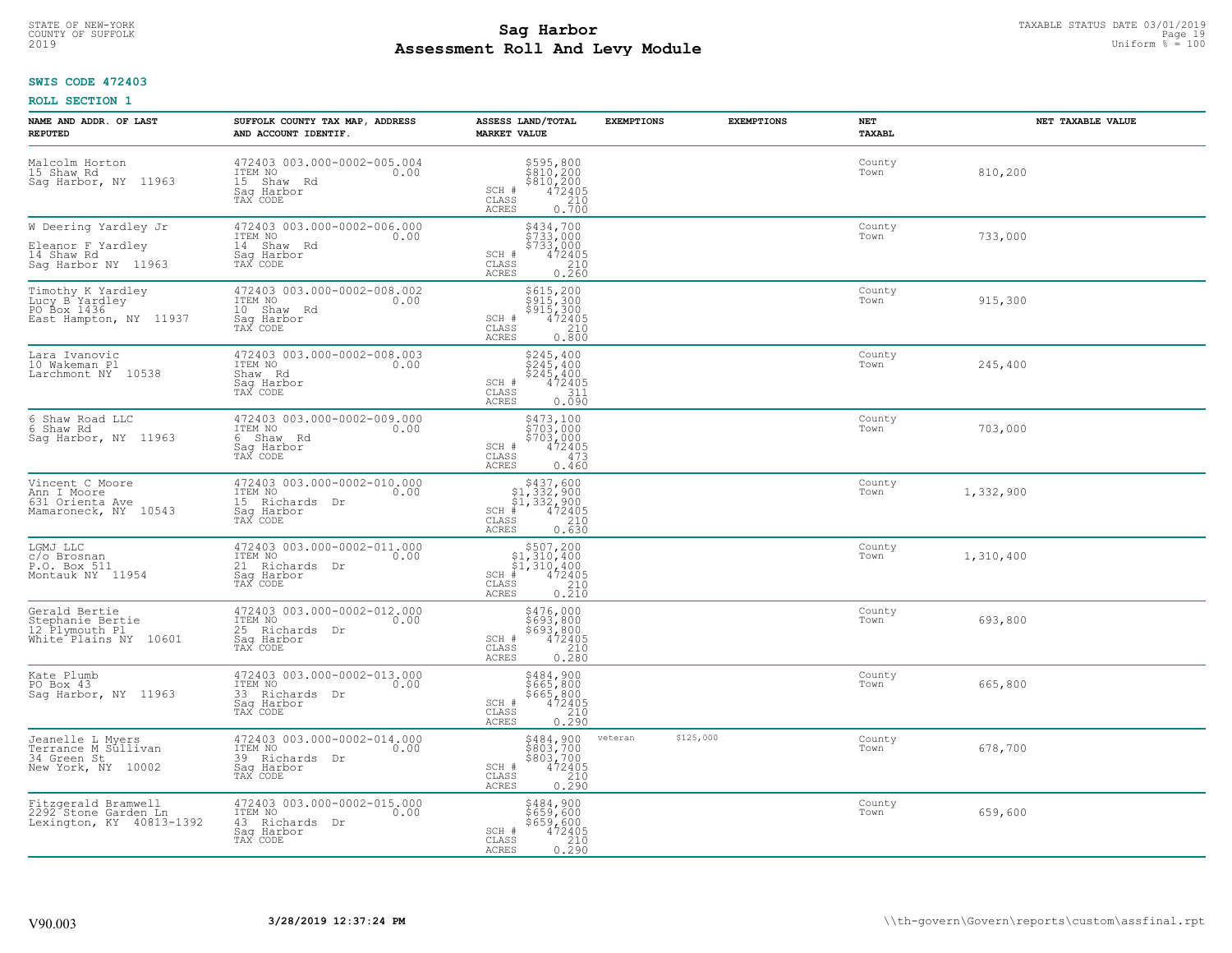STATE OF NEW-YORK
COUNTY OF SUFFOLK
2019

# Sag Harbor
## Assessment Roll And Levy Module

TAXABLE STATUS DATE 03/01/2019
Uniform % = 100

**SWIS CODE 472403**

**ROLL SECTION 1**

| NAME AND ADDR. OF LAST REPUTED | SUFFOLK COUNTY TAX MAP, ADDRESS AND ACCOUNT IDENTIF. | ASSESS LAND/TOTAL MARKET VALUE | EXEMPTIONS | EXEMPTIONS | NET TAXABL | NET TAXABLE VALUE |
|---|---|---|---|---|---|---|
| Malcolm Horton<br>15 Shaw Rd<br>Sag Harbor, NY 11963 | 472403 003.000-0002-005.004<br>ITEM NO 0.00<br>15 Shaw Rd<br>Sag Harbor<br>TAX CODE | $595,800<br>$810,200<br>$810,200<br>SCH # 472405<br>CLASS 210<br>ACRES 0.700 | | | County<br>Town | 810,200 |
| W Deering Yardley Jr<br><br>Eleanor F Yardley<br>14 Shaw Rd<br>Sag Harbor NY 11963 | 472403 003.000-0002-006.000<br>ITEM NO 0.00<br>14 Shaw Rd<br>Sag Harbor<br>TAX CODE | $434,700<br>$733,000<br>$733,000<br>SCH # 472405<br>CLASS 210<br>ACRES 0.260 | | | County<br>Town | 733,000 |
| Timothy K Yardley<br>Lucy B Yardley<br>PO Box 1436<br>East Hampton, NY 11937 | 472403 003.000-0002-008.002<br>ITEM NO 0.00<br>10 Shaw Rd<br>Sag Harbor<br>TAX CODE | $615,200<br>$915,300<br>$915,300<br>SCH # 472405<br>CLASS 210<br>ACRES 0.800 | | | County<br>Town | 915,300 |
| Lara Ivanovic<br>10 Wakeman Pl<br>Larchmont NY 10538 | 472403 003.000-0002-008.003<br>ITEM NO 0.00<br>Shaw Rd<br>Sag Harbor<br>TAX CODE | $245,400<br>$245,400<br>$245,400<br>SCH # 472405<br>CLASS 311<br>ACRES 0.090 | | | County<br>Town | 245,400 |
| 6 Shaw Road LLC<br>6 Shaw Rd<br>Sag Harbor, NY 11963 | 472403 003.000-0002-009.000<br>ITEM NO 0.00<br>6 Shaw Rd<br>Sag Harbor<br>TAX CODE | $473,100<br>$703,000<br>$703,000<br>SCH # 472405<br>CLASS 473<br>ACRES 0.460 | | | County<br>Town | 703,000 |
| Vincent C Moore<br>Ann I Moore<br>631 Orienta Ave<br>Mamaroneck, NY 10543 | 472403 003.000-0002-010.000<br>ITEM NO 0.00<br>15 Richards Dr<br>Sag Harbor<br>TAX CODE | $437,600<br>$1,332,900<br>$1,332,900<br>SCH # 472405<br>CLASS 210<br>ACRES 0.630 | | | County<br>Town | 1,332,900 |
| LGMJ LLC<br>c/o Brosnan<br>P.O. Box 511<br>Montauk NY 11954 | 472403 003.000-0002-011.000<br>ITEM NO 0.00<br>21 Richards Dr<br>Sag Harbor<br>TAX CODE | $507,200<br>$1,310,400<br>$1,310,400<br>SCH # 472405<br>CLASS 210<br>ACRES 0.210 | | | County<br>Town | 1,310,400 |
| Gerald Bertie<br>Stephanie Bertie<br>12 Plymouth Pl<br>White Plains NY 10601 | 472403 003.000-0002-012.000<br>ITEM NO 0.00<br>25 Richards Dr<br>Sag Harbor<br>TAX CODE | $476,000<br>$693,800<br>$693,800<br>SCH # 472405<br>CLASS 210<br>ACRES 0.280 | | | County<br>Town | 693,800 |
| Kate Plumb<br>PO Box 43<br>Sag Harbor, NY 11963 | 472403 003.000-0002-013.000<br>ITEM NO 0.00<br>33 Richards Dr<br>Sag Harbor<br>TAX CODE | $484,900<br>$665,800<br>$665,800<br>SCH # 472405<br>CLASS 210<br>ACRES 0.290 | | | County<br>Town | 665,800 |
| Jeanelle L Myers<br>Terrance M Sullivan<br>34 Green St<br>New York, NY 10002 | 472403 003.000-0002-014.000<br>ITEM NO 0.00<br>39 Richards Dr<br>Sag Harbor<br>TAX CODE | $484,900<br>$803,700<br>$803,700<br>SCH # 472405<br>CLASS 210<br>ACRES 0.290 | veteran $125,000 | | County<br>Town | 678,700 |
| Fitzgerald Bramwell<br>2292 Stone Garden Ln<br>Lexington, KY 40813-1392 | 472403 003.000-0002-015.000<br>ITEM NO 0.00<br>43 Richards Dr<br>Sag Harbor<br>TAX CODE | $484,900<br>$659,600<br>$659,600<br>SCH # 472405<br>CLASS 210<br>ACRES 0.290 | | | County<br>Town | 659,600 |

V90.003 3/28/2019 12:37:24 PM \\th-govern\Govern\reports\custom\assfinal.rpt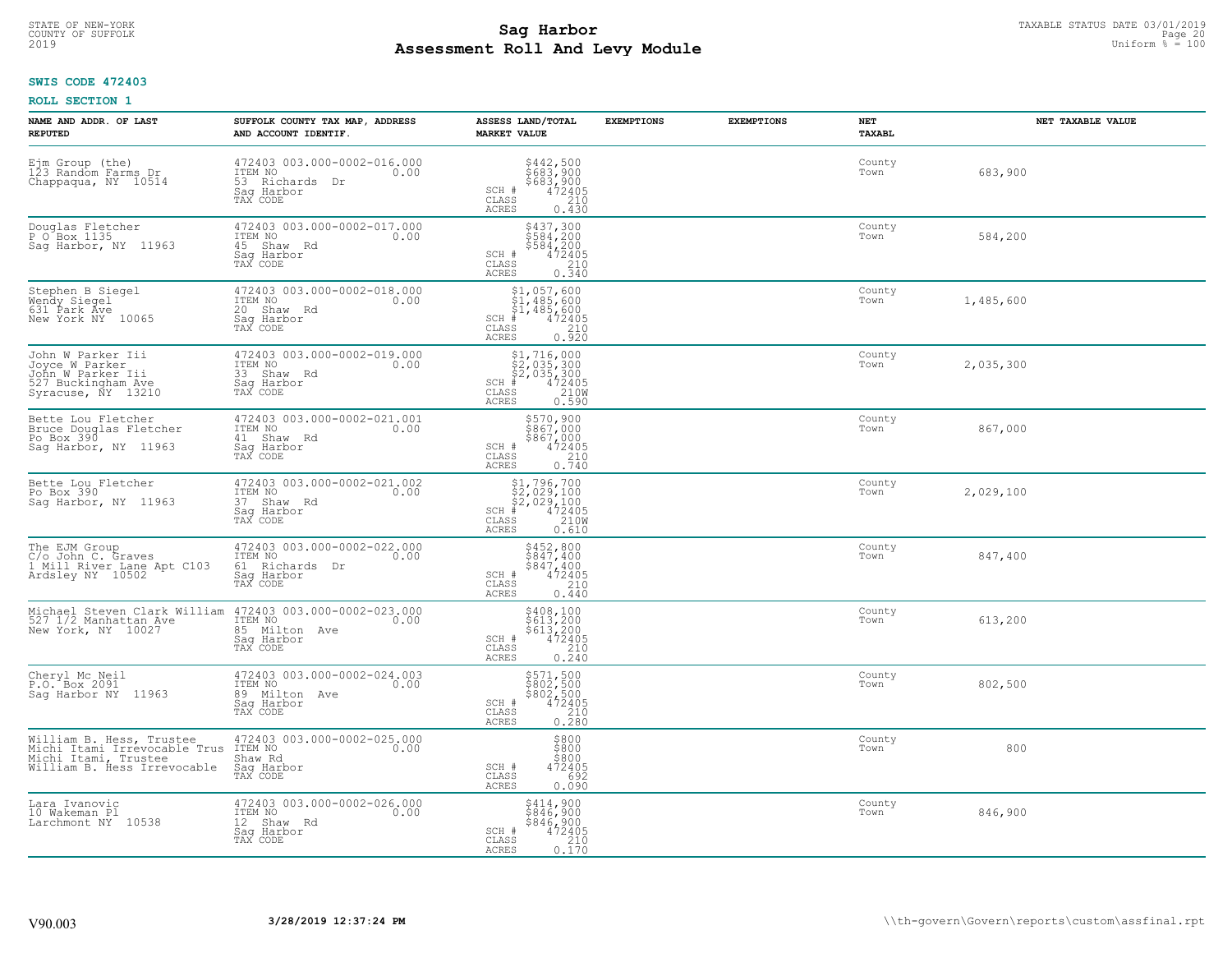**SWIS CODE 472403**

**ROLL SECTION 1**

| NAME AND ADDR. OF LAST REPUTED | SUFFOLK COUNTY TAX MAP, ADDRESS AND ACCOUNT IDENTIF. | ASSESS LAND/TOTAL MARKET VALUE | EXEMPTIONS | EXEMPTIONS | NET TAXABL | NET TAXABLE VALUE |
|---|---|---|---|---|---|---|
| Ejm Group (the)<br>123 Random Farms Dr<br>Chappaqua, NY 10514 | 472403 003.000-0002-016.000<br>ITEM NO 0.00<br>53 Richards Dr<br>Sag Harbor<br>TAX CODE | $442,500<br>$683,900<br>$683,900<br>SCH # 472405<br>CLASS 210<br>ACRES 0.430 | | | County<br>Town | 683,900 |
| Douglas Fletcher<br>P O Box 1135<br>Sag Harbor, NY 11963 | 472403 003.000-0002-017.000<br>ITEM NO 0.00<br>45 Shaw Rd<br>Sag Harbor<br>TAX CODE | $437,300<br>$584,200<br>$584,200<br>SCH # 472405<br>CLASS 210<br>ACRES 0.340 | | | County<br>Town | 584,200 |
| Stephen B Siegel<br>Wendy Siegel<br>631 Park Ave<br>New York NY 10065 | 472403 003.000-0002-018.000<br>ITEM NO 0.00<br>20 Shaw Rd<br>Sag Harbor<br>TAX CODE | $1,057,600<br>$1,485,600<br>$1,485,600<br>SCH # 472405<br>CLASS 210<br>ACRES 0.920 | | | County<br>Town | 1,485,600 |
| John W Parker Iii<br>Joyce W Parker<br>John W Parker Iii<br>527 Buckingham Ave<br>Syracuse, NY 13210 | 472403 003.000-0002-019.000<br>ITEM NO 0.00<br>33 Shaw Rd<br>Sag Harbor<br>TAX CODE | $1,716,000<br>$2,035,300<br>$2,035,300<br>SCH # 472405<br>CLASS 210W<br>ACRES 0.590 | | | County<br>Town | 2,035,300 |
| Bette Lou Fletcher<br>Bruce Douglas Fletcher<br>Po Box 390<br>Sag Harbor, NY 11963 | 472403 003.000-0002-021.001<br>ITEM NO 0.00<br>41 Shaw Rd<br>Sag Harbor<br>TAX CODE | $570,900<br>$867,000<br>$867,000<br>SCH # 472405<br>CLASS 210<br>ACRES 0.740 | | | County<br>Town | 867,000 |
| Bette Lou Fletcher<br>Po Box 390<br>Sag Harbor, NY 11963 | 472403 003.000-0002-021.002<br>ITEM NO 0.00<br>37 Shaw Rd<br>Sag Harbor<br>TAX CODE | $1,796,700<br>$2,029,100<br>$2,029,100<br>SCH # 472405<br>CLASS 210W<br>ACRES 0.610 | | | County<br>Town | 2,029,100 |
| The EJM Group<br>C/o John C. Graves<br>1 Mill River Lane Apt C103<br>Ardsley NY 10502 | 472403 003.000-0002-022.000<br>ITEM NO 0.00<br>61 Richards Dr<br>Sag Harbor<br>TAX CODE | $452,800<br>$847,400<br>$847,400<br>SCH # 472405<br>CLASS 210<br>ACRES 0.440 | | | County<br>Town | 847,400 |
| Michael Steven Clark William<br>527 1/2 Manhattan Ave<br>New York, NY 10027 | 472403 003.000-0002-023.000<br>ITEM NO 0.00<br>85 Milton Ave<br>Sag Harbor<br>TAX CODE | $408,100<br>$613,200<br>$613,200<br>SCH # 472405<br>CLASS 210<br>ACRES 0.240 | | | County<br>Town | 613,200 |
| Cheryl Mc Neil<br>P.O. Box 2091<br>Sag Harbor NY 11963 | 472403 003.000-0002-024.003<br>ITEM NO 0.00<br>89 Milton Ave<br>Sag Harbor<br>TAX CODE | $571,500<br>$802,500<br>$802,500<br>SCH # 472405<br>CLASS 210<br>ACRES 0.280 | | | County<br>Town | 802,500 |
| William B. Hess, Trustee<br>Michi Itami Irrevocable Trus<br>Michi Itami, Trustee<br>William B. Hess Irrevocable | 472403 003.000-0002-025.000<br>ITEM NO 0.00<br>Shaw Rd<br>Sag Harbor<br>TAX CODE | $800<br>$800<br>$800<br>SCH # 472405<br>CLASS 692<br>ACRES 0.090 | | | County<br>Town | 800 |
| Lara Ivanovic<br>10 Wakeman Pl<br>Larchmont NY 10538 | 472403 003.000-0002-026.000<br>ITEM NO 0.00<br>12 Shaw Rd<br>Sag Harbor<br>TAX CODE | $414,900<br>$846,900<br>$846,900<br>SCH # 472405<br>CLASS 210<br>ACRES 0.170 | | | County<br>Town | 846,900 |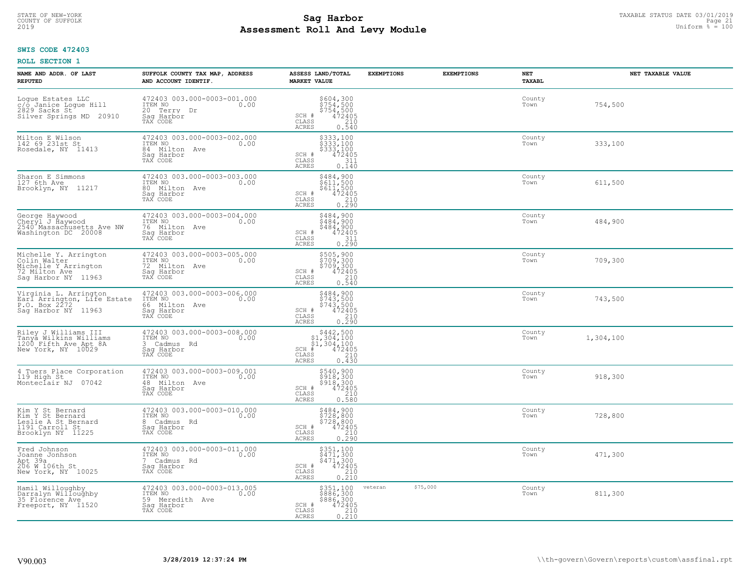**SWIS CODE 472403**

**ROLL SECTION 1**

| NAME AND ADDR. OF LAST REPUTED | SUFFOLK COUNTY TAX MAP, ADDRESS AND ACCOUNT IDENTIF. | ASSESS LAND/TOTAL MARKET VALUE | EXEMPTIONS | EXEMPTIONS | NET TAXABL | NET TAXABLE VALUE |
|---|---|---|---|---|---|---|
| Logue Estates LLC<br>c/o Janice Logue Hill<br>2829 Sacks St<br>Silver Springs MD 20910 | 472403 003.000-0003-001.000<br>ITEM NO 0.00<br>20 Terry Dr<br>Sag Harbor<br>TAX CODE | $604,300<br>$754,500<br>$754,500<br>SCH # 472405<br>CLASS 210<br>ACRES 0.540 | | | County<br>Town | 754,500 |
| Milton E Wilson<br>142 69 231st St<br>Rosedale, NY 11413 | 472403 003.000-0003-002.000<br>ITEM NO 0.00<br>84 Milton Ave<br>Sag Harbor<br>TAX CODE | $333,100<br>$333,100<br>$333,100<br>SCH # 472405<br>CLASS 311<br>ACRES 0.140 | | | County<br>Town | 333,100 |
| Sharon E Simmons<br>127 6th Ave<br>Brooklyn, NY 11217 | 472403 003.000-0003-003.000<br>ITEM NO 0.00<br>80 Milton Ave<br>Sag Harbor<br>TAX CODE | $484,900<br>$611,500<br>$611,500<br>SCH # 472405<br>CLASS 210<br>ACRES 0.290 | | | County<br>Town | 611,500 |
| George Haywood<br>Cheryl J Haywood<br>2540 Massachusetts Ave NW<br>Washington DC 20008 | 472403 003.000-0003-004.000<br>ITEM NO 0.00<br>76 Milton Ave<br>Sag Harbor<br>TAX CODE | $484,900<br>$484,900<br>$484,900<br>SCH # 472405<br>CLASS 311<br>ACRES 0.290 | | | County<br>Town | 484,900 |
| Michelle Y. Arrington<br>Colin Walter<br>Michelle Y Arrington<br>72 Milton Ave<br>Sag Harbor NY 11963 | 472403 003.000-0003-005.000<br>ITEM NO 0.00<br>72 Milton Ave<br>Sag Harbor<br>TAX CODE | $505,900<br>$709,300<br>$709,300<br>SCH # 472405<br>CLASS 210<br>ACRES 0.540 | | | County<br>Town | 709,300 |
| Virginia L. Arrington<br>Earl Arrington, Life Estate<br>P.O. Box 2272<br>Sag Harbor NY 11963 | 472403 003.000-0003-006.000<br>ITEM NO 0.00<br>66 Milton Ave<br>Sag Harbor<br>TAX CODE | $484,900<br>$743,500<br>$743,500<br>SCH # 472405<br>CLASS 210<br>ACRES 0.290 | | | County<br>Town | 743,500 |
| Riley J Williams III<br>Tanya Wilkins Williams<br>1200 Fifth Ave Apt 8A<br>New York, NY 10029 | 472403 003.000-0003-008.000<br>ITEM NO 0.00<br>3 Cadmus Rd<br>Sag Harbor<br>TAX CODE | $442,500<br>$1,304,100<br>$1,304,100<br>SCH # 472405<br>CLASS 210<br>ACRES 0.430 | | | County<br>Town | 1,304,100 |
| 4 Tuers Place Corporation<br>119 High St<br>Monteclair NJ 07042 | 472403 003.000-0003-009.001<br>ITEM NO 0.00<br>48 Milton Ave<br>Sag Harbor<br>TAX CODE | $540,900<br>$918,300<br>$918,300<br>SCH # 472405<br>CLASS 210<br>ACRES 0.580 | | | County<br>Town | 918,300 |
| Kim Y St Bernard<br>Kim Y St Bernard<br>Leslie A St Bernard<br>1191 Carroll St<br>Brooklyn NY 11225 | 472403 003.000-0003-010.000<br>ITEM NO 0.00<br>8 Cadmus Rd<br>Sag Harbor<br>TAX CODE | $484,900<br>$728,800<br>$728,800<br>SCH # 472405<br>CLASS 210<br>ACRES 0.290 | | | County<br>Town | 728,800 |
| Fred Johnson<br>Joanne Jonhson<br>Apt 39a<br>206 W 106th St<br>New York, NY 10025 | 472403 003.000-0003-011.000<br>ITEM NO 0.00<br>7 Cadmus Rd<br>Sag Harbor<br>TAX CODE | $351,100<br>$471,300<br>$471,300<br>SCH # 472405<br>CLASS 210<br>ACRES 0.210 | | | County<br>Town | 471,300 |
| Hamil Willoughby<br>Darralyn Willoughby<br>35 Florence Ave<br>Freeport, NY 11520 | 472403 003.000-0003-013.005<br>ITEM NO 0.00<br>59 Meredith Ave<br>Sag Harbor<br>TAX CODE | $351,100<br>$886,300<br>$886,300<br>SCH # 472405<br>CLASS 210<br>ACRES 0.210 | veteran $75,000 | | County<br>Town | 811,300 |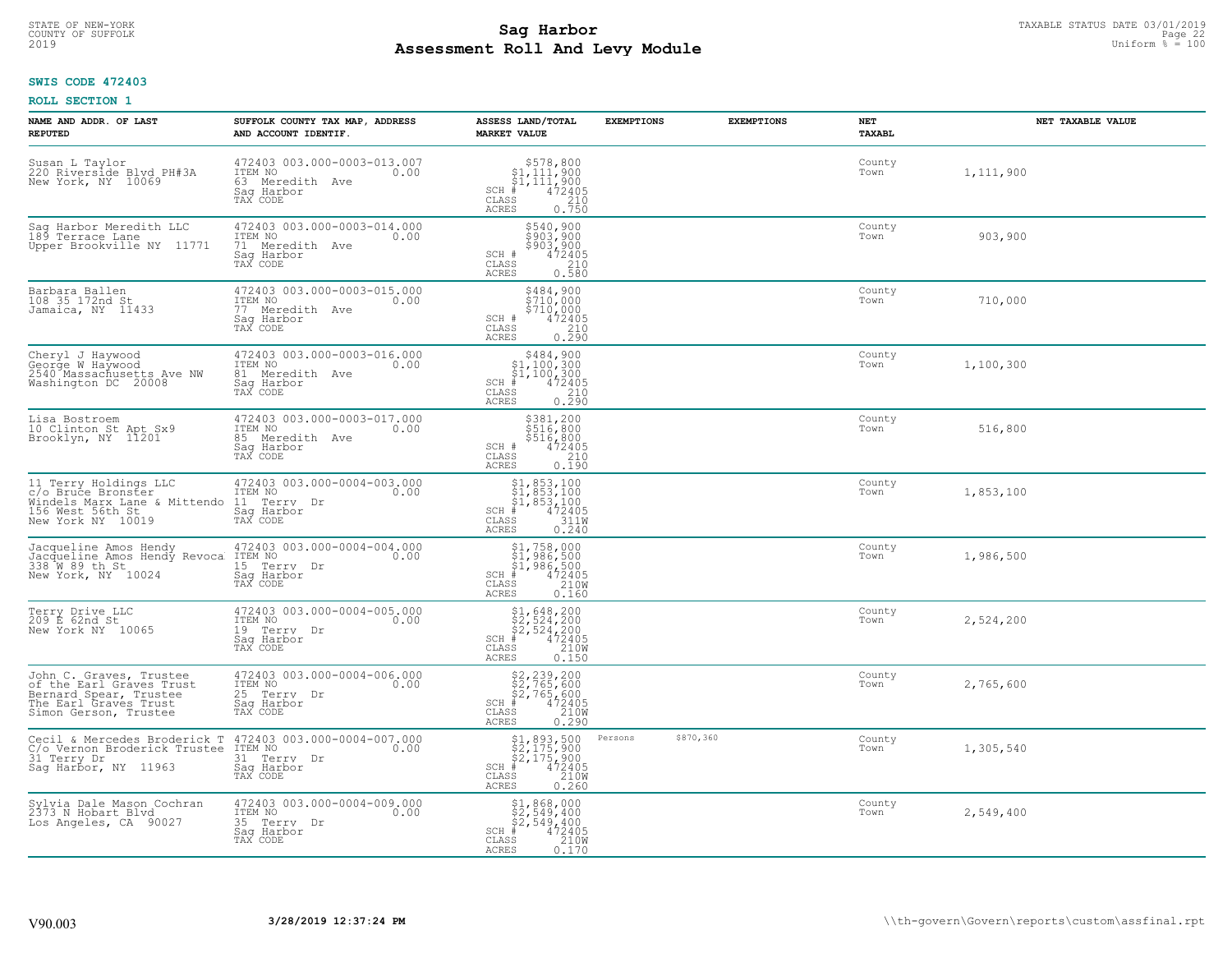STATE OF NEW-YORK
COUNTY OF SUFFOLK
2019

# Sag Harbor
## Assessment Roll And Levy Module

TAXABLE STATUS DATE 03/01/2019
Uniform % = 100

**SWIS CODE 472403**

**ROLL SECTION 1**

| NAME AND ADDR. OF LAST REPUTED | SUFFOLK COUNTY TAX MAP, ADDRESS AND ACCOUNT IDENTIF. | ASSESS LAND/TOTAL MARKET VALUE | EXEMPTIONS | EXEMPTIONS | NET TAXABL | NET TAXABLE VALUE |
|---|---|---|---|---|---|---|
| Susan L Taylor<br>220 Riverside Blvd PH#3A<br>New York, NY 10069 | 472403 003.000-0003-013.007<br>ITEM NO 0.00<br>63 Meredith Ave<br>Sag Harbor<br>TAX CODE | $578,800<br>$1,111,900<br>$1,111,900<br>SCH # 472405<br>CLASS 210<br>ACRES 0.750 | | | County<br>Town | 1,111,900 |
| Sag Harbor Meredith LLC<br>189 Terrace Lane<br>Upper Brookville NY 11771 | 472403 003.000-0003-014.000<br>ITEM NO 0.00<br>71 Meredith Ave<br>Sag Harbor<br>TAX CODE | $540,900<br>$903,900<br>$903,900<br>SCH # 472405<br>CLASS 210<br>ACRES 0.580 | | | County<br>Town | 903,900 |
| Barbara Ballen<br>108 35 172nd St<br>Jamaica, NY 11433 | 472403 003.000-0003-015.000<br>ITEM NO 0.00<br>77 Meredith Ave<br>Sag Harbor<br>TAX CODE | $484,900<br>$710,000<br>$710,000<br>SCH # 472405<br>CLASS 210<br>ACRES 0.290 | | | County<br>Town | 710,000 |
| Cheryl J Haywood<br>George W Haywood<br>2540 Massachusetts Ave NW<br>Washington DC 20008 | 472403 003.000-0003-016.000<br>ITEM NO 0.00<br>81 Meredith Ave<br>Sag Harbor<br>TAX CODE | $484,900<br>$1,100,300<br>$1,100,300<br>SCH # 472405<br>CLASS 210<br>ACRES 0.290 | | | County<br>Town | 1,100,300 |
| Lisa Bostroem<br>10 Clinton St Apt Sx9<br>Brooklyn, NY 11201 | 472403 003.000-0003-017.000<br>ITEM NO 0.00<br>85 Meredith Ave<br>Sag Harbor<br>TAX CODE | $381,200<br>$516,800<br>$516,800<br>SCH # 472405<br>CLASS 210<br>ACRES 0.190 | | | County<br>Town | 516,800 |
| 11 Terry Holdings LLC<br>c/o Bruce Bronster<br>Windels Marx Lane & Mittendo<br>156 West 56th St<br>New York NY 10019 | 472403 003.000-0004-003.000<br>ITEM NO 0.00<br>11 Terry Dr<br>Sag Harbor<br>TAX CODE | $1,853,100<br>$1,853,100<br>$1,853,100<br>SCH # 472405<br>CLASS 311W<br>ACRES 0.240 | | | County<br>Town | 1,853,100 |
| Jacqueline Amos Hendy<br>Jacqueline Amos Hendy Revoca<br>338 W 89 th St<br>New York, NY 10024 | 472403 003.000-0004-004.000<br>ITEM NO 0.00<br>15 Terry Dr<br>Sag Harbor<br>TAX CODE | $1,758,000<br>$1,986,500<br>$1,986,500<br>SCH # 472405<br>CLASS 210W<br>ACRES 0.160 | | | County<br>Town | 1,986,500 |
| Terry Drive LLC<br>209 E 62nd St<br>New York NY 10065 | 472403 003.000-0004-005.000<br>ITEM NO 0.00<br>19 Terry Dr<br>Sag Harbor<br>TAX CODE | $1,648,200<br>$2,524,200<br>$2,524,200<br>SCH # 472405<br>CLASS 210W<br>ACRES 0.150 | | | County<br>Town | 2,524,200 |
| John C. Graves, Trustee<br>of the Earl Graves Trust<br>Bernard Spear, Trustee<br>The Earl Graves Trust<br>Simon Gerson, Trustee | 472403 003.000-0004-006.000<br>ITEM NO 0.00<br>25 Terry Dr<br>Sag Harbor<br>TAX CODE | $2,239,200<br>$2,765,600<br>$2,765,600<br>SCH # 472405<br>CLASS 210W<br>ACRES 0.290 | | | County<br>Town | 2,765,600 |
| Cecil & Mercedes Broderick T<br>C/o Vernon Broderick Trustee<br>31 Terry Dr<br>Sag Harbor, NY 11963 | 472403 003.000-0004-007.000<br>ITEM NO 0.00<br>31 Terry Dr<br>Sag Harbor<br>TAX CODE | $1,893,500<br>$2,175,900<br>$2,175,900<br>SCH # 472405<br>CLASS 210W<br>ACRES 0.260 | Persons $870,360 | | County<br>Town | 1,305,540 |
| Sylvia Dale Mason Cochran<br>2373 N Hobart Blvd<br>Los Angeles, CA 90027 | 472403 003.000-0004-009.000<br>ITEM NO 0.00<br>35 Terry Dr<br>Sag Harbor<br>TAX CODE | $1,868,000<br>$2,549,400<br>$2,549,400<br>SCH # 472405<br>CLASS 210W<br>ACRES 0.170 | | | County<br>Town | 2,549,400 |

V90.003 | 3/28/2019 12:37:24 PM | \\th-govern\Govern\reports\custom\assfinal.rpt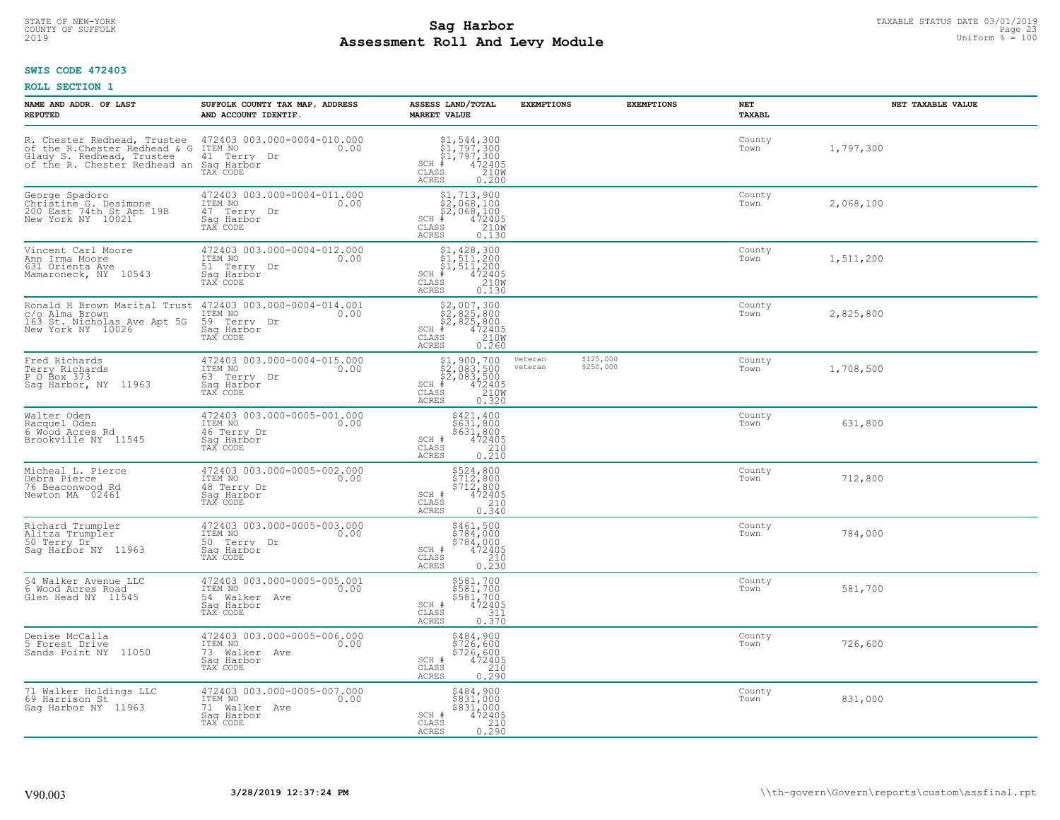**SWIS CODE 472403**

**ROLL SECTION 1**

| NAME AND ADDR. OF LAST REPUTED | SUFFOLK COUNTY TAX MAP, ADDRESS AND ACCOUNT IDENTIF. | ASSESS LAND/TOTAL MARKET VALUE | EXEMPTIONS | EXEMPTIONS | NET TAXABL | NET TAXABLE VALUE |
|---|---|---|---|---|---|---|
| R. Chester Redhead, Trustee of the R.Chester Redhead & G Glady S. Redhead, Trustee of the R. Chester Redhead an | 472403 003.000-0004-010.000 ITEM NO 0.00 41 Terry Dr Sag Harbor TAX CODE | $1,544,300 $1,797,300 $1,797,300 SCH # 472405 CLASS 210W ACRES 0.200 | | | County Town | 1,797,300 |
| George Spadoro Christine G. Desimone 200 East 74th St Apt 19B New York NY 10021 | 472403 003.000-0004-011.000 ITEM NO 0.00 47 Terry Dr Sag Harbor TAX CODE | $1,713,900 $2,068,100 $2,068,100 SCH # 472405 CLASS 210W ACRES 0.130 | | | County Town | 2,068,100 |
| Vincent Carl Moore Ann Irma Moore 631 Orienta Ave Mamaroneck, NY 10543 | 472403 003.000-0004-012.000 ITEM NO 0.00 51 Terry Dr Sag Harbor TAX CODE | $1,428,300 $1,511,200 $1,511,200 SCH # 472405 CLASS 210W ACRES 0.130 | | | County Town | 1,511,200 |
| Ronald H Brown Marital Trust c/o Alma Brown 163 St. Nicholas Ave Apt 5G New York NY 10026 | 472403 003.000-0004-014.001 ITEM NO 0.00 59 Terry Dr Sag Harbor TAX CODE | $2,007,300 $2,825,800 $2,825,800 SCH # 472405 CLASS 210W ACRES 0.260 | | | County Town | 2,825,800 |
| Fred Richards Terry Richards P O Box 373 Sag Harbor, NY 11963 | 472403 003.000-0004-015.000 ITEM NO 0.00 63 Terry Dr Sag Harbor TAX CODE | $1,900,700 $2,083,500 $2,083,500 SCH # 472405 CLASS 210W ACRES 0.320 | veteran veteran | $125,000 $250,000 | County Town | 1,708,500 |
| Walter Oden Racquel Oden 6 Wood Acres Rd Brookville NY 11545 | 472403 003.000-0005-001.000 ITEM NO 0.00 46 Terry Dr Sag Harbor TAX CODE | $421,400 $631,800 $631,800 SCH # 472405 CLASS 210 ACRES 0.210 | | | County Town | 631,800 |
| Micheal L. Pierce Debra Pierce 76 Beaconwood Rd Newton MA 02461 | 472403 003.000-0005-002.000 ITEM NO 0.00 48 Terry Dr Sag Harbor TAX CODE | $524,800 $712,800 $712,800 SCH # 472405 CLASS 210 ACRES 0.340 | | | County Town | 712,800 |
| Richard Trumpler Alitza Trumpler 50 Terry Dr Sag Harbor NY 11963 | 472403 003.000-0005-003.000 ITEM NO 0.00 50 Terry Dr Sag Harbor TAX CODE | $461,500 $784,000 $784,000 SCH # 472405 CLASS 210 ACRES 0.230 | | | County Town | 784,000 |
| 54 Walker Avenue LLC 6 Wood Acres Road Glen Head NY 11545 | 472403 003.000-0005-005.001 ITEM NO 0.00 54 Walker Ave Sag Harbor TAX CODE | $581,700 $581,700 $581,700 SCH # 472405 CLASS 311 ACRES 0.370 | | | County Town | 581,700 |
| Denise McCalla 5 Forest Drive Sands Point NY 11050 | 472403 003.000-0005-006.000 ITEM NO 0.00 73 Walker Ave Sag Harbor TAX CODE | $484,900 $726,600 $726,600 SCH # 472405 CLASS 210 ACRES 0.290 | | | County Town | 726,600 |
| 71 Walker Holdings LLC 69 Harrison St Sag Harbor NY 11963 | 472403 003.000-0005-007.000 ITEM NO 0.00 71 Walker Ave Sag Harbor TAX CODE | $484,900 $831,000 $831,000 SCH # 472405 CLASS 210 ACRES 0.290 | | | County Town | 831,000 |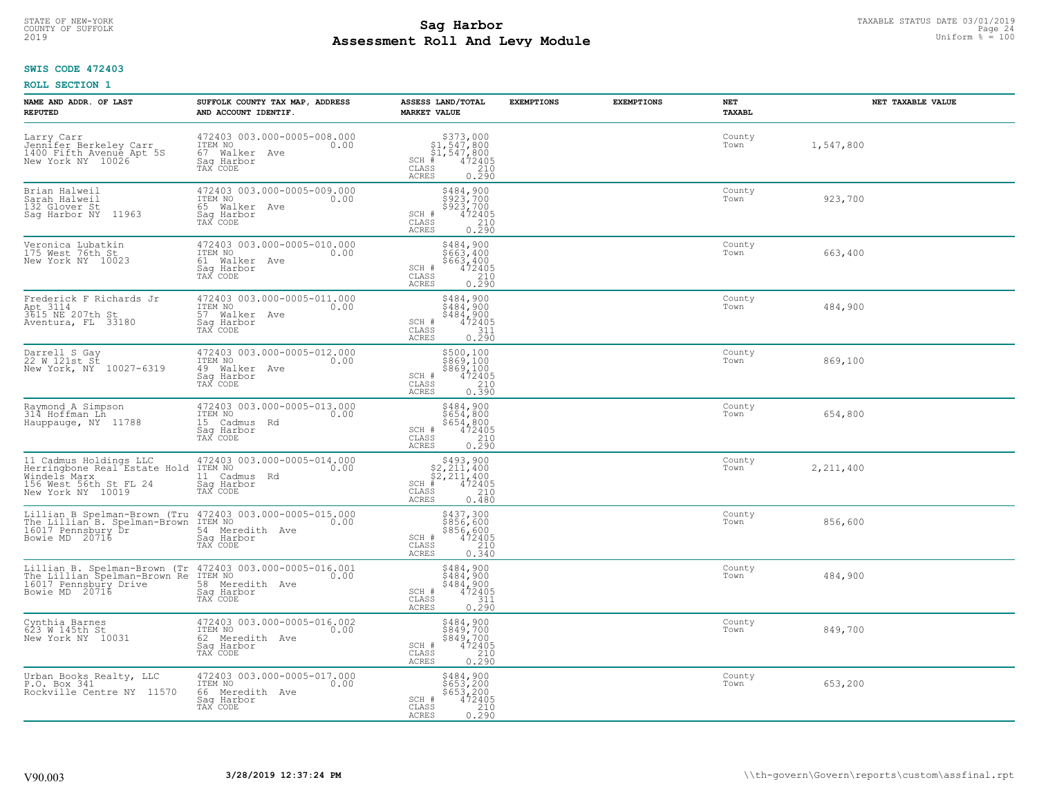**SWIS CODE 472403**

**ROLL SECTION 1**

| NAME AND ADDR. OF LAST REPUTED | SUFFOLK COUNTY TAX MAP, ADDRESS AND ACCOUNT IDENTIF. | ASSESS LAND/TOTAL MARKET VALUE | EXEMPTIONS | EXEMPTIONS | NET TAXABL | NET TAXABLE VALUE |
|---|---|---|---|---|---|---|
| Larry Carr<br>Jennifer Berkeley Carr<br>1400 Fifth Avenue Apt 5S<br>New York NY 10026 | 472403 003.000-0005-008.000<br>ITEM NO 0.00<br>67 Walker Ave<br>Sag Harbor<br>TAX CODE | $373,000<br>$1,547,800<br>$1,547,800<br>SCH # 472405<br>CLASS 210<br>ACRES 0.290 | | | County<br>Town | 1,547,800 |
| Brian Halweil<br>Sarah Halweil<br>132 Glover St<br>Sag Harbor NY 11963 | 472403 003.000-0005-009.000<br>ITEM NO 0.00<br>65 Walker Ave<br>Sag Harbor<br>TAX CODE | $484,900<br>$923,700<br>$923,700<br>SCH # 472405<br>CLASS 210<br>ACRES 0.290 | | | County<br>Town | 923,700 |
| Veronica Lubatkin<br>175 West 76th St<br>New York NY 10023 | 472403 003.000-0005-010.000<br>ITEM NO 0.00<br>61 Walker Ave<br>Sag Harbor<br>TAX CODE | $484,900<br>$663,400<br>$663,400<br>SCH # 472405<br>CLASS 210<br>ACRES 0.290 | | | County<br>Town | 663,400 |
| Frederick F Richards Jr<br>Apt 3114<br>3615 NE 207th St<br>Aventura, FL 33180 | 472403 003.000-0005-011.000<br>ITEM NO 0.00<br>57 Walker Ave<br>Sag Harbor<br>TAX CODE | $484,900<br>$484,900<br>$484,900<br>SCH # 472405<br>CLASS 311<br>ACRES 0.290 | | | County<br>Town | 484,900 |
| Darrell S Gay<br>22 W 121st St<br>New York, NY 10027-6319 | 472403 003.000-0005-012.000<br>ITEM NO 0.00<br>49 Walker Ave<br>Sag Harbor<br>TAX CODE | $500,100<br>$869,100<br>$869,100<br>SCH # 472405<br>CLASS 210<br>ACRES 0.390 | | | County<br>Town | 869,100 |
| Raymond A Simpson<br>314 Hoffman Ln<br>Hauppauge, NY 11788 | 472403 003.000-0005-013.000<br>ITEM NO 0.00<br>15 Cadmus Rd<br>Sag Harbor<br>TAX CODE | $484,900<br>$654,800<br>$654,800<br>SCH # 472405<br>CLASS 210<br>ACRES 0.290 | | | County<br>Town | 654,800 |
| 11 Cadmus Holdings LLC<br>Herringbone Real Estate Hold<br>Windels Marx<br>156 West 56th St FL 24<br>New York NY 10019 | 472403 003.000-0005-014.000<br>ITEM NO 0.00<br>11 Cadmus Rd<br>Sag Harbor<br>TAX CODE | $493,900<br>$2,211,400<br>$2,211,400<br>SCH # 472405<br>CLASS 210<br>ACRES 0.480 | | | County<br>Town | 2,211,400 |
| Lillian B Spelman-Brown (Tru<br>The Lillian B. Spelman-Brown<br>16017 Pennsbury Dr<br>Bowie MD 20716 | 472403 003.000-0005-015.000<br>ITEM NO 0.00<br>54 Meredith Ave<br>Sag Harbor<br>TAX CODE | $437,300<br>$856,600<br>$856,600<br>SCH # 472405<br>CLASS 210<br>ACRES 0.340 | | | County<br>Town | 856,600 |
| Lillian B. Spelman-Brown (Tr<br>The Lillian Spelman-Brown Re<br>16017 Pennsbury Drive<br>Bowie MD 20716 | 472403 003.000-0005-016.001<br>ITEM NO 0.00<br>58 Meredith Ave<br>Sag Harbor<br>TAX CODE | $484,900<br>$484,900<br>$484,900<br>SCH # 472405<br>CLASS 311<br>ACRES 0.290 | | | County<br>Town | 484,900 |
| Cynthia Barnes<br>623 W 145th St<br>New York NY 10031 | 472403 003.000-0005-016.002<br>ITEM NO 0.00<br>62 Meredith Ave<br>Sag Harbor<br>TAX CODE | $484,900<br>$849,700<br>$849,700<br>SCH # 472405<br>CLASS 210<br>ACRES 0.290 | | | County<br>Town | 849,700 |
| Urban Books Realty, LLC<br>P.O. Box 341<br>Rockville Centre NY 11570 | 472403 003.000-0005-017.000<br>ITEM NO 0.00<br>66 Meredith Ave<br>Sag Harbor<br>TAX CODE | $484,900<br>$653,200<br>$653,200<br>SCH # 472405<br>CLASS 210<br>ACRES 0.290 | | | County<br>Town | 653,200 |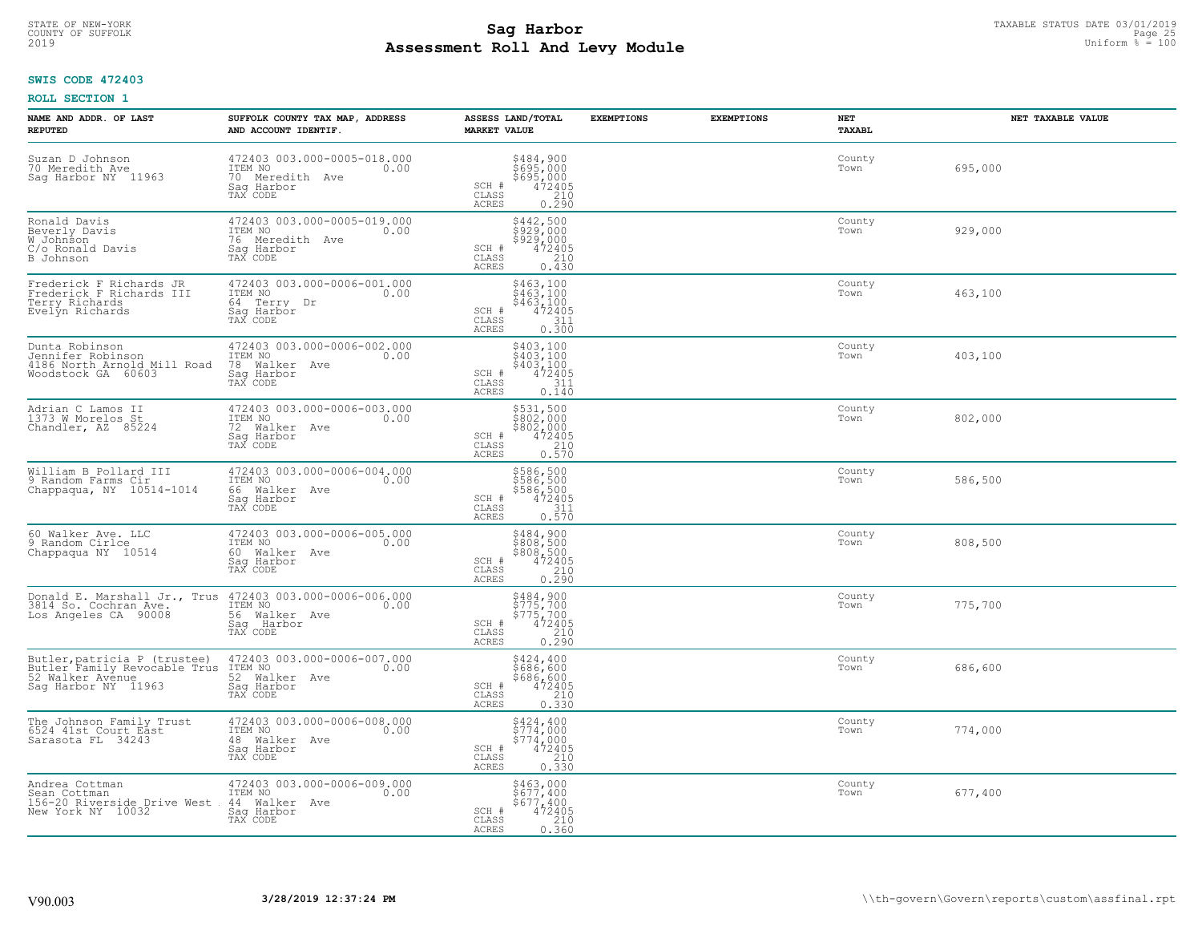**SWIS CODE 472403**

**ROLL SECTION 1**

| NAME AND ADDR. OF LAST REPUTED | SUFFOLK COUNTY TAX MAP, ADDRESS AND ACCOUNT IDENTIF. | ASSESS LAND/TOTAL MARKET VALUE | EXEMPTIONS | EXEMPTIONS | NET TAXABL | NET TAXABLE VALUE |
|---|---|---|---|---|---|---|
| Suzan D Johnson<br>70 Meredith Ave<br>Sag Harbor NY 11963 | 472403 003.000-0005-018.000<br>ITEM NO 0.00<br>70 Meredith Ave<br>Sag Harbor<br>TAX CODE | $484,900<br>$695,000<br>$695,000<br>SCH # 472405<br>CLASS 210<br>ACRES 0.290 | | | County<br>Town | 695,000 |
| Ronald Davis<br>Beverly Davis<br>W Johnson<br>C/o Ronald Davis<br>B Johnson | 472403 003.000-0005-019.000<br>ITEM NO 0.00<br>76 Meredith Ave<br>Sag Harbor<br>TAX CODE | $442,500<br>$929,000<br>$929,000<br>SCH # 472405<br>CLASS 210<br>ACRES 0.430 | | | County<br>Town | 929,000 |
| Frederick F Richards JR<br>Frederick F Richards III<br>Terry Richards<br>Evelyn Richards | 472403 003.000-0006-001.000<br>ITEM NO 0.00<br>64 Terry Dr<br>Sag Harbor<br>TAX CODE | $463,100<br>$463,100<br>$463,100<br>SCH # 472405<br>CLASS 311<br>ACRES 0.300 | | | County<br>Town | 463,100 |
| Dunta Robinson<br>Jennifer Robinson<br>4186 North Arnold Mill Road<br>Woodstock GA 60603 | 472403 003.000-0006-002.000<br>ITEM NO 0.00<br>78 Walker Ave<br>Sag Harbor<br>TAX CODE | $403,100<br>$403,100<br>$403,100<br>SCH # 472405<br>CLASS 311<br>ACRES 0.140 | | | County<br>Town | 403,100 |
| Adrian C Lamos II<br>1373 W Morelos St<br>Chandler, AZ 85224 | 472403 003.000-0006-003.000<br>ITEM NO 0.00<br>72 Walker Ave<br>Sag Harbor<br>TAX CODE | $531,500<br>$802,000<br>$802,000<br>SCH # 472405<br>CLASS 210<br>ACRES 0.570 | | | County<br>Town | 802,000 |
| William B Pollard III<br>9 Random Farms Cir<br>Chappaqua, NY 10514-1014 | 472403 003.000-0006-004.000<br>ITEM NO 0.00<br>66 Walker Ave<br>Sag Harbor<br>TAX CODE | $586,500<br>$586,500<br>$586,500<br>SCH # 472405<br>CLASS 311<br>ACRES 0.570 | | | County<br>Town | 586,500 |
| 60 Walker Ave. LLC<br>9 Random Cirlce<br>Chappaqua NY 10514 | 472403 003.000-0006-005.000<br>ITEM NO 0.00<br>60 Walker Ave<br>Sag Harbor<br>TAX CODE | $484,900<br>$808,500<br>$808,500<br>SCH # 472405<br>CLASS 210<br>ACRES 0.290 | | | County<br>Town | 808,500 |
| Donald E. Marshall Jr., Trus<br>3814 So. Cochran Ave.<br>Los Angeles CA 90008 | 472403 003.000-0006-006.000<br>ITEM NO 0.00<br>56 Walker Ave<br>Sag Harbor<br>TAX CODE | $484,900<br>$775,700<br>$775,700<br>SCH # 472405<br>CLASS 210<br>ACRES 0.290 | | | County<br>Town | 775,700 |
| Butler,patricia P (trustee)<br>Butler Family Revocable Trus<br>52 Walker Avenue<br>Sag Harbor NY 11963 | 472403 003.000-0006-007.000<br>ITEM NO 0.00<br>52 Walker Ave<br>Sag Harbor<br>TAX CODE | $424,400<br>$686,600<br>$686,600<br>SCH # 472405<br>CLASS 210<br>ACRES 0.330 | | | County<br>Town | 686,600 |
| The Johnson Family Trust<br>6524 41st Court East<br>Sarasota FL 34243 | 472403 003.000-0006-008.000<br>ITEM NO 0.00<br>48 Walker Ave<br>Sag Harbor<br>TAX CODE | $424,400<br>$774,000<br>$774,000<br>SCH # 472405<br>CLASS 210<br>ACRES 0.330 | | | County<br>Town | 774,000 |
| Andrea Cottman<br>Sean Cottman<br>156-20 Riverside Drive West<br>New York NY 10032 | 472403 003.000-0006-009.000<br>ITEM NO 0.00<br>44 Walker Ave<br>Sag Harbor<br>TAX CODE | $463,000<br>$677,400<br>$677,400<br>SCH # 472405<br>CLASS 210<br>ACRES 0.360 | | | County<br>Town | 677,400 |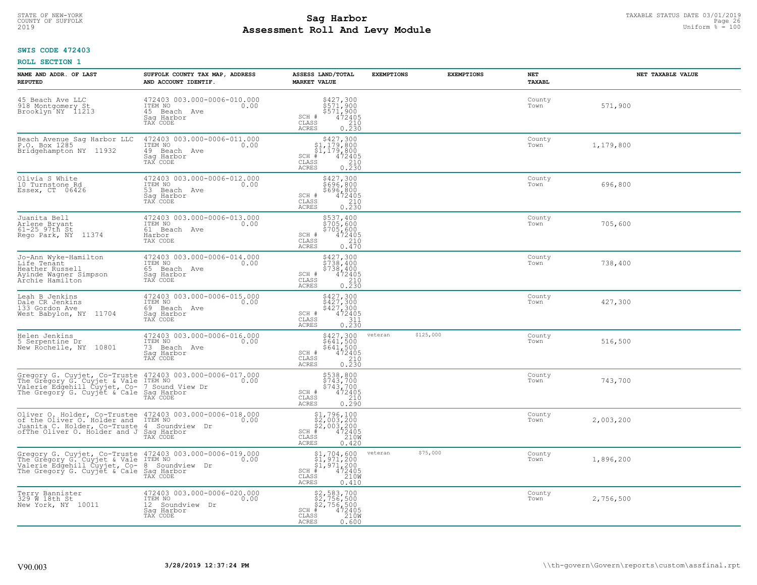STATE OF NEW-YORK
COUNTY OF SUFFOLK
2019

# Sag Harbor
## Assessment Roll And Levy Module

TAXABLE STATUS DATE 03/01/2019
Uniform % = 100

**SWIS CODE 472403**

**ROLL SECTION 1**

| NAME AND ADDR. OF LAST REPUTED | SUFFOLK COUNTY TAX MAP, ADDRESS AND ACCOUNT IDENTIF. | ASSESS LAND/TOTAL MARKET VALUE | EXEMPTIONS | EXEMPTIONS | NET TAXABL | NET TAXABLE VALUE |
|---|---|---|---|---|---|---|
| 45 Beach Ave LLC<br>918 Montgomery St<br>Brooklyn NY 11213 | 472403 003.000-0006-010.000<br>ITEM NO 0.00<br>45 Beach Ave<br>Sag Harbor<br>TAX CODE | $427,300<br>$571,900<br>$571,900<br>SCH # 472405<br>CLASS 210<br>ACRES 0.230 | | | County<br>Town | 571,900 |
| Beach Avenue Sag Harbor LLC<br>P.O. Box 1285<br>Bridgehampton NY 11932 | 472403 003.000-0006-011.000<br>ITEM NO 0.00<br>49 Beach Ave<br>Sag Harbor<br>TAX CODE | $427,300<br>$1,179,800<br>$1,179,800<br>SCH # 472405<br>CLASS 210<br>ACRES 0.230 | | | County<br>Town | 1,179,800 |
| Olivia S White<br>10 Turnstone Rd<br>Essex, CT 06426 | 472403 003.000-0006-012.000<br>ITEM NO 0.00<br>53 Beach Ave<br>Sag Harbor<br>TAX CODE | $427,300<br>$696,800<br>$696,800<br>SCH # 472405<br>CLASS 210<br>ACRES 0.230 | | | County<br>Town | 696,800 |
| Juanita Bell<br>Arlene Bryant<br>61-25 97th St<br>Rego Park, NY 11374 | 472403 003.000-0006-013.000<br>ITEM NO 0.00<br>61 Beach Ave<br>Harbor<br>TAX CODE | $537,400<br>$705,600<br>$705,600<br>SCH # 472405<br>CLASS 210<br>ACRES 0.470 | | | County<br>Town | 705,600 |
| Jo-Ann Wyke-Hamilton<br>Life Tenant<br>Heather Russell<br>Ayinde Wagner Simpson<br>Archie Hamilton | 472403 003.000-0006-014.000<br>ITEM NO 0.00<br>65 Beach Ave<br>Sag Harbor<br>TAX CODE | $427,300<br>$738,400<br>$738,400<br>SCH # 472405<br>CLASS 210<br>ACRES 0.230 | | | County<br>Town | 738,400 |
| Leah B Jenkins<br>Dale CR Jenkins<br>133 Gordon Ave<br>West Babylon, NY 11704 | 472403 003.000-0006-015.000<br>ITEM NO 0.00<br>69 Beach Ave<br>Sag Harbor<br>TAX CODE | $427,300<br>$427,300<br>$427,300<br>SCH # 472405<br>CLASS 311<br>ACRES 0.230 | | | County<br>Town | 427,300 |
| Helen Jenkins<br>5 Serpentine Dr<br>New Rochelle, NY 10801 | 472403 003.000-0006-016.000<br>ITEM NO 0.00<br>73 Beach Ave<br>Sag Harbor<br>TAX CODE | $427,300<br>$641,500<br>$641,500<br>SCH # 472405<br>CLASS 210<br>ACRES 0.230 | veteran $125,000 | | County<br>Town | 516,500 |
| Gregory G. Cuyjet, Co-Truste<br>The Gregory G. Cuyjet & Vale<br>Valerie Edgehill Cuyjet, Co-<br>The Gregory G. Cuyjet & Cale | 472403 003.000-0006-017.000<br>ITEM NO 0.00<br>7 Sound View Dr<br>Sag Harbor<br>TAX CODE | $538,800<br>$743,700<br>$743,700<br>SCH # 472405<br>CLASS 210<br>ACRES 0.290 | | | County<br>Town | 743,700 |
| Oliver O. Holder, Co-Trustee<br>of the Oliver O. Holder and<br>Juanita C. Holder, Co-Truste<br>ofThe Oliver O. Holder and J | 472403 003.000-0006-018.000<br>ITEM NO 0.00<br>4 Soundview Dr<br>Sag Harbor<br>TAX CODE | $1,796,100<br>$2,003,200<br>$2,003,200<br>SCH # 472405<br>CLASS 210W<br>ACRES 0.420 | | | County<br>Town | 2,003,200 |
| Gregory G. Cuyjet, Co-Truste<br>The Gregory G. Cuyjet & Vale<br>Valerie Edgehill Cuyjet, Co-<br>The Gregory G. Cuyjet & Cale | 472403 003.000-0006-019.000<br>ITEM NO 0.00<br>8 Soundview Dr<br>Sag Harbor<br>TAX CODE | $1,704,600<br>$1,971,200<br>$1,971,200<br>SCH # 472405<br>CLASS 210W<br>ACRES 0.410 | veteran $75,000 | | County<br>Town | 1,896,200 |
| Terry Bannister<br>329 W 18th St<br>New York, NY 10011 | 472403 003.000-0006-020.000<br>ITEM NO 0.00<br>12 Soundview Dr<br>Sag Harbor<br>TAX CODE | $2,583,700<br>$2,756,500<br>$2,756,500<br>SCH # 472405<br>CLASS 210W<br>ACRES 0.600 | | | County<br>Town | 2,756,500 |

V90.003 3/28/2019 12:37:24 PM \\th-govern\Govern\reports\custom\assfinal.rpt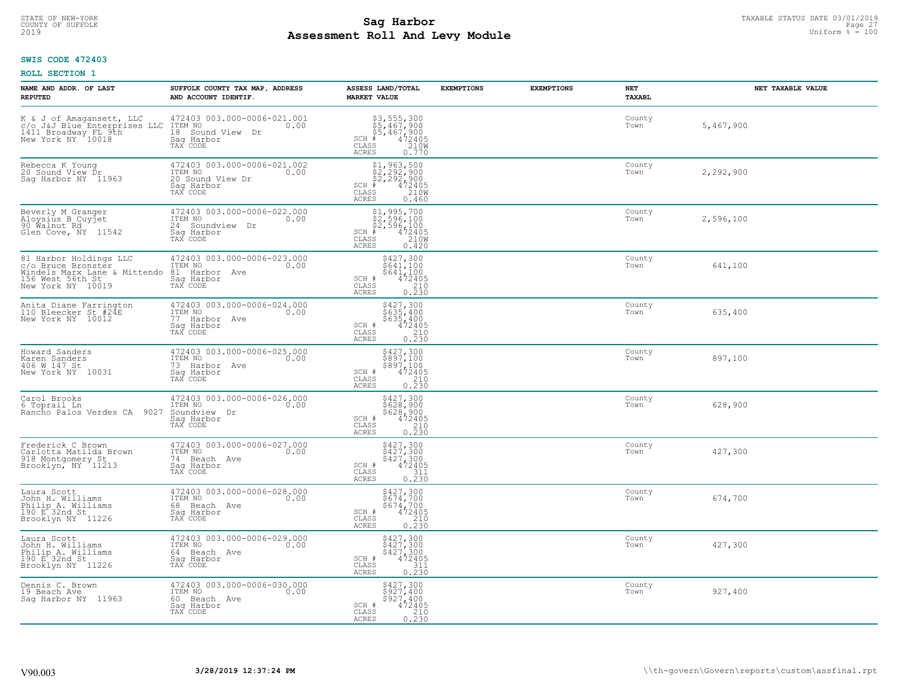STATE OF NEW-YORK
COUNTY OF SUFFOLK
2019

# Sag Harbor
# Assessment Roll And Levy Module

TAXABLE STATUS DATE 03/01/2019
Uniform % = 100

**SWIS CODE 472403**

**ROLL SECTION 1**

| NAME AND ADDR. OF LAST REPUTED | SUFFOLK COUNTY TAX MAP, ADDRESS AND ACCOUNT IDENTIF. | ASSESS LAND/TOTAL MARKET VALUE | EXEMPTIONS | EXEMPTIONS | NET TAXABL | NET TAXABLE VALUE |
|---|---|---|---|---|---|---|
| K & J of Amagansett, LLC<br>c/o J&J Blue Enterprises LLC<br>1411 Broadway FL 9th<br>New York NY 10018 | 472403 003.000-0006-021.001<br>ITEM NO 0.00<br>18 Sound View Dr<br>Sag Harbor<br>TAX CODE | $3,555,300<br>$5,467,900<br>$5,467,900<br>SCH # 472405<br>CLASS 210W<br>ACRES 0.770 | | | County<br>Town | 5,467,900 |
| Rebecca K Young<br>20 Sound View Dr<br>Sag Harbor NY 11963 | 472403 003.000-0006-021.002<br>ITEM NO 0.00<br>20 Sound View Dr<br>Sag Harbor<br>TAX CODE | $1,963,500<br>$2,292,900<br>$2,292,900<br>SCH # 472405<br>CLASS 210W<br>ACRES 0.460 | | | County<br>Town | 2,292,900 |
| Beverly M Granger<br>Aloysius B Cuyjet<br>90 Walnut Rd<br>Glen Cove, NY 11542 | 472403 003.000-0006-022.000<br>ITEM NO 0.00<br>24 Soundview Dr<br>Sag Harbor<br>TAX CODE | $1,995,700<br>$2,596,100<br>$2,596,100<br>SCH # 472405<br>CLASS 210W<br>ACRES 0.420 | | | County<br>Town | 2,596,100 |
| 81 Harbor Holdings LLC<br>c/o Bruce Bronster<br>Windels Marx Lane & Mittendo<br>156 West 56th St<br>New York NY 10019 | 472403 003.000-0006-023.000<br>ITEM NO 0.00<br>81 Harbor Ave<br>Sag Harbor<br>TAX CODE | $427,300<br>$641,100<br>$641,100<br>SCH # 472405<br>CLASS 210<br>ACRES 0.230 | | | County<br>Town | 641,100 |
| Anita Diane Farrington<br>110 Bleecker St #24E<br>New York NY 10012 | 472403 003.000-0006-024.000<br>ITEM NO 0.00<br>77 Harbor Ave<br>Sag Harbor<br>TAX CODE | $427,300<br>$635,400<br>$635,400<br>SCH # 472405<br>CLASS 210<br>ACRES 0.230 | | | County<br>Town | 635,400 |
| Howard Sanders<br>Karen Sanders<br>406 W 147 St<br>New York NY 10031 | 472403 003.000-0006-025.000<br>ITEM NO 0.00<br>73 Harbor Ave<br>Sag Harbor<br>TAX CODE | $427,300<br>$897,100<br>$897,100<br>SCH # 472405<br>CLASS 210<br>ACRES 0.230 | | | County<br>Town | 897,100 |
| Carol Brooks<br>6 Toprail Ln<br>Rancho Palos Verdes CA 9027 | 472403 003.000-0006-026.000<br>ITEM NO 0.00<br>Soundview Dr<br>Sag Harbor<br>TAX CODE | $427,300<br>$628,900<br>$628,900<br>SCH # 472405<br>CLASS 210<br>ACRES 0.230 | | | County<br>Town | 628,900 |
| Frederick C Brown<br>Carlotta Matilda Brown<br>918 Montgomery St<br>Brooklyn, NY 11213 | 472403 003.000-0006-027.000<br>ITEM NO 0.00<br>74 Beach Ave<br>Sag Harbor<br>TAX CODE | $427,300<br>$427,300<br>$427,300<br>SCH # 472405<br>CLASS 311<br>ACRES 0.230 | | | County<br>Town | 427,300 |
| Laura Scott<br>John H. Williams<br>Philip A. Williams<br>190 E 32nd St<br>Brooklyn NY 11226 | 472403 003.000-0006-028.000<br>ITEM NO 0.00<br>68 Beach Ave<br>Sag Harbor<br>TAX CODE | $427,300<br>$674,700<br>$674,700<br>SCH # 472405<br>CLASS 210<br>ACRES 0.230 | | | County<br>Town | 674,700 |
| Laura Scott<br>John H. Williams<br>Philip A. Williams<br>190 E 32nd St<br>Brooklyn NY 11226 | 472403 003.000-0006-029.000<br>ITEM NO 0.00<br>64 Beach Ave<br>Sag Harbor<br>TAX CODE | $427,300<br>$427,300<br>$427,300<br>SCH # 472405<br>CLASS 311<br>ACRES 0.230 | | | County<br>Town | 427,300 |
| Dennis C. Brown<br>19 Beach Ave<br>Sag Harbor NY 11963 | 472403 003.000-0006-030.000<br>ITEM NO 0.00<br>60 Beach Ave<br>Sag Harbor<br>TAX CODE | $427,300<br>$927,400<br>$927,400<br>SCH # 472405<br>CLASS 210<br>ACRES 0.230 | | | County<br>Town | 927,400 |

V90.003 3/28/2019 12:37:24 PM \\th-govern\Govern\reports\custom\assfinal.rpt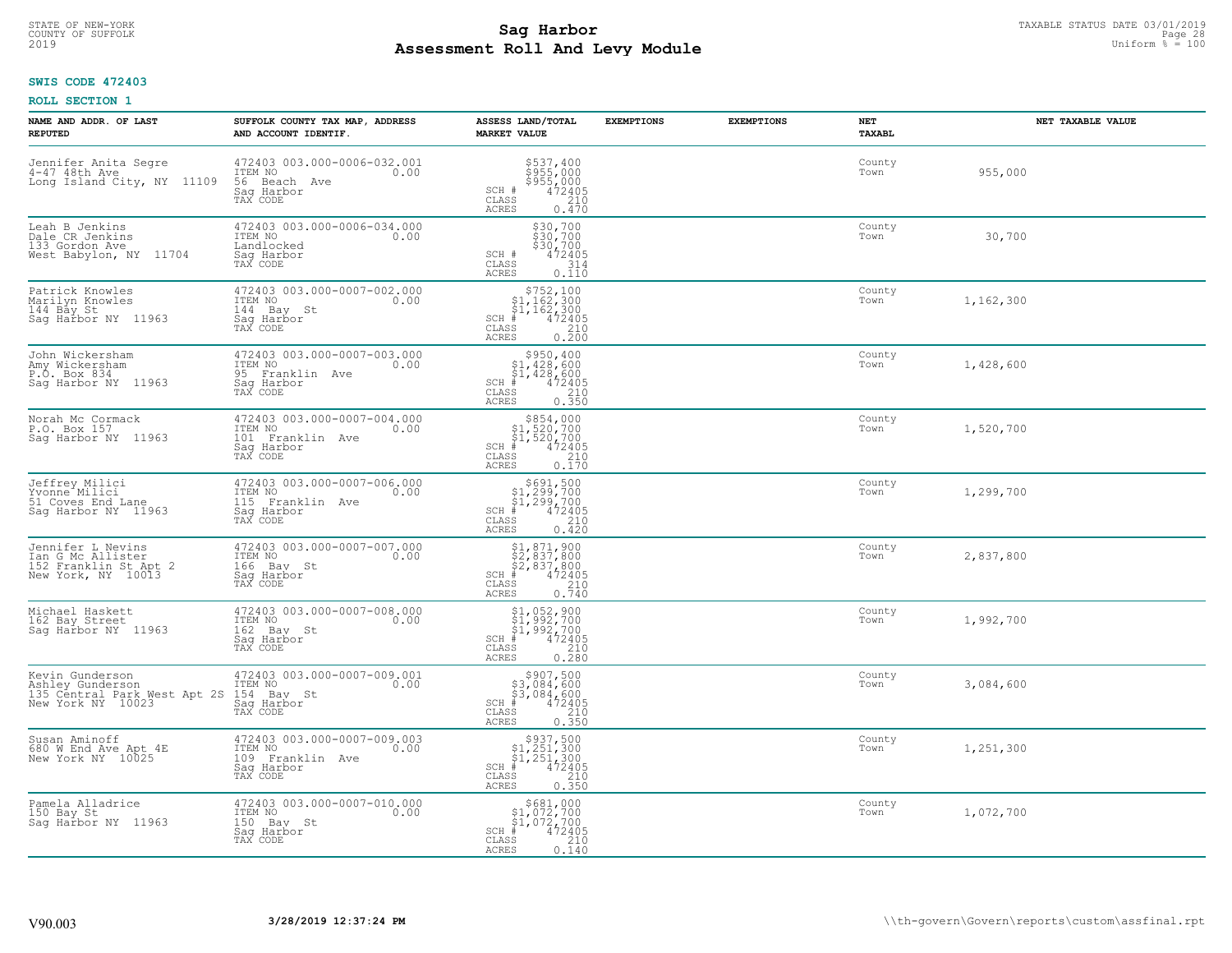**SWIS CODE 472403**

**ROLL SECTION 1**

| NAME AND ADDR. OF LAST REPUTED | SUFFOLK COUNTY TAX MAP, ADDRESS AND ACCOUNT IDENTIF. | ASSESS LAND/TOTAL MARKET VALUE | EXEMPTIONS | EXEMPTIONS | NET TAXABL | NET TAXABLE VALUE |
|---|---|---|---|---|---|---|
| Jennifer Anita Segre<br>4-47 48th Ave<br>Long Island City, NY 11109 | 472403 003.000-0006-032.001<br>ITEM NO 0.00<br>56 Beach Ave<br>Sag Harbor<br>TAX CODE | $537,400<br>$955,000<br>$955,000<br>SCH # 472405<br>CLASS 210<br>ACRES 0.470 | | | County<br>Town | 955,000 |
| Leah B Jenkins<br>Dale CR Jenkins<br>133 Gordon Ave<br>West Babylon, NY 11704 | 472403 003.000-0006-034.000<br>ITEM NO 0.00<br>Landlocked<br>Sag Harbor<br>TAX CODE | $30,700<br>$30,700<br>$30,700<br>SCH # 472405<br>CLASS 314<br>ACRES 0.110 | | | County<br>Town | 30,700 |
| Patrick Knowles<br>Marilyn Knowles<br>144 Bay St<br>Sag Harbor NY 11963 | 472403 003.000-0007-002.000<br>ITEM NO 0.00<br>144 Bay St<br>Sag Harbor<br>TAX CODE | $752,100<br>$1,162,300<br>$1,162,300<br>SCH # 472405<br>CLASS 210<br>ACRES 0.200 | | | County<br>Town | 1,162,300 |
| John Wickersham<br>Amy Wickersham<br>P.O. Box 834<br>Sag Harbor NY 11963 | 472403 003.000-0007-003.000<br>ITEM NO 0.00<br>95 Franklin Ave<br>Sag Harbor<br>TAX CODE | $950,400<br>$1,428,600<br>$1,428,600<br>SCH # 472405<br>CLASS 210<br>ACRES 0.350 | | | County<br>Town | 1,428,600 |
| Norah Mc Cormack<br>P.O. Box 157<br>Sag Harbor NY 11963 | 472403 003.000-0007-004.000<br>ITEM NO 0.00<br>101 Franklin Ave<br>Sag Harbor<br>TAX CODE | $854,000<br>$1,520,700<br>$1,520,700<br>SCH # 472405<br>CLASS 210<br>ACRES 0.170 | | | County<br>Town | 1,520,700 |
| Jeffrey Milici<br>Yvonne Milici<br>51 Coves End Lane<br>Sag Harbor NY 11963 | 472403 003.000-0007-006.000<br>ITEM NO 0.00<br>115 Franklin Ave<br>Sag Harbor<br>TAX CODE | $691,500<br>$1,299,700<br>$1,299,700<br>SCH # 472405<br>CLASS 210<br>ACRES 0.420 | | | County<br>Town | 1,299,700 |
| Jennifer L Nevins<br>Ian G Mc Allister<br>152 Franklin St Apt 2<br>New York, NY 10013 | 472403 003.000-0007-007.000<br>ITEM NO 0.00<br>166 Bay St<br>Sag Harbor<br>TAX CODE | $1,871,900<br>$2,837,800<br>$2,837,800<br>SCH # 472405<br>CLASS 210<br>ACRES 0.740 | | | County<br>Town | 2,837,800 |
| Michael Haskett<br>162 Bay Street<br>Sag Harbor NY 11963 | 472403 003.000-0007-008.000<br>ITEM NO 0.00<br>162 Bay St<br>Sag Harbor<br>TAX CODE | $1,052,900<br>$1,992,700<br>$1,992,700<br>SCH # 472405<br>CLASS 210<br>ACRES 0.280 | | | County<br>Town | 1,992,700 |
| Kevin Gunderson<br>Ashley Gunderson<br>135 Central Park West Apt 2S<br>New York NY 10023 | 472403 003.000-0007-009.001<br>ITEM NO 0.00<br>154 Bay St<br>Sag Harbor<br>TAX CODE | $907,500<br>$3,084,600<br>$3,084,600<br>SCH # 472405<br>CLASS 210<br>ACRES 0.350 | | | County<br>Town | 3,084,600 |
| Susan Aminoff<br>680 W End Ave Apt 4E<br>New York NY 10025 | 472403 003.000-0007-009.003<br>ITEM NO 0.00<br>109 Franklin Ave<br>Sag Harbor<br>TAX CODE | $937,500<br>$1,251,300<br>$1,251,300<br>SCH # 472405<br>CLASS 210<br>ACRES 0.350 | | | County<br>Town | 1,251,300 |
| Pamela Alladrice<br>150 Bay St<br>Sag Harbor NY 11963 | 472403 003.000-0007-010.000<br>ITEM NO 0.00<br>150 Bay St<br>Sag Harbor<br>TAX CODE | $681,000<br>$1,072,700<br>$1,072,700<br>SCH # 472405<br>CLASS 210<br>ACRES 0.140 | | | County<br>Town | 1,072,700 |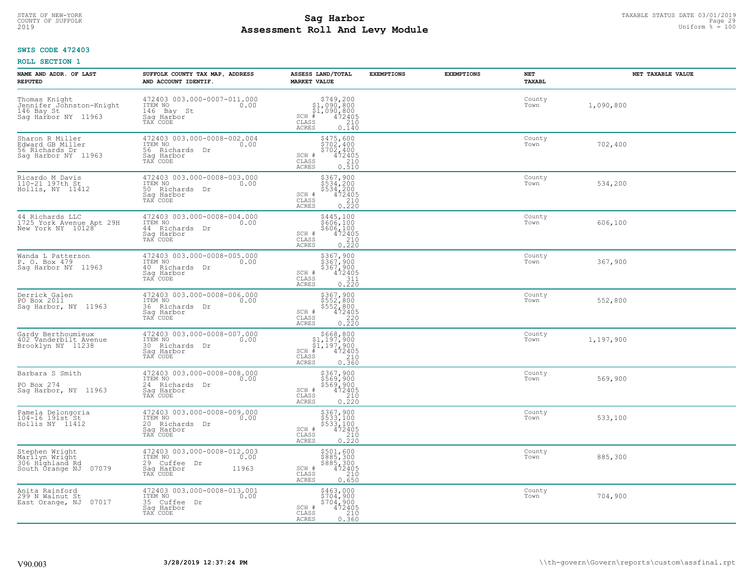STATE OF NEW-YORK
COUNTY OF SUFFOLK
2019

# Sag Harbor
## Assessment Roll And Levy Module

TAXABLE STATUS DATE 03/01/2019
Uniform % = 100

**SWIS CODE 472403**

**ROLL SECTION 1**

| NAME AND ADDR. OF LAST REPUTED | SUFFOLK COUNTY TAX MAP, ADDRESS AND ACCOUNT IDENTIF. | ASSESS LAND/TOTAL MARKET VALUE | EXEMPTIONS | EXEMPTIONS | NET TAXABL | NET TAXABLE VALUE |
|---|---|---|---|---|---|---|
| Thomas Knight<br>Jennifer Johnston-Knight<br>146 Bay St<br>Sag Harbor NY 11963 | 472403 003.000-0007-011.000<br>ITEM NO 0.00<br>146 Bay St<br>Sag Harbor<br>TAX CODE | $749,200<br>$1,090,800<br>$1,090,800<br>SCH # 472405<br>CLASS 210<br>ACRES 0.140 | | | County<br>Town | 1,090,800 |
| Sharon R Miller<br>Edward GB Miller<br>56 Richards Dr<br>Sag Harbor NY 11963 | 472403 003.000-0008-002.004<br>ITEM NO 0.00<br>56 Richards Dr<br>Sag Harbor<br>TAX CODE | $475,600<br>$702,400<br>$702,400<br>SCH # 472405<br>CLASS 210<br>ACRES 0.510 | | | County<br>Town | 702,400 |
| Ricardo M Davis<br>110-21 197th St<br>Hollis, NY 11412 | 472403 003.000-0008-003.000<br>ITEM NO 0.00<br>50 Richards Dr<br>Sag Harbor<br>TAX CODE | $367,900<br>$534,200<br>$534,200<br>SCH # 472405<br>CLASS 210<br>ACRES 0.220 | | | County<br>Town | 534,200 |
| 44 Richards LLC<br>1725 York Avenue Apt 29H<br>New York NY 10128 | 472403 003.000-0008-004.000<br>ITEM NO 0.00<br>44 Richards Dr<br>Sag Harbor<br>TAX CODE | $445,100<br>$606,100<br>$606,100<br>SCH # 472405<br>CLASS 210<br>ACRES 0.220 | | | County<br>Town | 606,100 |
| Wanda L Patterson<br>P. O. Box 479<br>Sag Harbor NY 11963 | 472403 003.000-0008-005.000<br>ITEM NO 0.00<br>40 Richards Dr<br>Sag Harbor<br>TAX CODE | $367,900<br>$367,900<br>$367,900<br>SCH # 472405<br>CLASS 311<br>ACRES 0.220 | | | County<br>Town | 367,900 |
| Derrick Galen<br>PO Box 2011<br>Sag Harbor, NY 11963 | 472403 003.000-0008-006.000<br>ITEM NO 0.00<br>36 Richards Dr<br>Sag Harbor<br>TAX CODE | $367,900<br>$552,800<br>$552,800<br>SCH # 472405<br>CLASS 220<br>ACRES 0.220 | | | County<br>Town | 552,800 |
| Gardy Berthoumieux<br>402 Vanderbilt Avenue<br>Brooklyn NY 11238 | 472403 003.000-0008-007.000<br>ITEM NO 0.00<br>30 Richards Dr<br>Sag Harbor<br>TAX CODE | $668,800<br>$1,197,900<br>$1,197,900<br>SCH # 472405<br>CLASS 210<br>ACRES 0.360 | | | County<br>Town | 1,197,900 |
| Barbara S Smith<br><br>PO Box 274<br>Sag Harbor, NY 11963 | 472403 003.000-0008-008.000<br>ITEM NO 0.00<br>24 Richards Dr<br>Sag Harbor<br>TAX CODE | $367,900<br>$569,900<br>$569,900<br>SCH # 472405<br>CLASS 210<br>ACRES 0.220 | | | County<br>Town | 569,900 |
| Pamela Delongoria<br>104-16 191st St<br>Hollis NY 11412 | 472403 003.000-0008-009.000<br>ITEM NO 0.00<br>20 Richards Dr<br>Sag Harbor<br>TAX CODE | $367,900<br>$533,100<br>$533,100<br>SCH # 472405<br>CLASS 210<br>ACRES 0.220 | | | County<br>Town | 533,100 |
| Stephen Wright<br>Marilyn Wright<br>306 Highland Rd<br>South Orange NJ 07079 | 472403 003.000-0008-012.003<br>ITEM NO 0.00<br>29 Cuffee Dr<br>Sag Harbor 11963<br>TAX CODE | $501,600<br>$885,300<br>$885,300<br>SCH # 472405<br>CLASS 210<br>ACRES 0.650 | | | County<br>Town | 885,300 |
| Anita Rainford<br>299 N Walnut St<br>East Orange, NJ 07017 | 472403 003.000-0008-013.001<br>ITEM NO 0.00<br>35 Cuffee Dr<br>Sag Harbor<br>TAX CODE | $463,000<br>$704,900<br>$704,900<br>SCH # 472405<br>CLASS 210<br>ACRES 0.360 | | | County<br>Town | 704,900 |

V90.003 **3/28/2019 12:37:24 PM** \\th-govern\Govern\reports\custom\assfinal.rpt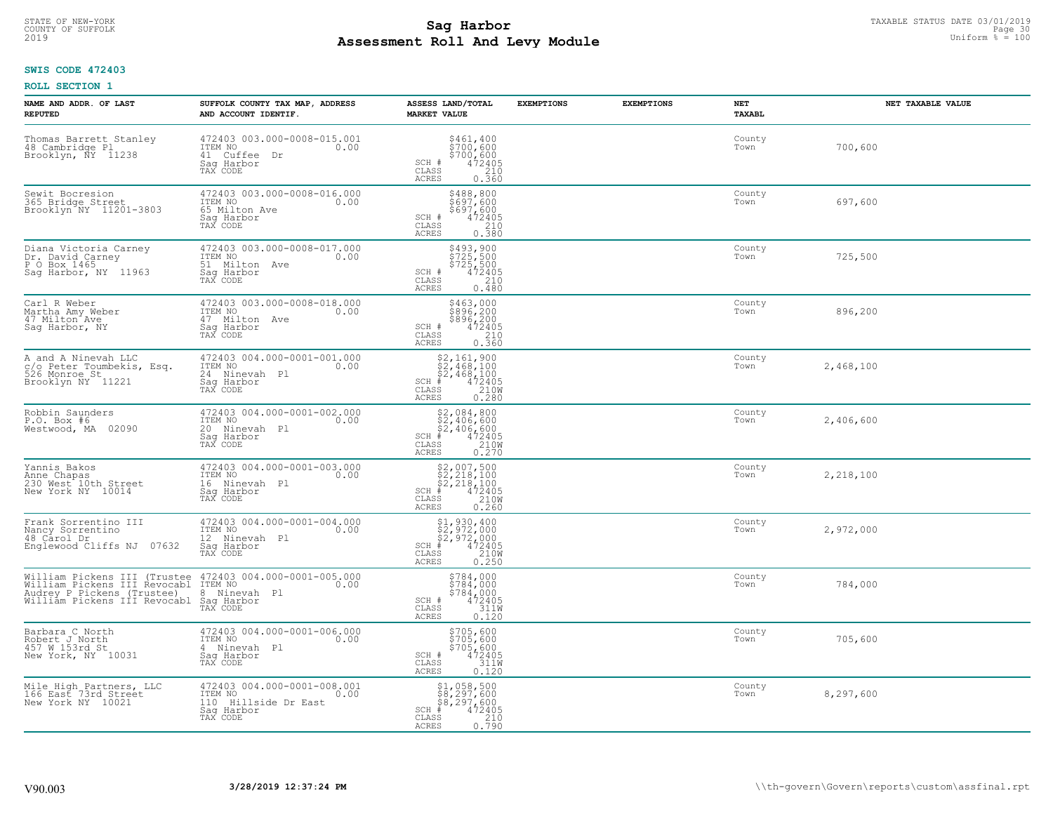STATE OF NEW-YORK
COUNTY OF SUFFOLK
2019

# Sag Harbor
# Assessment Roll And Levy Module

TAXABLE STATUS DATE 03/01/2019
Uniform % = 100

**SWIS CODE 472403**

**ROLL SECTION 1**

| NAME AND ADDR. OF LAST REPUTED | SUFFOLK COUNTY TAX MAP, ADDRESS AND ACCOUNT IDENTIF. | ASSESS LAND/TOTAL MARKET VALUE | EXEMPTIONS | EXEMPTIONS | NET TAXABL | NET TAXABLE VALUE |
|---|---|---|---|---|---|---|
| Thomas Barrett Stanley<br>48 Cambridge Pl<br>Brooklyn, NY 11238 | 472403 003.000-0008-015.001<br>ITEM NO 0.00<br>41 Cuffee Dr<br>Sag Harbor<br>TAX CODE | $461,400<br>$700,600<br>$700,600<br>SCH # 472405<br>CLASS 210<br>ACRES 0.360 | | | County<br>Town | 700,600 |
| Sewit Bocresion<br>365 Bridge Street<br>Brooklyn NY 11201-3803 | 472403 003.000-0008-016.000<br>ITEM NO 0.00<br>65 Milton Ave<br>Sag Harbor<br>TAX CODE | $488,800<br>$697,600<br>$697,600<br>SCH # 472405<br>CLASS 210<br>ACRES 0.380 | | | County<br>Town | 697,600 |
| Diana Victoria Carney<br>Dr. David Carney<br>P O Box 1465<br>Sag Harbor, NY 11963 | 472403 003.000-0008-017.000<br>ITEM NO 0.00<br>51 Milton Ave<br>Sag Harbor<br>TAX CODE | $493,900<br>$725,500<br>$725,500<br>SCH # 472405<br>CLASS 210<br>ACRES 0.480 | | | County<br>Town | 725,500 |
| Carl R Weber<br>Martha Amy Weber<br>47 Milton Ave<br>Sag Harbor, NY | 472403 003.000-0008-018.000<br>ITEM NO 0.00<br>47 Milton Ave<br>Sag Harbor<br>TAX CODE | $463,000<br>$896,200<br>$896,200<br>SCH # 472405<br>CLASS 210<br>ACRES 0.360 | | | County<br>Town | 896,200 |
| A and A Ninevah LLC<br>c/o Peter Toumbekis, Esq.<br>526 Monroe St<br>Brooklyn NY 11221 | 472403 004.000-0001-001.000<br>ITEM NO 0.00<br>24 Ninevah Pl<br>Sag Harbor<br>TAX CODE | $2,161,900<br>$2,468,100<br>$2,468,100<br>SCH # 472405<br>CLASS 210W<br>ACRES 0.280 | | | County<br>Town | 2,468,100 |
| Robbin Saunders<br>P.O. Box #6<br>Westwood, MA 02090 | 472403 004.000-0001-002.000<br>ITEM NO 0.00<br>20 Ninevah Pl<br>Sag Harbor<br>TAX CODE | $2,084,800<br>$2,406,600<br>$2,406,600<br>SCH # 472405<br>CLASS 210W<br>ACRES 0.270 | | | County<br>Town | 2,406,600 |
| Yannis Bakos<br>Anne Chapas<br>230 West 10th Street<br>New York NY 10014 | 472403 004.000-0001-003.000<br>ITEM NO 0.00<br>16 Ninevah Pl<br>Sag Harbor<br>TAX CODE | $2,007,500<br>$2,218,100<br>$2,218,100<br>SCH # 472405<br>CLASS 210W<br>ACRES 0.260 | | | County<br>Town | 2,218,100 |
| Frank Sorrentino III<br>Nancy Sorrentino<br>48 Carol Dr<br>Englewood Cliffs NJ 07632 | 472403 004.000-0001-004.000<br>ITEM NO 0.00<br>12 Ninevah Pl<br>Sag Harbor<br>TAX CODE | $1,930,400<br>$2,972,000<br>$2,972,000<br>SCH # 472405<br>CLASS 210W<br>ACRES 0.250 | | | County<br>Town | 2,972,000 |
| William Pickens III (Trustee<br>William Pickens III Revocabl<br>Audrey P Pickens (Trustee)<br>William Pickens III Revocabl | 472403 004.000-0001-005.000<br>ITEM NO 0.00<br>8 Ninevah Pl<br>Sag Harbor<br>TAX CODE | $784,000<br>$784,000<br>$784,000<br>SCH # 472405<br>CLASS 311W<br>ACRES 0.120 | | | County<br>Town | 784,000 |
| Barbara C North<br>Robert J North<br>457 W 153rd St<br>New York, NY 10031 | 472403 004.000-0001-006.000<br>ITEM NO 0.00<br>4 Ninevah Pl<br>Sag Harbor<br>TAX CODE | $705,600<br>$705,600<br>$705,600<br>SCH # 472405<br>CLASS 311W<br>ACRES 0.120 | | | County<br>Town | 705,600 |
| Mile High Partners, LLC<br>166 East 73rd Street<br>New York NY 10021 | 472403 004.000-0001-008.001<br>ITEM NO 0.00<br>110 Hillside Dr East<br>Sag Harbor<br>TAX CODE | $1,058,500<br>$8,297,600<br>$8,297,600<br>SCH # 472405<br>CLASS 210<br>ACRES 0.790 | | | County<br>Town | 8,297,600 |

V90.003 3/28/2019 12:37:24 PM \\th-govern\Govern\reports\custom\assfinal.rpt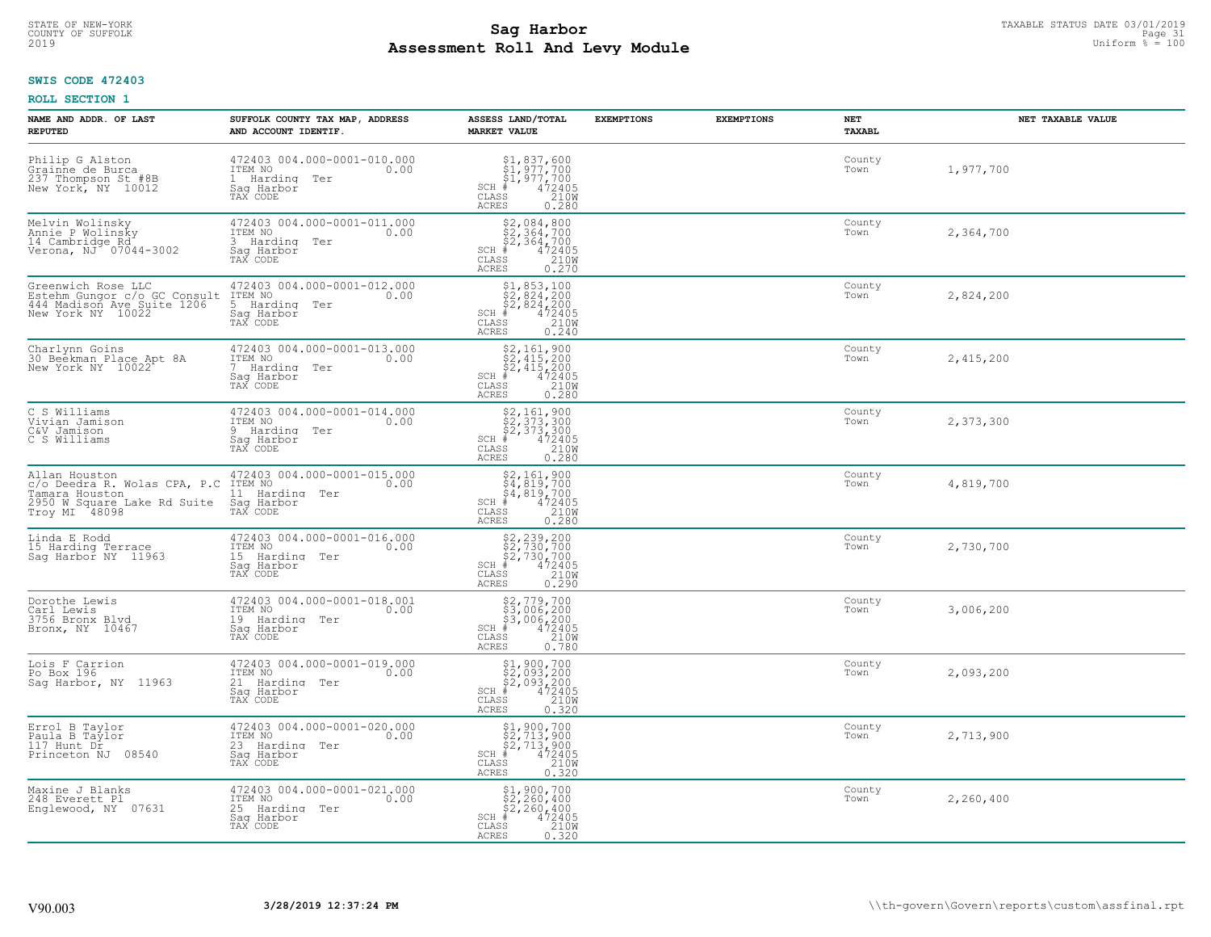**Sag Harbor**
**Assessment Roll And Levy Module**

STATE OF NEW-YORK
COUNTY OF SUFFOLK
2019

TAXABLE STATUS DATE 03/01/2019
Uniform % = 100

**SWIS CODE 472403**

**ROLL SECTION 1**

| NAME AND ADDR. OF LAST REPUTED | SUFFOLK COUNTY TAX MAP, ADDRESS AND ACCOUNT IDENTIF. | ASSESS LAND/TOTAL MARKET VALUE | EXEMPTIONS | EXEMPTIONS | NET TAXABL | NET TAXABLE VALUE |
|---|---|---|---|---|---|---|
| Philip G Alston<br>Grainne de Burca<br>237 Thompson St #8B<br>New York, NY 10012 | 472403 004.000-0001-010.000<br>ITEM NO 0.00<br>1 Harding Ter<br>Sag Harbor<br>TAX CODE | $1,837,600<br>$1,977,700<br>$1,977,700<br>SCH # 472405<br>CLASS 210W<br>ACRES 0.280 | | | County<br>Town | 1,977,700 |
| Melvin Wolinsky<br>Annie P Wolinsky<br>14 Cambridge Rd<br>Verona, NJ 07044-3002 | 472403 004.000-0001-011.000<br>ITEM NO 0.00<br>3 Harding Ter<br>Sag Harbor<br>TAX CODE | $2,084,800<br>$2,364,700<br>$2,364,700<br>SCH # 472405<br>CLASS 210W<br>ACRES 0.270 | | | County<br>Town | 2,364,700 |
| Greenwich Rose LLC<br>Estehm Gungor c/o GC Consult<br>444 Madison Ave Suite 1206<br>New York NY 10022 | 472403 004.000-0001-012.000<br>ITEM NO 0.00<br>5 Harding Ter<br>Sag Harbor<br>TAX CODE | $1,853,100<br>$2,824,200<br>$2,824,200<br>SCH # 472405<br>CLASS 210W<br>ACRES 0.240 | | | County<br>Town | 2,824,200 |
| Charlynn Goins<br>30 Beekman Place Apt 8A<br>New York NY 10022 | 472403 004.000-0001-013.000<br>ITEM NO 0.00<br>7 Harding Ter<br>Sag Harbor<br>TAX CODE | $2,161,900<br>$2,415,200<br>$2,415,200<br>SCH # 472405<br>CLASS 210W<br>ACRES 0.280 | | | County<br>Town | 2,415,200 |
| C S Williams<br>Vivian Jamison<br>C&V Jamison<br>C S Williams | 472403 004.000-0001-014.000<br>ITEM NO 0.00<br>9 Harding Ter<br>Sag Harbor<br>TAX CODE | $2,161,900<br>$2,373,300<br>$2,373,300<br>SCH # 472405<br>CLASS 210W<br>ACRES 0.280 | | | County<br>Town | 2,373,300 |
| Allan Houston<br>c/o Deedra R. Wolas CPA, P.C<br>Tamara Houston<br>2950 W Square Lake Rd Suite<br>Troy MI 48098 | 472403 004.000-0001-015.000<br>ITEM NO 0.00<br>11 Harding Ter<br>Sag Harbor<br>TAX CODE | $2,161,900<br>$4,819,700<br>$4,819,700<br>SCH # 472405<br>CLASS 210W<br>ACRES 0.280 | | | County<br>Town | 4,819,700 |
| Linda E Rodd<br>15 Harding Terrace<br>Sag Harbor NY 11963 | 472403 004.000-0001-016.000<br>ITEM NO 0.00<br>15 Harding Ter<br>Sag Harbor<br>TAX CODE | $2,239,200<br>$2,730,700<br>$2,730,700<br>SCH # 472405<br>CLASS 210W<br>ACRES 0.290 | | | County<br>Town | 2,730,700 |
| Dorothe Lewis<br>Carl Lewis<br>3756 Bronx Blvd<br>Bronx, NY 10467 | 472403 004.000-0001-018.001<br>ITEM NO 0.00<br>19 Harding Ter<br>Sag Harbor<br>TAX CODE | $2,779,700<br>$3,006,200<br>$3,006,200<br>SCH # 472405<br>CLASS 210W<br>ACRES 0.780 | | | County<br>Town | 3,006,200 |
| Lois F Carrion<br>Po Box 196<br>Sag Harbor, NY 11963 | 472403 004.000-0001-019.000<br>ITEM NO 0.00<br>21 Harding Ter<br>Sag Harbor<br>TAX CODE | $1,900,700<br>$2,093,200<br>$2,093,200<br>SCH # 472405<br>CLASS 210W<br>ACRES 0.320 | | | County<br>Town | 2,093,200 |
| Errol B Taylor<br>Paula B Taylor<br>117 Hunt Dr<br>Princeton NJ 08540 | 472403 004.000-0001-020.000<br>ITEM NO 0.00<br>23 Harding Ter<br>Sag Harbor<br>TAX CODE | $1,900,700<br>$2,713,900<br>$2,713,900<br>SCH # 472405<br>CLASS 210W<br>ACRES 0.320 | | | County<br>Town | 2,713,900 |
| Maxine J Blanks<br>248 Everett Pl<br>Englewood, NY 07631 | 472403 004.000-0001-021.000<br>ITEM NO 0.00<br>25 Harding Ter<br>Sag Harbor<br>TAX CODE | $1,900,700<br>$2,260,400<br>$2,260,400<br>SCH # 472405<br>CLASS 210W<br>ACRES 0.320 | | | County<br>Town | 2,260,400 |

V90.003 3/28/2019 12:37:24 PM \\th-govern\Govern\reports\custom\assfinal.rpt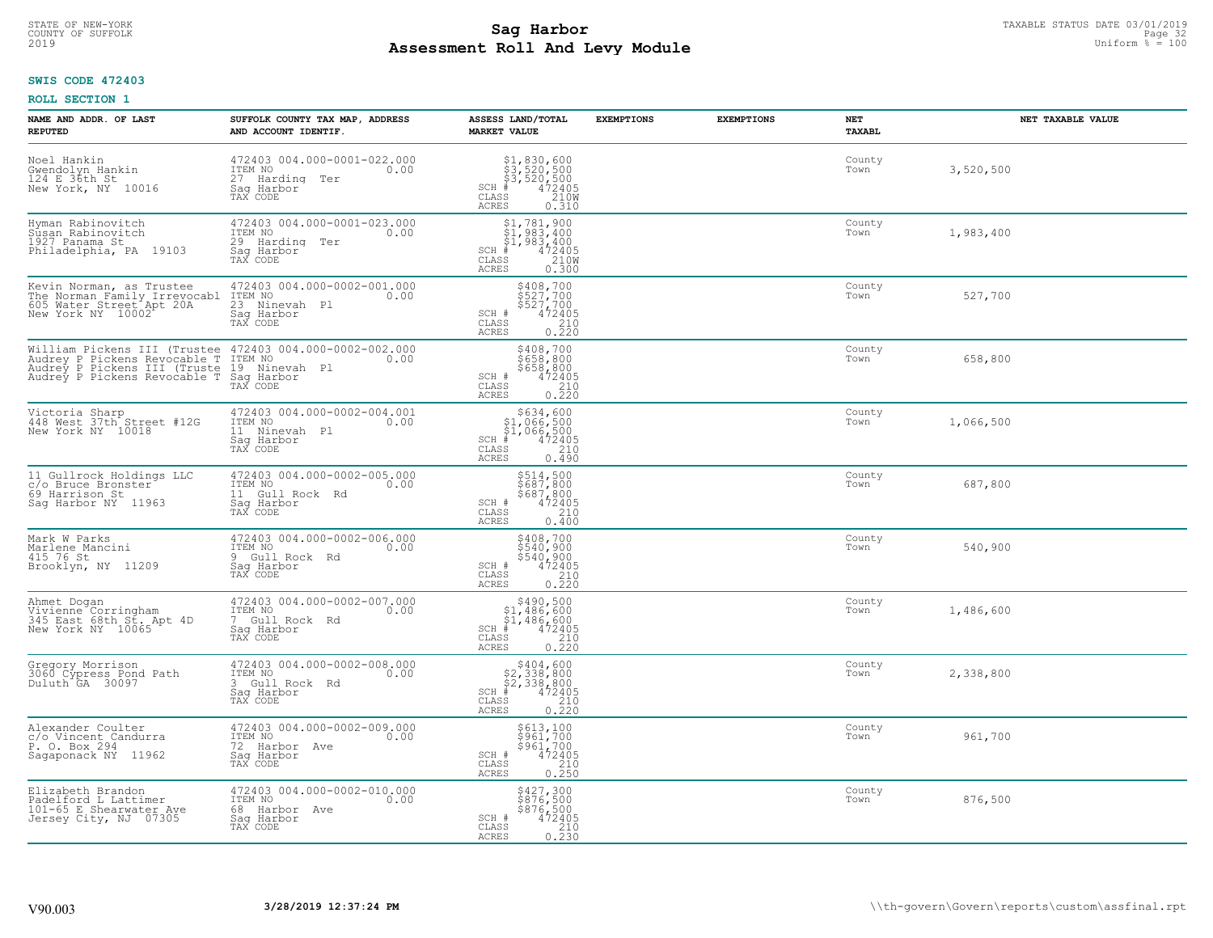**SWIS CODE 472403**

**ROLL SECTION 1**

| NAME AND ADDR. OF LAST REPUTED | SUFFOLK COUNTY TAX MAP, ADDRESS AND ACCOUNT IDENTIF. | ASSESS LAND/TOTAL MARKET VALUE | EXEMPTIONS | EXEMPTIONS | NET TAXABL | NET TAXABLE VALUE |
|---|---|---|---|---|---|---|
| Noel Hankin<br>Gwendolyn Hankin<br>124 E 36th St<br>New York, NY 10016 | 472403 004.000-0001-022.000<br>ITEM NO 0.00<br>27 Harding Ter<br>Sag Harbor<br>TAX CODE | $1,830,600<br>$3,520,500<br>$3,520,500<br>SCH # 472405<br>CLASS 210W<br>ACRES 0.310 | | | County<br>Town | 3,520,500 |
| Hyman Rabinovitch<br>Susan Rabinovitch<br>1927 Panama St<br>Philadelphia, PA 19103 | 472403 004.000-0001-023.000<br>ITEM NO 0.00<br>29 Harding Ter<br>Sag Harbor<br>TAX CODE | $1,781,900<br>$1,983,400<br>$1,983,400<br>SCH # 472405<br>CLASS 210W<br>ACRES 0.300 | | | County<br>Town | 1,983,400 |
| Kevin Norman, as Trustee<br>The Norman Family Irrevocabl<br>605 Water Street Apt 20A<br>New York NY 10002 | 472403 004.000-0002-001.000<br>ITEM NO 0.00<br>23 Ninevah Pl<br>Sag Harbor<br>TAX CODE | $408,700<br>$527,700<br>$527,700<br>SCH # 472405<br>CLASS 210<br>ACRES 0.220 | | | County<br>Town | 527,700 |
| William Pickens III (Trustee<br>Audrey P Pickens Revocable T<br>Audrey P Pickens III (Truste<br>Audrey P Pickens Revocable T | 472403 004.000-0002-002.000<br>ITEM NO 0.00<br>19 Ninevah Pl<br>Sag Harbor<br>TAX CODE | $408,700<br>$658,800<br>$658,800<br>SCH # 472405<br>CLASS 210<br>ACRES 0.220 | | | County<br>Town | 658,800 |
| Victoria Sharp<br>448 West 37th Street #12G<br>New York NY 10018 | 472403 004.000-0002-004.001<br>ITEM NO 0.00<br>11 Ninevah Pl<br>Sag Harbor<br>TAX CODE | $634,600<br>$1,066,500<br>$1,066,500<br>SCH # 472405<br>CLASS 210<br>ACRES 0.490 | | | County<br>Town | 1,066,500 |
| 11 Gullrock Holdings LLC<br>c/o Bruce Bronster<br>69 Harrison St<br>Sag Harbor NY 11963 | 472403 004.000-0002-005.000<br>ITEM NO 0.00<br>11 Gull Rock Rd<br>Sag Harbor<br>TAX CODE | $514,500<br>$687,800<br>$687,800<br>SCH # 472405<br>CLASS 210<br>ACRES 0.400 | | | County<br>Town | 687,800 |
| Mark W Parks<br>Marlene Mancini<br>415 76 St<br>Brooklyn, NY 11209 | 472403 004.000-0002-006.000<br>ITEM NO 0.00<br>9 Gull Rock Rd<br>Sag Harbor<br>TAX CODE | $408,700<br>$540,900<br>$540,900<br>SCH # 472405<br>CLASS 210<br>ACRES 0.220 | | | County<br>Town | 540,900 |
| Ahmet Dogan<br>Vivienne Corringham<br>345 East 68th St. Apt 4D<br>New York NY 10065 | 472403 004.000-0002-007.000<br>ITEM NO 0.00<br>7 Gull Rock Rd<br>Sag Harbor<br>TAX CODE | $490,500<br>$1,486,600<br>$1,486,600<br>SCH # 472405<br>CLASS 210<br>ACRES 0.220 | | | County<br>Town | 1,486,600 |
| Gregory Morrison<br>3060 Cypress Pond Path<br>Duluth GA 30097 | 472403 004.000-0002-008.000<br>ITEM NO 0.00<br>3 Gull Rock Rd<br>Sag Harbor<br>TAX CODE | $404,600<br>$2,338,800<br>$2,338,800<br>SCH # 472405<br>CLASS 210<br>ACRES 0.220 | | | County<br>Town | 2,338,800 |
| Alexander Coulter<br>c/o Vincent Candurra<br>P. O. Box 294<br>Sagaponack NY 11962 | 472403 004.000-0002-009.000<br>ITEM NO 0.00<br>72 Harbor Ave<br>Sag Harbor<br>TAX CODE | $613,100<br>$961,700<br>$961,700<br>SCH # 472405<br>CLASS 210<br>ACRES 0.250 | | | County<br>Town | 961,700 |
| Elizabeth Brandon<br>Padelford L Lattimer<br>101-65 E Shearwater Ave<br>Jersey City, NJ 07305 | 472403 004.000-0002-010.000<br>ITEM NO 0.00<br>68 Harbor Ave<br>Sag Harbor<br>TAX CODE | $427,300<br>$876,500<br>$876,500<br>SCH # 472405<br>CLASS 210<br>ACRES 0.230 | | | County<br>Town | 876,500 |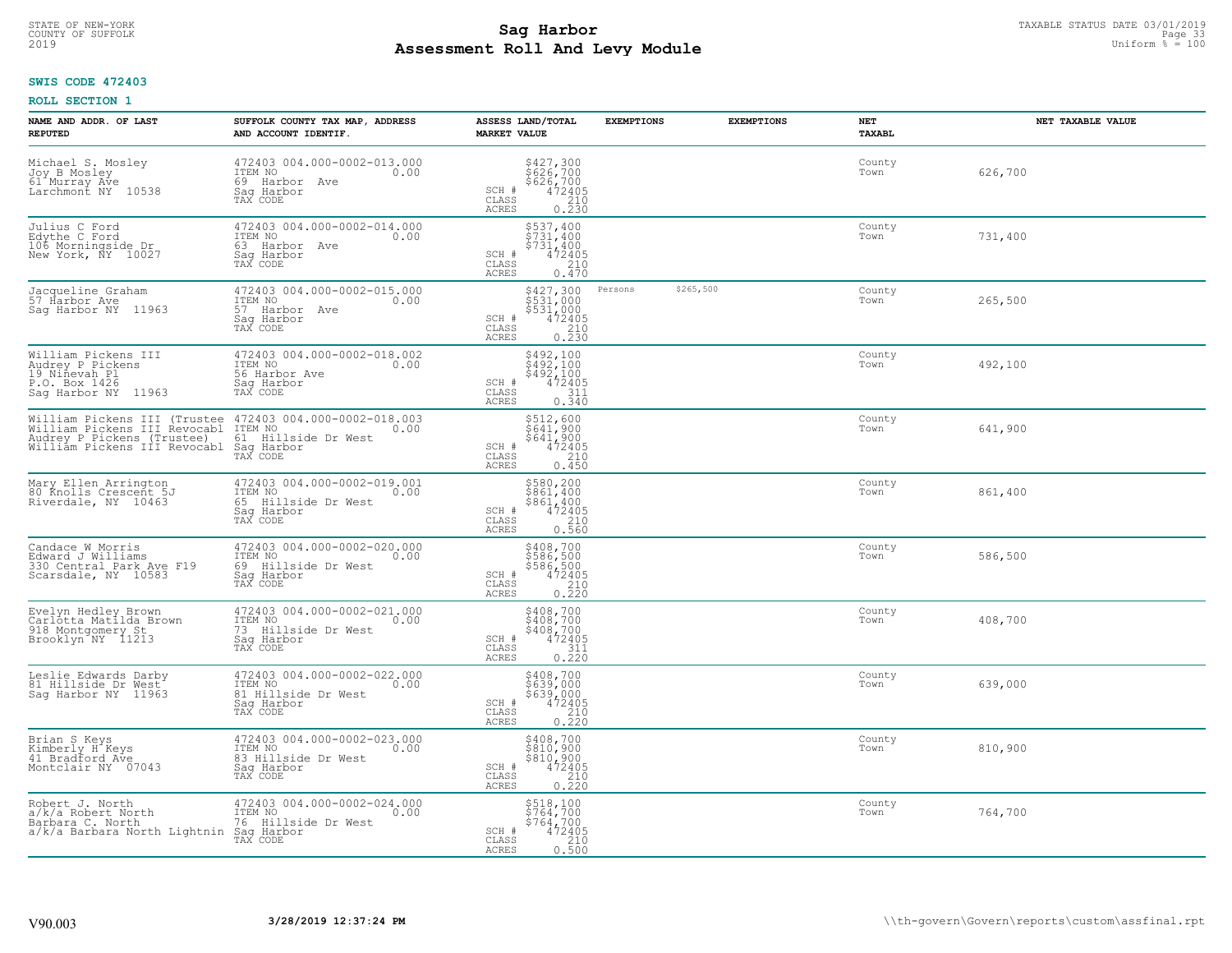**SWIS CODE 472403**

**ROLL SECTION 1**

| NAME AND ADDR. OF LAST REPUTED | SUFFOLK COUNTY TAX MAP, ADDRESS AND ACCOUNT IDENTIF. | ASSESS LAND/TOTAL MARKET VALUE | EXEMPTIONS | EXEMPTIONS | NET TAXABL | NET TAXABLE VALUE |
|---|---|---|---|---|---|---|
| Michael S. Mosley<br>Joy B Mosley<br>61 Murray Ave<br>Larchmont NY 10538 | 472403 004.000-0002-013.000<br>ITEM NO 0.00<br>69 Harbor Ave<br>Sag Harbor<br>TAX CODE | $427,300<br>$626,700<br>$626,700<br>SCH # 472405<br>CLASS 210<br>ACRES 0.230 | | | County<br>Town | 626,700 |
| Julius C Ford<br>Edythe C Ford<br>106 Morningside Dr<br>New York, NY 10027 | 472403 004.000-0002-014.000<br>ITEM NO 0.00<br>63 Harbor Ave<br>Sag Harbor<br>TAX CODE | $537,400<br>$731,400<br>$731,400<br>SCH # 472405<br>CLASS 210<br>ACRES 0.470 | | | County<br>Town | 731,400 |
| Jacqueline Graham<br>57 Harbor Ave<br>Sag Harbor NY 11963 | 472403 004.000-0002-015.000<br>ITEM NO 0.00<br>57 Harbor Ave<br>Sag Harbor<br>TAX CODE | $427,300<br>$531,000<br>$531,000<br>SCH # 472405<br>CLASS 210<br>ACRES 0.230 | Persons $265,500 | | County<br>Town | 265,500 |
| William Pickens III<br>Audrey P Pickens<br>19 Ninevah Pl<br>P.O. Box 1426<br>Sag Harbor NY 11963 | 472403 004.000-0002-018.002<br>ITEM NO 0.00<br>56 Harbor Ave<br>Sag Harbor<br>TAX CODE | $492,100<br>$492,100<br>$492,100<br>SCH # 472405<br>CLASS 311<br>ACRES 0.340 | | | County<br>Town | 492,100 |
| William Pickens III (Trustee<br>William Pickens III Revocabl<br>Audrey P Pickens (Trustee)<br>William Pickens III Revocabl | 472403 004.000-0002-018.003<br>ITEM NO 0.00<br>61 Hillside Dr West<br>Sag Harbor<br>TAX CODE | $512,600<br>$641,900<br>$641,900<br>SCH # 472405<br>CLASS 210<br>ACRES 0.450 | | | County<br>Town | 641,900 |
| Mary Ellen Arrington<br>80 Knolls Crescent 5J<br>Riverdale, NY 10463 | 472403 004.000-0002-019.001<br>ITEM NO 0.00<br>65 Hillside Dr West<br>Sag Harbor<br>TAX CODE | $580,200<br>$861,400<br>$861,400<br>SCH # 472405<br>CLASS 210<br>ACRES 0.560 | | | County<br>Town | 861,400 |
| Candace W Morris<br>Edward J Williams<br>330 Central Park Ave F19<br>Scarsdale, NY 10583 | 472403 004.000-0002-020.000<br>ITEM NO 0.00<br>69 Hillside Dr West<br>Sag Harbor<br>TAX CODE | $408,700<br>$586,500<br>$586,500<br>SCH # 472405<br>CLASS 210<br>ACRES 0.220 | | | County<br>Town | 586,500 |
| Evelyn Hedley Brown<br>Carlotta Matilda Brown<br>918 Montgomery St<br>Brooklyn NY 11213 | 472403 004.000-0002-021.000<br>ITEM NO 0.00<br>73 Hillside Dr West<br>Sag Harbor<br>TAX CODE | $408,700<br>$408,700<br>$408,700<br>SCH # 472405<br>CLASS 311<br>ACRES 0.220 | | | County<br>Town | 408,700 |
| Leslie Edwards Darby<br>81 Hillside Dr West<br>Sag Harbor NY 11963 | 472403 004.000-0002-022.000<br>ITEM NO 0.00<br>81 Hillside Dr West<br>Sag Harbor<br>TAX CODE | $408,700<br>$639,000<br>$639,000<br>SCH # 472405<br>CLASS 210<br>ACRES 0.220 | | | County<br>Town | 639,000 |
| Brian S Keys<br>Kimberly H Keys<br>41 Bradford Ave<br>Montclair NY 07043 | 472403 004.000-0002-023.000<br>ITEM NO 0.00<br>83 Hillside Dr West<br>Sag Harbor<br>TAX CODE | $408,700<br>$810,900<br>$810,900<br>SCH # 472405<br>CLASS 210<br>ACRES 0.220 | | | County<br>Town | 810,900 |
| Robert J. North<br>a/k/a Robert North<br>Barbara C. North<br>a/k/a Barbara North Lightnin | 472403 004.000-0002-024.000<br>ITEM NO 0.00<br>76 Hillside Dr West<br>Sag Harbor<br>TAX CODE | $518,100<br>$764,700<br>$764,700<br>SCH # 472405<br>CLASS 210<br>ACRES 0.500 | | | County<br>Town | 764,700 |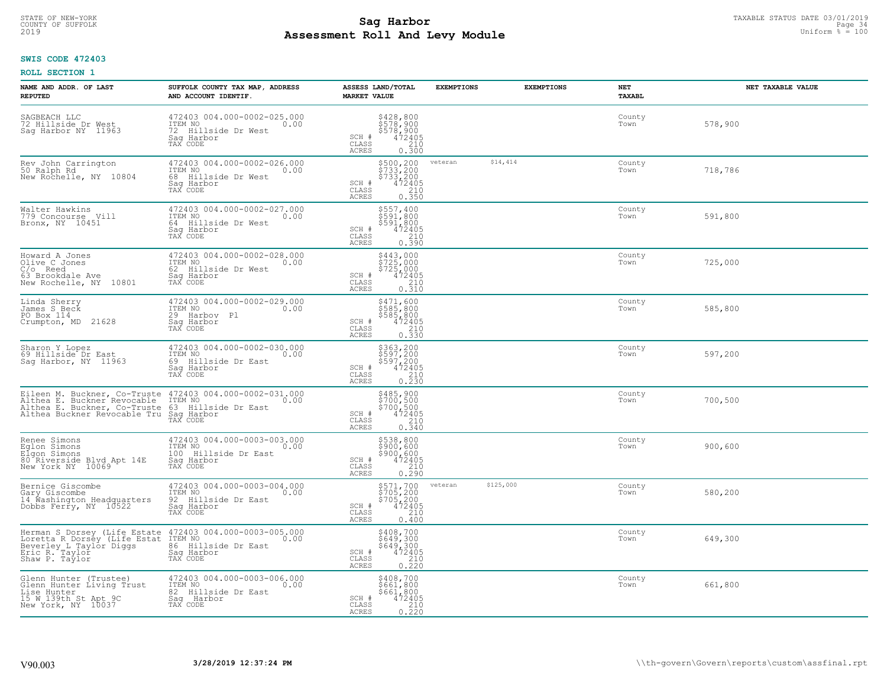STATE OF NEW-YORK
COUNTY OF SUFFOLK
2019

# Sag Harbor
# Assessment Roll And Levy Module

TAXABLE STATUS DATE 03/01/2019
Uniform % = 100

**SWIS CODE 472403**

**ROLL SECTION 1**

| NAME AND ADDR. OF LAST REPUTED | SUFFOLK COUNTY TAX MAP, ADDRESS AND ACCOUNT IDENTIF. | ASSESS LAND/TOTAL MARKET VALUE | EXEMPTIONS | EXEMPTIONS | NET TAXABL | NET TAXABLE VALUE |
|---|---|---|---|---|---|---|
| SAGBEACH LLC<br>72 Hillside Dr West<br>Sag Harbor NY 11963 | 472403 004.000-0002-025.000<br>ITEM NO 0.00<br>72 Hillside Dr West<br>Sag Harbor<br>TAX CODE | $428,800<br>$578,900<br>$578,900<br>SCH # 472405<br>CLASS 210<br>ACRES 0.300 | | | County<br>Town | 578,900 |
| Rev John Carrington<br>50 Ralph Rd<br>New Rochelle, NY 10804 | 472403 004.000-0002-026.000<br>ITEM NO 0.00<br>68 Hillside Dr West<br>Sag Harbor<br>TAX CODE | $500,200<br>$733,200<br>$733,200<br>SCH # 472405<br>CLASS 210<br>ACRES 0.350 | veteran $14,414 | | County<br>Town | 718,786 |
| Walter Hawkins<br>779 Concourse Vill<br>Bronx, NY 10451 | 472403 004.000-0002-027.000<br>ITEM NO 0.00<br>64 Hillside Dr West<br>Sag Harbor<br>TAX CODE | $557,400<br>$591,800<br>$591,800<br>SCH # 472405<br>CLASS 210<br>ACRES 0.390 | | | County<br>Town | 591,800 |
| Howard A Jones<br>Olive C Jones<br>C/o Reed<br>63 Brookdale Ave<br>New Rochelle, NY 10801 | 472403 004.000-0002-028.000<br>ITEM NO 0.00<br>62 Hillside Dr West<br>Sag Harbor<br>TAX CODE | $443,000<br>$725,000<br>$725,000<br>SCH # 472405<br>CLASS 210<br>ACRES 0.310 | | | County<br>Town | 725,000 |
| Linda Sherry<br>James S Beck<br>PO Box 114<br>Crumpton, MD 21628 | 472403 004.000-0002-029.000<br>ITEM NO 0.00<br>29 Harbov Pl<br>Sag Harbor<br>TAX CODE | $471,600<br>$585,800<br>$585,800<br>SCH # 472405<br>CLASS 210<br>ACRES 0.330 | | | County<br>Town | 585,800 |
| Sharon Y Lopez<br>69 Hillside Dr East<br>Sag Harbor, NY 11963 | 472403 004.000-0002-030.000<br>ITEM NO 0.00<br>69 Hillside Dr East<br>Sag Harbor<br>TAX CODE | $363,200<br>$597,200<br>$597,200<br>SCH # 472405<br>CLASS 210<br>ACRES 0.230 | | | County<br>Town | 597,200 |
| Eileen M. Buckner, Co-Truste<br>Althea E. Buckner Revocable<br>Althea E. Buckner, Co-Truste<br>Althea Buckner Revocable Tru | 472403 004.000-0002-031.000<br>ITEM NO 0.00<br>63 Hillside Dr East<br>Sag Harbor<br>TAX CODE | $485,900<br>$700,500<br>$700,500<br>SCH # 472405<br>CLASS 210<br>ACRES 0.340 | | | County<br>Town | 700,500 |
| Renee Simons<br>Eglon Simons<br>Elgon Simons<br>80 Riverside Blvd Apt 14E<br>New York NY 10069 | 472403 004.000-0003-003.000<br>ITEM NO 0.00<br>100 Hillside Dr East<br>Sag Harbor<br>TAX CODE | $538,800<br>$900,600<br>$900,600<br>SCH # 472405<br>CLASS 210<br>ACRES 0.290 | | | County<br>Town | 900,600 |
| Bernice Giscombe<br>Gary Giscombe<br>14 Washington Headquarters<br>Dobbs Ferry, NY 10522 | 472403 004.000-0003-004.000<br>ITEM NO 0.00<br>92 Hillside Dr East<br>Sag Harbor<br>TAX CODE | $571,700<br>$705,200<br>$705,200<br>SCH # 472405<br>CLASS 210<br>ACRES 0.400 | veteran $125,000 | | County<br>Town | 580,200 |
| Herman S Dorsey (Life Estate<br>Loretta R Dorsey (Life Estat<br>Beverley L Taylor Diggs<br>Eric R. Taylor<br>Shaw P. Taylor | 472403 004.000-0003-005.000<br>ITEM NO 0.00<br>86 Hillside Dr East<br>Sag Harbor<br>TAX CODE | $408,700<br>$649,300<br>$649,300<br>SCH # 472405<br>CLASS 210<br>ACRES 0.220 | | | County<br>Town | 649,300 |
| Glenn Hunter (Trustee)<br>Glenn Hunter Living Trust<br>Lise Hunter<br>15 W 139th St Apt 9C<br>New York, NY 10037 | 472403 004.000-0003-006.000<br>ITEM NO 0.00<br>82 Hillside Dr East<br>Sag Harbor<br>TAX CODE | $408,700<br>$661,800<br>$661,800<br>SCH # 472405<br>CLASS 210<br>ACRES 0.220 | | | County<br>Town | 661,800 |

V90.003 3/28/2019 12:37:24 PM \\th-govern\Govern\reports\custom\assfinal.rpt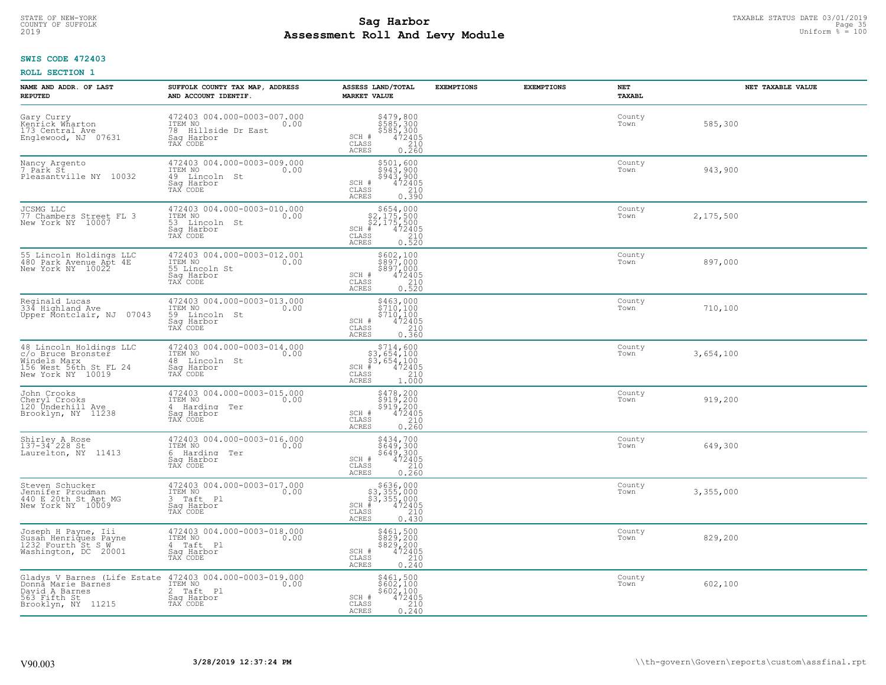STATE OF NEW-YORK
COUNTY OF SUFFOLK
2019

# Sag Harbor
# Assessment Roll And Levy Module

TAXABLE STATUS DATE 03/01/2019
Uniform % = 100

**SWIS CODE 472403**

**ROLL SECTION 1**

| NAME AND ADDR. OF LAST REPUTED | SUFFOLK COUNTY TAX MAP, ADDRESS AND ACCOUNT IDENTIF. | ASSESS LAND/TOTAL MARKET VALUE | EXEMPTIONS | EXEMPTIONS | NET TAXABL | NET TAXABLE VALUE |
|---|---|---|---|---|---|---|
| Gary Curry<br>Kenrick Wharton<br>173 Central Ave<br>Englewood, NJ 07631 | 472403 004.000-0003-007.000<br>ITEM NO 0.00<br>78 Hillside Dr East<br>Sag Harbor<br>TAX CODE | $479,800<br>$585,300<br>$585,300<br>SCH # 472405<br>CLASS 210<br>ACRES 0.260 | | | County<br>Town | 585,300 |
| Nancy Argento<br>7 Park St<br>Pleasantville NY 10032 | 472403 004.000-0003-009.000<br>ITEM NO 0.00<br>49 Lincoln St<br>Sag Harbor<br>TAX CODE | $501,600<br>$943,900<br>$943,900<br>SCH # 472405<br>CLASS 210<br>ACRES 0.390 | | | County<br>Town | 943,900 |
| JCSMG LLC<br>77 Chambers Street FL 3<br>New York NY 10007 | 472403 004.000-0003-010.000<br>ITEM NO 0.00<br>53 Lincoln St<br>Sag Harbor<br>TAX CODE | $654,000<br>$2,175,500<br>$2,175,500<br>SCH # 472405<br>CLASS 210<br>ACRES 0.520 | | | County<br>Town | 2,175,500 |
| 55 Lincoln Holdings LLC<br>480 Park Avenue Apt 4E<br>New York NY 10022 | 472403 004.000-0003-012.001<br>ITEM NO 0.00<br>55 Lincoln St<br>Sag Harbor<br>TAX CODE | $602,100<br>$897,000<br>$897,000<br>SCH # 472405<br>CLASS 210<br>ACRES 0.520 | | | County<br>Town | 897,000 |
| Reginald Lucas<br>334 Highland Ave<br>Upper Montclair, NJ 07043 | 472403 004.000-0003-013.000<br>ITEM NO 0.00<br>59 Lincoln St<br>Sag Harbor<br>TAX CODE | $463,000<br>$710,100<br>$710,100<br>SCH # 472405<br>CLASS 210<br>ACRES 0.360 | | | County<br>Town | 710,100 |
| 48 Lincoln Holdings LLC<br>c/o Bruce Bronster<br>Windels Marx<br>156 West 56th St FL 24<br>New York NY 10019 | 472403 004.000-0003-014.000<br>ITEM NO 0.00<br>48 Lincoln St<br>Sag Harbor<br>TAX CODE | $714,600<br>$3,654,100<br>$3,654,100<br>SCH # 472405<br>CLASS 210<br>ACRES 1.000 | | | County<br>Town | 3,654,100 |
| John Crooks<br>Cheryl Crooks<br>120 Underhill Ave<br>Brooklyn, NY 11238 | 472403 004.000-0003-015.000<br>ITEM NO 0.00<br>4 Harding Ter<br>Sag Harbor<br>TAX CODE | $478,200<br>$919,200<br>$919,200<br>SCH # 472405<br>CLASS 210<br>ACRES 0.260 | | | County<br>Town | 919,200 |
| Shirley A Rose<br>137-34 228 St<br>Laurelton, NY 11413 | 472403 004.000-0003-016.000<br>ITEM NO 0.00<br>6 Harding Ter<br>Sag Harbor<br>TAX CODE | $434,700<br>$649,300<br>$649,300<br>SCH # 472405<br>CLASS 210<br>ACRES 0.260 | | | County<br>Town | 649,300 |
| Steven Schucker<br>Jennifer Proudman<br>440 E 20th St Apt MG<br>New York NY 10009 | 472403 004.000-0003-017.000<br>ITEM NO 0.00<br>3 Taft Pl<br>Sag Harbor<br>TAX CODE | $636,000<br>$3,355,000<br>$3,355,000<br>SCH # 472405<br>CLASS 210<br>ACRES 0.430 | | | County<br>Town | 3,355,000 |
| Joseph H Payne, Iii<br>Susan Henriques Payne<br>1232 Fourth St S W<br>Washington, DC 20001 | 472403 004.000-0003-018.000<br>ITEM NO 0.00<br>4 Taft Pl<br>Sag Harbor<br>TAX CODE | $461,500<br>$829,200<br>$829,200<br>SCH # 472405<br>CLASS 210<br>ACRES 0.240 | | | County<br>Town | 829,200 |
| Gladys V Barnes (Life Estate<br>Donna Marie Barnes<br>David A Barnes<br>563 Fifth St<br>Brooklyn, NY 11215 | 472403 004.000-0003-019.000<br>ITEM NO 0.00<br>2 Taft Pl<br>Sag Harbor<br>TAX CODE | $461,500<br>$602,100<br>$602,100<br>SCH # 472405<br>CLASS 210<br>ACRES 0.240 | | | County<br>Town | 602,100 |

V90.003 3/28/2019 12:37:24 PM \\th-govern\Govern\reports\custom\assfinal.rpt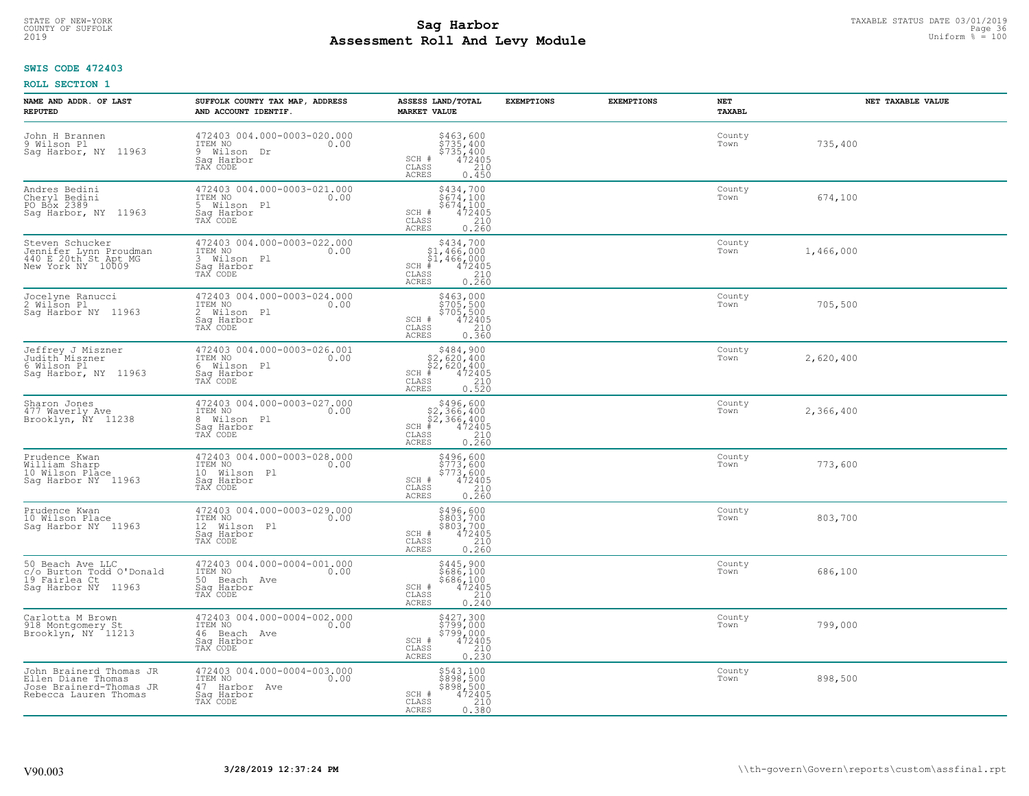**SWIS CODE 472403**

**ROLL SECTION 1**

| NAME AND ADDR. OF LAST REPUTED | SUFFOLK COUNTY TAX MAP, ADDRESS AND ACCOUNT IDENTIF. | ASSESS LAND/TOTAL MARKET VALUE | EXEMPTIONS | EXEMPTIONS | NET TAXABL | NET TAXABLE VALUE |
|---|---|---|---|---|---|---|
| John H Brannen<br>9 Wilson Pl<br>Sag Harbor, NY 11963 | 472403 004.000-0003-020.000<br>ITEM NO 0.00<br>9 Wilson Dr<br>Sag Harbor<br>TAX CODE | $463,600<br>$735,400<br>$735,400<br>SCH # 472405<br>CLASS 210<br>ACRES 0.450 | | | County<br>Town | 735,400 |
| Andres Bedini<br>Cheryl Bedini<br>PO Box 2389<br>Sag Harbor, NY 11963 | 472403 004.000-0003-021.000<br>ITEM NO 0.00<br>5 Wilson Pl<br>Sag Harbor<br>TAX CODE | $434,700<br>$674,100<br>$674,100<br>SCH # 472405<br>CLASS 210<br>ACRES 0.260 | | | County<br>Town | 674,100 |
| Steven Schucker<br>Jennifer Lynn Proudman<br>440 E 20th St Apt MG<br>New York NY 10009 | 472403 004.000-0003-022.000<br>ITEM NO 0.00<br>3 Wilson Pl<br>Sag Harbor<br>TAX CODE | $434,700<br>$1,466,000<br>$1,466,000<br>SCH # 472405<br>CLASS 210<br>ACRES 0.260 | | | County<br>Town | 1,466,000 |
| Jocelyne Ranucci<br>2 Wilson Pl<br>Sag Harbor NY 11963 | 472403 004.000-0003-024.000<br>ITEM NO 0.00<br>2 Wilson Pl<br>Sag Harbor<br>TAX CODE | $463,000<br>$705,500<br>$705,500<br>SCH # 472405<br>CLASS 210<br>ACRES 0.360 | | | County<br>Town | 705,500 |
| Jeffrey J Miszner<br>Judith Miszner<br>6 Wilson Pl<br>Sag Harbor, NY 11963 | 472403 004.000-0003-026.001<br>ITEM NO 0.00<br>6 Wilson Pl<br>Sag Harbor<br>TAX CODE | $484,900<br>$2,620,400<br>$2,620,400<br>SCH # 472405<br>CLASS 210<br>ACRES 0.520 | | | County<br>Town | 2,620,400 |
| Sharon Jones<br>477 Waverly Ave<br>Brooklyn, NY 11238 | 472403 004.000-0003-027.000<br>ITEM NO 0.00<br>8 Wilson Pl<br>Sag Harbor<br>TAX CODE | $496,600<br>$2,366,400<br>$2,366,400<br>SCH # 472405<br>CLASS 210<br>ACRES 0.260 | | | County<br>Town | 2,366,400 |
| Prudence Kwan<br>William Sharp<br>10 Wilson Place<br>Sag Harbor NY 11963 | 472403 004.000-0003-028.000<br>ITEM NO 0.00<br>10 Wilson Pl<br>Sag Harbor<br>TAX CODE | $496,600<br>$773,600<br>$773,600<br>SCH # 472405<br>CLASS 210<br>ACRES 0.260 | | | County<br>Town | 773,600 |
| Prudence Kwan<br>10 Wilson Place<br>Sag Harbor NY 11963 | 472403 004.000-0003-029.000<br>ITEM NO 0.00<br>12 Wilson Pl<br>Sag Harbor<br>TAX CODE | $496,600<br>$803,700<br>$803,700<br>SCH # 472405<br>CLASS 210<br>ACRES 0.260 | | | County<br>Town | 803,700 |
| 50 Beach Ave LLC<br>c/o Burton Todd O'Donald<br>19 Fairlea Ct<br>Sag Harbor NY 11963 | 472403 004.000-0004-001.000<br>ITEM NO 0.00<br>50 Beach Ave<br>Sag Harbor<br>TAX CODE | $445,900<br>$686,100<br>$686,100<br>SCH # 472405<br>CLASS 210<br>ACRES 0.240 | | | County<br>Town | 686,100 |
| Carlotta M Brown<br>918 Montgomery St<br>Brooklyn, NY 11213 | 472403 004.000-0004-002.000<br>ITEM NO 0.00<br>46 Beach Ave<br>Sag Harbor<br>TAX CODE | $427,300<br>$799,000<br>$799,000<br>SCH # 472405<br>CLASS 210<br>ACRES 0.230 | | | County<br>Town | 799,000 |
| John Brainerd Thomas JR<br>Ellen Diane Thomas<br>Jose Brainerd-Thomas JR<br>Rebecca Lauren Thomas | 472403 004.000-0004-003.000<br>ITEM NO 0.00<br>47 Harbor Ave<br>Sag Harbor<br>TAX CODE | $543,100<br>$898,500<br>$898,500<br>SCH # 472405<br>CLASS 210<br>ACRES 0.380 | | | County<br>Town | 898,500 |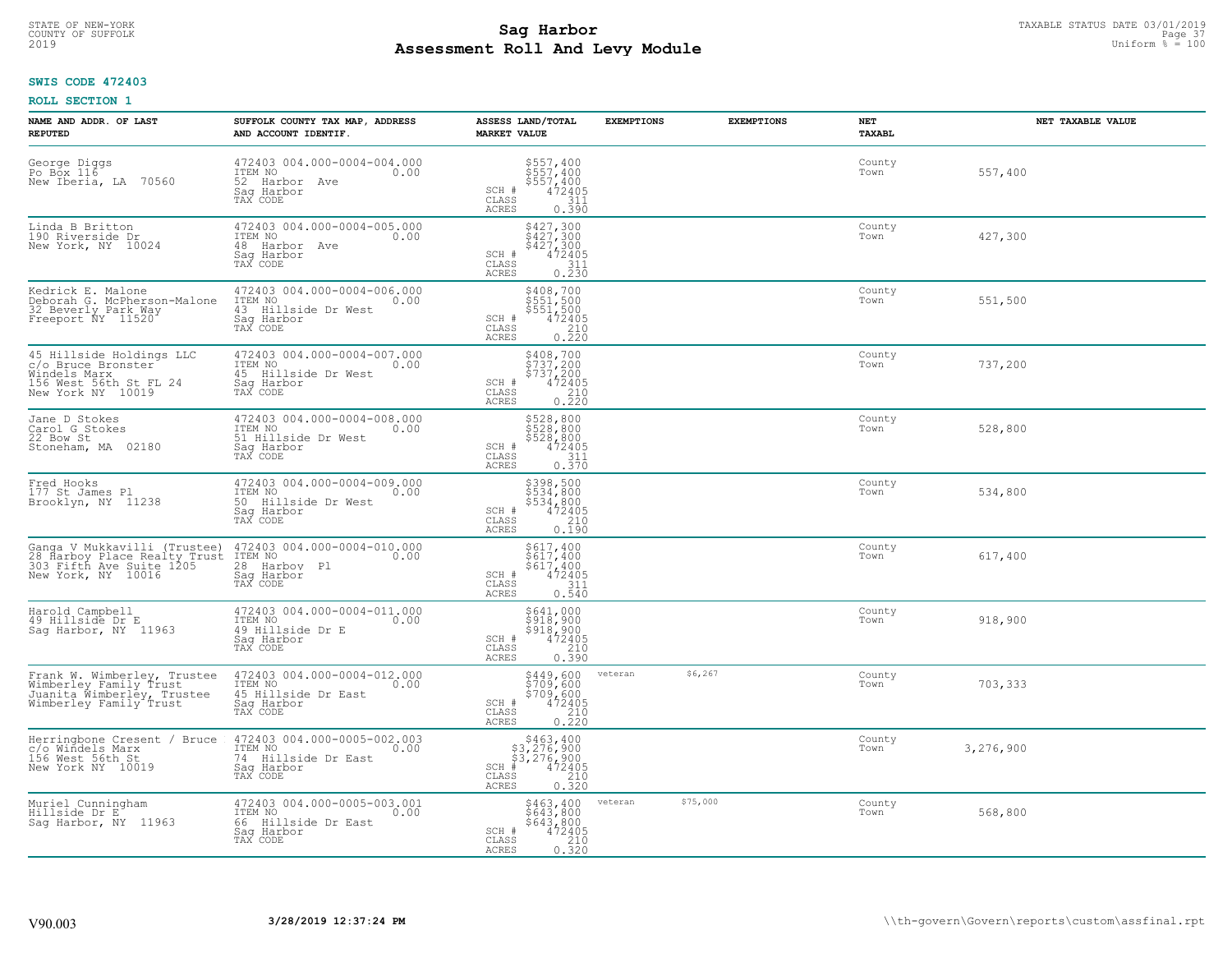STATE OF NEW-YORK
COUNTY OF SUFFOLK
2019

# Sag Harbor
## Assessment Roll And Levy Module

TAXABLE STATUS DATE 03/01/2019
Uniform % = 100

**SWIS CODE 472403**

**ROLL SECTION 1**

| NAME AND ADDR. OF LAST REPUTED | SUFFOLK COUNTY TAX MAP, ADDRESS AND ACCOUNT IDENTIF. | ASSESS LAND/TOTAL MARKET VALUE | EXEMPTIONS | EXEMPTIONS | NET TAXABL | NET TAXABLE VALUE |
|---|---|---|---|---|---|---|
| George Diggs<br>Po Box 116<br>New Iberia, LA 70560 | 472403 004.000-0004-004.000<br>ITEM NO 0.00<br>52 Harbor Ave<br>Sag Harbor<br>TAX CODE | $557,400<br>$557,400<br>$557,400<br>SCH # 472405<br>CLASS 311<br>ACRES 0.390 | | | County<br>Town | 557,400 |
| Linda B Britton<br>190 Riverside Dr<br>New York, NY 10024 | 472403 004.000-0004-005.000<br>ITEM NO 0.00<br>48 Harbor Ave<br>Sag Harbor<br>TAX CODE | $427,300<br>$427,300<br>$427,300<br>SCH # 472405<br>CLASS 311<br>ACRES 0.230 | | | County<br>Town | 427,300 |
| Kedrick E. Malone<br>Deborah G. McPherson-Malone<br>32 Beverly Park Way<br>Freeport NY 11520 | 472403 004.000-0004-006.000<br>ITEM NO 0.00<br>43 Hillside Dr West<br>Sag Harbor<br>TAX CODE | $408,700<br>$551,500<br>$551,500<br>SCH # 472405<br>CLASS 210<br>ACRES 0.220 | | | County<br>Town | 551,500 |
| 45 Hillside Holdings LLC<br>c/o Bruce Bronster<br>Windels Marx<br>156 West 56th St FL 24<br>New York NY 10019 | 472403 004.000-0004-007.000<br>ITEM NO 0.00<br>45 Hillside Dr West<br>Sag Harbor<br>TAX CODE | $408,700<br>$737,200<br>$737,200<br>SCH # 472405<br>CLASS 210<br>ACRES 0.220 | | | County<br>Town | 737,200 |
| Jane D Stokes<br>Carol G Stokes<br>22 Bow St<br>Stoneham, MA 02180 | 472403 004.000-0004-008.000<br>ITEM NO 0.00<br>51 Hillside Dr West<br>Sag Harbor<br>TAX CODE | $528,800<br>$528,800<br>$528,800<br>SCH # 472405<br>CLASS 311<br>ACRES 0.370 | | | County<br>Town | 528,800 |
| Fred Hooks<br>177 St James Pl<br>Brooklyn, NY 11238 | 472403 004.000-0004-009.000<br>ITEM NO 0.00<br>50 Hillside Dr West<br>Sag Harbor<br>TAX CODE | $398,500<br>$534,800<br>$534,800<br>SCH # 472405<br>CLASS 210<br>ACRES 0.190 | | | County<br>Town | 534,800 |
| Ganga V Mukkavilli (Trustee)<br>28 Harboy Place Realty Trust<br>303 Fifth Ave Suite 1205<br>New York, NY 10016 | 472403 004.000-0004-010.000<br>ITEM NO 0.00<br>28 Harbov Pl<br>Sag Harbor<br>TAX CODE | $617,400<br>$617,400<br>$617,400<br>SCH # 472405<br>CLASS 311<br>ACRES 0.540 | | | County<br>Town | 617,400 |
| Harold Campbell<br>49 Hillside Dr E<br>Sag Harbor, NY 11963 | 472403 004.000-0004-011.000<br>ITEM NO 0.00<br>49 Hillside Dr E<br>Sag Harbor<br>TAX CODE | $641,000<br>$918,900<br>$918,900<br>SCH # 472405<br>CLASS 210<br>ACRES 0.390 | | | County<br>Town | 918,900 |
| Frank W. Wimberley, Trustee<br>Wimberley Family Trust<br>Juanita Wimberley, Trustee<br>Wimberley Family Trust | 472403 004.000-0004-012.000<br>ITEM NO 0.00<br>45 Hillside Dr East<br>Sag Harbor<br>TAX CODE | $449,600<br>$709,600<br>$709,600<br>SCH # 472405<br>CLASS 210<br>ACRES 0.220 | veteran $6,267 | | County<br>Town | 703,333 |
| Herringbone Cresent / Bruce<br>c/o Windels Marx<br>156 West 56th St<br>New York NY 10019 | 472403 004.000-0005-002.003<br>ITEM NO 0.00<br>74 Hillside Dr East<br>Sag Harbor<br>TAX CODE | $463,400<br>$3,276,900<br>$3,276,900<br>SCH # 472405<br>CLASS 210<br>ACRES 0.320 | | | County<br>Town | 3,276,900 |
| Muriel Cunningham<br>Hillside Dr E<br>Sag Harbor, NY 11963 | 472403 004.000-0005-003.001<br>ITEM NO 0.00<br>66 Hillside Dr East<br>Sag Harbor<br>TAX CODE | $463,400<br>$643,800<br>$643,800<br>SCH # 472405<br>CLASS 210<br>ACRES 0.320 | veteran $75,000 | | County<br>Town | 568,800 |

V90.003 3/28/2019 12:37:24 PM \\th-govern\Govern\reports\custom\assfinal.rpt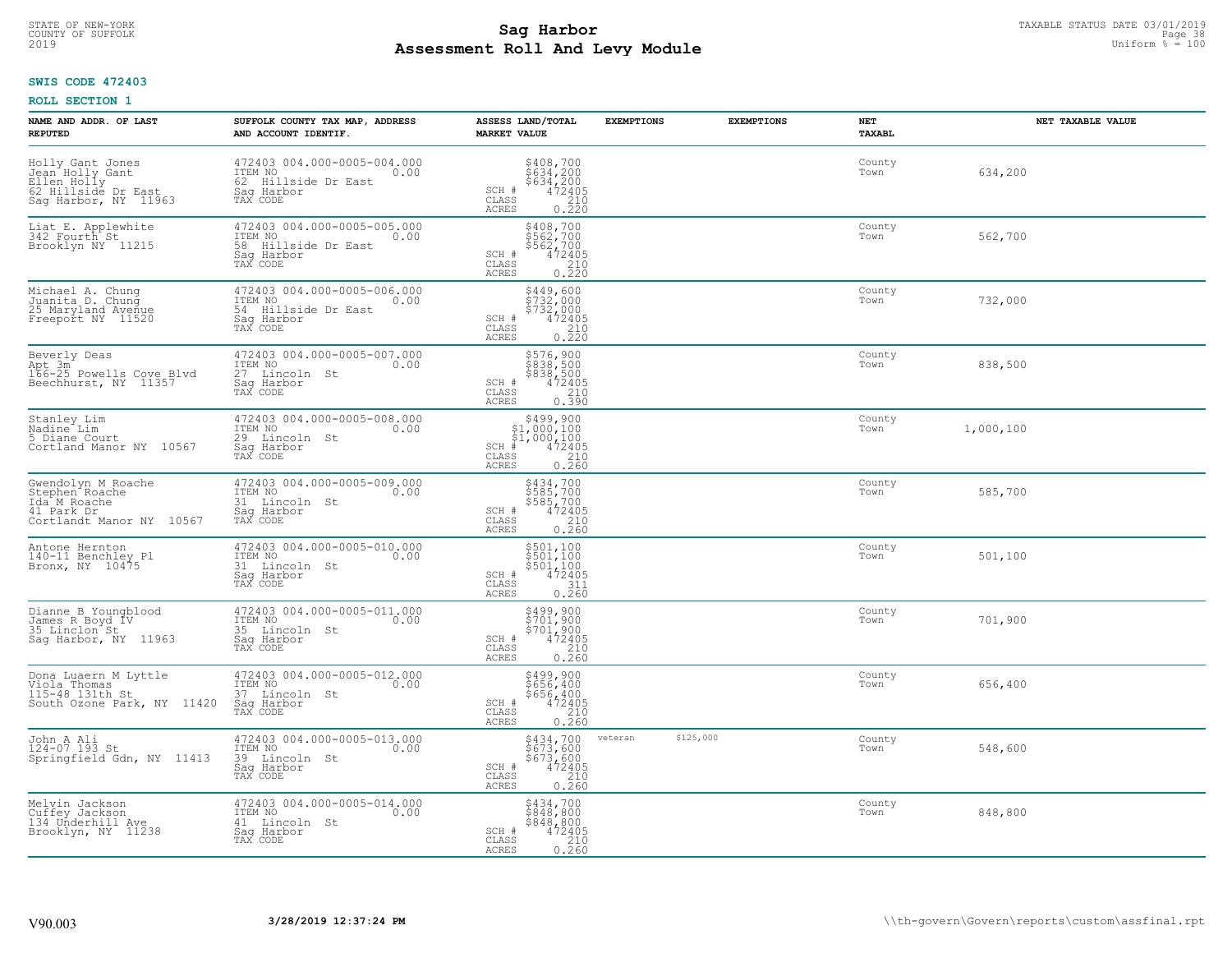STATE OF NEW-YORK
COUNTY OF SUFFOLK
2019

# Sag Harbor
# Assessment Roll And Levy Module

TAXABLE STATUS DATE 03/01/2019
Uniform % = 100

**SWIS CODE 472403**

**ROLL SECTION 1**

| NAME AND ADDR. OF LAST REPUTED | SUFFOLK COUNTY TAX MAP, ADDRESS AND ACCOUNT IDENTIF. | ASSESS LAND/TOTAL MARKET VALUE | EXEMPTIONS | EXEMPTIONS | NET TAXABL | NET TAXABLE VALUE |
|---|---|---|---|---|---|---|
| Holly Gant Jones<br>Jean Holly Gant<br>Ellen Holly<br>62 Hillside Dr East<br>Sag Harbor, NY 11963 | 472403 004.000-0005-004.000<br>ITEM NO 0.00<br>62 Hillside Dr East<br>Sag Harbor<br>TAX CODE | $408,700<br>$634,200<br>$634,200<br>SCH # 472405<br>CLASS 210<br>ACRES 0.220 | | | County<br>Town | 634,200 |
| Liat E. Applewhite<br>342 Fourth St<br>Brooklyn NY 11215 | 472403 004.000-0005-005.000<br>ITEM NO 0.00<br>58 Hillside Dr East<br>Sag Harbor<br>TAX CODE | $408,700<br>$562,700<br>$562,700<br>SCH # 472405<br>CLASS 210<br>ACRES 0.220 | | | County<br>Town | 562,700 |
| Michael A. Chung<br>Juanita D. Chung<br>25 Maryland Avenue<br>Freeport NY 11520 | 472403 004.000-0005-006.000<br>ITEM NO 0.00<br>54 Hillside Dr East<br>Sag Harbor<br>TAX CODE | $449,600<br>$732,000<br>$732,000<br>SCH # 472405<br>CLASS 210<br>ACRES 0.220 | | | County<br>Town | 732,000 |
| Beverly Deas<br>Apt 3m<br>166-25 Powells Cove Blvd<br>Beechhurst, NY 11357 | 472403 004.000-0005-007.000<br>ITEM NO 0.00<br>27 Lincoln St<br>Sag Harbor<br>TAX CODE | $576,900<br>$838,500<br>$838,500<br>SCH # 472405<br>CLASS 210<br>ACRES 0.390 | | | County<br>Town | 838,500 |
| Stanley Lim<br>Nadine Lim<br>5 Diane Court<br>Cortland Manor NY 10567 | 472403 004.000-0005-008.000<br>ITEM NO 0.00<br>29 Lincoln St<br>Sag Harbor<br>TAX CODE | $499,900<br>$1,000,100<br>$1,000,100<br>SCH # 472405<br>CLASS 210<br>ACRES 0.260 | | | County<br>Town | 1,000,100 |
| Gwendolyn M Roache<br>Stephen Roache<br>Ida M Roache<br>41 Park Dr<br>Cortlandt Manor NY 10567 | 472403 004.000-0005-009.000<br>ITEM NO 0.00<br>31 Lincoln St<br>Sag Harbor<br>TAX CODE | $434,700<br>$585,700<br>$585,700<br>SCH # 472405<br>CLASS 210<br>ACRES 0.260 | | | County<br>Town | 585,700 |
| Antone Hernton<br>140-11 Benchley Pl<br>Bronx, NY 10475 | 472403 004.000-0005-010.000<br>ITEM NO 0.00<br>31 Lincoln St<br>Sag Harbor<br>TAX CODE | $501,100<br>$501,100<br>$501,100<br>SCH # 472405<br>CLASS 311<br>ACRES 0.260 | | | County<br>Town | 501,100 |
| Dianne B Youngblood<br>James R Boyd IV<br>35 Linclon St<br>Sag Harbor, NY 11963 | 472403 004.000-0005-011.000<br>ITEM NO 0.00<br>35 Lincoln St<br>Sag Harbor<br>TAX CODE | $499,900<br>$701,900<br>$701,900<br>SCH # 472405<br>CLASS 210<br>ACRES 0.260 | | | County<br>Town | 701,900 |
| Dona Luaern M Lyttle<br>Viola Thomas<br>115-48 131th St<br>South Ozone Park, NY 11420 | 472403 004.000-0005-012.000<br>ITEM NO 0.00<br>37 Lincoln St<br>Sag Harbor<br>TAX CODE | $499,900<br>$656,400<br>$656,400<br>SCH # 472405<br>CLASS 210<br>ACRES 0.260 | | | County<br>Town | 656,400 |
| John A Ali<br>124-07 193 St<br>Springfield Gdn, NY 11413 | 472403 004.000-0005-013.000<br>ITEM NO 0.00<br>39 Lincoln St<br>Sag Harbor<br>TAX CODE | $434,700<br>$673,600<br>$673,600<br>SCH # 472405<br>CLASS 210<br>ACRES 0.260 | veteran $125,000 | | County<br>Town | 548,600 |
| Melvin Jackson<br>Cuffey Jackson<br>134 Underhill Ave<br>Brooklyn, NY 11238 | 472403 004.000-0005-014.000<br>ITEM NO 0.00<br>41 Lincoln St<br>Sag Harbor<br>TAX CODE | $434,700<br>$848,800<br>$848,800<br>SCH # 472405<br>CLASS 210<br>ACRES 0.260 | | | County<br>Town | 848,800 |

V90.003 3/28/2019 12:37:24 PM \\th-govern\Govern\reports\custom\assfinal.rpt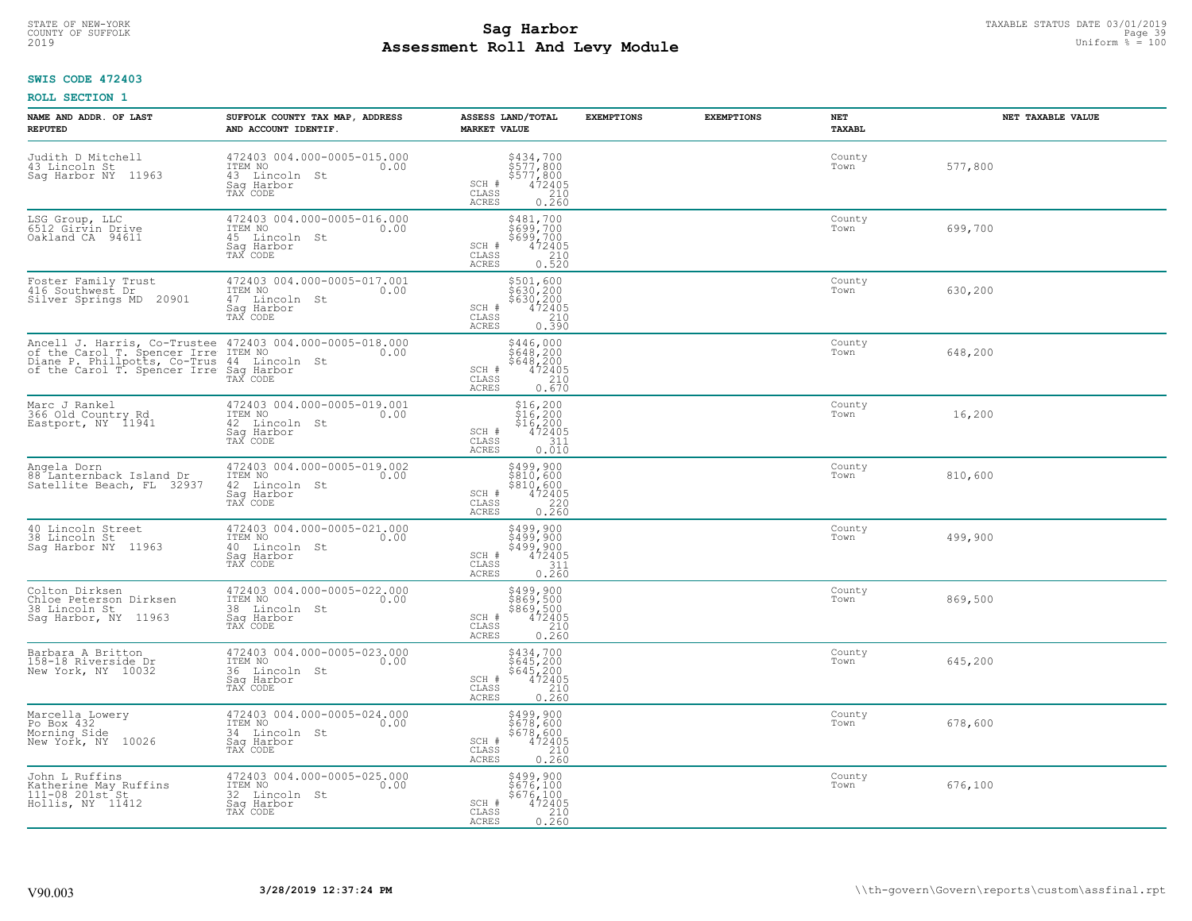STATE OF NEW-YORK
COUNTY OF SUFFOLK
2019

# Sag Harbor
## Assessment Roll And Levy Module

TAXABLE STATUS DATE 03/01/2019
Uniform % = 100

**SWIS CODE 472403**

**ROLL SECTION 1**

| NAME AND ADDR. OF LAST REPUTED | SUFFOLK COUNTY TAX MAP, ADDRESS AND ACCOUNT IDENTIF. | ASSESS LAND/TOTAL MARKET VALUE | EXEMPTIONS | EXEMPTIONS | NET TAXABL | NET TAXABLE VALUE |
|---|---|---|---|---|---|---|
| Judith D Mitchell<br>43 Lincoln St<br>Sag Harbor NY 11963 | 472403 004.000-0005-015.000<br>ITEM NO 0.00<br>43 Lincoln St<br>Sag Harbor<br>TAX CODE | $434,700<br>$577,800<br>$577,800<br>SCH # 472405<br>CLASS 210<br>ACRES 0.260 | | | County<br>Town | 577,800 |
| LSG Group, LLC<br>6512 Girvin Drive<br>Oakland CA 94611 | 472403 004.000-0005-016.000<br>ITEM NO 0.00<br>45 Lincoln St<br>Sag Harbor<br>TAX CODE | $481,700<br>$699,700<br>$699,700<br>SCH # 472405<br>CLASS 210<br>ACRES 0.520 | | | County<br>Town | 699,700 |
| Foster Family Trust<br>416 Southwest Dr<br>Silver Springs MD 20901 | 472403 004.000-0005-017.001<br>ITEM NO 0.00<br>47 Lincoln St<br>Sag Harbor<br>TAX CODE | $501,600<br>$630,200<br>$630,200<br>SCH # 472405<br>CLASS 210<br>ACRES 0.390 | | | County<br>Town | 630,200 |
| Ancell J. Harris, Co-Trustee<br>of the Carol T. Spencer Irre<br>Diane P. Phillpotts, Co-Trus<br>of the Carol T. Spencer Irre | 472403 004.000-0005-018.000<br>ITEM NO 0.00<br>44 Lincoln St<br>Sag Harbor<br>TAX CODE | $446,000<br>$648,200<br>$648,200<br>SCH # 472405<br>CLASS 210<br>ACRES 0.670 | | | County<br>Town | 648,200 |
| Marc J Rankel<br>366 Old Country Rd<br>Eastport, NY 11941 | 472403 004.000-0005-019.001<br>ITEM NO 0.00<br>42 Lincoln St<br>Sag Harbor<br>TAX CODE | $16,200<br>$16,200<br>$16,200<br>SCH # 472405<br>CLASS 311<br>ACRES 0.010 | | | County<br>Town | 16,200 |
| Angela Dorn<br>88 Lanternback Island Dr<br>Satellite Beach, FL 32937 | 472403 004.000-0005-019.002<br>ITEM NO 0.00<br>42 Lincoln St<br>Sag Harbor<br>TAX CODE | $499,900<br>$810,600<br>$810,600<br>SCH # 472405<br>CLASS 220<br>ACRES 0.260 | | | County<br>Town | 810,600 |
| 40 Lincoln Street<br>38 Lincoln St<br>Sag Harbor NY 11963 | 472403 004.000-0005-021.000<br>ITEM NO 0.00<br>40 Lincoln St<br>Sag Harbor<br>TAX CODE | $499,900<br>$499,900<br>$499,900<br>SCH # 472405<br>CLASS 311<br>ACRES 0.260 | | | County<br>Town | 499,900 |
| Colton Dirksen<br>Chloe Peterson Dirksen<br>38 Lincoln St<br>Sag Harbor, NY 11963 | 472403 004.000-0005-022.000<br>ITEM NO 0.00<br>38 Lincoln St<br>Sag Harbor<br>TAX CODE | $499,900<br>$869,500<br>$869,500<br>SCH # 472405<br>CLASS 210<br>ACRES 0.260 | | | County<br>Town | 869,500 |
| Barbara A Britton<br>158-18 Riverside Dr<br>New York, NY 10032 | 472403 004.000-0005-023.000<br>ITEM NO 0.00<br>36 Lincoln St<br>Sag Harbor<br>TAX CODE | $434,700<br>$645,200<br>$645,200<br>SCH # 472405<br>CLASS 210<br>ACRES 0.260 | | | County<br>Town | 645,200 |
| Marcella Lowery<br>Po Box 432<br>Morning Side<br>New York, NY 10026 | 472403 004.000-0005-024.000<br>ITEM NO 0.00<br>34 Lincoln St<br>Sag Harbor<br>TAX CODE | $499,900<br>$678,600<br>$678,600<br>SCH # 472405<br>CLASS 210<br>ACRES 0.260 | | | County<br>Town | 678,600 |
| John L Ruffins<br>Katherine May Ruffins<br>111-08 201st St<br>Hollis, NY 11412 | 472403 004.000-0005-025.000<br>ITEM NO 0.00<br>32 Lincoln St<br>Sag Harbor<br>TAX CODE | $499,900<br>$676,100<br>$676,100<br>SCH # 472405<br>CLASS 210<br>ACRES 0.260 | | | County<br>Town | 676,100 |

V90.003 3/28/2019 12:37:24 PM \\th-govern\Govern\reports\custom\assfinal.rpt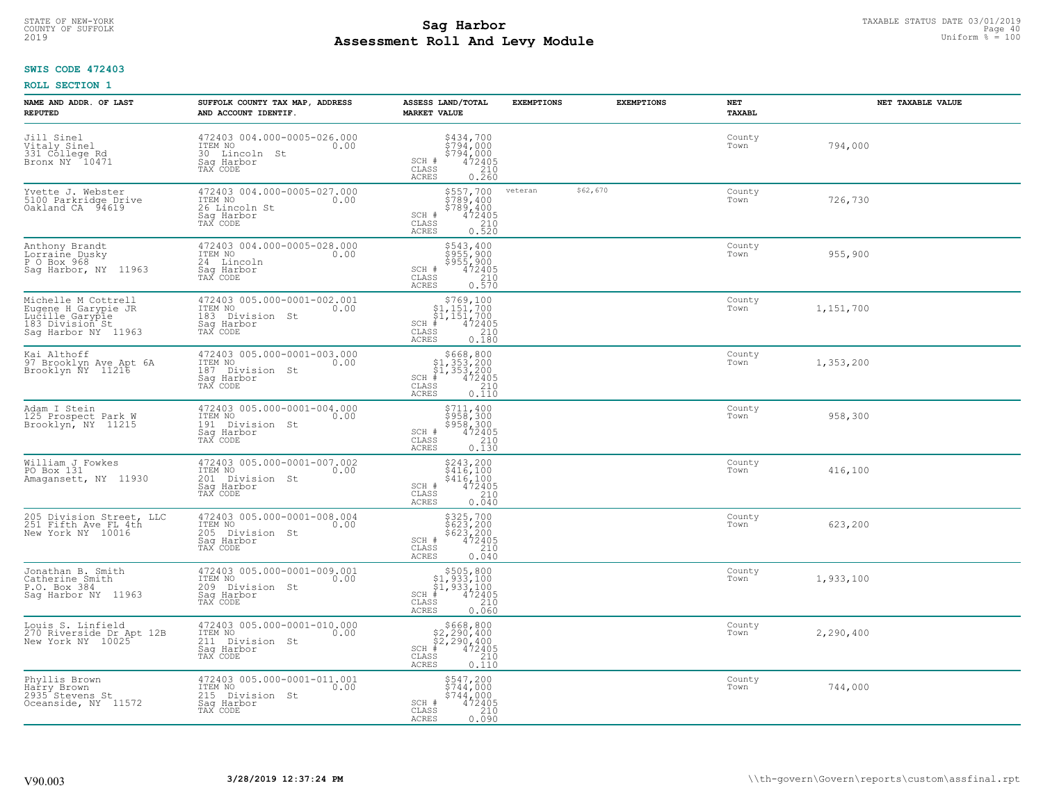**SWIS CODE 472403**

**ROLL SECTION 1**

| NAME AND ADDR. OF LAST REPUTED | SUFFOLK COUNTY TAX MAP, ADDRESS AND ACCOUNT IDENTIF. | ASSESS LAND/TOTAL MARKET VALUE | EXEMPTIONS | EXEMPTIONS | NET TAXABL | NET TAXABLE VALUE |
|---|---|---|---|---|---|---|
| Jill Sinel<br>Vitaly Sinel<br>331 College Rd<br>Bronx NY 10471 | 472403 004.000-0005-026.000<br>ITEM NO 0.00<br>30 Lincoln St<br>Sag Harbor<br>TAX CODE | $434,700<br>$794,000<br>$794,000<br>SCH # 472405<br>CLASS 210<br>ACRES 0.260 | | | County<br>Town | 794,000 |
| Yvette J. Webster<br>5100 Parkridge Drive<br>Oakland CA 94619 | 472403 004.000-0005-027.000<br>ITEM NO 0.00<br>26 Lincoln St<br>Sag Harbor<br>TAX CODE | $557,700<br>$789,400<br>$789,400<br>SCH # 472405<br>CLASS 210<br>ACRES 0.520 | veteran | $62,670 | County<br>Town | 726,730 |
| Anthony Brandt<br>Lorraine Dusky<br>P O Box 968<br>Sag Harbor, NY 11963 | 472403 004.000-0005-028.000<br>ITEM NO 0.00<br>24 Lincoln<br>Sag Harbor<br>TAX CODE | $543,400<br>$955,900<br>$955,900<br>SCH # 472405<br>CLASS 210<br>ACRES 0.570 | | | County<br>Town | 955,900 |
| Michelle M Cottrell<br>Eugene H Garypie JR<br>Lucille Garypie<br>183 Division St<br>Sag Harbor NY 11963 | 472403 005.000-0001-002.001<br>ITEM NO 0.00<br>183 Division St<br>Sag Harbor<br>TAX CODE | $769,100<br>$1,151,700<br>$1,151,700<br>SCH # 472405<br>CLASS 210<br>ACRES 0.180 | | | County<br>Town | 1,151,700 |
| Kai Althoff<br>97 Brooklyn Ave Apt 6A<br>Brooklyn NY 11216 | 472403 005.000-0001-003.000<br>ITEM NO 0.00<br>187 Division St<br>Sag Harbor<br>TAX CODE | $668,800<br>$1,353,200<br>$1,353,200<br>SCH # 472405<br>CLASS 210<br>ACRES 0.110 | | | County<br>Town | 1,353,200 |
| Adam I Stein<br>125 Prospect Park W<br>Brooklyn, NY 11215 | 472403 005.000-0001-004.000<br>ITEM NO 0.00<br>191 Division St<br>Sag Harbor<br>TAX CODE | $711,400<br>$958,300<br>$958,300<br>SCH # 472405<br>CLASS 210<br>ACRES 0.130 | | | County<br>Town | 958,300 |
| William J Fowkes<br>PO Box 131<br>Amagansett, NY 11930 | 472403 005.000-0001-007.002<br>ITEM NO 0.00<br>201 Division St<br>Sag Harbor<br>TAX CODE | $243,200<br>$416,100<br>$416,100<br>SCH # 472405<br>CLASS 210<br>ACRES 0.040 | | | County<br>Town | 416,100 |
| 205 Division Street, LLC<br>251 Fifth Ave FL 4th<br>New York NY 10016 | 472403 005.000-0001-008.004<br>ITEM NO 0.00<br>205 Division St<br>Sag Harbor<br>TAX CODE | $325,700<br>$623,200<br>$623,200<br>SCH # 472405<br>CLASS 210<br>ACRES 0.040 | | | County<br>Town | 623,200 |
| Jonathan B. Smith<br>Catherine Smith<br>P.O. Box 384<br>Sag Harbor NY 11963 | 472403 005.000-0001-009.001<br>ITEM NO 0.00<br>209 Division St<br>Sag Harbor<br>TAX CODE | $505,800<br>$1,933,100<br>$1,933,100<br>SCH # 472405<br>CLASS 210<br>ACRES 0.060 | | | County<br>Town | 1,933,100 |
| Louis S. Linfield<br>270 Riverside Dr Apt 12B<br>New York NY 10025 | 472403 005.000-0001-010.000<br>ITEM NO 0.00<br>211 Division St<br>Sag Harbor<br>TAX CODE | $668,800<br>$2,290,400<br>$2,290,400<br>SCH # 472405<br>CLASS 210<br>ACRES 0.110 | | | County<br>Town | 2,290,400 |
| Phyllis Brown<br>Harry Brown<br>2935 Stevens St<br>Oceanside, NY 11572 | 472403 005.000-0001-011.001<br>ITEM NO 0.00<br>215 Division St<br>Sag Harbor<br>TAX CODE | $547,200<br>$744,000<br>$744,000<br>SCH # 472405<br>CLASS 210<br>ACRES 0.090 | | | County<br>Town | 744,000 |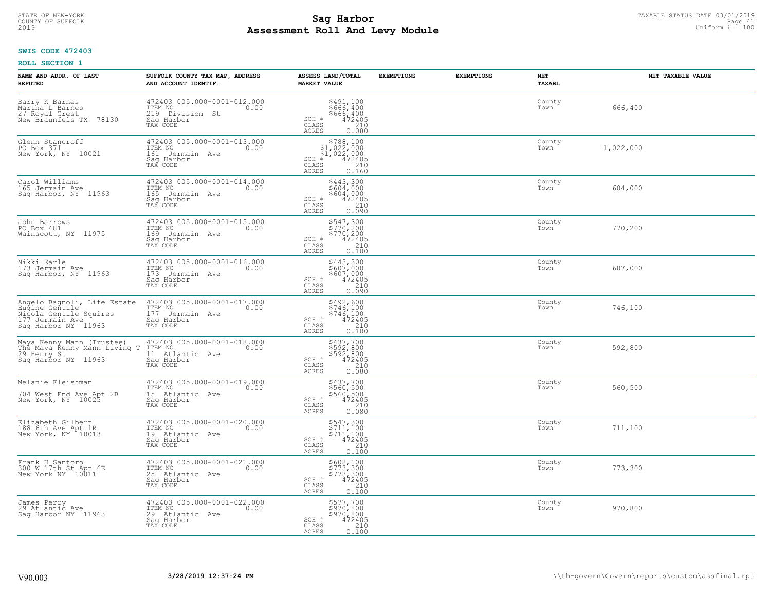STATE OF NEW-YORK
COUNTY OF SUFFOLK
2019

# Sag Harbor
## Assessment Roll And Levy Module

TAXABLE STATUS DATE 03/01/2019
Uniform % = 100

**SWIS CODE 472403**

**ROLL SECTION 1**

| NAME AND ADDR. OF LAST REPUTED | SUFFOLK COUNTY TAX MAP, ADDRESS AND ACCOUNT IDENTIF. | ASSESS LAND/TOTAL MARKET VALUE | EXEMPTIONS | EXEMPTIONS | NET TAXABL | NET TAXABLE VALUE |
|---|---|---|---|---|---|---|
| Barry K Barnes<br>Martha L Barnes<br>27 Royal Crest<br>New Braunfels TX 78130 | 472403 005.000-0001-012.000<br>ITEM NO 0.00<br>219 Division St<br>Sag Harbor<br>TAX CODE | $491,100<br>$666,400<br>$666,400<br>SCH # 472405<br>CLASS 210<br>ACRES 0.080 | | | County<br>Town | 666,400 |
| Glenn Stancroff<br>PO Box 371<br>New York, NY 10021 | 472403 005.000-0001-013.000<br>ITEM NO 0.00<br>161 Jermain Ave<br>Sag Harbor<br>TAX CODE | $788,100<br>$1,022,000<br>$1,022,000<br>SCH # 472405<br>CLASS 210<br>ACRES 0.160 | | | County<br>Town | 1,022,000 |
| Carol Williams<br>165 Jermain Ave<br>Sag Harbor, NY 11963 | 472403 005.000-0001-014.000<br>ITEM NO 0.00<br>165 Jermain Ave<br>Sag Harbor<br>TAX CODE | $443,300<br>$604,000<br>$604,000<br>SCH # 472405<br>CLASS 210<br>ACRES 0.090 | | | County<br>Town | 604,000 |
| John Barrows<br>PO Box 481<br>Wainscott, NY 11975 | 472403 005.000-0001-015.000<br>ITEM NO 0.00<br>169 Jermain Ave<br>Sag Harbor<br>TAX CODE | $547,300<br>$770,200<br>$770,200<br>SCH # 472405<br>CLASS 210<br>ACRES 0.100 | | | County<br>Town | 770,200 |
| Nikki Earle<br>173 Jermain Ave<br>Sag Harbor, NY 11963 | 472403 005.000-0001-016.000<br>ITEM NO 0.00<br>173 Jermain Ave<br>Sag Harbor<br>TAX CODE | $443,300<br>$607,000<br>$607,000<br>SCH # 472405<br>CLASS 210<br>ACRES 0.090 | | | County<br>Town | 607,000 |
| Angelo Bagnoli, Life Estate<br>Eugine Gentile<br>Nicola Gentile Squires<br>177 Jermain Ave<br>Sag Harbor NY 11963 | 472403 005.000-0001-017.000<br>ITEM NO 0.00<br>177 Jermain Ave<br>Sag Harbor<br>TAX CODE | $492,600<br>$746,100<br>$746,100<br>SCH # 472405<br>CLASS 210<br>ACRES 0.100 | | | County<br>Town | 746,100 |
| Maya Kenny Mann (Trustee)<br>The Maya Kenny Mann Living T<br>29 Henry St<br>Sag Harbor NY 11963 | 472403 005.000-0001-018.000<br>ITEM NO 0.00<br>11 Atlantic Ave<br>Sag Harbor<br>TAX CODE | $437,700<br>$592,800<br>$592,800<br>SCH # 472405<br>CLASS 210<br>ACRES 0.080 | | | County<br>Town | 592,800 |
| Melanie Fleishman<br><br>704 West End Ave Apt 2B<br>New York, NY 10025 | 472403 005.000-0001-019.000<br>ITEM NO 0.00<br>15 Atlantic Ave<br>Sag Harbor<br>TAX CODE | $437,700<br>$560,500<br>$560,500<br>SCH # 472405<br>CLASS 210<br>ACRES 0.080 | | | County<br>Town | 560,500 |
| Elizabeth Gilbert<br>188 6th Ave Apt 1R<br>New York, NY 10013 | 472403 005.000-0001-020.000<br>ITEM NO 0.00<br>19 Atlantic Ave<br>Sag Harbor<br>TAX CODE | $547,300<br>$711,100<br>$711,100<br>SCH # 472405<br>CLASS 210<br>ACRES 0.100 | | | County<br>Town | 711,100 |
| Frank H Santoro<br>300 W 17th St Apt 6E<br>New York NY 10011 | 472403 005.000-0001-021.000<br>ITEM NO 0.00<br>25 Atlantic Ave<br>Sag Harbor<br>TAX CODE | $608,100<br>$773,300<br>$773,300<br>SCH # 472405<br>CLASS 210<br>ACRES 0.100 | | | County<br>Town | 773,300 |
| James Perry<br>29 Atlantic Ave<br>Sag Harbor NY 11963 | 472403 005.000-0001-022.000<br>ITEM NO 0.00<br>29 Atlantic Ave<br>Sag Harbor<br>TAX CODE | $577,700<br>$970,800<br>$970,800<br>SCH # 472405<br>CLASS 210<br>ACRES 0.100 | | | County<br>Town | 970,800 |

V90.003 3/28/2019 12:37:24 PM \\th-govern\Govern\reports\custom\assfinal.rpt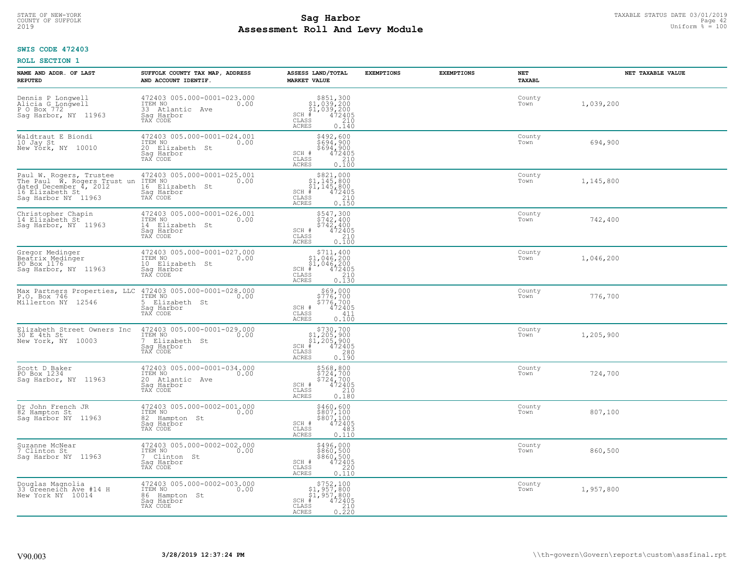STATE OF NEW-YORK
COUNTY OF SUFFOLK
2019

# Sag Harbor
## Assessment Roll And Levy Module

TAXABLE STATUS DATE 03/01/2019
Uniform % = 100

**SWIS CODE 472403**

**ROLL SECTION 1**

| NAME AND ADDR. OF LAST REPUTED | SUFFOLK COUNTY TAX MAP, ADDRESS AND ACCOUNT IDENTIF. | ASSESS LAND/TOTAL MARKET VALUE | EXEMPTIONS | EXEMPTIONS | NET TAXABL | NET TAXABLE VALUE |
|---|---|---|---|---|---|---|
| Dennis P Longwell<br>Alicia G Longwell<br>P O Box 772<br>Sag Harbor, NY 11963 | 472403 005.000-0001-023.000<br>ITEM NO 0.00<br>33 Atlantic Ave<br>Sag Harbor<br>TAX CODE | $851,300<br>$1,039,200<br>$1,039,200<br>SCH # 472405<br>CLASS 210<br>ACRES 0.140 | | | County<br>Town | 1,039,200 |
| Waldtraut E Biondi<br>10 Jay St<br>New York, NY 10010 | 472403 005.000-0001-024.001<br>ITEM NO 0.00<br>20 Elizabeth St<br>Sag Harbor<br>TAX CODE | $492,600<br>$694,900<br>$694,900<br>SCH # 472405<br>CLASS 210<br>ACRES 0.100 | | | County<br>Town | 694,900 |
| Paul W. Rogers, Trustee<br>The Paul W. Rogers Trust un<br>dated December 4, 2012<br>16 Elizabeth St<br>Sag Harbor NY 11963 | 472403 005.000-0001-025.001<br>ITEM NO 0.00<br>16 Elizabeth St<br>Sag Harbor<br>TAX CODE | $821,000<br>$1,145,800<br>$1,145,800<br>SCH # 472405<br>CLASS 210<br>ACRES 0.150 | | | County<br>Town | 1,145,800 |
| Christopher Chapin<br>14 Elizabeth St<br>Sag Harbor, NY 11963 | 472403 005.000-0001-026.001<br>ITEM NO 0.00<br>14 Elizabeth St<br>Sag Harbor<br>TAX CODE | $547,300<br>$742,400<br>$742,400<br>SCH # 472405<br>CLASS 210<br>ACRES 0.100 | | | County<br>Town | 742,400 |
| Gregor Medinger<br>Beatrix Medinger<br>PO Box 1176<br>Sag Harbor, NY 11963 | 472403 005.000-0001-027.000<br>ITEM NO 0.00<br>10 Elizabeth St<br>Sag Harbor<br>TAX CODE | $711,400<br>$1,046,200<br>$1,046,200<br>SCH # 472405<br>CLASS 210<br>ACRES 0.130 | | | County<br>Town | 1,046,200 |
| Max Partners Properties, LLC<br>P.O. Box 746<br>Millerton NY 12546 | 472403 005.000-0001-028.000<br>ITEM NO 0.00<br>5 Elizabeth St<br>Sag Harbor<br>TAX CODE | $69,000<br>$776,700<br>$776,700<br>SCH # 472405<br>CLASS 411<br>ACRES 0.100 | | | County<br>Town | 776,700 |
| Elizabeth Street Owners Inc<br>30 E 4th St<br>New York, NY 10003 | 472403 005.000-0001-029.000<br>ITEM NO 0.00<br>7 Elizabeth St<br>Sag Harbor<br>TAX CODE | $730,700<br>$1,205,900<br>$1,205,900<br>SCH # 472405<br>CLASS 280<br>ACRES 0.190 | | | County<br>Town | 1,205,900 |
| Scott D Baker<br>PO Box 1234<br>Sag Harbor, NY 11963 | 472403 005.000-0001-034.000<br>ITEM NO 0.00<br>20 Atlantic Ave<br>Sag Harbor<br>TAX CODE | $568,800<br>$724,700<br>$724,700<br>SCH # 472405<br>CLASS 210<br>ACRES 0.180 | | | County<br>Town | 724,700 |
| Dr John French JR<br>82 Hampton St<br>Sag Harbor NY 11963 | 472403 005.000-0002-001.000<br>ITEM NO 0.00<br>82 Hampton St<br>Sag Harbor<br>TAX CODE | $460,600<br>$807,100<br>$807,100<br>SCH # 472405<br>CLASS 483<br>ACRES 0.110 | | | County<br>Town | 807,100 |
| Suzanne McNear<br>7 Clinton St<br>Sag Harbor NY 11963 | 472403 005.000-0002-002.000<br>ITEM NO 0.00<br>7 Clinton St<br>Sag Harbor<br>TAX CODE | $496,000<br>$860,500<br>$860,500<br>SCH # 472405<br>CLASS 220<br>ACRES 0.110 | | | County<br>Town | 860,500 |
| Douglas Magnolia<br>33 Greeneich Ave #14 H<br>New York NY 10014 | 472403 005.000-0002-003.000<br>ITEM NO 0.00<br>86 Hampton St<br>Sag Harbor<br>TAX CODE | $752,100<br>$1,957,800<br>$1,957,800<br>SCH # 472405<br>CLASS 210<br>ACRES 0.220 | | | County<br>Town | 1,957,800 |

V90.003 **3/28/2019 12:37:24 PM** \\th-govern\Govern\reports\custom\assfinal.rpt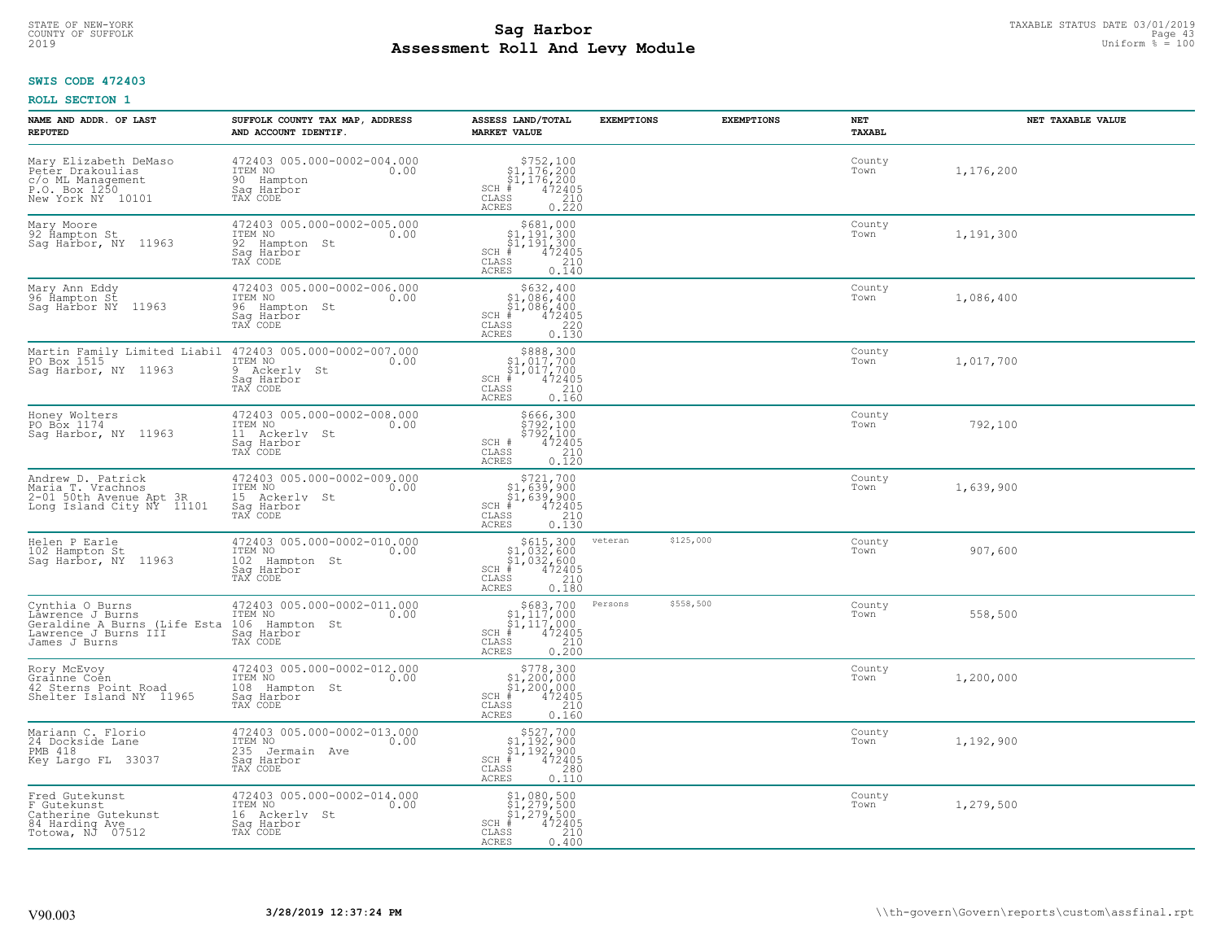STATE OF NEW-YORK
COUNTY OF SUFFOLK
2019

# Sag Harbor
## Assessment Roll And Levy Module

TAXABLE STATUS DATE 03/01/2019
Uniform % = 100

**SWIS CODE 472403**

**ROLL SECTION 1**

| NAME AND ADDR. OF LAST REPUTED | SUFFOLK COUNTY TAX MAP, ADDRESS AND ACCOUNT IDENTIF. | ASSESS LAND/TOTAL MARKET VALUE | EXEMPTIONS | EXEMPTIONS | NET TAXABL | NET TAXABLE VALUE |
|---|---|---|---|---|---|---|
| Mary Elizabeth DeMaso<br>Peter Drakoulias<br>c/o ML Management<br>P.O. Box 1250<br>New York NY 10101 | 472403 005.000-0002-004.000<br>ITEM NO 0.00<br>90 Hampton<br>Sag Harbor<br>TAX CODE | $752,100<br>$1,176,200<br>$1,176,200<br>SCH # 472405<br>CLASS 210<br>ACRES 0.220 | | | County<br>Town | 1,176,200 |
| Mary Moore<br>92 Hampton St<br>Sag Harbor, NY 11963 | 472403 005.000-0002-005.000<br>ITEM NO 0.00<br>92 Hampton St<br>Sag Harbor<br>TAX CODE | $681,000<br>$1,191,300<br>$1,191,300<br>SCH # 472405<br>CLASS 210<br>ACRES 0.140 | | | County<br>Town | 1,191,300 |
| Mary Ann Eddy<br>96 Hampton St<br>Sag Harbor NY 11963 | 472403 005.000-0002-006.000<br>ITEM NO 0.00<br>96 Hampton St<br>Sag Harbor<br>TAX CODE | $632,400<br>$1,086,400<br>$1,086,400<br>SCH # 472405<br>CLASS 220<br>ACRES 0.130 | | | County<br>Town | 1,086,400 |
| Martin Family Limited Liabil<br>PO Box 1515<br>Sag Harbor, NY 11963 | 472403 005.000-0002-007.000<br>ITEM NO 0.00<br>9 Ackerly St<br>Sag Harbor<br>TAX CODE | $888,300<br>$1,017,700<br>$1,017,700<br>SCH # 472405<br>CLASS 210<br>ACRES 0.160 | | | County<br>Town | 1,017,700 |
| Honey Wolters<br>PO Box 1174<br>Sag Harbor, NY 11963 | 472403 005.000-0002-008.000<br>ITEM NO 0.00<br>11 Ackerly St<br>Sag Harbor<br>TAX CODE | $666,300<br>$792,100<br>$792,100<br>SCH # 472405<br>CLASS 210<br>ACRES 0.120 | | | County<br>Town | 792,100 |
| Andrew D. Patrick<br>Maria T. Vrachnos<br>2-01 50th Avenue Apt 3R<br>Long Island City NY 11101 | 472403 005.000-0002-009.000<br>ITEM NO 0.00<br>15 Ackerly St<br>Sag Harbor<br>TAX CODE | $721,700<br>$1,639,900<br>$1,639,900<br>SCH # 472405<br>CLASS 210<br>ACRES 0.130 | | | County<br>Town | 1,639,900 |
| Helen P Earle<br>102 Hampton St<br>Sag Harbor, NY 11963 | 472403 005.000-0002-010.000<br>ITEM NO 0.00<br>102 Hampton St<br>Sag Harbor<br>TAX CODE | $615,300<br>$1,032,600<br>$1,032,600<br>SCH # 472405<br>CLASS 210<br>ACRES 0.180 | veteran $125,000 | | County<br>Town | 907,600 |
| Cynthia O Burns<br>Lawrence J Burns<br>Geraldine A Burns (Life Esta<br>Lawrence J Burns III<br>James J Burns | 472403 005.000-0002-011.000<br>ITEM NO 0.00<br>106 Hampton St<br>Sag Harbor<br>TAX CODE | $683,700<br>$1,117,000<br>$1,117,000<br>SCH # 472405<br>CLASS 210<br>ACRES 0.200 | Persons $558,500 | | County<br>Town | 558,500 |
| Rory McEvoy<br>Grainne Coen<br>42 Sterns Point Road<br>Shelter Island NY 11965 | 472403 005.000-0002-012.000<br>ITEM NO 0.00<br>108 Hampton St<br>Sag Harbor<br>TAX CODE | $778,300<br>$1,200,000<br>$1,200,000<br>SCH # 472405<br>CLASS 210<br>ACRES 0.160 | | | County<br>Town | 1,200,000 |
| Mariann C. Florio<br>24 Dockside Lane<br>PMB 418<br>Key Largo FL 33037 | 472403 005.000-0002-013.000<br>ITEM NO 0.00<br>235 Jermain Ave<br>Sag Harbor<br>TAX CODE | $527,700<br>$1,192,900<br>$1,192,900<br>SCH # 472405<br>CLASS 280<br>ACRES 0.110 | | | County<br>Town | 1,192,900 |
| Fred Gutekunst<br>F Gutekunst<br>Catherine Gutekunst<br>84 Harding Ave<br>Totowa, NJ 07512 | 472403 005.000-0002-014.000<br>ITEM NO 0.00<br>16 Ackerly St<br>Sag Harbor<br>TAX CODE | $1,080,500<br>$1,279,500<br>$1,279,500<br>SCH # 472405<br>CLASS 210<br>ACRES 0.400 | | | County<br>Town | 1,279,500 |

V90.003 3/28/2019 12:37:24 PM \\th-govern\Govern\reports\custom\assfinal.rpt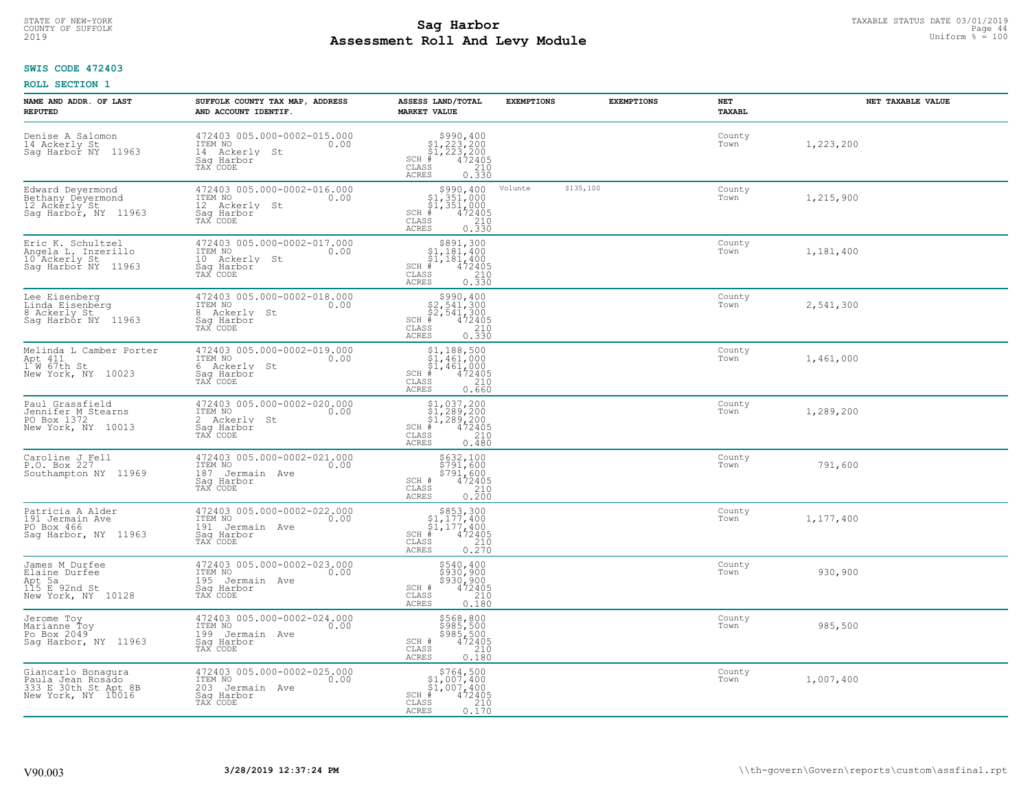**SWIS CODE 472403**

**ROLL SECTION 1**

| NAME AND ADDR. OF LAST REPUTED | SUFFOLK COUNTY TAX MAP, ADDRESS AND ACCOUNT IDENTIF. | ASSESS LAND/TOTAL MARKET VALUE | EXEMPTIONS | EXEMPTIONS | NET TAXABL | NET TAXABLE VALUE |
|---|---|---|---|---|---|---|
| Denise A Salomon<br>14 Ackerly St<br>Sag Harbor NY 11963 | 472403 005.000-0002-015.000<br>ITEM NO 0.00<br>14 Ackerly St<br>Sag Harbor<br>TAX CODE | $990,400<br>$1,223,200<br>$1,223,200<br>SCH # 472405<br>CLASS 210<br>ACRES 0.330 | | | County<br>Town | 1,223,200 |
| Edward Deyermond<br>Bethany Deyermond<br>12 Ackerly St<br>Sag Harbor, NY 11963 | 472403 005.000-0002-016.000<br>ITEM NO 0.00<br>12 Ackerly St<br>Sag Harbor<br>TAX CODE | $990,400<br>$1,351,000<br>$1,351,000<br>SCH # 472405<br>CLASS 210<br>ACRES 0.330 | Volunte $135,100 | | County<br>Town | 1,215,900 |
| Eric K. Schultzel<br>Angela L. Inzerillo<br>10 Ackerly St<br>Sag Harbor NY 11963 | 472403 005.000-0002-017.000<br>ITEM NO 0.00<br>10 Ackerly St<br>Sag Harbor<br>TAX CODE | $891,300<br>$1,181,400<br>$1,181,400<br>SCH # 472405<br>CLASS 210<br>ACRES 0.330 | | | County<br>Town | 1,181,400 |
| Lee Eisenberg<br>Linda Eisenberg<br>8 Ackerly St<br>Sag Harbor NY 11963 | 472403 005.000-0002-018.000<br>ITEM NO 0.00<br>8 Ackerly St<br>Sag Harbor<br>TAX CODE | $990,400<br>$2,541,300<br>$2,541,300<br>SCH # 472405<br>CLASS 210<br>ACRES 0.330 | | | County<br>Town | 2,541,300 |
| Melinda L Camber Porter<br>Apt 411<br>1 W 67th St<br>New York, NY 10023 | 472403 005.000-0002-019.000<br>ITEM NO 0.00<br>6 Ackerly St<br>Sag Harbor<br>TAX CODE | $1,188,500<br>$1,461,000<br>$1,461,000<br>SCH # 472405<br>CLASS 210<br>ACRES 0.660 | | | County<br>Town | 1,461,000 |
| Paul Grassfield<br>Jennifer M Stearns<br>PO Box 1372<br>New York, NY 10013 | 472403 005.000-0002-020.000<br>ITEM NO 0.00<br>2 Ackerly St<br>Sag Harbor<br>TAX CODE | $1,037,200<br>$1,289,200<br>$1,289,200<br>SCH # 472405<br>CLASS 210<br>ACRES 0.480 | | | County<br>Town | 1,289,200 |
| Caroline J Fell<br>P.O. Box 227<br>Southampton NY 11969 | 472403 005.000-0002-021.000<br>ITEM NO 0.00<br>187 Jermain Ave<br>Sag Harbor<br>TAX CODE | $632,100<br>$791,600<br>$791,600<br>SCH # 472405<br>CLASS 210<br>ACRES 0.200 | | | County<br>Town | 791,600 |
| Patricia A Alder<br>191 Jermain Ave<br>PO Box 466<br>Sag Harbor, NY 11963 | 472403 005.000-0002-022.000<br>ITEM NO 0.00<br>191 Jermain Ave<br>Sag Harbor<br>TAX CODE | $853,300<br>$1,177,400<br>$1,177,400<br>SCH # 472405<br>CLASS 210<br>ACRES 0.270 | | | County<br>Town | 1,177,400 |
| James M Durfee<br>Elaine Durfee<br>Apt 5a<br>115 E 92nd St<br>New York, NY 10128 | 472403 005.000-0002-023.000<br>ITEM NO 0.00<br>195 Jermain Ave<br>Sag Harbor<br>TAX CODE | $540,400<br>$930,900<br>$930,900<br>SCH # 472405<br>CLASS 210<br>ACRES 0.180 | | | County<br>Town | 930,900 |
| Jerome Toy<br>Marianne Toy<br>Po Box 2049<br>Sag Harbor, NY 11963 | 472403 005.000-0002-024.000<br>ITEM NO 0.00<br>199 Jermain Ave<br>Sag Harbor<br>TAX CODE | $568,800<br>$985,500<br>$985,500<br>SCH # 472405<br>CLASS 210<br>ACRES 0.180 | | | County<br>Town | 985,500 |
| Giancarlo Bonagura<br>Paula Jean Rosado<br>333 E 30th St Apt 8B<br>New York, NY 10016 | 472403 005.000-0002-025.000<br>ITEM NO 0.00<br>203 Jermain Ave<br>Sag Harbor<br>TAX CODE | $764,500<br>$1,007,400<br>$1,007,400<br>SCH # 472405<br>CLASS 210<br>ACRES 0.170 | | | County<br>Town | 1,007,400 |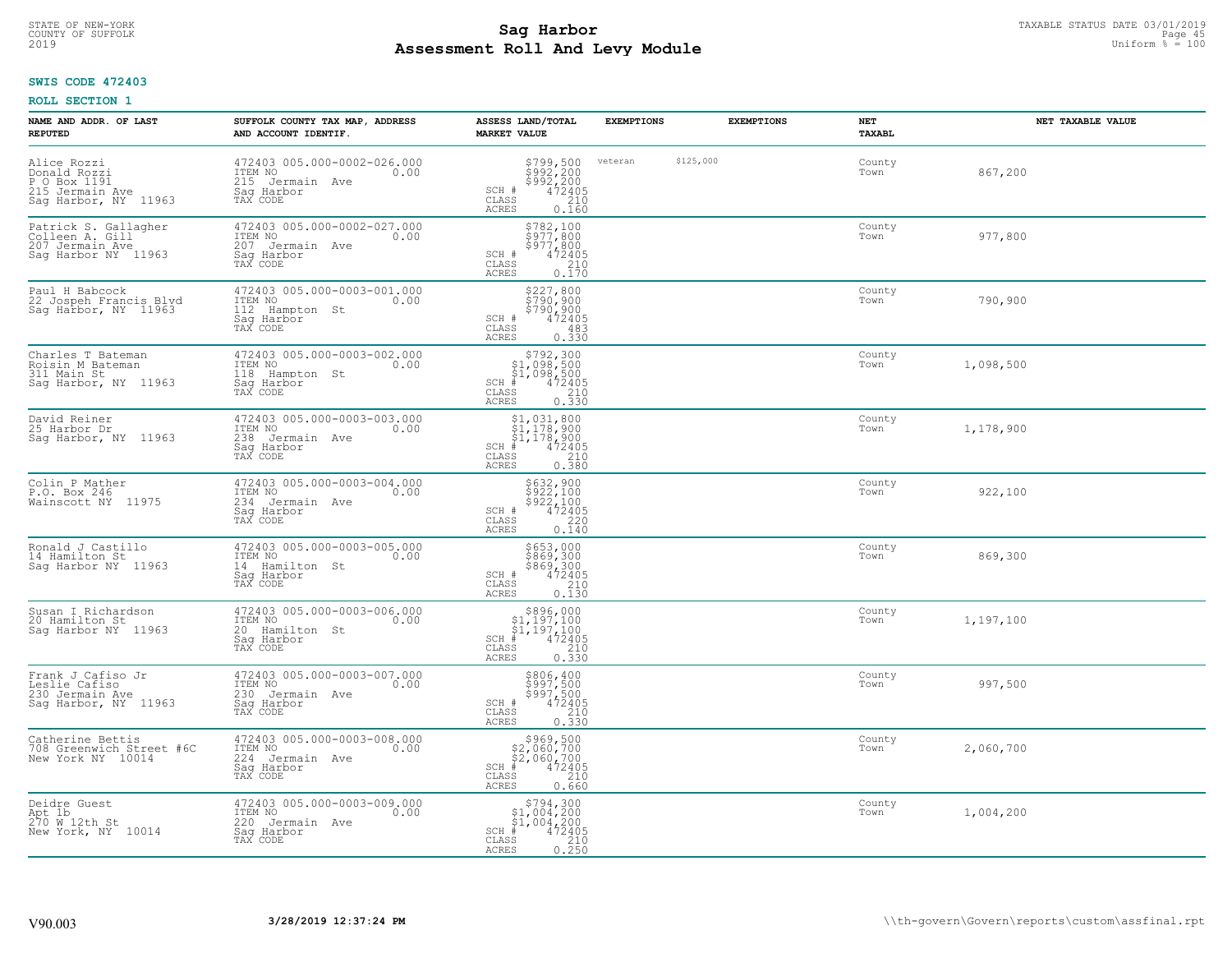**SWIS CODE 472403**

**ROLL SECTION 1**

| NAME AND ADDR. OF LAST REPUTED | SUFFOLK COUNTY TAX MAP, ADDRESS AND ACCOUNT IDENTIF. | ASSESS LAND/TOTAL MARKET VALUE | EXEMPTIONS | EXEMPTIONS | NET TAXABL | NET TAXABLE VALUE |
|---|---|---|---|---|---|---|
| Alice Rozzi<br>Donald Rozzi<br>P O Box 1191<br>215 Jermain Ave<br>Sag Harbor, NY 11963 | 472403 005.000-0002-026.000<br>ITEM NO 0.00<br>215 Jermain Ave<br>Sag Harbor<br>TAX CODE | $799,500<br>$992,200<br>$992,200<br>SCH # 472405<br>CLASS 210<br>ACRES 0.160 | veteran $125,000 | | County<br>Town | 867,200 |
| Patrick S. Gallagher<br>Colleen A. Gill<br>207 Jermain Ave<br>Sag Harbor NY 11963 | 472403 005.000-0002-027.000<br>ITEM NO 0.00<br>207 Jermain Ave<br>Sag Harbor<br>TAX CODE | $782,100<br>$977,800<br>$977,800<br>SCH # 472405<br>CLASS 210<br>ACRES 0.170 | | | County<br>Town | 977,800 |
| Paul H Babcock<br>22 Jospeh Francis Blvd<br>Sag Harbor, NY 11963 | 472403 005.000-0003-001.000<br>ITEM NO 0.00<br>112 Hampton St<br>Sag Harbor<br>TAX CODE | $227,800<br>$790,900<br>$790,900<br>SCH # 472405<br>CLASS 483<br>ACRES 0.330 | | | County<br>Town | 790,900 |
| Charles T Bateman<br>Roisin M Bateman<br>311 Main St<br>Sag Harbor, NY 11963 | 472403 005.000-0003-002.000<br>ITEM NO 0.00<br>118 Hampton St<br>Sag Harbor<br>TAX CODE | $792,300<br>$1,098,500<br>$1,098,500<br>SCH # 472405<br>CLASS 210<br>ACRES 0.330 | | | County<br>Town | 1,098,500 |
| David Reiner<br>25 Harbor Dr<br>Sag Harbor, NY 11963 | 472403 005.000-0003-003.000<br>ITEM NO 0.00<br>238 Jermain Ave<br>Sag Harbor<br>TAX CODE | $1,031,800<br>$1,178,900<br>$1,178,900<br>SCH # 472405<br>CLASS 210<br>ACRES 0.380 | | | County<br>Town | 1,178,900 |
| Colin P Mather<br>P.O. Box 246<br>Wainscott NY 11975 | 472403 005.000-0003-004.000<br>ITEM NO 0.00<br>234 Jermain Ave<br>Sag Harbor<br>TAX CODE | $632,900<br>$922,100<br>$922,100<br>SCH # 472405<br>CLASS 220<br>ACRES 0.140 | | | County<br>Town | 922,100 |
| Ronald J Castillo<br>14 Hamilton St<br>Sag Harbor NY 11963 | 472403 005.000-0003-005.000<br>ITEM NO 0.00<br>14 Hamilton St<br>Sag Harbor<br>TAX CODE | $653,000<br>$869,300<br>$869,300<br>SCH # 472405<br>CLASS 210<br>ACRES 0.130 | | | County<br>Town | 869,300 |
| Susan I Richardson<br>20 Hamilton St<br>Sag Harbor NY 11963 | 472403 005.000-0003-006.000<br>ITEM NO 0.00<br>20 Hamilton St<br>Sag Harbor<br>TAX CODE | $896,000<br>$1,197,100<br>$1,197,100<br>SCH # 472405<br>CLASS 210<br>ACRES 0.330 | | | County<br>Town | 1,197,100 |
| Frank J Cafiso Jr<br>Leslie Cafiso<br>230 Jermain Ave<br>Sag Harbor, NY 11963 | 472403 005.000-0003-007.000<br>ITEM NO 0.00<br>230 Jermain Ave<br>Sag Harbor<br>TAX CODE | $806,400<br>$997,500<br>$997,500<br>SCH # 472405<br>CLASS 210<br>ACRES 0.330 | | | County<br>Town | 997,500 |
| Catherine Bettis<br>708 Greenwich Street #6C<br>New York NY 10014 | 472403 005.000-0003-008.000<br>ITEM NO 0.00<br>224 Jermain Ave<br>Sag Harbor<br>TAX CODE | $969,500<br>$2,060,700<br>$2,060,700<br>SCH # 472405<br>CLASS 210<br>ACRES 0.660 | | | County<br>Town | 2,060,700 |
| Deidre Guest<br>Apt 1b<br>270 W 12th St<br>New York, NY 10014 | 472403 005.000-0003-009.000<br>ITEM NO 0.00<br>220 Jermain Ave<br>Sag Harbor<br>TAX CODE | $794,300<br>$1,004,200<br>$1,004,200<br>SCH # 472405<br>CLASS 210<br>ACRES 0.250 | | | County<br>Town | 1,004,200 |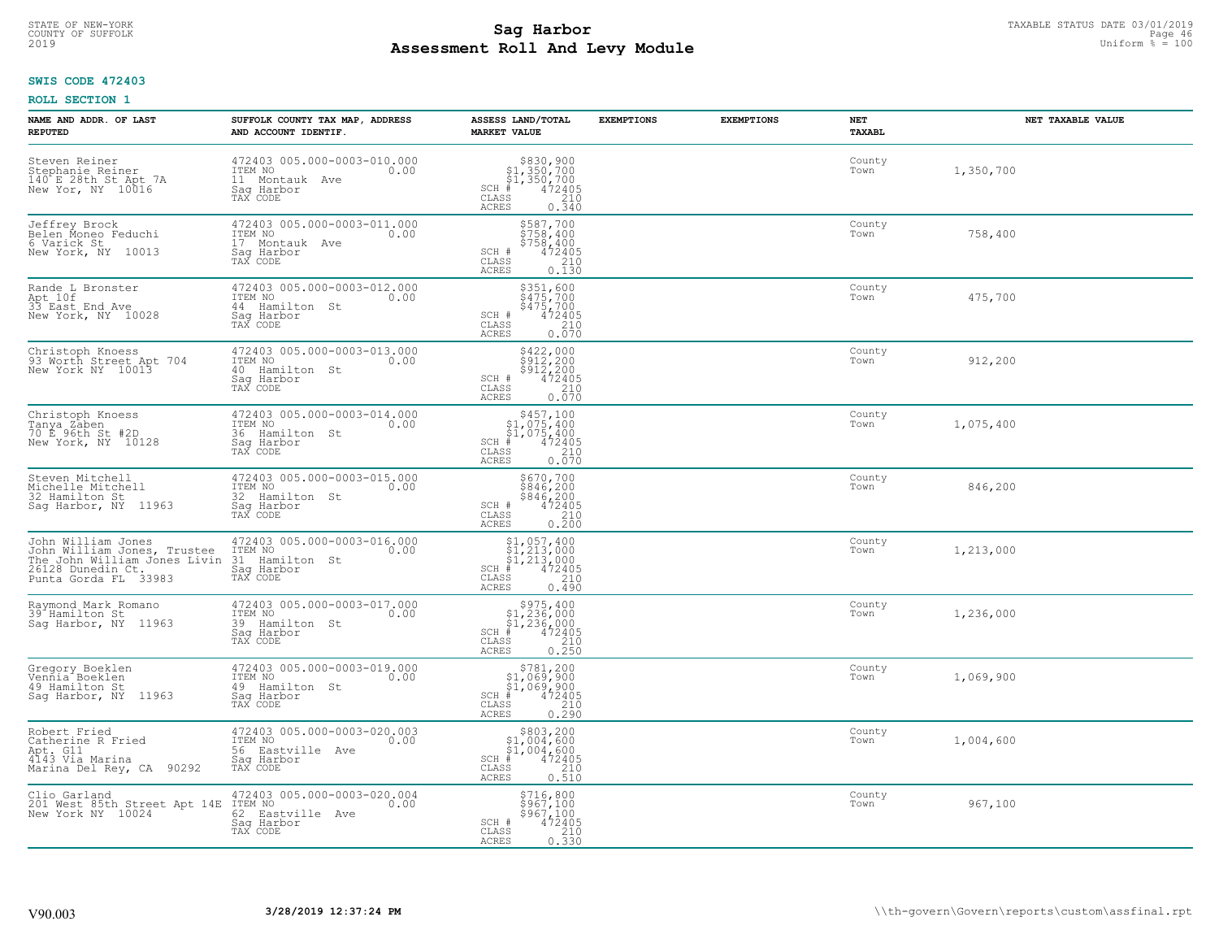STATE OF NEW-YORK
COUNTY OF SUFFOLK
2019

# Sag Harbor
## Assessment Roll And Levy Module

TAXABLE STATUS DATE 03/01/2019
Uniform % = 100

**SWIS CODE 472403**

**ROLL SECTION 1**

| NAME AND ADDR. OF LAST REPUTED | SUFFOLK COUNTY TAX MAP, ADDRESS AND ACCOUNT IDENTIF. | ASSESS LAND/TOTAL MARKET VALUE | EXEMPTIONS | EXEMPTIONS | NET TAXABL | NET TAXABLE VALUE |
|---|---|---|---|---|---|---|
| Steven Reiner<br>Stephanie Reiner<br>140 E 28th St Apt 7A<br>New Yor, NY 10016 | 472403 005.000-0003-010.000<br>ITEM NO 0.00<br>11 Montauk Ave<br>Sag Harbor<br>TAX CODE | $830,900<br>$1,350,700<br>$1,350,700<br>SCH # 472405<br>CLASS 210<br>ACRES 0.340 | | | County<br>Town | 1,350,700 |
| Jeffrey Brock<br>Belen Moneo Feduchi<br>6 Varick St<br>New York, NY 10013 | 472403 005.000-0003-011.000<br>ITEM NO 0.00<br>17 Montauk Ave<br>Sag Harbor<br>TAX CODE | $587,700<br>$758,400<br>$758,400<br>SCH # 472405<br>CLASS 210<br>ACRES 0.130 | | | County<br>Town | 758,400 |
| Rande L Bronster<br>Apt 10f<br>33 East End Ave<br>New York, NY 10028 | 472403 005.000-0003-012.000<br>ITEM NO 0.00<br>44 Hamilton St<br>Sag Harbor<br>TAX CODE | $351,600<br>$475,700<br>$475,700<br>SCH # 472405<br>CLASS 210<br>ACRES 0.070 | | | County<br>Town | 475,700 |
| Christoph Knoess<br>93 Worth Street Apt 704<br>New York NY 10013 | 472403 005.000-0003-013.000<br>ITEM NO 0.00<br>40 Hamilton St<br>Sag Harbor<br>TAX CODE | $422,000<br>$912,200<br>$912,200<br>SCH # 472405<br>CLASS 210<br>ACRES 0.070 | | | County<br>Town | 912,200 |
| Christoph Knoess<br>Tanya Zaben<br>70 E 96th St #2D<br>New York, NY 10128 | 472403 005.000-0003-014.000<br>ITEM NO 0.00<br>36 Hamilton St<br>Sag Harbor<br>TAX CODE | $457,100<br>$1,075,400<br>$1,075,400<br>SCH # 472405<br>CLASS 210<br>ACRES 0.070 | | | County<br>Town | 1,075,400 |
| Steven Mitchell<br>Michelle Mitchell<br>32 Hamilton St<br>Sag Harbor, NY 11963 | 472403 005.000-0003-015.000<br>ITEM NO 0.00<br>32 Hamilton St<br>Sag Harbor<br>TAX CODE | $670,700<br>$846,200<br>$846,200<br>SCH # 472405<br>CLASS 210<br>ACRES 0.200 | | | County<br>Town | 846,200 |
| John William Jones<br>John William Jones, Trustee<br>The John William Jones Livin<br>26128 Dunedin Ct.<br>Punta Gorda FL 33983 | 472403 005.000-0003-016.000<br>ITEM NO 0.00<br>31 Hamilton St<br>Sag Harbor<br>TAX CODE | $1,057,400<br>$1,213,000<br>$1,213,000<br>SCH # 472405<br>CLASS 210<br>ACRES 0.490 | | | County<br>Town | 1,213,000 |
| Raymond Mark Romano<br>39 Hamilton St<br>Sag Harbor, NY 11963 | 472403 005.000-0003-017.000<br>ITEM NO 0.00<br>39 Hamilton St<br>Sag Harbor<br>TAX CODE | $975,400<br>$1,236,000<br>$1,236,000<br>SCH # 472405<br>CLASS 210<br>ACRES 0.250 | | | County<br>Town | 1,236,000 |
| Gregory Boeklen<br>Vennia Boeklen<br>49 Hamilton St<br>Sag Harbor, NY 11963 | 472403 005.000-0003-019.000<br>ITEM NO 0.00<br>49 Hamilton St<br>Sag Harbor<br>TAX CODE | $781,200<br>$1,069,900<br>$1,069,900<br>SCH # 472405<br>CLASS 210<br>ACRES 0.290 | | | County<br>Town | 1,069,900 |
| Robert Fried<br>Catherine R Fried<br>Apt. G11<br>4143 Via Marina<br>Marina Del Rey, CA 90292 | 472403 005.000-0003-020.003<br>ITEM NO 0.00<br>56 Eastville Ave<br>Sag Harbor<br>TAX CODE | $803,200<br>$1,004,600<br>$1,004,600<br>SCH # 472405<br>CLASS 210<br>ACRES 0.510 | | | County<br>Town | 1,004,600 |
| Clio Garland<br>201 West 85th Street Apt 14E<br>New York NY 10024 | 472403 005.000-0003-020.004<br>ITEM NO 0.00<br>62 Eastville Ave<br>Sag Harbor<br>TAX CODE | $716,800<br>$967,100<br>$967,100<br>SCH # 472405<br>CLASS 210<br>ACRES 0.330 | | | County<br>Town | 967,100 |

V90.003 **3/28/2019 12:37:24 PM** \\th-govern\Govern\reports\custom\assfinal.rpt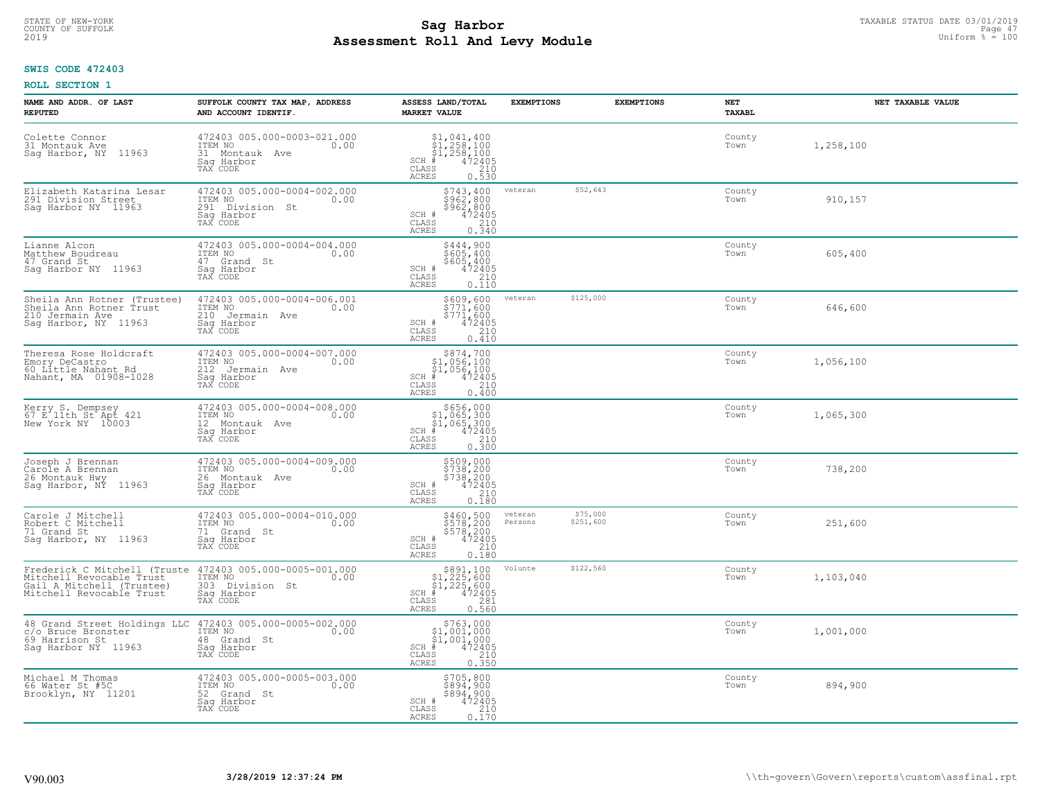STATE OF NEW-YORK
COUNTY OF SUFFOLK
2019

# Sag Harbor
## Assessment Roll And Levy Module

TAXABLE STATUS DATE 03/01/2019
Uniform % = 100

**SWIS CODE 472403**

**ROLL SECTION 1**

| NAME AND ADDR. OF LAST REPUTED | SUFFOLK COUNTY TAX MAP, ADDRESS AND ACCOUNT IDENTIF. | ASSESS LAND/TOTAL MARKET VALUE | EXEMPTIONS | EXEMPTIONS | NET TAXABL | NET TAXABLE VALUE |
|---|---|---|---|---|---|---|
| Colette Connor<br>31 Montauk Ave<br>Sag Harbor, NY 11963 | 472403 005.000-0003-021.000<br>ITEM NO 0.00<br>31 Montauk Ave<br>Sag Harbor<br>TAX CODE | $1,041,400<br>$1,258,100<br>$1,258,100<br>SCH # 472405<br>CLASS 210<br>ACRES 0.530 | | | County<br>Town | 1,258,100 |
| Elizabeth Katarina Lesar<br>291 Division Street<br>Sag Harbor NY 11963 | 472403 005.000-0004-002.000<br>ITEM NO 0.00<br>291 Division St<br>Sag Harbor<br>TAX CODE | $743,400<br>$962,800<br>$962,800<br>SCH # 472405<br>CLASS 210<br>ACRES 0.340 | veteran | $52,643 | County<br>Town | 910,157 |
| Lianne Alcon<br>Matthew Boudreau<br>47 Grand St<br>Sag Harbor NY 11963 | 472403 005.000-0004-004.000<br>ITEM NO 0.00<br>47 Grand St<br>Sag Harbor<br>TAX CODE | $444,900<br>$605,400<br>$605,400<br>SCH # 472405<br>CLASS 210<br>ACRES 0.110 | | | County<br>Town | 605,400 |
| Sheila Ann Rotner (Trustee)<br>Sheila Ann Rotner Trust<br>210 Jermain Ave<br>Sag Harbor, NY 11963 | 472403 005.000-0004-006.001<br>ITEM NO 0.00<br>210 Jermain Ave<br>Sag Harbor<br>TAX CODE | $609,600<br>$771,600<br>$771,600<br>SCH # 472405<br>CLASS 210<br>ACRES 0.410 | veteran | $125,000 | County<br>Town | 646,600 |
| Theresa Rose Holdcraft<br>Emory DeCastro<br>60 Little Nahant Rd<br>Nahant, MA 01908-1028 | 472403 005.000-0004-007.000<br>ITEM NO 0.00<br>212 Jermain Ave<br>Sag Harbor<br>TAX CODE | $874,700<br>$1,056,100<br>$1,056,100<br>SCH # 472405<br>CLASS 210<br>ACRES 0.400 | | | County<br>Town | 1,056,100 |
| Kerry S. Dempsey<br>67 E 11th St Apt 421<br>New York NY 10003 | 472403 005.000-0004-008.000<br>ITEM NO 0.00<br>12 Montauk Ave<br>Sag Harbor<br>TAX CODE | $656,000<br>$1,065,300<br>$1,065,300<br>SCH # 472405<br>CLASS 210<br>ACRES 0.300 | | | County<br>Town | 1,065,300 |
| Joseph J Brennan<br>Carole A Brennan<br>26 Montauk Hwy<br>Sag Harbor, NY 11963 | 472403 005.000-0004-009.000<br>ITEM NO 0.00<br>26 Montauk Ave<br>Sag Harbor<br>TAX CODE | $509,000<br>$738,200<br>$738,200<br>SCH # 472405<br>CLASS 210<br>ACRES 0.180 | | | County<br>Town | 738,200 |
| Carole J Mitchell<br>Robert C Mitchell<br>71 Grand St<br>Sag Harbor, NY 11963 | 472403 005.000-0004-010.000<br>ITEM NO 0.00<br>71 Grand St<br>Sag Harbor<br>TAX CODE | $460,500<br>$578,200<br>$578,200<br>SCH # 472405<br>CLASS 210<br>ACRES 0.180 | veteran<br>Persons | $75,000<br>$251,600 | County<br>Town | 251,600 |
| Frederick C Mitchell (Truste<br>Mitchell Revocable Trust<br>Gail A Mitchell (Trustee)<br>Mitchell Revocable Trust | 472403 005.000-0005-001.000<br>ITEM NO 0.00<br>303 Division St<br>Sag Harbor<br>TAX CODE | $891,100<br>$1,225,600<br>$1,225,600<br>SCH # 472405<br>CLASS 281<br>ACRES 0.560 | Volunte | $122,560 | County<br>Town | 1,103,040 |
| 48 Grand Street Holdings LLC<br>c/o Bruce Bronster<br>69 Harrison St<br>Sag Harbor NY 11963 | 472403 005.000-0005-002.000<br>ITEM NO 0.00<br>48 Grand St<br>Sag Harbor<br>TAX CODE | $763,000<br>$1,001,000<br>$1,001,000<br>SCH # 472405<br>CLASS 210<br>ACRES 0.350 | | | County<br>Town | 1,001,000 |
| Michael M Thomas<br>66 Water St #5C<br>Brooklyn, NY 11201 | 472403 005.000-0005-003.000<br>ITEM NO 0.00<br>52 Grand St<br>Sag Harbor<br>TAX CODE | $705,800<br>$894,900<br>$894,900<br>SCH # 472405<br>CLASS 210<br>ACRES 0.170 | | | County<br>Town | 894,900 |

V90.003 3/28/2019 12:37:24 PM \\th-govern\Govern\reports\custom\assfinal.rpt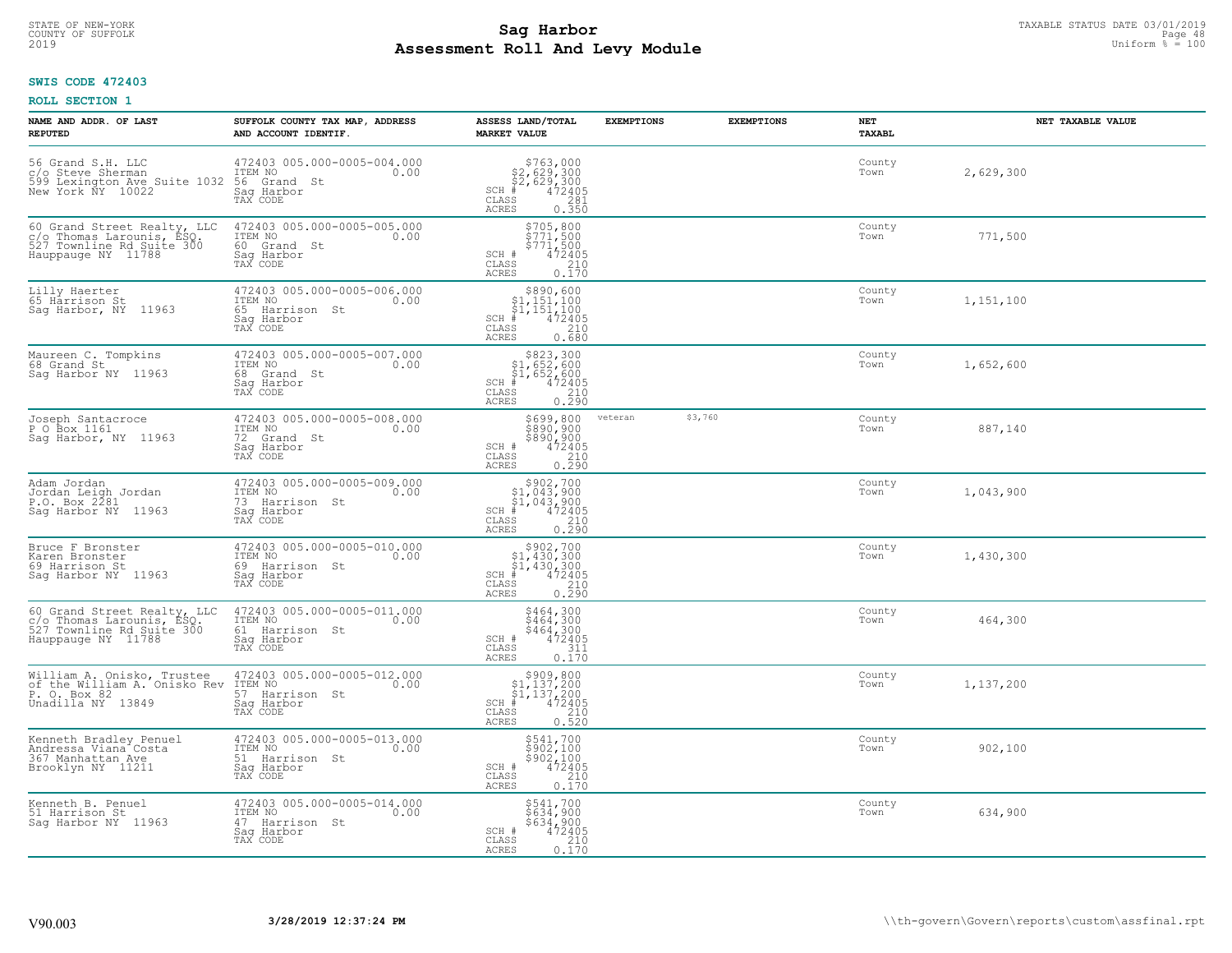# Sag Harbor
# Assessment Roll And Levy Module

STATE OF NEW-YORK
COUNTY OF SUFFOLK
2019

TAXABLE STATUS DATE 03/01/2019
Uniform % = 100

**SWIS CODE 472403**

**ROLL SECTION 1**

| NAME AND ADDR. OF LAST REPUTED | SUFFOLK COUNTY TAX MAP, ADDRESS AND ACCOUNT IDENTIF. | ASSESS LAND/TOTAL MARKET VALUE | EXEMPTIONS | EXEMPTIONS | NET TAXABL | NET TAXABLE VALUE |
|---|---|---|---|---|---|---|
| 56 Grand S.H. LLC<br>c/o Steve Sherman<br>599 Lexington Ave Suite 1032<br>New York NY 10022 | 472403 005.000-0005-004.000<br>ITEM NO 0.00<br>56 Grand St<br>Sag Harbor<br>TAX CODE | $763,000<br>$2,629,300<br>$2,629,300<br>SCH # 472405<br>CLASS 281<br>ACRES 0.350 | | | County<br>Town | 2,629,300 |
| 60 Grand Street Realty, LLC<br>c/o Thomas Larounis, ESQ.<br>527 Townline Rd Suite 300<br>Hauppauge NY 11788 | 472403 005.000-0005-005.000<br>ITEM NO 0.00<br>60 Grand St<br>Sag Harbor<br>TAX CODE | $705,800<br>$771,500<br>$771,500<br>SCH # 472405<br>CLASS 210<br>ACRES 0.170 | | | County<br>Town | 771,500 |
| Lilly Haerter<br>65 Harrison St<br>Sag Harbor, NY 11963 | 472403 005.000-0005-006.000<br>ITEM NO 0.00<br>65 Harrison St<br>Sag Harbor<br>TAX CODE | $890,600<br>$1,151,100<br>$1,151,100<br>SCH # 472405<br>CLASS 210<br>ACRES 0.680 | | | County<br>Town | 1,151,100 |
| Maureen C. Tompkins<br>68 Grand St<br>Sag Harbor NY 11963 | 472403 005.000-0005-007.000<br>ITEM NO 0.00<br>68 Grand St<br>Sag Harbor<br>TAX CODE | $823,300<br>$1,652,600<br>$1,652,600<br>SCH # 472405<br>CLASS 210<br>ACRES 0.290 | | | County<br>Town | 1,652,600 |
| Joseph Santacroce<br>P O Box 1161<br>Sag Harbor, NY 11963 | 472403 005.000-0005-008.000<br>ITEM NO 0.00<br>72 Grand St<br>Sag Harbor<br>TAX CODE | $699,800<br>$890,900<br>$890,900<br>SCH # 472405<br>CLASS 210<br>ACRES 0.290 | veteran | $3,760 | County<br>Town | 887,140 |
| Adam Jordan<br>Jordan Leigh Jordan<br>P.O. Box 2281<br>Sag Harbor NY 11963 | 472403 005.000-0005-009.000<br>ITEM NO 0.00<br>73 Harrison St<br>Sag Harbor<br>TAX CODE | $902,700<br>$1,043,900<br>$1,043,900<br>SCH # 472405<br>CLASS 210<br>ACRES 0.290 | | | County<br>Town | 1,043,900 |
| Bruce F Bronster<br>Karen Bronster<br>69 Harrison St<br>Sag Harbor NY 11963 | 472403 005.000-0005-010.000<br>ITEM NO 0.00<br>69 Harrison St<br>Sag Harbor<br>TAX CODE | $902,700<br>$1,430,300<br>$1,430,300<br>SCH # 472405<br>CLASS 210<br>ACRES 0.290 | | | County<br>Town | 1,430,300 |
| 60 Grand Street Realty, LLC<br>c/o Thomas Larounis, ESQ.<br>527 Townline Rd Suite 300<br>Hauppauge NY 11788 | 472403 005.000-0005-011.000<br>ITEM NO 0.00<br>61 Harrison St<br>Sag Harbor<br>TAX CODE | $464,300<br>$464,300<br>$464,300<br>SCH # 472405<br>CLASS 311<br>ACRES 0.170 | | | County<br>Town | 464,300 |
| William A. Onisko, Trustee<br>of the William A. Onisko Rev<br>P. O. Box 82<br>Unadilla NY 13849 | 472403 005.000-0005-012.000<br>ITEM NO 0.00<br>57 Harrison St<br>Sag Harbor<br>TAX CODE | $909,800<br>$1,137,200<br>$1,137,200<br>SCH # 472405<br>CLASS 210<br>ACRES 0.520 | | | County<br>Town | 1,137,200 |
| Kenneth Bradley Penuel<br>Andressa Viana Costa<br>367 Manhattan Ave<br>Brooklyn NY 11211 | 472403 005.000-0005-013.000<br>ITEM NO 0.00<br>51 Harrison St<br>Sag Harbor<br>TAX CODE | $541,700<br>$902,100<br>$902,100<br>SCH # 472405<br>CLASS 210<br>ACRES 0.170 | | | County<br>Town | 902,100 |
| Kenneth B. Penuel<br>51 Harrison St<br>Sag Harbor NY 11963 | 472403 005.000-0005-014.000<br>ITEM NO 0.00<br>47 Harrison St<br>Sag Harbor<br>TAX CODE | $541,700<br>$634,900<br>$634,900<br>SCH # 472405<br>CLASS 210<br>ACRES 0.170 | | | County<br>Town | 634,900 |

V90.003 3/28/2019 12:37:24 PM \\th-govern\Govern\reports\custom\assfinal.rpt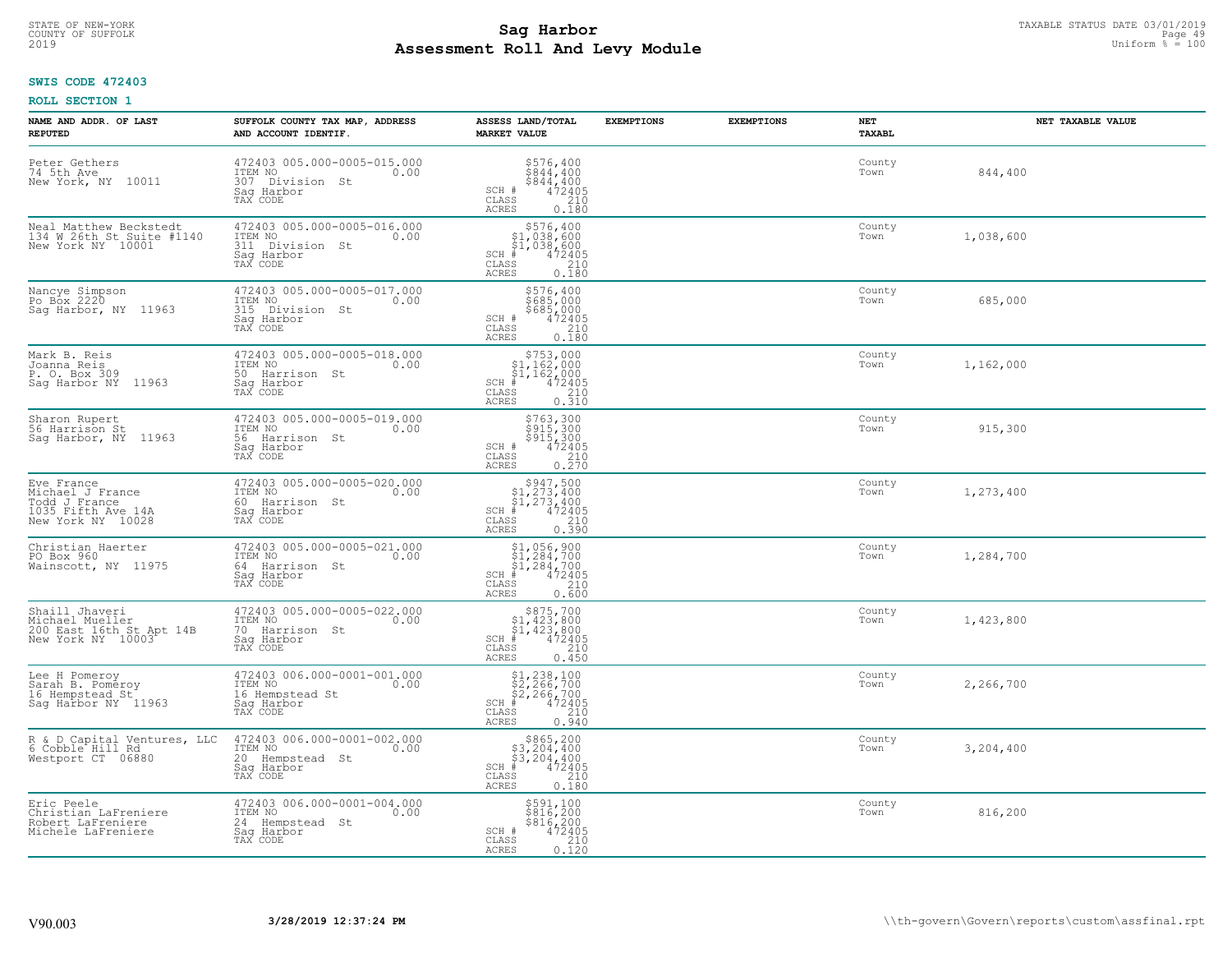STATE OF NEW-YORK
COUNTY OF SUFFOLK
2019

# Sag Harbor
# Assessment Roll And Levy Module

TAXABLE STATUS DATE 03/01/2019
Uniform % = 100

**SWIS CODE 472403**

**ROLL SECTION 1**

| NAME AND ADDR. OF LAST REPUTED | SUFFOLK COUNTY TAX MAP, ADDRESS AND ACCOUNT IDENTIF. | ASSESS LAND/TOTAL MARKET VALUE | EXEMPTIONS | EXEMPTIONS | NET TAXABL | NET TAXABLE VALUE |
|---|---|---|---|---|---|---|
| Peter Gethers<br>74 5th Ave<br>New York, NY 10011 | 472403 005.000-0005-015.000<br>ITEM NO 0.00<br>307 Division St<br>Sag Harbor<br>TAX CODE | $576,400<br>$844,400<br>$844,400<br>SCH # 472405<br>CLASS 210<br>ACRES 0.180 | | | County<br>Town | 844,400 |
| Neal Matthew Beckstedt<br>134 W 26th St Suite #1140<br>New York NY 10001 | 472403 005.000-0005-016.000<br>ITEM NO 0.00<br>311 Division St<br>Sag Harbor<br>TAX CODE | $576,400<br>$1,038,600<br>$1,038,600<br>SCH # 472405<br>CLASS 210<br>ACRES 0.180 | | | County<br>Town | 1,038,600 |
| Nancye Simpson<br>Po Box 2220<br>Sag Harbor, NY 11963 | 472403 005.000-0005-017.000<br>ITEM NO 0.00<br>315 Division St<br>Sag Harbor<br>TAX CODE | $576,400<br>$685,000<br>$685,000<br>SCH # 472405<br>CLASS 210<br>ACRES 0.180 | | | County<br>Town | 685,000 |
| Mark B. Reis<br>Joanna Reis<br>P. O. Box 309<br>Sag Harbor NY 11963 | 472403 005.000-0005-018.000<br>ITEM NO 0.00<br>50 Harrison St<br>Sag Harbor<br>TAX CODE | $753,000<br>$1,162,000<br>$1,162,000<br>SCH # 472405<br>CLASS 210<br>ACRES 0.310 | | | County<br>Town | 1,162,000 |
| Sharon Rupert<br>56 Harrison St<br>Sag Harbor, NY 11963 | 472403 005.000-0005-019.000<br>ITEM NO 0.00<br>56 Harrison St<br>Sag Harbor<br>TAX CODE | $763,300<br>$915,300<br>$915,300<br>SCH # 472405<br>CLASS 210<br>ACRES 0.270 | | | County<br>Town | 915,300 |
| Eve France<br>Michael J France<br>Todd J France<br>1035 Fifth Ave 14A<br>New York NY 10028 | 472403 005.000-0005-020.000<br>ITEM NO 0.00<br>60 Harrison St<br>Sag Harbor<br>TAX CODE | $947,500<br>$1,273,400<br>$1,273,400<br>SCH # 472405<br>CLASS 210<br>ACRES 0.390 | | | County<br>Town | 1,273,400 |
| Christian Haerter<br>PO Box 960<br>Wainscott, NY 11975 | 472403 005.000-0005-021.000<br>ITEM NO 0.00<br>64 Harrison St<br>Sag Harbor<br>TAX CODE | $1,056,900<br>$1,284,700<br>$1,284,700<br>SCH # 472405<br>CLASS 210<br>ACRES 0.600 | | | County<br>Town | 1,284,700 |
| Shaill Jhaveri<br>Michael Mueller<br>200 East 16th St Apt 14B<br>New York NY 10003 | 472403 005.000-0005-022.000<br>ITEM NO 0.00<br>70 Harrison St<br>Sag Harbor<br>TAX CODE | $875,700<br>$1,423,800<br>$1,423,800<br>SCH # 472405<br>CLASS 210<br>ACRES 0.450 | | | County<br>Town | 1,423,800 |
| Lee H Pomeroy<br>Sarah B. Pomeroy<br>16 Hempstead St<br>Sag Harbor NY 11963 | 472403 006.000-0001-001.000<br>ITEM NO 0.00<br>16 Hempstead St<br>Sag Harbor<br>TAX CODE | $1,238,100<br>$2,266,700<br>$2,266,700<br>SCH # 472405<br>CLASS 210<br>ACRES 0.940 | | | County<br>Town | 2,266,700 |
| R & D Capital Ventures, LLC<br>6 Cobble Hill Rd<br>Westport CT 06880 | 472403 006.000-0001-002.000<br>ITEM NO 0.00<br>20 Hempstead St<br>Sag Harbor<br>TAX CODE | $865,200<br>$3,204,400<br>$3,204,400<br>SCH # 472405<br>CLASS 210<br>ACRES 0.180 | | | County<br>Town | 3,204,400 |
| Eric Peele<br>Christian LaFreniere<br>Robert LaFreniere<br>Michele LaFreniere | 472403 006.000-0001-004.000<br>ITEM NO 0.00<br>24 Hempstead St<br>Sag Harbor<br>TAX CODE | $591,100<br>$816,200<br>$816,200<br>SCH # 472405<br>CLASS 210<br>ACRES 0.120 | | | County<br>Town | 816,200 |

V90.003 3/28/2019 12:37:24 PM \\th-govern\Govern\reports\custom\assfinal.rpt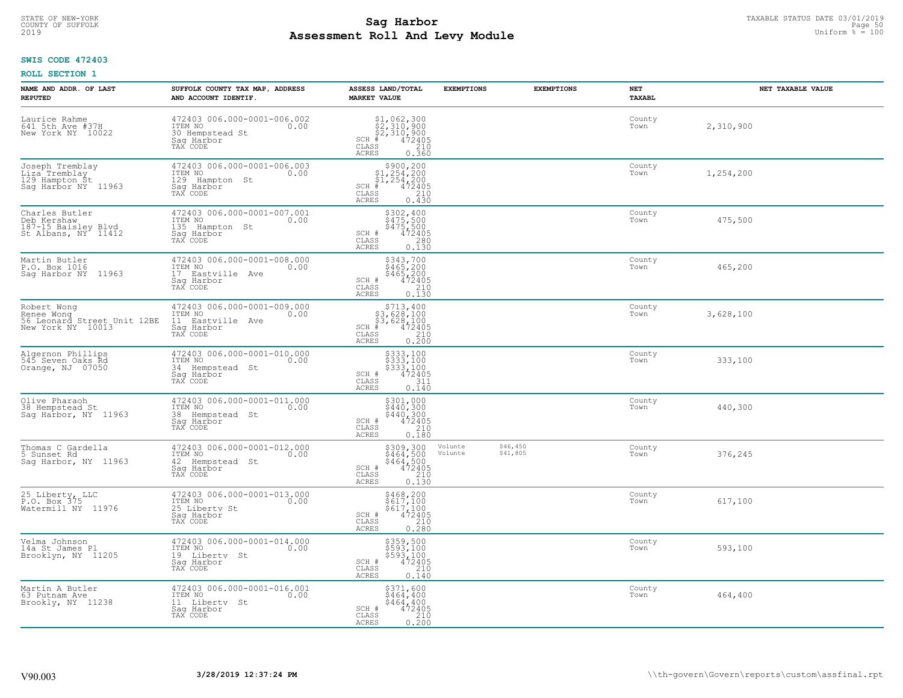STATE OF NEW-YORK
COUNTY OF SUFFOLK
2019

# Sag Harbor
# Assessment Roll And Levy Module

TAXABLE STATUS DATE 03/01/2019
Uniform % = 100

**SWIS CODE 472403**

**ROLL SECTION 1**

| NAME AND ADDR. OF LAST REPUTED | SUFFOLK COUNTY TAX MAP, ADDRESS AND ACCOUNT IDENTIF. | ASSESS LAND/TOTAL MARKET VALUE | EXEMPTIONS | EXEMPTIONS | NET TAXABL | NET TAXABLE VALUE |
|---|---|---|---|---|---|---|
| Laurice Rahme<br>641 5th Ave #37H<br>New York NY 10022 | 472403 006.000-0001-006.002<br>ITEM NO 0.00<br>30 Hempstead St<br>Sag Harbor<br>TAX CODE | $1,062,300<br>$2,310,900<br>$2,310,900<br>SCH # 472405<br>CLASS 210<br>ACRES 0.360 | | | County<br>Town | 2,310,900 |
| Joseph Tremblay<br>Liza Tremblay<br>129 Hampton St<br>Sag Harbor NY 11963 | 472403 006.000-0001-006.003<br>ITEM NO 0.00<br>129 Hampton St<br>Sag Harbor<br>TAX CODE | $900,200<br>$1,254,200<br>$1,254,200<br>SCH # 472405<br>CLASS 210<br>ACRES 0.430 | | | County<br>Town | 1,254,200 |
| Charles Butler<br>Deb Kershaw<br>187-15 Baisley Blvd<br>St Albans, NY 11412 | 472403 006.000-0001-007.001<br>ITEM NO 0.00<br>135 Hampton St<br>Sag Harbor<br>TAX CODE | $302,400<br>$475,500<br>$475,500<br>SCH # 472405<br>CLASS 280<br>ACRES 0.130 | | | County<br>Town | 475,500 |
| Martin Butler<br>P.O. Box 1016<br>Sag Harbor NY 11963 | 472403 006.000-0001-008.000<br>ITEM NO 0.00<br>17 Eastville Ave<br>Sag Harbor<br>TAX CODE | $343,700<br>$465,200<br>$465,200<br>SCH # 472405<br>CLASS 210<br>ACRES 0.130 | | | County<br>Town | 465,200 |
| Robert Wong<br>Renee Wong<br>56 Leonard Street Unit 12BE<br>New York NY 10013 | 472403 006.000-0001-009.000<br>ITEM NO 0.00<br>11 Eastville Ave<br>Sag Harbor<br>TAX CODE | $713,400<br>$3,628,100<br>$3,628,100<br>SCH # 472405<br>CLASS 210<br>ACRES 0.200 | | | County<br>Town | 3,628,100 |
| Algernon Phillips<br>545 Seven Oaks Rd<br>Orange, NJ 07050 | 472403 006.000-0001-010.000<br>ITEM NO 0.00<br>34 Hempstead St<br>Sag Harbor<br>TAX CODE | $333,100<br>$333,100<br>$333,100<br>SCH # 472405<br>CLASS 311<br>ACRES 0.140 | | | County<br>Town | 333,100 |
| Olive Pharaoh<br>38 Hempstead St<br>Sag Harbor, NY 11963 | 472403 006.000-0001-011.000<br>ITEM NO 0.00<br>38 Hempstead St<br>Sag Harbor<br>TAX CODE | $301,000<br>$440,300<br>$440,300<br>SCH # 472405<br>CLASS 210<br>ACRES 0.180 | | | County<br>Town | 440,300 |
| Thomas C Gardella<br>5 Sunset Rd<br>Sag Harbor, NY 11963 | 472403 006.000-0001-012.000<br>ITEM NO 0.00<br>42 Hempstead St<br>Sag Harbor<br>TAX CODE | $309,300<br>$464,500<br>$464,500<br>SCH # 472405<br>CLASS 210<br>ACRES 0.130 | Volunte<br>Volunte | $46,450<br>$41,805 | County<br>Town | 376,245 |
| 25 Liberty, LLC<br>P.O. Box 375<br>Watermill NY 11976 | 472403 006.000-0001-013.000<br>ITEM NO 0.00<br>25 Liberty St<br>Sag Harbor<br>TAX CODE | $468,200<br>$617,100<br>$617,100<br>SCH # 472405<br>CLASS 210<br>ACRES 0.280 | | | County<br>Town | 617,100 |
| Velma Johnson<br>14a St James Pl<br>Brooklyn, NY 11205 | 472403 006.000-0001-014.000<br>ITEM NO 0.00<br>19 Liberty St<br>Sag Harbor<br>TAX CODE | $359,500<br>$593,100<br>$593,100<br>SCH # 472405<br>CLASS 210<br>ACRES 0.140 | | | County<br>Town | 593,100 |
| Martin A Butler<br>63 Putnam Ave<br>Brookly, NY 11238 | 472403 006.000-0001-016.001<br>ITEM NO 0.00<br>11 Liberty St<br>Sag Harbor<br>TAX CODE | $371,600<br>$464,400<br>$464,400<br>SCH # 472405<br>CLASS 210<br>ACRES 0.200 | | | County<br>Town | 464,400 |

V90.003 3/28/2019 12:37:24 PM \\th-govern\Govern\reports\custom\assfinal.rpt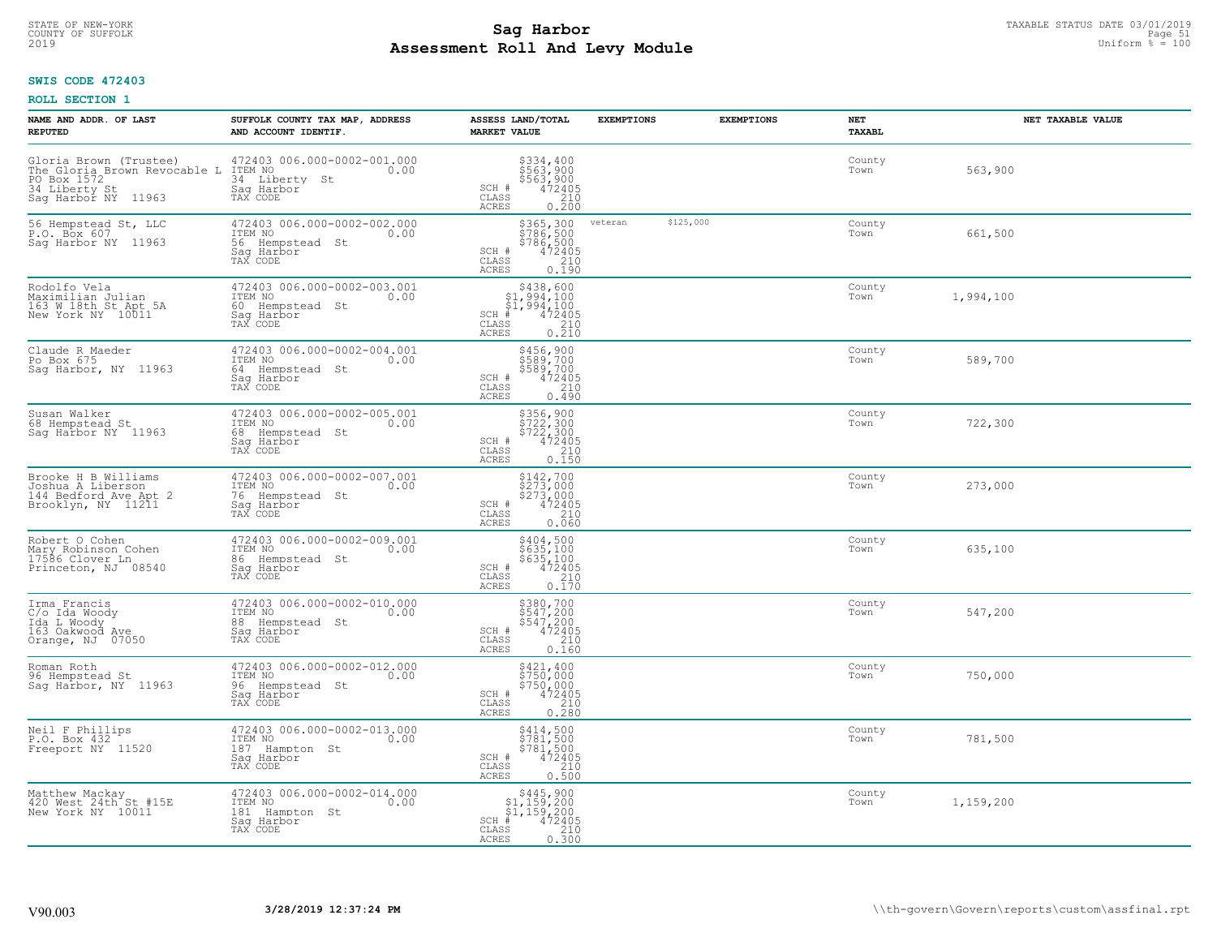## SWIS CODE 472403

## ROLL SECTION 1

| NAME AND ADDR. OF LAST REPUTED | SUFFOLK COUNTY TAX MAP, ADDRESS AND ACCOUNT IDENTIF. | ASSESS LAND/TOTAL MARKET VALUE | EXEMPTIONS | EXEMPTIONS | NET TAXABL | NET TAXABLE VALUE |
|---|---|---|---|---|---|---|
| Gloria Brown (Trustee)<br>The Gloria Brown Revocable L<br>PO Box 1572<br>34 Liberty St<br>Sag Harbor NY 11963 | 472403 006.000-0002-001.000<br>ITEM NO 0.00<br>34 Liberty St<br>Sag Harbor<br>TAX CODE | $334,400<br>$563,900<br>$563,900<br>SCH # 472405<br>CLASS 210<br>ACRES 0.200 | | | County<br>Town | 563,900 |
| 56 Hempstead St, LLC<br>P.O. Box 607<br>Sag Harbor NY 11963 | 472403 006.000-0002-002.000<br>ITEM NO 0.00<br>56 Hempstead St<br>Sag Harbor<br>TAX CODE | $365,300<br>$786,500<br>$786,500<br>SCH # 472405<br>CLASS 210<br>ACRES 0.190 | veteran | $125,000 | County<br>Town | 661,500 |
| Rodolfo Vela<br>Maximilian Julian<br>163 W 18th St Apt 5A<br>New York NY 10011 | 472403 006.000-0002-003.001<br>ITEM NO 0.00<br>60 Hempstead St<br>Sag Harbor<br>TAX CODE | $438,600<br>$1,994,100<br>$1,994,100<br>SCH # 472405<br>CLASS 210<br>ACRES 0.210 | | | County<br>Town | 1,994,100 |
| Claude R Maeder<br>Po Box 675<br>Sag Harbor, NY 11963 | 472403 006.000-0002-004.001<br>ITEM NO 0.00<br>64 Hempstead St<br>Sag Harbor<br>TAX CODE | $456,900<br>$589,700<br>$589,700<br>SCH # 472405<br>CLASS 210<br>ACRES 0.490 | | | County<br>Town | 589,700 |
| Susan Walker<br>68 Hempstead St<br>Sag Harbor NY 11963 | 472403 006.000-0002-005.001<br>ITEM NO 0.00<br>68 Hempstead St<br>Sag Harbor<br>TAX CODE | $356,900<br>$722,300<br>$722,300<br>SCH # 472405<br>CLASS 210<br>ACRES 0.150 | | | County<br>Town | 722,300 |
| Brooke H B Williams<br>Joshua A Liberson<br>144 Bedford Ave Apt 2<br>Brooklyn, NY 11211 | 472403 006.000-0002-007.001<br>ITEM NO 0.00<br>76 Hempstead St<br>Sag Harbor<br>TAX CODE | $142,700<br>$273,000<br>$273,000<br>SCH # 472405<br>CLASS 210<br>ACRES 0.060 | | | County<br>Town | 273,000 |
| Robert O Cohen<br>Mary Robinson Cohen<br>17586 Clover Ln<br>Princeton, NJ 08540 | 472403 006.000-0002-009.001<br>ITEM NO 0.00<br>86 Hempstead St<br>Sag Harbor<br>TAX CODE | $404,500<br>$635,100<br>$635,100<br>SCH # 472405<br>CLASS 210<br>ACRES 0.170 | | | County<br>Town | 635,100 |
| Irma Francis<br>C/o Ida Woody<br>Ida L Woody<br>163 Oakwood Ave<br>Orange, NJ 07050 | 472403 006.000-0002-010.000<br>ITEM NO 0.00<br>88 Hempstead St<br>Sag Harbor<br>TAX CODE | $380,700<br>$547,200<br>$547,200<br>SCH # 472405<br>CLASS 210<br>ACRES 0.160 | | | County<br>Town | 547,200 |
| Roman Roth<br>96 Hempstead St<br>Sag Harbor, NY 11963 | 472403 006.000-0002-012.000<br>ITEM NO 0.00<br>96 Hempstead St<br>Sag Harbor<br>TAX CODE | $421,400<br>$750,000<br>$750,000<br>SCH # 472405<br>CLASS 210<br>ACRES 0.280 | | | County<br>Town | 750,000 |
| Neil F Phillips<br>P.O. Box 432<br>Freeport NY 11520 | 472403 006.000-0002-013.000<br>ITEM NO 0.00<br>187 Hampton St<br>Sag Harbor<br>TAX CODE | $414,500<br>$781,500<br>$781,500<br>SCH # 472405<br>CLASS 210<br>ACRES 0.500 | | | County<br>Town | 781,500 |
| Matthew Mackay<br>420 West 24th St #15E<br>New York NY 10011 | 472403 006.000-0002-014.000<br>ITEM NO 0.00<br>181 Hampton St<br>Sag Harbor<br>TAX CODE | $445,900<br>$1,159,200<br>$1,159,200<br>SCH # 472405<br>CLASS 210<br>ACRES 0.300 | | | County<br>Town | 1,159,200 |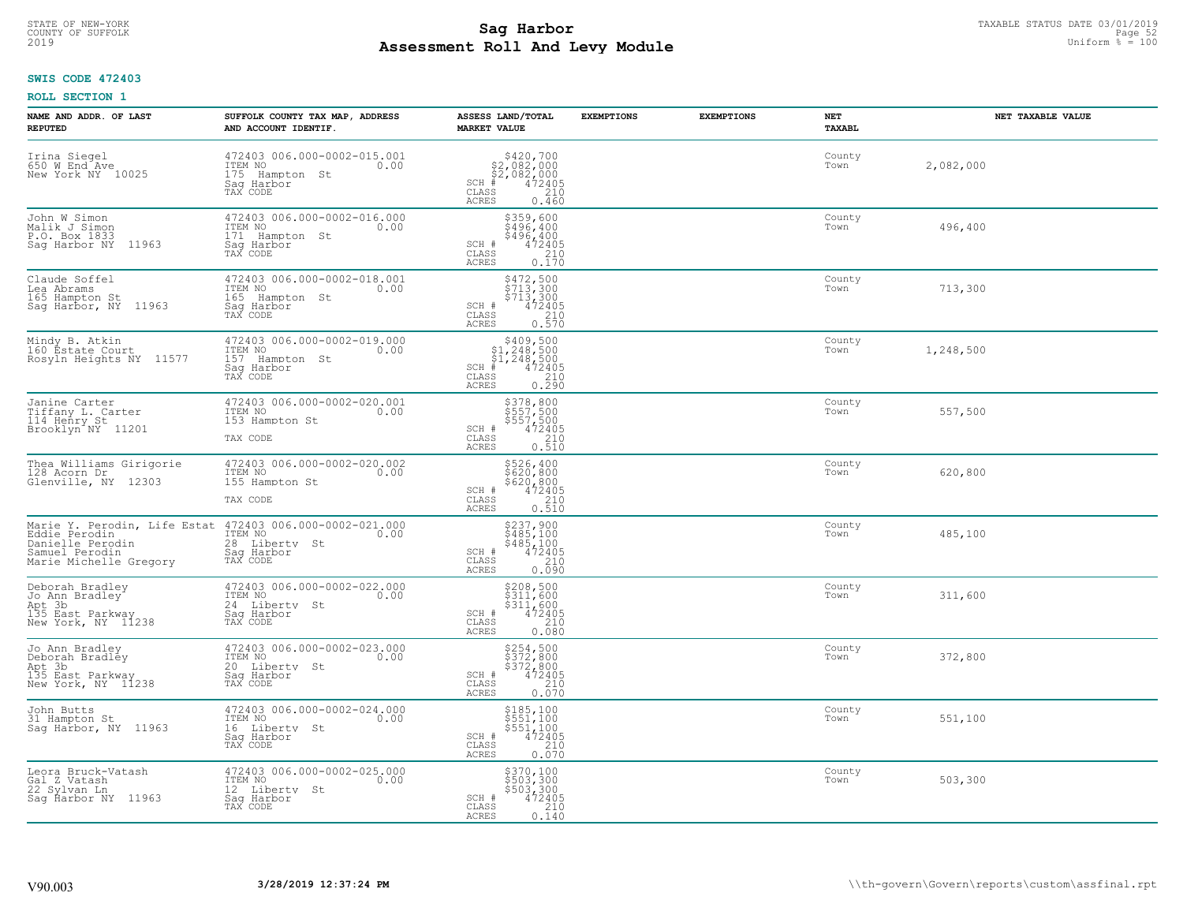**SWIS CODE 472403**

**ROLL SECTION 1**

| NAME AND ADDR. OF LAST REPUTED | SUFFOLK COUNTY TAX MAP, ADDRESS AND ACCOUNT IDENTIF. | ASSESS LAND/TOTAL MARKET VALUE | EXEMPTIONS | EXEMPTIONS | NET TAXABL | NET TAXABLE VALUE |
|---|---|---|---|---|---|---|
| Irina Siegel<br>650 W End Ave<br>New York NY 10025 | 472403 006.000-0002-015.001<br>ITEM NO 0.00<br>175 Hampton St<br>Sag Harbor<br>TAX CODE | $420,700<br>$2,082,000<br>$2,082,000<br>SCH # 472405<br>CLASS 210<br>ACRES 0.460 | | | County<br>Town | 2,082,000 |
| John W Simon<br>Malik J Simon<br>P.O. Box 1833<br>Sag Harbor NY 11963 | 472403 006.000-0002-016.000<br>ITEM NO 0.00<br>171 Hampton St<br>Sag Harbor<br>TAX CODE | $359,600<br>$496,400<br>$496,400<br>SCH # 472405<br>CLASS 210<br>ACRES 0.170 | | | County<br>Town | 496,400 |
| Claude Soffel<br>Lea Abrams<br>165 Hampton St<br>Sag Harbor, NY 11963 | 472403 006.000-0002-018.001<br>ITEM NO 0.00<br>165 Hampton St<br>Sag Harbor<br>TAX CODE | $472,500<br>$713,300<br>$713,300<br>SCH # 472405<br>CLASS 210<br>ACRES 0.570 | | | County<br>Town | 713,300 |
| Mindy B. Atkin<br>160 Estate Court<br>Rosyln Heights NY 11577 | 472403 006.000-0002-019.000<br>ITEM NO 0.00<br>157 Hampton St<br>Sag Harbor<br>TAX CODE | $409,500<br>$1,248,500<br>$1,248,500<br>SCH # 472405<br>CLASS 210<br>ACRES 0.290 | | | County<br>Town | 1,248,500 |
| Janine Carter<br>Tiffany L. Carter<br>114 Henry St<br>Brooklyn NY 11201 | 472403 006.000-0002-020.001<br>ITEM NO 0.00<br>153 Hampton St<br><br>TAX CODE | $378,800<br>$557,500<br>$557,500<br>SCH # 472405<br>CLASS 210<br>ACRES 0.510 | | | County<br>Town | 557,500 |
| Thea Williams Girigorie<br>128 Acorn Dr<br>Glenville, NY 12303 | 472403 006.000-0002-020.002<br>ITEM NO 0.00<br>155 Hampton St<br><br>TAX CODE | $526,400<br>$620,800<br>$620,800<br>SCH # 472405<br>CLASS 210<br>ACRES 0.510 | | | County<br>Town | 620,800 |
| Marie Y. Perodin, Life Estat<br>Eddie Perodin<br>Danielle Perodin<br>Samuel Perodin<br>Marie Michelle Gregory | 472403 006.000-0002-021.000<br>ITEM NO 0.00<br>28 Liberty St<br>Sag Harbor<br>TAX CODE | $237,900<br>$485,100<br>$485,100<br>SCH # 472405<br>CLASS 210<br>ACRES 0.090 | | | County<br>Town | 485,100 |
| Deborah Bradley<br>Jo Ann Bradley<br>Apt 3b<br>135 East Parkway<br>New York, NY 11238 | 472403 006.000-0002-022.000<br>ITEM NO 0.00<br>24 Liberty St<br>Sag Harbor<br>TAX CODE | $208,500<br>$311,600<br>$311,600<br>SCH # 472405<br>CLASS 210<br>ACRES 0.080 | | | County<br>Town | 311,600 |
| Jo Ann Bradley<br>Deborah Bradley<br>Apt 3b<br>135 East Parkway<br>New York, NY 11238 | 472403 006.000-0002-023.000<br>ITEM NO 0.00<br>20 Liberty St<br>Sag Harbor<br>TAX CODE | $254,500<br>$372,800<br>$372,800<br>SCH # 472405<br>CLASS 210<br>ACRES 0.070 | | | County<br>Town | 372,800 |
| John Butts<br>31 Hampton St<br>Sag Harbor, NY 11963 | 472403 006.000-0002-024.000<br>ITEM NO 0.00<br>16 Liberty St<br>Sag Harbor<br>TAX CODE | $185,100<br>$551,100<br>$551,100<br>SCH # 472405<br>CLASS 210<br>ACRES 0.070 | | | County<br>Town | 551,100 |
| Leora Bruck-Vatash<br>Gal Z Vatash<br>22 Sylvan Ln<br>Sag Harbor NY 11963 | 472403 006.000-0002-025.000<br>ITEM NO 0.00<br>12 Liberty St<br>Sag Harbor<br>TAX CODE | $370,100<br>$503,300<br>$503,300<br>SCH # 472405<br>CLASS 210<br>ACRES 0.140 | | | County<br>Town | 503,300 |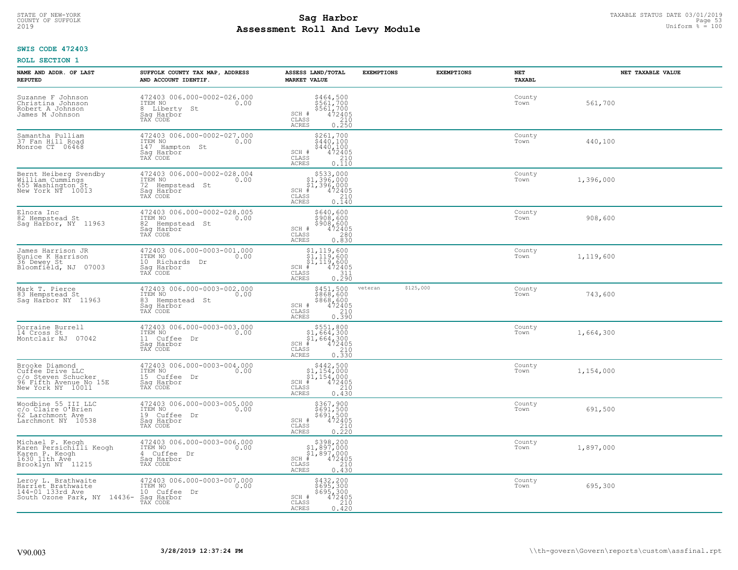STATE OF NEW-YORK
COUNTY OF SUFFOLK
2019

# Sag Harbor
# Assessment Roll And Levy Module

TAXABLE STATUS DATE 03/01/2019
Uniform % = 100

**SWIS CODE 472403**

**ROLL SECTION 1**

| NAME AND ADDR. OF LAST REPUTED | SUFFOLK COUNTY TAX MAP, ADDRESS AND ACCOUNT IDENTIF. | ASSESS LAND/TOTAL MARKET VALUE | EXEMPTIONS | EXEMPTIONS | NET TAXABL | NET TAXABLE VALUE |
|---|---|---|---|---|---|---|
| Suzanne F Johnson<br>Christina Johnson<br>Robert A Johnson<br>James M Johnson | 472403 006.000-0002-026.000<br>ITEM NO 0.00<br>8 Liberty St<br>Sag Harbor<br>TAX CODE | $464,500<br>$561,700<br>$561,700<br>SCH # 472405<br>CLASS 210<br>ACRES 0.250 | | | County<br>Town | 561,700 |
| Samantha Pulliam<br>37 Fan Hill Road<br>Monroe CT 06468 | 472403 006.000-0002-027.000<br>ITEM NO 0.00<br>147 Hampton St<br>Sag Harbor<br>TAX CODE | $261,700<br>$440,100<br>$440,100<br>SCH # 472405<br>CLASS 210<br>ACRES 0.110 | | | County<br>Town | 440,100 |
| Bernt Heiberg Svendby<br>William Cummings<br>655 Washington St<br>New York NY 10013 | 472403 006.000-0002-028.004<br>ITEM NO 0.00<br>72 Hempstead St<br>Sag Harbor<br>TAX CODE | $533,000<br>$1,396,000<br>$1,396,000<br>SCH # 472405<br>CLASS 210<br>ACRES 0.140 | | | County<br>Town | 1,396,000 |
| Elnora Inc<br>82 Hempstead St<br>Sag Harbor, NY 11963 | 472403 006.000-0002-028.005<br>ITEM NO 0.00<br>82 Hempstead St<br>Sag Harbor<br>TAX CODE | $640,600<br>$908,600<br>$908,600<br>SCH # 472405<br>CLASS 280<br>ACRES 0.830 | | | County<br>Town | 908,600 |
| James Harrison JR<br>Eunice K Harrison<br>36 Dewey St<br>Bloomfield, NJ 07003 | 472403 006.000-0003-001.000<br>ITEM NO 0.00<br>10 Richards Dr<br>Sag Harbor<br>TAX CODE | $1,119,600<br>$1,119,600<br>$1,119,600<br>SCH # 472405<br>CLASS 311<br>ACRES 0.290 | | | County<br>Town | 1,119,600 |
| Mark T. Pierce<br>83 Hempstead St<br>Sag Harbor NY 11963 | 472403 006.000-0003-002.000<br>ITEM NO 0.00<br>83 Hempstead St<br>Sag Harbor<br>TAX CODE | $451,500<br>$868,600<br>$868,600<br>SCH # 472405<br>CLASS 210<br>ACRES 0.390 | veteran $125,000 | | County<br>Town | 743,600 |
| Dorraine Burrell<br>14 Cross St<br>Montclair NJ 07042 | 472403 006.000-0003-003.000<br>ITEM NO 0.00<br>11 Cuffee Dr<br>Sag Harbor<br>TAX CODE | $551,800<br>$1,664,300<br>$1,664,300<br>SCH # 472405<br>CLASS 210<br>ACRES 0.330 | | | County<br>Town | 1,664,300 |
| Brooke Diamond<br>Cuffee Drive LLC<br>c/o Steven Schucker<br>96 Fifth Avenue No 15E<br>New York NY 10011 | 472403 006.000-0003-004.000<br>ITEM NO 0.00<br>15 Cuffee Dr<br>Sag Harbor<br>TAX CODE | $442,500<br>$1,154,000<br>$1,154,000<br>SCH # 472405<br>CLASS 210<br>ACRES 0.430 | | | County<br>Town | 1,154,000 |
| Woodbine 55 III LLC<br>c/o Claire O'Brien<br>62 Larchmont Ave<br>Larchmont NY 10538 | 472403 006.000-0003-005.000<br>ITEM NO 0.00<br>19 Cuffee Dr<br>Sag Harbor<br>TAX CODE | $367,900<br>$691,500<br>$691,500<br>SCH # 472405<br>CLASS 210<br>ACRES 0.220 | | | County<br>Town | 691,500 |
| Michael P. Keogh<br>Karen Persichilli Keogh<br>Karen P. Keogh<br>1630 11th Ave<br>Brooklyn NY 11215 | 472403 006.000-0003-006.000<br>ITEM NO 0.00<br>4 Cuffee Dr<br>Sag Harbor<br>TAX CODE | $398,200<br>$1,897,000<br>$1,897,000<br>SCH # 472405<br>CLASS 210<br>ACRES 0.430 | | | County<br>Town | 1,897,000 |
| Leroy L. Brathwaite<br>Harriet Brathwaite<br>144-01 133rd Ave<br>South Ozone Park, NY 14436- | 472403 006.000-0003-007.000<br>ITEM NO 0.00<br>10 Cuffee Dr<br>Sag Harbor<br>TAX CODE | $432,200<br>$695,300<br>$695,300<br>SCH # 472405<br>CLASS 210<br>ACRES 0.420 | | | County<br>Town | 695,300 |

V90.003 3/28/2019 12:37:24 PM \\th-govern\Govern\reports\custom\assfinal.rpt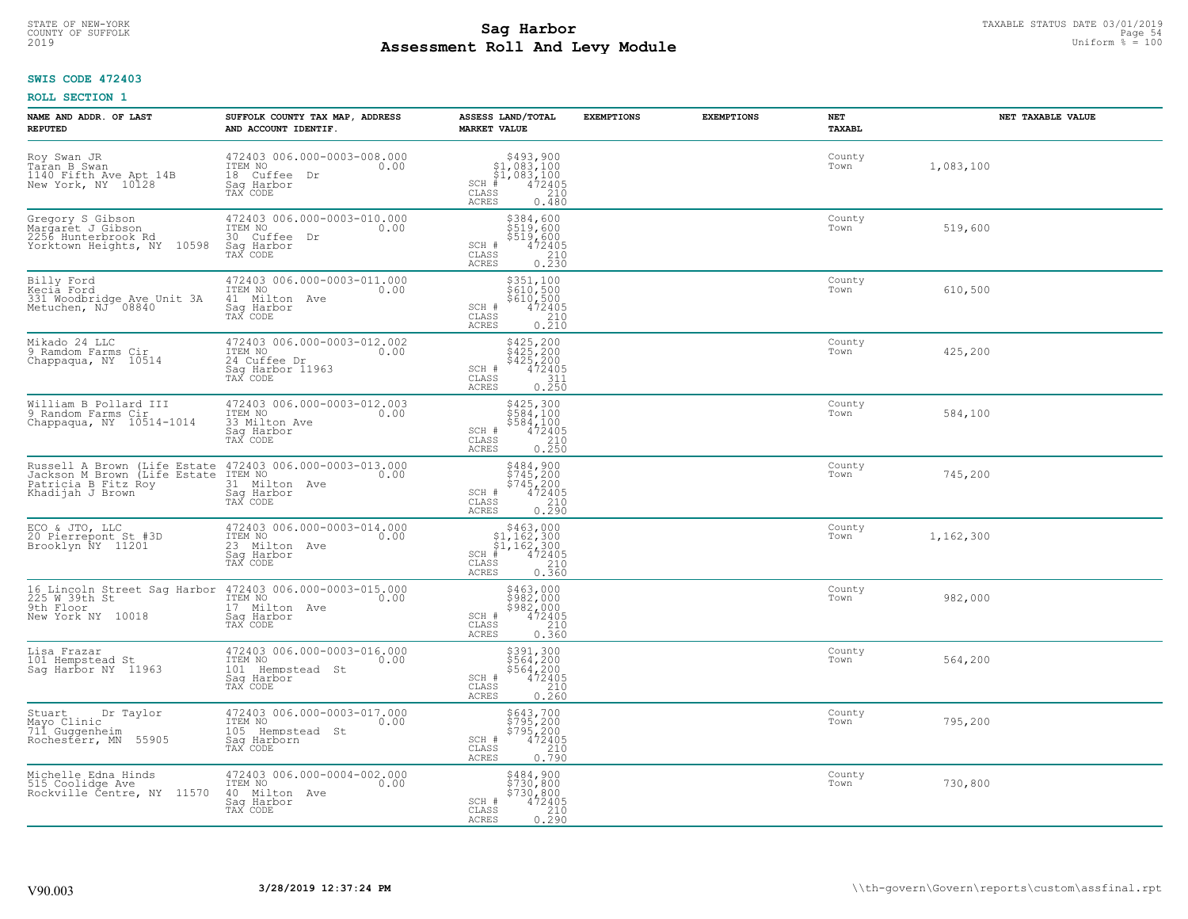STATE OF NEW-YORK
COUNTY OF SUFFOLK
2019

# Sag Harbor
## Assessment Roll And Levy Module

TAXABLE STATUS DATE 03/01/2019
Uniform % = 100

**SWIS CODE 472403**

**ROLL SECTION 1**

| NAME AND ADDR. OF LAST REPUTED | SUFFOLK COUNTY TAX MAP, ADDRESS AND ACCOUNT IDENTIF. | ASSESS LAND/TOTAL MARKET VALUE | EXEMPTIONS | EXEMPTIONS | NET TAXABL | NET TAXABLE VALUE |
|---|---|---|---|---|---|---|
| Roy Swan JR<br>Taran B Swan<br>1140 Fifth Ave Apt 14B<br>New York, NY 10128 | 472403 006.000-0003-008.000<br>ITEM NO 0.00<br>18 Cuffee Dr<br>Sag Harbor<br>TAX CODE | $493,900<br>$1,083,100<br>$1,083,100<br>SCH # 472405<br>CLASS 210<br>ACRES 0.480 | | | County<br>Town | 1,083,100 |
| Gregory S Gibson<br>Margaret J Gibson<br>2256 Hunterbrook Rd<br>Yorktown Heights, NY 10598 | 472403 006.000-0003-010.000<br>ITEM NO 0.00<br>30 Cuffee Dr<br>Sag Harbor<br>TAX CODE | $384,600<br>$519,600<br>$519,600<br>SCH # 472405<br>CLASS 210<br>ACRES 0.230 | | | County<br>Town | 519,600 |
| Billy Ford<br>Kecia Ford<br>331 Woodbridge Ave Unit 3A<br>Metuchen, NJ 08840 | 472403 006.000-0003-011.000<br>ITEM NO 0.00<br>41 Milton Ave<br>Sag Harbor<br>TAX CODE | $351,100<br>$610,500<br>$610,500<br>SCH # 472405<br>CLASS 210<br>ACRES 0.210 | | | County<br>Town | 610,500 |
| Mikado 24 LLC<br>9 Ramdom Farms Cir<br>Chappaqua, NY 10514 | 472403 006.000-0003-012.002<br>ITEM NO 0.00<br>24 Cuffee Dr<br>Sag Harbor 11963<br>TAX CODE | $425,200<br>$425,200<br>$425,200<br>SCH # 472405<br>CLASS 311<br>ACRES 0.250 | | | County<br>Town | 425,200 |
| William B Pollard III<br>9 Random Farms Cir<br>Chappaqua, NY 10514-1014 | 472403 006.000-0003-012.003<br>ITEM NO 0.00<br>33 Milton Ave<br>Sag Harbor<br>TAX CODE | $425,300<br>$584,100<br>$584,100<br>SCH # 472405<br>CLASS 210<br>ACRES 0.250 | | | County<br>Town | 584,100 |
| Russell A Brown (Life Estate<br>Jackson M Brown (Life Estate<br>Patricia B Fitz Roy<br>Khadijah J Brown | 472403 006.000-0003-013.000<br>ITEM NO 0.00<br>31 Milton Ave<br>Sag Harbor<br>TAX CODE | $484,900<br>$745,200<br>$745,200<br>SCH # 472405<br>CLASS 210<br>ACRES 0.290 | | | County<br>Town | 745,200 |
| ECO & JTO, LLC<br>20 Pierrepont St #3D<br>Brooklyn NY 11201 | 472403 006.000-0003-014.000<br>ITEM NO 0.00<br>23 Milton Ave<br>Sag Harbor<br>TAX CODE | $463,000<br>$1,162,300<br>$1,162,300<br>SCH # 472405<br>CLASS 210<br>ACRES 0.360 | | | County<br>Town | 1,162,300 |
| 16 Lincoln Street Sag Harbor<br>225 W 39th St<br>9th Floor<br>New York NY 10018 | 472403 006.000-0003-015.000<br>ITEM NO 0.00<br>17 Milton Ave<br>Sag Harbor<br>TAX CODE | $463,000<br>$982,000<br>$982,000<br>SCH # 472405<br>CLASS 210<br>ACRES 0.360 | | | County<br>Town | 982,000 |
| Lisa Frazar<br>101 Hempstead St<br>Sag Harbor NY 11963 | 472403 006.000-0003-016.000<br>ITEM NO 0.00<br>101 Hempstead St<br>Sag Harbor<br>TAX CODE | $391,300<br>$564,200<br>$564,200<br>SCH # 472405<br>CLASS 210<br>ACRES 0.260 | | | County<br>Town | 564,200 |
| Stuart Dr Taylor<br>Mayo Clinic<br>711 Guggenheim<br>Rochesterr, MN 55905 | 472403 006.000-0003-017.000<br>ITEM NO 0.00<br>105 Hempstead St<br>Sag Harborn<br>TAX CODE | $643,700<br>$795,200<br>$795,200<br>SCH # 472405<br>CLASS 210<br>ACRES 0.790 | | | County<br>Town | 795,200 |
| Michelle Edna Hinds<br>515 Coolidge Ave<br>Rockville Centre, NY 11570 | 472403 006.000-0004-002.000<br>ITEM NO 0.00<br>40 Milton Ave<br>Sag Harbor<br>TAX CODE | $484,900<br>$730,800<br>$730,800<br>SCH # 472405<br>CLASS 210<br>ACRES 0.290 | | | County<br>Town | 730,800 |

V90.003 **3/28/2019 12:37:24 PM** \\th-govern\Govern\reports\custom\assfinal.rpt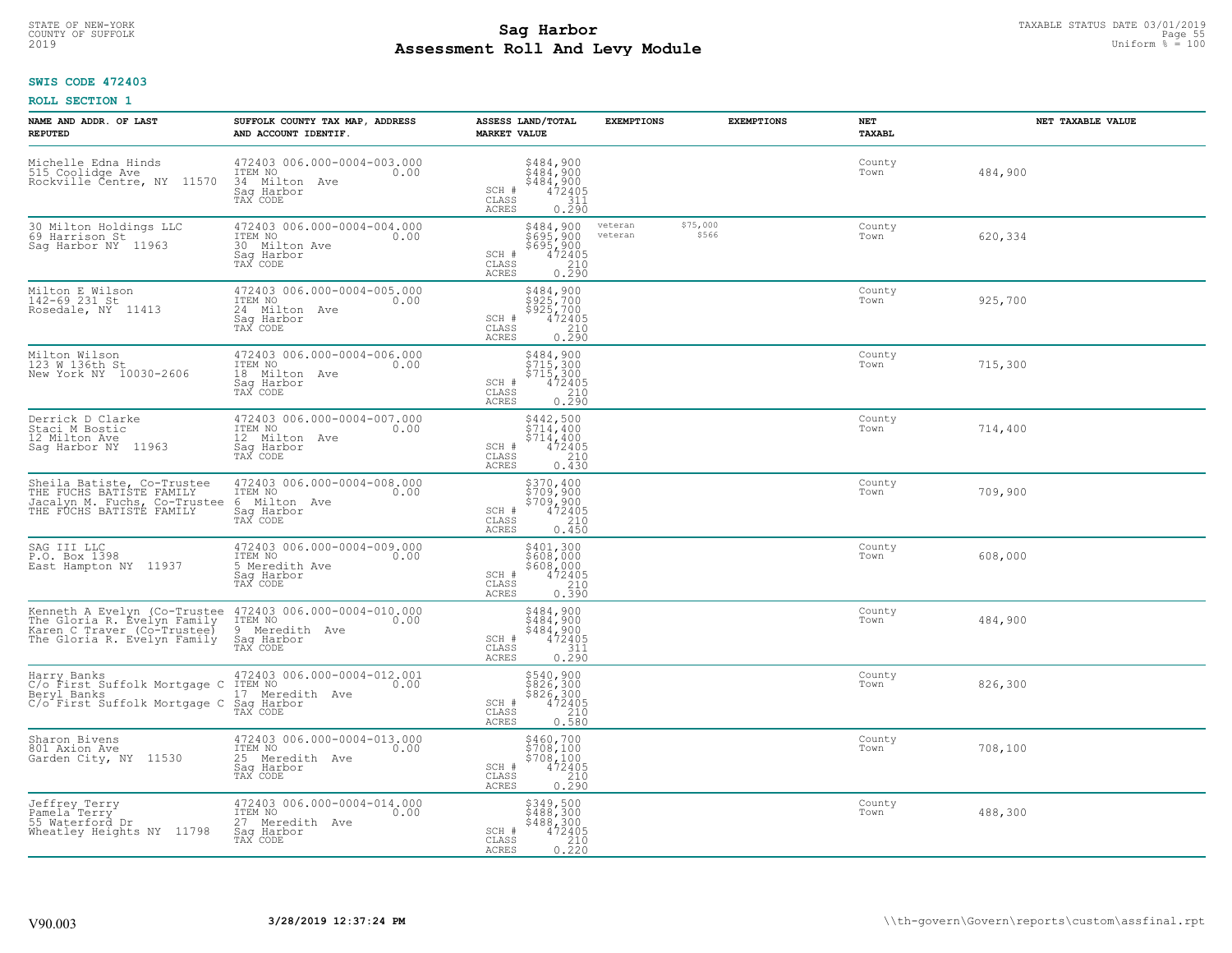**SWIS CODE 472403**

**ROLL SECTION 1**

| NAME AND ADDR. OF LAST REPUTED | SUFFOLK COUNTY TAX MAP, ADDRESS AND ACCOUNT IDENTIF. | ASSESS LAND/TOTAL MARKET VALUE | EXEMPTIONS | EXEMPTIONS | NET TAXABL | NET TAXABLE VALUE |
|---|---|---|---|---|---|---|
| Michelle Edna Hinds<br>515 Coolidge Ave<br>Rockville Centre, NY 11570 | 472403 006.000-0004-003.000<br>ITEM NO 0.00<br>34 Milton Ave<br>Sag Harbor<br>TAX CODE | $484,900<br>$484,900<br>$484,900<br>SCH # 472405<br>CLASS 311<br>ACRES 0.290 | | | County<br>Town | 484,900 |
| 30 Milton Holdings LLC<br>69 Harrison St<br>Sag Harbor NY 11963 | 472403 006.000-0004-004.000<br>ITEM NO 0.00<br>30 Milton Ave<br>Sag Harbor<br>TAX CODE | $484,900<br>$695,900<br>$695,900<br>SCH # 472405<br>CLASS 210<br>ACRES 0.290 | veteran $75,000<br>veteran $566 | | County<br>Town | 620,334 |
| Milton E Wilson<br>142-69 231 St<br>Rosedale, NY 11413 | 472403 006.000-0004-005.000<br>ITEM NO 0.00<br>24 Milton Ave<br>Sag Harbor<br>TAX CODE | $484,900<br>$925,700<br>$925,700<br>SCH # 472405<br>CLASS 210<br>ACRES 0.290 | | | County<br>Town | 925,700 |
| Milton Wilson<br>123 W 136th St<br>New York NY 10030-2606 | 472403 006.000-0004-006.000<br>ITEM NO 0.00<br>18 Milton Ave<br>Sag Harbor<br>TAX CODE | $484,900<br>$715,300<br>$715,300<br>SCH # 472405<br>CLASS 210<br>ACRES 0.290 | | | County<br>Town | 715,300 |
| Derrick D Clarke<br>Staci M Bostic<br>12 Milton Ave<br>Sag Harbor NY 11963 | 472403 006.000-0004-007.000<br>ITEM NO 0.00<br>12 Milton Ave<br>Sag Harbor<br>TAX CODE | $442,500<br>$714,400<br>$714,400<br>SCH # 472405<br>CLASS 210<br>ACRES 0.430 | | | County<br>Town | 714,400 |
| Sheila Batiste, Co-Trustee<br>THE FUCHS BATISTE FAMILY<br>Jacalyn M. Fuchs, Co-Trustee<br>THE FUCHS BATISTE FAMILY | 472403 006.000-0004-008.000<br>ITEM NO 0.00<br>6 Milton Ave<br>Sag Harbor<br>TAX CODE | $370,400<br>$709,900<br>$709,900<br>SCH # 472405<br>CLASS 210<br>ACRES 0.450 | | | County<br>Town | 709,900 |
| SAG III LLC<br>P.O. Box 1398<br>East Hampton NY 11937 | 472403 006.000-0004-009.000<br>ITEM NO 0.00<br>5 Meredith Ave<br>Sag Harbor<br>TAX CODE | $401,300<br>$608,000<br>$608,000<br>SCH # 472405<br>CLASS 210<br>ACRES 0.390 | | | County<br>Town | 608,000 |
| Kenneth A Evelyn (Co-Trustee<br>The Gloria R. Evelyn Family<br>Karen C Traver (Co-Trustee)<br>The Gloria R. Evelyn Family | 472403 006.000-0004-010.000<br>ITEM NO 0.00<br>9 Meredith Ave<br>Sag Harbor<br>TAX CODE | $484,900<br>$484,900<br>$484,900<br>SCH # 472405<br>CLASS 311<br>ACRES 0.290 | | | County<br>Town | 484,900 |
| Harry Banks<br>C/o First Suffolk Mortgage C<br>Beryl Banks<br>C/o First Suffolk Mortgage C | 472403 006.000-0004-012.001<br>ITEM NO 0.00<br>17 Meredith Ave<br>Sag Harbor<br>TAX CODE | $540,900<br>$826,300<br>$826,300<br>SCH # 472405<br>CLASS 210<br>ACRES 0.580 | | | County<br>Town | 826,300 |
| Sharon Bivens<br>801 Axion Ave<br>Garden City, NY 11530 | 472403 006.000-0004-013.000<br>ITEM NO 0.00<br>25 Meredith Ave<br>Sag Harbor<br>TAX CODE | $460,700<br>$708,100<br>$708,100<br>SCH # 472405<br>CLASS 210<br>ACRES 0.290 | | | County<br>Town | 708,100 |
| Jeffrey Terry<br>Pamela Terry<br>55 Waterford Dr<br>Wheatley Heights NY 11798 | 472403 006.000-0004-014.000<br>ITEM NO 0.00<br>27 Meredith Ave<br>Sag Harbor<br>TAX CODE | $349,500<br>$488,300<br>$488,300<br>SCH # 472405<br>CLASS 210<br>ACRES 0.220 | | | County<br>Town | 488,300 |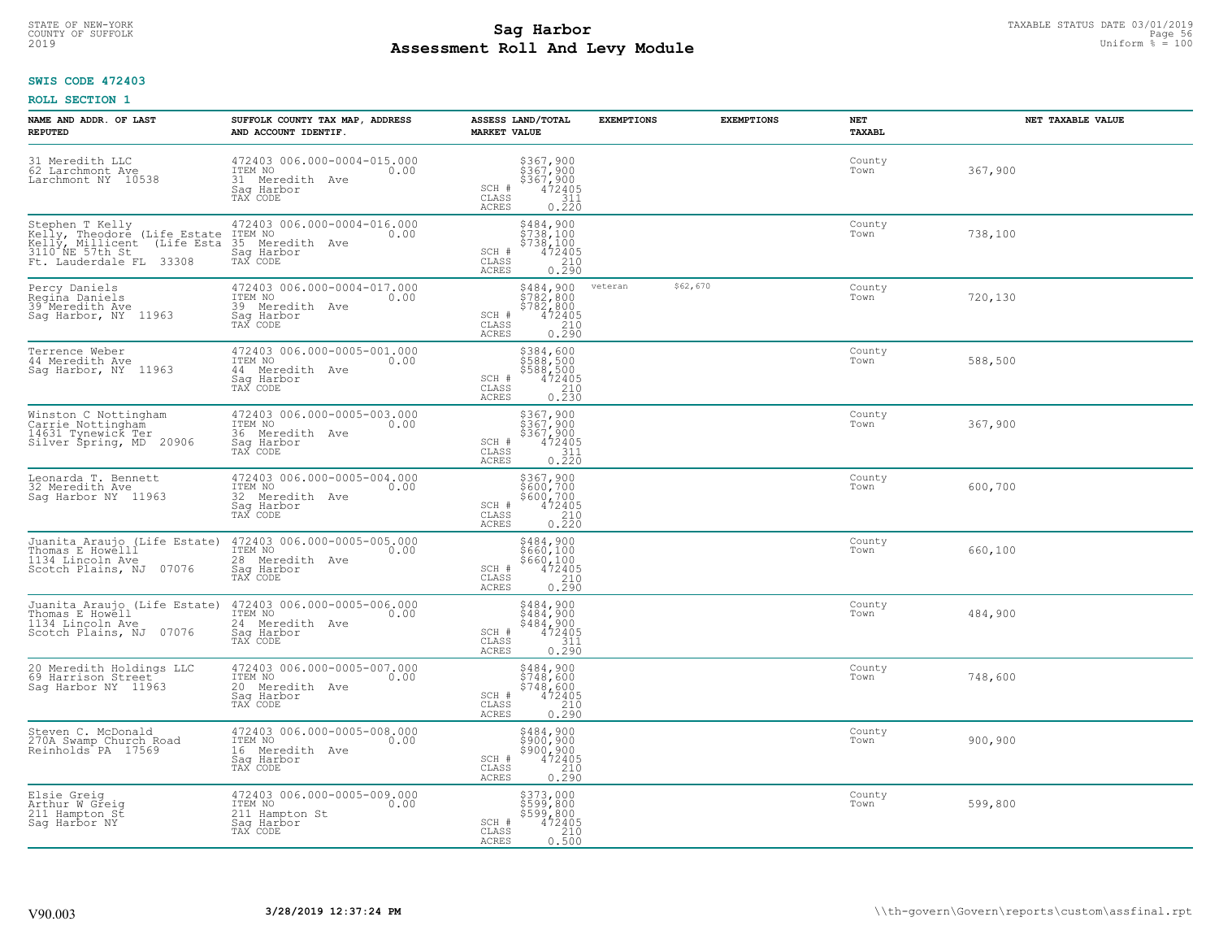# Sag Harbor
# Assessment Roll And Levy Module

STATE OF NEW-YORK
COUNTY OF SUFFOLK
2019

TAXABLE STATUS DATE 03/01/2019
Uniform % = 100

**SWIS CODE 472403**

**ROLL SECTION 1**

| NAME AND ADDR. OF LAST REPUTED | SUFFOLK COUNTY TAX MAP, ADDRESS AND ACCOUNT IDENTIF. | ASSESS LAND/TOTAL MARKET VALUE | EXEMPTIONS | EXEMPTIONS | NET TAXABL | NET TAXABLE VALUE |
|---|---|---|---|---|---|---|
| 31 Meredith LLC<br>62 Larchmont Ave<br>Larchmont NY 10538 | 472403 006.000-0004-015.000<br>ITEM NO 0.00<br>31 Meredith Ave<br>Sag Harbor<br>TAX CODE | $367,900<br>$367,900<br>$367,900<br>SCH # 472405<br>CLASS 311<br>ACRES 0.220 | | | County<br>Town | 367,900 |
| Stephen T Kelly<br>Kelly, Theodore (Life Estate<br>Kelly, Millicent (Life Esta<br>3110 NE 57th St<br>Ft. Lauderdale FL 33308 | 472403 006.000-0004-016.000<br>ITEM NO 0.00<br>35 Meredith Ave<br>Sag Harbor<br>TAX CODE | $484,900<br>$738,100<br>$738,100<br>SCH # 472405<br>CLASS 210<br>ACRES 0.290 | | | County<br>Town | 738,100 |
| Percy Daniels<br>Regina Daniels<br>39 Meredith Ave<br>Sag Harbor, NY 11963 | 472403 006.000-0004-017.000<br>ITEM NO 0.00<br>39 Meredith Ave<br>Sag Harbor<br>TAX CODE | $484,900<br>$782,800<br>$782,800<br>SCH # 472405<br>CLASS 210<br>ACRES 0.290 | veteran $62,670 | | County<br>Town | 720,130 |
| Terrence Weber<br>44 Meredith Ave<br>Sag Harbor, NY 11963 | 472403 006.000-0005-001.000<br>ITEM NO 0.00<br>44 Meredith Ave<br>Sag Harbor<br>TAX CODE | $384,600<br>$588,500<br>$588,500<br>SCH # 472405<br>CLASS 210<br>ACRES 0.230 | | | County<br>Town | 588,500 |
| Winston C Nottingham<br>Carrie Nottingham<br>14631 Tynewick Ter<br>Silver Spring, MD 20906 | 472403 006.000-0005-003.000<br>ITEM NO 0.00<br>36 Meredith Ave<br>Sag Harbor<br>TAX CODE | $367,900<br>$367,900<br>$367,900<br>SCH # 472405<br>CLASS 311<br>ACRES 0.220 | | | County<br>Town | 367,900 |
| Leonarda T. Bennett<br>32 Meredith Ave<br>Sag Harbor NY 11963 | 472403 006.000-0005-004.000<br>ITEM NO 0.00<br>32 Meredith Ave<br>Sag Harbor<br>TAX CODE | $367,900<br>$600,700<br>$600,700<br>SCH # 472405<br>CLASS 210<br>ACRES 0.220 | | | County<br>Town | 600,700 |
| Juanita Araujo (Life Estate)<br>Thomas E Howelll<br>1134 Lincoln Ave<br>Scotch Plains, NJ 07076 | 472403 006.000-0005-005.000<br>ITEM NO 0.00<br>28 Meredith Ave<br>Sag Harbor<br>TAX CODE | $484,900<br>$660,100<br>$660,100<br>SCH # 472405<br>CLASS 210<br>ACRES 0.290 | | | County<br>Town | 660,100 |
| Juanita Araujo (Life Estate)<br>Thomas E Howell<br>1134 Lincoln Ave<br>Scotch Plains, NJ 07076 | 472403 006.000-0005-006.000<br>ITEM NO 0.00<br>24 Meredith Ave<br>Sag Harbor<br>TAX CODE | $484,900<br>$484,900<br>$484,900<br>SCH # 472405<br>CLASS 311<br>ACRES 0.290 | | | County<br>Town | 484,900 |
| 20 Meredith Holdings LLC<br>69 Harrison Street<br>Sag Harbor NY 11963 | 472403 006.000-0005-007.000<br>ITEM NO 0.00<br>20 Meredith Ave<br>Sag Harbor<br>TAX CODE | $484,900<br>$748,600<br>$748,600<br>SCH # 472405<br>CLASS 210<br>ACRES 0.290 | | | County<br>Town | 748,600 |
| Steven C. McDonald<br>270A Swamp Church Road<br>Reinholds PA 17569 | 472403 006.000-0005-008.000<br>ITEM NO 0.00<br>16 Meredith Ave<br>Sag Harbor<br>TAX CODE | $484,900<br>$900,900<br>$900,900<br>SCH # 472405<br>CLASS 210<br>ACRES 0.290 | | | County<br>Town | 900,900 |
| Elsie Greig<br>Arthur W Greig<br>211 Hampton St<br>Sag Harbor NY | 472403 006.000-0005-009.000<br>ITEM NO 0.00<br>211 Hampton St<br>Sag Harbor<br>TAX CODE | $373,000<br>$599,800<br>$599,800<br>SCH # 472405<br>CLASS 210<br>ACRES 0.500 | | | County<br>Town | 599,800 |

V90.003 3/28/2019 12:37:24 PM \\th-govern\Govern\reports\custom\assfinal.rpt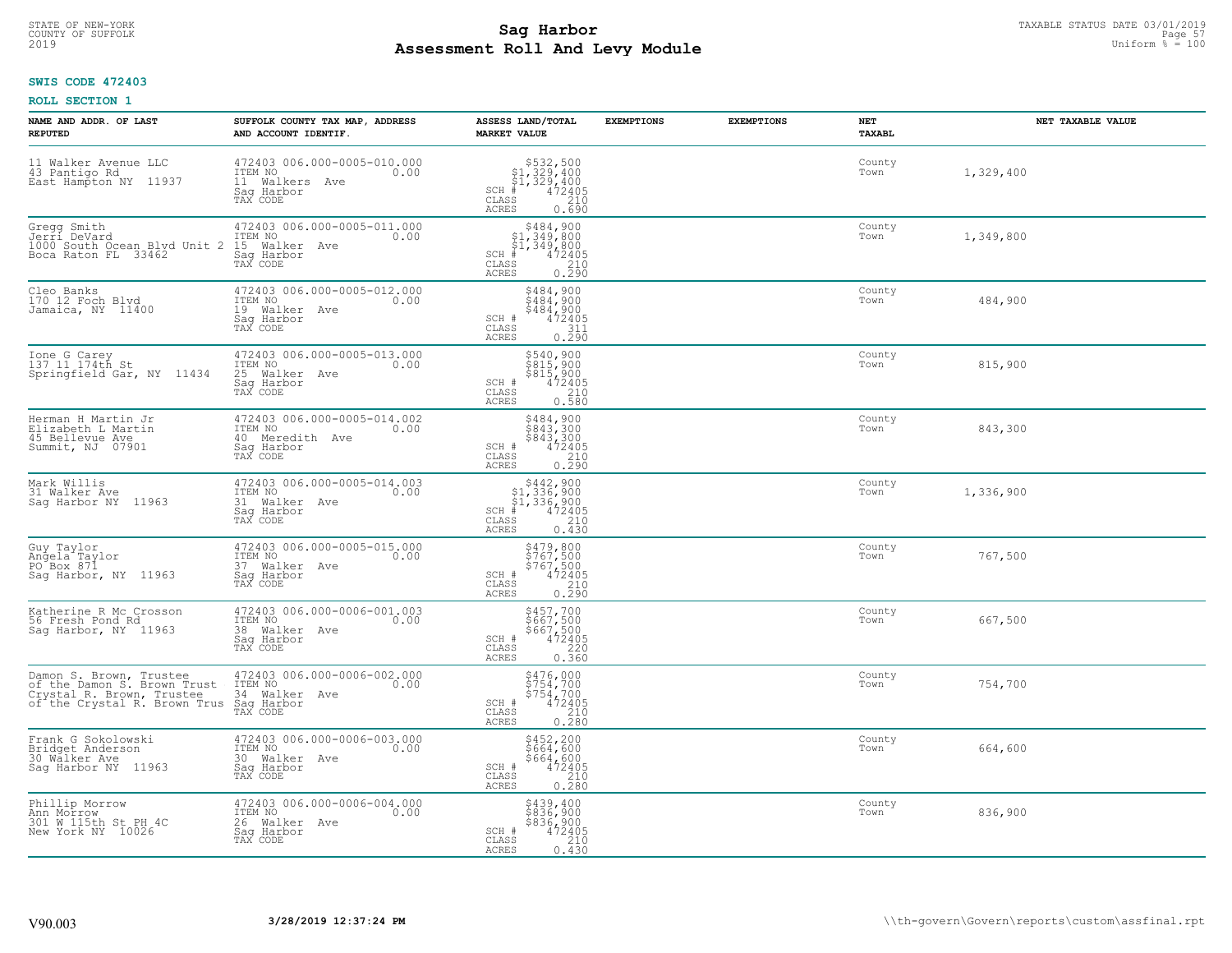**SWIS CODE 472403**

**ROLL SECTION 1**

| NAME AND ADDR. OF LAST REPUTED | SUFFOLK COUNTY TAX MAP, ADDRESS AND ACCOUNT IDENTIF. | ASSESS LAND/TOTAL MARKET VALUE | EXEMPTIONS | EXEMPTIONS | NET TAXABL | NET TAXABLE VALUE |
|---|---|---|---|---|---|---|
| 11 Walker Avenue LLC<br>43 Pantigo Rd<br>East Hampton NY 11937 | 472403 006.000-0005-010.000<br>ITEM NO 0.00<br>11 Walkers Ave<br>Sag Harbor<br>TAX CODE | $532,500<br>$1,329,400<br>$1,329,400<br>SCH # 472405<br>CLASS 210<br>ACRES 0.690 | | | County<br>Town | 1,329,400 |
| Gregg Smith<br>Jerri DeVard<br>1000 South Ocean Blvd Unit 2<br>Boca Raton FL 33462 | 472403 006.000-0005-011.000<br>ITEM NO 0.00<br>15 Walker Ave<br>Sag Harbor<br>TAX CODE | $484,900<br>$1,349,800<br>$1,349,800<br>SCH # 472405<br>CLASS 210<br>ACRES 0.290 | | | County<br>Town | 1,349,800 |
| Cleo Banks<br>170 12 Foch Blvd<br>Jamaica, NY 11400 | 472403 006.000-0005-012.000<br>ITEM NO 0.00<br>19 Walker Ave<br>Sag Harbor<br>TAX CODE | $484,900<br>$484,900<br>$484,900<br>SCH # 472405<br>CLASS 311<br>ACRES 0.290 | | | County<br>Town | 484,900 |
| Ione G Carey<br>137 11 174th St<br>Springfield Gar, NY 11434 | 472403 006.000-0005-013.000<br>ITEM NO 0.00<br>25 Walker Ave<br>Sag Harbor<br>TAX CODE | $540,900<br>$815,900<br>$815,900<br>SCH # 472405<br>CLASS 210<br>ACRES 0.580 | | | County<br>Town | 815,900 |
| Herman H Martin Jr<br>Elizabeth L Martin<br>45 Bellevue Ave<br>Summit, NJ 07901 | 472403 006.000-0005-014.002<br>ITEM NO 0.00<br>40 Meredith Ave<br>Sag Harbor<br>TAX CODE | $484,900<br>$843,300<br>$843,300<br>SCH # 472405<br>CLASS 210<br>ACRES 0.290 | | | County<br>Town | 843,300 |
| Mark Willis<br>31 Walker Ave<br>Sag Harbor NY 11963 | 472403 006.000-0005-014.003<br>ITEM NO 0.00<br>31 Walker Ave<br>Sag Harbor<br>TAX CODE | $442,900<br>$1,336,900<br>$1,336,900<br>SCH # 472405<br>CLASS 210<br>ACRES 0.430 | | | County<br>Town | 1,336,900 |
| Guy Taylor<br>Angela Taylor<br>PO Box 871<br>Sag Harbor, NY 11963 | 472403 006.000-0005-015.000<br>ITEM NO 0.00<br>37 Walker Ave<br>Sag Harbor<br>TAX CODE | $479,800<br>$767,500<br>$767,500<br>SCH # 472405<br>CLASS 210<br>ACRES 0.290 | | | County<br>Town | 767,500 |
| Katherine R Mc Crosson<br>56 Fresh Pond Rd<br>Sag Harbor, NY 11963 | 472403 006.000-0006-001.003<br>ITEM NO 0.00<br>38 Walker Ave<br>Sag Harbor<br>TAX CODE | $457,700<br>$667,500<br>$667,500<br>SCH # 472405<br>CLASS 220<br>ACRES 0.360 | | | County<br>Town | 667,500 |
| Damon S. Brown, Trustee<br>of the Damon S. Brown Trust<br>Crystal R. Brown, Trustee<br>of the Crystal R. Brown Trus | 472403 006.000-0006-002.000<br>ITEM NO 0.00<br>34 Walker Ave<br>Sag Harbor<br>TAX CODE | $476,000<br>$754,700<br>$754,700<br>SCH # 472405<br>CLASS 210<br>ACRES 0.280 | | | County<br>Town | 754,700 |
| Frank G Sokolowski<br>Bridget Anderson<br>30 Walker Ave<br>Sag Harbor NY 11963 | 472403 006.000-0006-003.000<br>ITEM NO 0.00<br>30 Walker Ave<br>Sag Harbor<br>TAX CODE | $452,200<br>$664,600<br>$664,600<br>SCH # 472405<br>CLASS 210<br>ACRES 0.280 | | | County<br>Town | 664,600 |
| Phillip Morrow<br>Ann Morrow<br>301 W 115th St PH 4C<br>New York NY 10026 | 472403 006.000-0006-004.000<br>ITEM NO 0.00<br>26 Walker Ave<br>Sag Harbor<br>TAX CODE | $439,400<br>$836,900<br>$836,900<br>SCH # 472405<br>CLASS 210<br>ACRES 0.430 | | | County<br>Town | 836,900 |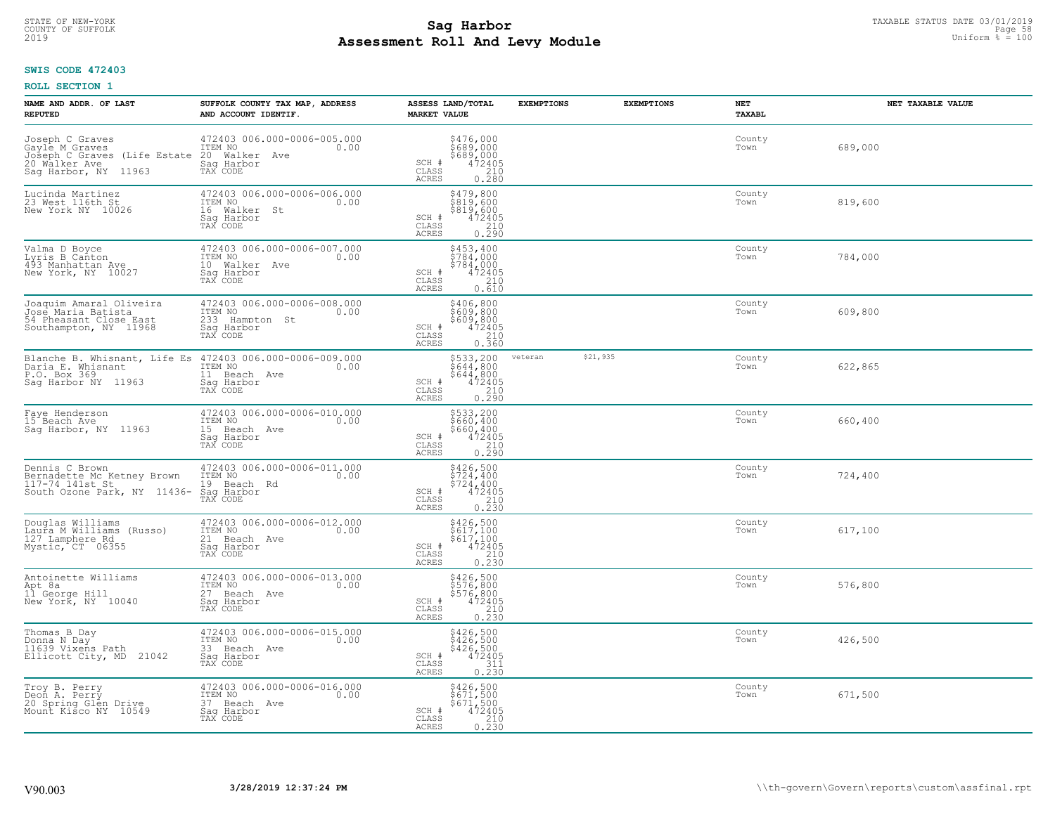STATE OF NEW-YORK
COUNTY OF SUFFOLK
2019

# Sag Harbor
# Assessment Roll And Levy Module

TAXABLE STATUS DATE 03/01/2019
Uniform % = 100

**SWIS CODE 472403**

**ROLL SECTION 1**

| NAME AND ADDR. OF LAST REPUTED | SUFFOLK COUNTY TAX MAP, ADDRESS AND ACCOUNT IDENTIF. | ASSESS LAND/TOTAL MARKET VALUE | EXEMPTIONS | EXEMPTIONS | NET TAXABL | NET TAXABLE VALUE |
|---|---|---|---|---|---|---|
| Joseph C Graves<br>Gayle M Graves<br>Joseph C Graves (Life Estate<br>20 Walker Ave<br>Sag Harbor, NY 11963 | 472403 006.000-0006-005.000<br>ITEM NO 0.00<br>20 Walker Ave<br>Sag Harbor<br>TAX CODE | $476,000<br>$689,000<br>$689,000<br>SCH # 472405<br>CLASS 210<br>ACRES 0.280 | | | County<br>Town | 689,000 |
| Lucinda Martinez<br>23 West 116th St<br>New York NY 10026 | 472403 006.000-0006-006.000<br>ITEM NO 0.00<br>16 Walker St<br>Sag Harbor<br>TAX CODE | $479,800<br>$819,600<br>$819,600<br>SCH # 472405<br>CLASS 210<br>ACRES 0.290 | | | County<br>Town | 819,600 |
| Valma D Boyce<br>Lyris B Canton<br>493 Manhattan Ave<br>New York, NY 10027 | 472403 006.000-0006-007.000<br>ITEM NO 0.00<br>10 Walker Ave<br>Sag Harbor<br>TAX CODE | $453,400<br>$784,000<br>$784,000<br>SCH # 472405<br>CLASS 210<br>ACRES 0.610 | | | County<br>Town | 784,000 |
| Joaquim Amaral Oliveira<br>Jose Maria Batista<br>54 Pheasant Close East<br>Southampton, NY 11968 | 472403 006.000-0006-008.000<br>ITEM NO 0.00<br>233 Hampton St<br>Sag Harbor<br>TAX CODE | $406,800<br>$609,800<br>$609,800<br>SCH # 472405<br>CLASS 210<br>ACRES 0.360 | | | County<br>Town | 609,800 |
| Blanche B. Whisnant, Life Es<br>Daria E. Whisnant<br>P.O. Box 369<br>Sag Harbor NY 11963 | 472403 006.000-0006-009.000<br>ITEM NO 0.00<br>11 Beach Ave<br>Sag Harbor<br>TAX CODE | $533,200<br>$644,800<br>$644,800<br>SCH # 472405<br>CLASS 210<br>ACRES 0.290 | veteran $21,935 | | County<br>Town | 622,865 |
| Faye Henderson<br>15 Beach Ave<br>Sag Harbor, NY 11963 | 472403 006.000-0006-010.000<br>ITEM NO 0.00<br>15 Beach Ave<br>Sag Harbor<br>TAX CODE | $533,200<br>$660,400<br>$660,400<br>SCH # 472405<br>CLASS 210<br>ACRES 0.290 | | | County<br>Town | 660,400 |
| Dennis C Brown<br>Bernadette Mc Ketney Brown<br>117-74 141st St<br>South Ozone Park, NY 11436- | 472403 006.000-0006-011.000<br>ITEM NO 0.00<br>19 Beach Rd<br>Sag Harbor<br>TAX CODE | $426,500<br>$724,400<br>$724,400<br>SCH # 472405<br>CLASS 210<br>ACRES 0.230 | | | County<br>Town | 724,400 |
| Douglas Williams<br>Laura M Williams (Russo)<br>127 Lamphere Rd<br>Mystic, CT 06355 | 472403 006.000-0006-012.000<br>ITEM NO 0.00<br>21 Beach Ave<br>Sag Harbor<br>TAX CODE | $426,500<br>$617,100<br>$617,100<br>SCH # 472405<br>CLASS 210<br>ACRES 0.230 | | | County<br>Town | 617,100 |
| Antoinette Williams<br>Apt 8a<br>11 George Hill<br>New York, NY 10040 | 472403 006.000-0006-013.000<br>ITEM NO 0.00<br>27 Beach Ave<br>Sag Harbor<br>TAX CODE | $426,500<br>$576,800<br>$576,800<br>SCH # 472405<br>CLASS 210<br>ACRES 0.230 | | | County<br>Town | 576,800 |
| Thomas B Day<br>Donna N Day<br>11639 Vixens Path<br>Ellicott City, MD 21042 | 472403 006.000-0006-015.000<br>ITEM NO 0.00<br>33 Beach Ave<br>Sag Harbor<br>TAX CODE | $426,500<br>$426,500<br>$426,500<br>SCH # 472405<br>CLASS 311<br>ACRES 0.230 | | | County<br>Town | 426,500 |
| Troy B. Perry<br>Deon A. Perry<br>20 Spring Glen Drive<br>Mount Kisco NY 10549 | 472403 006.000-0006-016.000<br>ITEM NO 0.00<br>37 Beach Ave<br>Sag Harbor<br>TAX CODE | $426,500<br>$671,500<br>$671,500<br>SCH # 472405<br>CLASS 210<br>ACRES 0.230 | | | County<br>Town | 671,500 |

V90.003 **3/28/2019 12:37:24 PM** \\th-govern\Govern\reports\custom\assfinal.rpt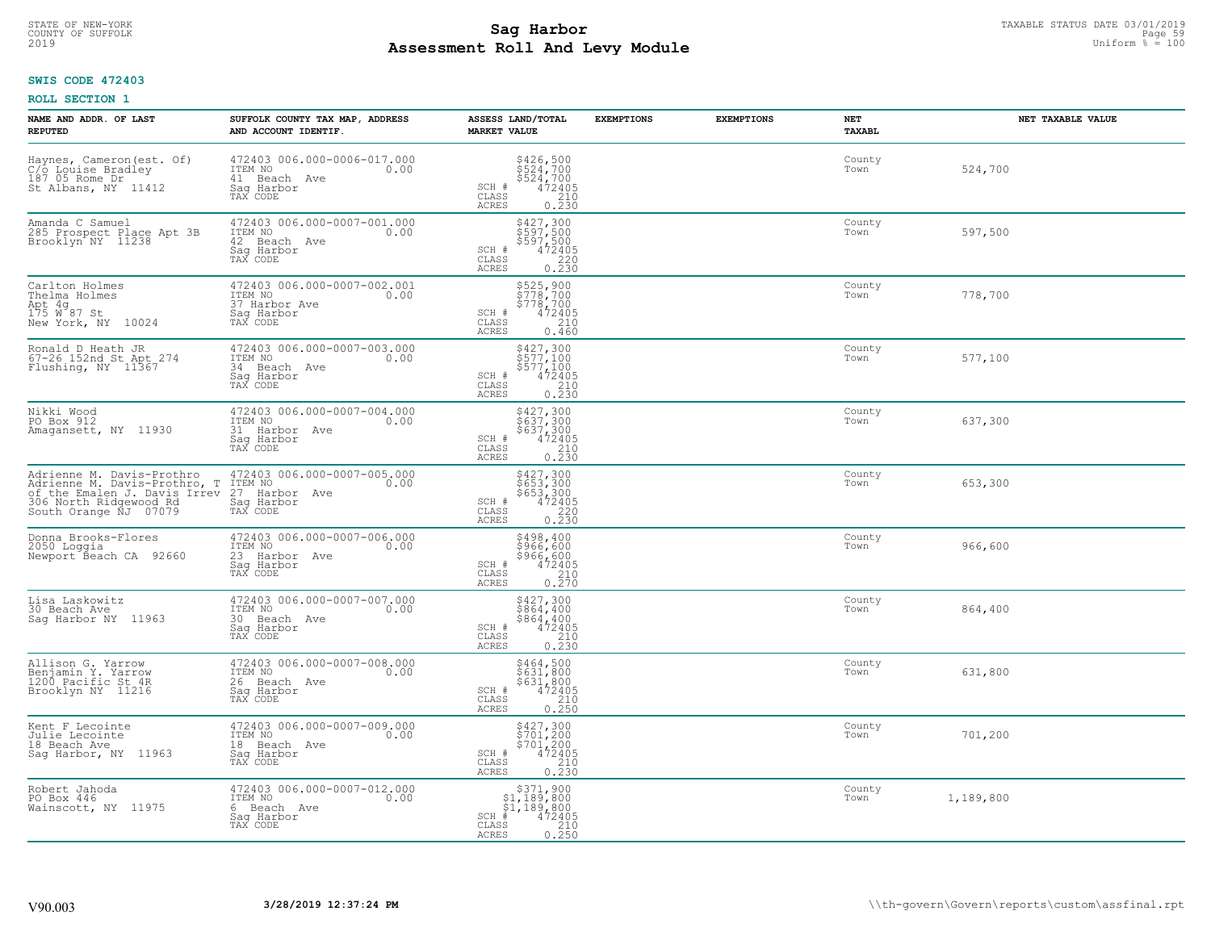# Sag Harbor
## Assessment Roll And Levy Module

STATE OF NEW-YORK
COUNTY OF SUFFOLK
2019

TAXABLE STATUS DATE 03/01/2019
Uniform % = 100

**SWIS CODE 472403**

**ROLL SECTION 1**

| NAME AND ADDR. OF LAST REPUTED | SUFFOLK COUNTY TAX MAP, ADDRESS AND ACCOUNT IDENTIF. | ASSESS LAND/TOTAL MARKET VALUE | EXEMPTIONS | EXEMPTIONS | NET TAXABL | NET TAXABLE VALUE |
|---|---|---|---|---|---|---|
| Haynes, Cameron(est. Of) C/o Louise Bradley 187 05 Rome Dr St Albans, NY 11412 | 472403 006.000-0006-017.000 ITEM NO 0.00 41 Beach Ave Sag Harbor TAX CODE | $426,500 $524,700 $524,700 SCH # 472405 CLASS 210 ACRES 0.230 | | | County Town | 524,700 |
| Amanda C Samuel 285 Prospect Place Apt 3B Brooklyn NY 11238 | 472403 006.000-0007-001.000 ITEM NO 0.00 42 Beach Ave Sag Harbor TAX CODE | $427,300 $597,500 $597,500 SCH # 472405 CLASS 220 ACRES 0.230 | | | County Town | 597,500 |
| Carlton Holmes Thelma Holmes Apt 4g 175 W 87 St New York, NY 10024 | 472403 006.000-0007-002.001 ITEM NO 0.00 37 Harbor Ave Sag Harbor TAX CODE | $525,900 $778,700 $778,700 SCH # 472405 CLASS 210 ACRES 0.460 | | | County Town | 778,700 |
| Ronald D Heath JR 67-26 152nd St Apt 274 Flushing, NY 11367 | 472403 006.000-0007-003.000 ITEM NO 0.00 34 Beach Ave Sag Harbor TAX CODE | $427,300 $577,100 $577,100 SCH # 472405 CLASS 210 ACRES 0.230 | | | County Town | 577,100 |
| Nikki Wood PO Box 912 Amagansett, NY 11930 | 472403 006.000-0007-004.000 ITEM NO 0.00 31 Harbor Ave Sag Harbor TAX CODE | $427,300 $637,300 $637,300 SCH # 472405 CLASS 210 ACRES 0.230 | | | County Town | 637,300 |
| Adrienne M. Davis-Prothro Adrienne M. Davis-Prothro, T of the Emalen J. Davis Irrev 306 North Ridgewood Rd South Orange NJ 07079 | 472403 006.000-0007-005.000 ITEM NO 0.00 27 Harbor Ave Sag Harbor TAX CODE | $427,300 $653,300 $653,300 SCH # 472405 CLASS 220 ACRES 0.230 | | | County Town | 653,300 |
| Donna Brooks-Flores 2050 Loggia Newport Beach CA 92660 | 472403 006.000-0007-006.000 ITEM NO 0.00 23 Harbor Ave Sag Harbor TAX CODE | $498,400 $966,600 $966,600 SCH # 472405 CLASS 210 ACRES 0.270 | | | County Town | 966,600 |
| Lisa Laskowitz 30 Beach Ave Sag Harbor NY 11963 | 472403 006.000-0007-007.000 ITEM NO 0.00 30 Beach Ave Sag Harbor TAX CODE | $427,300 $864,400 $864,400 SCH # 472405 CLASS 210 ACRES 0.230 | | | County Town | 864,400 |
| Allison G. Yarrow Benjamin Y. Yarrow 1200 Pacific St 4R Brooklyn NY 11216 | 472403 006.000-0007-008.000 ITEM NO 0.00 26 Beach Ave Sag Harbor TAX CODE | $464,500 $631,800 $631,800 SCH # 472405 CLASS 210 ACRES 0.250 | | | County Town | 631,800 |
| Kent F Lecointe Julie Lecointe 18 Beach Ave Sag Harbor, NY 11963 | 472403 006.000-0007-009.000 ITEM NO 0.00 18 Beach Ave Sag Harbor TAX CODE | $427,300 $701,200 $701,200 SCH # 472405 CLASS 210 ACRES 0.230 | | | County Town | 701,200 |
| Robert Jahoda PO Box 446 Wainscott, NY 11975 | 472403 006.000-0007-012.000 ITEM NO 0.00 6 Beach Ave Sag Harbor TAX CODE | $371,900 $1,189,800 $1,189,800 SCH # 472405 CLASS 210 ACRES 0.250 | | | County Town | 1,189,800 |

V90.003 3/28/2019 12:37:24 PM \\th-govern\Govern\reports\custom\assfinal.rpt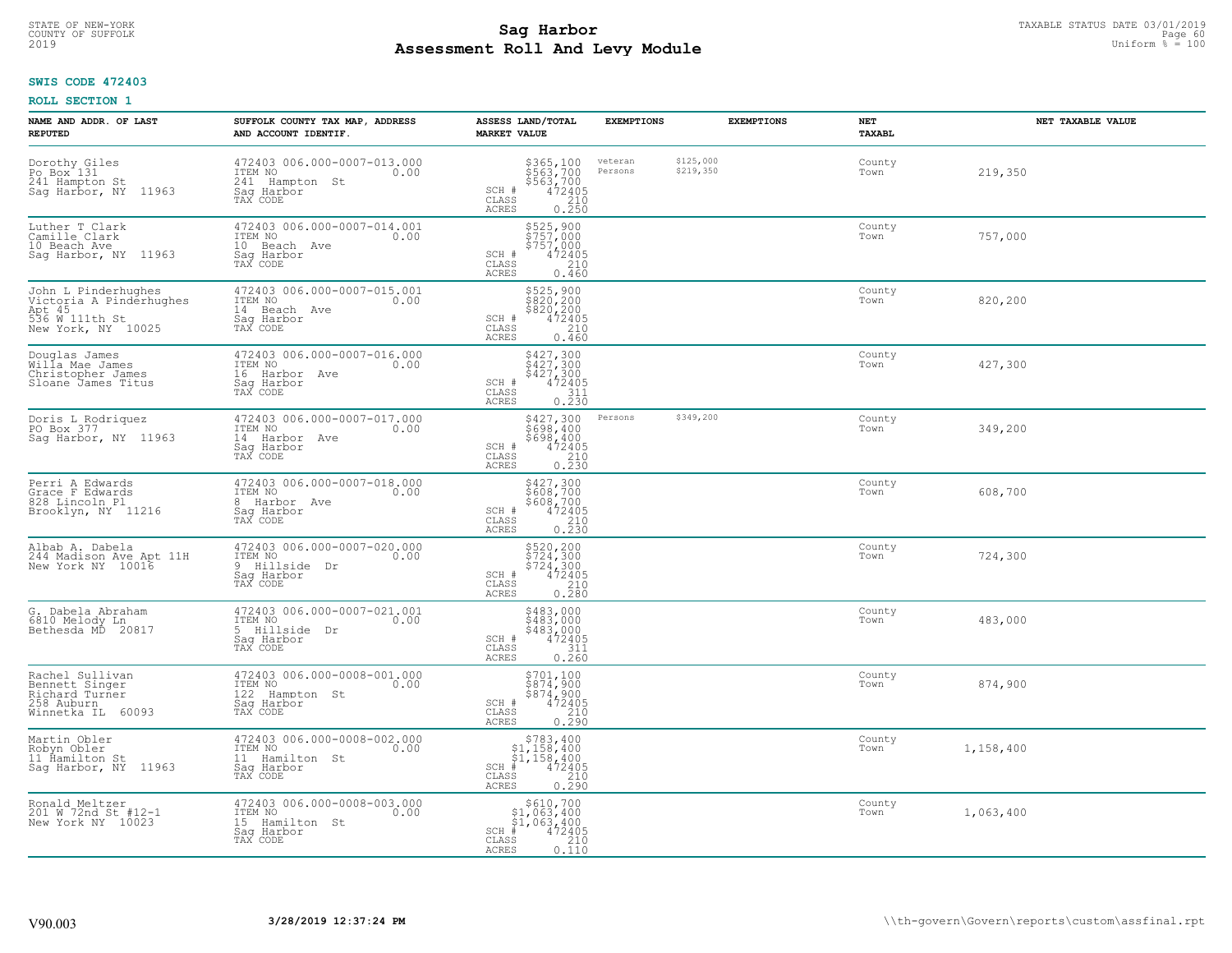STATE OF NEW-YORK
COUNTY OF SUFFOLK
2019

# Sag Harbor
# Assessment Roll And Levy Module

TAXABLE STATUS DATE 03/01/2019
Uniform % = 100

**SWIS CODE 472403**

**ROLL SECTION 1**

| NAME AND ADDR. OF LAST REPUTED | SUFFOLK COUNTY TAX MAP, ADDRESS AND ACCOUNT IDENTIF. | ASSESS LAND/TOTAL MARKET VALUE | EXEMPTIONS | | EXEMPTIONS | NET TAXABL | NET TAXABLE VALUE |
|---|---|---|---|---|---|---|---|
| Dorothy Giles<br>Po Box 131<br>241 Hampton St<br>Sag Harbor, NY 11963 | 472403 006.000-0007-013.000<br>ITEM NO 0.00<br>241 Hampton St<br>Sag Harbor<br>TAX CODE | $365,100<br>$563,700<br>$563,700<br>SCH # 472405<br>CLASS 210<br>ACRES 0.250 | veteran<br>Persons | $125,000<br>$219,350 | | County<br>Town | 219,350 |
| Luther T Clark<br>Camille Clark<br>10 Beach Ave<br>Sag Harbor, NY 11963 | 472403 006.000-0007-014.001<br>ITEM NO 0.00<br>10 Beach Ave<br>Sag Harbor<br>TAX CODE | $525,900<br>$757,000<br>$757,000<br>SCH # 472405<br>CLASS 210<br>ACRES 0.460 | | | | County<br>Town | 757,000 |
| John L Pinderhughes<br>Victoria A Pinderhughes<br>Apt 45<br>536 W 111th St<br>New York, NY 10025 | 472403 006.000-0007-015.001<br>ITEM NO 0.00<br>14 Beach Ave<br>Sag Harbor<br>TAX CODE | $525,900<br>$820,200<br>$820,200<br>SCH # 472405<br>CLASS 210<br>ACRES 0.460 | | | | County<br>Town | 820,200 |
| Douglas James<br>Willa Mae James<br>Christopher James<br>Sloane James Titus | 472403 006.000-0007-016.000<br>ITEM NO 0.00<br>16 Harbor Ave<br>Sag Harbor<br>TAX CODE | $427,300<br>$427,300<br>$427,300<br>SCH # 472405<br>CLASS 311<br>ACRES 0.230 | | | | County<br>Town | 427,300 |
| Doris L Rodriquez<br>PO Box 377<br>Sag Harbor, NY 11963 | 472403 006.000-0007-017.000<br>ITEM NO 0.00<br>14 Harbor Ave<br>Sag Harbor<br>TAX CODE | $427,300<br>$698,400<br>$698,400<br>SCH # 472405<br>CLASS 210<br>ACRES 0.230 | Persons | $349,200 | | County<br>Town | 349,200 |
| Perri A Edwards<br>Grace F Edwards<br>828 Lincoln Pl<br>Brooklyn, NY 11216 | 472403 006.000-0007-018.000<br>ITEM NO 0.00<br>8 Harbor Ave<br>Sag Harbor<br>TAX CODE | $427,300<br>$608,700<br>$608,700<br>SCH # 472405<br>CLASS 210<br>ACRES 0.230 | | | | County<br>Town | 608,700 |
| Albab A. Dabela<br>244 Madison Ave Apt 11H<br>New York NY 10016 | 472403 006.000-0007-020.000<br>ITEM NO 0.00<br>9 Hillside Dr<br>Sag Harbor<br>TAX CODE | $520,200<br>$724,300<br>$724,300<br>SCH # 472405<br>CLASS 210<br>ACRES 0.280 | | | | County<br>Town | 724,300 |
| G. Dabela Abraham<br>6810 Melody Ln<br>Bethesda MD 20817 | 472403 006.000-0007-021.001<br>ITEM NO 0.00<br>5 Hillside Dr<br>Sag Harbor<br>TAX CODE | $483,000<br>$483,000<br>$483,000<br>SCH # 472405<br>CLASS 311<br>ACRES 0.260 | | | | County<br>Town | 483,000 |
| Rachel Sullivan<br>Bennett Singer<br>Richard Turner<br>258 Auburn<br>Winnetka IL 60093 | 472403 006.000-0008-001.000<br>ITEM NO 0.00<br>122 Hampton St<br>Sag Harbor<br>TAX CODE | $701,100<br>$874,900<br>$874,900<br>SCH # 472405<br>CLASS 210<br>ACRES 0.290 | | | | County<br>Town | 874,900 |
| Martin Obler<br>Robyn Obler<br>11 Hamilton St<br>Sag Harbor, NY 11963 | 472403 006.000-0008-002.000<br>ITEM NO 0.00<br>11 Hamilton St<br>Sag Harbor<br>TAX CODE | $783,400<br>$1,158,400<br>$1,158,400<br>SCH # 472405<br>CLASS 210<br>ACRES 0.290 | | | | County<br>Town | 1,158,400 |
| Ronald Meltzer<br>201 W 72nd St #12-1<br>New York NY 10023 | 472403 006.000-0008-003.000<br>ITEM NO 0.00<br>15 Hamilton St<br>Sag Harbor<br>TAX CODE | $610,700<br>$1,063,400<br>$1,063,400<br>SCH # 472405<br>CLASS 210<br>ACRES 0.110 | | | | County<br>Town | 1,063,400 |

V90.003 3/28/2019 12:37:24 PM \\th-govern\Govern\reports\custom\assfinal.rpt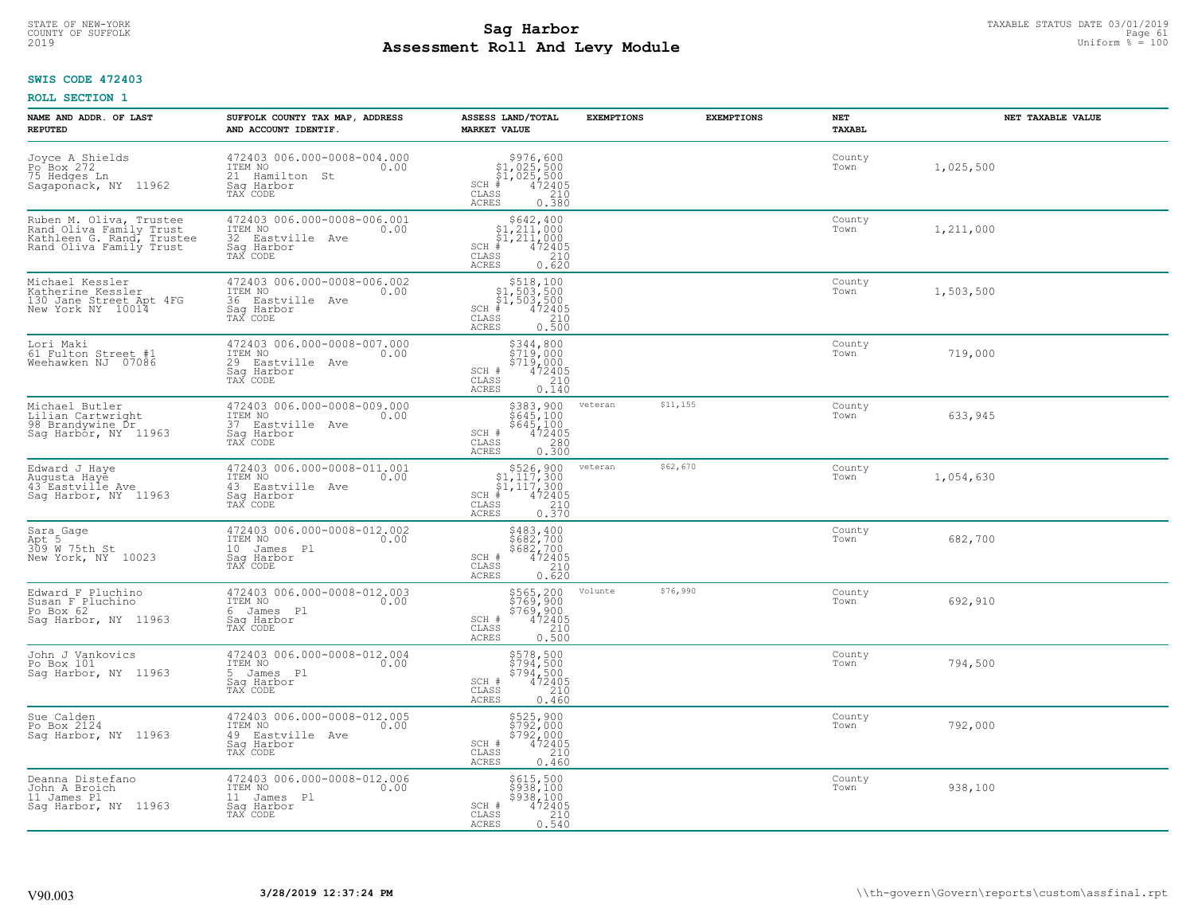STATE OF NEW-YORK
COUNTY OF SUFFOLK
2019

# Sag Harbor
# Assessment Roll And Levy Module

TAXABLE STATUS DATE 03/01/2019
Uniform % = 100

**SWIS CODE 472403**

**ROLL SECTION 1**

| NAME AND ADDR. OF LAST REPUTED | SUFFOLK COUNTY TAX MAP, ADDRESS AND ACCOUNT IDENTIF. | ASSESS LAND/TOTAL MARKET VALUE | EXEMPTIONS | | EXEMPTIONS | NET TAXABL | NET TAXABLE VALUE |
|---|---|---|---|---|---|---|---|
| Joyce A Shields<br>Po Box 272<br>75 Hedges Ln<br>Sagaponack, NY 11962 | 472403 006.000-0008-004.000<br>ITEM NO 0.00<br>21 Hamilton St<br>Sag Harbor<br>TAX CODE | $976,600<br>$1,025,500<br>$1,025,500<br>SCH # 472405<br>CLASS 210<br>ACRES 0.380 | | | | County<br>Town | 1,025,500 |
| Ruben M. Oliva, Trustee<br>Rand Oliva Family Trust<br>Kathleen G. Rand, Trustee<br>Rand Oliva Family Trust | 472403 006.000-0008-006.001<br>ITEM NO 0.00<br>32 Eastville Ave<br>Sag Harbor<br>TAX CODE | $642,400<br>$1,211,000<br>$1,211,000<br>SCH # 472405<br>CLASS 210<br>ACRES 0.620 | | | | County<br>Town | 1,211,000 |
| Michael Kessler<br>Katherine Kessler<br>130 Jane Street Apt 4FG<br>New York NY 10014 | 472403 006.000-0008-006.002<br>ITEM NO 0.00<br>36 Eastville Ave<br>Sag Harbor<br>TAX CODE | $518,100<br>$1,503,500<br>$1,503,500<br>SCH # 472405<br>CLASS 210<br>ACRES 0.500 | | | | County<br>Town | 1,503,500 |
| Lori Maki<br>61 Fulton Street #1<br>Weehawken NJ 07086 | 472403 006.000-0008-007.000<br>ITEM NO 0.00<br>29 Eastville Ave<br>Sag Harbor<br>TAX CODE | $344,800<br>$719,000<br>$719,000<br>SCH # 472405<br>CLASS 210<br>ACRES 0.140 | | | | County<br>Town | 719,000 |
| Michael Butler<br>Lilian Cartwright<br>98 Brandywine Dr<br>Sag Harbor, NY 11963 | 472403 006.000-0008-009.000<br>ITEM NO 0.00<br>37 Eastville Ave<br>Sag Harbor<br>TAX CODE | $383,900<br>$645,100<br>$645,100<br>SCH # 472405<br>CLASS 280<br>ACRES 0.300 | veteran | $11,155 | | County<br>Town | 633,945 |
| Edward J Haye<br>Augusta Haye<br>43 Eastville Ave<br>Sag Harbor, NY 11963 | 472403 006.000-0008-011.001<br>ITEM NO 0.00<br>43 Eastville Ave<br>Sag Harbor<br>TAX CODE | $526,900<br>$1,117,300<br>$1,117,300<br>SCH # 472405<br>CLASS 210<br>ACRES 0.370 | veteran | $62,670 | | County<br>Town | 1,054,630 |
| Sara Gage<br>Apt 5<br>309 W 75th St<br>New York, NY 10023 | 472403 006.000-0008-012.002<br>ITEM NO 0.00<br>10 James Pl<br>Sag Harbor<br>TAX CODE | $483,400<br>$682,700<br>$682,700<br>SCH # 472405<br>CLASS 210<br>ACRES 0.620 | | | | County<br>Town | 682,700 |
| Edward F Pluchino<br>Susan F Pluchino<br>Po Box 62<br>Sag Harbor, NY 11963 | 472403 006.000-0008-012.003<br>ITEM NO 0.00<br>6 James Pl<br>Sag Harbor<br>TAX CODE | $565,200<br>$769,900<br>$769,900<br>SCH # 472405<br>CLASS 210<br>ACRES 0.500 | Volunte | $76,990 | | County<br>Town | 692,910 |
| John J Vankovics<br>Po Box 101<br>Sag Harbor, NY 11963 | 472403 006.000-0008-012.004<br>ITEM NO 0.00<br>5 James Pl<br>Sag Harbor<br>TAX CODE | $578,500<br>$794,500<br>$794,500<br>SCH # 472405<br>CLASS 210<br>ACRES 0.460 | | | | County<br>Town | 794,500 |
| Sue Calden<br>Po Box 2124<br>Sag Harbor, NY 11963 | 472403 006.000-0008-012.005<br>ITEM NO 0.00<br>49 Eastville Ave<br>Sag Harbor<br>TAX CODE | $525,900<br>$792,000<br>$792,000<br>SCH # 472405<br>CLASS 210<br>ACRES 0.460 | | | | County<br>Town | 792,000 |
| Deanna Distefano<br>John A Broich<br>11 James Pl<br>Sag Harbor, NY 11963 | 472403 006.000-0008-012.006<br>ITEM NO 0.00<br>11 James Pl<br>Sag Harbor<br>TAX CODE | $615,500<br>$938,100<br>$938,100<br>SCH # 472405<br>CLASS 210<br>ACRES 0.540 | | | | County<br>Town | 938,100 |

V90.003 3/28/2019 12:37:24 PM \\th-govern\Govern\reports\custom\assfinal.rpt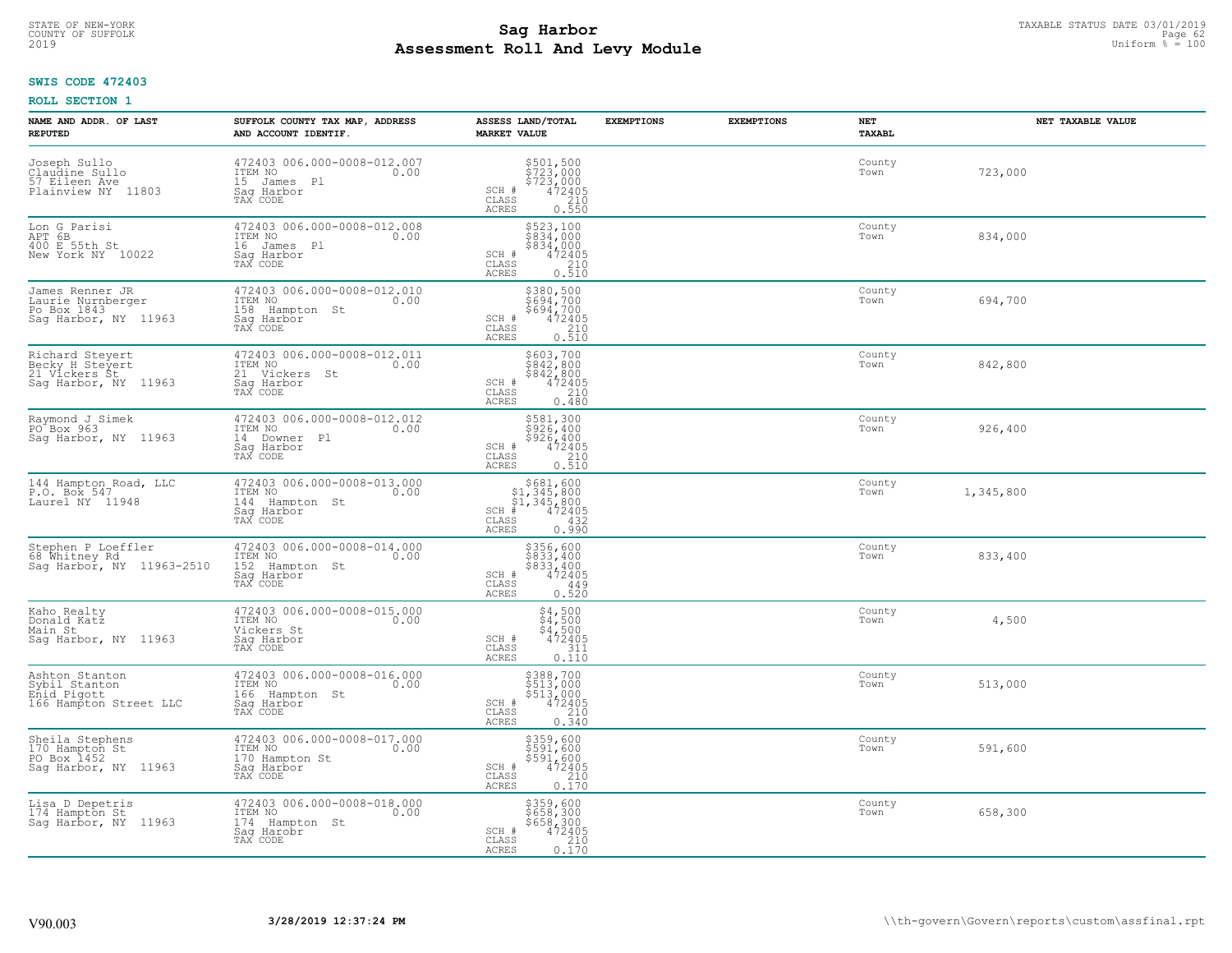STATE OF NEW-YORK
COUNTY OF SUFFOLK
2019

# Sag Harbor
# Assessment Roll And Levy Module

TAXABLE STATUS DATE 03/01/2019
Uniform % = 100

**SWIS CODE 472403**

**ROLL SECTION 1**

| NAME AND ADDR. OF LAST REPUTED | SUFFOLK COUNTY TAX MAP, ADDRESS AND ACCOUNT IDENTIF. | ASSESS LAND/TOTAL MARKET VALUE | EXEMPTIONS | EXEMPTIONS | NET TAXABL | NET TAXABLE VALUE |
|---|---|---|---|---|---|---|
| Joseph Sullo<br>Claudine Sullo<br>57 Eileen Ave<br>Plainview NY 11803 | 472403 006.000-0008-012.007<br>ITEM NO 0.00<br>15 James Pl<br>Sag Harbor<br>TAX CODE | $501,500<br>$723,000<br>$723,000<br>SCH # 472405<br>CLASS 210<br>ACRES 0.550 | | | County<br>Town | 723,000 |
| Lon G Parisi<br>APT 6B<br>400 E 55th St<br>New York NY 10022 | 472403 006.000-0008-012.008<br>ITEM NO 0.00<br>16 James Pl<br>Sag Harbor<br>TAX CODE | $523,100<br>$834,000<br>$834,000<br>SCH # 472405<br>CLASS 210<br>ACRES 0.510 | | | County<br>Town | 834,000 |
| James Renner JR<br>Laurie Nurnberger<br>Po Box 1843<br>Sag Harbor, NY 11963 | 472403 006.000-0008-012.010<br>ITEM NO 0.00<br>158 Hampton St<br>Sag Harbor<br>TAX CODE | $380,500<br>$694,700<br>$694,700<br>SCH # 472405<br>CLASS 210<br>ACRES 0.510 | | | County<br>Town | 694,700 |
| Richard Steyert<br>Becky H Steyert<br>21 Vickers St<br>Sag Harbor, NY 11963 | 472403 006.000-0008-012.011<br>ITEM NO 0.00<br>21 Vickers St<br>Sag Harbor<br>TAX CODE | $603,700<br>$842,800<br>$842,800<br>SCH # 472405<br>CLASS 210<br>ACRES 0.480 | | | County<br>Town | 842,800 |
| Raymond J Simek<br>PO Box 963<br>Sag Harbor, NY 11963 | 472403 006.000-0008-012.012<br>ITEM NO 0.00<br>14 Downer Pl<br>Sag Harbor<br>TAX CODE | $581,300<br>$926,400<br>$926,400<br>SCH # 472405<br>CLASS 210<br>ACRES 0.510 | | | County<br>Town | 926,400 |
| 144 Hampton Road, LLC<br>P.O. Box 547<br>Laurel NY 11948 | 472403 006.000-0008-013.000<br>ITEM NO 0.00<br>144 Hampton St<br>Sag Harbor<br>TAX CODE | $681,600<br>$1,345,800<br>$1,345,800<br>SCH # 472405<br>CLASS 432<br>ACRES 0.990 | | | County<br>Town | 1,345,800 |
| Stephen P Loeffler<br>68 Whitney Rd<br>Sag Harbor, NY 11963-2510 | 472403 006.000-0008-014.000<br>ITEM NO 0.00<br>152 Hampton St<br>Sag Harbor<br>TAX CODE | $356,600<br>$833,400<br>$833,400<br>SCH # 472405<br>CLASS 449<br>ACRES 0.520 | | | County<br>Town | 833,400 |
| Kaho Realty<br>Donald Katz<br>Main St<br>Sag Harbor, NY 11963 | 472403 006.000-0008-015.000<br>ITEM NO 0.00<br>Vickers St<br>Sag Harbor<br>TAX CODE | $4,500<br>$4,500<br>$4,500<br>SCH # 472405<br>CLASS 311<br>ACRES 0.110 | | | County<br>Town | 4,500 |
| Ashton Stanton<br>Sybil Stanton<br>Enid Pigott<br>166 Hampton Street LLC | 472403 006.000-0008-016.000<br>ITEM NO 0.00<br>166 Hampton St<br>Sag Harbor<br>TAX CODE | $388,700<br>$513,000<br>$513,000<br>SCH # 472405<br>CLASS 210<br>ACRES 0.340 | | | County<br>Town | 513,000 |
| Sheila Stephens<br>170 Hampton St<br>PO Box 1452<br>Sag Harbor, NY 11963 | 472403 006.000-0008-017.000<br>ITEM NO 0.00<br>170 Hampton St<br>Sag Harbor<br>TAX CODE | $359,600<br>$591,600<br>$591,600<br>SCH # 472405<br>CLASS 210<br>ACRES 0.170 | | | County<br>Town | 591,600 |
| Lisa D Depetris<br>174 Hampton St<br>Sag Harbor, NY 11963 | 472403 006.000-0008-018.000<br>ITEM NO 0.00<br>174 Hampton St<br>Sag Harobr<br>TAX CODE | $359,600<br>$658,300<br>$658,300<br>SCH # 472405<br>CLASS 210<br>ACRES 0.170 | | | County<br>Town | 658,300 |

V90.003 3/28/2019 12:37:24 PM \\th-govern\Govern\reports\custom\assfinal.rpt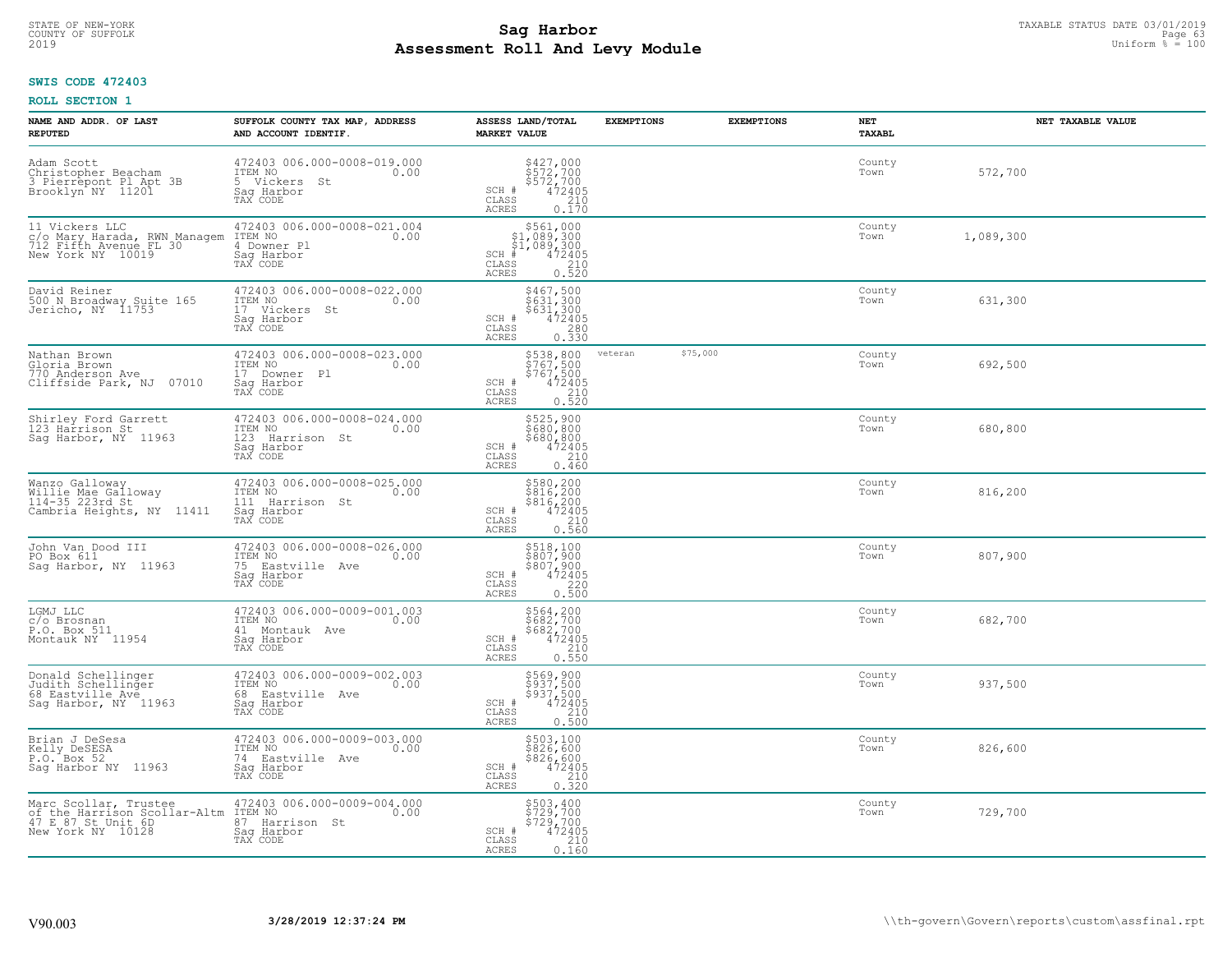STATE OF NEW-YORK
COUNTY OF SUFFOLK
2019

# Sag Harbor
# Assessment Roll And Levy Module

TAXABLE STATUS DATE 03/01/2019
Uniform % = 100

**SWIS CODE 472403**

**ROLL SECTION 1**

| NAME AND ADDR. OF LAST REPUTED | SUFFOLK COUNTY TAX MAP, ADDRESS AND ACCOUNT IDENTIF. | ASSESS LAND/TOTAL MARKET VALUE | EXEMPTIONS | EXEMPTIONS | NET TAXABL | NET TAXABLE VALUE |
|---|---|---|---|---|---|---|
| Adam Scott<br>Christopher Beacham<br>3 Pierrepont Pl Apt 3B<br>Brooklyn NY 11201 | 472403 006.000-0008-019.000<br>ITEM NO 0.00<br>5 Vickers St<br>Sag Harbor<br>TAX CODE | $427,000<br>$572,700<br>$572,700<br>SCH # 472405<br>CLASS 210<br>ACRES 0.170 | | | County<br>Town | 572,700 |
| 11 Vickers LLC<br>c/o Mary Harada, RWN Managem<br>712 Fifth Avenue FL 30<br>New York NY 10019 | 472403 006.000-0008-021.004<br>ITEM NO 0.00<br>4 Downer Pl<br>Sag Harbor<br>TAX CODE | $561,000<br>$1,089,300<br>$1,089,300<br>SCH # 472405<br>CLASS 210<br>ACRES 0.520 | | | County<br>Town | 1,089,300 |
| David Reiner<br>500 N Broadway Suite 165<br>Jericho, NY 11753 | 472403 006.000-0008-022.000<br>ITEM NO 0.00<br>17 Vickers St<br>Sag Harbor<br>TAX CODE | $467,500<br>$631,300<br>$631,300<br>SCH # 472405<br>CLASS 280<br>ACRES 0.330 | | | County<br>Town | 631,300 |
| Nathan Brown<br>Gloria Brown<br>770 Anderson Ave<br>Cliffside Park, NJ 07010 | 472403 006.000-0008-023.000<br>ITEM NO 0.00<br>17 Downer Pl<br>Sag Harbor<br>TAX CODE | $538,800<br>$767,500<br>$767,500<br>SCH # 472405<br>CLASS 210<br>ACRES 0.520 | veteran | $75,000 | County<br>Town | 692,500 |
| Shirley Ford Garrett<br>123 Harrison St<br>Sag Harbor, NY 11963 | 472403 006.000-0008-024.000<br>ITEM NO 0.00<br>123 Harrison St<br>Sag Harbor<br>TAX CODE | $525,900<br>$680,800<br>$680,800<br>SCH # 472405<br>CLASS 210<br>ACRES 0.460 | | | County<br>Town | 680,800 |
| Wanzo Galloway<br>Willie Mae Galloway<br>114-35 223rd St<br>Cambria Heights, NY 11411 | 472403 006.000-0008-025.000<br>ITEM NO 0.00<br>111 Harrison St<br>Sag Harbor<br>TAX CODE | $580,200<br>$816,200<br>$816,200<br>SCH # 472405<br>CLASS 210<br>ACRES 0.560 | | | County<br>Town | 816,200 |
| John Van Dood III<br>PO Box 611<br>Sag Harbor, NY 11963 | 472403 006.000-0008-026.000<br>ITEM NO 0.00<br>75 Eastville Ave<br>Sag Harbor<br>TAX CODE | $518,100<br>$807,900<br>$807,900<br>SCH # 472405<br>CLASS 220<br>ACRES 0.500 | | | County<br>Town | 807,900 |
| LGMJ LLC<br>c/o Brosnan<br>P.O. Box 511<br>Montauk NY 11954 | 472403 006.000-0009-001.003<br>ITEM NO 0.00<br>41 Montauk Ave<br>Sag Harbor<br>TAX CODE | $564,200<br>$682,700<br>$682,700<br>SCH # 472405<br>CLASS 210<br>ACRES 0.550 | | | County<br>Town | 682,700 |
| Donald Schellinger<br>Judith Schellinger<br>68 Eastville Ave<br>Sag Harbor, NY 11963 | 472403 006.000-0009-002.003<br>ITEM NO 0.00<br>68 Eastville Ave<br>Sag Harbor<br>TAX CODE | $569,900<br>$937,500<br>$937,500<br>SCH # 472405<br>CLASS 210<br>ACRES 0.500 | | | County<br>Town | 937,500 |
| Brian J DeSesa<br>Kelly DeSESA<br>P.O. Box 52<br>Sag Harbor NY 11963 | 472403 006.000-0009-003.000<br>ITEM NO 0.00<br>74 Eastville Ave<br>Sag Harbor<br>TAX CODE | $503,100<br>$826,600<br>$826,600<br>SCH # 472405<br>CLASS 210<br>ACRES 0.320 | | | County<br>Town | 826,600 |
| Marc Scollar, Trustee<br>of the Harrison Scollar-Altm<br>47 E 87 St Unit 6D<br>New York NY 10128 | 472403 006.000-0009-004.000<br>ITEM NO 0.00<br>87 Harrison St<br>Sag Harbor<br>TAX CODE | $503,400<br>$729,700<br>$729,700<br>SCH # 472405<br>CLASS 210<br>ACRES 0.160 | | | County<br>Town | 729,700 |

V90.003 **3/28/2019 12:37:24 PM** \\th-govern\Govern\reports\custom\assfinal.rpt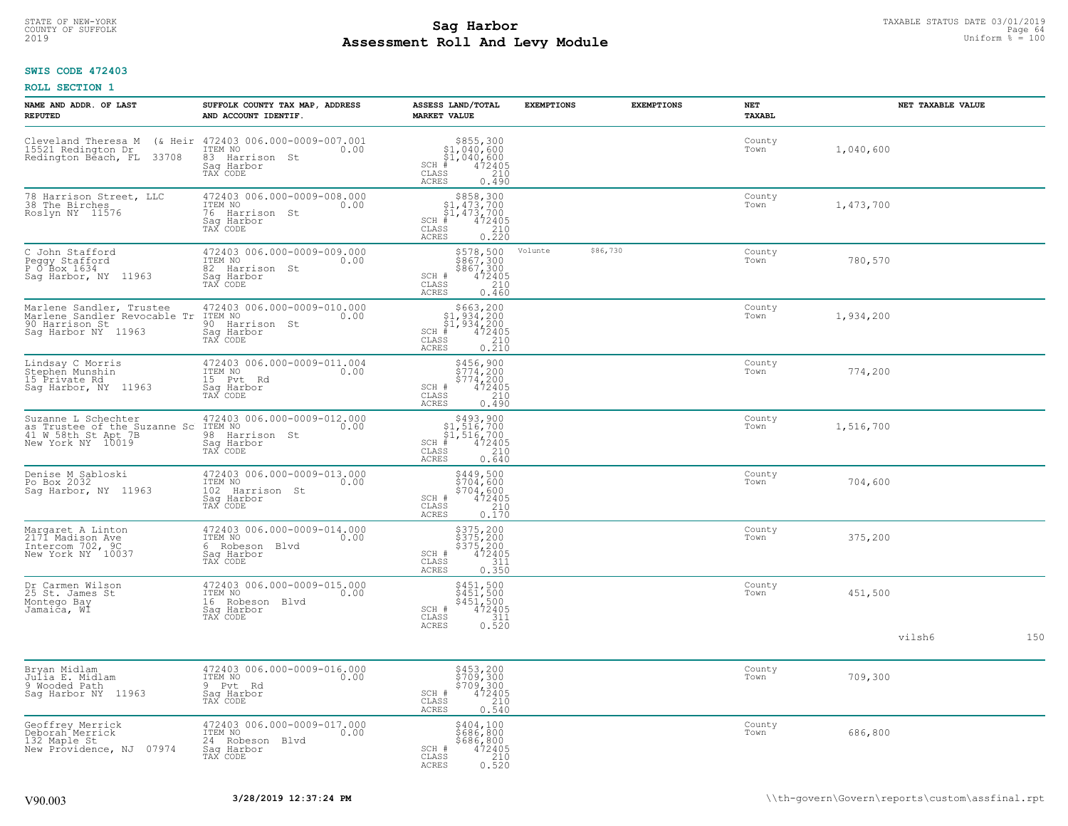STATE OF NEW-YORK
COUNTY OF SUFFOLK
2019

# Sag Harbor
# Assessment Roll And Levy Module

TAXABLE STATUS DATE 03/01/2019
Uniform % = 100

**SWIS CODE 472403**

**ROLL SECTION 1**

| NAME AND ADDR. OF LAST REPUTED | SUFFOLK COUNTY TAX MAP, ADDRESS AND ACCOUNT IDENTIF. | ASSESS LAND/TOTAL MARKET VALUE | EXEMPTIONS | EXEMPTIONS | NET TAXABL | NET TAXABLE VALUE |
|---|---|---|---|---|---|---|
| Cleveland Theresa M (& Heir<br>15521 Redington Dr<br>Redington Beach, FL 33708 | 472403 006.000-0009-007.001<br>ITEM NO 0.00<br>83 Harrison St<br>Sag Harbor<br>TAX CODE | $855,300<br>$1,040,600<br>$1,040,600<br>SCH # 472405<br>CLASS 210<br>ACRES 0.490 | | | County<br>Town | 1,040,600 |
| 78 Harrison Street, LLC<br>38 The Birches<br>Roslyn NY 11576 | 472403 006.000-0009-008.000<br>ITEM NO 0.00<br>76 Harrison St<br>Sag Harbor<br>TAX CODE | $858,300<br>$1,473,700<br>$1,473,700<br>SCH # 472405<br>CLASS 210<br>ACRES 0.220 | | | County<br>Town | 1,473,700 |
| C John Stafford<br>Peggy Stafford<br>P O Box 1634<br>Sag Harbor, NY 11963 | 472403 006.000-0009-009.000<br>ITEM NO 0.00<br>82 Harrison St<br>Sag Harbor<br>TAX CODE | $578,500<br>$867,300<br>$867,300<br>SCH # 472405<br>CLASS 210<br>ACRES 0.460 | Volunte $86,730 | | County<br>Town | 780,570 |
| Marlene Sandler, Trustee<br>Marlene Sandler Revocable Tr<br>90 Harrison St<br>Sag Harbor NY 11963 | 472403 006.000-0009-010.000<br>ITEM NO 0.00<br>90 Harrison St<br>Sag Harbor<br>TAX CODE | $663,200<br>$1,934,200<br>$1,934,200<br>SCH # 472405<br>CLASS 210<br>ACRES 0.210 | | | County<br>Town | 1,934,200 |
| Lindsay C Morris<br>Stephen Munshin<br>15 Private Rd<br>Sag Harbor, NY 11963 | 472403 006.000-0009-011.004<br>ITEM NO 0.00<br>15 Pvt Rd<br>Sag Harbor<br>TAX CODE | $456,900<br>$774,200<br>$774,200<br>SCH # 472405<br>CLASS 210<br>ACRES 0.490 | | | County<br>Town | 774,200 |
| Suzanne L Schechter<br>as Trustee of the Suzanne Sc<br>41 W 58th St Apt 7B<br>New York NY 10019 | 472403 006.000-0009-012.000<br>ITEM NO 0.00<br>98 Harrison St<br>Sag Harbor<br>TAX CODE | $493,900<br>$1,516,700<br>$1,516,700<br>SCH # 472405<br>CLASS 210<br>ACRES 0.640 | | | County<br>Town | 1,516,700 |
| Denise M Sabloski<br>Po Box 2032<br>Sag Harbor, NY 11963 | 472403 006.000-0009-013.000<br>ITEM NO 0.00<br>102 Harrison St<br>Sag Harbor<br>TAX CODE | $449,500<br>$704,600<br>$704,600<br>SCH # 472405<br>CLASS 210<br>ACRES 0.170 | | | County<br>Town | 704,600 |
| Margaret A Linton<br>2171 Madison Ave<br>Intercom 702, 9C<br>New York NY 10037 | 472403 006.000-0009-014.000<br>ITEM NO 0.00<br>6 Robeson Blvd<br>Sag Harbor<br>TAX CODE | $375,200<br>$375,200<br>$375,200<br>SCH # 472405<br>CLASS 311<br>ACRES 0.350 | | | County<br>Town | 375,200 |
| Dr Carmen Wilson<br>25 St. James St<br>Montego Bay<br>Jamaica, WI | 472403 006.000-0009-015.000<br>ITEM NO 0.00<br>16 Robeson Blvd<br>Sag Harbor<br>TAX CODE | $451,500<br>$451,500<br>$451,500<br>SCH # 472405<br>CLASS 311<br>ACRES 0.520 | | | County<br>Town | 451,500 |

vilsh6 150

| NAME AND ADDR. OF LAST REPUTED | SUFFOLK COUNTY TAX MAP, ADDRESS AND ACCOUNT IDENTIF. | ASSESS LAND/TOTAL MARKET VALUE | EXEMPTIONS | EXEMPTIONS | NET TAXABL | NET TAXABLE VALUE |
|---|---|---|---|---|---|---|
| Bryan Midlam<br>Julia E. Midlam<br>9 Wooded Path<br>Sag Harbor NY 11963 | 472403 006.000-0009-016.000<br>ITEM NO 0.00<br>9 Pvt Rd<br>Sag Harbor<br>TAX CODE | $453,200<br>$709,300<br>$709,300<br>SCH # 472405<br>CLASS 210<br>ACRES 0.540 | | | County<br>Town | 709,300 |
| Geoffrey Merrick<br>Deborah Merrick<br>132 Maple St<br>New Providence, NJ 07974 | 472403 006.000-0009-017.000<br>ITEM NO 0.00<br>24 Robeson Blvd<br>Sag Harbor<br>TAX CODE | $404,100<br>$686,800<br>$686,800<br>SCH # 472405<br>CLASS 210<br>ACRES 0.520 | | | County<br>Town | 686,800 |

V90.003 3/28/2019 12:37:24 PM \\th-govern\Govern\reports\custom\assfinal.rpt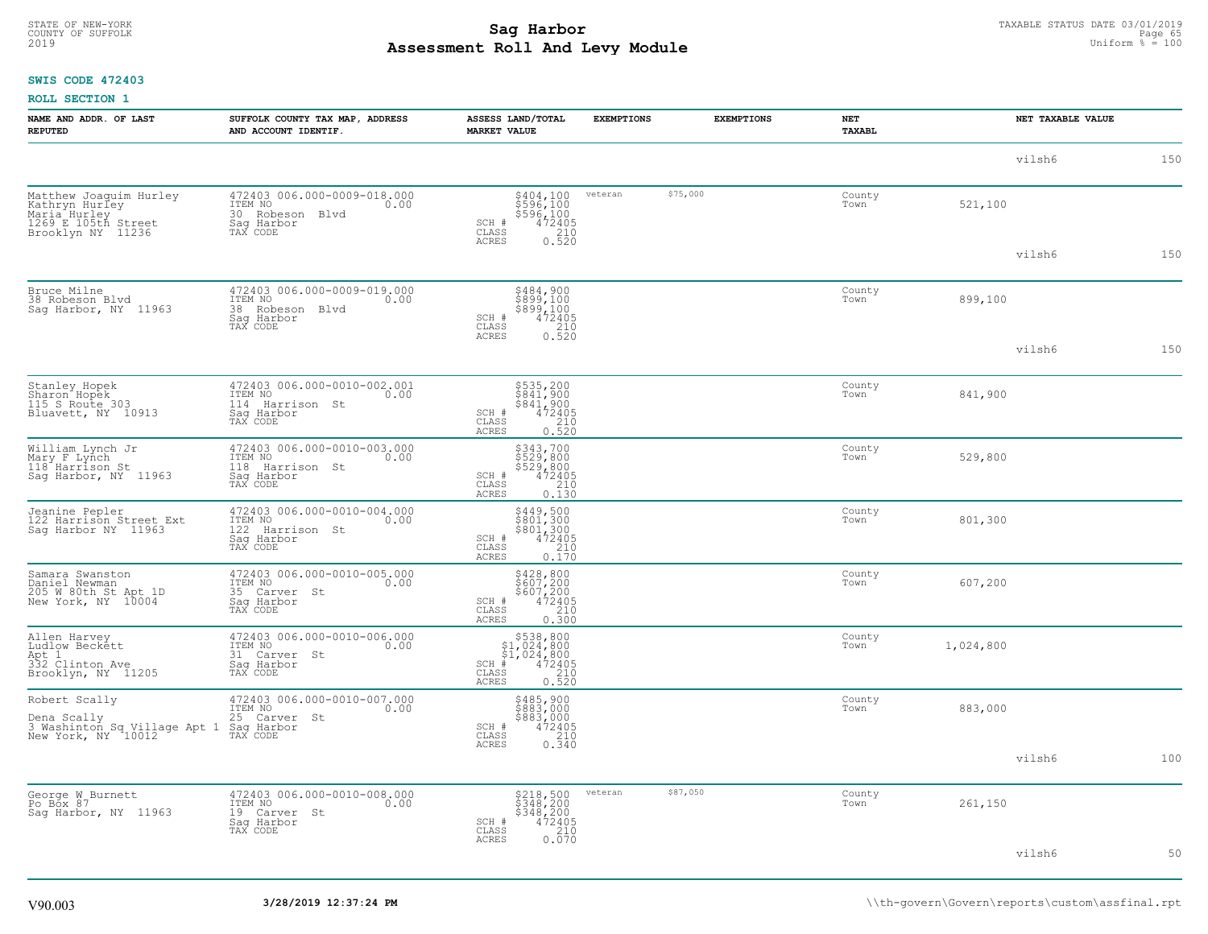**SWIS CODE 472403**

**ROLL SECTION 1**

| NAME AND ADDR. OF LAST REPUTED | SUFFOLK COUNTY TAX MAP, ADDRESS AND ACCOUNT IDENTIF. | ASSESS LAND/TOTAL MARKET VALUE | EXEMPTIONS | | EXEMPTIONS | NET TAXABL | | NET TAXABLE VALUE | |
|---|---|---|---|---|---|---|---|---|---|
| | | | | | | | | vilsh6 | 150 |
| Matthew Joaquim Hurley<br>Kathryn Hurley<br>Maria Hurley<br>1269 E 105th Street<br>Brooklyn NY 11236 | 472403 006.000-0009-018.000<br>ITEM NO 0.00<br>30 Robeson Blvd<br>Sag Harbor<br>TAX CODE | $404,100<br>$596,100<br>$596,100<br>SCH # 472405<br>CLASS 210<br>ACRES 0.520 | veteran | $75,000 | | County<br>Town | 521,100 | vilsh6 | 150 |
| Bruce Milne<br>38 Robeson Blvd<br>Sag Harbor, NY 11963 | 472403 006.000-0009-019.000<br>ITEM NO 0.00<br>38 Robeson Blvd<br>Sag Harbor<br>TAX CODE | $484,900<br>$899,100<br>$899,100<br>SCH # 472405<br>CLASS 210<br>ACRES 0.520 | | | | County<br>Town | 899,100 | vilsh6 | 150 |
| Stanley Hopek<br>Sharon Hopek<br>115 S Route 303<br>Bluavett, NY 10913 | 472403 006.000-0010-002.001<br>ITEM NO 0.00<br>114 Harrison St<br>Sag Harbor<br>TAX CODE | $535,200<br>$841,900<br>$841,900<br>SCH # 472405<br>CLASS 210<br>ACRES 0.520 | | | | County<br>Town | 841,900 | | |
| William Lynch Jr<br>Mary F Lynch<br>118 Harrison St<br>Sag Harbor, NY 11963 | 472403 006.000-0010-003.000<br>ITEM NO 0.00<br>118 Harrison St<br>Sag Harbor<br>TAX CODE | $343,700<br>$529,800<br>$529,800<br>SCH # 472405<br>CLASS 210<br>ACRES 0.130 | | | | County<br>Town | 529,800 | | |
| Jeanine Pepler<br>122 Harrison Street Ext<br>Sag Harbor NY 11963 | 472403 006.000-0010-004.000<br>ITEM NO 0.00<br>122 Harrison St<br>Sag Harbor<br>TAX CODE | $449,500<br>$801,300<br>$801,300<br>SCH # 472405<br>CLASS 210<br>ACRES 0.170 | | | | County<br>Town | 801,300 | | |
| Samara Swanston<br>Daniel Newman<br>205 W 80th St Apt 1D<br>New York, NY 10004 | 472403 006.000-0010-005.000<br>ITEM NO 0.00<br>35 Carver St<br>Sag Harbor<br>TAX CODE | $428,800<br>$607,200<br>$607,200<br>SCH # 472405<br>CLASS 210<br>ACRES 0.300 | | | | County<br>Town | 607,200 | | |
| Allen Harvey<br>Ludlow Beckett<br>Apt 1<br>332 Clinton Ave<br>Brooklyn, NY 11205 | 472403 006.000-0010-006.000<br>ITEM NO 0.00<br>31 Carver St<br>Sag Harbor<br>TAX CODE | $538,800<br>$1,024,800<br>$1,024,800<br>SCH # 472405<br>CLASS 210<br>ACRES 0.520 | | | | County<br>Town | 1,024,800 | | |
| Robert Scally<br><br>Dena Scally<br>3 Washinton Sq Village Apt 1<br>New York, NY 10012 | 472403 006.000-0010-007.000<br>ITEM NO 0.00<br>25 Carver St<br>Sag Harbor<br>TAX CODE | $485,900<br>$883,000<br>$883,000<br>SCH # 472405<br>CLASS 210<br>ACRES 0.340 | | | | County<br>Town | 883,000 | vilsh6 | 100 |
| George W Burnett<br>Po Box 87<br>Sag Harbor, NY 11963 | 472403 006.000-0010-008.000<br>ITEM NO 0.00<br>19 Carver St<br>Sag Harbor<br>TAX CODE | $218,500<br>$348,200<br>$348,200<br>SCH # 472405<br>CLASS 210<br>ACRES 0.070 | veteran | $87,050 | | County<br>Town | 261,150 | vilsh6 | 50 |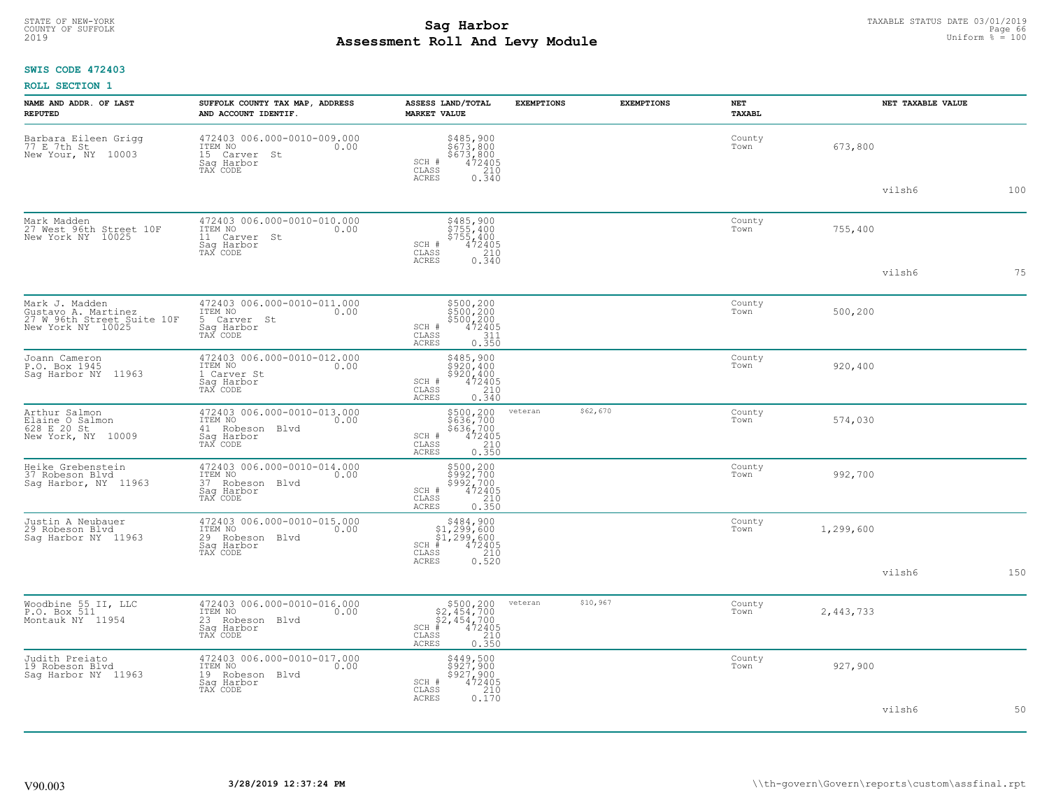STATE OF NEW-YORK
COUNTY OF SUFFOLK
2019

# Sag Harbor
# Assessment Roll And Levy Module

TAXABLE STATUS DATE 03/01/2019
Uniform % = 100

**SWIS CODE 472403**

**ROLL SECTION 1**

| NAME AND ADDR. OF LAST REPUTED | SUFFOLK COUNTY TAX MAP, ADDRESS AND ACCOUNT IDENTIF. | ASSESS LAND/TOTAL MARKET VALUE | EXEMPTIONS | EXEMPTIONS | NET TAXABL | | NET TAXABLE VALUE | |
|---|---|---|---|---|---|---|---|---|
| Barbara Eileen Grigg<br>77 E 7th St<br>New Your, NY 10003 | 472403 006.000-0010-009.000<br>ITEM NO 0.00<br>15 Carver St<br>Sag Harbor<br>TAX CODE | $485,900<br>$673,800<br>$673,800<br>SCH # 472405<br>CLASS 210<br>ACRES 0.340 | | | County<br>Town | 673,800 | vilsh6 | 100 |
| Mark Madden<br>27 West 96th Street 10F<br>New York NY 10025 | 472403 006.000-0010-010.000<br>ITEM NO 0.00<br>11 Carver St<br>Sag Harbor<br>TAX CODE | $485,900<br>$755,400<br>$755,400<br>SCH # 472405<br>CLASS 210<br>ACRES 0.340 | | | County<br>Town | 755,400 | vilsh6 | 75 |
| Mark J. Madden<br>Gustavo A. Martinez<br>27 W 96th Street Suite 10F<br>New York NY 10025 | 472403 006.000-0010-011.000<br>ITEM NO 0.00<br>5 Carver St<br>Sag Harbor<br>TAX CODE | $500,200<br>$500,200<br>$500,200<br>SCH # 472405<br>CLASS 311<br>ACRES 0.350 | | | County<br>Town | 500,200 | | |
| Joann Cameron<br>P.O. Box 1945<br>Sag Harbor NY 11963 | 472403 006.000-0010-012.000<br>ITEM NO 0.00<br>1 Carver St<br>Sag Harbor<br>TAX CODE | $485,900<br>$920,400<br>$920,400<br>SCH # 472405<br>CLASS 210<br>ACRES 0.340 | | | County<br>Town | 920,400 | | |
| Arthur Salmon<br>Elaine O Salmon<br>628 E 20 St<br>New York, NY 10009 | 472403 006.000-0010-013.000<br>ITEM NO 0.00<br>41 Robeson Blvd<br>Sag Harbor<br>TAX CODE | $500,200<br>$636,700<br>$636,700<br>SCH # 472405<br>CLASS 210<br>ACRES 0.350 | veteran | $62,670 | County<br>Town | 574,030 | | |
| Heike Grebenstein<br>37 Robeson Blvd<br>Sag Harbor, NY 11963 | 472403 006.000-0010-014.000<br>ITEM NO 0.00<br>37 Robeson Blvd<br>Sag Harbor<br>TAX CODE | $500,200<br>$992,700<br>$992,700<br>SCH # 472405<br>CLASS 210<br>ACRES 0.350 | | | County<br>Town | 992,700 | | |
| Justin A Neubauer<br>29 Robeson Blvd<br>Sag Harbor NY 11963 | 472403 006.000-0010-015.000<br>ITEM NO 0.00<br>29 Robeson Blvd<br>Sag Harbor<br>TAX CODE | $484,900<br>$1,299,600<br>$1,299,600<br>SCH # 472405<br>CLASS 210<br>ACRES 0.520 | | | County<br>Town | 1,299,600 | vilsh6 | 150 |
| Woodbine 55 II, LLC<br>P.O. Box 511<br>Montauk NY 11954 | 472403 006.000-0010-016.000<br>ITEM NO 0.00<br>23 Robeson Blvd<br>Sag Harbor<br>TAX CODE | $500,200<br>$2,454,700<br>$2,454,700<br>SCH # 472405<br>CLASS 210<br>ACRES 0.350 | veteran | $10,967 | County<br>Town | 2,443,733 | | |
| Judith Preiato<br>19 Robeson Blvd<br>Sag Harbor NY 11963 | 472403 006.000-0010-017.000<br>ITEM NO 0.00<br>19 Robeson Blvd<br>Sag Harbor<br>TAX CODE | $449,500<br>$927,900<br>$927,900<br>SCH # 472405<br>CLASS 210<br>ACRES 0.170 | | | County<br>Town | 927,900 | vilsh6 | 50 |

V90.003 3/28/2019 12:37:24 PM \\th-govern\Govern\reports\custom\assfinal.rpt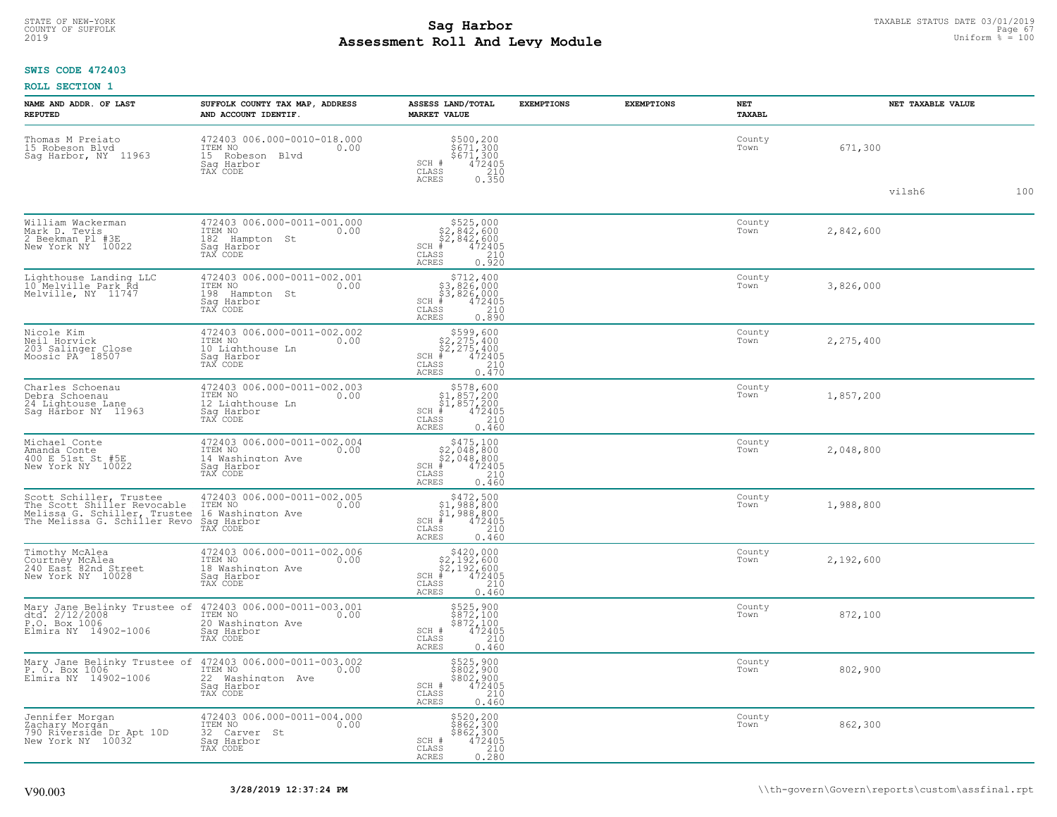STATE OF NEW-YORK
COUNTY OF SUFFOLK
2019

# Sag Harbor
## Assessment Roll And Levy Module

TAXABLE STATUS DATE 03/01/2019
Uniform % = 100

**SWIS CODE 472403**

**ROLL SECTION 1**

| NAME AND ADDR. OF LAST REPUTED | SUFFOLK COUNTY TAX MAP, ADDRESS AND ACCOUNT IDENTIF. | ASSESS LAND/TOTAL MARKET VALUE | EXEMPTIONS | EXEMPTIONS | NET TAXABL | | NET TAXABLE VALUE | |
|---|---|---|---|---|---|---|---|---|
| Thomas M Preiato<br>15 Robeson Blvd<br>Sag Harbor, NY 11963 | 472403 006.000-0010-018.000<br>ITEM NO 0.00<br>15 Robeson Blvd<br>Sag Harbor<br>TAX CODE | $500,200<br>$671,300<br>$671,300<br>SCH # 472405<br>CLASS 210<br>ACRES 0.350 | | | County<br>Town | 671,300 | vilsh6 | 100 |
| William Wackerman<br>Mark D. Tevis<br>2 Beekman Pl #3E<br>New York NY 10022 | 472403 006.000-0011-001.000<br>ITEM NO 0.00<br>182 Hampton St<br>Sag Harbor<br>TAX CODE | $525,000<br>$2,842,600<br>$2,842,600<br>SCH # 472405<br>CLASS 210<br>ACRES 0.920 | | | County<br>Town | 2,842,600 | | |
| Lighthouse Landing LLC<br>10 Melville Park Rd<br>Melville, NY 11747 | 472403 006.000-0011-002.001<br>ITEM NO 0.00<br>198 Hampton St<br>Sag Harbor<br>TAX CODE | $712,400<br>$3,826,000<br>$3,826,000<br>SCH # 472405<br>CLASS 210<br>ACRES 0.890 | | | County<br>Town | 3,826,000 | | |
| Nicole Kim<br>Neil Horvick<br>203 Salinger Close<br>Moosic PA 18507 | 472403 006.000-0011-002.002<br>ITEM NO 0.00<br>10 Lighthouse Ln<br>Sag Harbor<br>TAX CODE | $599,600<br>$2,275,400<br>$2,275,400<br>SCH # 472405<br>CLASS 210<br>ACRES 0.470 | | | County<br>Town | 2,275,400 | | |
| Charles Schoenau<br>Debra Schoenau<br>24 Lightouse Lane<br>Sag Harbor NY 11963 | 472403 006.000-0011-002.003<br>ITEM NO 0.00<br>12 Lighthouse Ln<br>Sag Harbor<br>TAX CODE | $578,600<br>$1,857,200<br>$1,857,200<br>SCH # 472405<br>CLASS 210<br>ACRES 0.460 | | | County<br>Town | 1,857,200 | | |
| Michael Conte<br>Amanda Conte<br>400 E 51st St #5E<br>New York NY 10022 | 472403 006.000-0011-002.004<br>ITEM NO 0.00<br>14 Washington Ave<br>Sag Harbor<br>TAX CODE | $475,100<br>$2,048,800<br>$2,048,800<br>SCH # 472405<br>CLASS 210<br>ACRES 0.460 | | | County<br>Town | 2,048,800 | | |
| Scott Schiller, Trustee<br>The Scott Shiller Revocable<br>Melissa G. Schiller, Trustee<br>The Melissa G. Schiller Revo | 472403 006.000-0011-002.005<br>ITEM NO 0.00<br>16 Washington Ave<br>Sag Harbor<br>TAX CODE | $472,500<br>$1,988,800<br>$1,988,800<br>SCH # 472405<br>CLASS 210<br>ACRES 0.460 | | | County<br>Town | 1,988,800 | | |
| Timothy McAlea<br>Courtney McAlea<br>240 East 82nd Street<br>New York NY 10028 | 472403 006.000-0011-002.006<br>ITEM NO 0.00<br>18 Washington Ave<br>Sag Harbor<br>TAX CODE | $420,000<br>$2,192,600<br>$2,192,600<br>SCH # 472405<br>CLASS 210<br>ACRES 0.460 | | | County<br>Town | 2,192,600 | | |
| Mary Jane Belinky Trustee of<br>dtd. 2/12/2008<br>P.O. Box 1006<br>Elmira NY 14902-1006 | 472403 006.000-0011-003.001<br>ITEM NO 0.00<br>20 Washington Ave<br>Sag Harbor<br>TAX CODE | $525,900<br>$872,100<br>$872,100<br>SCH # 472405<br>CLASS 210<br>ACRES 0.460 | | | County<br>Town | 872,100 | | |
| Mary Jane Belinky Trustee of<br>P. O. Box 1006<br>Elmira NY 14902-1006 | 472403 006.000-0011-003.002<br>ITEM NO 0.00<br>22 Washington Ave<br>Sag Harbor<br>TAX CODE | $525,900<br>$802,900<br>$802,900<br>SCH # 472405<br>CLASS 210<br>ACRES 0.460 | | | County<br>Town | 802,900 | | |
| Jennifer Morgan<br>Zachary Morgan<br>790 Riverside Dr Apt 10D<br>New York NY 10032 | 472403 006.000-0011-004.000<br>ITEM NO 0.00<br>32 Carver St<br>Sag Harbor<br>TAX CODE | $520,200<br>$862,300<br>$862,300<br>SCH # 472405<br>CLASS 210<br>ACRES 0.280 | | | County<br>Town | 862,300 | | |

V90.003 3/28/2019 12:37:24 PM \\th-govern\Govern\reports\custom\assfinal.rpt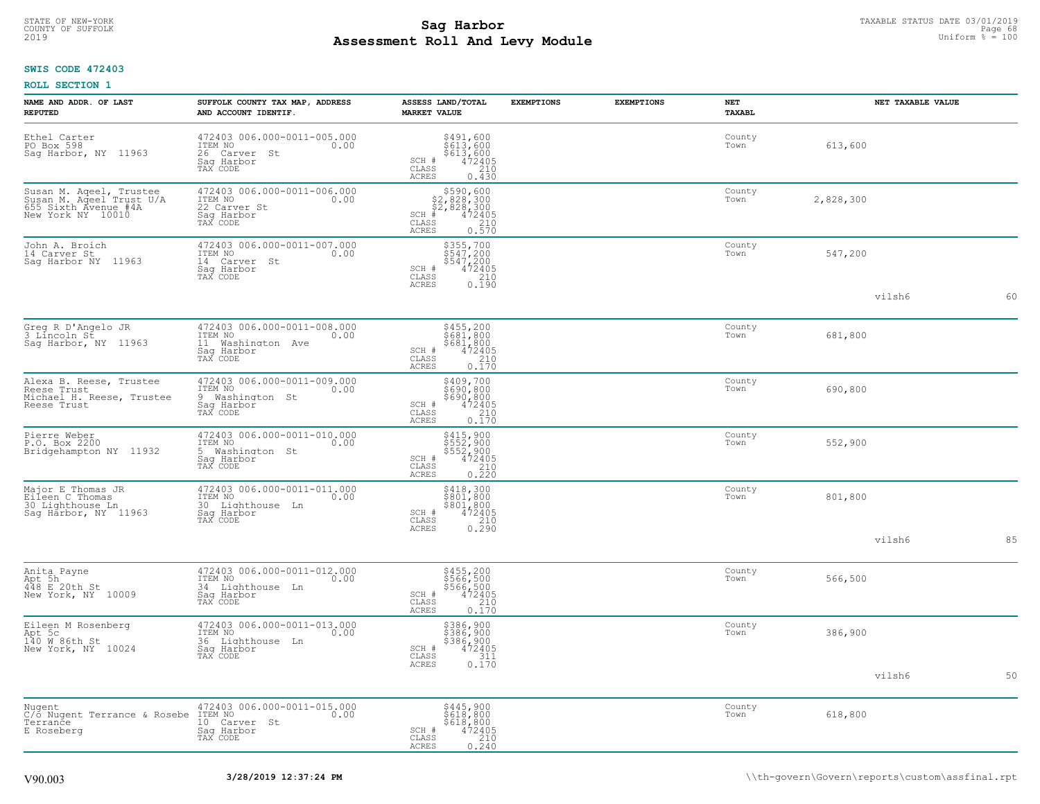**SWIS CODE 472403**

**ROLL SECTION 1**

| NAME AND ADDR. OF LAST REPUTED | SUFFOLK COUNTY TAX MAP, ADDRESS AND ACCOUNT IDENTIF. | ASSESS LAND/TOTAL MARKET VALUE | EXEMPTIONS | EXEMPTIONS | NET TAXABL | NET TAXABLE VALUE | |
|---|---|---|---|---|---|---|---|
| Ethel Carter<br>PO Box 598<br>Sag Harbor, NY 11963 | 472403 006.000-0011-005.000<br>ITEM NO 0.00<br>26 Carver St<br>Sag Harbor<br>TAX CODE | $491,600<br>$613,600<br>$613,600<br>SCH # 472405<br>CLASS 210<br>ACRES 0.430 | | | County<br>Town | 613,600 | |
| Susan M. Ageel, Trustee<br>Susan M. Ageel Trust U/A<br>655 Sixth Avenue #4A<br>New York NY 10010 | 472403 006.000-0011-006.000<br>ITEM NO 0.00<br>22 Carver St<br>Sag Harbor<br>TAX CODE | $590,600<br>$2,828,300<br>$2,828,300<br>SCH # 472405<br>CLASS 210<br>ACRES 0.570 | | | County<br>Town | 2,828,300 | |
| John A. Broich<br>14 Carver St<br>Sag Harbor NY 11963 | 472403 006.000-0011-007.000<br>ITEM NO 0.00<br>14 Carver St<br>Sag Harbor<br>TAX CODE | $355,700<br>$547,200<br>$547,200<br>SCH # 472405<br>CLASS 210<br>ACRES 0.190 | | | County<br>Town | 547,200<br><br>vilsh6 | <br><br>60 |
| Greg R D'Angelo JR<br>3 Lincoln St<br>Sag Harbor, NY 11963 | 472403 006.000-0011-008.000<br>ITEM NO 0.00<br>11 Washington Ave<br>Sag Harbor<br>TAX CODE | $455,200<br>$681,800<br>$681,800<br>SCH # 472405<br>CLASS 210<br>ACRES 0.170 | | | County<br>Town | 681,800 | |
| Alexa B. Reese, Trustee<br>Reese Trust<br>Michael H. Reese, Trustee<br>Reese Trust | 472403 006.000-0011-009.000<br>ITEM NO 0.00<br>9 Washington St<br>Sag Harbor<br>TAX CODE | $409,700<br>$690,800<br>$690,800<br>SCH # 472405<br>CLASS 210<br>ACRES 0.170 | | | County<br>Town | 690,800 | |
| Pierre Weber<br>P.O. Box 2200<br>Bridgehampton NY 11932 | 472403 006.000-0011-010.000<br>ITEM NO 0.00<br>5 Washington St<br>Sag Harbor<br>TAX CODE | $415,900<br>$552,900<br>$552,900<br>SCH # 472405<br>CLASS 210<br>ACRES 0.220 | | | County<br>Town | 552,900 | |
| Major E Thomas JR<br>Eileen C Thomas<br>30 Lighthouse Ln<br>Sag Harbor, NY 11963 | 472403 006.000-0011-011.000<br>ITEM NO 0.00<br>30 Lighthouse Ln<br>Sag Harbor<br>TAX CODE | $418,300<br>$801,800<br>$801,800<br>SCH # 472405<br>CLASS 210<br>ACRES 0.290 | | | County<br>Town | 801,800<br><br>vilsh6 | <br><br>85 |
| Anita Payne<br>Apt 5h<br>448 E 20th St<br>New York, NY 10009 | 472403 006.000-0011-012.000<br>ITEM NO 0.00<br>34 Lighthouse Ln<br>Sag Harbor<br>TAX CODE | $455,200<br>$566,500<br>$566,500<br>SCH # 472405<br>CLASS 210<br>ACRES 0.170 | | | County<br>Town | 566,500 | |
| Eileen M Rosenberg<br>Apt 5c<br>140 W 86th St<br>New York, NY 10024 | 472403 006.000-0011-013.000<br>ITEM NO 0.00<br>36 Lighthouse Ln<br>Sag Harbor<br>TAX CODE | $386,900<br>$386,900<br>$386,900<br>SCH # 472405<br>CLASS 311<br>ACRES 0.170 | | | County<br>Town | 386,900<br><br>vilsh6 | <br><br>50 |
| Nugent<br>C/o Nugent Terrance & Rosebe<br>Terrance<br>E Roseberg | 472403 006.000-0011-015.000<br>ITEM NO 0.00<br>10 Carver St<br>Sag Harbor<br>TAX CODE | $445,900<br>$618,800<br>$618,800<br>SCH # 472405<br>CLASS 210<br>ACRES 0.240 | | | County<br>Town | 618,800 | |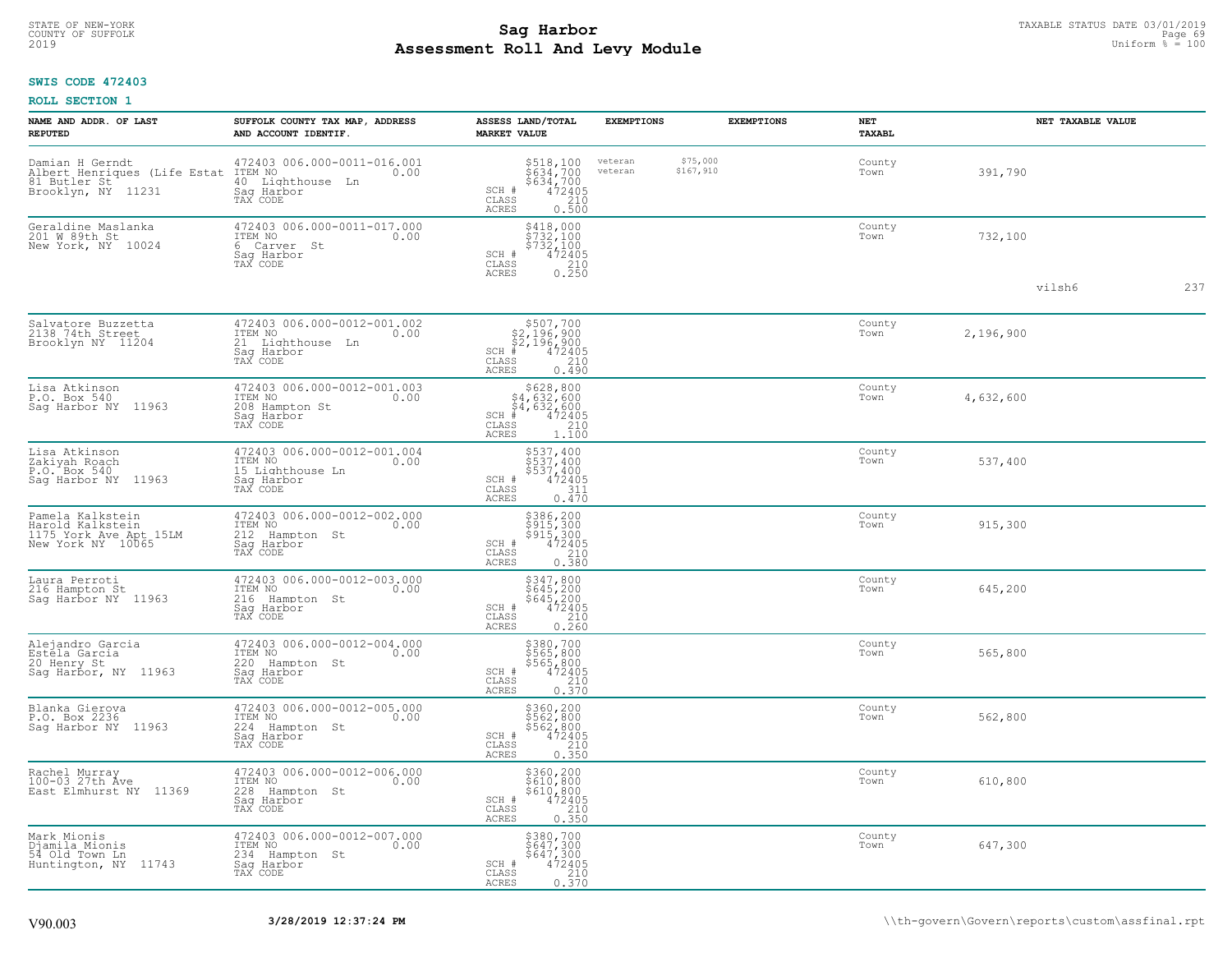STATE OF NEW-YORK
COUNTY OF SUFFOLK
2019

# Sag Harbor
## Assessment Roll And Levy Module

TAXABLE STATUS DATE 03/01/2019
Uniform % = 100

**SWIS CODE 472403**

**ROLL SECTION 1**

| NAME AND ADDR. OF LAST REPUTED | SUFFOLK COUNTY TAX MAP, ADDRESS AND ACCOUNT IDENTIF. | ASSESS LAND/TOTAL MARKET VALUE | EXEMPTIONS | EXEMPTIONS | NET TAXABL | NET TAXABLE VALUE |
|---|---|---|---|---|---|---|
| Damian H Gerndt<br>Albert Henriques (Life Estat<br>81 Butler St<br>Brooklyn, NY 11231 | 472403 006.000-0011-016.001<br>ITEM NO 0.00<br>40 Lighthouse Ln<br>Sag Harbor<br>TAX CODE | $518,100<br>$634,700<br>$634,700<br>SCH # 472405<br>CLASS 210<br>ACRES 0.500 | veteran $75,000<br>veteran $167,910 | | County<br>Town | 391,790 |
| Geraldine Maslanka<br>201 W 89th St<br>New York, NY 10024 | 472403 006.000-0011-017.000<br>ITEM NO 0.00<br>6 Carver St<br>Sag Harbor<br>TAX CODE | $418,000<br>$732,100<br>$732,100<br>SCH # 472405<br>CLASS 210<br>ACRES 0.250 | | | County<br>Town | 732,100 |
| | | | | | | vilsh6 237 |
| Salvatore Buzzetta<br>2138 74th Street<br>Brooklyn NY 11204 | 472403 006.000-0012-001.002<br>ITEM NO 0.00<br>21 Lighthouse Ln<br>Sag Harbor<br>TAX CODE | $507,700<br>$2,196,900<br>$2,196,900<br>SCH # 472405<br>CLASS 210<br>ACRES 0.490 | | | County<br>Town | 2,196,900 |
| Lisa Atkinson<br>P.O. Box 540<br>Sag Harbor NY 11963 | 472403 006.000-0012-001.003<br>ITEM NO 0.00<br>208 Hampton St<br>Sag Harbor<br>TAX CODE | $628,800<br>$4,632,600<br>$4,632,600<br>SCH # 472405<br>CLASS 210<br>ACRES 1.100 | | | County<br>Town | 4,632,600 |
| Lisa Atkinson<br>Zakiyah Roach<br>P.O. Box 540<br>Sag Harbor NY 11963 | 472403 006.000-0012-001.004<br>ITEM NO 0.00<br>15 Lighthouse Ln<br>Sag Harbor<br>TAX CODE | $537,400<br>$537,400<br>$537,400<br>SCH # 472405<br>CLASS 311<br>ACRES 0.470 | | | County<br>Town | 537,400 |
| Pamela Kalkstein<br>Harold Kalkstein<br>1175 York Ave Apt 15LM<br>New York NY 10065 | 472403 006.000-0012-002.000<br>ITEM NO 0.00<br>212 Hampton St<br>Sag Harbor<br>TAX CODE | $386,200<br>$915,300<br>$915,300<br>SCH # 472405<br>CLASS 210<br>ACRES 0.380 | | | County<br>Town | 915,300 |
| Laura Perroti<br>216 Hampton St<br>Sag Harbor NY 11963 | 472403 006.000-0012-003.000<br>ITEM NO 0.00<br>216 Hampton St<br>Sag Harbor<br>TAX CODE | $347,800<br>$645,200<br>$645,200<br>SCH # 472405<br>CLASS 210<br>ACRES 0.260 | | | County<br>Town | 645,200 |
| Alejandro Garcia<br>Estela Garcia<br>20 Henry St<br>Sag Harbor, NY 11963 | 472403 006.000-0012-004.000<br>ITEM NO 0.00<br>220 Hampton St<br>Sag Harbor<br>TAX CODE | $380,700<br>$565,800<br>$565,800<br>SCH # 472405<br>CLASS 210<br>ACRES 0.370 | | | County<br>Town | 565,800 |
| Blanka Gierova<br>P.O. Box 2236<br>Sag Harbor NY 11963 | 472403 006.000-0012-005.000<br>ITEM NO 0.00<br>224 Hampton St<br>Sag Harbor<br>TAX CODE | $360,200<br>$562,800<br>$562,800<br>SCH # 472405<br>CLASS 210<br>ACRES 0.350 | | | County<br>Town | 562,800 |
| Rachel Murray<br>100-03 27th Ave<br>East Elmhurst NY 11369 | 472403 006.000-0012-006.000<br>ITEM NO 0.00<br>228 Hampton St<br>Sag Harbor<br>TAX CODE | $360,200<br>$610,800<br>$610,800<br>SCH # 472405<br>CLASS 210<br>ACRES 0.350 | | | County<br>Town | 610,800 |
| Mark Mionis<br>Djamila Mionis<br>54 Old Town Ln<br>Huntington, NY 11743 | 472403 006.000-0012-007.000<br>ITEM NO 0.00<br>234 Hampton St<br>Sag Harbor<br>TAX CODE | $380,700<br>$647,300<br>$647,300<br>SCH # 472405<br>CLASS 210<br>ACRES 0.370 | | | County<br>Town | 647,300 |

V90.003 **3/28/2019 12:37:24 PM** \\th-govern\Govern\reports\custom\assfinal.rpt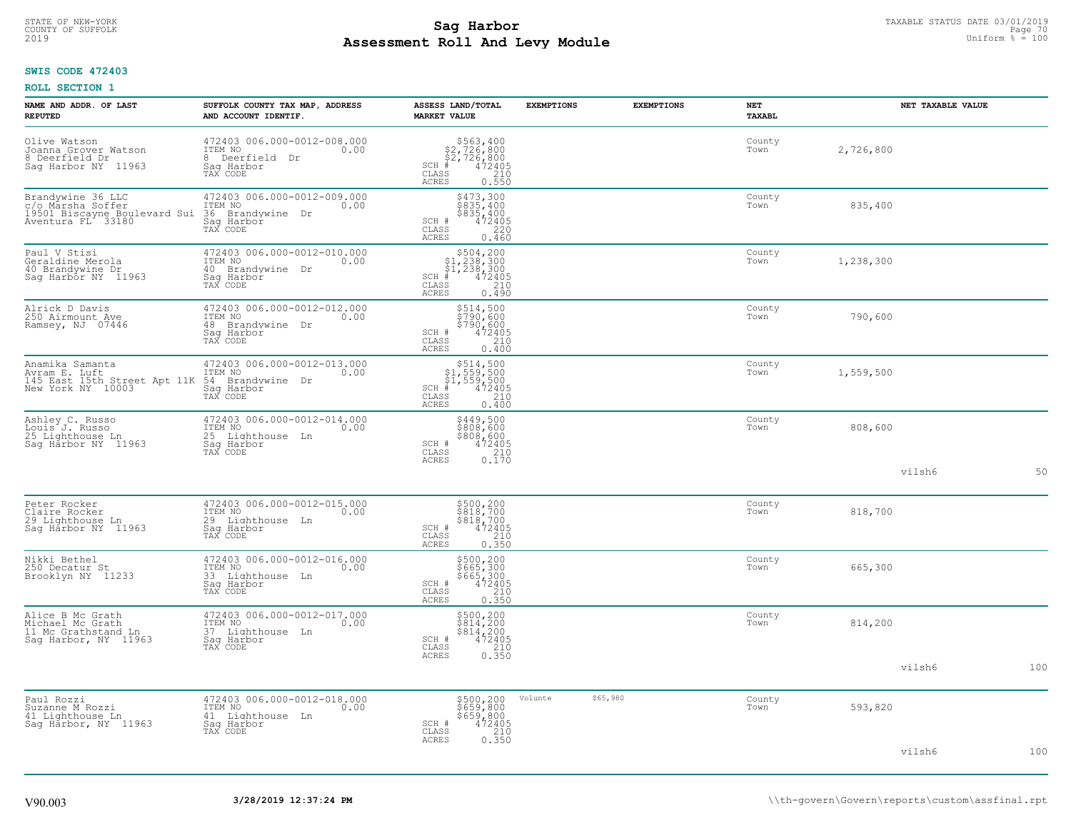STATE OF NEW-YORK
COUNTY OF SUFFOLK
2019

# Sag Harbor
## Assessment Roll And Levy Module

TAXABLE STATUS DATE 03/01/2019
Uniform % = 100

**SWIS CODE 472403**

**ROLL SECTION 1**

| NAME AND ADDR. OF LAST REPUTED | SUFFOLK COUNTY TAX MAP, ADDRESS AND ACCOUNT IDENTIF. | ASSESS LAND/TOTAL MARKET VALUE | EXEMPTIONS | EXEMPTIONS | NET TAXABL | NET TAXABLE VALUE | | |
|---|---|---|---|---|---|---|---|---|
| Olive Watson<br>Joanna Grover Watson<br>8 Deerfield Dr<br>Sag Harbor NY 11963 | 472403 006.000-0012-008.000<br>ITEM NO 0.00<br>8 Deerfield Dr<br>Sag Harbor<br>TAX CODE | $563,400<br>$2,726,800<br>$2,726,800<br>SCH # 472405<br>CLASS 210<br>ACRES 0.550 | | | County<br>Town | 2,726,800 | | |
| Brandywine 36 LLC<br>c/o Marsha Soffer<br>19501 Biscayne Boulevard Sui<br>Aventura FL 33180 | 472403 006.000-0012-009.000<br>ITEM NO 0.00<br>36 Brandywine Dr<br>Sag Harbor<br>TAX CODE | $473,300<br>$835,400<br>$835,400<br>SCH # 472405<br>CLASS 220<br>ACRES 0.460 | | | County<br>Town | 835,400 | | |
| Paul V Stisi<br>Geraldine Merola<br>40 Brandywine Dr<br>Sag Harbor NY 11963 | 472403 006.000-0012-010.000<br>ITEM NO 0.00<br>40 Brandywine Dr<br>Sag Harbor<br>TAX CODE | $504,200<br>$1,238,300<br>$1,238,300<br>SCH # 472405<br>CLASS 210<br>ACRES 0.490 | | | County<br>Town | 1,238,300 | | |
| Alrick D Davis<br>250 Airmount Ave<br>Ramsey, NJ 07446 | 472403 006.000-0012-012.000<br>ITEM NO 0.00<br>48 Brandywine Dr<br>Sag Harbor<br>TAX CODE | $514,500<br>$790,600<br>$790,600<br>SCH # 472405<br>CLASS 210<br>ACRES 0.400 | | | County<br>Town | 790,600 | | |
| Anamika Samanta<br>Avram E. Luft<br>145 East 15th Street Apt 11K<br>New York NY 10003 | 472403 006.000-0012-013.000<br>ITEM NO 0.00<br>54 Brandywine Dr<br>Sag Harbor<br>TAX CODE | $514,500<br>$1,559,500<br>$1,559,500<br>SCH # 472405<br>CLASS 210<br>ACRES 0.400 | | | County<br>Town | 1,559,500 | | |
| Ashley C. Russo<br>Louis J. Russo<br>25 Lighthouse Ln<br>Sag Harbor NY 11963 | 472403 006.000-0012-014.000<br>ITEM NO 0.00<br>25 Lighthouse Ln<br>Sag Harbor<br>TAX CODE | $449,500<br>$808,600<br>$808,600<br>SCH # 472405<br>CLASS 210<br>ACRES 0.170 | | | County<br>Town | 808,600 | vilsh6 | 50 |
| Peter Rocker<br>Claire Rocker<br>29 Lighthouse Ln<br>Sag Harbor NY 11963 | 472403 006.000-0012-015.000<br>ITEM NO 0.00<br>29 Lighthouse Ln<br>Sag Harbor<br>TAX CODE | $500,200<br>$818,700<br>$818,700<br>SCH # 472405<br>CLASS 210<br>ACRES 0.350 | | | County<br>Town | 818,700 | | |
| Nikki Bethel<br>250 Decatur St<br>Brooklyn NY 11233 | 472403 006.000-0012-016.000<br>ITEM NO 0.00<br>33 Lighthouse Ln<br>Sag Harbor<br>TAX CODE | $500,200<br>$665,300<br>$665,300<br>SCH # 472405<br>CLASS 210<br>ACRES 0.350 | | | County<br>Town | 665,300 | | |
| Alice B Mc Grath<br>Michael Mc Grath<br>11 Mc Grathstand Ln<br>Sag Harbor, NY 11963 | 472403 006.000-0012-017.000<br>ITEM NO 0.00<br>37 Lighthouse Ln<br>Sag Harbor<br>TAX CODE | $500,200<br>$814,200<br>$814,200<br>SCH # 472405<br>CLASS 210<br>ACRES 0.350 | | | County<br>Town | 814,200 | vilsh6 | 100 |
| Paul Rozzi<br>Suzanne M Rozzi<br>41 Lighthouse Ln<br>Sag Harbor, NY 11963 | 472403 006.000-0012-018.000<br>ITEM NO 0.00<br>41 Lighthouse Ln<br>Sag Harbor<br>TAX CODE | $500,200<br>$659,800<br>$659,800<br>SCH # 472405<br>CLASS 210<br>ACRES 0.350 | Volunte | $65,980 | County<br>Town | 593,820 | vilsh6 | 100 |

V90.003 **3/28/2019 12:37:24 PM** \\th-govern\Govern\reports\custom\assfinal.rpt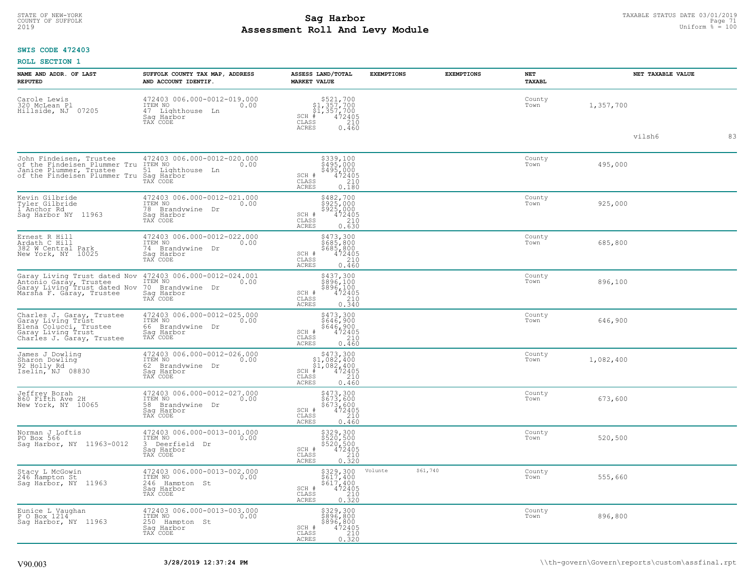**SWIS CODE 472403**

**ROLL SECTION 1**

| NAME AND ADDR. OF LAST REPUTED | SUFFOLK COUNTY TAX MAP, ADDRESS AND ACCOUNT IDENTIF. | ASSESS LAND/TOTAL MARKET VALUE | EXEMPTIONS | EXEMPTIONS | NET TAXABL | NET TAXABLE VALUE |
|---|---|---|---|---|---|---|
| Carole Lewis<br>320 McLean Pl<br>Hillside, NJ 07205 | 472403 006.000-0012-019.000<br>ITEM NO 0.00<br>47 Lighthouse Ln<br>Sag Harbor<br>TAX CODE | $521,700<br>$1,357,700<br>$1,357,700<br>SCH # 472405<br>CLASS 210<br>ACRES 0.460 | | | County<br>Town | 1,357,700<br>vilsh6 83 |
| John Findeisen, Trustee<br>of the Findeisen Plummer Tru<br>Janice Plummer, Trustee<br>of the Findeisen Plummer Tru | 472403 006.000-0012-020.000<br>ITEM NO 0.00<br>51 Lighthouse Ln<br>Sag Harbor<br>TAX CODE | $339,100<br>$495,000<br>$495,000<br>SCH # 472405<br>CLASS 210<br>ACRES 0.180 | | | County<br>Town | 495,000 |
| Kevin Gilbride<br>Tyler Gilbride<br>1 Anchor Rd<br>Sag Harbor NY 11963 | 472403 006.000-0012-021.000<br>ITEM NO 0.00<br>78 Brandywine Dr<br>Sag Harbor<br>TAX CODE | $482,700<br>$925,000<br>$925,000<br>SCH # 472405<br>CLASS 210<br>ACRES 0.630 | | | County<br>Town | 925,000 |
| Ernest R Hill<br>Ardath C Hill<br>382 W Central Park<br>New York, NY 10025 | 472403 006.000-0012-022.000<br>ITEM NO 0.00<br>74 Brandywine Dr<br>Sag Harbor<br>TAX CODE | $473,300<br>$685,800<br>$685,800<br>SCH # 472405<br>CLASS 210<br>ACRES 0.460 | | | County<br>Town | 685,800 |
| Garay Living Trust dated Nov<br>Antonio Garay, Trustee<br>Garay Living Trust dated Nov<br>Marsha F. Garay, Trustee | 472403 006.000-0012-024.001<br>ITEM NO 0.00<br>70 Brandywine Dr<br>Sag Harbor<br>TAX CODE | $437,300<br>$896,100<br>$896,100<br>SCH # 472405<br>CLASS 210<br>ACRES 0.340 | | | County<br>Town | 896,100 |
| Charles J. Garay, Trustee<br>Garay Living Trust<br>Elena Colucci, Trustee<br>Garay Living Trust<br>Charles J. Garay, Trustee | 472403 006.000-0012-025.000<br>ITEM NO 0.00<br>66 Brandywine Dr<br>Sag Harbor<br>TAX CODE | $473,300<br>$646,900<br>$646,900<br>SCH # 472405<br>CLASS 210<br>ACRES 0.460 | | | County<br>Town | 646,900 |
| James J Dowling<br>Sharon Dowling<br>92 Holly Rd<br>Iselin, NJ 08830 | 472403 006.000-0012-026.000<br>ITEM NO 0.00<br>62 Brandywine Dr<br>Sag Harbor<br>TAX CODE | $473,300<br>$1,082,400<br>$1,082,400<br>SCH # 472405<br>CLASS 210<br>ACRES 0.460 | | | County<br>Town | 1,082,400 |
| Jeffrey Borah<br>860 Fifth Ave 2H<br>New York, NY 10065 | 472403 006.000-0012-027.000<br>ITEM NO 0.00<br>58 Brandywine Dr<br>Sag Harbor<br>TAX CODE | $473,300<br>$673,600<br>$673,600<br>SCH # 472405<br>CLASS 210<br>ACRES 0.460 | | | County<br>Town | 673,600 |
| Norman J Loftis<br>PO Box 566<br>Sag Harbor, NY 11963-0012 | 472403 006.000-0013-001.000<br>ITEM NO 0.00<br>3 Deerfield Dr<br>Sag Harbor<br>TAX CODE | $329,300<br>$520,500<br>$520,500<br>SCH # 472405<br>CLASS 210<br>ACRES 0.320 | | | County<br>Town | 520,500 |
| Stacy L McGowin<br>246 Hampton St<br>Sag Harbor, NY 11963 | 472403 006.000-0013-002.000<br>ITEM NO 0.00<br>246 Hampton St<br>Sag Harbor<br>TAX CODE | $329,300<br>$617,400<br>$617,400<br>SCH # 472405<br>CLASS 210<br>ACRES 0.320 | Volunte $61,740 | | County<br>Town | 555,660 |
| Eunice L Vaughan<br>P O Box 1214<br>Sag Harbor, NY 11963 | 472403 006.000-0013-003.000<br>ITEM NO 0.00<br>250 Hampton St<br>Sag Harbor<br>TAX CODE | $329,300<br>$896,800<br>$896,800<br>SCH # 472405<br>CLASS 210<br>ACRES 0.320 | | | County<br>Town | 896,800 |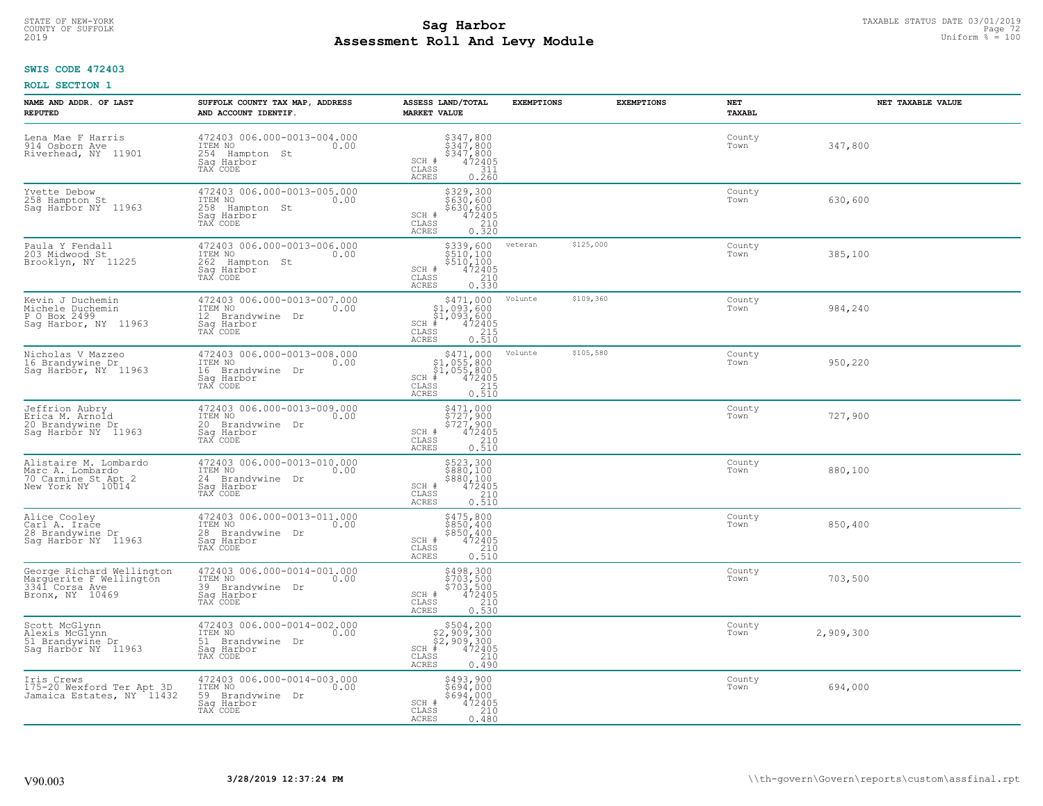STATE OF NEW-YORK
COUNTY OF SUFFOLK
2019

# Sag Harbor
## Assessment Roll And Levy Module

TAXABLE STATUS DATE 03/01/2019
Uniform % = 100

**SWIS CODE 472403**

**ROLL SECTION 1**

| NAME AND ADDR. OF LAST REPUTED | SUFFOLK COUNTY TAX MAP, ADDRESS AND ACCOUNT IDENTIF. | ASSESS LAND/TOTAL MARKET VALUE | EXEMPTIONS | EXEMPTIONS | NET TAXABL | NET TAXABLE VALUE |
|---|---|---|---|---|---|---|
| Lena Mae F Harris<br>914 Osborn Ave<br>Riverhead, NY 11901 | 472403 006.000-0013-004.000<br>ITEM NO 0.00<br>254 Hampton St<br>Sag Harbor<br>TAX CODE | $347,800<br>$347,800<br>$347,800<br>SCH # 472405<br>CLASS 311<br>ACRES 0.260 | | | County<br>Town | 347,800 |
| Yvette Debow<br>258 Hampton St<br>Sag Harbor NY 11963 | 472403 006.000-0013-005.000<br>ITEM NO 0.00<br>258 Hampton St<br>Sag Harbor<br>TAX CODE | $329,300<br>$630,600<br>$630,600<br>SCH # 472405<br>CLASS 210<br>ACRES 0.320 | | | County<br>Town | 630,600 |
| Paula Y Fendall<br>203 Midwood St<br>Brooklyn, NY 11225 | 472403 006.000-0013-006.000<br>ITEM NO 0.00<br>262 Hampton St<br>Sag Harbor<br>TAX CODE | $339,600<br>$510,100<br>$510,100<br>SCH # 472405<br>CLASS 210<br>ACRES 0.330 | veteran $125,000 | | County<br>Town | 385,100 |
| Kevin J Duchemin<br>Michele Duchemin<br>P O Box 2499<br>Sag Harbor, NY 11963 | 472403 006.000-0013-007.000<br>ITEM NO 0.00<br>12 Brandywine Dr<br>Sag Harbor<br>TAX CODE | $471,000<br>$1,093,600<br>$1,093,600<br>SCH # 472405<br>CLASS 215<br>ACRES 0.510 | Volunte $109,360 | | County<br>Town | 984,240 |
| Nicholas V Mazzeo<br>16 Brandywine Dr<br>Sag Harbor, NY 11963 | 472403 006.000-0013-008.000<br>ITEM NO 0.00<br>16 Brandywine Dr<br>Sag Harbor<br>TAX CODE | $471,000<br>$1,055,800<br>$1,055,800<br>SCH # 472405<br>CLASS 215<br>ACRES 0.510 | Volunte $105,580 | | County<br>Town | 950,220 |
| Jeffrion Aubry<br>Erica M. Arnold<br>20 Brandywine Dr<br>Sag Harbor NY 11963 | 472403 006.000-0013-009.000<br>ITEM NO 0.00<br>20 Brandywine Dr<br>Sag Harbor<br>TAX CODE | $471,000<br>$727,900<br>$727,900<br>SCH # 472405<br>CLASS 210<br>ACRES 0.510 | | | County<br>Town | 727,900 |
| Alistaire M. Lombardo<br>Marc A. Lombardo<br>70 Carmine St Apt 2<br>New York NY 10014 | 472403 006.000-0013-010.000<br>ITEM NO 0.00<br>24 Brandywine Dr<br>Sag Harbor<br>TAX CODE | $523,300<br>$880,100<br>$880,100<br>SCH # 472405<br>CLASS 210<br>ACRES 0.510 | | | County<br>Town | 880,100 |
| Alice Cooley<br>Carl A. Irace<br>28 Brandywine Dr<br>Sag Harbor NY 11963 | 472403 006.000-0013-011.000<br>ITEM NO 0.00<br>28 Brandywine Dr<br>Sag Harbor<br>TAX CODE | $475,800<br>$850,400<br>$850,400<br>SCH # 472405<br>CLASS 210<br>ACRES 0.510 | | | County<br>Town | 850,400 |
| George Richard Wellington<br>Marguerite F Wellington<br>3341 Corsa Ave<br>Bronx, NY 10469 | 472403 006.000-0014-001.000<br>ITEM NO 0.00<br>39 Brandywine Dr<br>Sag Harbor<br>TAX CODE | $498,300<br>$703,500<br>$703,500<br>SCH # 472405<br>CLASS 210<br>ACRES 0.530 | | | County<br>Town | 703,500 |
| Scott McGlynn<br>Alexis McGlynn<br>51 Brandywine Dr<br>Sag Harbor NY 11963 | 472403 006.000-0014-002.000<br>ITEM NO 0.00<br>51 Brandywine Dr<br>Sag Harbor<br>TAX CODE | $504,200<br>$2,909,300<br>$2,909,300<br>SCH # 472405<br>CLASS 210<br>ACRES 0.490 | | | County<br>Town | 2,909,300 |
| Iris Crews<br>175-20 Wexford Ter Apt 3D<br>Jamaica Estates, NY 11432 | 472403 006.000-0014-003.000<br>ITEM NO 0.00<br>59 Brandywine Dr<br>Sag Harbor<br>TAX CODE | $493,900<br>$694,000<br>$694,000<br>SCH # 472405<br>CLASS 210<br>ACRES 0.480 | | | County<br>Town | 694,000 |

V90.003 3/28/2019 12:37:24 PM \\th-govern\Govern\reports\custom\assfinal.rpt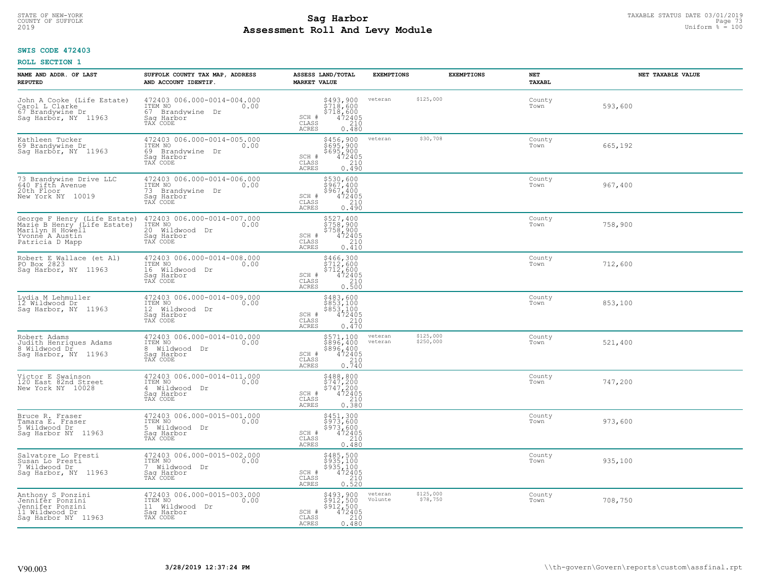**SWIS CODE 472403**

**ROLL SECTION 1**

| NAME AND ADDR. OF LAST REPUTED | SUFFOLK COUNTY TAX MAP, ADDRESS AND ACCOUNT IDENTIF. | ASSESS LAND/TOTAL MARKET VALUE | EXEMPTIONS | EXEMPTIONS | NET TAXABL | NET TAXABLE VALUE |
|---|---|---|---|---|---|---|
| John A Cooke (Life Estate)<br>Carol L Clarke<br>67 Brandywine Dr<br>Sag Harbor, NY 11963 | 472403 006.000-0014-004.000<br>ITEM NO 0.00<br>67 Brandywine Dr<br>Sag Harbor<br>TAX CODE | $493,900<br>$718,600<br>$718,600<br>SCH # 472405<br>CLASS 210<br>ACRES 0.480 | veteran | $125,000 | County<br>Town | 593,600 |
| Kathleen Tucker<br>69 Brandywine Dr<br>Sag Harbor, NY 11963 | 472403 006.000-0014-005.000<br>ITEM NO 0.00<br>69 Brandywine Dr<br>Sag Harbor<br>TAX CODE | $456,900<br>$695,900<br>$695,900<br>SCH # 472405<br>CLASS 210<br>ACRES 0.490 | veteran | $30,708 | County<br>Town | 665,192 |
| 73 Brandywine Drive LLC<br>640 Fifth Avenue<br>20th Floor<br>New York NY 10019 | 472403 006.000-0014-006.000<br>ITEM NO 0.00<br>73 Brandywine Dr<br>Sag Harbor<br>TAX CODE | $530,600<br>$967,400<br>$967,400<br>SCH # 472405<br>CLASS 210<br>ACRES 0.490 | | | County<br>Town | 967,400 |
| George F Henry (Life Estate)<br>Mazie B Henry (Life Estate)<br>Marilyn H Howell<br>Yvonne A Austin<br>Patricia D Mapp | 472403 006.000-0014-007.000<br>ITEM NO 0.00<br>20 Wildwood Dr<br>Sag Harbor<br>TAX CODE | $527,400<br>$758,900<br>$758,900<br>SCH # 472405<br>CLASS 210<br>ACRES 0.410 | | | County<br>Town | 758,900 |
| Robert E Wallace (et Al)<br>PO Box 2823<br>Sag Harbor, NY 11963 | 472403 006.000-0014-008.000<br>ITEM NO 0.00<br>16 Wildwood Dr<br>Sag Harbor<br>TAX CODE | $466,300<br>$712,600<br>$712,600<br>SCH # 472405<br>CLASS 210<br>ACRES 0.500 | | | County<br>Town | 712,600 |
| Lydia M Lehmuller<br>12 Wildwood Dr<br>Sag Harbor, NY 11963 | 472403 006.000-0014-009.000<br>ITEM NO 0.00<br>12 Wildwood Dr<br>Sag Harbor<br>TAX CODE | $483,600<br>$853,100<br>$853,100<br>SCH # 472405<br>CLASS 210<br>ACRES 0.470 | | | County<br>Town | 853,100 |
| Robert Adams<br>Judith Henriques Adams<br>8 Wildwood Dr<br>Sag Harbor, NY 11963 | 472403 006.000-0014-010.000<br>ITEM NO 0.00<br>8 Wildwood Dr<br>Sag Harbor<br>TAX CODE | $571,100<br>$896,400<br>$896,400<br>SCH # 472405<br>CLASS 210<br>ACRES 0.740 | veteran<br>veteran | $125,000<br>$250,000 | County<br>Town | 521,400 |
| Victor E Swainson<br>120 East 82nd Street<br>New York NY 10028 | 472403 006.000-0014-011.000<br>ITEM NO 0.00<br>4 Wildwood Dr<br>Sag Harbor<br>TAX CODE | $488,800<br>$747,200<br>$747,200<br>SCH # 472405<br>CLASS 210<br>ACRES 0.380 | | | County<br>Town | 747,200 |
| Bruce R. Fraser<br>Tamara E. Fraser<br>5 Wildwood Dr<br>Sag Harbor NY 11963 | 472403 006.000-0015-001.000<br>ITEM NO 0.00<br>5 Wildwood Dr<br>Sag Harbor<br>TAX CODE | $451,300<br>$973,600<br>$973,600<br>SCH # 472405<br>CLASS 210<br>ACRES 0.480 | | | County<br>Town | 973,600 |
| Salvatore Lo Presti<br>Susan Lo Presti<br>7 Wildwood Dr<br>Sag Harbor, NY 11963 | 472403 006.000-0015-002.000<br>ITEM NO 0.00<br>7 Wildwood Dr<br>Sag Harbor<br>TAX CODE | $485,500<br>$935,100<br>$935,100<br>SCH # 472405<br>CLASS 210<br>ACRES 0.520 | | | County<br>Town | 935,100 |
| Anthony S Ponzini<br>Jennifer Ponzini<br>Jennifer Ponzini<br>11 Wildwood Dr<br>Sag Harbor NY 11963 | 472403 006.000-0015-003.000<br>ITEM NO 0.00<br>11 Wildwood Dr<br>Sag Harbor<br>TAX CODE | $493,900<br>$912,500<br>$912,500<br>SCH # 472405<br>CLASS 210<br>ACRES 0.480 | veteran<br>Volunte | $125,000<br>$78,750 | County<br>Town | 708,750 |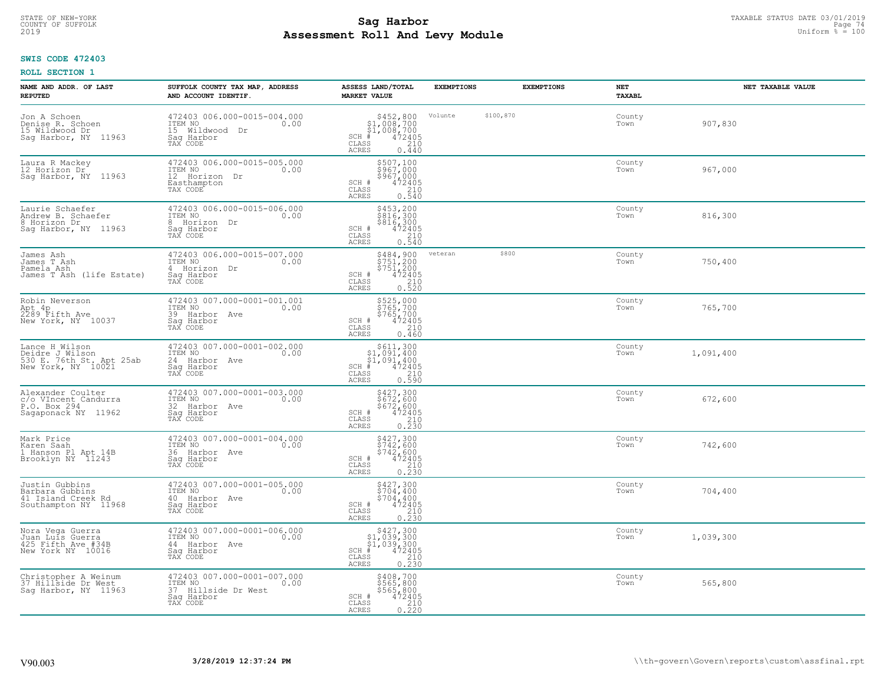# Sag Harbor
# Assessment Roll And Levy Module

STATE OF NEW-YORK
COUNTY OF SUFFOLK
2019

TAXABLE STATUS DATE 03/01/2019
Uniform % = 100

**SWIS CODE 472403**

**ROLL SECTION 1**

| NAME AND ADDR. OF LAST REPUTED | SUFFOLK COUNTY TAX MAP, ADDRESS AND ACCOUNT IDENTIF. | ASSESS LAND/TOTAL MARKET VALUE | EXEMPTIONS | EXEMPTIONS | NET TAXABL | NET TAXABLE VALUE |
|---|---|---|---|---|---|---|
| Jon A Schoen<br>Denise R. Schoen<br>15 Wildwood Dr<br>Sag Harbor, NY 11963 | 472403 006.000-0015-004.000<br>ITEM NO 0.00<br>15 Wildwood Dr<br>Sag Harbor<br>TAX CODE | $452,800<br>$1,008,700<br>$1,008,700<br>SCH # 472405<br>CLASS 210<br>ACRES 0.440 | Volunte $100,870 | | County<br>Town | 907,830 |
| Laura R Mackey<br>12 Horizon Dr<br>Sag Harbor, NY 11963 | 472403 006.000-0015-005.000<br>ITEM NO 0.00<br>12 Horizon Dr<br>Easthampton<br>TAX CODE | $507,100<br>$967,000<br>$967,000<br>SCH # 472405<br>CLASS 210<br>ACRES 0.540 | | | County<br>Town | 967,000 |
| Laurie Schaefer<br>Andrew B. Schaefer<br>8 Horizon Dr<br>Sag Harbor, NY 11963 | 472403 006.000-0015-006.000<br>ITEM NO 0.00<br>8 Horizon Dr<br>Sag Harbor<br>TAX CODE | $453,200<br>$816,300<br>$816,300<br>SCH # 472405<br>CLASS 210<br>ACRES 0.540 | | | County<br>Town | 816,300 |
| James Ash<br>James T Ash<br>Pamela Ash<br>James T Ash (life Estate) | 472403 006.000-0015-007.000<br>ITEM NO 0.00<br>4 Horizon Dr<br>Sag Harbor<br>TAX CODE | $484,900<br>$751,200<br>$751,200<br>SCH # 472405<br>CLASS 210<br>ACRES 0.520 | veteran $800 | | County<br>Town | 750,400 |
| Robin Neverson<br>Apt 4p<br>2289 Fifth Ave<br>New York, NY 10037 | 472403 007.000-0001-001.001<br>ITEM NO 0.00<br>39 Harbor Ave<br>Sag Harbor<br>TAX CODE | $525,000<br>$765,700<br>$765,700<br>SCH # 472405<br>CLASS 210<br>ACRES 0.460 | | | County<br>Town | 765,700 |
| Lance H Wilson<br>Deidre J Wilson<br>530 E. 76th St. Apt 25ab<br>New York, NY 10021 | 472403 007.000-0001-002.000<br>ITEM NO 0.00<br>24 Harbor Ave<br>Sag Harbor<br>TAX CODE | $611,300<br>$1,091,400<br>$1,091,400<br>SCH # 472405<br>CLASS 210<br>ACRES 0.590 | | | County<br>Town | 1,091,400 |
| Alexander Coulter<br>c/o VIncent Candurra<br>P.O. Box 294<br>Sagaponack NY 11962 | 472403 007.000-0001-003.000<br>ITEM NO 0.00<br>32 Harbor Ave<br>Sag Harbor<br>TAX CODE | $427,300<br>$672,600<br>$672,600<br>SCH # 472405<br>CLASS 210<br>ACRES 0.230 | | | County<br>Town | 672,600 |
| Mark Price<br>Karen Saah<br>1 Hanson Pl Apt 14B<br>Brooklyn NY 11243 | 472403 007.000-0001-004.000<br>ITEM NO 0.00<br>36 Harbor Ave<br>Sag Harbor<br>TAX CODE | $427,300<br>$742,600<br>$742,600<br>SCH # 472405<br>CLASS 210<br>ACRES 0.230 | | | County<br>Town | 742,600 |
| Justin Gubbins<br>Barbara Gubbins<br>41 Island Creek Rd<br>Southampton NY 11968 | 472403 007.000-0001-005.000<br>ITEM NO 0.00<br>40 Harbor Ave<br>Sag Harbor<br>TAX CODE | $427,300<br>$704,400<br>$704,400<br>SCH # 472405<br>CLASS 210<br>ACRES 0.230 | | | County<br>Town | 704,400 |
| Nora Vega Guerra<br>Juan Luis Guerra<br>425 Fifth Ave #34B<br>New York NY 10016 | 472403 007.000-0001-006.000<br>ITEM NO 0.00<br>44 Harbor Ave<br>Sag Harbor<br>TAX CODE | $427,300<br>$1,039,300<br>$1,039,300<br>SCH # 472405<br>CLASS 210<br>ACRES 0.230 | | | County<br>Town | 1,039,300 |
| Christopher A Weinum<br>37 Hillside Dr West<br>Sag Harbor, NY 11963 | 472403 007.000-0001-007.000<br>ITEM NO 0.00<br>37 Hillside Dr West<br>Sag Harbor<br>TAX CODE | $408,700<br>$565,800<br>$565,800<br>SCH # 472405<br>CLASS 210<br>ACRES 0.220 | | | County<br>Town | 565,800 |

V90.003 3/28/2019 12:37:24 PM \\th-govern\Govern\reports\custom\assfinal.rpt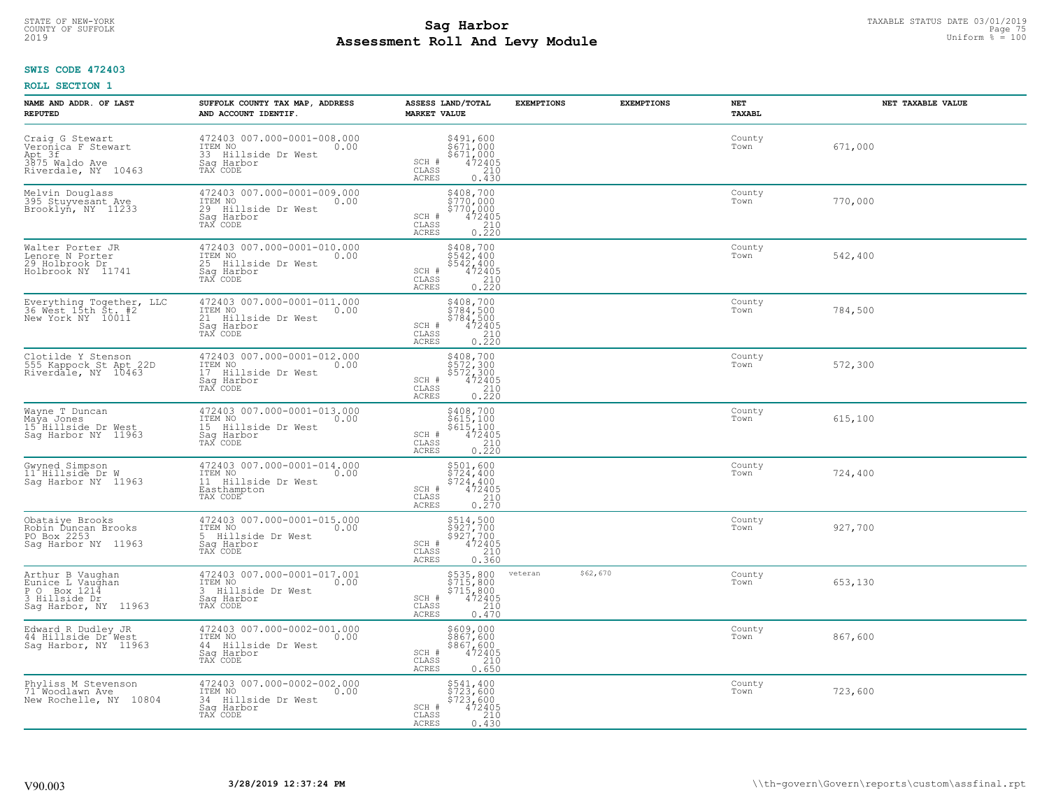STATE OF NEW-YORK
COUNTY OF SUFFOLK
2019

# Sag Harbor
## Assessment Roll And Levy Module

TAXABLE STATUS DATE 03/01/2019
Uniform % = 100

**SWIS CODE 472403**

**ROLL SECTION 1**

| NAME AND ADDR. OF LAST REPUTED | SUFFOLK COUNTY TAX MAP, ADDRESS AND ACCOUNT IDENTIF. | ASSESS LAND/TOTAL MARKET VALUE | EXEMPTIONS | EXEMPTIONS | NET TAXABL | NET TAXABLE VALUE |
|---|---|---|---|---|---|---|
| Craig G Stewart<br>Veronica F Stewart<br>Apt 3f<br>3875 Waldo Ave<br>Riverdale, NY 10463 | 472403 007.000-0001-008.000<br>ITEM NO 0.00<br>33 Hillside Dr West<br>Sag Harbor<br>TAX CODE | $491,600<br>$671,000<br>$671,000<br>SCH # 472405<br>CLASS 210<br>ACRES 0.430 | | | County<br>Town | 671,000 |
| Melvin Douglass<br>395 Stuyvesant Ave<br>Brooklyn, NY 11233 | 472403 007.000-0001-009.000<br>ITEM NO 0.00<br>29 Hillside Dr West<br>Sag Harbor<br>TAX CODE | $408,700<br>$770,000<br>$770,000<br>SCH # 472405<br>CLASS 210<br>ACRES 0.220 | | | County<br>Town | 770,000 |
| Walter Porter JR<br>Lenore N Porter<br>29 Holbrook Dr<br>Holbrook NY 11741 | 472403 007.000-0001-010.000<br>ITEM NO 0.00<br>25 Hillside Dr West<br>Sag Harbor<br>TAX CODE | $408,700<br>$542,400<br>$542,400<br>SCH # 472405<br>CLASS 210<br>ACRES 0.220 | | | County<br>Town | 542,400 |
| Everything Together, LLC<br>36 West 15th St. #2<br>New York NY 10011 | 472403 007.000-0001-011.000<br>ITEM NO 0.00<br>21 Hillside Dr West<br>Sag Harbor<br>TAX CODE | $408,700<br>$784,500<br>$784,500<br>SCH # 472405<br>CLASS 210<br>ACRES 0.220 | | | County<br>Town | 784,500 |
| Clotilde Y Stenson<br>555 Kappock St Apt 22D<br>Riverdale, NY 10463 | 472403 007.000-0001-012.000<br>ITEM NO 0.00<br>17 Hillside Dr West<br>Sag Harbor<br>TAX CODE | $408,700<br>$572,300<br>$572,300<br>SCH # 472405<br>CLASS 210<br>ACRES 0.220 | | | County<br>Town | 572,300 |
| Wayne T Duncan<br>Maya Jones<br>15 Hillside Dr West<br>Sag Harbor NY 11963 | 472403 007.000-0001-013.000<br>ITEM NO 0.00<br>15 Hillside Dr West<br>Sag Harbor<br>TAX CODE | $408,700<br>$615,100<br>$615,100<br>SCH # 472405<br>CLASS 210<br>ACRES 0.220 | | | County<br>Town | 615,100 |
| Gwyned Simpson<br>11 Hillside Dr W<br>Sag Harbor NY 11963 | 472403 007.000-0001-014.000<br>ITEM NO 0.00<br>11 Hillside Dr West<br>Easthampton<br>TAX CODE | $501,600<br>$724,400<br>$724,400<br>SCH # 472405<br>CLASS 210<br>ACRES 0.270 | | | County<br>Town | 724,400 |
| Obataiye Brooks<br>Robin Duncan Brooks<br>PO Box 2253<br>Sag Harbor NY 11963 | 472403 007.000-0001-015.000<br>ITEM NO 0.00<br>5 Hillside Dr West<br>Sag Harbor<br>TAX CODE | $514,500<br>$927,700<br>$927,700<br>SCH # 472405<br>CLASS 210<br>ACRES 0.360 | | | County<br>Town | 927,700 |
| Arthur B Vaughan<br>Eunice L Vaughan<br>P O Box 1214<br>3 Hillside Dr<br>Sag Harbor, NY 11963 | 472403 007.000-0001-017.001<br>ITEM NO 0.00<br>3 Hillside Dr West<br>Sag Harbor<br>TAX CODE | $535,800<br>$715,800<br>$715,800<br>SCH # 472405<br>CLASS 210<br>ACRES 0.470 | veteran $62,670 | | County<br>Town | 653,130 |
| Edward R Dudley JR<br>44 Hillside Dr West<br>Sag Harbor, NY 11963 | 472403 007.000-0002-001.000<br>ITEM NO 0.00<br>44 Hillside Dr West<br>Sag Harbor<br>TAX CODE | $609,000<br>$867,600<br>$867,600<br>SCH # 472405<br>CLASS 210<br>ACRES 0.650 | | | County<br>Town | 867,600 |
| Phyliss M Stevenson<br>71 Woodlawn Ave<br>New Rochelle, NY 10804 | 472403 007.000-0002-002.000<br>ITEM NO 0.00<br>34 Hillside Dr West<br>Sag Harbor<br>TAX CODE | $541,400<br>$723,600<br>$723,600<br>SCH # 472405<br>CLASS 210<br>ACRES 0.430 | | | County<br>Town | 723,600 |

V90.003 3/28/2019 12:37:24 PM \\th-govern\Govern\reports\custom\assfinal.rpt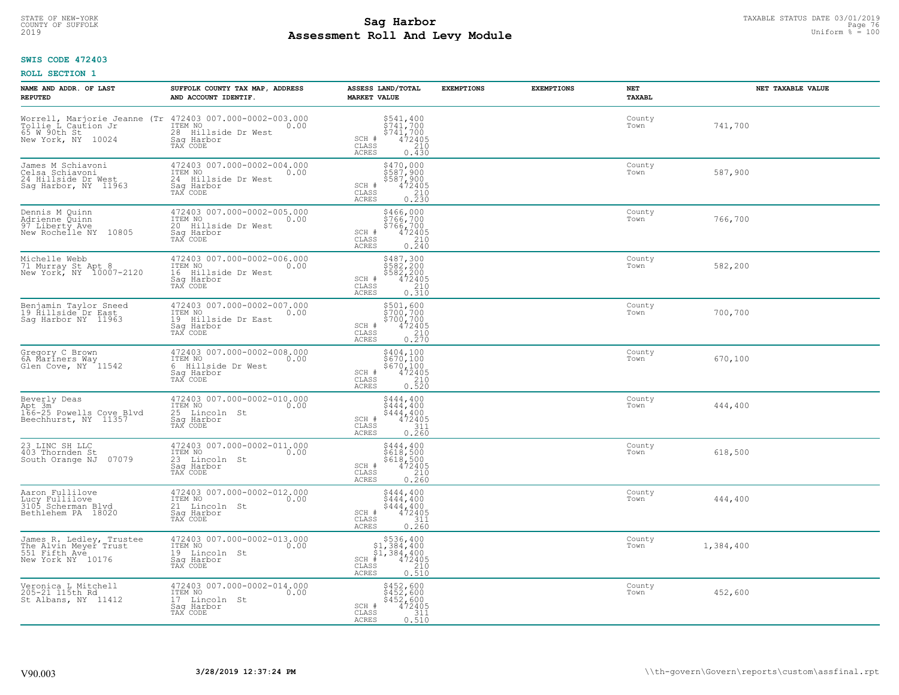STATE OF NEW-YORK
COUNTY OF SUFFOLK
2019

# Sag Harbor
# Assessment Roll And Levy Module

TAXABLE STATUS DATE 03/01/2019
Uniform % = 100

**SWIS CODE 472403**

**ROLL SECTION 1**

| NAME AND ADDR. OF LAST REPUTED | SUFFOLK COUNTY TAX MAP, ADDRESS AND ACCOUNT IDENTIF. | ASSESS LAND/TOTAL MARKET VALUE | EXEMPTIONS | EXEMPTIONS | NET TAXABL | NET TAXABLE VALUE |
|---|---|---|---|---|---|---|
| Worrell, Marjorie Jeanne (Tr<br>Tollie L Caution Jr<br>65 W 90th St<br>New York, NY 10024 | 472403 007.000-0002-003.000<br>ITEM NO 0.00<br>28 Hillside Dr West<br>Sag Harbor<br>TAX CODE | $541,400<br>$741,700<br>$741,700<br>SCH # 472405<br>CLASS 210<br>ACRES 0.430 | | | County<br>Town | 741,700 |
| James M Schiavoni<br>Celsa Schiavoni<br>24 Hillside Dr West<br>Sag Harbor, NY 11963 | 472403 007.000-0002-004.000<br>ITEM NO 0.00<br>24 Hillside Dr West<br>Sag Harbor<br>TAX CODE | $470,000<br>$587,900<br>$587,900<br>SCH # 472405<br>CLASS 210<br>ACRES 0.230 | | | County<br>Town | 587,900 |
| Dennis M Quinn<br>Adrienne Quinn<br>97 Liberty Ave<br>New Rochelle NY 10805 | 472403 007.000-0002-005.000<br>ITEM NO 0.00<br>20 Hillside Dr West<br>Sag Harbor<br>TAX CODE | $466,000<br>$766,700<br>$766,700<br>SCH # 472405<br>CLASS 210<br>ACRES 0.240 | | | County<br>Town | 766,700 |
| Michelle Webb<br>71 Murray St Apt 8<br>New York, NY 10007-2120 | 472403 007.000-0002-006.000<br>ITEM NO 0.00<br>16 Hillside Dr West<br>Sag Harbor<br>TAX CODE | $487,300<br>$582,200<br>$582,200<br>SCH # 472405<br>CLASS 210<br>ACRES 0.310 | | | County<br>Town | 582,200 |
| Benjamin Taylor Sneed<br>19 Hillside Dr East<br>Sag Harbor NY 11963 | 472403 007.000-0002-007.000<br>ITEM NO 0.00<br>19 Hillside Dr East<br>Sag Harbor<br>TAX CODE | $501,600<br>$700,700<br>$700,700<br>SCH # 472405<br>CLASS 210<br>ACRES 0.270 | | | County<br>Town | 700,700 |
| Gregory C Brown<br>6A Mariners Way<br>Glen Cove, NY 11542 | 472403 007.000-0002-008.000<br>ITEM NO 0.00<br>6 Hillside Dr West<br>Sag Harbor<br>TAX CODE | $404,100<br>$670,100<br>$670,100<br>SCH # 472405<br>CLASS 210<br>ACRES 0.520 | | | County<br>Town | 670,100 |
| Beverly Deas<br>Apt 3m<br>166-25 Powells Cove Blvd<br>Beechhurst, NY 11357 | 472403 007.000-0002-010.000<br>ITEM NO 0.00<br>25 Lincoln St<br>Sag Harbor<br>TAX CODE | $444,400<br>$444,400<br>$444,400<br>SCH # 472405<br>CLASS 311<br>ACRES 0.260 | | | County<br>Town | 444,400 |
| 23 LINC SH LLC<br>403 Thornden St<br>South Orange NJ 07079 | 472403 007.000-0002-011.000<br>ITEM NO 0.00<br>23 Lincoln St<br>Sag Harbor<br>TAX CODE | $444,400<br>$618,500<br>$618,500<br>SCH # 472405<br>CLASS 210<br>ACRES 0.260 | | | County<br>Town | 618,500 |
| Aaron Fullilove<br>Lucy Fullilove<br>3105 Scherman Blvd<br>Bethlehem PA 18020 | 472403 007.000-0002-012.000<br>ITEM NO 0.00<br>21 Lincoln St<br>Sag Harbor<br>TAX CODE | $444,400<br>$444,400<br>$444,400<br>SCH # 472405<br>CLASS 311<br>ACRES 0.260 | | | County<br>Town | 444,400 |
| James R. Ledley, Trustee<br>The Alvin Meyer Trust<br>551 Fifth Ave<br>New York NY 10176 | 472403 007.000-0002-013.000<br>ITEM NO 0.00<br>19 Lincoln St<br>Sag Harbor<br>TAX CODE | $536,400<br>$1,384,400<br>$1,384,400<br>SCH # 472405<br>CLASS 210<br>ACRES 0.510 | | | County<br>Town | 1,384,400 |
| Veronica L Mitchell<br>205-21 115th Rd<br>St Albans, NY 11412 | 472403 007.000-0002-014.000<br>ITEM NO 0.00<br>17 Lincoln St<br>Sag Harbor<br>TAX CODE | $452,600<br>$452,600<br>$452,600<br>SCH # 472405<br>CLASS 311<br>ACRES 0.510 | | | County<br>Town | 452,600 |

V90.003 3/28/2019 12:37:24 PM \\th-govern\Govern\reports\custom\assfinal.rpt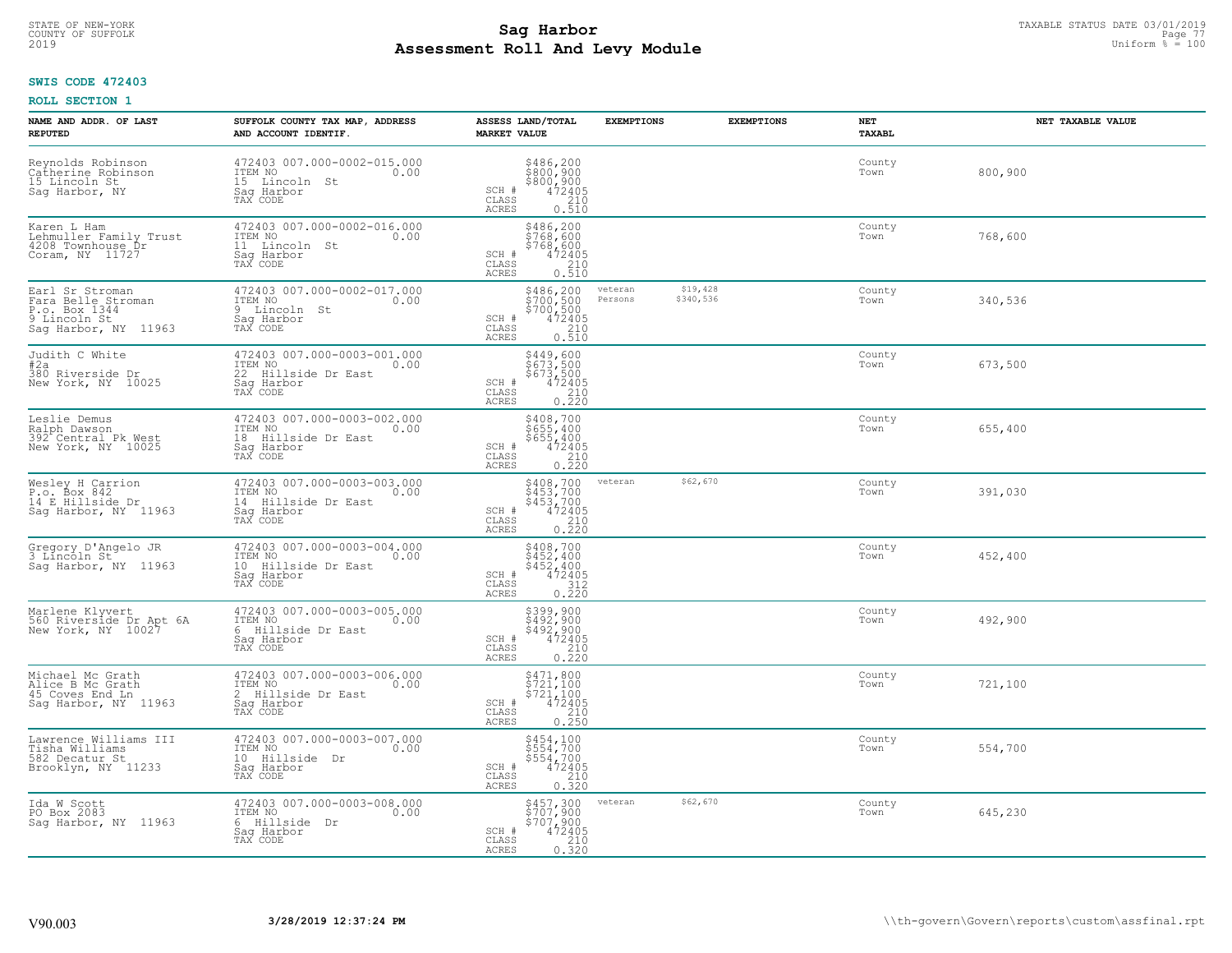**SWIS CODE 472403**

**ROLL SECTION 1**

| NAME AND ADDR. OF LAST REPUTED | SUFFOLK COUNTY TAX MAP, ADDRESS AND ACCOUNT IDENTIF. | ASSESS LAND/TOTAL MARKET VALUE | EXEMPTIONS | EXEMPTIONS | NET TAXABL | NET TAXABLE VALUE |
|---|---|---|---|---|---|---|
| Reynolds Robinson<br>Catherine Robinson<br>15 Lincoln St<br>Sag Harbor, NY | 472403 007.000-0002-015.000<br>ITEM NO 0.00<br>15 Lincoln St<br>Sag Harbor<br>TAX CODE | $486,200<br>$800,900<br>$800,900<br>SCH # 472405<br>CLASS 210<br>ACRES 0.510 | | | County<br>Town | 800,900 |
| Karen L Ham<br>Lehmuller Family Trust<br>4208 Townhouse Dr<br>Coram, NY 11727 | 472403 007.000-0002-016.000<br>ITEM NO 0.00<br>11 Lincoln St<br>Sag Harbor<br>TAX CODE | $486,200<br>$768,600<br>$768,600<br>SCH # 472405<br>CLASS 210<br>ACRES 0.510 | | | County<br>Town | 768,600 |
| Earl Sr Stroman<br>Fara Belle Stroman<br>P.o. Box 1344<br>9 Lincoln St<br>Sag Harbor, NY 11963 | 472403 007.000-0002-017.000<br>ITEM NO 0.00<br>9 Lincoln St<br>Sag Harbor<br>TAX CODE | $486,200<br>$700,500<br>$700,500<br>SCH # 472405<br>CLASS 210<br>ACRES 0.510 | veteran $19,428<br>Persons $340,536 | | County<br>Town | 340,536 |
| Judith C White<br>#2a<br>380 Riverside Dr<br>New York, NY 10025 | 472403 007.000-0003-001.000<br>ITEM NO 0.00<br>22 Hillside Dr East<br>Sag Harbor<br>TAX CODE | $449,600<br>$673,500<br>$673,500<br>SCH # 472405<br>CLASS 210<br>ACRES 0.220 | | | County<br>Town | 673,500 |
| Leslie Demus<br>Ralph Dawson<br>392 Central Pk West<br>New York, NY 10025 | 472403 007.000-0003-002.000<br>ITEM NO 0.00<br>18 Hillside Dr East<br>Sag Harbor<br>TAX CODE | $408,700<br>$655,400<br>$655,400<br>SCH # 472405<br>CLASS 210<br>ACRES 0.220 | | | County<br>Town | 655,400 |
| Wesley H Carrion<br>P.o. Box 842<br>14 E Hillside Dr<br>Sag Harbor, NY 11963 | 472403 007.000-0003-003.000<br>ITEM NO 0.00<br>14 Hillside Dr East<br>Sag Harbor<br>TAX CODE | $408,700<br>$453,700<br>$453,700<br>SCH # 472405<br>CLASS 210<br>ACRES 0.220 | veteran $62,670 | | County<br>Town | 391,030 |
| Gregory D'Angelo JR<br>3 Lincoln St<br>Sag Harbor, NY 11963 | 472403 007.000-0003-004.000<br>ITEM NO 0.00<br>10 Hillside Dr East<br>Sag Harbor<br>TAX CODE | $408,700<br>$452,400<br>$452,400<br>SCH # 472405<br>CLASS 312<br>ACRES 0.220 | | | County<br>Town | 452,400 |
| Marlene Klyvert<br>560 Riverside Dr Apt 6A<br>New York, NY 10027 | 472403 007.000-0003-005.000<br>ITEM NO 0.00<br>6 Hillside Dr East<br>Sag Harbor<br>TAX CODE | $399,900<br>$492,900<br>$492,900<br>SCH # 472405<br>CLASS 210<br>ACRES 0.220 | | | County<br>Town | 492,900 |
| Michael Mc Grath<br>Alice B Mc Grath<br>45 Coves End Ln<br>Sag Harbor, NY 11963 | 472403 007.000-0003-006.000<br>ITEM NO 0.00<br>2 Hillside Dr East<br>Sag Harbor<br>TAX CODE | $471,800<br>$721,100<br>$721,100<br>SCH # 472405<br>CLASS 210<br>ACRES 0.250 | | | County<br>Town | 721,100 |
| Lawrence Williams III<br>Tisha Williams<br>582 Decatur St<br>Brooklyn, NY 11233 | 472403 007.000-0003-007.000<br>ITEM NO 0.00<br>10 Hillside Dr<br>Sag Harbor<br>TAX CODE | $454,100<br>$554,700<br>$554,700<br>SCH # 472405<br>CLASS 210<br>ACRES 0.320 | | | County<br>Town | 554,700 |
| Ida W Scott<br>PO Box 2083<br>Sag Harbor, NY 11963 | 472403 007.000-0003-008.000<br>ITEM NO 0.00<br>6 Hillside Dr<br>Sag Harbor<br>TAX CODE | $457,300<br>$707,900<br>$707,900<br>SCH # 472405<br>CLASS 210<br>ACRES 0.320 | veteran $62,670 | | County<br>Town | 645,230 |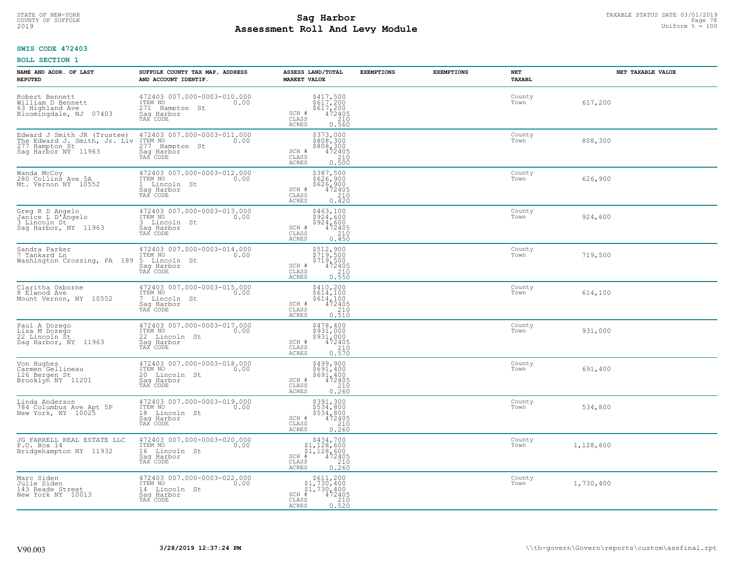STATE OF NEW-YORK
COUNTY OF SUFFOLK
2019

# Sag Harbor
## Assessment Roll And Levy Module

TAXABLE STATUS DATE 03/01/2019
Uniform % = 100

**SWIS CODE 472403**

**ROLL SECTION 1**

| NAME AND ADDR. OF LAST REPUTED | SUFFOLK COUNTY TAX MAP, ADDRESS AND ACCOUNT IDENTIF. | ASSESS LAND/TOTAL MARKET VALUE | EXEMPTIONS | EXEMPTIONS | NET TAXABL | NET TAXABLE VALUE |
|---|---|---|---|---|---|---|
| Robert Bennett<br>William D Bennett<br>63 Highland Ave<br>Bloomingdale, NJ 07403 | 472403 007.000-0003-010.000<br>ITEM NO 0.00<br>271 Hampton St<br>Sag Harbor<br>TAX CODE | $417,500<br>$617,200<br>$617,200<br>SCH # 472405<br>CLASS 210<br>ACRES 0.560 | | | County<br>Town | 617,200 |
| Edward J Smith JR (Trustee)<br>The Edward J. Smith, Jr. Liv<br>277 Hampton St<br>Sag Harbor NY 11963 | 472403 007.000-0003-011.000<br>ITEM NO 0.00<br>277 Hampton St<br>Sag Harbor<br>TAX CODE | $373,000<br>$808,300<br>$808,300<br>SCH # 472405<br>CLASS 210<br>ACRES 0.500 | | | County<br>Town | 808,300 |
| Wanda McCoy<br>280 Collins Ave 5A<br>Mt. Vernon NY 10552 | 472403 007.000-0003-012.000<br>ITEM NO 0.00<br>1 Lincoln St<br>Sag Harbor<br>TAX CODE | $387,500<br>$626,900<br>$626,900<br>SCH # 472405<br>CLASS 210<br>ACRES 0.420 | | | County<br>Town | 626,900 |
| Greg R D Angelo<br>Janice L D'Angelo<br>3 Lincoln St<br>Sag Harbor, NY 11963 | 472403 007.000-0003-013.000<br>ITEM NO 0.00<br>3 Lincoln St<br>Sag Harbor<br>TAX CODE | $463,100<br>$924,600<br>$924,600<br>SCH # 472405<br>CLASS 210<br>ACRES 0.450 | | | County<br>Town | 924,600 |
| Sandra Parker<br>7 Tankard Ln<br>Washington Crossing, PA 189 | 472403 007.000-0003-014.000<br>ITEM NO 0.00<br>5 Lincoln St<br>Sag Harbor<br>TAX CODE | $512,900<br>$719,500<br>$719,500<br>SCH # 472405<br>CLASS 210<br>ACRES 0.550 | | | County<br>Town | 719,500 |
| Claritha Osborne<br>8 Elwood Ave<br>Mount Vernon, NY 10552 | 472403 007.000-0003-015.000<br>ITEM NO 0.00<br>7 Lincoln St<br>Sag Harbor<br>TAX CODE | $410,200<br>$614,100<br>$614,100<br>SCH # 472405<br>CLASS 210<br>ACRES 0.510 | | | County<br>Town | 614,100 |
| Paul A Dorego<br>Lisa M Dorego<br>22 Lincoln St<br>Sag Harbor, NY 11963 | 472403 007.000-0003-017.000<br>ITEM NO 0.00<br>22 Lincoln St<br>Sag Harbor<br>TAX CODE | $478,400<br>$931,000<br>$931,000<br>SCH # 472405<br>CLASS 210<br>ACRES 0.570 | | | County<br>Town | 931,000 |
| Von Hughes<br>Carmen Gellineau<br>126 Bergen St<br>Brooklyn NY 11201 | 472403 007.000-0003-018.000<br>ITEM NO 0.00<br>20 Lincoln St<br>Sag Harbor<br>TAX CODE | $499,900<br>$691,400<br>$691,400<br>SCH # 472405<br>CLASS 210<br>ACRES 0.260 | | | County<br>Town | 691,400 |
| Linda Anderson<br>784 Columbus Ave Apt 5P<br>New York, NY 10025 | 472403 007.000-0003-019.000<br>ITEM NO 0.00<br>18 Lincoln St<br>Sag Harbor<br>TAX CODE | $391,300<br>$534,800<br>$534,800<br>SCH # 472405<br>CLASS 210<br>ACRES 0.260 | | | County<br>Town | 534,800 |
| JG FARRELL REAL ESTATE LLC<br>P.O. Box 14<br>Bridgehampton NY 11932 | 472403 007.000-0003-020.000<br>ITEM NO 0.00<br>16 Lincoln St<br>Sag Harbor<br>TAX CODE | $434,700<br>$1,128,600<br>$1,128,600<br>SCH # 472405<br>CLASS 210<br>ACRES 0.260 | | | County<br>Town | 1,128,600 |
| Marc Siden<br>Julie Siden<br>143 Reade Street<br>New York NY 10013 | 472403 007.000-0003-022.000<br>ITEM NO 0.00<br>14 Lincoln St<br>Sag Harbor<br>TAX CODE | $611,200<br>$1,730,400<br>$1,730,400<br>SCH # 472405<br>CLASS 210<br>ACRES 0.520 | | | County<br>Town | 1,730,400 |

V90.003 3/28/2019 12:37:24 PM \\th-govern\Govern\reports\custom\assfinal.rpt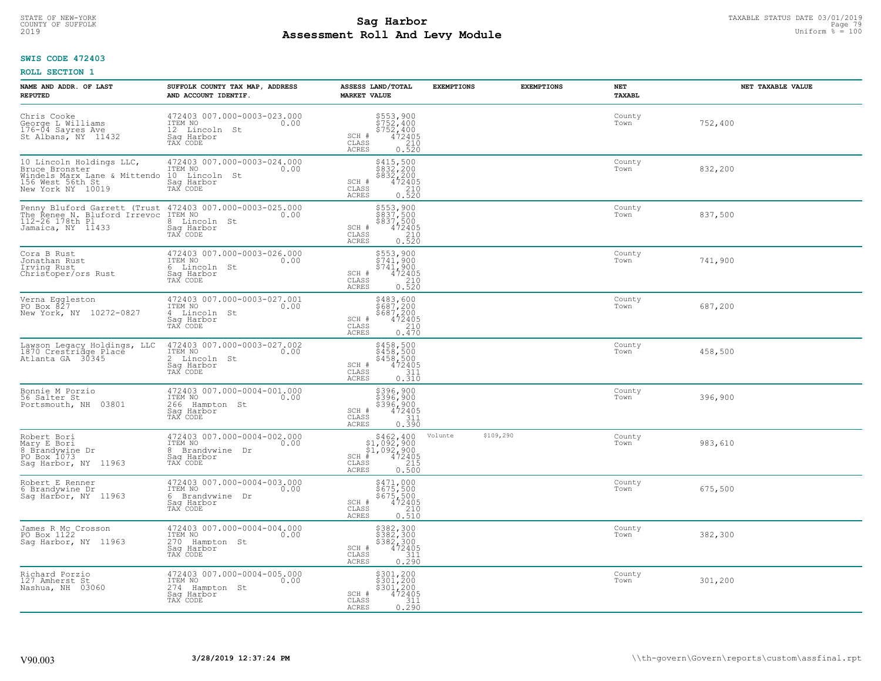**SWIS CODE 472403**

**ROLL SECTION 1**

| NAME AND ADDR. OF LAST REPUTED | SUFFOLK COUNTY TAX MAP, ADDRESS AND ACCOUNT IDENTIF. | ASSESS LAND/TOTAL MARKET VALUE | EXEMPTIONS | EXEMPTIONS | NET TAXABL | NET TAXABLE VALUE |
|---|---|---|---|---|---|---|
| Chris Cooke<br>George L Williams<br>176-04 Sayres Ave<br>St Albans, NY 11432 | 472403 007.000-0003-023.000<br>ITEM NO 0.00<br>12 Lincoln St<br>Sag Harbor<br>TAX CODE | $553,900<br>$752,400<br>$752,400<br>SCH # 472405<br>CLASS 210<br>ACRES 0.520 | | | County<br>Town | 752,400 |
| 10 Lincoln Holdings LLC,<br>Bruce Bronster<br>Windels Marx Lane & Mittendo<br>156 West 56th St<br>New York NY 10019 | 472403 007.000-0003-024.000<br>ITEM NO 0.00<br>10 Lincoln St<br>Sag Harbor<br>TAX CODE | $415,500<br>$832,200<br>$832,200<br>SCH # 472405<br>CLASS 210<br>ACRES 0.520 | | | County<br>Town | 832,200 |
| Penny Bluford Garrett (Trust<br>The Renee N. Bluford Irrevoc<br>112-26 178th Pl<br>Jamaica, NY 11433 | 472403 007.000-0003-025.000<br>ITEM NO 0.00<br>8 Lincoln St<br>Sag Harbor<br>TAX CODE | $553,900<br>$837,500<br>$837,500<br>SCH # 472405<br>CLASS 210<br>ACRES 0.520 | | | County<br>Town | 837,500 |
| Cora B Rust<br>Jonathan Rust<br>Irving Rust<br>Christoper/ors Rust | 472403 007.000-0003-026.000<br>ITEM NO 0.00<br>6 Lincoln St<br>Sag Harbor<br>TAX CODE | $553,900<br>$741,900<br>$741,900<br>SCH # 472405<br>CLASS 210<br>ACRES 0.520 | | | County<br>Town | 741,900 |
| Verna Eggleston<br>PO Box 827<br>New York, NY 10272-0827 | 472403 007.000-0003-027.001<br>ITEM NO 0.00<br>4 Lincoln St<br>Sag Harbor<br>TAX CODE | $483,600<br>$687,200<br>$687,200<br>SCH # 472405<br>CLASS 210<br>ACRES 0.470 | | | County<br>Town | 687,200 |
| Lawson Legacy Holdings, LLC<br>1870 Crestridge Place<br>Atlanta GA 30345 | 472403 007.000-0003-027.002<br>ITEM NO 0.00<br>2 Lincoln St<br>Sag Harbor<br>TAX CODE | $458,500<br>$458,500<br>$458,500<br>SCH # 472405<br>CLASS 311<br>ACRES 0.310 | | | County<br>Town | 458,500 |
| Bonnie M Porzio<br>56 Salter St<br>Portsmouth, NH 03801 | 472403 007.000-0004-001.000<br>ITEM NO 0.00<br>266 Hampton St<br>Sag Harbor<br>TAX CODE | $396,900<br>$396,900<br>$396,900<br>SCH # 472405<br>CLASS 311<br>ACRES 0.390 | | | County<br>Town | 396,900 |
| Robert Bori<br>Mary E Bori<br>8 Brandywine Dr<br>PO Box 1073<br>Sag Harbor, NY 11963 | 472403 007.000-0004-002.000<br>ITEM NO 0.00<br>8 Brandywine Dr<br>Sag Harbor<br>TAX CODE | $462,400<br>$1,092,900<br>$1,092,900<br>SCH # 472405<br>CLASS 215<br>ACRES 0.500 | Volunte | $109,290 | County<br>Town | 983,610 |
| Robert E Renner<br>6 Brandywine Dr<br>Sag Harbor, NY 11963 | 472403 007.000-0004-003.000<br>ITEM NO 0.00<br>6 Brandywine Dr<br>Sag Harbor<br>TAX CODE | $471,000<br>$675,500<br>$675,500<br>SCH # 472405<br>CLASS 210<br>ACRES 0.510 | | | County<br>Town | 675,500 |
| James R Mc Crosson<br>PO Box 1122<br>Sag Harbor, NY 11963 | 472403 007.000-0004-004.000<br>ITEM NO 0.00<br>270 Hampton St<br>Sag Harbor<br>TAX CODE | $382,300<br>$382,300<br>$382,300<br>SCH # 472405<br>CLASS 311<br>ACRES 0.290 | | | County<br>Town | 382,300 |
| Richard Porzio<br>127 Amherst St<br>Nashua, NH 03060 | 472403 007.000-0004-005.000<br>ITEM NO 0.00<br>274 Hampton St<br>Sag Harbor<br>TAX CODE | $301,200<br>$301,200<br>$301,200<br>SCH # 472405<br>CLASS 311<br>ACRES 0.290 | | | County<br>Town | 301,200 |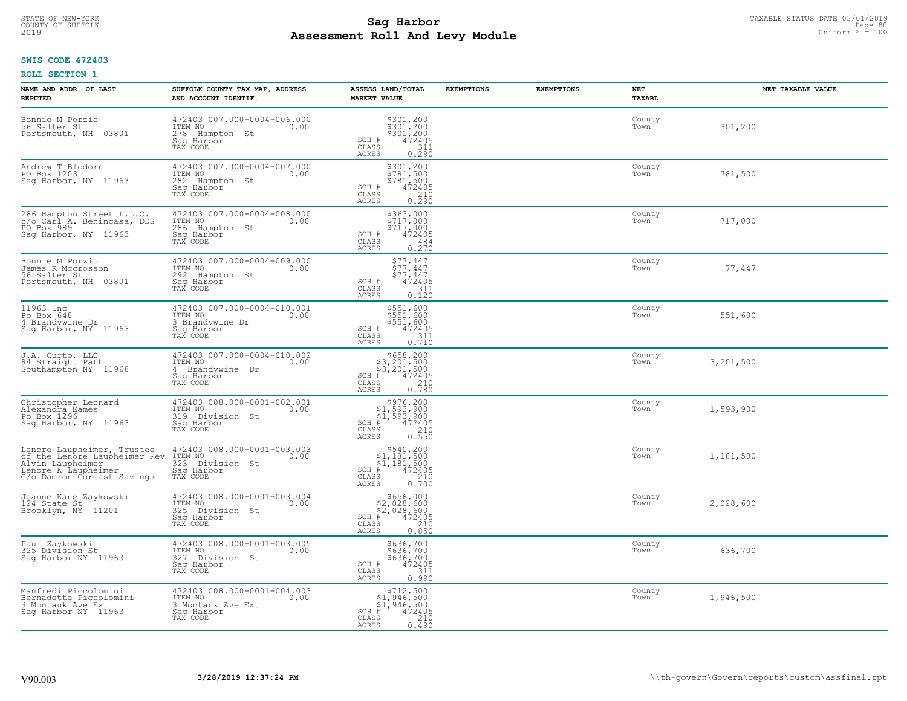STATE OF NEW-YORK
COUNTY OF SUFFOLK
2019

# Sag Harbor
## Assessment Roll And Levy Module

TAXABLE STATUS DATE 03/01/2019
Uniform % = 100

**SWIS CODE 472403**

**ROLL SECTION 1**

| NAME AND ADDR. OF LAST REPUTED | SUFFOLK COUNTY TAX MAP, ADDRESS AND ACCOUNT IDENTIF. | ASSESS LAND/TOTAL MARKET VALUE | EXEMPTIONS | EXEMPTIONS | NET TAXABL | NET TAXABLE VALUE |
|---|---|---|---|---|---|---|
| Bonnie M Porzio<br>56 Salter St<br>Portsmouth, NH 03801 | 472403 007.000-0004-006.000<br>ITEM NO 0.00<br>278 Hampton St<br>Sag Harbor<br>TAX CODE | $301,200<br>$301,200<br>$301,200<br>SCH # 472405<br>CLASS 311<br>ACRES 0.290 | | | County<br>Town | 301,200 |
| Andrew T Blodorn<br>PO Box 1203<br>Sag Harbor, NY 11963 | 472403 007.000-0004-007.000<br>ITEM NO 0.00<br>282 Hampton St<br>Sag Harbor<br>TAX CODE | $301,200<br>$781,500<br>$781,500<br>SCH # 472405<br>CLASS 210<br>ACRES 0.290 | | | County<br>Town | 781,500 |
| 286 Hampton Street L.L.C.<br>c/o Carl A. Benincasa, DDS<br>PO Box 989<br>Sag Harbor, NY 11963 | 472403 007.000-0004-008.000<br>ITEM NO 0.00<br>286 Hampton St<br>Sag Harbor<br>TAX CODE | $363,000<br>$717,000<br>$717,000<br>SCH # 472405<br>CLASS 484<br>ACRES 0.270 | | | County<br>Town | 717,000 |
| Bonnie M Porzio<br>James R Mccrosson<br>56 Salter St<br>Portsmouth, NH 03801 | 472403 007.000-0004-009.000<br>ITEM NO 0.00<br>292 Hampton St<br>Sag Harbor<br>TAX CODE | $77,447<br>$77,447<br>$77,447<br>SCH # 472405<br>CLASS 311<br>ACRES 0.120 | | | County<br>Town | 77,447 |
| 11963 Inc<br>Po Box 648<br>4 Brandywine Dr<br>Sag Harbor, NY 11963 | 472403 007.000-0004-010.001<br>ITEM NO 0.00<br>3 Brandywine Dr<br>Sag Harbor<br>TAX CODE | $551,600<br>$551,600<br>$551,600<br>SCH # 472405<br>CLASS 311<br>ACRES 0.710 | | | County<br>Town | 551,600 |
| J.A. Curto, LLC<br>84 Straight Path<br>Southampton NY 11968 | 472403 007.000-0004-010.002<br>ITEM NO 0.00<br>4 Brandywine Dr<br>Sag Harbor<br>TAX CODE | $658,200<br>$3,201,500<br>$3,201,500<br>SCH # 472405<br>CLASS 210<br>ACRES 0.780 | | | County<br>Town | 3,201,500 |
| Christopher Leonard<br>Alexandra Eames<br>Po Box 1296<br>Sag Harbor, NY 11963 | 472403 008.000-0001-002.001<br>ITEM NO 0.00<br>319 Division St<br>Sag Harbor<br>TAX CODE | $976,200<br>$1,593,900<br>$1,593,900<br>SCH # 472405<br>CLASS 210<br>ACRES 0.550 | | | County<br>Town | 1,593,900 |
| Lenore Laupheimer, Trustee<br>of the Lenore Laupheimer Rev<br>Alvin Laupheimer<br>Lenore K Laupheimer<br>C/o Damron Coreast Savings | 472403 008.000-0001-003.003<br>ITEM NO 0.00<br>323 Division St<br>Sag Harbor<br>TAX CODE | $540,200<br>$1,181,500<br>$1,181,500<br>SCH # 472405<br>CLASS 210<br>ACRES 0.700 | | | County<br>Town | 1,181,500 |
| Jeanne Kane Zaykowski<br>124 State St<br>Brooklyn, NY 11201 | 472403 008.000-0001-003.004<br>ITEM NO 0.00<br>325 Division St<br>Sag Harbor<br>TAX CODE | $656,000<br>$2,028,600<br>$2,028,600<br>SCH # 472405<br>CLASS 210<br>ACRES 0.850 | | | County<br>Town | 2,028,600 |
| Paul Zaykowski<br>325 Division St<br>Sag Harbor NY 11963 | 472403 008.000-0001-003.005<br>ITEM NO 0.00<br>327 Division St<br>Sag Harbor<br>TAX CODE | $636,700<br>$636,700<br>$636,700<br>SCH # 472405<br>CLASS 311<br>ACRES 0.990 | | | County<br>Town | 636,700 |
| Manfredi Piccolomini<br>Bernadette Piccolomini<br>3 Montauk Ave Ext<br>Sag Harbor NY 11963 | 472403 008.000-0001-004.003<br>ITEM NO 0.00<br>3 Montauk Ave Ext<br>Sag Harbor<br>TAX CODE | $712,500<br>$1,946,500<br>$1,946,500<br>SCH # 472405<br>CLASS 210<br>ACRES 0.490 | | | County<br>Town | 1,946,500 |

V90.003 3/28/2019 12:37:24 PM \\th-govern\Govern\reports\custom\assfinal.rpt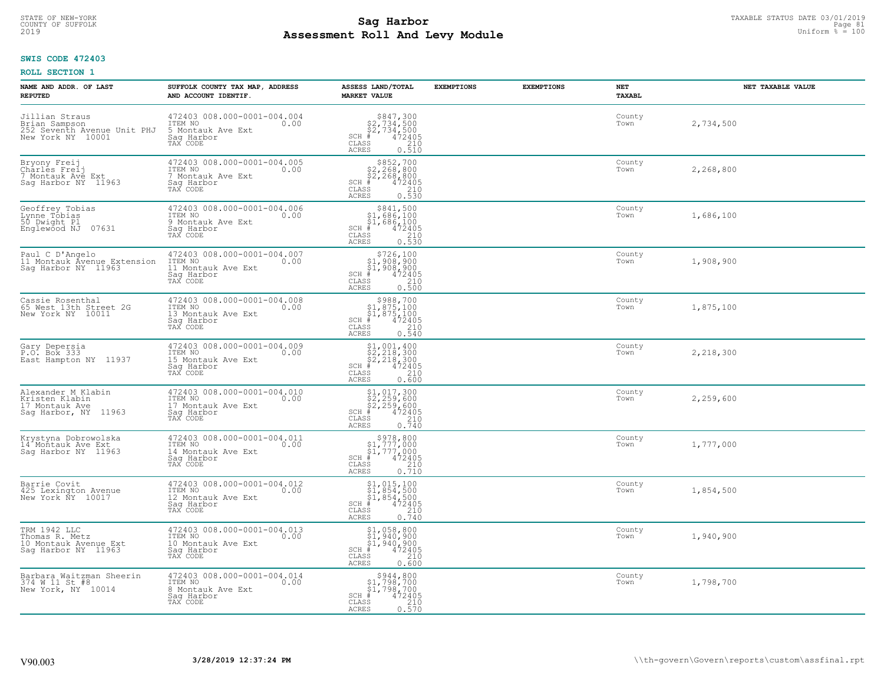STATE OF NEW-YORK
COUNTY OF SUFFOLK
2019

# Sag Harbor
# Assessment Roll And Levy Module

TAXABLE STATUS DATE 03/01/2019
Uniform % = 100

**SWIS CODE 472403**

**ROLL SECTION 1**

| NAME AND ADDR. OF LAST REPUTED | SUFFOLK COUNTY TAX MAP, ADDRESS AND ACCOUNT IDENTIF. | ASSESS LAND/TOTAL MARKET VALUE | EXEMPTIONS | EXEMPTIONS | NET TAXABL | NET TAXABLE VALUE |
|---|---|---|---|---|---|---|
| Jillian Straus<br>Brian Sampson<br>252 Seventh Avenue Unit PHJ<br>New York NY 10001 | 472403 008.000-0001-004.004<br>ITEM NO 0.00<br>5 Montauk Ave Ext<br>Sag Harbor<br>TAX CODE | $847,300<br>$2,734,500<br>$2,734,500<br>SCH # 472405<br>CLASS 210<br>ACRES 0.510 | | | County<br>Town | 2,734,500 |
| Bryony Freij<br>Charles Freij<br>7 Montauk Ave Ext<br>Sag Harbor NY 11963 | 472403 008.000-0001-004.005<br>ITEM NO 0.00<br>7 Montauk Ave Ext<br>Sag Harbor<br>TAX CODE | $852,700<br>$2,268,800<br>$2,268,800<br>SCH # 472405<br>CLASS 210<br>ACRES 0.530 | | | County<br>Town | 2,268,800 |
| Geoffrey Tobias<br>Lynne Tobias<br>50 Dwight Pl<br>Englewood NJ 07631 | 472403 008.000-0001-004.006<br>ITEM NO 0.00<br>9 Montauk Ave Ext<br>Sag Harbor<br>TAX CODE | $841,500<br>$1,686,100<br>$1,686,100<br>SCH # 472405<br>CLASS 210<br>ACRES 0.530 | | | County<br>Town | 1,686,100 |
| Paul C D'Angelo<br>11 Montauk Avenue Extension<br>Sag Harbor NY 11963 | 472403 008.000-0001-004.007<br>ITEM NO 0.00<br>11 Montauk Ave Ext<br>Sag Harbor<br>TAX CODE | $726,100<br>$1,908,900<br>$1,908,900<br>SCH # 472405<br>CLASS 210<br>ACRES 0.500 | | | County<br>Town | 1,908,900 |
| Cassie Rosenthal<br>65 West 13th Street 2G<br>New York NY 10011 | 472403 008.000-0001-004.008<br>ITEM NO 0.00<br>13 Montauk Ave Ext<br>Sag Harbor<br>TAX CODE | $988,700<br>$1,875,100<br>$1,875,100<br>SCH # 472405<br>CLASS 210<br>ACRES 0.540 | | | County<br>Town | 1,875,100 |
| Gary Depersia<br>P.O. Box 333<br>East Hampton NY 11937 | 472403 008.000-0001-004.009<br>ITEM NO 0.00<br>15 Montauk Ave Ext<br>Sag Harbor<br>TAX CODE | $1,001,400<br>$2,218,300<br>$2,218,300<br>SCH # 472405<br>CLASS 210<br>ACRES 0.600 | | | County<br>Town | 2,218,300 |
| Alexander M Klabin<br>Kristen Klabin<br>17 Montauk Ave<br>Sag Harbor, NY 11963 | 472403 008.000-0001-004.010<br>ITEM NO 0.00<br>17 Montauk Ave Ext<br>Sag Harbor<br>TAX CODE | $1,017,300<br>$2,259,600<br>$2,259,600<br>SCH # 472405<br>CLASS 210<br>ACRES 0.740 | | | County<br>Town | 2,259,600 |
| Krystyna Dobrowolska<br>14 Montauk Ave Ext<br>Sag Harbor NY 11963 | 472403 008.000-0001-004.011<br>ITEM NO 0.00<br>14 Montauk Ave Ext<br>Sag Harbor<br>TAX CODE | $978,800<br>$1,777,000<br>$1,777,000<br>SCH # 472405<br>CLASS 210<br>ACRES 0.710 | | | County<br>Town | 1,777,000 |
| Barrie Covit<br>425 Lexington Avenue<br>New York NY 10017 | 472403 008.000-0001-004.012<br>ITEM NO 0.00<br>12 Montauk Ave Ext<br>Sag Harbor<br>TAX CODE | $1,015,100<br>$1,854,500<br>$1,854,500<br>SCH # 472405<br>CLASS 210<br>ACRES 0.740 | | | County<br>Town | 1,854,500 |
| TRM 1942 LLC<br>Thomas R. Metz<br>10 Montauk Avenue Ext<br>Sag Harbor NY 11963 | 472403 008.000-0001-004.013<br>ITEM NO 0.00<br>10 Montauk Ave Ext<br>Sag Harbor<br>TAX CODE | $1,058,800<br>$1,940,900<br>$1,940,900<br>SCH # 472405<br>CLASS 210<br>ACRES 0.600 | | | County<br>Town | 1,940,900 |
| Barbara Waitzman Sheerin<br>374 W 11 St #8<br>New York, NY 10014 | 472403 008.000-0001-004.014<br>ITEM NO 0.00<br>8 Montauk Ave Ext<br>Sag Harbor<br>TAX CODE | $944,800<br>$1,798,700<br>$1,798,700<br>SCH # 472405<br>CLASS 210<br>ACRES 0.570 | | | County<br>Town | 1,798,700 |

V90.003 **3/28/2019 12:37:24 PM** \\th-govern\Govern\reports\custom\assfinal.rpt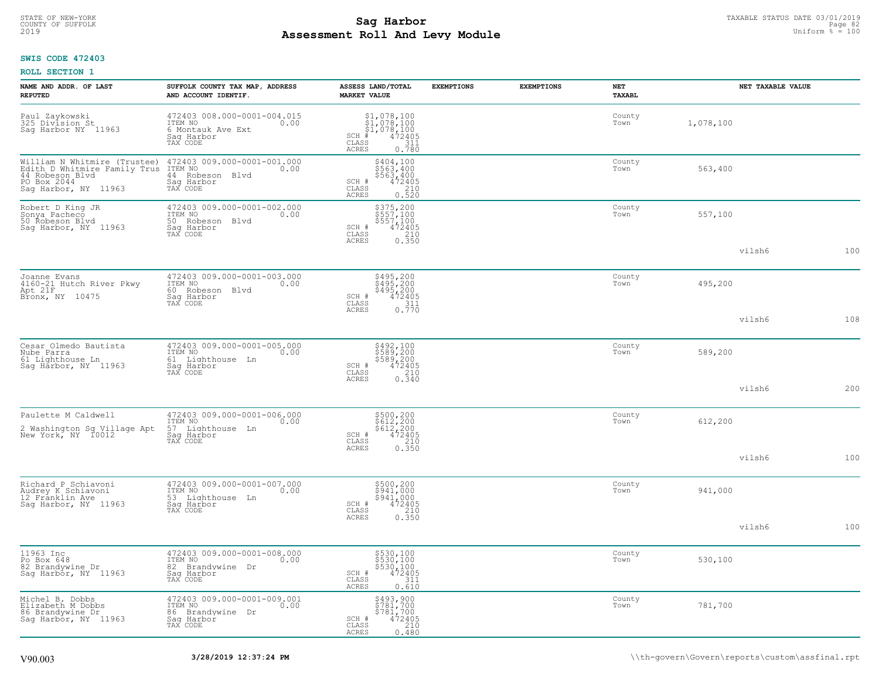**SWIS CODE 472403**

**ROLL SECTION 1**

| NAME AND ADDR. OF LAST REPUTED | SUFFOLK COUNTY TAX MAP, ADDRESS AND ACCOUNT IDENTIF. | ASSESS LAND/TOTAL MARKET VALUE | EXEMPTIONS | EXEMPTIONS | NET TAXABL | NET TAXABLE VALUE | |
|---|---|---|---|---|---|---|---|
| Paul Zaykowski<br>325 Division St<br>Sag Harbor NY 11963 | 472403 008.000-0001-004.015<br>ITEM NO 0.00<br>6 Montauk Ave Ext<br>Sag Harbor<br>TAX CODE | $1,078,100<br>$1,078,100<br>$1,078,100<br>SCH # 472405<br>CLASS 311<br>ACRES 0.780 | | | County<br>Town | 1,078,100 | |
| William N Whitmire (Trustee)<br>Edith D Whitmire Family Trus<br>44 Robeson Blvd<br>PO Box 2044<br>Sag Harbor, NY 11963 | 472403 009.000-0001-001.000<br>ITEM NO 0.00<br>44 Robeson Blvd<br>Sag Harbor<br>TAX CODE | $404,100<br>$563,400<br>$563,400<br>SCH # 472405<br>CLASS 210<br>ACRES 0.520 | | | County<br>Town | 563,400 | |
| Robert D King JR<br>Sonya Pacheco<br>50 Robeson Blvd<br>Sag Harbor, NY 11963 | 472403 009.000-0001-002.000<br>ITEM NO 0.00<br>50 Robeson Blvd<br>Sag Harbor<br>TAX CODE | $375,200<br>$557,100<br>$557,100<br>SCH # 472405<br>CLASS 210<br>ACRES 0.350 | | | County<br>Town | 557,100 | |
| | | | | | | vilsh6 | 100 |
| Joanne Evans<br>4160-21 Hutch River Pkwy<br>Apt 21F<br>Bronx, NY 10475 | 472403 009.000-0001-003.000<br>ITEM NO 0.00<br>60 Robeson Blvd<br>Sag Harbor<br>TAX CODE | $495,200<br>$495,200<br>$495,200<br>SCH # 472405<br>CLASS 311<br>ACRES 0.770 | | | County<br>Town | 495,200 | |
| | | | | | | vilsh6 | 108 |
| Cesar Olmedo Bautista<br>Nube Parra<br>61 Lighthouse Ln<br>Sag Harbor, NY 11963 | 472403 009.000-0001-005.000<br>ITEM NO 0.00<br>61 Lighthouse Ln<br>Sag Harbor<br>TAX CODE | $492,100<br>$589,200<br>$589,200<br>SCH # 472405<br>CLASS 210<br>ACRES 0.340 | | | County<br>Town | 589,200 | |
| | | | | | | vilsh6 | 200 |
| Paulette M Caldwell<br><br>2 Washington Sq Village Apt<br>New York, NY 10012 | 472403 009.000-0001-006.000<br>ITEM NO 0.00<br>57 Lighthouse Ln<br>Sag Harbor<br>TAX CODE | $500,200<br>$612,200<br>$612,200<br>SCH # 472405<br>CLASS 210<br>ACRES 0.350 | | | County<br>Town | 612,200 | |
| | | | | | | vilsh6 | 100 |
| Richard P Schiavoni<br>Audrey K Schiavoni<br>12 Franklin Ave<br>Sag Harbor, NY 11963 | 472403 009.000-0001-007.000<br>ITEM NO 0.00<br>53 Lighthouse Ln<br>Sag Harbor<br>TAX CODE | $500,200<br>$941,000<br>$941,000<br>SCH # 472405<br>CLASS 210<br>ACRES 0.350 | | | County<br>Town | 941,000 | |
| | | | | | | vilsh6 | 100 |
| 11963 Inc<br>Po Box 648<br>82 Brandywine Dr<br>Sag Harbor, NY 11963 | 472403 009.000-0001-008.000<br>ITEM NO 0.00<br>82 Brandywine Dr<br>Sag Harbor<br>TAX CODE | $530,100<br>$530,100<br>$530,100<br>SCH # 472405<br>CLASS 311<br>ACRES 0.610 | | | County<br>Town | 530,100 | |
| Michel B. Dobbs<br>Elizabeth M Dobbs<br>86 Brandywine Dr<br>Sag Harbor, NY 11963 | 472403 009.000-0001-009.001<br>ITEM NO 0.00<br>86 Brandywine Dr<br>Sag Harbor<br>TAX CODE | $493,900<br>$781,700<br>$781,700<br>SCH # 472405<br>CLASS 210<br>ACRES 0.480 | | | County<br>Town | 781,700 | |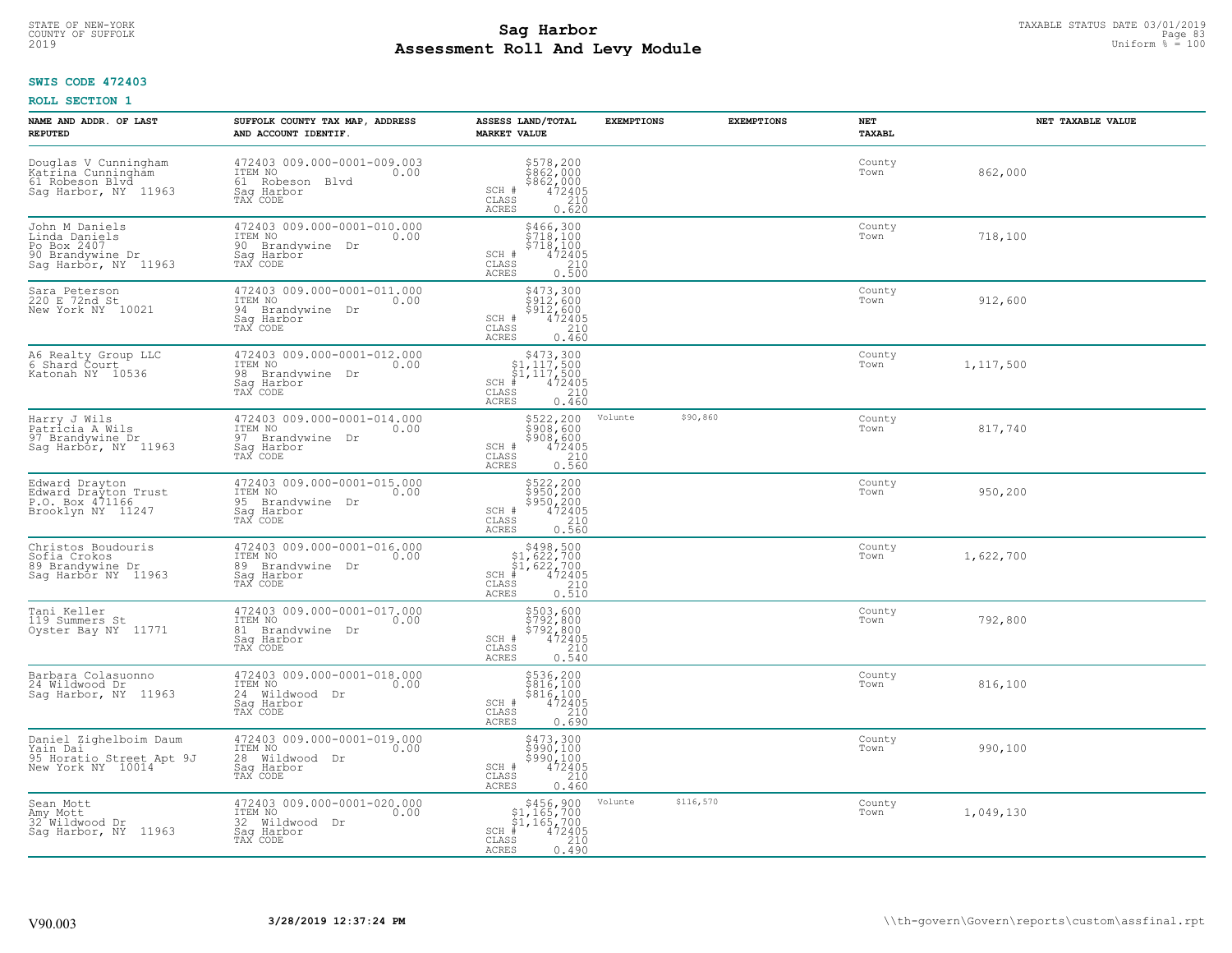STATE OF NEW-YORK
COUNTY OF SUFFOLK
2019

# Sag Harbor
## Assessment Roll And Levy Module

TAXABLE STATUS DATE 03/01/2019
Uniform % = 100

**SWIS CODE 472403**

**ROLL SECTION 1**

| NAME AND ADDR. OF LAST REPUTED | SUFFOLK COUNTY TAX MAP, ADDRESS AND ACCOUNT IDENTIF. | ASSESS LAND/TOTAL MARKET VALUE | EXEMPTIONS | EXEMPTIONS | NET TAXABL | NET TAXABLE VALUE |
|---|---|---|---|---|---|---|
| Douglas V Cunningham<br>Katrina Cunningham<br>61 Robeson Blvd<br>Sag Harbor, NY 11963 | 472403 009.000-0001-009.003<br>ITEM NO 0.00<br>61 Robeson Blvd<br>Sag Harbor<br>TAX CODE | $578,200<br>$862,000<br>$862,000<br>SCH # 472405<br>CLASS 210<br>ACRES 0.620 | | | County<br>Town | 862,000 |
| John M Daniels<br>Linda Daniels<br>Po Box 2407<br>90 Brandywine Dr<br>Sag Harbor, NY 11963 | 472403 009.000-0001-010.000<br>ITEM NO 0.00<br>90 Brandywine Dr<br>Sag Harbor<br>TAX CODE | $466,300<br>$718,100<br>$718,100<br>SCH # 472405<br>CLASS 210<br>ACRES 0.500 | | | County<br>Town | 718,100 |
| Sara Peterson<br>220 E 72nd St<br>New York NY 10021 | 472403 009.000-0001-011.000<br>ITEM NO 0.00<br>94 Brandywine Dr<br>Sag Harbor<br>TAX CODE | $473,300<br>$912,600<br>$912,600<br>SCH # 472405<br>CLASS 210<br>ACRES 0.460 | | | County<br>Town | 912,600 |
| A6 Realty Group LLC<br>6 Shard Court<br>Katonah NY 10536 | 472403 009.000-0001-012.000<br>ITEM NO 0.00<br>98 Brandywine Dr<br>Sag Harbor<br>TAX CODE | $473,300<br>$1,117,500<br>$1,117,500<br>SCH # 472405<br>CLASS 210<br>ACRES 0.460 | | | County<br>Town | 1,117,500 |
| Harry J Wils<br>Patricia A Wils<br>97 Brandywine Dr<br>Sag Harbor, NY 11963 | 472403 009.000-0001-014.000<br>ITEM NO 0.00<br>97 Brandywine Dr<br>Sag Harbor<br>TAX CODE | $522,200<br>$908,600<br>$908,600<br>SCH # 472405<br>CLASS 210<br>ACRES 0.560 | Volunte $90,860 | | County<br>Town | 817,740 |
| Edward Drayton<br>Edward Drayton Trust<br>P.O. Box 471166<br>Brooklyn NY 11247 | 472403 009.000-0001-015.000<br>ITEM NO 0.00<br>95 Brandywine Dr<br>Sag Harbor<br>TAX CODE | $522,200<br>$950,200<br>$950,200<br>SCH # 472405<br>CLASS 210<br>ACRES 0.560 | | | County<br>Town | 950,200 |
| Christos Boudouris<br>Sofia Crokos<br>89 Brandywine Dr<br>Sag Harbor NY 11963 | 472403 009.000-0001-016.000<br>ITEM NO 0.00<br>89 Brandywine Dr<br>Sag Harbor<br>TAX CODE | $498,500<br>$1,622,700<br>$1,622,700<br>SCH # 472405<br>CLASS 210<br>ACRES 0.510 | | | County<br>Town | 1,622,700 |
| Tani Keller<br>119 Summers St<br>Oyster Bay NY 11771 | 472403 009.000-0001-017.000<br>ITEM NO 0.00<br>81 Brandywine Dr<br>Sag Harbor<br>TAX CODE | $503,600<br>$792,800<br>$792,800<br>SCH # 472405<br>CLASS 210<br>ACRES 0.540 | | | County<br>Town | 792,800 |
| Barbara Colasuonno<br>24 Wildwood Dr<br>Sag Harbor, NY 11963 | 472403 009.000-0001-018.000<br>ITEM NO 0.00<br>24 Wildwood Dr<br>Sag Harbor<br>TAX CODE | $536,200<br>$816,100<br>$816,100<br>SCH # 472405<br>CLASS 210<br>ACRES 0.690 | | | County<br>Town | 816,100 |
| Daniel Zighelboim Daum<br>Yain Dai<br>95 Horatio Street Apt 9J<br>New York NY 10014 | 472403 009.000-0001-019.000<br>ITEM NO 0.00<br>28 Wildwood Dr<br>Sag Harbor<br>TAX CODE | $473,300<br>$990,100<br>$990,100<br>SCH # 472405<br>CLASS 210<br>ACRES 0.460 | | | County<br>Town | 990,100 |
| Sean Mott<br>Amy Mott<br>32 Wildwood Dr<br>Sag Harbor, NY 11963 | 472403 009.000-0001-020.000<br>ITEM NO 0.00<br>32 Wildwood Dr<br>Sag Harbor<br>TAX CODE | $456,900<br>$1,165,700<br>$1,165,700<br>SCH # 472405<br>CLASS 210<br>ACRES 0.490 | Volunte $116,570 | | County<br>Town | 1,049,130 |

V90.003 3/28/2019 12:37:24 PM \\th-govern\Govern\reports\custom\assfinal.rpt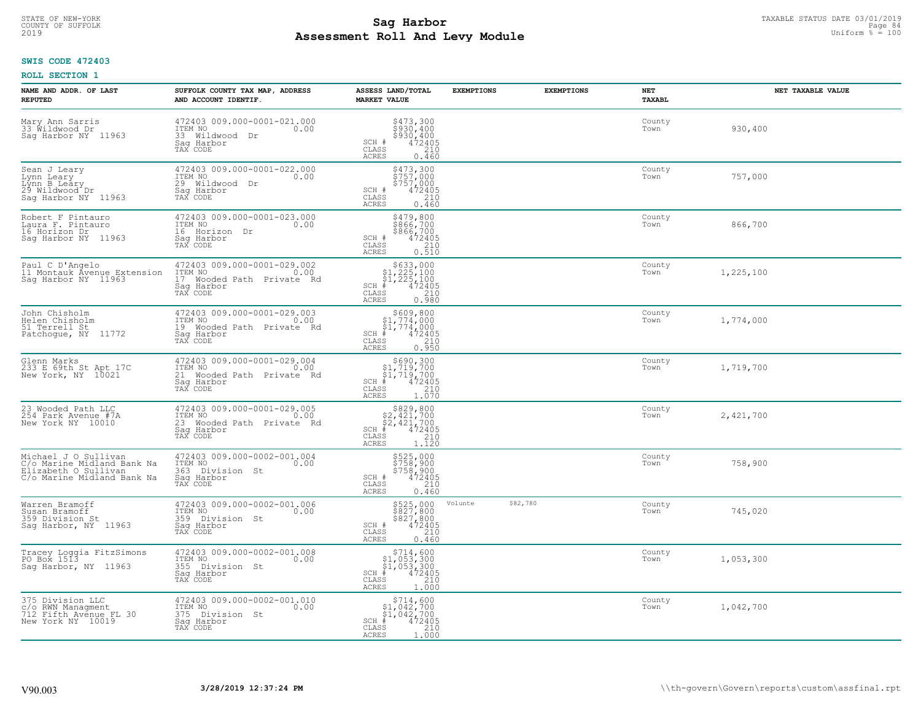**SWIS CODE 472403**

**ROLL SECTION 1**

| NAME AND ADDR. OF LAST REPUTED | SUFFOLK COUNTY TAX MAP, ADDRESS AND ACCOUNT IDENTIF. | ASSESS LAND/TOTAL MARKET VALUE | EXEMPTIONS | EXEMPTIONS | NET TAXABL | NET TAXABLE VALUE |
|---|---|---|---|---|---|---|
| Mary Ann Sarris<br>33 Wildwood Dr<br>Sag Harbor NY 11963 | 472403 009.000-0001-021.000<br>ITEM NO 0.00<br>33 Wildwood Dr<br>Sag Harbor<br>TAX CODE | $473,300<br>$930,400<br>$930,400<br>SCH # 472405<br>CLASS 210<br>ACRES 0.460 | | | County<br>Town | 930,400 |
| Sean J Leary<br>Lynn Leary<br>Lynn B Leary<br>29 Wildwood Dr<br>Sag Harbor NY 11963 | 472403 009.000-0001-022.000<br>ITEM NO 0.00<br>29 Wildwood Dr<br>Sag Harbor<br>TAX CODE | $473,300<br>$757,000<br>$757,000<br>SCH # 472405<br>CLASS 210<br>ACRES 0.460 | | | County<br>Town | 757,000 |
| Robert F Pintauro<br>Laura F. Pintauro<br>16 Horizon Dr<br>Sag Harbor NY 11963 | 472403 009.000-0001-023.000<br>ITEM NO 0.00<br>16 Horizon Dr<br>Sag Harbor<br>TAX CODE | $479,800<br>$866,700<br>$866,700<br>SCH # 472405<br>CLASS 210<br>ACRES 0.510 | | | County<br>Town | 866,700 |
| Paul C D'Angelo<br>11 Montauk Avenue Extension<br>Sag Harbor NY 11963 | 472403 009.000-0001-029.002<br>ITEM NO 0.00<br>17 Wooded Path Private Rd<br>Sag Harbor<br>TAX CODE | $633,000<br>$1,225,100<br>$1,225,100<br>SCH # 472405<br>CLASS 210<br>ACRES 0.980 | | | County<br>Town | 1,225,100 |
| John Chisholm<br>Helen Chisholm<br>51 Terrell St<br>Patchogue, NY 11772 | 472403 009.000-0001-029.003<br>ITEM NO 0.00<br>19 Wooded Path Private Rd<br>Sag Harbor<br>TAX CODE | $609,800<br>$1,774,000<br>$1,774,000<br>SCH # 472405<br>CLASS 210<br>ACRES 0.950 | | | County<br>Town | 1,774,000 |
| Glenn Marks<br>233 E 69th St Apt 17C<br>New York, NY 10021 | 472403 009.000-0001-029.004<br>ITEM NO 0.00<br>21 Wooded Path Private Rd<br>Sag Harbor<br>TAX CODE | $690,300<br>$1,719,700<br>$1,719,700<br>SCH # 472405<br>CLASS 210<br>ACRES 1.070 | | | County<br>Town | 1,719,700 |
| 23 Wooded Path LLC<br>254 Park Avenue #7A<br>New York NY 10010 | 472403 009.000-0001-029.005<br>ITEM NO 0.00<br>23 Wooded Path Private Rd<br>Sag Harbor<br>TAX CODE | $829,800<br>$2,421,700<br>$2,421,700<br>SCH # 472405<br>CLASS 210<br>ACRES 1.120 | | | County<br>Town | 2,421,700 |
| Michael J O Sullivan<br>C/o Marine Midland Bank Na<br>Elizabeth O Sullivan<br>C/o Marine Midland Bank Na | 472403 009.000-0002-001.004<br>ITEM NO 0.00<br>363 Division St<br>Sag Harbor<br>TAX CODE | $525,000<br>$758,900<br>$758,900<br>SCH # 472405<br>CLASS 210<br>ACRES 0.460 | | | County<br>Town | 758,900 |
| Warren Bramoff<br>Susan Bramoff<br>359 Division St<br>Sag Harbor, NY 11963 | 472403 009.000-0002-001.006<br>ITEM NO 0.00<br>359 Division St<br>Sag Harbor<br>TAX CODE | $525,000<br>$827,800<br>$827,800<br>SCH # 472405<br>CLASS 210<br>ACRES 0.460 | Volunte $82,780 | | County<br>Town | 745,020 |
| Tracey Loggia FitzSimons<br>PO Box 1513<br>Sag Harbor, NY 11963 | 472403 009.000-0002-001.008<br>ITEM NO 0.00<br>355 Division St<br>Sag Harbor<br>TAX CODE | $714,600<br>$1,053,300<br>$1,053,300<br>SCH # 472405<br>CLASS 210<br>ACRES 1.000 | | | County<br>Town | 1,053,300 |
| 375 Division LLC<br>c/o RWN Managment<br>712 Fifth Avenue FL 30<br>New York NY 10019 | 472403 009.000-0002-001.010<br>ITEM NO 0.00<br>375 Division St<br>Sag Harbor<br>TAX CODE | $714,600<br>$1,042,700<br>$1,042,700<br>SCH # 472405<br>CLASS 210<br>ACRES 1.000 | | | County<br>Town | 1,042,700 |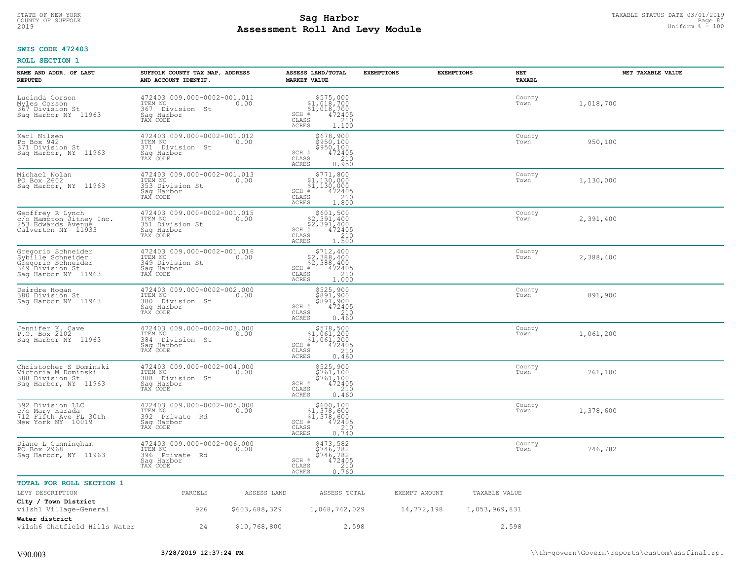# Sag Harbor
# Assessment Roll And Levy Module

STATE OF NEW-YORK
COUNTY OF SUFFOLK
2019

TAXABLE STATUS DATE 03/01/2019
Uniform % = 100

**SWIS CODE 472403**

**ROLL SECTION 1**

| NAME AND ADDR. OF LAST REPUTED | SUFFOLK COUNTY TAX MAP, ADDRESS AND ACCOUNT IDENTIF. | ASSESS LAND/TOTAL MARKET VALUE | EXEMPTIONS | EXEMPTIONS | NET TAXABL | NET TAXABLE VALUE |
|---|---|---|---|---|---|---|
| Lucinda Corson<br>Myles Corson<br>367 Division St<br>Sag Harbor NY 11963 | 472403 009.000-0002-001.011<br>ITEM NO 0.00<br>367 Division St<br>Sag Harbor<br>TAX CODE | $575,000<br>$1,018,700<br>$1,018,700<br>SCH # 472405<br>CLASS 210<br>ACRES 1.100 | | | County<br>Town | 1,018,700 |
| Karl Nilsen<br>Po Box 942<br>371 Division St<br>Sag Harbor, NY 11963 | 472403 009.000-0002-001.012<br>ITEM NO 0.00<br>371 Division St<br>Sag Harbor<br>TAX CODE | $678,900<br>$950,100<br>$950,100<br>SCH # 472405<br>CLASS 210<br>ACRES 0.950 | | | County<br>Town | 950,100 |
| Michael Nolan<br>PO Box 2602<br>Sag Harbor, NY 11963 | 472403 009.000-0002-001.013<br>ITEM NO 0.00<br>353 Division St<br>Sag Harbor<br>TAX CODE | $771,800<br>$1,130,000<br>$1,130,000<br>SCH # 472405<br>CLASS 210<br>ACRES 1.800 | | | County<br>Town | 1,130,000 |
| Geoffrey R Lynch<br>c/o Hampton Jitney Inc.<br>253 Edwards Avenue<br>Calverton NY 11933 | 472403 009.000-0002-001.015<br>ITEM NO 0.00<br>351 Division St<br>Sag Harbor<br>TAX CODE | $601,500<br>$2,391,400<br>$2,391,400<br>SCH # 472405<br>CLASS 210<br>ACRES 1.500 | | | County<br>Town | 2,391,400 |
| Gregorio Schneider<br>Sybille Schneider<br>Gregorio Schneider<br>349 Division St<br>Sag Harbor NY 11963 | 472403 009.000-0002-001.016<br>ITEM NO 0.00<br>349 Division St<br>Sag Harbor<br>TAX CODE | $712,400<br>$2,388,400<br>$2,388,400<br>SCH # 472405<br>CLASS 210<br>ACRES 1.000 | | | County<br>Town | 2,388,400 |
| Deirdre Hogan<br>380 Division St<br>Sag Harbor NY 11963 | 472403 009.000-0002-002.000<br>ITEM NO 0.00<br>380 Division St<br>Sag Harbor<br>TAX CODE | $525,900<br>$891,900<br>$891,900<br>SCH # 472405<br>CLASS 210<br>ACRES 0.460 | | | County<br>Town | 891,900 |
| Jennifer K. Cave<br>P.O. Box 2102<br>Sag Harbor NY 11963 | 472403 009.000-0002-003.000<br>ITEM NO 0.00<br>384 Division St<br>Sag Harbor<br>TAX CODE | $578,500<br>$1,061,200<br>$1,061,200<br>SCH # 472405<br>CLASS 210<br>ACRES 0.460 | | | County<br>Town | 1,061,200 |
| Christopher S Dominski<br>Victoria M Dominski<br>388 Division St<br>Sag Harbor, NY 11963 | 472403 009.000-0002-004.000<br>ITEM NO 0.00<br>388 Division St<br>Sag Harbor<br>TAX CODE | $525,900<br>$761,100<br>$761,100<br>SCH # 472405<br>CLASS 210<br>ACRES 0.460 | | | County<br>Town | 761,100 |
| 392 Division LLC<br>c/o Mary Harada<br>712 Fifth Ave FL 30th<br>New York NY 10019 | 472403 009.000-0002-005.000<br>ITEM NO 0.00<br>392 Private Rd<br>Sag Harbor<br>TAX CODE | $600,100<br>$1,378,600<br>$1,378,600<br>SCH # 472405<br>CLASS 210<br>ACRES 0.740 | | | County<br>Town | 1,378,600 |
| Diane L Cunningham<br>PO Box 2968<br>Sag Harbor, NY 11963 | 472403 009.000-0002-006.000<br>ITEM NO 0.00<br>396 Private Rd<br>Sag Harbor<br>TAX CODE | $473,582<br>$746,782<br>$746,782<br>SCH # 472405<br>CLASS 210<br>ACRES 0.760 | | | County<br>Town | 746,782 |

**TOTAL FOR ROLL SECTION 1**

| LEVY DESCRIPTION | PARCELS | ASSESS LAND | ASSESS TOTAL | EXEMPT AMOUNT | TAXABLE VALUE |
|---|---|---|---|---|---|
| **City / Town District** | | | | | |
| vilsh1 Village-General | 926 | $603,688,329 | 1,068,742,029 | 14,772,198 | 1,053,969,831 |
| **Water district** | | | | | |
| vilsh6 Chatfield Hills Water | 24 | $10,768,800 | 2,598 | | 2,598 |

V90.003 3/28/2019 12:37:24 PM \\th-govern\Govern\reports\custom\assfinal.rpt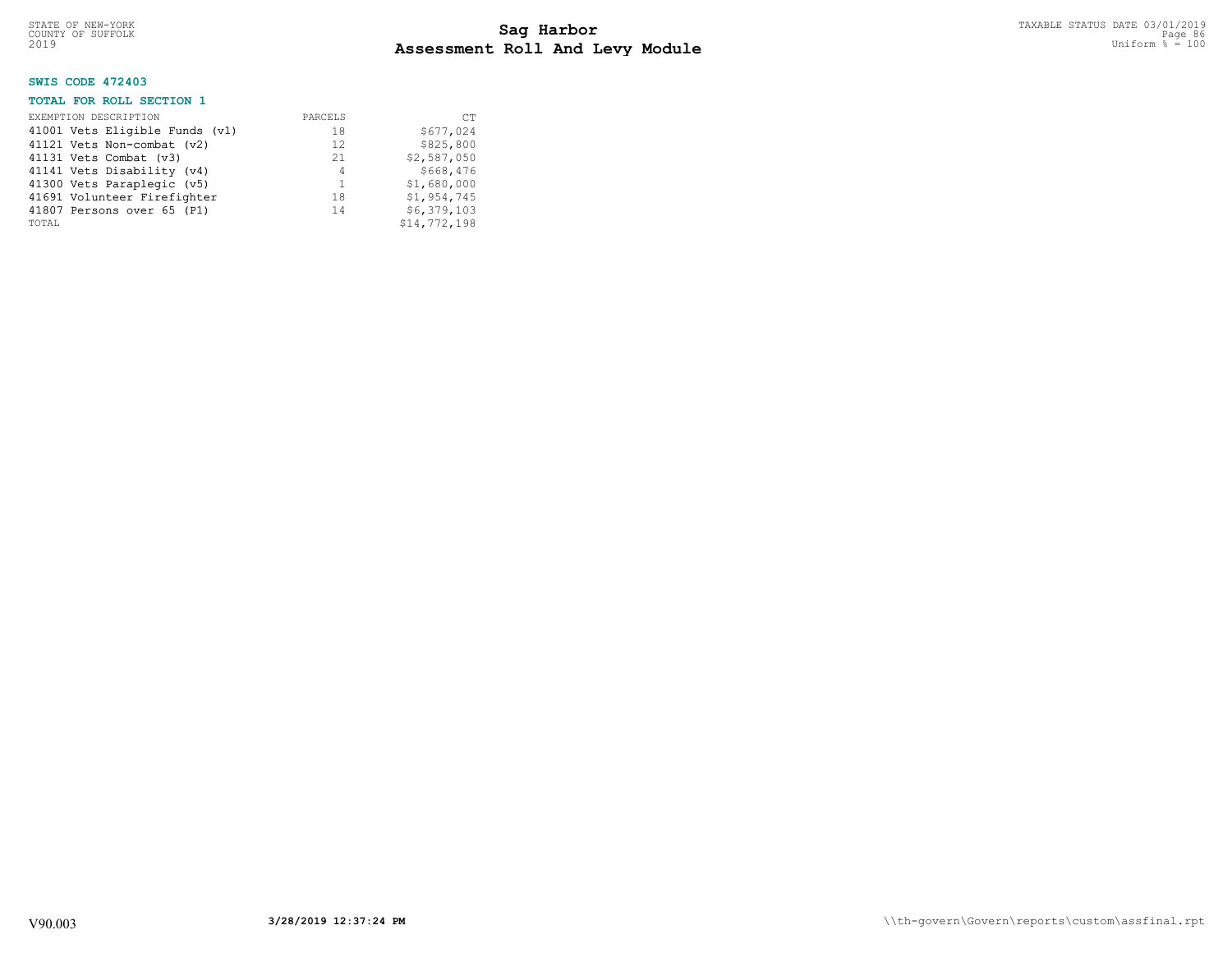# Sag Harbor
## Assessment Roll And Levy Module

STATE OF NEW-YORK
COUNTY OF SUFFOLK
2019

TAXABLE STATUS DATE 03/01/2019
Uniform % = 100

### SWIS CODE 472403

### TOTAL FOR ROLL SECTION 1

| EXEMPTION DESCRIPTION | PARCELS | CT |
|---|---|---|
| 41001 Vets Eligible Funds (v1) | 18 | $677,024 |
| 41121 Vets Non-combat (v2) | 12 | $825,800 |
| 41131 Vets Combat (v3) | 21 | $2,587,050 |
| 41141 Vets Disability (v4) | 4 | $668,476 |
| 41300 Vets Paraplegic (v5) | 1 | $1,680,000 |
| 41691 Volunteer Firefighter | 18 | $1,954,745 |
| 41807 Persons over 65 (P1) | 14 | $6,379,103 |
| TOTAL | | $14,772,198 |

V90.003 **3/28/2019 12:37:24 PM** \\th-govern\Govern\reports\custom\assfinal.rpt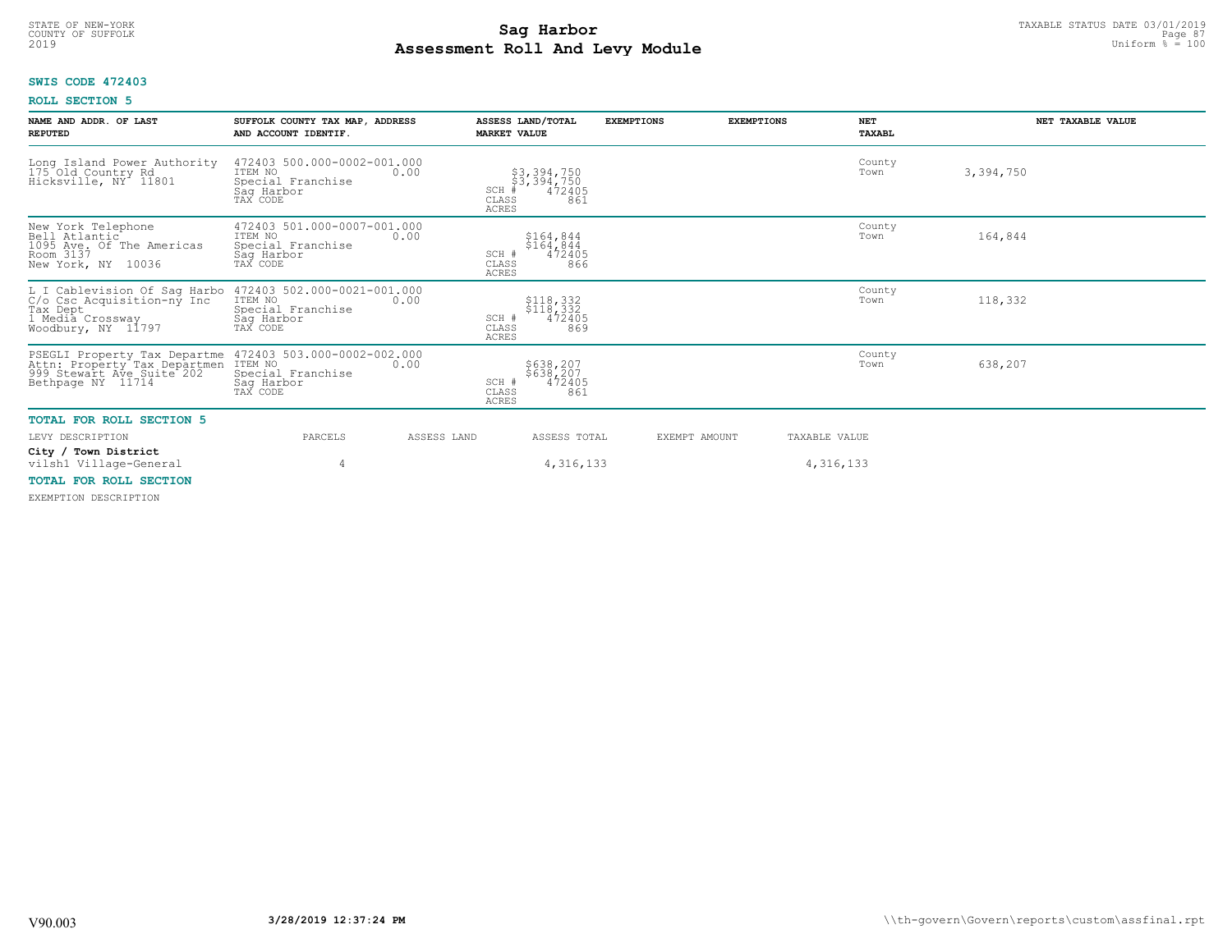**SWIS CODE 472403**

**ROLL SECTION 5**

| NAME AND ADDR. OF LAST REPUTED | SUFFOLK COUNTY TAX MAP, ADDRESS AND ACCOUNT IDENTIF. | ASSESS LAND/TOTAL MARKET VALUE | EXEMPTIONS | EXEMPTIONS | NET TAXABL | NET TAXABLE VALUE |
|---|---|---|---|---|---|---|
| Long Island Power Authority<br>175 Old Country Rd<br>Hicksville, NY 11801 | 472403 500.000-0002-001.000<br>ITEM NO 0.00<br>Special Franchise<br>Sag Harbor<br>TAX CODE | $3,394,750<br>$3,394,750<br>SCH # 472405<br>CLASS 861<br>ACRES | | | County<br>Town | 3,394,750 |
| New York Telephone<br>Bell Atlantic<br>1095 Ave. Of The Americas<br>Room 3137<br>New York, NY 10036 | 472403 501.000-0007-001.000<br>ITEM NO 0.00<br>Special Franchise<br>Sag Harbor<br>TAX CODE | $164,844<br>$164,844<br>SCH # 472405<br>CLASS 866<br>ACRES | | | County<br>Town | 164,844 |
| L I Cablevision Of Sag Harbo<br>C/o Csc Acquisition-ny Inc<br>Tax Dept<br>1 Media Crossway<br>Woodbury, NY 11797 | 472403 502.000-0021-001.000<br>ITEM NO 0.00<br>Special Franchise<br>Sag Harbor<br>TAX CODE | $118,332<br>$118,332<br>SCH # 472405<br>CLASS 869<br>ACRES | | | County<br>Town | 118,332 |
| PSEGLI Property Tax Departme<br>Attn: Property Tax Departmen<br>999 Stewart Ave Suite 202<br>Bethpage NY 11714 | 472403 503.000-0002-002.000<br>ITEM NO 0.00<br>Special Franchise<br>Sag Harbor<br>TAX CODE | $638,207<br>$638,207<br>SCH # 472405<br>CLASS 861<br>ACRES | | | County<br>Town | 638,207 |

**TOTAL FOR ROLL SECTION 5**

| LEVY DESCRIPTION | PARCELS | ASSESS LAND | ASSESS TOTAL | EXEMPT AMOUNT | TAXABLE VALUE |
|---|---|---|---|---|---|
| **City / Town District** | | | | | |
| vilsh1 Village-General | 4 | | 4,316,133 | | 4,316,133 |

**TOTAL FOR ROLL SECTION**

EXEMPTION DESCRIPTION

V90.003 3/28/2019 12:37:24 PM \\th-govern\Govern\reports\custom\assfinal.rpt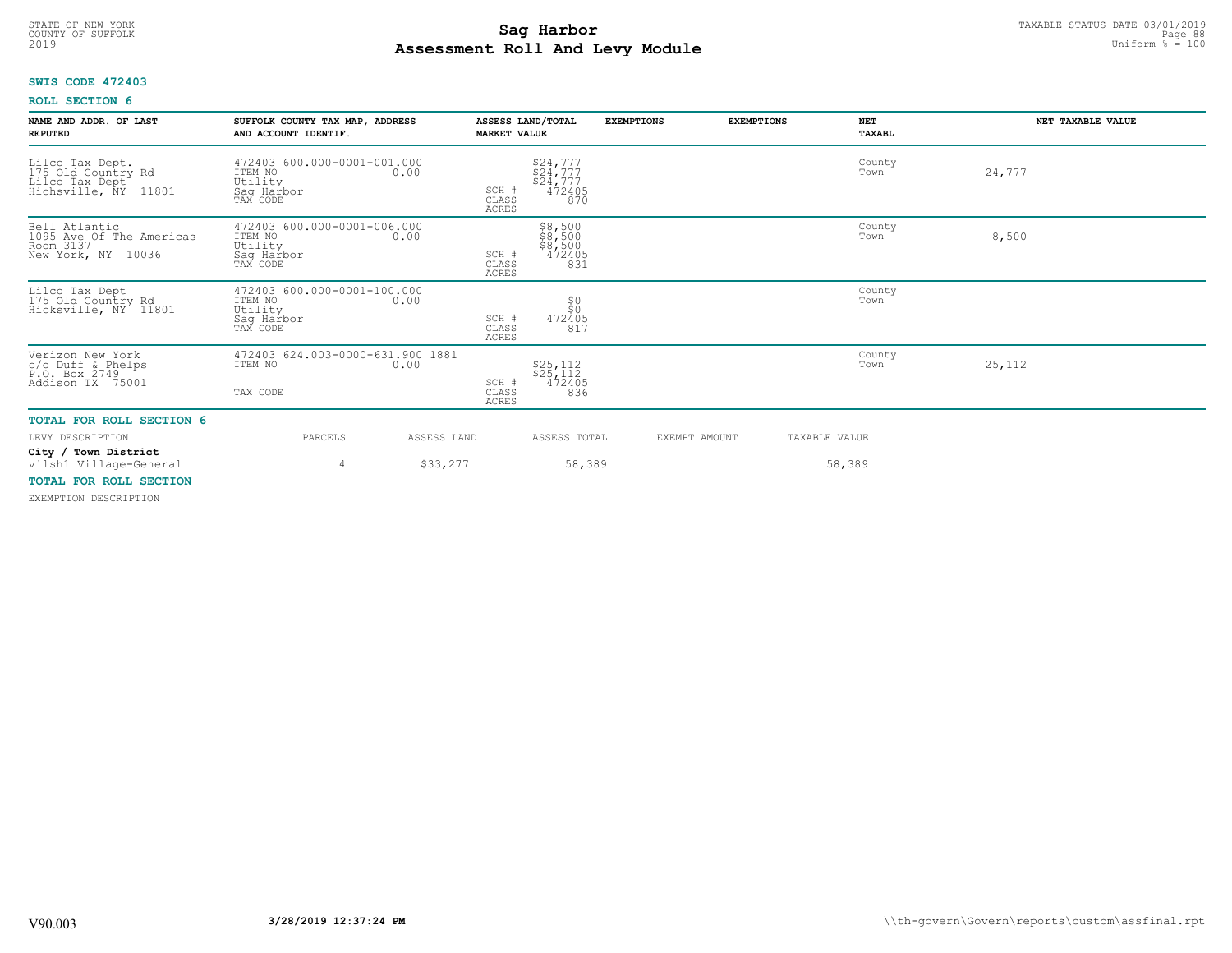STATE OF NEW-YORK
COUNTY OF SUFFOLK
2019

# Sag Harbor
## Assessment Roll And Levy Module

TAXABLE STATUS DATE 03/01/2019
Uniform % = 100

**SWIS CODE 472403**

**ROLL SECTION 6**

| NAME AND ADDR. OF LAST REPUTED | SUFFOLK COUNTY TAX MAP, ADDRESS AND ACCOUNT IDENTIF. | | ASSESS LAND/TOTAL MARKET VALUE | EXEMPTIONS | EXEMPTIONS | NET TAXABL | NET TAXABLE VALUE |
|---|---|---|---|---|---|---|---|
| Lilco Tax Dept.<br>175 Old Country Rd<br>Lilco Tax Dept<br>Hichsville, NY 11801 | 472403 600.000-0001-001.000<br>ITEM NO 0.00<br>Utility<br>Sag Harbor<br>TAX CODE | SCH #<br>CLASS<br>ACRES | $24,777<br>$24,777<br>$24,777<br>472405<br>870 | | | County<br>Town | 24,777 |
| Bell Atlantic<br>1095 Ave Of The Americas<br>Room 3137<br>New York, NY 10036 | 472403 600.000-0001-006.000<br>ITEM NO 0.00<br>Utility<br>Sag Harbor<br>TAX CODE | SCH #<br>CLASS<br>ACRES | $8,500<br>$8,500<br>$8,500<br>472405<br>831 | | | County<br>Town | 8,500 |
| Lilco Tax Dept<br>175 Old Country Rd<br>Hicksville, NY 11801 | 472403 600.000-0001-100.000<br>ITEM NO 0.00<br>Utility<br>Sag Harbor<br>TAX CODE | SCH #<br>CLASS<br>ACRES | $0<br>$0<br>472405<br>817 | | | County<br>Town | |
| Verizon New York<br>c/o Duff & Phelps<br>P.O. Box 2749<br>Addison TX 75001 | 472403 624.003-0000-631.900 1881<br>ITEM NO 0.00<br><br>TAX CODE | SCH #<br>CLASS<br>ACRES | $25,112<br>$25,112<br>472405<br>836 | | | County<br>Town | 25,112 |

**TOTAL FOR ROLL SECTION 6**

| LEVY DESCRIPTION | PARCELS | ASSESS LAND | ASSESS TOTAL | EXEMPT AMOUNT | TAXABLE VALUE |
|---|---|---|---|---|---|
| **City / Town District** | | | | | |
| vilsh1 Village-General | 4 | $33,277 | 58,389 | | 58,389 |

**TOTAL FOR ROLL SECTION**

EXEMPTION DESCRIPTION

V90.003 3/28/2019 12:37:24 PM \\th-govern\Govern\reports\custom\assfinal.rpt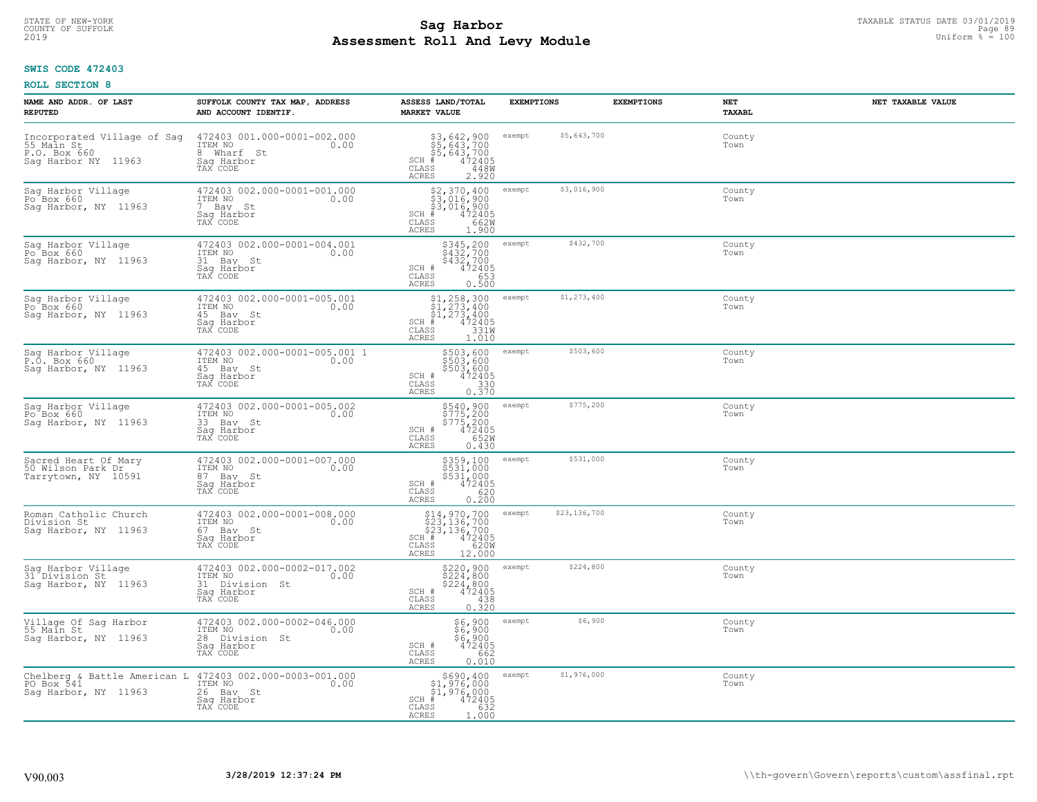**SWIS CODE 472403**

**ROLL SECTION 8**

| NAME AND ADDR. OF LAST REPUTED | SUFFOLK COUNTY TAX MAP, ADDRESS AND ACCOUNT IDENTIF. | ASSESS LAND/TOTAL MARKET VALUE | EXEMPTIONS | EXEMPTIONS | NET TAXABL | NET TAXABLE VALUE |
|---|---|---|---|---|---|---|
| Incorporated Village of Sag<br>55 Main St<br>P.O. Box 660<br>Sag Harbor NY 11963 | 472403 001.000-0001-002.000<br>ITEM NO 0.00<br>8 Wharf St<br>Sag Harbor<br>TAX CODE | $3,642,900<br>$5,643,700<br>$5,643,700<br>SCH # 472405<br>CLASS 448W<br>ACRES 2.920 | exempt $5,643,700 | | County<br>Town | |
| Sag Harbor Village<br>Po Box 660<br>Sag Harbor, NY 11963 | 472403 002.000-0001-001.000<br>ITEM NO 0.00<br>7 Bay St<br>Sag Harbor<br>TAX CODE | $2,370,400<br>$3,016,900<br>$3,016,900<br>SCH # 472405<br>CLASS 662W<br>ACRES 1.900 | exempt $3,016,900 | | County<br>Town | |
| Sag Harbor Village<br>Po Box 660<br>Sag Harbor, NY 11963 | 472403 002.000-0001-004.001<br>ITEM NO 0.00<br>31 Bay St<br>Sag Harbor<br>TAX CODE | $345,200<br>$432,700<br>$432,700<br>SCH # 472405<br>CLASS 653<br>ACRES 0.500 | exempt $432,700 | | County<br>Town | |
| Sag Harbor Village<br>Po Box 660<br>Sag Harbor, NY 11963 | 472403 002.000-0001-005.001<br>ITEM NO 0.00<br>45 Bay St<br>Sag Harbor<br>TAX CODE | $1,258,300<br>$1,273,400<br>$1,273,400<br>SCH # 472405<br>CLASS 331W<br>ACRES 1.010 | exempt $1,273,400 | | County<br>Town | |
| Sag Harbor Village<br>P.O. Box 660<br>Sag Harbor, NY 11963 | 472403 002.000-0001-005.001 1<br>ITEM NO 0.00<br>45 Bay St<br>Sag Harbor<br>TAX CODE | $503,600<br>$503,600<br>$503,600<br>SCH # 472405<br>CLASS 330<br>ACRES 0.370 | exempt $503,600 | | County<br>Town | |
| Sag Harbor Village<br>Po Box 660<br>Sag Harbor, NY 11963 | 472403 002.000-0001-005.002<br>ITEM NO 0.00<br>33 Bay St<br>Sag Harbor<br>TAX CODE | $540,900<br>$775,200<br>$775,200<br>SCH # 472405<br>CLASS 652W<br>ACRES 0.430 | exempt $775,200 | | County<br>Town | |
| Sacred Heart Of Mary<br>50 Wilson Park Dr<br>Tarrytown, NY 10591 | 472403 002.000-0001-007.000<br>ITEM NO 0.00<br>87 Bay St<br>Sag Harbor<br>TAX CODE | $359,100<br>$531,000<br>$531,000<br>SCH # 472405<br>CLASS 620<br>ACRES 0.200 | exempt $531,000 | | County<br>Town | |
| Roman Catholic Church<br>Division St<br>Sag Harbor, NY 11963 | 472403 002.000-0001-008.000<br>ITEM NO 0.00<br>67 Bay St<br>Sag Harbor<br>TAX CODE | $14,970,700<br>$23,136,700<br>$23,136,700<br>SCH # 472405<br>CLASS 620W<br>ACRES 12.000 | exempt $23,136,700 | | County<br>Town | |
| Sag Harbor Village<br>31 Division St<br>Sag Harbor, NY 11963 | 472403 002.000-0002-017.002<br>ITEM NO 0.00<br>31 Division St<br>Sag Harbor<br>TAX CODE | $220,900<br>$224,800<br>$224,800<br>SCH # 472405<br>CLASS 438<br>ACRES 0.320 | exempt $224,800 | | County<br>Town | |
| Village Of Sag Harbor<br>55 Main St<br>Sag Harbor, NY 11963 | 472403 002.000-0002-046.000<br>ITEM NO 0.00<br>28 Division St<br>Sag Harbor<br>TAX CODE | $6,900<br>$6,900<br>$6,900<br>SCH # 472405<br>CLASS 662<br>ACRES 0.010 | exempt $6,900 | | County<br>Town | |
| Chelberg & Battle American L<br>PO Box 541<br>Sag Harbor, NY 11963 | 472403 002.000-0003-001.000<br>ITEM NO 0.00<br>26 Bay St<br>Sag Harbor<br>TAX CODE | $690,400<br>$1,976,000<br>$1,976,000<br>SCH # 472405<br>CLASS 632<br>ACRES 1.000 | exempt $1,976,000 | | County<br>Town | |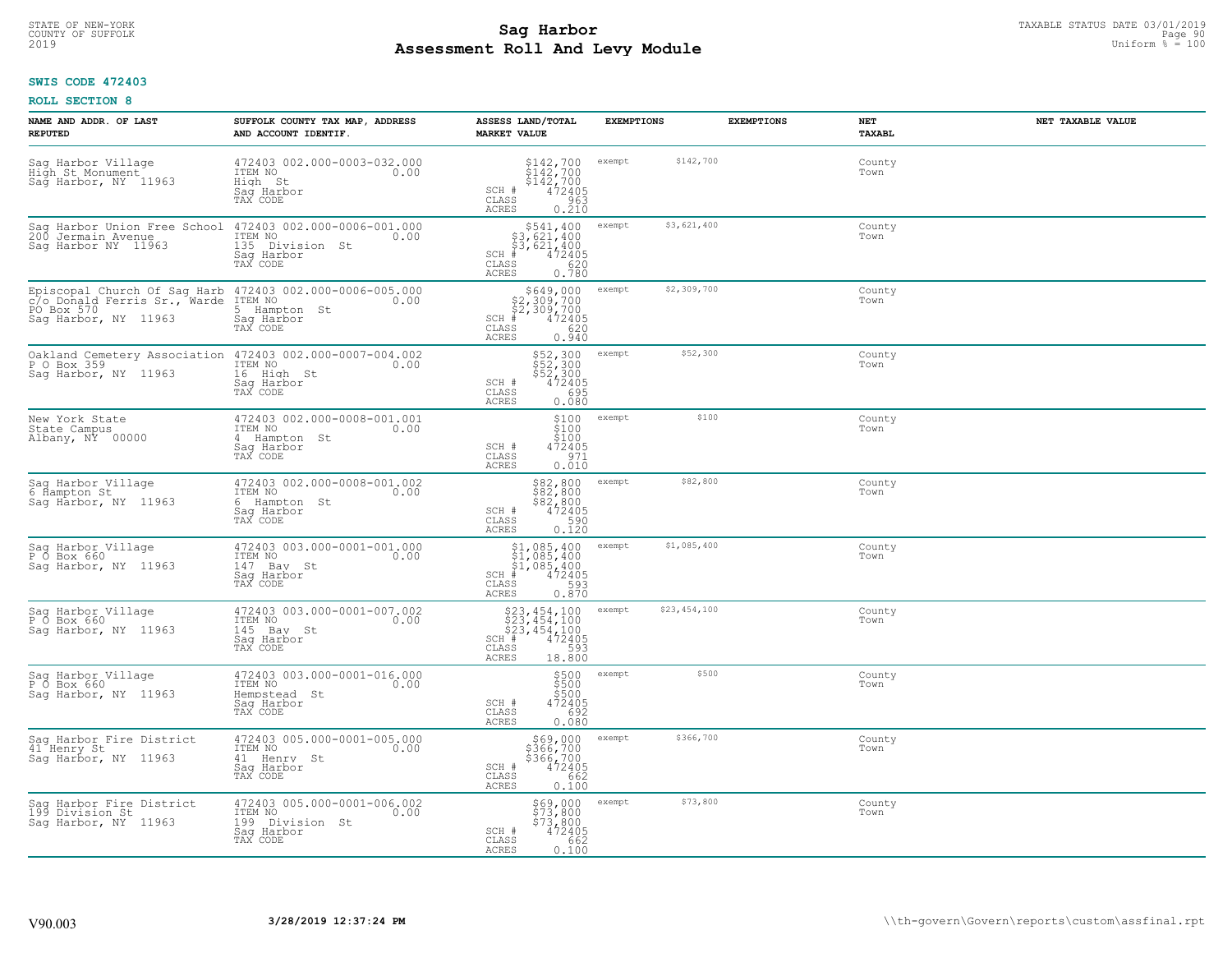STATE OF NEW-YORK
COUNTY OF SUFFOLK
2019

# Sag Harbor
## Assessment Roll And Levy Module

TAXABLE STATUS DATE 03/01/2019
Uniform % = 100

**SWIS CODE 472403**

**ROLL SECTION 8**

| NAME AND ADDR. OF LAST REPUTED | SUFFOLK COUNTY TAX MAP, ADDRESS AND ACCOUNT IDENTIF. | ASSESS LAND/TOTAL MARKET VALUE | EXEMPTIONS | EXEMPTIONS | NET TAXABL | NET TAXABLE VALUE |
|---|---|---|---|---|---|---|
| Sag Harbor Village<br>High St Monument<br>Sag Harbor, NY 11963 | 472403 002.000-0003-032.000<br>ITEM NO 0.00<br>High St<br>Sag Harbor<br>TAX CODE | $142,700<br>$142,700<br>$142,700<br>SCH # 472405<br>CLASS 963<br>ACRES 0.210 | exempt $142,700 | | County<br>Town | |
| Sag Harbor Union Free School<br>200 Jermain Avenue<br>Sag Harbor NY 11963 | 472403 002.000-0006-001.000<br>ITEM NO 0.00<br>135 Division St<br>Sag Harbor<br>TAX CODE | $541,400<br>$3,621,400<br>$3,621,400<br>SCH # 472405<br>CLASS 620<br>ACRES 0.780 | exempt $3,621,400 | | County<br>Town | |
| Episcopal Church Of Sag Harb<br>c/o Donald Ferris Sr., Warde<br>PO Box 570<br>Sag Harbor, NY 11963 | 472403 002.000-0006-005.000<br>ITEM NO 0.00<br>5 Hampton St<br>Sag Harbor<br>TAX CODE | $649,000<br>$2,309,700<br>$2,309,700<br>SCH # 472405<br>CLASS 620<br>ACRES 0.940 | exempt $2,309,700 | | County<br>Town | |
| Oakland Cemetery Association<br>P O Box 359<br>Sag Harbor, NY 11963 | 472403 002.000-0007-004.002<br>ITEM NO 0.00<br>16 High St<br>Sag Harbor<br>TAX CODE | $52,300<br>$52,300<br>$52,300<br>SCH # 472405<br>CLASS 695<br>ACRES 0.080 | exempt $52,300 | | County<br>Town | |
| New York State<br>State Campus<br>Albany, NY 00000 | 472403 002.000-0008-001.001<br>ITEM NO 0.00<br>4 Hampton St<br>Sag Harbor<br>TAX CODE | $100<br>$100<br>$100<br>SCH # 472405<br>CLASS 971<br>ACRES 0.010 | exempt $100 | | County<br>Town | |
| Sag Harbor Village<br>6 Hampton St<br>Sag Harbor, NY 11963 | 472403 002.000-0008-001.002<br>ITEM NO 0.00<br>6 Hampton St<br>Sag Harbor<br>TAX CODE | $82,800<br>$82,800<br>$82,800<br>SCH # 472405<br>CLASS 590<br>ACRES 0.120 | exempt $82,800 | | County<br>Town | |
| Sag Harbor Village<br>P O Box 660<br>Sag Harbor, NY 11963 | 472403 003.000-0001-001.000<br>ITEM NO 0.00<br>147 Bay St<br>Sag Harbor<br>TAX CODE | $1,085,400<br>$1,085,400<br>$1,085,400<br>SCH # 472405<br>CLASS 593<br>ACRES 0.870 | exempt $1,085,400 | | County<br>Town | |
| Sag Harbor Village<br>P O Box 660<br>Sag Harbor, NY 11963 | 472403 003.000-0001-007.002<br>ITEM NO 0.00<br>145 Bay St<br>Sag Harbor<br>TAX CODE | $23,454,100<br>$23,454,100<br>$23,454,100<br>SCH # 472405<br>CLASS 593<br>ACRES 18.800 | exempt $23,454,100 | | County<br>Town | |
| Sag Harbor Village<br>P O Box 660<br>Sag Harbor, NY 11963 | 472403 003.000-0001-016.000<br>ITEM NO 0.00<br>Hempstead St<br>Sag Harbor<br>TAX CODE | $500<br>$500<br>$500<br>SCH # 472405<br>CLASS 692<br>ACRES 0.080 | exempt $500 | | County<br>Town | |
| Sag Harbor Fire District<br>41 Henry St<br>Sag Harbor, NY 11963 | 472403 005.000-0001-005.000<br>ITEM NO 0.00<br>41 Henry St<br>Sag Harbor<br>TAX CODE | $69,000<br>$366,700<br>$366,700<br>SCH # 472405<br>CLASS 662<br>ACRES 0.100 | exempt $366,700 | | County<br>Town | |
| Sag Harbor Fire District<br>199 Division St<br>Sag Harbor, NY 11963 | 472403 005.000-0001-006.002<br>ITEM NO 0.00<br>199 Division St<br>Sag Harbor<br>TAX CODE | $69,000<br>$73,800<br>$73,800<br>SCH # 472405<br>CLASS 662<br>ACRES 0.100 | exempt $73,800 | | County<br>Town | |

V90.003 3/28/2019 12:37:24 PM \\th-govern\Govern\reports\custom\assfinal.rpt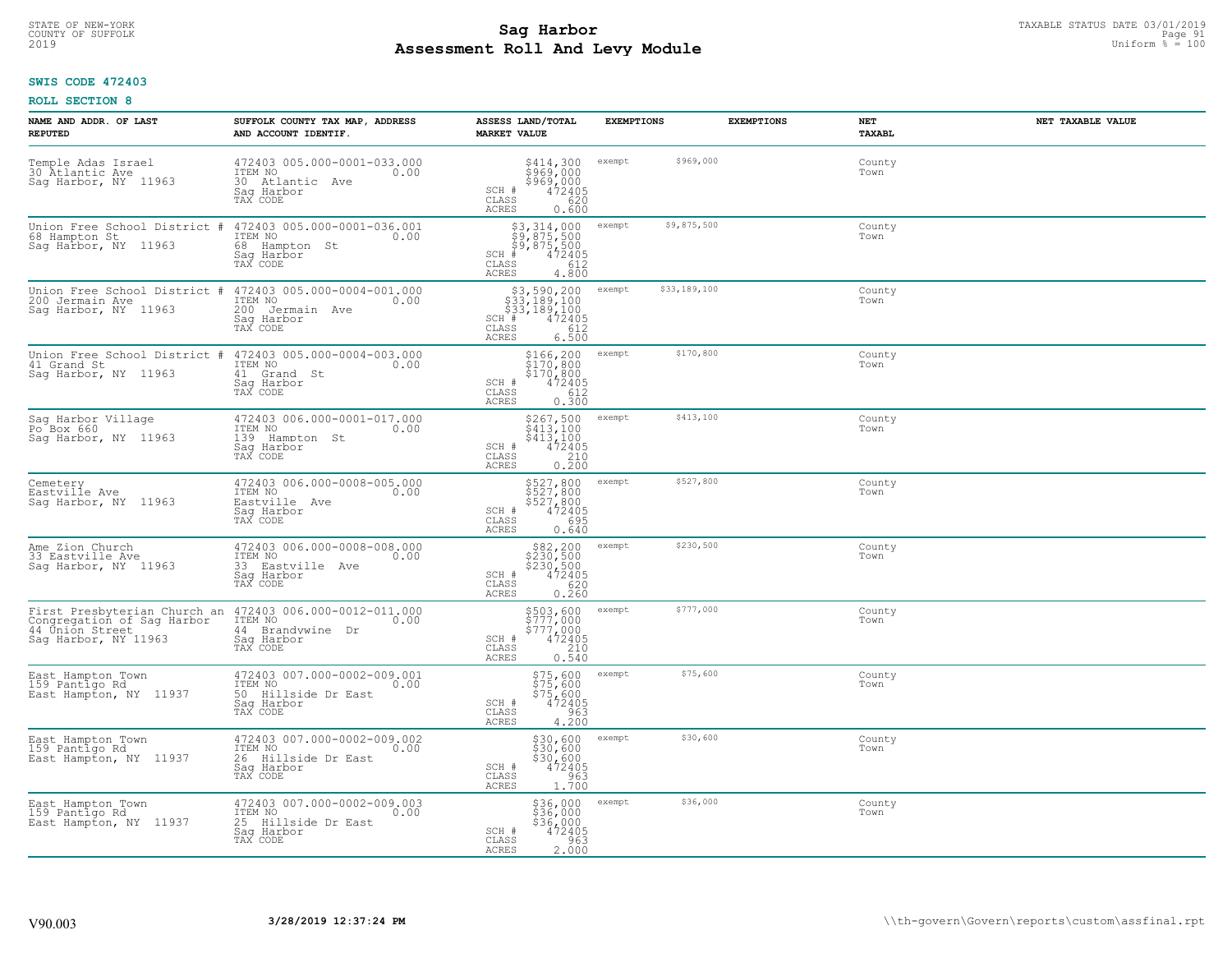STATE OF NEW-YORK
COUNTY OF SUFFOLK
2019

# Sag Harbor
## Assessment Roll And Levy Module

TAXABLE STATUS DATE 03/01/2019
Uniform % = 100

**SWIS CODE 472403**

**ROLL SECTION 8**

| NAME AND ADDR. OF LAST REPUTED | SUFFOLK COUNTY TAX MAP, ADDRESS AND ACCOUNT IDENTIF. | ASSESS LAND/TOTAL MARKET VALUE | EXEMPTIONS | EXEMPTIONS | NET TAXABL | NET TAXABLE VALUE |
|---|---|---|---|---|---|---|
| Temple Adas Israel<br>30 Atlantic Ave<br>Sag Harbor, NY 11963 | 472403 005.000-0001-033.000<br>ITEM NO 0.00<br>30 Atlantic Ave<br>Sag Harbor<br>TAX CODE | $414,300<br>$969,000<br>$969,000<br>SCH # 472405<br>CLASS 620<br>ACRES 0.600 | exempt $969,000 | | County<br>Town | |
| Union Free School District #<br>68 Hampton St<br>Sag Harbor, NY 11963 | 472403 005.000-0001-036.001<br>ITEM NO 0.00<br>68 Hampton St<br>Sag Harbor<br>TAX CODE | $3,314,000<br>$9,875,500<br>$9,875,500<br>SCH # 472405<br>CLASS 612<br>ACRES 4.800 | exempt $9,875,500 | | County<br>Town | |
| Union Free School District #<br>200 Jermain Ave<br>Sag Harbor, NY 11963 | 472403 005.000-0004-001.000<br>ITEM NO 0.00<br>200 Jermain Ave<br>Sag Harbor<br>TAX CODE | $3,590,200<br>$33,189,100<br>$33,189,100<br>SCH # 472405<br>CLASS 612<br>ACRES 6.500 | exempt $33,189,100 | | County<br>Town | |
| Union Free School District #<br>41 Grand St<br>Sag Harbor, NY 11963 | 472403 005.000-0004-003.000<br>ITEM NO 0.00<br>41 Grand St<br>Sag Harbor<br>TAX CODE | $166,200<br>$170,800<br>$170,800<br>SCH # 472405<br>CLASS 612<br>ACRES 0.300 | exempt $170,800 | | County<br>Town | |
| Sag Harbor Village<br>Po Box 660<br>Sag Harbor, NY 11963 | 472403 006.000-0001-017.000<br>ITEM NO 0.00<br>139 Hampton St<br>Sag Harbor<br>TAX CODE | $267,500<br>$413,100<br>$413,100<br>SCH # 472405<br>CLASS 210<br>ACRES 0.200 | exempt $413,100 | | County<br>Town | |
| Cemetery<br>Eastville Ave<br>Sag Harbor, NY 11963 | 472403 006.000-0008-005.000<br>ITEM NO 0.00<br>Eastville Ave<br>Sag Harbor<br>TAX CODE | $527,800<br>$527,800<br>$527,800<br>SCH # 472405<br>CLASS 695<br>ACRES 0.640 | exempt $527,800 | | County<br>Town | |
| Ame Zion Church<br>33 Eastville Ave<br>Sag Harbor, NY 11963 | 472403 006.000-0008-008.000<br>ITEM NO 0.00<br>33 Eastville Ave<br>Sag Harbor<br>TAX CODE | $82,200<br>$230,500<br>$230,500<br>SCH # 472405<br>CLASS 620<br>ACRES 0.260 | exempt $230,500 | | County<br>Town | |
| First Presbyterian Church an<br>Congregation of Sag Harbor<br>44 Union Street<br>Sag Harbor, NY 11963 | 472403 006.000-0012-011.000<br>ITEM NO 0.00<br>44 Brandywine Dr<br>Sag Harbor<br>TAX CODE | $503,600<br>$777,000<br>$777,000<br>SCH # 472405<br>CLASS 210<br>ACRES 0.540 | exempt $777,000 | | County<br>Town | |
| East Hampton Town<br>159 Pantigo Rd<br>East Hampton, NY 11937 | 472403 007.000-0002-009.001<br>ITEM NO 0.00<br>50 Hillside Dr East<br>Sag Harbor<br>TAX CODE | $75,600<br>$75,600<br>$75,600<br>SCH # 472405<br>CLASS 963<br>ACRES 4.200 | exempt $75,600 | | County<br>Town | |
| East Hampton Town<br>159 Pantigo Rd<br>East Hampton, NY 11937 | 472403 007.000-0002-009.002<br>ITEM NO 0.00<br>26 Hillside Dr East<br>Sag Harbor<br>TAX CODE | $30,600<br>$30,600<br>$30,600<br>SCH # 472405<br>CLASS 963<br>ACRES 1.700 | exempt $30,600 | | County<br>Town | |
| East Hampton Town<br>159 Pantigo Rd<br>East Hampton, NY 11937 | 472403 007.000-0002-009.003<br>ITEM NO 0.00<br>25 Hillside Dr East<br>Sag Harbor<br>TAX CODE | $36,000<br>$36,000<br>$36,000<br>SCH # 472405<br>CLASS 963<br>ACRES 2.000 | exempt $36,000 | | County<br>Town | |

V90.003 **3/28/2019 12:37:24 PM** \\th-govern\Govern\reports\custom\assfinal.rpt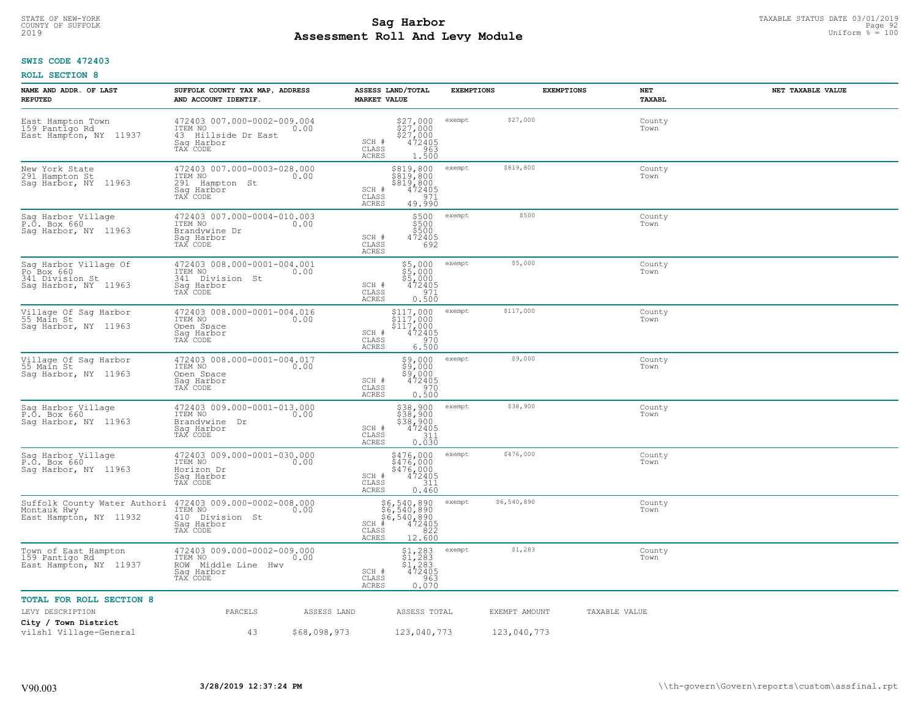STATE OF NEW-YORK
COUNTY OF SUFFOLK
2019

# Sag Harbor
## Assessment Roll And Levy Module

TAXABLE STATUS DATE 03/01/2019
Uniform % = 100

**SWIS CODE 472403**

**ROLL SECTION 8**

| NAME AND ADDR. OF LAST REPUTED | SUFFOLK COUNTY TAX MAP, ADDRESS AND ACCOUNT IDENTIF. | ASSESS LAND/TOTAL MARKET VALUE | EXEMPTIONS | | EXEMPTIONS | NET TAXABL | NET TAXABLE VALUE |
|---|---|---|---|---|---|---|---|
| East Hampton Town<br>159 Pantigo Rd<br>East Hampton, NY 11937 | 472403 007.000-0002-009.004<br>ITEM NO 0.00<br>43 Hillside Dr East<br>Sag Harbor<br>TAX CODE | $27,000<br>$27,000<br>$27,000<br>SCH # 472405<br>CLASS 963<br>ACRES 1.500 | exempt | $27,000 | | County<br>Town | |
| New York State<br>291 Hampton St<br>Sag Harbor, NY 11963 | 472403 007.000-0003-028.000<br>ITEM NO 0.00<br>291 Hampton St<br>Sag Harbor<br>TAX CODE | $819,800<br>$819,800<br>$819,800<br>SCH # 472405<br>CLASS 971<br>ACRES 49.990 | exempt | $819,800 | | County<br>Town | |
| Sag Harbor Village<br>P.O. Box 660<br>Sag Harbor, NY 11963 | 472403 007.000-0004-010.003<br>ITEM NO 0.00<br>Brandywine Dr<br>Sag Harbor<br>TAX CODE | $500<br>$500<br>$500<br>SCH # 472405<br>CLASS 692<br>ACRES | exempt | $500 | | County<br>Town | |
| Sag Harbor Village Of<br>Po Box 660<br>341 Division St<br>Sag Harbor, NY 11963 | 472403 008.000-0001-004.001<br>ITEM NO 0.00<br>341 Division St<br>Sag Harbor<br>TAX CODE | $5,000<br>$5,000<br>$5,000<br>SCH # 472405<br>CLASS 971<br>ACRES 0.500 | exempt | $5,000 | | County<br>Town | |
| Village Of Sag Harbor<br>55 Main St<br>Sag Harbor, NY 11963 | 472403 008.000-0001-004.016<br>ITEM NO 0.00<br>Open Space<br>Sag Harbor<br>TAX CODE | $117,000<br>$117,000<br>$117,000<br>SCH # 472405<br>CLASS 970<br>ACRES 6.500 | exempt | $117,000 | | County<br>Town | |
| Village Of Sag Harbor<br>55 Main St<br>Sag Harbor, NY 11963 | 472403 008.000-0001-004.017<br>ITEM NO 0.00<br>Open Space<br>Sag Harbor<br>TAX CODE | $9,000<br>$9,000<br>$9,000<br>SCH # 472405<br>CLASS 970<br>ACRES 0.500 | exempt | $9,000 | | County<br>Town | |
| Sag Harbor Village<br>P.O. Box 660<br>Sag Harbor, NY 11963 | 472403 009.000-0001-013.000<br>ITEM NO 0.00<br>Brandywine Dr<br>Sag Harbor<br>TAX CODE | $38,900<br>$38,900<br>$38,900<br>SCH # 472405<br>CLASS 311<br>ACRES 0.030 | exempt | $38,900 | | County<br>Town | |
| Sag Harbor Village<br>P.O. Box 660<br>Sag Harbor, NY 11963 | 472403 009.000-0001-030.000<br>ITEM NO 0.00<br>Horizon Dr<br>Sag Harbor<br>TAX CODE | $476,000<br>$476,000<br>$476,000<br>SCH # 472405<br>CLASS 311<br>ACRES 0.460 | exempt | $476,000 | | County<br>Town | |
| Suffolk County Water Authori<br>Montauk Hwy<br>East Hampton, NY 11932 | 472403 009.000-0002-008.000<br>ITEM NO 0.00<br>410 Division St<br>Sag Harbor<br>TAX CODE | $6,540,890<br>$6,540,890<br>$6,540,890<br>SCH # 472405<br>CLASS 822<br>ACRES 12.600 | exempt | $6,540,890 | | County<br>Town | |
| Town of East Hampton<br>159 Pantigo Rd<br>East Hampton, NY 11937 | 472403 009.000-0002-009.000<br>ITEM NO 0.00<br>ROW Middle Line Hwy<br>Sag Harbor<br>TAX CODE | $1,283<br>$1,283<br>$1,283<br>SCH # 472405<br>CLASS 963<br>ACRES 0.070 | exempt | $1,283 | | County<br>Town | |

**TOTAL FOR ROLL SECTION 8**

| LEVY DESCRIPTION | PARCELS | ASSESS LAND | ASSESS TOTAL | EXEMPT AMOUNT | TAXABLE VALUE |
|---|---|---|---|---|---|
| **City / Town District** | | | | | |
| vilsh1 Village-General | 43 | $68,098,973 | 123,040,773 | 123,040,773 | |

V90.003 3/28/2019 12:37:24 PM \\th-govern\Govern\reports\custom\assfinal.rpt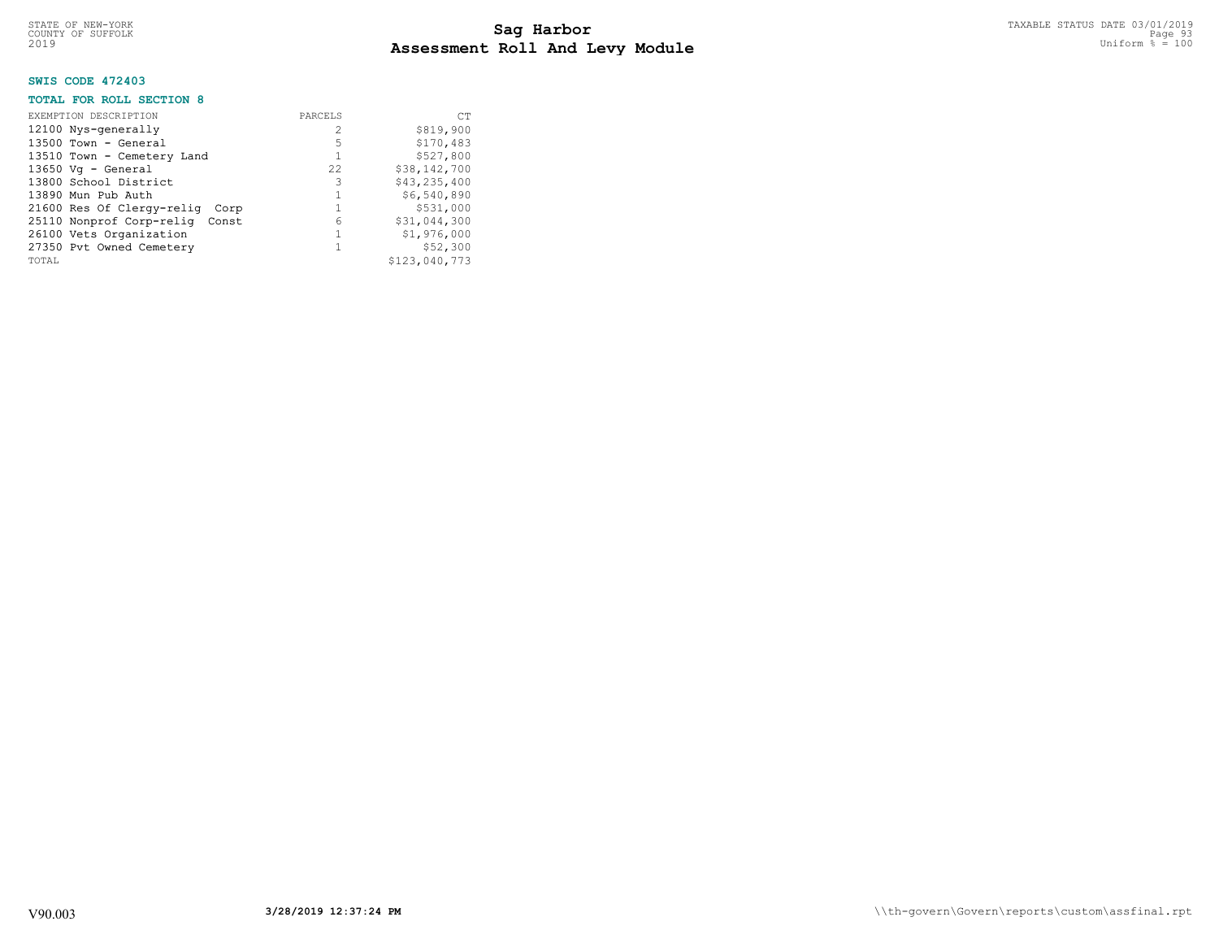STATE OF NEW-YORK
COUNTY OF SUFFOLK
2019

# Sag Harbor
## Assessment Roll And Levy Module

TAXABLE STATUS DATE 03/01/2019
Uniform % = 100

### SWIS CODE 472403

### TOTAL FOR ROLL SECTION 8

| EXEMPTION DESCRIPTION | PARCELS | CT |
|---|---|---|
| 12100 Nys-generally | 2 | $819,900 |
| 13500 Town - General | 5 | $170,483 |
| 13510 Town - Cemetery Land | 1 | $527,800 |
| 13650 Vg - General | 22 | $38,142,700 |
| 13800 School District | 3 | $43,235,400 |
| 13890 Mun Pub Auth | 1 | $6,540,890 |
| 21600 Res Of Clergy-relig Corp | 1 | $531,000 |
| 25110 Nonprof Corp-relig Const | 6 | $31,044,300 |
| 26100 Vets Organization | 1 | $1,976,000 |
| 27350 Pvt Owned Cemetery | 1 | $52,300 |
| TOTAL | | $123,040,773 |

V90.003 3/28/2019 12:37:24 PM \\th-govern\Govern\reports\custom\assfinal.rpt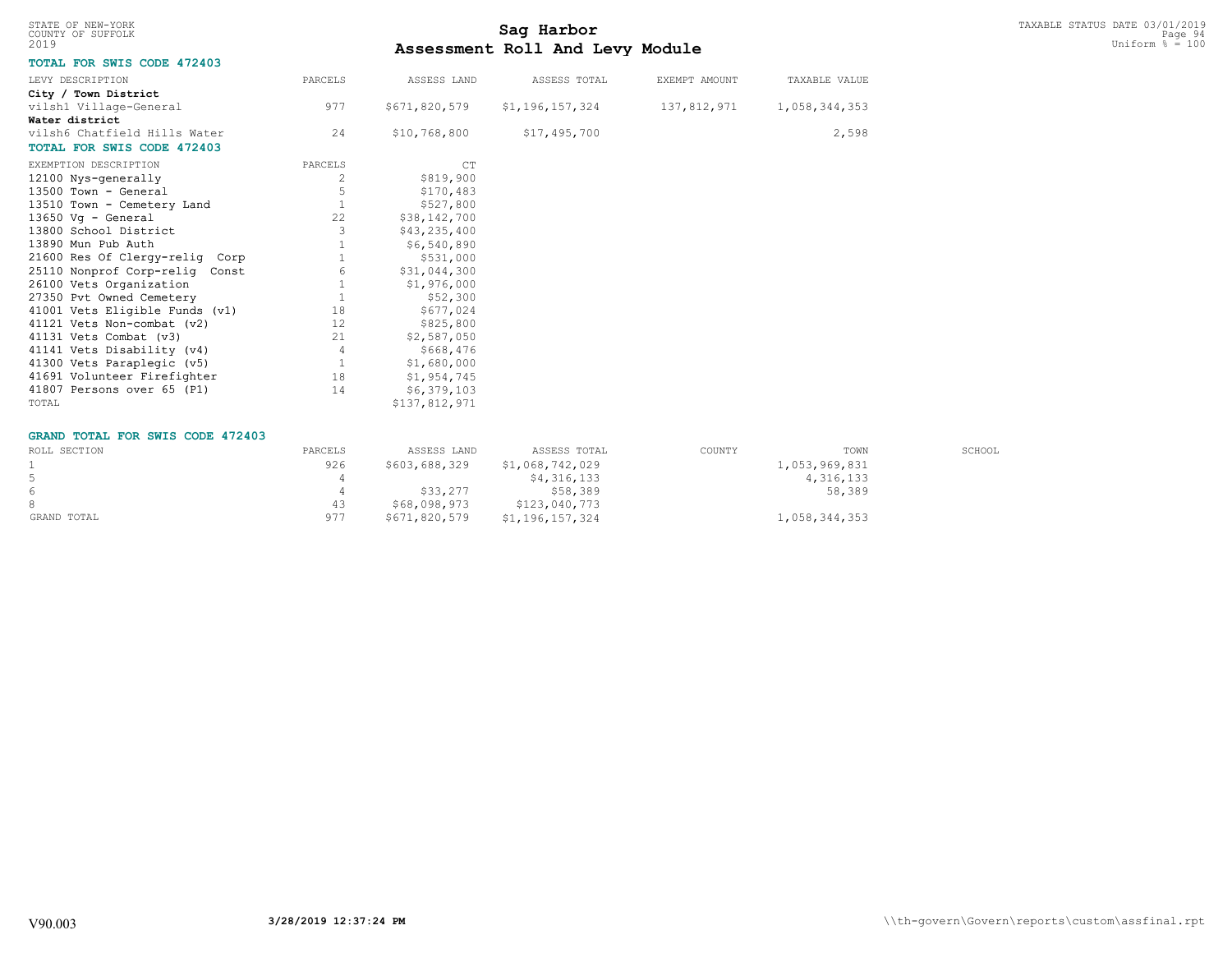STATE OF NEW-YORK
COUNTY OF SUFFOLK
2019

# Sag Harbor
# Assessment Roll And Levy Module

TAXABLE STATUS DATE 03/01/2019
Uniform % = 100

### TOTAL FOR SWIS CODE 472403

| LEVY DESCRIPTION | PARCELS | ASSESS LAND | ASSESS TOTAL | EXEMPT AMOUNT | TAXABLE VALUE |
|---|---|---|---|---|---|
| **City / Town District** | | | | | |
| vilsh1 Village-General | 977 | $671,820,579 | $1,196,157,324 | 137,812,971 | 1,058,344,353 |
| **Water district** | | | | | |
| vilsh6 Chatfield Hills Water | 24 | $10,768,800 | $17,495,700 | | 2,598 |

### TOTAL FOR SWIS CODE 472403

| EXEMPTION DESCRIPTION | PARCELS | CT |
|---|---|---|
| 12100 Nys-generally | 2 | $819,900 |
| 13500 Town - General | 5 | $170,483 |
| 13510 Town - Cemetery Land | 1 | $527,800 |
| 13650 Vg - General | 22 | $38,142,700 |
| 13800 School District | 3 | $43,235,400 |
| 13890 Mun Pub Auth | 1 | $6,540,890 |
| 21600 Res Of Clergy-relig Corp | 1 | $531,000 |
| 25110 Nonprof Corp-relig Const | 6 | $31,044,300 |
| 26100 Vets Organization | 1 | $1,976,000 |
| 27350 Pvt Owned Cemetery | 1 | $52,300 |
| 41001 Vets Eligible Funds (v1) | 18 | $677,024 |
| 41121 Vets Non-combat (v2) | 12 | $825,800 |
| 41131 Vets Combat (v3) | 21 | $2,587,050 |
| 41141 Vets Disability (v4) | 4 | $668,476 |
| 41300 Vets Paraplegic (v5) | 1 | $1,680,000 |
| 41691 Volunteer Firefighter | 18 | $1,954,745 |
| 41807 Persons over 65 (P1) | 14 | $6,379,103 |
| TOTAL | | $137,812,971 |

### GRAND TOTAL FOR SWIS CODE 472403

| ROLL SECTION | PARCELS | ASSESS LAND | ASSESS TOTAL | COUNTY | TOWN | SCHOOL |
|---|---|---|---|---|---|---|
| 1 | 926 | $603,688,329 | $1,068,742,029 | | 1,053,969,831 | |
| 5 | 4 | | $4,316,133 | | 4,316,133 | |
| 6 | 4 | $33,277 | $58,389 | | 58,389 | |
| 8 | 43 | $68,098,973 | $123,040,773 | | | |
| GRAND TOTAL | 977 | $671,820,579 | $1,196,157,324 | | 1,058,344,353 | |

V90.003 3/28/2019 12:37:24 PM \\th-govern\Govern\reports\custom\assfinal.rpt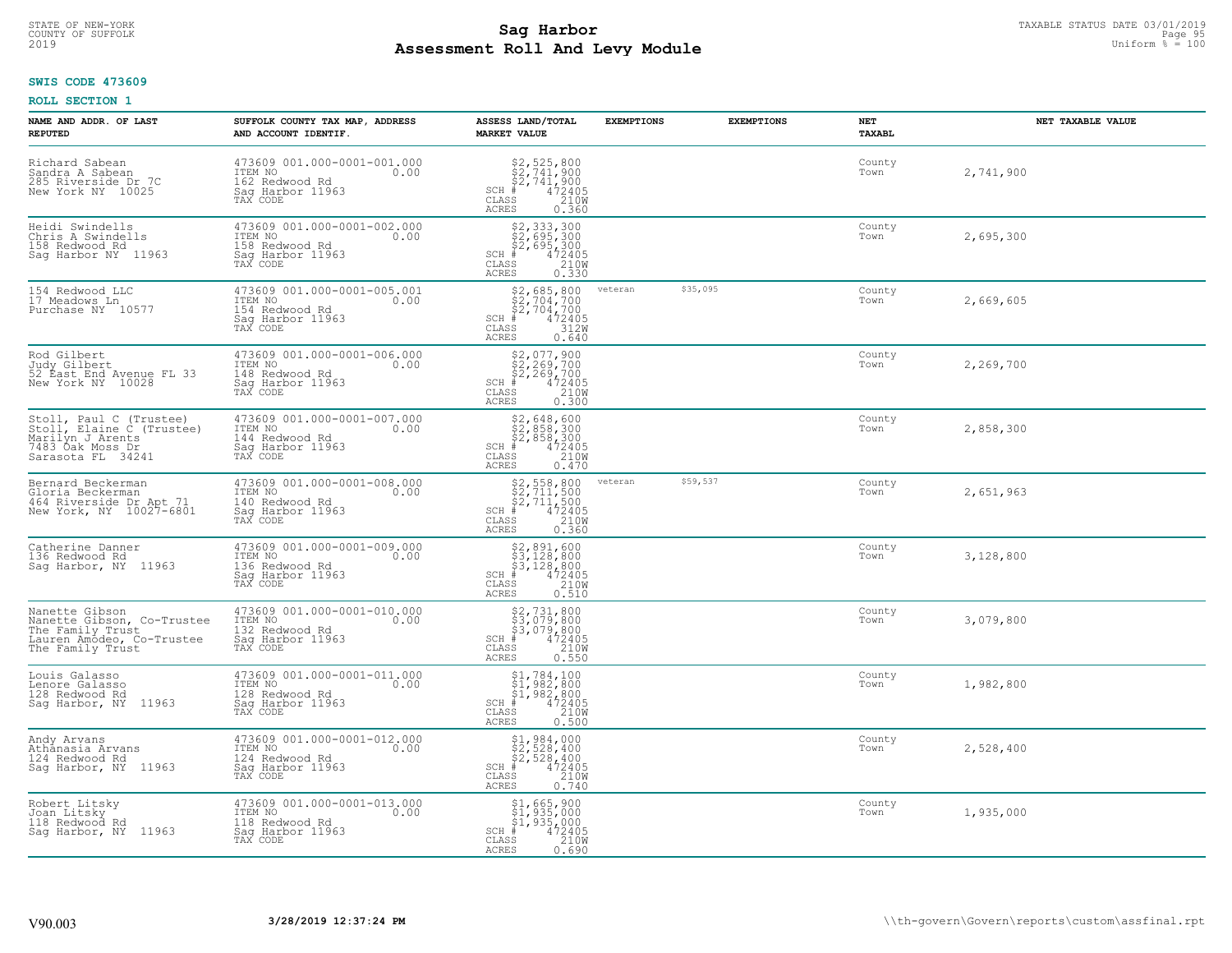# Sag Harbor
## Assessment Roll And Levy Module

STATE OF NEW-YORK
COUNTY OF SUFFOLK
2019

TAXABLE STATUS DATE 03/01/2019
Uniform % = 100

**SWIS CODE 473609**

**ROLL SECTION 1**

| NAME AND ADDR. OF LAST REPUTED | SUFFOLK COUNTY TAX MAP, ADDRESS AND ACCOUNT IDENTIF. | ASSESS LAND/TOTAL MARKET VALUE | EXEMPTIONS | EXEMPTIONS | NET TAXABL | NET TAXABLE VALUE |
|---|---|---|---|---|---|---|
| Richard Sabean<br>Sandra A Sabean<br>285 Riverside Dr 7C<br>New York NY 10025 | 473609 001.000-0001-001.000<br>ITEM NO 0.00<br>162 Redwood Rd<br>Sag Harbor 11963<br>TAX CODE | $2,525,800<br>$2,741,900<br>$2,741,900<br>SCH # 472405<br>CLASS 210W<br>ACRES 0.360 | | | County<br>Town | 2,741,900 |
| Heidi Swindells<br>Chris A Swindells<br>158 Redwood Rd<br>Sag Harbor NY 11963 | 473609 001.000-0001-002.000<br>ITEM NO 0.00<br>158 Redwood Rd<br>Sag Harbor 11963<br>TAX CODE | $2,333,300<br>$2,695,300<br>$2,695,300<br>SCH # 472405<br>CLASS 210W<br>ACRES 0.330 | | | County<br>Town | 2,695,300 |
| 154 Redwood LLC<br>17 Meadows Ln<br>Purchase NY 10577 | 473609 001.000-0001-005.001<br>ITEM NO 0.00<br>154 Redwood Rd<br>Sag Harbor 11963<br>TAX CODE | $2,685,800<br>$2,704,700<br>$2,704,700<br>SCH # 472405<br>CLASS 312W<br>ACRES 0.640 | veteran | $35,095 | County<br>Town | 2,669,605 |
| Rod Gilbert<br>Judy Gilbert<br>52 East End Avenue FL 33<br>New York NY 10028 | 473609 001.000-0001-006.000<br>ITEM NO 0.00<br>148 Redwood Rd<br>Sag Harbor 11963<br>TAX CODE | $2,077,900<br>$2,269,700<br>$2,269,700<br>SCH # 472405<br>CLASS 210W<br>ACRES 0.300 | | | County<br>Town | 2,269,700 |
| Stoll, Paul C (Trustee)<br>Stoll, Elaine C (Trustee)<br>Marilyn J Arents<br>7483 Oak Moss Dr<br>Sarasota FL 34241 | 473609 001.000-0001-007.000<br>ITEM NO 0.00<br>144 Redwood Rd<br>Sag Harbor 11963<br>TAX CODE | $2,648,600<br>$2,858,300<br>$2,858,300<br>SCH # 472405<br>CLASS 210W<br>ACRES 0.470 | | | County<br>Town | 2,858,300 |
| Bernard Beckerman<br>Gloria Beckerman<br>464 Riverside Dr Apt 71<br>New York, NY 10027-6801 | 473609 001.000-0001-008.000<br>ITEM NO 0.00<br>140 Redwood Rd<br>Sag Harbor 11963<br>TAX CODE | $2,558,800<br>$2,711,500<br>$2,711,500<br>SCH # 472405<br>CLASS 210W<br>ACRES 0.360 | veteran | $59,537 | County<br>Town | 2,651,963 |
| Catherine Danner<br>136 Redwood Rd<br>Sag Harbor, NY 11963 | 473609 001.000-0001-009.000<br>ITEM NO 0.00<br>136 Redwood Rd<br>Sag Harbor 11963<br>TAX CODE | $2,891,600<br>$3,128,800<br>$3,128,800<br>SCH # 472405<br>CLASS 210W<br>ACRES 0.510 | | | County<br>Town | 3,128,800 |
| Nanette Gibson<br>Nanette Gibson, Co-Trustee<br>The Family Trust<br>Lauren Amodeo, Co-Trustee<br>The Family Trust | 473609 001.000-0001-010.000<br>ITEM NO 0.00<br>132 Redwood Rd<br>Sag Harbor 11963<br>TAX CODE | $2,731,800<br>$3,079,800<br>$3,079,800<br>SCH # 472405<br>CLASS 210W<br>ACRES 0.550 | | | County<br>Town | 3,079,800 |
| Louis Galasso<br>Lenore Galasso<br>128 Redwood Rd<br>Sag Harbor, NY 11963 | 473609 001.000-0001-011.000<br>ITEM NO 0.00<br>128 Redwood Rd<br>Sag Harbor 11963<br>TAX CODE | $1,784,100<br>$1,982,800<br>$1,982,800<br>SCH # 472405<br>CLASS 210W<br>ACRES 0.500 | | | County<br>Town | 1,982,800 |
| Andy Arvans<br>Athanasia Arvans<br>124 Redwood Rd<br>Sag Harbor, NY 11963 | 473609 001.000-0001-012.000<br>ITEM NO 0.00<br>124 Redwood Rd<br>Sag Harbor 11963<br>TAX CODE | $1,984,000<br>$2,528,400<br>$2,528,400<br>SCH # 472405<br>CLASS 210W<br>ACRES 0.740 | | | County<br>Town | 2,528,400 |
| Robert Litsky<br>Joan Litsky<br>118 Redwood Rd<br>Sag Harbor, NY 11963 | 473609 001.000-0001-013.000<br>ITEM NO 0.00<br>118 Redwood Rd<br>Sag Harbor 11963<br>TAX CODE | $1,665,900<br>$1,935,000<br>$1,935,000<br>SCH # 472405<br>CLASS 210W<br>ACRES 0.690 | | | County<br>Town | 1,935,000 |

V90.003 3/28/2019 12:37:24 PM \\th-govern\Govern\reports\custom\assfinal.rpt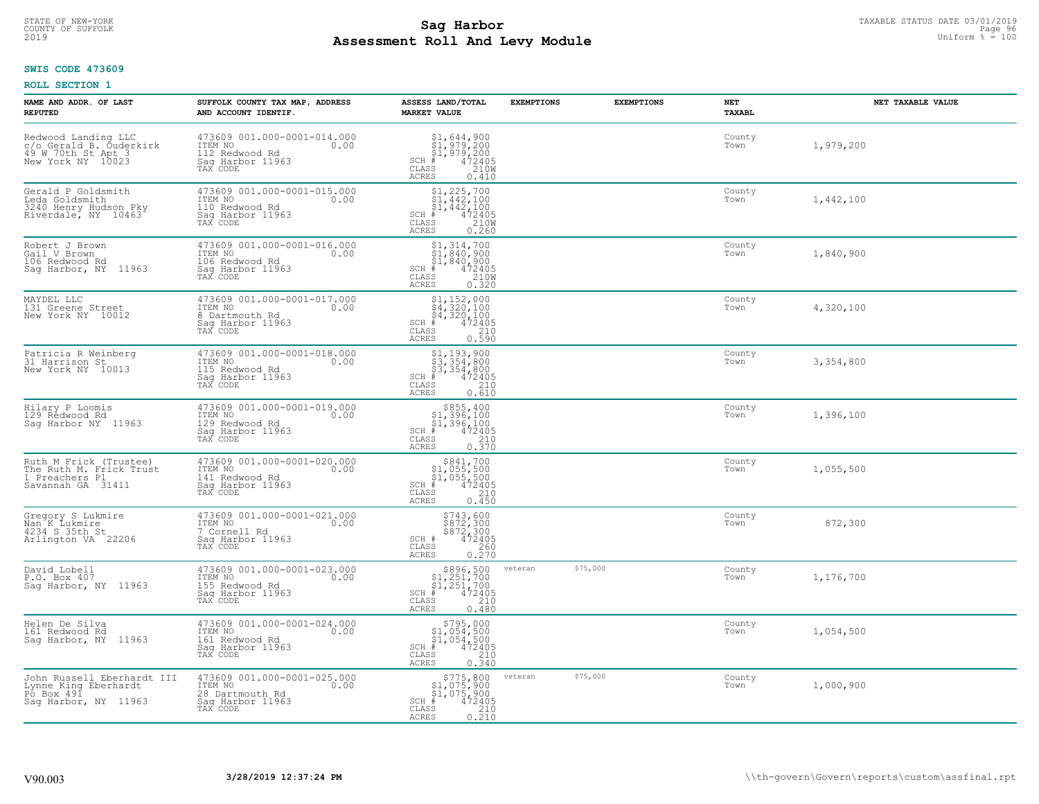# Sag Harbor
## Assessment Roll And Levy Module

STATE OF NEW-YORK
COUNTY OF SUFFOLK
2019

TAXABLE STATUS DATE 03/01/2019
Uniform % = 100

**SWIS CODE 473609**

**ROLL SECTION 1**

| NAME AND ADDR. OF LAST REPUTED | SUFFOLK COUNTY TAX MAP, ADDRESS AND ACCOUNT IDENTIF. | ASSESS LAND/TOTAL MARKET VALUE | EXEMPTIONS | | EXEMPTIONS | NET TAXABL | NET TAXABLE VALUE |
|---|---|---|---|---|---|---|---|
| Redwood Landing LLC<br>c/o Gerald B. Ouderkirk<br>49 W 70th St Apt 3<br>New York NY 10023 | 473609 001.000-0001-014.000<br>ITEM NO 0.00<br>112 Redwood Rd<br>Sag Harbor 11963<br>TAX CODE | $1,644,900<br>$1,979,200<br>$1,979,200<br>SCH # 472405<br>CLASS 210W<br>ACRES 0.410 | | | | County<br>Town | 1,979,200 |
| Gerald P Goldsmith<br>Leda Goldsmith<br>3240 Henry Hudson Pky<br>Riverdale, NY 10463 | 473609 001.000-0001-015.000<br>ITEM NO 0.00<br>110 Redwood Rd<br>Sag Harbor 11963<br>TAX CODE | $1,225,700<br>$1,442,100<br>$1,442,100<br>SCH # 472405<br>CLASS 210W<br>ACRES 0.260 | | | | County<br>Town | 1,442,100 |
| Robert J Brown<br>Gail V Brown<br>106 Redwood Rd<br>Sag Harbor, NY 11963 | 473609 001.000-0001-016.000<br>ITEM NO 0.00<br>106 Redwood Rd<br>Sag Harbor 11963<br>TAX CODE | $1,314,700<br>$1,840,900<br>$1,840,900<br>SCH # 472405<br>CLASS 210W<br>ACRES 0.320 | | | | County<br>Town | 1,840,900 |
| MAYDEL LLC<br>131 Greene Street<br>New York NY 10012 | 473609 001.000-0001-017.000<br>ITEM NO 0.00<br>8 Dartmouth Rd<br>Sag Harbor 11963<br>TAX CODE | $1,152,000<br>$4,320,100<br>$4,320,100<br>SCH # 472405<br>CLASS 210<br>ACRES 0.590 | | | | County<br>Town | 4,320,100 |
| Patricia R Weinberg<br>31 Harrison St<br>New York NY 10013 | 473609 001.000-0001-018.000<br>ITEM NO 0.00<br>115 Redwood Rd<br>Sag Harbor 11963<br>TAX CODE | $1,193,900<br>$3,354,800<br>$3,354,800<br>SCH # 472405<br>CLASS 210<br>ACRES 0.610 | | | | County<br>Town | 3,354,800 |
| Hilary P Loomis<br>129 Redwood Rd<br>Sag Harbor NY 11963 | 473609 001.000-0001-019.000<br>ITEM NO 0.00<br>129 Redwood Rd<br>Sag Harbor 11963<br>TAX CODE | $855,400<br>$1,396,100<br>$1,396,100<br>SCH # 472405<br>CLASS 210<br>ACRES 0.370 | | | | County<br>Town | 1,396,100 |
| Ruth M Frick (Trustee)<br>The Ruth M. Frick Trust<br>1 Preachers Pl<br>Savannah GA 31411 | 473609 001.000-0001-020.000<br>ITEM NO 0.00<br>141 Redwood Rd<br>Sag Harbor 11963<br>TAX CODE | $841,700<br>$1,055,500<br>$1,055,500<br>SCH # 472405<br>CLASS 210<br>ACRES 0.450 | | | | County<br>Town | 1,055,500 |
| Gregory S Lukmire<br>Nan K Lukmire<br>4234 S 35th St<br>Arlington VA 22206 | 473609 001.000-0001-021.000<br>ITEM NO 0.00<br>7 Cornell Rd<br>Sag Harbor 11963<br>TAX CODE | $743,600<br>$872,300<br>$872,300<br>SCH # 472405<br>CLASS 260<br>ACRES 0.270 | | | | County<br>Town | 872,300 |
| David Lobell<br>P.O. Box 407<br>Sag Harbor, NY 11963 | 473609 001.000-0001-023.000<br>ITEM NO 0.00<br>155 Redwood Rd<br>Sag Harbor 11963<br>TAX CODE | $896,500<br>$1,251,700<br>$1,251,700<br>SCH # 472405<br>CLASS 210<br>ACRES 0.480 | veteran | $75,000 | | County<br>Town | 1,176,700 |
| Helen De Silva<br>161 Redwood Rd<br>Sag Harbor, NY 11963 | 473609 001.000-0001-024.000<br>ITEM NO 0.00<br>161 Redwood Rd<br>Sag Harbor 11963<br>TAX CODE | $795,000<br>$1,054,500<br>$1,054,500<br>SCH # 472405<br>CLASS 210<br>ACRES 0.340 | | | | County<br>Town | 1,054,500 |
| John Russell Eberhardt III<br>Lynne King Eberhardt<br>Po Box 491<br>Sag Harbor, NY 11963 | 473609 001.000-0001-025.000<br>ITEM NO 0.00<br>28 Dartmouth Rd<br>Sag Harbor 11963<br>TAX CODE | $775,800<br>$1,075,900<br>$1,075,900<br>SCH # 472405<br>CLASS 210<br>ACRES 0.210 | veteran | $75,000 | | County<br>Town | 1,000,900 |

V90.003 &nbsp;&nbsp;&nbsp; **3/28/2019 12:37:24 PM** &nbsp;&nbsp;&nbsp; \\th-govern\Govern\reports\custom\assfinal.rpt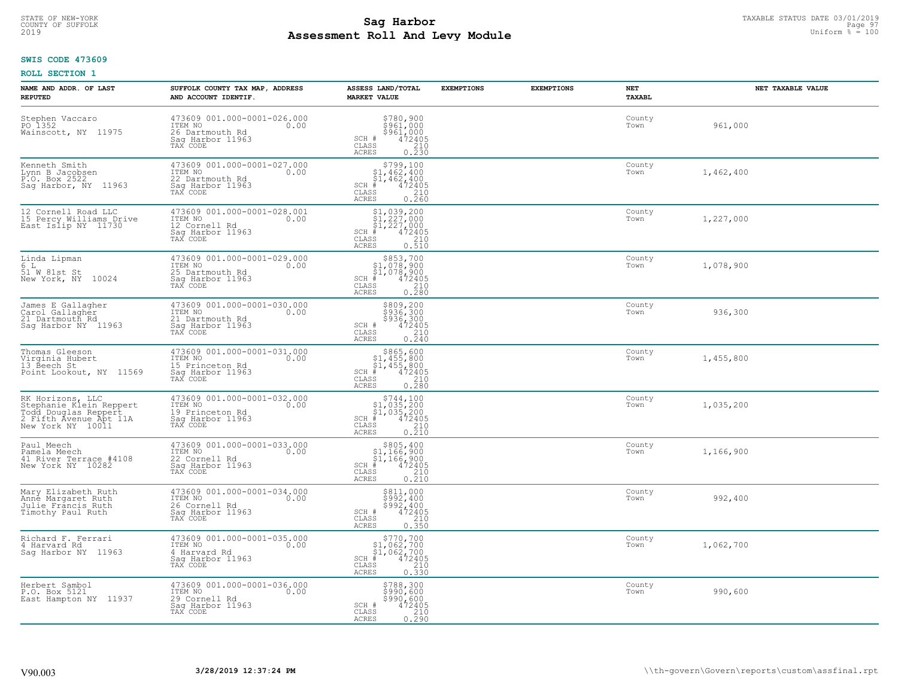STATE OF NEW-YORK
COUNTY OF SUFFOLK
2019

# Sag Harbor
# Assessment Roll And Levy Module

TAXABLE STATUS DATE 03/01/2019
Uniform % = 100

**SWIS CODE 473609**

**ROLL SECTION 1**

| NAME AND ADDR. OF LAST REPUTED | SUFFOLK COUNTY TAX MAP, ADDRESS AND ACCOUNT IDENTIF. | ASSESS LAND/TOTAL MARKET VALUE | EXEMPTIONS | EXEMPTIONS | NET TAXABL | NET TAXABLE VALUE |
|---|---|---|---|---|---|---|
| Stephen Vaccaro<br>PO 1352<br>Wainscott, NY 11975 | 473609 001.000-0001-026.000<br>ITEM NO 0.00<br>26 Dartmouth Rd<br>Sag Harbor 11963<br>TAX CODE | $780,900<br>$961,000<br>$961,000<br>SCH # 472405<br>CLASS 210<br>ACRES 0.230 | | | County<br>Town | 961,000 |
| Kenneth Smith<br>Lynn B Jacobsen<br>P.O. Box 2522<br>Sag Harbor, NY 11963 | 473609 001.000-0001-027.000<br>ITEM NO 0.00<br>22 Dartmouth Rd<br>Sag Harbor 11963<br>TAX CODE | $799,100<br>$1,462,400<br>$1,462,400<br>SCH # 472405<br>CLASS 210<br>ACRES 0.260 | | | County<br>Town | 1,462,400 |
| 12 Cornell Road LLC<br>15 Percy Williams Drive<br>East Islip NY 11730 | 473609 001.000-0001-028.001<br>ITEM NO 0.00<br>12 Cornell Rd<br>Sag Harbor 11963<br>TAX CODE | $1,039,200<br>$1,227,000<br>$1,227,000<br>SCH # 472405<br>CLASS 210<br>ACRES 0.510 | | | County<br>Town | 1,227,000 |
| Linda Lipman<br>6 L<br>51 W 81st St<br>New York, NY 10024 | 473609 001.000-0001-029.000<br>ITEM NO 0.00<br>25 Dartmouth Rd<br>Sag Harbor 11963<br>TAX CODE | $853,700<br>$1,078,900<br>$1,078,900<br>SCH # 472405<br>CLASS 210<br>ACRES 0.280 | | | County<br>Town | 1,078,900 |
| James E Gallagher<br>Carol Gallagher<br>21 Dartmouth Rd<br>Sag Harbor NY 11963 | 473609 001.000-0001-030.000<br>ITEM NO 0.00<br>21 Dartmouth Rd<br>Sag Harbor 11963<br>TAX CODE | $809,200<br>$936,300<br>$936,300<br>SCH # 472405<br>CLASS 210<br>ACRES 0.240 | | | County<br>Town | 936,300 |
| Thomas Gleeson<br>Virginia Hubert<br>13 Beech St<br>Point Lookout, NY 11569 | 473609 001.000-0001-031.000<br>ITEM NO 0.00<br>15 Princeton Rd<br>Sag Harbor 11963<br>TAX CODE | $865,600<br>$1,455,800<br>$1,455,800<br>SCH # 472405<br>CLASS 210<br>ACRES 0.280 | | | County<br>Town | 1,455,800 |
| RK Horizons, LLC<br>Stephanie Klein Reppert<br>Todd Douglas Reppert<br>2 Fifth Avenue Apt 11A<br>New York NY 10011 | 473609 001.000-0001-032.000<br>ITEM NO 0.00<br>19 Princeton Rd<br>Sag Harbor 11963<br>TAX CODE | $744,100<br>$1,035,200<br>$1,035,200<br>SCH # 472405<br>CLASS 210<br>ACRES 0.210 | | | County<br>Town | 1,035,200 |
| Paul Meech<br>Pamela Meech<br>41 River Terrace #4108<br>New York NY 10282 | 473609 001.000-0001-033.000<br>ITEM NO 0.00<br>22 Cornell Rd<br>Sag Harbor 11963<br>TAX CODE | $805,400<br>$1,166,900<br>$1,166,900<br>SCH # 472405<br>CLASS 210<br>ACRES 0.210 | | | County<br>Town | 1,166,900 |
| Mary Elizabeth Ruth<br>Anne Margaret Ruth<br>Julie Francis Ruth<br>Timothy Paul Ruth | 473609 001.000-0001-034.000<br>ITEM NO 0.00<br>26 Cornell Rd<br>Sag Harbor 11963<br>TAX CODE | $811,000<br>$992,400<br>$992,400<br>SCH # 472405<br>CLASS 210<br>ACRES 0.350 | | | County<br>Town | 992,400 |
| Richard F. Ferrari<br>4 Harvard Rd<br>Sag Harbor NY 11963 | 473609 001.000-0001-035.000<br>ITEM NO 0.00<br>4 Harvard Rd<br>Sag Harbor 11963<br>TAX CODE | $770,700<br>$1,062,700<br>$1,062,700<br>SCH # 472405<br>CLASS 210<br>ACRES 0.330 | | | County<br>Town | 1,062,700 |
| Herbert Sambol<br>P.O. Box 5121<br>East Hampton NY 11937 | 473609 001.000-0001-036.000<br>ITEM NO 0.00<br>29 Cornell Rd<br>Sag Harbor 11963<br>TAX CODE | $788,300<br>$990,600<br>$990,600<br>SCH # 472405<br>CLASS 210<br>ACRES 0.290 | | | County<br>Town | 990,600 |

V90.003 3/28/2019 12:37:24 PM \\th-govern\Govern\reports\custom\assfinal.rpt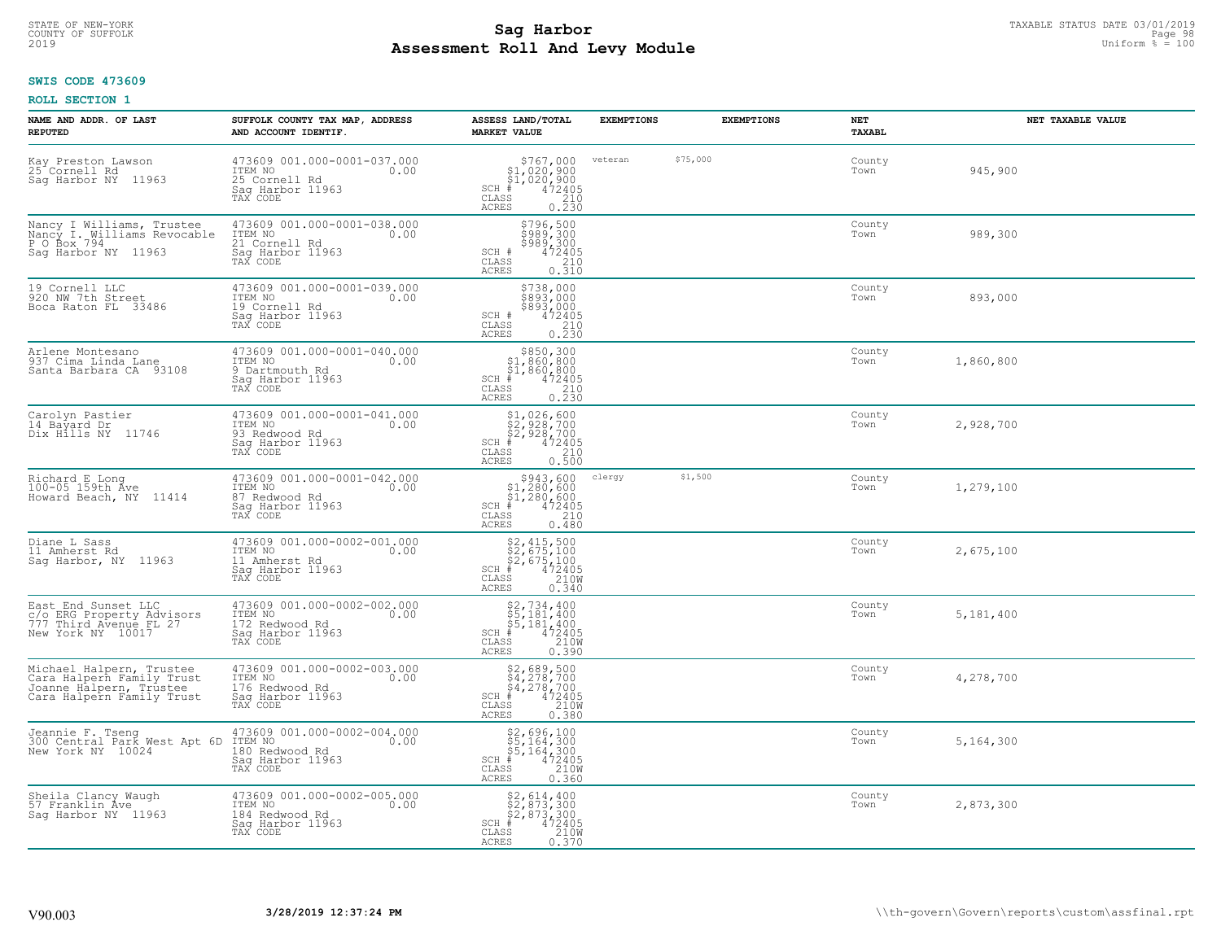STATE OF NEW-YORK
COUNTY OF SUFFOLK
2019

# Sag Harbor
# Assessment Roll And Levy Module

TAXABLE STATUS DATE 03/01/2019
Uniform % = 100

**SWIS CODE 473609**

**ROLL SECTION 1**

| NAME AND ADDR. OF LAST REPUTED | SUFFOLK COUNTY TAX MAP, ADDRESS AND ACCOUNT IDENTIF. | ASSESS LAND/TOTAL MARKET VALUE | EXEMPTIONS | EXEMPTIONS | NET TAXABL | NET TAXABLE VALUE |
|---|---|---|---|---|---|---|
| Kay Preston Lawson<br>25 Cornell Rd<br>Sag Harbor NY 11963 | 473609 001.000-0001-037.000<br>ITEM NO 0.00<br>25 Cornell Rd<br>Sag Harbor 11963<br>TAX CODE | $767,000<br>$1,020,900<br>$1,020,900<br>SCH # 472405<br>CLASS 210<br>ACRES 0.230 | veteran | $75,000 | County<br>Town | 945,900 |
| Nancy I Williams, Trustee<br>Nancy I. Williams Revocable<br>P O Box 794<br>Sag Harbor NY 11963 | 473609 001.000-0001-038.000<br>ITEM NO 0.00<br>21 Cornell Rd<br>Sag Harbor 11963<br>TAX CODE | $796,500<br>$989,300<br>$989,300<br>SCH # 472405<br>CLASS 210<br>ACRES 0.310 | | | County<br>Town | 989,300 |
| 19 Cornell LLC<br>920 NW 7th Street<br>Boca Raton FL 33486 | 473609 001.000-0001-039.000<br>ITEM NO 0.00<br>19 Cornell Rd<br>Sag Harbor 11963<br>TAX CODE | $738,000<br>$893,000<br>$893,000<br>SCH # 472405<br>CLASS 210<br>ACRES 0.230 | | | County<br>Town | 893,000 |
| Arlene Montesano<br>937 Cima Linda Lane<br>Santa Barbara CA 93108 | 473609 001.000-0001-040.000<br>ITEM NO 0.00<br>9 Dartmouth Rd<br>Sag Harbor 11963<br>TAX CODE | $850,300<br>$1,860,800<br>$1,860,800<br>SCH # 472405<br>CLASS 210<br>ACRES 0.230 | | | County<br>Town | 1,860,800 |
| Carolyn Pastier<br>14 Bayard Dr<br>Dix Hills NY 11746 | 473609 001.000-0001-041.000<br>ITEM NO 0.00<br>93 Redwood Rd<br>Sag Harbor 11963<br>TAX CODE | $1,026,600<br>$2,928,700<br>$2,928,700<br>SCH # 472405<br>CLASS 210<br>ACRES 0.500 | | | County<br>Town | 2,928,700 |
| Richard E Long<br>100-05 159th Ave<br>Howard Beach, NY 11414 | 473609 001.000-0001-042.000<br>ITEM NO 0.00<br>87 Redwood Rd<br>Sag Harbor 11963<br>TAX CODE | $943,600<br>$1,280,600<br>$1,280,600<br>SCH # 472405<br>CLASS 210<br>ACRES 0.480 | clergy | $1,500 | County<br>Town | 1,279,100 |
| Diane L Sass<br>11 Amherst Rd<br>Sag Harbor, NY 11963 | 473609 001.000-0002-001.000<br>ITEM NO 0.00<br>11 Amherst Rd<br>Sag Harbor 11963<br>TAX CODE | $2,415,500<br>$2,675,100<br>$2,675,100<br>SCH # 472405<br>CLASS 210W<br>ACRES 0.340 | | | County<br>Town | 2,675,100 |
| East End Sunset LLC<br>c/o ERG Property Advisors<br>777 Third Avenue FL 27<br>New York NY 10017 | 473609 001.000-0002-002.000<br>ITEM NO 0.00<br>172 Redwood Rd<br>Sag Harbor 11963<br>TAX CODE | $2,734,400<br>$5,181,400<br>$5,181,400<br>SCH # 472405<br>CLASS 210W<br>ACRES 0.390 | | | County<br>Town | 5,181,400 |
| Michael Halpern, Trustee<br>Cara Halpern Family Trust<br>Joanne Halpern, Trustee<br>Cara Halpern Family Trust | 473609 001.000-0002-003.000<br>ITEM NO 0.00<br>176 Redwood Rd<br>Sag Harbor 11963<br>TAX CODE | $2,689,500<br>$4,278,700<br>$4,278,700<br>SCH # 472405<br>CLASS 210W<br>ACRES 0.380 | | | County<br>Town | 4,278,700 |
| Jeannie F. Tseng<br>300 Central Park West Apt 6D<br>New York NY 10024 | 473609 001.000-0002-004.000<br>ITEM NO 0.00<br>180 Redwood Rd<br>Sag Harbor 11963<br>TAX CODE | $2,696,100<br>$5,164,300<br>$5,164,300<br>SCH # 472405<br>CLASS 210W<br>ACRES 0.360 | | | County<br>Town | 5,164,300 |
| Sheila Clancy Waugh<br>57 Franklin Ave<br>Sag Harbor NY 11963 | 473609 001.000-0002-005.000<br>ITEM NO 0.00<br>184 Redwood Rd<br>Sag Harbor 11963<br>TAX CODE | $2,614,400<br>$2,873,300<br>$2,873,300<br>SCH # 472405<br>CLASS 210W<br>ACRES 0.370 | | | County<br>Town | 2,873,300 |

V90.003 3/28/2019 12:37:24 PM \\th-govern\Govern\reports\custom\assfinal.rpt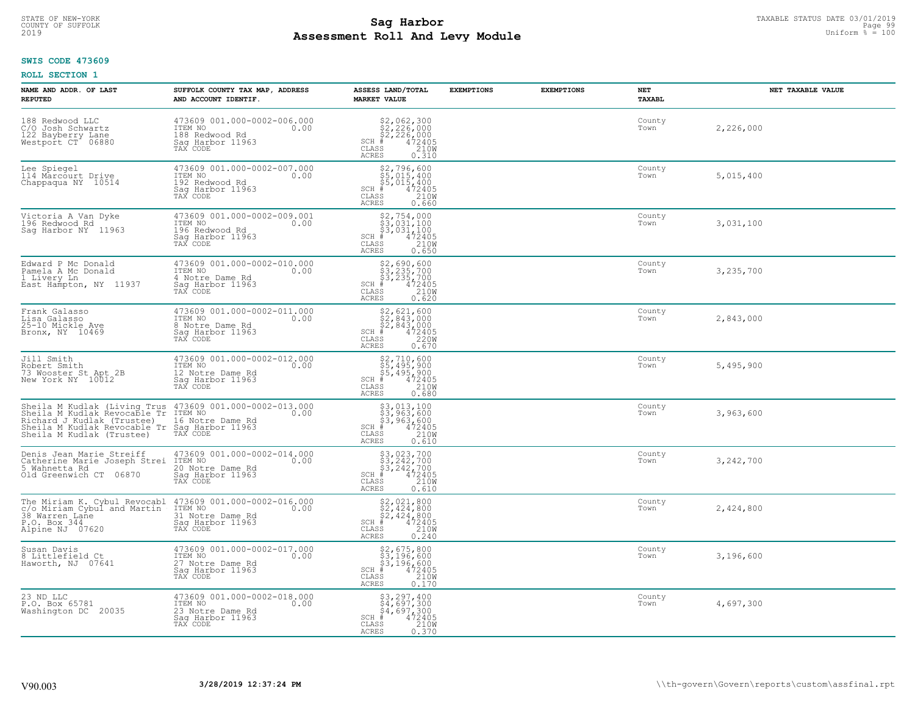STATE OF NEW-YORK
COUNTY OF SUFFOLK
2019

# Sag Harbor
## Assessment Roll And Levy Module

TAXABLE STATUS DATE 03/01/2019
Uniform % = 100

**SWIS CODE 473609**

**ROLL SECTION 1**

| NAME AND ADDR. OF LAST REPUTED | SUFFOLK COUNTY TAX MAP, ADDRESS AND ACCOUNT IDENTIF. | ASSESS LAND/TOTAL MARKET VALUE | EXEMPTIONS | EXEMPTIONS | NET TAXABL | NET TAXABLE VALUE |
|---|---|---|---|---|---|---|
| 188 Redwood LLC<br>C/O Josh Schwartz<br>122 Bayberry Lane<br>Westport CT 06880 | 473609 001.000-0002-006.000<br>ITEM NO 0.00<br>188 Redwood Rd<br>Sag Harbor 11963<br>TAX CODE | $2,062,300<br>$2,226,000<br>$2,226,000<br>SCH # 472405<br>CLASS 210W<br>ACRES 0.310 | | | County<br>Town | 2,226,000 |
| Lee Spiegel<br>114 Marcourt Drive<br>Chappaqua NY 10514 | 473609 001.000-0002-007.000<br>ITEM NO 0.00<br>192 Redwood Rd<br>Sag Harbor 11963<br>TAX CODE | $2,796,600<br>$5,015,400<br>$5,015,400<br>SCH # 472405<br>CLASS 210W<br>ACRES 0.660 | | | County<br>Town | 5,015,400 |
| Victoria A Van Dyke<br>196 Redwood Rd<br>Sag Harbor NY 11963 | 473609 001.000-0002-009.001<br>ITEM NO 0.00<br>196 Redwood Rd<br>Sag Harbor 11963<br>TAX CODE | $2,754,000<br>$3,031,100<br>$3,031,100<br>SCH # 472405<br>CLASS 210W<br>ACRES 0.650 | | | County<br>Town | 3,031,100 |
| Edward P Mc Donald<br>Pamela A Mc Donald<br>1 Livery Ln<br>East Hampton, NY 11937 | 473609 001.000-0002-010.000<br>ITEM NO 0.00<br>4 Notre Dame Rd<br>Sag Harbor 11963<br>TAX CODE | $2,690,600<br>$3,235,700<br>$3,235,700<br>SCH # 472405<br>CLASS 210W<br>ACRES 0.620 | | | County<br>Town | 3,235,700 |
| Frank Galasso<br>Lisa Galasso<br>25-10 Mickle Ave<br>Bronx, NY 10469 | 473609 001.000-0002-011.000<br>ITEM NO 0.00<br>8 Notre Dame Rd<br>Sag Harbor 11963<br>TAX CODE | $2,621,600<br>$2,843,000<br>$2,843,000<br>SCH # 472405<br>CLASS 220W<br>ACRES 0.670 | | | County<br>Town | 2,843,000 |
| Jill Smith<br>Robert Smith<br>73 Wooster St Apt 2B<br>New York NY 10012 | 473609 001.000-0002-012.000<br>ITEM NO 0.00<br>12 Notre Dame Rd<br>Sag Harbor 11963<br>TAX CODE | $2,710,600<br>$5,495,900<br>$5,495,900<br>SCH # 472405<br>CLASS 210W<br>ACRES 0.680 | | | County<br>Town | 5,495,900 |
| Sheila M Kudlak (Living Trus<br>Sheila M Kudlak Revocable Tr<br>Richard J Kudlak (Trustee)<br>Sheila M Kudlak Revocable Tr<br>Sheila M Kudlak (Trustee) | 473609 001.000-0002-013.000<br>ITEM NO 0.00<br>16 Notre Dame Rd<br>Sag Harbor 11963<br>TAX CODE | $3,013,100<br>$3,963,600<br>$3,963,600<br>SCH # 472405<br>CLASS 210W<br>ACRES 0.610 | | | County<br>Town | 3,963,600 |
| Denis Jean Marie Streiff<br>Catherine Marie Joseph Strei<br>5 Wahnetta Rd<br>Old Greenwich CT 06870 | 473609 001.000-0002-014.000<br>ITEM NO 0.00<br>20 Notre Dame Rd<br>Sag Harbor 11963<br>TAX CODE | $3,023,700<br>$3,242,700<br>$3,242,700<br>SCH # 472405<br>CLASS 210W<br>ACRES 0.610 | | | County<br>Town | 3,242,700 |
| The Miriam K. Cybul Revocabl<br>c/o Miriam Cybul and Martin<br>38 Warren Lane<br>P.O. Box 344<br>Alpine NJ 07620 | 473609 001.000-0002-016.000<br>ITEM NO 0.00<br>31 Notre Dame Rd<br>Sag Harbor 11963<br>TAX CODE | $2,021,800<br>$2,424,800<br>$2,424,800<br>SCH # 472405<br>CLASS 210W<br>ACRES 0.240 | | | County<br>Town | 2,424,800 |
| Susan Davis<br>8 Littlefield Ct<br>Haworth, NJ 07641 | 473609 001.000-0002-017.000<br>ITEM NO 0.00<br>27 Notre Dame Rd<br>Sag Harbor 11963<br>TAX CODE | $2,675,800<br>$3,196,600<br>$3,196,600<br>SCH # 472405<br>CLASS 210W<br>ACRES 0.170 | | | County<br>Town | 3,196,600 |
| 23 ND LLC<br>P.O. Box 65781<br>Washington DC 20035 | 473609 001.000-0002-018.000<br>ITEM NO 0.00<br>23 Notre Dame Rd<br>Sag Harbor 11963<br>TAX CODE | $3,297,400<br>$4,697,300<br>$4,697,300<br>SCH # 472405<br>CLASS 210W<br>ACRES 0.370 | | | County<br>Town | 4,697,300 |

V90.003 3/28/2019 12:37:24 PM \\th-govern\Govern\reports\custom\assfinal.rpt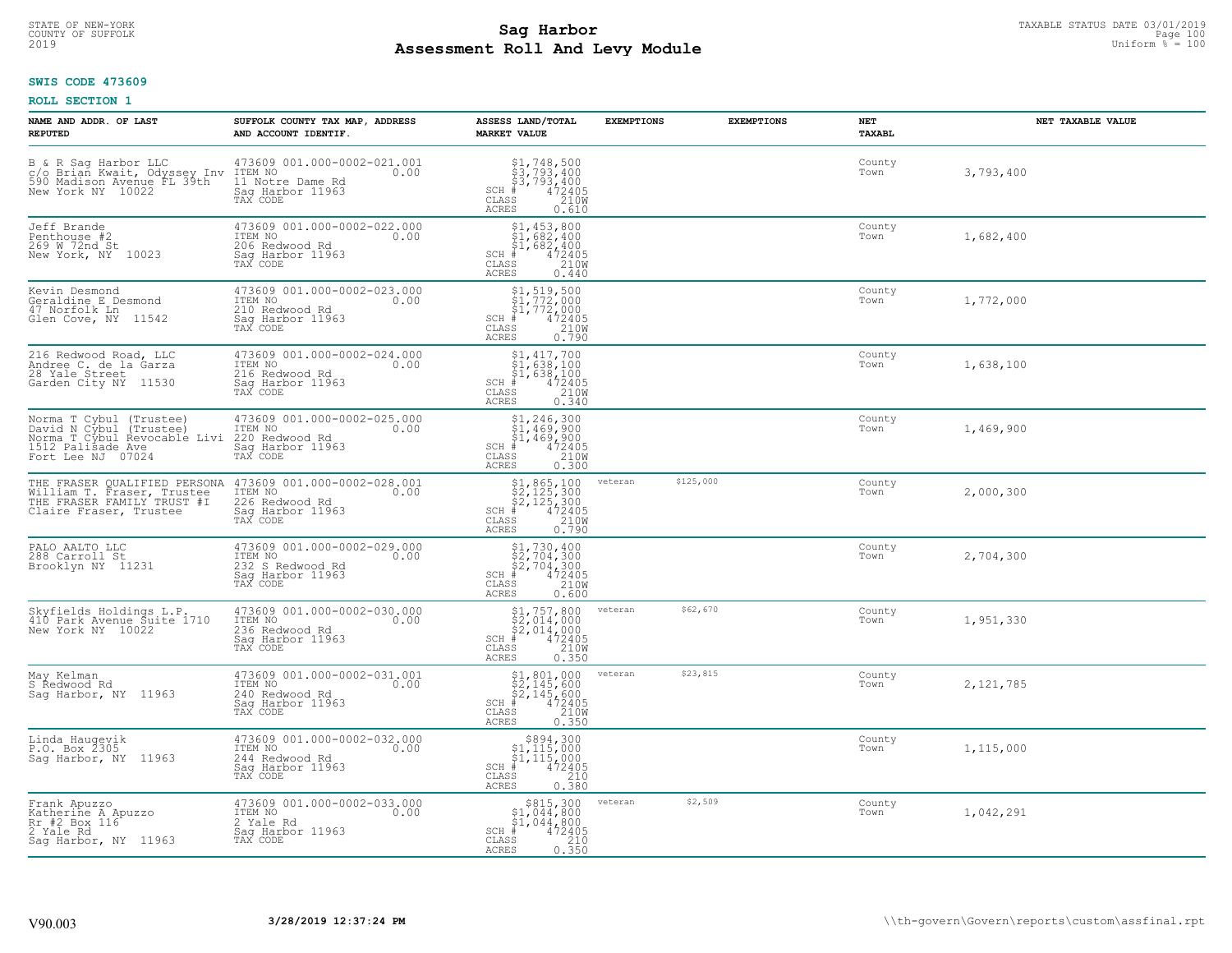STATE OF NEW-YORK
COUNTY OF SUFFOLK
2019

# Sag Harbor
## Assessment Roll And Levy Module

TAXABLE STATUS DATE 03/01/2019
Uniform % = 100

**SWIS CODE 473609**

**ROLL SECTION 1**

| NAME AND ADDR. OF LAST REPUTED | SUFFOLK COUNTY TAX MAP, ADDRESS AND ACCOUNT IDENTIF. | ASSESS LAND/TOTAL MARKET VALUE | EXEMPTIONS | EXEMPTIONS | NET TAXABL | NET TAXABLE VALUE |
|---|---|---|---|---|---|---|
| B & R Sag Harbor LLC<br>c/o Brian Kwait, Odyssey Inv<br>590 Madison Avenue FL 39th<br>New York NY 10022 | 473609 001.000-0002-021.001<br>ITEM NO 0.00<br>11 Notre Dame Rd<br>Sag Harbor 11963<br>TAX CODE | $1,748,500<br>$3,793,400<br>$3,793,400<br>SCH # 472405<br>CLASS 210W<br>ACRES 0.610 | | | County<br>Town | 3,793,400 |
| Jeff Brande<br>Penthouse #2<br>269 W 72nd St<br>New York, NY 10023 | 473609 001.000-0002-022.000<br>ITEM NO 0.00<br>206 Redwood Rd<br>Sag Harbor 11963<br>TAX CODE | $1,453,800<br>$1,682,400<br>$1,682,400<br>SCH # 472405<br>CLASS 210W<br>ACRES 0.440 | | | County<br>Town | 1,682,400 |
| Kevin Desmond<br>Geraldine E Desmond<br>47 Norfolk Ln<br>Glen Cove, NY 11542 | 473609 001.000-0002-023.000<br>ITEM NO 0.00<br>210 Redwood Rd<br>Sag Harbor 11963<br>TAX CODE | $1,519,500<br>$1,772,000<br>$1,772,000<br>SCH # 472405<br>CLASS 210W<br>ACRES 0.790 | | | County<br>Town | 1,772,000 |
| 216 Redwood Road, LLC<br>Andree C. de la Garza<br>28 Yale Street<br>Garden City NY 11530 | 473609 001.000-0002-024.000<br>ITEM NO 0.00<br>216 Redwood Rd<br>Sag Harbor 11963<br>TAX CODE | $1,417,700<br>$1,638,100<br>$1,638,100<br>SCH # 472405<br>CLASS 210W<br>ACRES 0.340 | | | County<br>Town | 1,638,100 |
| Norma T Cybul (Trustee)<br>David N Cybul (Trustee)<br>Norma T Cybul Revocable Livi<br>1512 Palisade Ave<br>Fort Lee NJ 07024 | 473609 001.000-0002-025.000<br>ITEM NO 0.00<br>220 Redwood Rd<br>Sag Harbor 11963<br>TAX CODE | $1,246,300<br>$1,469,900<br>$1,469,900<br>SCH # 472405<br>CLASS 210W<br>ACRES 0.300 | | | County<br>Town | 1,469,900 |
| THE FRASER QUALIFIED PERSONA<br>William T. Fraser, Trustee<br>THE FRASER FAMILY TRUST #I<br>Claire Fraser, Trustee | 473609 001.000-0002-028.001<br>ITEM NO 0.00<br>226 Redwood Rd<br>Sag Harbor 11963<br>TAX CODE | $1,865,100<br>$2,125,300<br>$2,125,300<br>SCH # 472405<br>CLASS 210W<br>ACRES 0.790 | veteran $125,000 | | County<br>Town | 2,000,300 |
| PALO AALTO LLC<br>288 Carroll St<br>Brooklyn NY 11231 | 473609 001.000-0002-029.000<br>ITEM NO 0.00<br>232 S Redwood Rd<br>Sag Harbor 11963<br>TAX CODE | $1,730,400<br>$2,704,300<br>$2,704,300<br>SCH # 472405<br>CLASS 210W<br>ACRES 0.600 | | | County<br>Town | 2,704,300 |
| Skyfields Holdings L.P.<br>410 Park Avenue Suite 1710<br>New York NY 10022 | 473609 001.000-0002-030.000<br>ITEM NO 0.00<br>236 Redwood Rd<br>Sag Harbor 11963<br>TAX CODE | $1,757,800<br>$2,014,000<br>$2,014,000<br>SCH # 472405<br>CLASS 210W<br>ACRES 0.350 | veteran $62,670 | | County<br>Town | 1,951,330 |
| May Kelman<br>S Redwood Rd<br>Sag Harbor, NY 11963 | 473609 001.000-0002-031.001<br>ITEM NO 0.00<br>240 Redwood Rd<br>Sag Harbor 11963<br>TAX CODE | $1,801,000<br>$2,145,600<br>$2,145,600<br>SCH # 472405<br>CLASS 210W<br>ACRES 0.350 | veteran $23,815 | | County<br>Town | 2,121,785 |
| Linda Haugevik<br>P.O. Box 2305<br>Sag Harbor, NY 11963 | 473609 001.000-0002-032.000<br>ITEM NO 0.00<br>244 Redwood Rd<br>Sag Harbor 11963<br>TAX CODE | $894,300<br>$1,115,000<br>$1,115,000<br>SCH # 472405<br>CLASS 210<br>ACRES 0.380 | | | County<br>Town | 1,115,000 |
| Frank Apuzzo<br>Katherine A Apuzzo<br>Rr #2 Box 116<br>2 Yale Rd<br>Sag Harbor, NY 11963 | 473609 001.000-0002-033.000<br>ITEM NO 0.00<br>2 Yale Rd<br>Sag Harbor 11963<br>TAX CODE | $815,300<br>$1,044,800<br>$1,044,800<br>SCH # 472405<br>CLASS 210<br>ACRES 0.350 | veteran $2,509 | | County<br>Town | 1,042,291 |

V90.003 — 3/28/2019 12:37:24 PM — \\th-govern\Govern\reports\custom\assfinal.rpt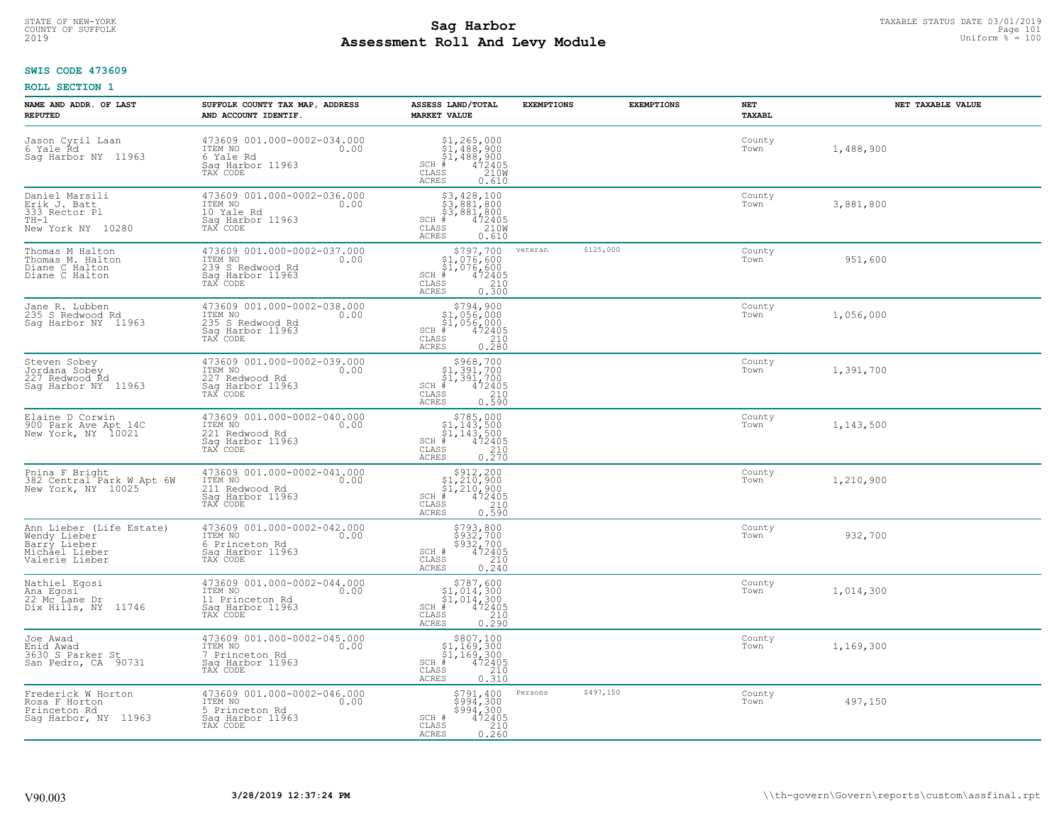STATE OF NEW-YORK
COUNTY OF SUFFOLK
2019

# Sag Harbor
## Assessment Roll And Levy Module

TAXABLE STATUS DATE 03/01/2019
Uniform % = 100

**SWIS CODE 473609**

**ROLL SECTION 1**

| NAME AND ADDR. OF LAST REPUTED | SUFFOLK COUNTY TAX MAP, ADDRESS AND ACCOUNT IDENTIF. | ASSESS LAND/TOTAL MARKET VALUE | EXEMPTIONS | EXEMPTIONS | NET TAXABL | NET TAXABLE VALUE |
|---|---|---|---|---|---|---|
| Jason Cyril Laan<br>6 Yale Rd<br>Sag Harbor NY 11963 | 473609 001.000-0002-034.000<br>ITEM NO 0.00<br>6 Yale Rd<br>Sag Harbor 11963<br>TAX CODE | $1,265,000<br>$1,488,900<br>$1,488,900<br>SCH # 472405<br>CLASS 210W<br>ACRES 0.610 | | | County<br>Town | 1,488,900 |
| Daniel Marsili<br>Erik J. Batt<br>333 Rector Pl<br>TH-1<br>New York NY 10280 | 473609 001.000-0002-036.000<br>ITEM NO 0.00<br>10 Yale Rd<br>Sag Harbor 11963<br>TAX CODE | $3,428,100<br>$3,881,800<br>$3,881,800<br>SCH # 472405<br>CLASS 210W<br>ACRES 0.610 | | | County<br>Town | 3,881,800 |
| Thomas M Halton<br>Thomas M. Halton<br>Diane C Halton<br>Diane C Halton | 473609 001.000-0002-037.000<br>ITEM NO 0.00<br>239 S Redwood Rd<br>Sag Harbor 11963<br>TAX CODE | $797,700<br>$1,076,600<br>$1,076,600<br>SCH # 472405<br>CLASS 210<br>ACRES 0.300 | veteran $125,000 | | County<br>Town | 951,600 |
| Jane R. Lubben<br>235 S Redwood Rd<br>Sag Harbor NY 11963 | 473609 001.000-0002-038.000<br>ITEM NO 0.00<br>235 S Redwood Rd<br>Sag Harbor 11963<br>TAX CODE | $794,900<br>$1,056,000<br>$1,056,000<br>SCH # 472405<br>CLASS 210<br>ACRES 0.280 | | | County<br>Town | 1,056,000 |
| Steven Sobey<br>Jordana Sobey<br>227 Redwood Rd<br>Sag Harbor NY 11963 | 473609 001.000-0002-039.000<br>ITEM NO 0.00<br>227 Redwood Rd<br>Sag Harbor 11963<br>TAX CODE | $968,700<br>$1,391,700<br>$1,391,700<br>SCH # 472405<br>CLASS 210<br>ACRES 0.590 | | | County<br>Town | 1,391,700 |
| Elaine D Corwin<br>900 Park Ave Apt 14C<br>New York, NY 10021 | 473609 001.000-0002-040.000<br>ITEM NO 0.00<br>221 Redwood Rd<br>Sag Harbor 11963<br>TAX CODE | $785,000<br>$1,143,500<br>$1,143,500<br>SCH # 472405<br>CLASS 210<br>ACRES 0.270 | | | County<br>Town | 1,143,500 |
| Pnina F Bright<br>382 Central Park W Apt 6W<br>New York, NY 10025 | 473609 001.000-0002-041.000<br>ITEM NO 0.00<br>211 Redwood Rd<br>Sag Harbor 11963<br>TAX CODE | $912,200<br>$1,210,900<br>$1,210,900<br>SCH # 472405<br>CLASS 210<br>ACRES 0.590 | | | County<br>Town | 1,210,900 |
| Ann Lieber (Life Estate)<br>Wendy Lieber<br>Barry Lieber<br>Michael Lieber<br>Valerie Lieber | 473609 001.000-0002-042.000<br>ITEM NO 0.00<br>6 Princeton Rd<br>Sag Harbor 11963<br>TAX CODE | $793,800<br>$932,700<br>$932,700<br>SCH # 472405<br>CLASS 210<br>ACRES 0.240 | | | County<br>Town | 932,700 |
| Nathiel Egosi<br>Ana Egosi<br>22 Mc Lane Dr<br>Dix Hills, NY 11746 | 473609 001.000-0002-044.000<br>ITEM NO 0.00<br>11 Princeton Rd<br>Sag Harbor 11963<br>TAX CODE | $787,600<br>$1,014,300<br>$1,014,300<br>SCH # 472405<br>CLASS 210<br>ACRES 0.290 | | | County<br>Town | 1,014,300 |
| Joe Awad<br>Enid Awad<br>3630 S Parker St<br>San Pedro, CA 90731 | 473609 001.000-0002-045.000<br>ITEM NO 0.00<br>7 Princeton Rd<br>Sag Harbor 11963<br>TAX CODE | $807,100<br>$1,169,300<br>$1,169,300<br>SCH # 472405<br>CLASS 210<br>ACRES 0.310 | | | County<br>Town | 1,169,300 |
| Frederick W Horton<br>Rosa F Horton<br>Princeton Rd<br>Sag Harbor, NY 11963 | 473609 001.000-0002-046.000<br>ITEM NO 0.00<br>5 Princeton Rd<br>Sag Harbor 11963<br>TAX CODE | $791,400<br>$994,300<br>$994,300<br>SCH # 472405<br>CLASS 210<br>ACRES 0.260 | Persons $497,150 | | County<br>Town | 497,150 |

V90.003 **3/28/2019 12:37:24 PM** \\th-govern\Govern\reports\custom\assfinal.rpt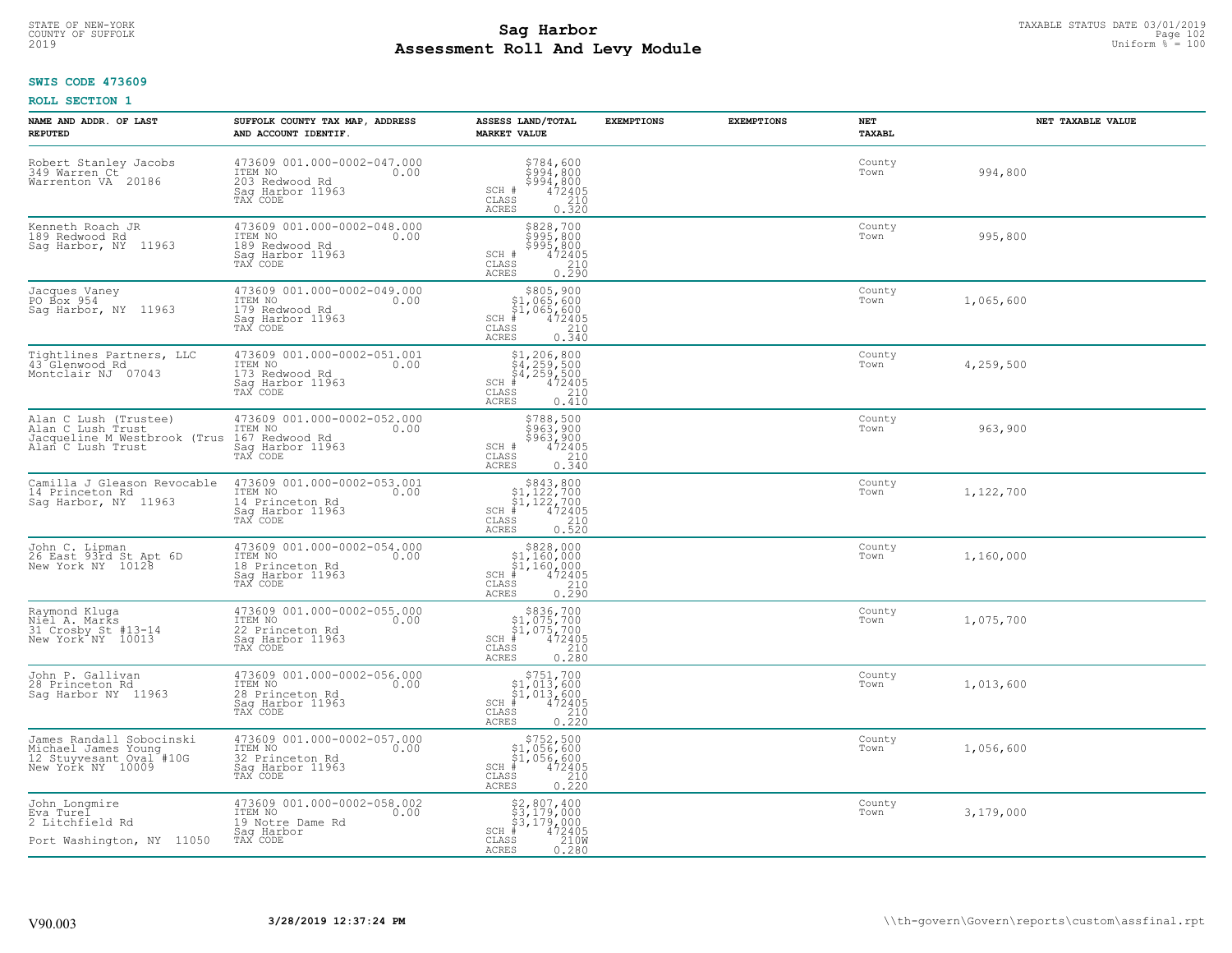STATE OF NEW-YORK
COUNTY OF SUFFOLK
2019

# Sag Harbor
## Assessment Roll And Levy Module

TAXABLE STATUS DATE 03/01/2019
Uniform % = 100

**SWIS CODE 473609**

**ROLL SECTION 1**

| NAME AND ADDR. OF LAST REPUTED | SUFFOLK COUNTY TAX MAP, ADDRESS AND ACCOUNT IDENTIF. | ASSESS LAND/TOTAL MARKET VALUE | EXEMPTIONS | EXEMPTIONS | NET TAXABL | NET TAXABLE VALUE |
|---|---|---|---|---|---|---|
| Robert Stanley Jacobs<br>349 Warren Ct<br>Warrenton VA 20186 | 473609 001.000-0002-047.000<br>ITEM NO 0.00<br>203 Redwood Rd<br>Sag Harbor 11963<br>TAX CODE | $784,600<br>$994,800<br>$994,800<br>SCH # 472405<br>CLASS 210<br>ACRES 0.320 | | | County<br>Town | 994,800 |
| Kenneth Roach JR<br>189 Redwood Rd<br>Sag Harbor, NY 11963 | 473609 001.000-0002-048.000<br>ITEM NO 0.00<br>189 Redwood Rd<br>Sag Harbor 11963<br>TAX CODE | $828,700<br>$995,800<br>$995,800<br>SCH # 472405<br>CLASS 210<br>ACRES 0.290 | | | County<br>Town | 995,800 |
| Jacques Vaney<br>PO Box 954<br>Sag Harbor, NY 11963 | 473609 001.000-0002-049.000<br>ITEM NO 0.00<br>179 Redwood Rd<br>Sag Harbor 11963<br>TAX CODE | $805,900<br>$1,065,600<br>$1,065,600<br>SCH # 472405<br>CLASS 210<br>ACRES 0.340 | | | County<br>Town | 1,065,600 |
| Tightlines Partners, LLC<br>43 Glenwood Rd<br>Montclair NJ 07043 | 473609 001.000-0002-051.001<br>ITEM NO 0.00<br>173 Redwood Rd<br>Sag Harbor 11963<br>TAX CODE | $1,206,800<br>$4,259,500<br>$4,259,500<br>SCH # 472405<br>CLASS 210<br>ACRES 0.410 | | | County<br>Town | 4,259,500 |
| Alan C Lush (Trustee)<br>Alan C Lush Trust<br>Jacqueline M Westbrook (Trus<br>Alan C Lush Trust | 473609 001.000-0002-052.000<br>ITEM NO 0.00<br>167 Redwood Rd<br>Sag Harbor 11963<br>TAX CODE | $788,500<br>$963,900<br>$963,900<br>SCH # 472405<br>CLASS 210<br>ACRES 0.340 | | | County<br>Town | 963,900 |
| Camilla J Gleason Revocable<br>14 Princeton Rd<br>Sag Harbor, NY 11963 | 473609 001.000-0002-053.001<br>ITEM NO 0.00<br>14 Princeton Rd<br>Sag Harbor 11963<br>TAX CODE | $843,800<br>$1,122,700<br>$1,122,700<br>SCH # 472405<br>CLASS 210<br>ACRES 0.520 | | | County<br>Town | 1,122,700 |
| John C. Lipman<br>26 East 93rd St Apt 6D<br>New York NY 10128 | 473609 001.000-0002-054.000<br>ITEM NO 0.00<br>18 Princeton Rd<br>Sag Harbor 11963<br>TAX CODE | $828,000<br>$1,160,000<br>$1,160,000<br>SCH # 472405<br>CLASS 210<br>ACRES 0.290 | | | County<br>Town | 1,160,000 |
| Raymond Kluga<br>Niel A. Marks<br>31 Crosby St #13-14<br>New York NY 10013 | 473609 001.000-0002-055.000<br>ITEM NO 0.00<br>22 Princeton Rd<br>Sag Harbor 11963<br>TAX CODE | $836,700<br>$1,075,700<br>$1,075,700<br>SCH # 472405<br>CLASS 210<br>ACRES 0.280 | | | County<br>Town | 1,075,700 |
| John P. Gallivan<br>28 Princeton Rd<br>Sag Harbor NY 11963 | 473609 001.000-0002-056.000<br>ITEM NO 0.00<br>28 Princeton Rd<br>Sag Harbor 11963<br>TAX CODE | $751,700<br>$1,013,600<br>$1,013,600<br>SCH # 472405<br>CLASS 210<br>ACRES 0.220 | | | County<br>Town | 1,013,600 |
| James Randall Sobocinski<br>Michael James Young<br>12 Stuyvesant Oval #10G<br>New York NY 10009 | 473609 001.000-0002-057.000<br>ITEM NO 0.00<br>32 Princeton Rd<br>Sag Harbor 11963<br>TAX CODE | $752,500<br>$1,056,600<br>$1,056,600<br>SCH # 472405<br>CLASS 210<br>ACRES 0.220 | | | County<br>Town | 1,056,600 |
| John Longmire<br>Eva Turel<br>2 Litchfield Rd<br><br>Port Washington, NY 11050 | 473609 001.000-0002-058.002<br>ITEM NO 0.00<br>19 Notre Dame Rd<br>Sag Harbor<br>TAX CODE | $2,807,400<br>$3,179,000<br>$3,179,000<br>SCH # 472405<br>CLASS 210W<br>ACRES 0.280 | | | County<br>Town | 3,179,000 |

V90.003 3/28/2019 12:37:24 PM \\th-govern\Govern\reports\custom\assfinal.rpt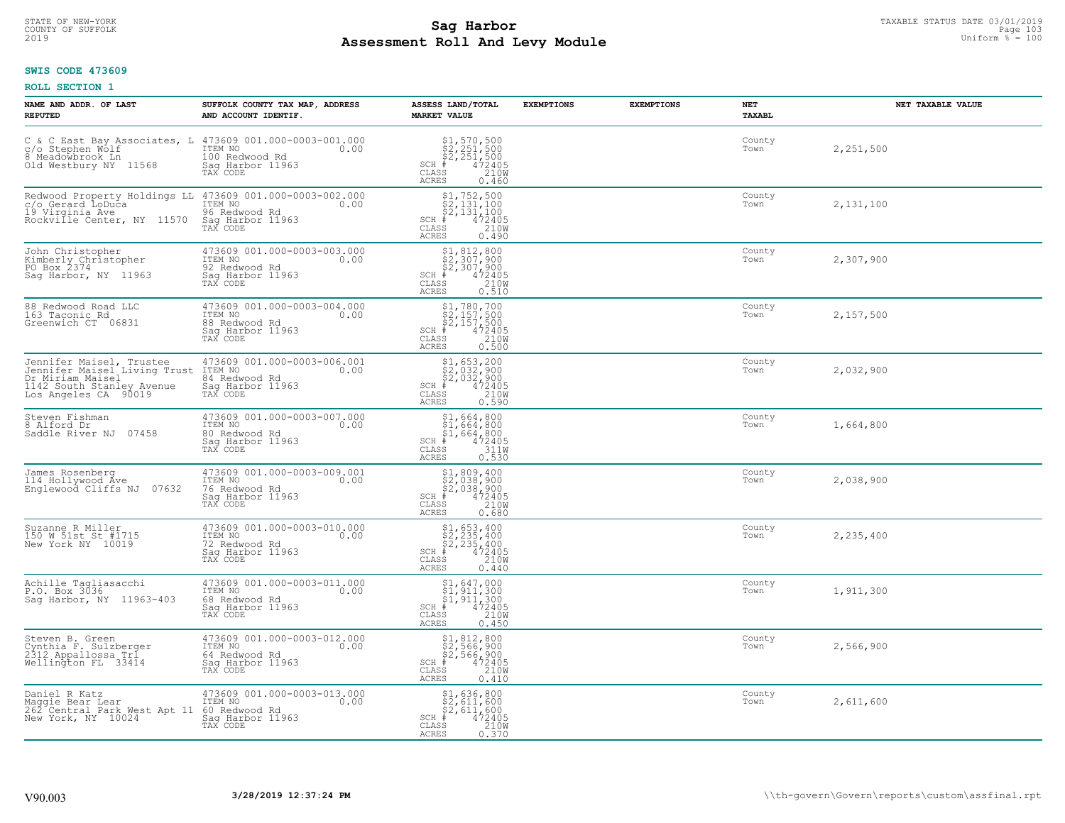STATE OF NEW-YORK
COUNTY OF SUFFOLK
2019

# Sag Harbor
## Assessment Roll And Levy Module

TAXABLE STATUS DATE 03/01/2019
Uniform % = 100

**SWIS CODE 473609**

**ROLL SECTION 1**

| NAME AND ADDR. OF LAST REPUTED | SUFFOLK COUNTY TAX MAP, ADDRESS AND ACCOUNT IDENTIF. | ASSESS LAND/TOTAL MARKET VALUE | EXEMPTIONS | EXEMPTIONS | NET TAXABL | NET TAXABLE VALUE |
|---|---|---|---|---|---|---|
| C & C East Bay Associates, L<br>c/o Stephen Wolf<br>8 Meadowbrook Ln<br>Old Westbury NY 11568 | 473609 001.000-0003-001.000<br>ITEM NO 0.00<br>100 Redwood Rd<br>Sag Harbor 11963<br>TAX CODE | $1,570,500<br>$2,251,500<br>$2,251,500<br>SCH # 472405<br>CLASS 210W<br>ACRES 0.460 | | | County<br>Town | 2,251,500 |
| Redwood Property Holdings LL<br>c/o Gerard LoDuca<br>19 Virginia Ave<br>Rockville Center, NY 11570 | 473609 001.000-0003-002.000<br>ITEM NO 0.00<br>96 Redwood Rd<br>Sag Harbor 11963<br>TAX CODE | $1,752,500<br>$2,131,100<br>$2,131,100<br>SCH # 472405<br>CLASS 210W<br>ACRES 0.490 | | | County<br>Town | 2,131,100 |
| John Christopher<br>Kimberly Christopher<br>PO Box 2374<br>Sag Harbor, NY 11963 | 473609 001.000-0003-003.000<br>ITEM NO 0.00<br>92 Redwood Rd<br>Sag Harbor 11963<br>TAX CODE | $1,812,800<br>$2,307,900<br>$2,307,900<br>SCH # 472405<br>CLASS 210W<br>ACRES 0.510 | | | County<br>Town | 2,307,900 |
| 88 Redwood Road LLC<br>163 Taconic Rd<br>Greenwich CT 06831 | 473609 001.000-0003-004.000<br>ITEM NO 0.00<br>88 Redwood Rd<br>Sag Harbor 11963<br>TAX CODE | $1,780,700<br>$2,157,500<br>$2,157,500<br>SCH # 472405<br>CLASS 210W<br>ACRES 0.500 | | | County<br>Town | 2,157,500 |
| Jennifer Maisel, Trustee<br>Jennifer Maisel Living Trust<br>Dr Miriam Maisel<br>1142 South Stanley Avenue<br>Los Angeles CA 90019 | 473609 001.000-0003-006.001<br>ITEM NO 0.00<br>84 Redwood Rd<br>Sag Harbor 11963<br>TAX CODE | $1,653,200<br>$2,032,900<br>$2,032,900<br>SCH # 472405<br>CLASS 210W<br>ACRES 0.590 | | | County<br>Town | 2,032,900 |
| Steven Fishman<br>8 Alford Dr<br>Saddle River NJ 07458 | 473609 001.000-0003-007.000<br>ITEM NO 0.00<br>80 Redwood Rd<br>Sag Harbor 11963<br>TAX CODE | $1,664,800<br>$1,664,800<br>$1,664,800<br>SCH # 472405<br>CLASS 311W<br>ACRES 0.530 | | | County<br>Town | 1,664,800 |
| James Rosenberg<br>114 Hollywood Ave<br>Englewood Cliffs NJ 07632 | 473609 001.000-0003-009.001<br>ITEM NO 0.00<br>76 Redwood Rd<br>Sag Harbor 11963<br>TAX CODE | $1,809,400<br>$2,038,900<br>$2,038,900<br>SCH # 472405<br>CLASS 210W<br>ACRES 0.680 | | | County<br>Town | 2,038,900 |
| Suzanne R Miller<br>150 W 51st St #1715<br>New York NY 10019 | 473609 001.000-0003-010.000<br>ITEM NO 0.00<br>72 Redwood Rd<br>Sag Harbor 11963<br>TAX CODE | $1,653,400<br>$2,235,400<br>$2,235,400<br>SCH # 472405<br>CLASS 210W<br>ACRES 0.440 | | | County<br>Town | 2,235,400 |
| Achille Tagliasacchi<br>P.O. Box 3036<br>Sag Harbor, NY 11963-403 | 473609 001.000-0003-011.000<br>ITEM NO 0.00<br>68 Redwood Rd<br>Sag Harbor 11963<br>TAX CODE | $1,647,000<br>$1,911,300<br>$1,911,300<br>SCH # 472405<br>CLASS 210W<br>ACRES 0.450 | | | County<br>Town | 1,911,300 |
| Steven B. Green<br>Cynthia F. Sulzberger<br>2312 Appallossa Trl<br>Wellington FL 33414 | 473609 001.000-0003-012.000<br>ITEM NO 0.00<br>64 Redwood Rd<br>Sag Harbor 11963<br>TAX CODE | $1,812,800<br>$2,566,900<br>$2,566,900<br>SCH # 472405<br>CLASS 210W<br>ACRES 0.410 | | | County<br>Town | 2,566,900 |
| Daniel R Katz<br>Maggie Bear Lear<br>262 Central Park West Apt 11<br>New York, NY 10024 | 473609 001.000-0003-013.000<br>ITEM NO 0.00<br>60 Redwood Rd<br>Sag Harbor 11963<br>TAX CODE | $1,636,800<br>$2,611,600<br>$2,611,600<br>SCH # 472405<br>CLASS 210W<br>ACRES 0.370 | | | County<br>Town | 2,611,600 |

V90.003 3/28/2019 12:37:24 PM \\th-govern\Govern\reports\custom\assfinal.rpt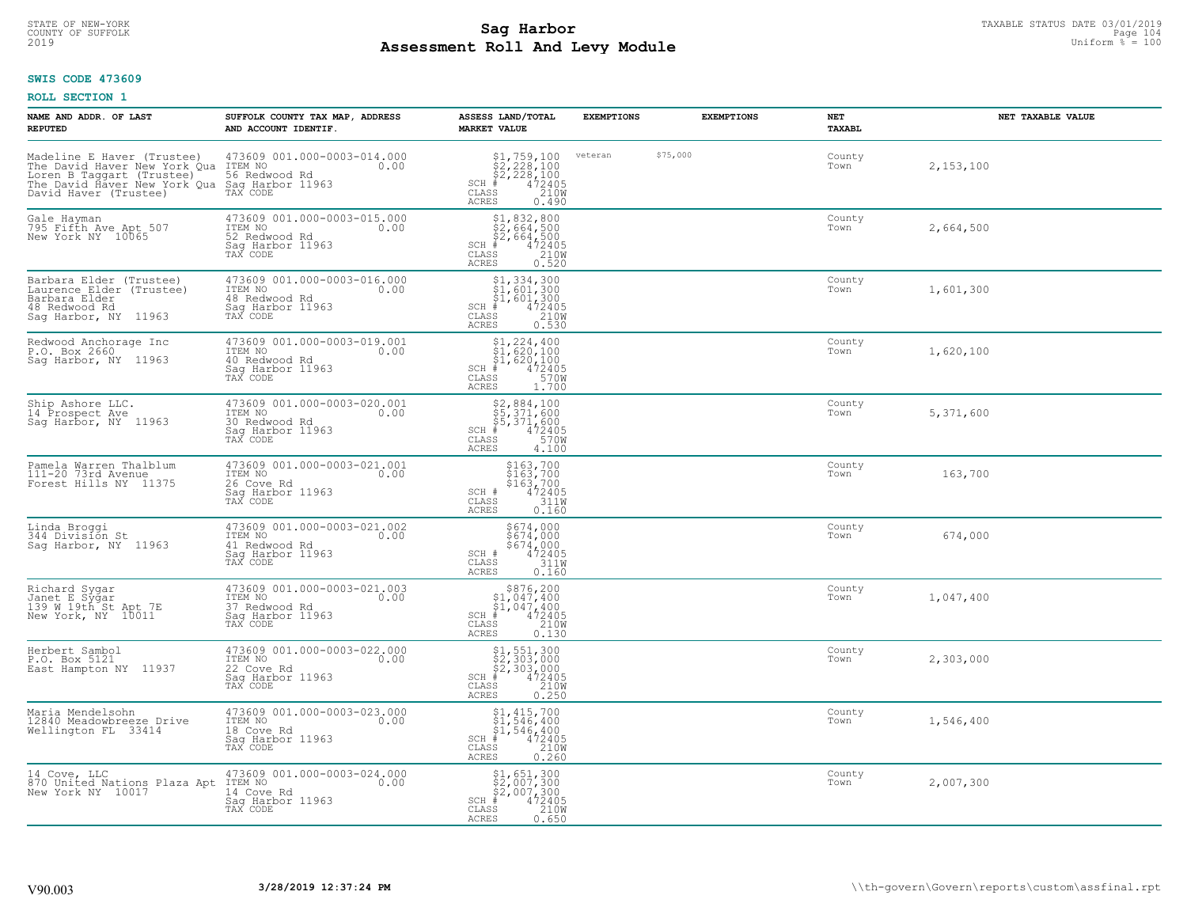STATE OF NEW-YORK
COUNTY OF SUFFOLK
2019

# Sag Harbor
## Assessment Roll And Levy Module

TAXABLE STATUS DATE 03/01/2019
Uniform % = 100

**SWIS CODE 473609**

**ROLL SECTION 1**

| NAME AND ADDR. OF LAST REPUTED | SUFFOLK COUNTY TAX MAP, ADDRESS AND ACCOUNT IDENTIF. | ASSESS LAND/TOTAL MARKET VALUE | EXEMPTIONS | EXEMPTIONS | NET TAXABL | NET TAXABLE VALUE |
|---|---|---|---|---|---|---|
| Madeline E Haver (Trustee)<br>The David Haver New York Qua<br>Loren B Taggart (Trustee)<br>The David Haver New York Qua<br>David Haver (Trustee) | 473609 001.000-0003-014.000<br>ITEM NO 0.00<br>56 Redwood Rd<br>Sag Harbor 11963<br>TAX CODE | $1,759,100<br>$2,228,100<br>$2,228,100<br>SCH # 472405<br>CLASS 210W<br>ACRES 0.490 | veteran | $75,000 | County<br>Town | 2,153,100 |
| Gale Hayman<br>795 Fifth Ave Apt 507<br>New York NY 10065 | 473609 001.000-0003-015.000<br>ITEM NO 0.00<br>52 Redwood Rd<br>Sag Harbor 11963<br>TAX CODE | $1,832,800<br>$2,664,500<br>$2,664,500<br>SCH # 472405<br>CLASS 210W<br>ACRES 0.520 | | | County<br>Town | 2,664,500 |
| Barbara Elder (Trustee)<br>Laurence Elder (Trustee)<br>Barbara Elder<br>48 Redwood Rd<br>Sag Harbor, NY 11963 | 473609 001.000-0003-016.000<br>ITEM NO 0.00<br>48 Redwood Rd<br>Sag Harbor 11963<br>TAX CODE | $1,334,300<br>$1,601,300<br>$1,601,300<br>SCH # 472405<br>CLASS 210W<br>ACRES 0.530 | | | County<br>Town | 1,601,300 |
| Redwood Anchorage Inc<br>P.O. Box 2660<br>Sag Harbor, NY 11963 | 473609 001.000-0003-019.001<br>ITEM NO 0.00<br>40 Redwood Rd<br>Sag Harbor 11963<br>TAX CODE | $1,224,400<br>$1,620,100<br>$1,620,100<br>SCH # 472405<br>CLASS 570W<br>ACRES 1.700 | | | County<br>Town | 1,620,100 |
| Ship Ashore LLC.<br>14 Prospect Ave<br>Sag Harbor, NY 11963 | 473609 001.000-0003-020.001<br>ITEM NO 0.00<br>30 Redwood Rd<br>Sag Harbor 11963<br>TAX CODE | $2,884,100<br>$5,371,600<br>$5,371,600<br>SCH # 472405<br>CLASS 570W<br>ACRES 4.100 | | | County<br>Town | 5,371,600 |
| Pamela Warren Thalblum<br>111-20 73rd Avenue<br>Forest Hills NY 11375 | 473609 001.000-0003-021.001<br>ITEM NO 0.00<br>26 Cove Rd<br>Sag Harbor 11963<br>TAX CODE | $163,700<br>$163,700<br>$163,700<br>SCH # 472405<br>CLASS 311W<br>ACRES 0.160 | | | County<br>Town | 163,700 |
| Linda Broggi<br>344 Division St<br>Sag Harbor, NY 11963 | 473609 001.000-0003-021.002<br>ITEM NO 0.00<br>41 Redwood Rd<br>Sag Harbor 11963<br>TAX CODE | $674,000<br>$674,000<br>$674,000<br>SCH # 472405<br>CLASS 311W<br>ACRES 0.160 | | | County<br>Town | 674,000 |
| Richard Sygar<br>Janet E Sygar<br>139 W 19th St Apt 7E<br>New York, NY 10011 | 473609 001.000-0003-021.003<br>ITEM NO 0.00<br>37 Redwood Rd<br>Sag Harbor 11963<br>TAX CODE | $876,200<br>$1,047,400<br>$1,047,400<br>SCH # 472405<br>CLASS 210W<br>ACRES 0.130 | | | County<br>Town | 1,047,400 |
| Herbert Sambol<br>P.O. Box 5121<br>East Hampton NY 11937 | 473609 001.000-0003-022.000<br>ITEM NO 0.00<br>22 Cove Rd<br>Sag Harbor 11963<br>TAX CODE | $1,551,300<br>$2,303,000<br>$2,303,000<br>SCH # 472405<br>CLASS 210W<br>ACRES 0.250 | | | County<br>Town | 2,303,000 |
| Maria Mendelsohn<br>12840 Meadowbreeze Drive<br>Wellington FL 33414 | 473609 001.000-0003-023.000<br>ITEM NO 0.00<br>18 Cove Rd<br>Sag Harbor 11963<br>TAX CODE | $1,415,700<br>$1,546,400<br>$1,546,400<br>SCH # 472405<br>CLASS 210W<br>ACRES 0.260 | | | County<br>Town | 1,546,400 |
| 14 Cove, LLC<br>870 United Nations Plaza Apt<br>New York NY 10017 | 473609 001.000-0003-024.000<br>ITEM NO 0.00<br>14 Cove Rd<br>Sag Harbor 11963<br>TAX CODE | $1,651,300<br>$2,007,300<br>$2,007,300<br>SCH # 472405<br>CLASS 210W<br>ACRES 0.650 | | | County<br>Town | 2,007,300 |

V90.003 **3/28/2019 12:37:24 PM** \\th-govern\Govern\reports\custom\assfinal.rpt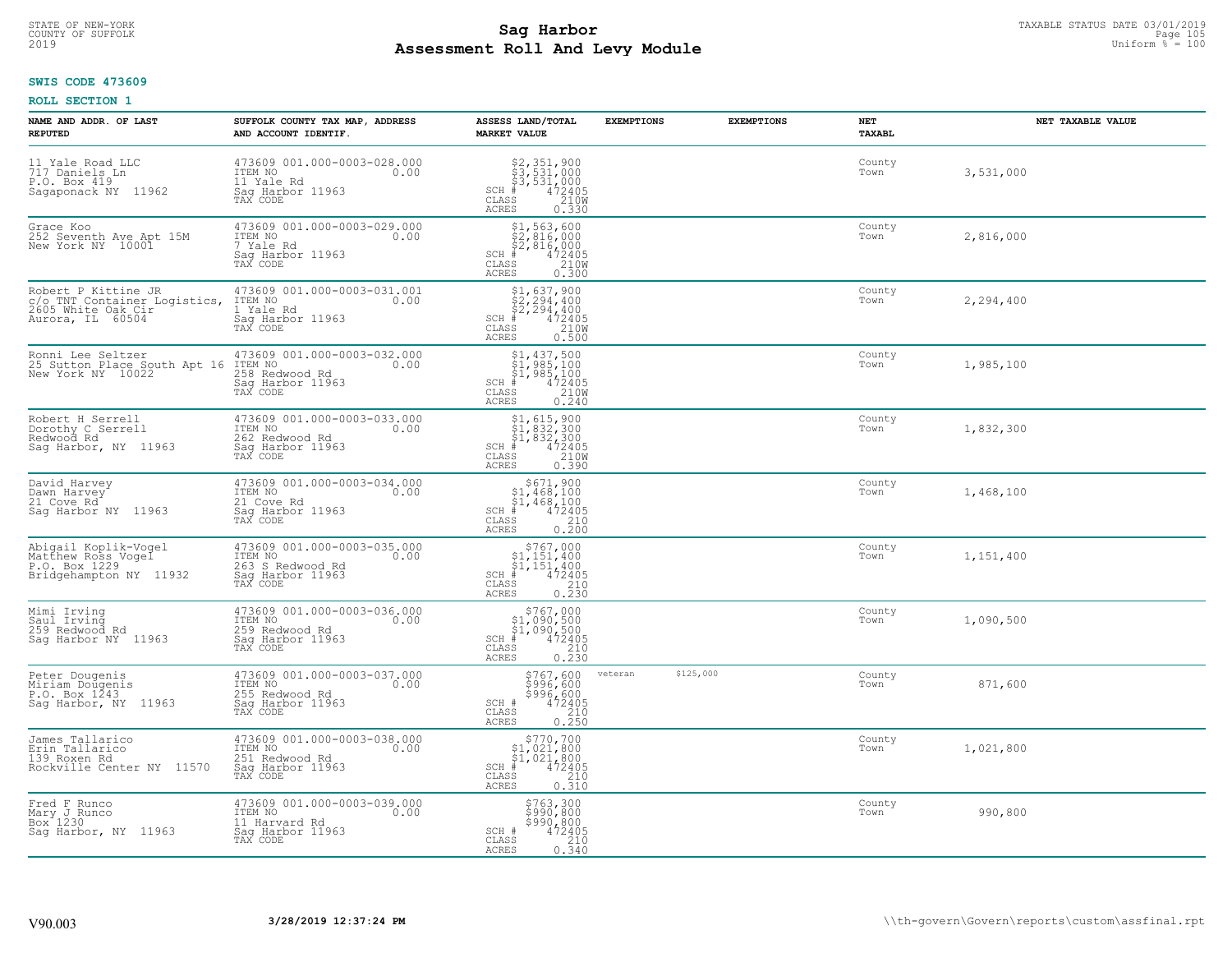STATE OF NEW-YORK
COUNTY OF SUFFOLK
2019

# Sag Harbor
## Assessment Roll And Levy Module

TAXABLE STATUS DATE 03/01/2019
Uniform % = 100

**SWIS CODE 473609**

**ROLL SECTION 1**

| NAME AND ADDR. OF LAST REPUTED | SUFFOLK COUNTY TAX MAP, ADDRESS AND ACCOUNT IDENTIF. | ASSESS LAND/TOTAL MARKET VALUE | EXEMPTIONS | EXEMPTIONS | NET TAXABL | NET TAXABLE VALUE |
|---|---|---|---|---|---|---|
| 11 Yale Road LLC<br>717 Daniels Ln<br>P.O. Box 419<br>Sagaponack NY 11962 | 473609 001.000-0003-028.000<br>ITEM NO 0.00<br>11 Yale Rd<br>Sag Harbor 11963<br>TAX CODE | $2,351,900<br>$3,531,000<br>$3,531,000<br>SCH # 472405<br>CLASS 210W<br>ACRES 0.330 | | | County<br>Town | 3,531,000 |
| Grace Koo<br>252 Seventh Ave Apt 15M<br>New York NY 10001 | 473609 001.000-0003-029.000<br>ITEM NO 0.00<br>7 Yale Rd<br>Sag Harbor 11963<br>TAX CODE | $1,563,600<br>$2,816,000<br>$2,816,000<br>SCH # 472405<br>CLASS 210W<br>ACRES 0.300 | | | County<br>Town | 2,816,000 |
| Robert P Kittine JR<br>c/o TNT Container Logistics,<br>2605 White Oak Cir<br>Aurora, IL 60504 | 473609 001.000-0003-031.001<br>ITEM NO 0.00<br>1 Yale Rd<br>Sag Harbor 11963<br>TAX CODE | $1,637,900<br>$2,294,400<br>$2,294,400<br>SCH # 472405<br>CLASS 210W<br>ACRES 0.500 | | | County<br>Town | 2,294,400 |
| Ronni Lee Seltzer<br>25 Sutton Place South Apt 16<br>New York NY 10022 | 473609 001.000-0003-032.000<br>ITEM NO 0.00<br>258 Redwood Rd<br>Sag Harbor 11963<br>TAX CODE | $1,437,500<br>$1,985,100<br>$1,985,100<br>SCH # 472405<br>CLASS 210W<br>ACRES 0.240 | | | County<br>Town | 1,985,100 |
| Robert H Serrell<br>Dorothy C Serrell<br>Redwood Rd<br>Sag Harbor, NY 11963 | 473609 001.000-0003-033.000<br>ITEM NO 0.00<br>262 Redwood Rd<br>Sag Harbor 11963<br>TAX CODE | $1,615,900<br>$1,832,300<br>$1,832,300<br>SCH # 472405<br>CLASS 210W<br>ACRES 0.390 | | | County<br>Town | 1,832,300 |
| David Harvey<br>Dawn Harvey<br>21 Cove Rd<br>Sag Harbor NY 11963 | 473609 001.000-0003-034.000<br>ITEM NO 0.00<br>21 Cove Rd<br>Sag Harbor 11963<br>TAX CODE | $671,900<br>$1,468,100<br>$1,468,100<br>SCH # 472405<br>CLASS 210<br>ACRES 0.200 | | | County<br>Town | 1,468,100 |
| Abigail Koplik-Vogel<br>Matthew Ross Vogel<br>P.O. Box 1229<br>Bridgehampton NY 11932 | 473609 001.000-0003-035.000<br>ITEM NO 0.00<br>263 S Redwood Rd<br>Sag Harbor 11963<br>TAX CODE | $767,000<br>$1,151,400<br>$1,151,400<br>SCH # 472405<br>CLASS 210<br>ACRES 0.230 | | | County<br>Town | 1,151,400 |
| Mimi Irving<br>Saul Irving<br>259 Redwood Rd<br>Sag Harbor NY 11963 | 473609 001.000-0003-036.000<br>ITEM NO 0.00<br>259 Redwood Rd<br>Sag Harbor 11963<br>TAX CODE | $767,000<br>$1,090,500<br>$1,090,500<br>SCH # 472405<br>CLASS 210<br>ACRES 0.230 | | | County<br>Town | 1,090,500 |
| Peter Dougenis<br>Miriam Dougenis<br>P.O. Box 1243<br>Sag Harbor, NY 11963 | 473609 001.000-0003-037.000<br>ITEM NO 0.00<br>255 Redwood Rd<br>Sag Harbor 11963<br>TAX CODE | $767,600<br>$996,600<br>$996,600<br>SCH # 472405<br>CLASS 210<br>ACRES 0.250 | veteran $125,000 | | County<br>Town | 871,600 |
| James Tallarico<br>Erin Tallarico<br>139 Roxen Rd<br>Rockville Center NY 11570 | 473609 001.000-0003-038.000<br>ITEM NO 0.00<br>251 Redwood Rd<br>Sag Harbor 11963<br>TAX CODE | $770,700<br>$1,021,800<br>$1,021,800<br>SCH # 472405<br>CLASS 210<br>ACRES 0.310 | | | County<br>Town | 1,021,800 |
| Fred F Runco<br>Mary J Runco<br>Box 1230<br>Sag Harbor, NY 11963 | 473609 001.000-0003-039.000<br>ITEM NO 0.00<br>11 Harvard Rd<br>Sag Harbor 11963<br>TAX CODE | $763,300<br>$990,800<br>$990,800<br>SCH # 472405<br>CLASS 210<br>ACRES 0.340 | | | County<br>Town | 990,800 |

V90.003 3/28/2019 12:37:24 PM \\th-govern\Govern\reports\custom\assfinal.rpt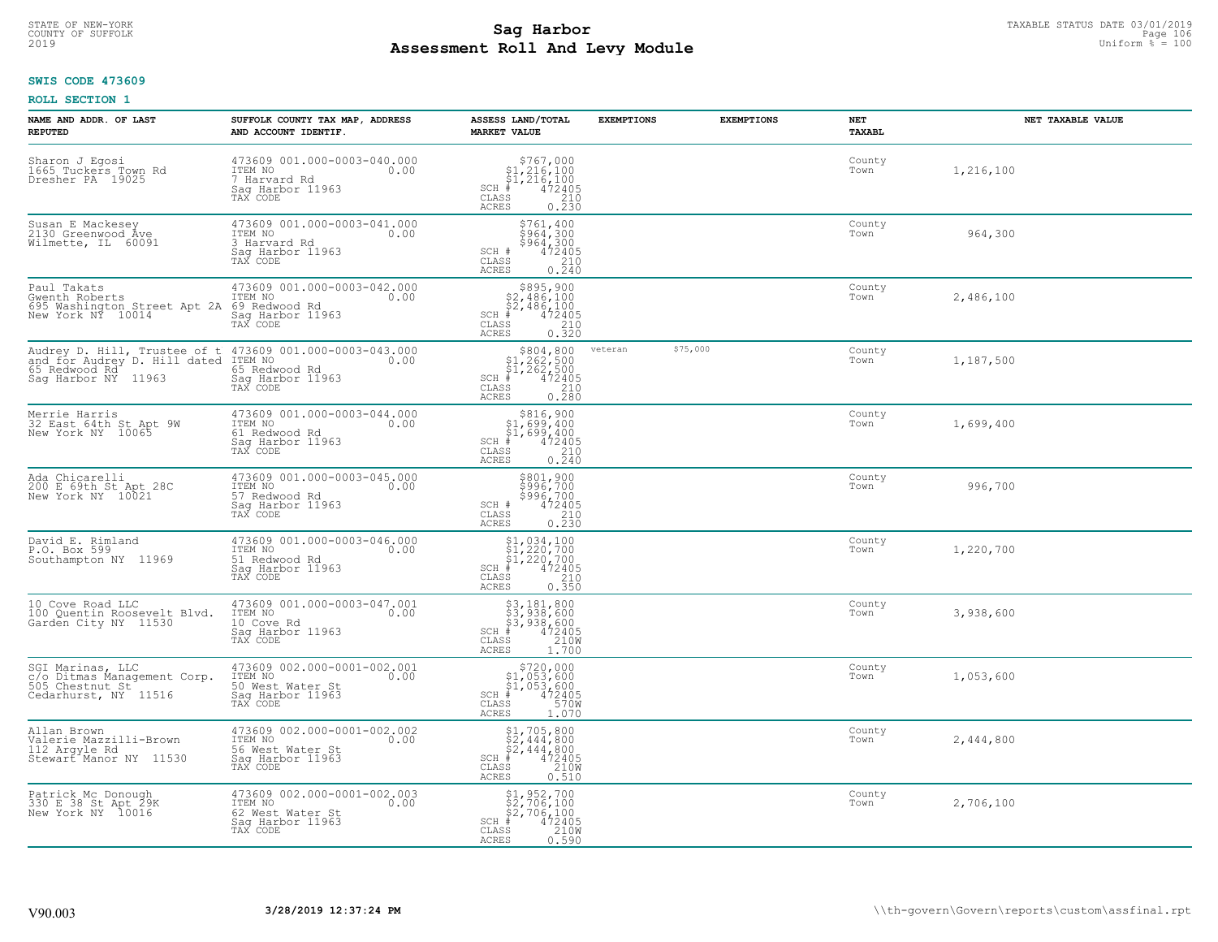STATE OF NEW-YORK
COUNTY OF SUFFOLK
2019

# Sag Harbor
## Assessment Roll And Levy Module

TAXABLE STATUS DATE 03/01/2019
Uniform % = 100

**SWIS CODE 473609**

**ROLL SECTION 1**

| NAME AND ADDR. OF LAST REPUTED | SUFFOLK COUNTY TAX MAP, ADDRESS AND ACCOUNT IDENTIF. | ASSESS LAND/TOTAL MARKET VALUE | EXEMPTIONS | EXEMPTIONS | NET TAXABL | NET TAXABLE VALUE |
|---|---|---|---|---|---|---|
| Sharon J Egosi<br>1665 Tuckers Town Rd<br>Dresher PA 19025 | 473609 001.000-0003-040.000<br>ITEM NO 0.00<br>7 Harvard Rd<br>Sag Harbor 11963<br>TAX CODE | $767,000<br>$1,216,100<br>$1,216,100<br>SCH # 472405<br>CLASS 210<br>ACRES 0.230 | | | County<br>Town | 1,216,100 |
| Susan E Mackesey<br>2130 Greenwood Ave<br>Wilmette, IL 60091 | 473609 001.000-0003-041.000<br>ITEM NO 0.00<br>3 Harvard Rd<br>Sag Harbor 11963<br>TAX CODE | $761,400<br>$964,300<br>$964,300<br>SCH # 472405<br>CLASS 210<br>ACRES 0.240 | | | County<br>Town | 964,300 |
| Paul Takats<br>Gwenth Roberts<br>695 Washington Street Apt 2A<br>New York NY 10014 | 473609 001.000-0003-042.000<br>ITEM NO 0.00<br>69 Redwood Rd<br>Sag Harbor 11963<br>TAX CODE | $895,900<br>$2,486,100<br>$2,486,100<br>SCH # 472405<br>CLASS 210<br>ACRES 0.320 | | | County<br>Town | 2,486,100 |
| Audrey D. Hill, Trustee of t<br>and for Audrey D. Hill dated<br>65 Redwood Rd<br>Sag Harbor NY 11963 | 473609 001.000-0003-043.000<br>ITEM NO 0.00<br>65 Redwood Rd<br>Sag Harbor 11963<br>TAX CODE | $804,800<br>$1,262,500<br>$1,262,500<br>SCH # 472405<br>CLASS 210<br>ACRES 0.280 | veteran | $75,000 | County<br>Town | 1,187,500 |
| Merrie Harris<br>32 East 64th St Apt 9W<br>New York NY 10065 | 473609 001.000-0003-044.000<br>ITEM NO 0.00<br>61 Redwood Rd<br>Sag Harbor 11963<br>TAX CODE | $816,900<br>$1,699,400<br>$1,699,400<br>SCH # 472405<br>CLASS 210<br>ACRES 0.240 | | | County<br>Town | 1,699,400 |
| Ada Chicarelli<br>200 E 69th St Apt 28C<br>New York NY 10021 | 473609 001.000-0003-045.000<br>ITEM NO 0.00<br>57 Redwood Rd<br>Sag Harbor 11963<br>TAX CODE | $801,900<br>$996,700<br>$996,700<br>SCH # 472405<br>CLASS 210<br>ACRES 0.230 | | | County<br>Town | 996,700 |
| David E. Rimland<br>P.O. Box 599<br>Southampton NY 11969 | 473609 001.000-0003-046.000<br>ITEM NO 0.00<br>51 Redwood Rd<br>Sag Harbor 11963<br>TAX CODE | $1,034,100<br>$1,220,700<br>$1,220,700<br>SCH # 472405<br>CLASS 210<br>ACRES 0.350 | | | County<br>Town | 1,220,700 |
| 10 Cove Road LLC<br>100 Quentin Roosevelt Blvd.<br>Garden City NY 11530 | 473609 001.000-0003-047.001<br>ITEM NO 0.00<br>10 Cove Rd<br>Sag Harbor 11963<br>TAX CODE | $3,181,800<br>$3,938,600<br>$3,938,600<br>SCH # 472405<br>CLASS 210W<br>ACRES 1.700 | | | County<br>Town | 3,938,600 |
| SGI Marinas, LLC<br>c/o Ditmas Management Corp.<br>505 Chestnut St<br>Cedarhurst, NY 11516 | 473609 002.000-0001-002.001<br>ITEM NO 0.00<br>50 West Water St<br>Sag Harbor 11963<br>TAX CODE | $720,000<br>$1,053,600<br>$1,053,600<br>SCH # 472405<br>CLASS 570W<br>ACRES 1.070 | | | County<br>Town | 1,053,600 |
| Allan Brown<br>Valerie Mazzilli-Brown<br>112 Argyle Rd<br>Stewart Manor NY 11530 | 473609 002.000-0001-002.002<br>ITEM NO 0.00<br>56 West Water St<br>Sag Harbor 11963<br>TAX CODE | $1,705,800<br>$2,444,800<br>$2,444,800<br>SCH # 472405<br>CLASS 210W<br>ACRES 0.510 | | | County<br>Town | 2,444,800 |
| Patrick Mc Donough<br>330 E 38 St Apt 29K<br>New York NY 10016 | 473609 002.000-0001-002.003<br>ITEM NO 0.00<br>62 West Water St<br>Sag Harbor 11963<br>TAX CODE | $1,952,700<br>$2,706,100<br>$2,706,100<br>SCH # 472405<br>CLASS 210W<br>ACRES 0.590 | | | County<br>Town | 2,706,100 |

V90.003 **3/28/2019 12:37:24 PM** \\th-govern\Govern\reports\custom\assfinal.rpt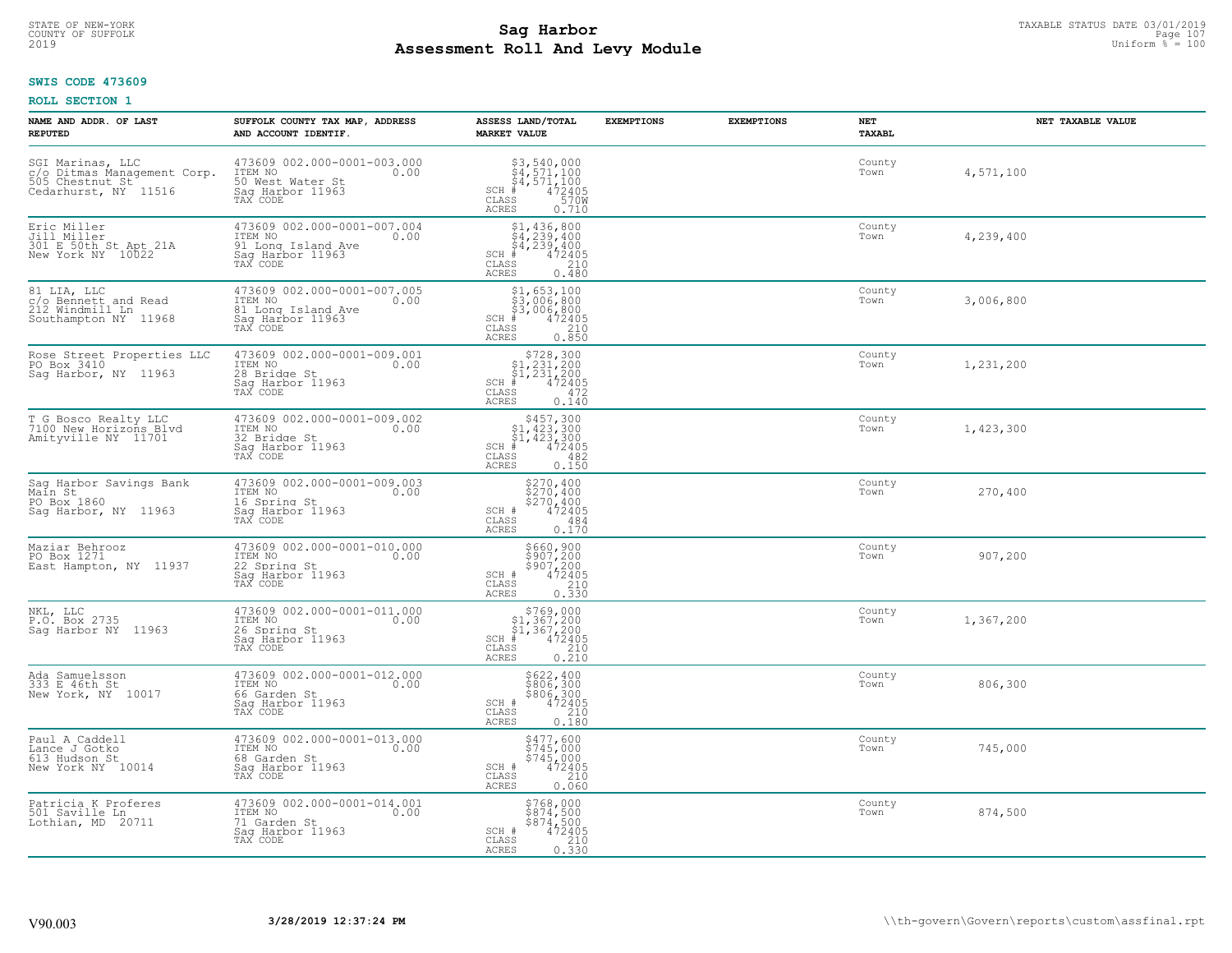STATE OF NEW-YORK
COUNTY OF SUFFOLK
2019

# Sag Harbor
# Assessment Roll And Levy Module

TAXABLE STATUS DATE 03/01/2019
Uniform % = 100

**SWIS CODE 473609**

**ROLL SECTION 1**

| NAME AND ADDR. OF LAST REPUTED | SUFFOLK COUNTY TAX MAP, ADDRESS AND ACCOUNT IDENTIF. | ASSESS LAND/TOTAL MARKET VALUE | EXEMPTIONS | EXEMPTIONS | NET TAXABL | NET TAXABLE VALUE |
|---|---|---|---|---|---|---|
| SGI Marinas, LLC<br>c/o Ditmas Management Corp.<br>505 Chestnut St<br>Cedarhurst, NY 11516 | 473609 002.000-0001-003.000<br>ITEM NO 0.00<br>50 West Water St<br>Sag Harbor 11963<br>TAX CODE | $3,540,000<br>$4,571,100<br>$4,571,100<br>SCH # 472405<br>CLASS 570W<br>ACRES 0.710 | | | County<br>Town | 4,571,100 |
| Eric Miller<br>Jill Miller<br>301 E 50th St Apt 21A<br>New York NY 10022 | 473609 002.000-0001-007.004<br>ITEM NO 0.00<br>91 Long Island Ave<br>Sag Harbor 11963<br>TAX CODE | $1,436,800<br>$4,239,400<br>$4,239,400<br>SCH # 472405<br>CLASS 210<br>ACRES 0.480 | | | County<br>Town | 4,239,400 |
| 81 LIA, LLC<br>c/o Bennett and Read<br>212 Windmill Ln<br>Southampton NY 11968 | 473609 002.000-0001-007.005<br>ITEM NO 0.00<br>81 Long Island Ave<br>Sag Harbor 11963<br>TAX CODE | $1,653,100<br>$3,006,800<br>$3,006,800<br>SCH # 472405<br>CLASS 210<br>ACRES 0.850 | | | County<br>Town | 3,006,800 |
| Rose Street Properties LLC<br>PO Box 3410<br>Sag Harbor, NY 11963 | 473609 002.000-0001-009.001<br>ITEM NO 0.00<br>28 Bridge St<br>Sag Harbor 11963<br>TAX CODE | $728,300<br>$1,231,200<br>$1,231,200<br>SCH # 472405<br>CLASS 472<br>ACRES 0.140 | | | County<br>Town | 1,231,200 |
| T G Bosco Realty LLC<br>7100 New Horizons Blvd<br>Amityville NY 11701 | 473609 002.000-0001-009.002<br>ITEM NO 0.00<br>32 Bridge St<br>Sag Harbor 11963<br>TAX CODE | $457,300<br>$1,423,300<br>$1,423,300<br>SCH # 472405<br>CLASS 482<br>ACRES 0.150 | | | County<br>Town | 1,423,300 |
| Sag Harbor Savings Bank<br>Main St<br>PO Box 1860<br>Sag Harbor, NY 11963 | 473609 002.000-0001-009.003<br>ITEM NO 0.00<br>16 Spring St<br>Sag Harbor 11963<br>TAX CODE | $270,400<br>$270,400<br>$270,400<br>SCH # 472405<br>CLASS 484<br>ACRES 0.170 | | | County<br>Town | 270,400 |
| Maziar Behrooz<br>PO Box 1271<br>East Hampton, NY 11937 | 473609 002.000-0001-010.000<br>ITEM NO 0.00<br>22 Spring St<br>Sag Harbor 11963<br>TAX CODE | $660,900<br>$907,200<br>$907,200<br>SCH # 472405<br>CLASS 210<br>ACRES 0.330 | | | County<br>Town | 907,200 |
| NKL, LLC<br>P.O. Box 2735<br>Sag Harbor NY 11963 | 473609 002.000-0001-011.000<br>ITEM NO 0.00<br>26 Spring St<br>Sag Harbor 11963<br>TAX CODE | $769,000<br>$1,367,200<br>$1,367,200<br>SCH # 472405<br>CLASS 210<br>ACRES 0.210 | | | County<br>Town | 1,367,200 |
| Ada Samuelsson<br>333 E 46th St<br>New York, NY 10017 | 473609 002.000-0001-012.000<br>ITEM NO 0.00<br>66 Garden St<br>Sag Harbor 11963<br>TAX CODE | $622,400<br>$806,300<br>$806,300<br>SCH # 472405<br>CLASS 210<br>ACRES 0.180 | | | County<br>Town | 806,300 |
| Paul A Caddell<br>Lance J Gotko<br>613 Hudson St<br>New York NY 10014 | 473609 002.000-0001-013.000<br>ITEM NO 0.00<br>68 Garden St<br>Sag Harbor 11963<br>TAX CODE | $477,600<br>$745,000<br>$745,000<br>SCH # 472405<br>CLASS 210<br>ACRES 0.060 | | | County<br>Town | 745,000 |
| Patricia K Proferes<br>501 Saville Ln<br>Lothian, MD 20711 | 473609 002.000-0001-014.001<br>ITEM NO 0.00<br>71 Garden St<br>Sag Harbor 11963<br>TAX CODE | $768,000<br>$874,500<br>$874,500<br>SCH # 472405<br>CLASS 210<br>ACRES 0.330 | | | County<br>Town | 874,500 |

V90.003 3/28/2019 12:37:24 PM \\th-govern\Govern\reports\custom\assfinal.rpt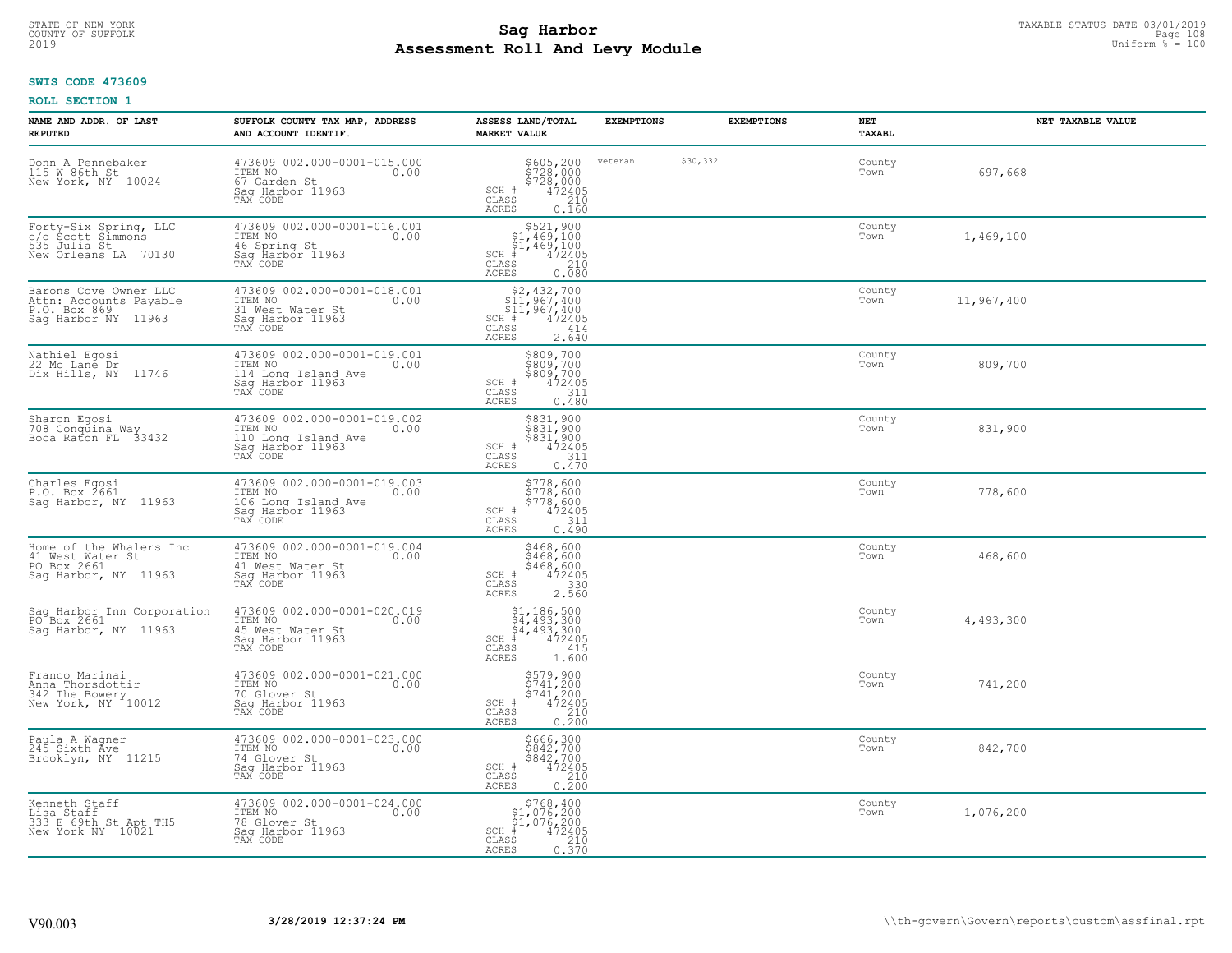STATE OF NEW-YORK
COUNTY OF SUFFOLK
2019

# Sag Harbor
# Assessment Roll And Levy Module

TAXABLE STATUS DATE 03/01/2019
Uniform % = 100

**SWIS CODE 473609**

**ROLL SECTION 1**

| NAME AND ADDR. OF LAST REPUTED | SUFFOLK COUNTY TAX MAP, ADDRESS AND ACCOUNT IDENTIF. | ASSESS LAND/TOTAL MARKET VALUE | EXEMPTIONS | EXEMPTIONS | NET TAXABL | NET TAXABLE VALUE |
|---|---|---|---|---|---|---|
| Donn A Pennebaker<br>115 W 86th St<br>New York, NY 10024 | 473609 002.000-0001-015.000<br>ITEM NO 0.00<br>67 Garden St<br>Sag Harbor 11963<br>TAX CODE | $605,200<br>$728,000<br>$728,000<br>SCH # 472405<br>CLASS 210<br>ACRES 0.160 | veteran $30,332 | | County<br>Town | 697,668 |
| Forty-Six Spring, LLC<br>c/o Scott Simmons<br>535 Julia St<br>New Orleans LA 70130 | 473609 002.000-0001-016.001<br>ITEM NO 0.00<br>46 Spring St<br>Sag Harbor 11963<br>TAX CODE | $521,900<br>$1,469,100<br>$1,469,100<br>SCH # 472405<br>CLASS 210<br>ACRES 0.080 | | | County<br>Town | 1,469,100 |
| Barons Cove Owner LLC<br>Attn: Accounts Payable<br>P.O. Box 869<br>Sag Harbor NY 11963 | 473609 002.000-0001-018.001<br>ITEM NO 0.00<br>31 West Water St<br>Sag Harbor 11963<br>TAX CODE | $2,432,700<br>$11,967,400<br>$11,967,400<br>SCH # 472405<br>CLASS 414<br>ACRES 2.640 | | | County<br>Town | 11,967,400 |
| Nathiel Egosi<br>22 Mc Lane Dr<br>Dix Hills, NY 11746 | 473609 002.000-0001-019.001<br>ITEM NO 0.00<br>114 Long Island Ave<br>Sag Harbor 11963<br>TAX CODE | $809,700<br>$809,700<br>$809,700<br>SCH # 472405<br>CLASS 311<br>ACRES 0.480 | | | County<br>Town | 809,700 |
| Sharon Egosi<br>708 Conquina Way<br>Boca Raton FL 33432 | 473609 002.000-0001-019.002<br>ITEM NO 0.00<br>110 Long Island Ave<br>Sag Harbor 11963<br>TAX CODE | $831,900<br>$831,900<br>$831,900<br>SCH # 472405<br>CLASS 311<br>ACRES 0.470 | | | County<br>Town | 831,900 |
| Charles Egosi<br>P.O. Box 2661<br>Sag Harbor, NY 11963 | 473609 002.000-0001-019.003<br>ITEM NO 0.00<br>106 Long Island Ave<br>Sag Harbor 11963<br>TAX CODE | $778,600<br>$778,600<br>$778,600<br>SCH # 472405<br>CLASS 311<br>ACRES 0.490 | | | County<br>Town | 778,600 |
| Home of the Whalers Inc<br>41 West Water St<br>PO Box 2661<br>Sag Harbor, NY 11963 | 473609 002.000-0001-019.004<br>ITEM NO 0.00<br>41 West Water St<br>Sag Harbor 11963<br>TAX CODE | $468,600<br>$468,600<br>$468,600<br>SCH # 472405<br>CLASS 330<br>ACRES 2.560 | | | County<br>Town | 468,600 |
| Sag Harbor Inn Corporation<br>PO Box 2661<br>Sag Harbor, NY 11963 | 473609 002.000-0001-020.019<br>ITEM NO 0.00<br>45 West Water St<br>Sag Harbor 11963<br>TAX CODE | $1,186,500<br>$4,493,300<br>$4,493,300<br>SCH # 472405<br>CLASS 415<br>ACRES 1.600 | | | County<br>Town | 4,493,300 |
| Franco Marinai<br>Anna Thorsdottir<br>342 The Bowery<br>New York, NY 10012 | 473609 002.000-0001-021.000<br>ITEM NO 0.00<br>70 Glover St<br>Sag Harbor 11963<br>TAX CODE | $579,900<br>$741,200<br>$741,200<br>SCH # 472405<br>CLASS 210<br>ACRES 0.200 | | | County<br>Town | 741,200 |
| Paula A Wagner<br>245 Sixth Ave<br>Brooklyn, NY 11215 | 473609 002.000-0001-023.000<br>ITEM NO 0.00<br>74 Glover St<br>Sag Harbor 11963<br>TAX CODE | $666,300<br>$842,700<br>$842,700<br>SCH # 472405<br>CLASS 210<br>ACRES 0.200 | | | County<br>Town | 842,700 |
| Kenneth Staff<br>Lisa Staff<br>333 E 69th St Apt TH5<br>New York NY 10021 | 473609 002.000-0001-024.000<br>ITEM NO 0.00<br>78 Glover St<br>Sag Harbor 11963<br>TAX CODE | $768,400<br>$1,076,200<br>$1,076,200<br>SCH # 472405<br>CLASS 210<br>ACRES 0.370 | | | County<br>Town | 1,076,200 |

V90.003 &nbsp;&nbsp; **3/28/2019 12:37:24 PM** &nbsp;&nbsp; \\th-govern\Govern\reports\custom\assfinal.rpt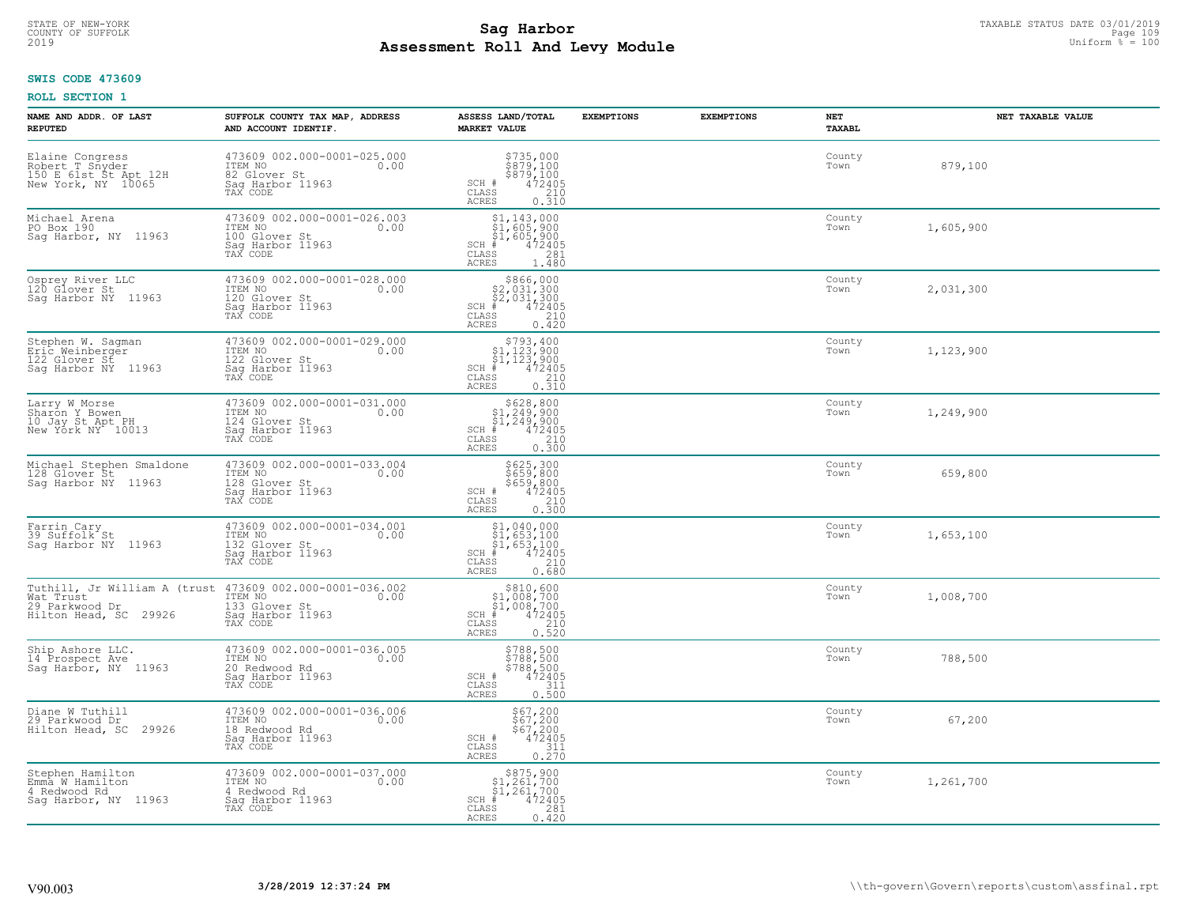STATE OF NEW-YORK
COUNTY OF SUFFOLK
2019

# Sag Harbor
## Assessment Roll And Levy Module

TAXABLE STATUS DATE 03/01/2019
Uniform % = 100

**SWIS CODE 473609**

**ROLL SECTION 1**

| NAME AND ADDR. OF LAST REPUTED | SUFFOLK COUNTY TAX MAP, ADDRESS AND ACCOUNT IDENTIF. | ASSESS LAND/TOTAL MARKET VALUE | EXEMPTIONS | EXEMPTIONS | NET TAXABL | NET TAXABLE VALUE |
|---|---|---|---|---|---|---|
| Elaine Congress<br>Robert T Snyder<br>150 E 61st St Apt 12H<br>New York, NY 10065 | 473609 002.000-0001-025.000<br>ITEM NO 0.00<br>82 Glover St<br>Sag Harbor 11963<br>TAX CODE | $735,000<br>$879,100<br>$879,100<br>SCH # 472405<br>CLASS 210<br>ACRES 0.310 | | | County<br>Town | 879,100 |
| Michael Arena<br>PO Box 190<br>Sag Harbor, NY 11963 | 473609 002.000-0001-026.003<br>ITEM NO 0.00<br>100 Glover St<br>Sag Harbor 11963<br>TAX CODE | $1,143,000<br>$1,605,900<br>$1,605,900<br>SCH # 472405<br>CLASS 281<br>ACRES 1.480 | | | County<br>Town | 1,605,900 |
| Osprey River LLC<br>120 Glover St<br>Sag Harbor NY 11963 | 473609 002.000-0001-028.000<br>ITEM NO 0.00<br>120 Glover St<br>Sag Harbor 11963<br>TAX CODE | $866,000<br>$2,031,300<br>$2,031,300<br>SCH # 472405<br>CLASS 210<br>ACRES 0.420 | | | County<br>Town | 2,031,300 |
| Stephen W. Sagman<br>Eric Weinberger<br>122 Glover St<br>Sag Harbor NY 11963 | 473609 002.000-0001-029.000<br>ITEM NO 0.00<br>122 Glover St<br>Sag Harbor 11963<br>TAX CODE | $793,400<br>$1,123,900<br>$1,123,900<br>SCH # 472405<br>CLASS 210<br>ACRES 0.310 | | | County<br>Town | 1,123,900 |
| Larry W Morse<br>Sharon Y Bowen<br>10 Jay St Apt PH<br>New York NY 10013 | 473609 002.000-0001-031.000<br>ITEM NO 0.00<br>124 Glover St<br>Sag Harbor 11963<br>TAX CODE | $628,800<br>$1,249,900<br>$1,249,900<br>SCH # 472405<br>CLASS 210<br>ACRES 0.300 | | | County<br>Town | 1,249,900 |
| Michael Stephen Smaldone<br>128 Glover St<br>Sag Harbor NY 11963 | 473609 002.000-0001-033.004<br>ITEM NO 0.00<br>128 Glover St<br>Sag Harbor 11963<br>TAX CODE | $625,300<br>$659,800<br>$659,800<br>SCH # 472405<br>CLASS 210<br>ACRES 0.300 | | | County<br>Town | 659,800 |
| Farrin Cary<br>39 Suffolk St<br>Sag Harbor NY 11963 | 473609 002.000-0001-034.001<br>ITEM NO 0.00<br>132 Glover St<br>Sag Harbor 11963<br>TAX CODE | $1,040,000<br>$1,653,100<br>$1,653,100<br>SCH # 472405<br>CLASS 210<br>ACRES 0.680 | | | County<br>Town | 1,653,100 |
| Tuthill, Jr William A (trust<br>Wat Trust<br>29 Parkwood Dr<br>Hilton Head, SC 29926 | 473609 002.000-0001-036.002<br>ITEM NO 0.00<br>133 Glover St<br>Sag Harbor 11963<br>TAX CODE | $810,600<br>$1,008,700<br>$1,008,700<br>SCH # 472405<br>CLASS 210<br>ACRES 0.520 | | | County<br>Town | 1,008,700 |
| Ship Ashore LLC.<br>14 Prospect Ave<br>Sag Harbor, NY 11963 | 473609 002.000-0001-036.005<br>ITEM NO 0.00<br>20 Redwood Rd<br>Sag Harbor 11963<br>TAX CODE | $788,500<br>$788,500<br>$788,500<br>SCH # 472405<br>CLASS 311<br>ACRES 0.500 | | | County<br>Town | 788,500 |
| Diane W Tuthill<br>29 Parkwood Dr<br>Hilton Head, SC 29926 | 473609 002.000-0001-036.006<br>ITEM NO 0.00<br>18 Redwood Rd<br>Sag Harbor 11963<br>TAX CODE | $67,200<br>$67,200<br>$67,200<br>SCH # 472405<br>CLASS 311<br>ACRES 0.270 | | | County<br>Town | 67,200 |
| Stephen Hamilton<br>Emma W Hamilton<br>4 Redwood Rd<br>Sag Harbor, NY 11963 | 473609 002.000-0001-037.000<br>ITEM NO 0.00<br>4 Redwood Rd<br>Sag Harbor 11963<br>TAX CODE | $875,900<br>$1,261,700<br>$1,261,700<br>SCH # 472405<br>CLASS 281<br>ACRES 0.420 | | | County<br>Town | 1,261,700 |

V90.003 3/28/2019 12:37:24 PM \\th-govern\Govern\reports\custom\assfinal.rpt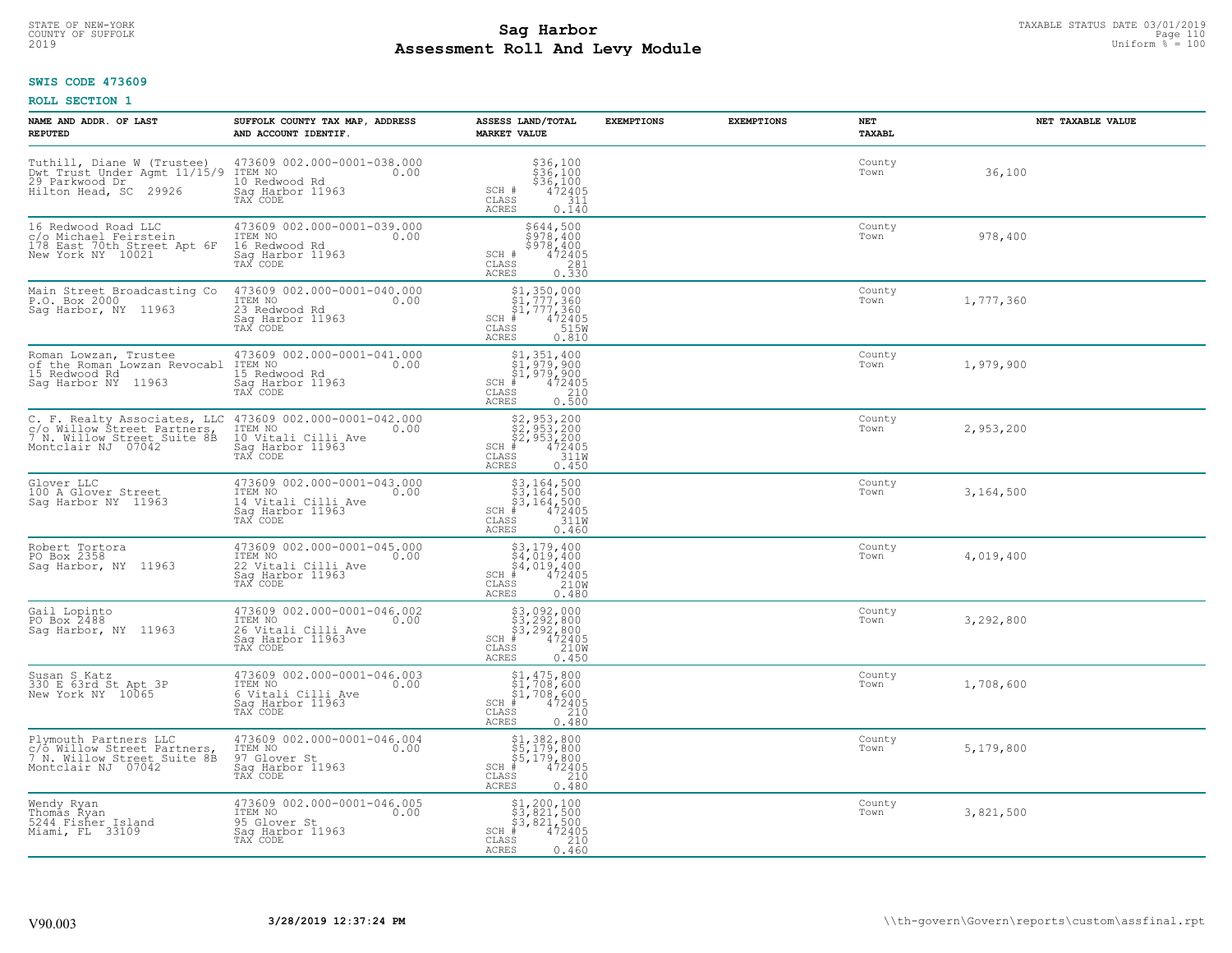STATE OF NEW-YORK
COUNTY OF SUFFOLK
2019

# Sag Harbor
## Assessment Roll And Levy Module

TAXABLE STATUS DATE 03/01/2019
Uniform % = 100

**SWIS CODE 473609**

**ROLL SECTION 1**

| NAME AND ADDR. OF LAST REPUTED | SUFFOLK COUNTY TAX MAP, ADDRESS AND ACCOUNT IDENTIF. | ASSESS LAND/TOTAL MARKET VALUE | EXEMPTIONS | EXEMPTIONS | NET TAXABL | NET TAXABLE VALUE |
|---|---|---|---|---|---|---|
| Tuthill, Diane W (Trustee)<br>Dwt Trust Under Agmt 11/15/9<br>29 Parkwood Dr<br>Hilton Head, SC 29926 | 473609 002.000-0001-038.000<br>ITEM NO 0.00<br>10 Redwood Rd<br>Sag Harbor 11963<br>TAX CODE | $36,100<br>$36,100<br>$36,100<br>SCH # 472405<br>CLASS 311<br>ACRES 0.140 | | | County<br>Town | 36,100 |
| 16 Redwood Road LLC<br>c/o Michael Feirstein<br>178 East 70th Street Apt 6F<br>New York NY 10021 | 473609 002.000-0001-039.000<br>ITEM NO 0.00<br>16 Redwood Rd<br>Sag Harbor 11963<br>TAX CODE | $644,500<br>$978,400<br>$978,400<br>SCH # 472405<br>CLASS 281<br>ACRES 0.330 | | | County<br>Town | 978,400 |
| Main Street Broadcasting Co<br>P.O. Box 2000<br>Sag Harbor, NY 11963 | 473609 002.000-0001-040.000<br>ITEM NO 0.00<br>23 Redwood Rd<br>Sag Harbor 11963<br>TAX CODE | $1,350,000<br>$1,777,360<br>$1,777,360<br>SCH # 472405<br>CLASS 515W<br>ACRES 0.810 | | | County<br>Town | 1,777,360 |
| Roman Lowzan, Trustee<br>of the Roman Lowzan Revocabl<br>15 Redwood Rd<br>Sag Harbor NY 11963 | 473609 002.000-0001-041.000<br>ITEM NO 0.00<br>15 Redwood Rd<br>Sag Harbor 11963<br>TAX CODE | $1,351,400<br>$1,979,900<br>$1,979,900<br>SCH # 472405<br>CLASS 210<br>ACRES 0.500 | | | County<br>Town | 1,979,900 |
| C. F. Realty Associates, LLC<br>c/o Willow Street Partners,<br>7 N. Willow Street Suite 8B<br>Montclair NJ 07042 | 473609 002.000-0001-042.000<br>ITEM NO 0.00<br>10 Vitali Cilli Ave<br>Sag Harbor 11963<br>TAX CODE | $2,953,200<br>$2,953,200<br>$2,953,200<br>SCH # 472405<br>CLASS 311W<br>ACRES 0.450 | | | County<br>Town | 2,953,200 |
| Glover LLC<br>100 A Glover Street<br>Sag Harbor NY 11963 | 473609 002.000-0001-043.000<br>ITEM NO 0.00<br>14 Vitali Cilli Ave<br>Sag Harbor 11963<br>TAX CODE | $3,164,500<br>$3,164,500<br>$3,164,500<br>SCH # 472405<br>CLASS 311W<br>ACRES 0.460 | | | County<br>Town | 3,164,500 |
| Robert Tortora<br>PO Box 2358<br>Sag Harbor, NY 11963 | 473609 002.000-0001-045.000<br>ITEM NO 0.00<br>22 Vitali Cilli Ave<br>Sag Harbor 11963<br>TAX CODE | $3,179,400<br>$4,019,400<br>$4,019,400<br>SCH # 472405<br>CLASS 210W<br>ACRES 0.480 | | | County<br>Town | 4,019,400 |
| Gail Lopinto<br>PO Box 2488<br>Sag Harbor, NY 11963 | 473609 002.000-0001-046.002<br>ITEM NO 0.00<br>26 Vitali Cilli Ave<br>Sag Harbor 11963<br>TAX CODE | $3,092,000<br>$3,292,800<br>$3,292,800<br>SCH # 472405<br>CLASS 210W<br>ACRES 0.450 | | | County<br>Town | 3,292,800 |
| Susan S Katz<br>330 E 63rd St Apt 3P<br>New York NY 10065 | 473609 002.000-0001-046.003<br>ITEM NO 0.00<br>6 Vitali Cilli Ave<br>Sag Harbor 11963<br>TAX CODE | $1,475,800<br>$1,708,600<br>$1,708,600<br>SCH # 472405<br>CLASS 210<br>ACRES 0.480 | | | County<br>Town | 1,708,600 |
| Plymouth Partners LLC<br>c/o Willow Street Partners,<br>7 N. Willow Street Suite 8B<br>Montclair NJ 07042 | 473609 002.000-0001-046.004<br>ITEM NO 0.00<br>97 Glover St<br>Sag Harbor 11963<br>TAX CODE | $1,382,800<br>$5,179,800<br>$5,179,800<br>SCH # 472405<br>CLASS 210<br>ACRES 0.480 | | | County<br>Town | 5,179,800 |
| Wendy Ryan<br>Thomas Ryan<br>5244 Fisher Island<br>Miami, FL 33109 | 473609 002.000-0001-046.005<br>ITEM NO 0.00<br>95 Glover St<br>Sag Harbor 11963<br>TAX CODE | $1,200,100<br>$3,821,500<br>$3,821,500<br>SCH # 472405<br>CLASS 210<br>ACRES 0.460 | | | County<br>Town | 3,821,500 |

V90.003 3/28/2019 12:37:24 PM \\th-govern\Govern\reports\custom\assfinal.rpt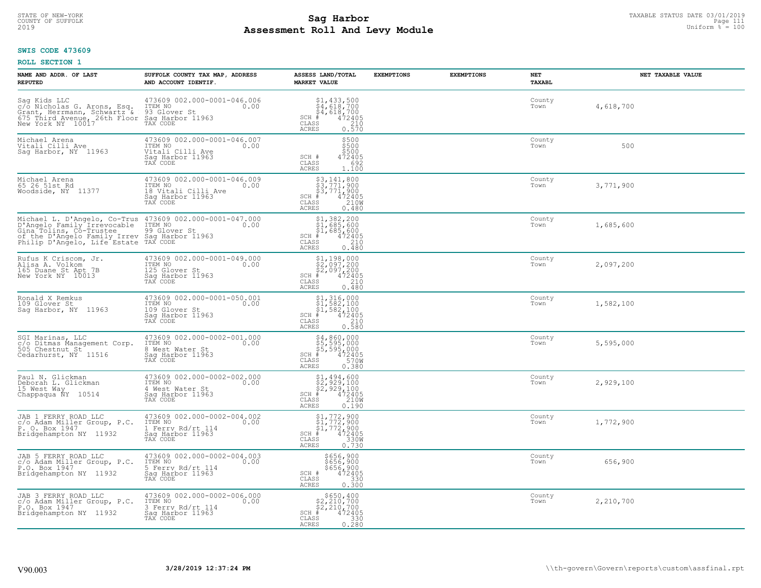STATE OF NEW-YORK
COUNTY OF SUFFOLK
2019

# Sag Harbor
# Assessment Roll And Levy Module

TAXABLE STATUS DATE 03/01/2019
Uniform % = 100

**SWIS CODE 473609**

**ROLL SECTION 1**

| NAME AND ADDR. OF LAST REPUTED | SUFFOLK COUNTY TAX MAP, ADDRESS AND ACCOUNT IDENTIF. | ASSESS LAND/TOTAL MARKET VALUE | EXEMPTIONS | EXEMPTIONS | NET TAXABL | NET TAXABLE VALUE |
|---|---|---|---|---|---|---|
| Sag Kids LLC<br>c/o Nicholas G. Arons, Esq.<br>Grant, Herrmann, Schwartz &<br>675 Third Avenue, 26th Floor<br>New York NY 10017 | 473609 002.000-0001-046.006<br>ITEM NO 0.00<br>93 Glover St<br>Sag Harbor 11963<br>TAX CODE | $1,433,500<br>$4,618,700<br>$4,618,700<br>SCH # 472405<br>CLASS 210<br>ACRES 0.570 | | | County<br>Town | 4,618,700 |
| Michael Arena<br>Vitali Cilli Ave<br>Sag Harbor, NY 11963 | 473609 002.000-0001-046.007<br>ITEM NO 0.00<br>Vitali Cilli Ave<br>Sag Harbor 11963<br>TAX CODE | $500<br>$500<br>$500<br>SCH # 472405<br>CLASS 692<br>ACRES 1.100 | | | County<br>Town | 500 |
| Michael Arena<br>65 26 51st Rd<br>Woodside, NY 11377 | 473609 002.000-0001-046.009<br>ITEM NO 0.00<br>18 Vitali Cilli Ave<br>Sag Harbor 11963<br>TAX CODE | $3,141,800<br>$3,771,900<br>$3,771,900<br>SCH # 472405<br>CLASS 210W<br>ACRES 0.480 | | | County<br>Town | 3,771,900 |
| Michael L. D'Angelo, Co-Trus<br>D'Angelo Family Irrevocable<br>Gina Tolins, Co-Trustee<br>of the D'Angelo Family Irrev<br>Philip D'Angelo, Life Estate | 473609 002.000-0001-047.000<br>ITEM NO 0.00<br>99 Glover St<br>Sag Harbor 11963<br>TAX CODE | $1,382,200<br>$1,685,600<br>$1,685,600<br>SCH # 472405<br>CLASS 210<br>ACRES 0.480 | | | County<br>Town | 1,685,600 |
| Rufus K Criscom, Jr.<br>Alisa A. Volkom<br>165 Duane St Apt 7B<br>New York NY 10013 | 473609 002.000-0001-049.000<br>ITEM NO 0.00<br>125 Glover St<br>Sag Harbor 11963<br>TAX CODE | $1,198,000<br>$2,097,200<br>$2,097,200<br>SCH # 472405<br>CLASS 210<br>ACRES 0.480 | | | County<br>Town | 2,097,200 |
| Ronald X Remkus<br>109 Glover St<br>Sag Harbor, NY 11963 | 473609 002.000-0001-050.001<br>ITEM NO 0.00<br>109 Glover St<br>Sag Harbor 11963<br>TAX CODE | $1,316,000<br>$1,582,100<br>$1,582,100<br>SCH # 472405<br>CLASS 210<br>ACRES 0.580 | | | County<br>Town | 1,582,100 |
| SGI Marinas, LLC<br>c/o Ditmas Management Corp.<br>505 Chestnut St<br>Cedarhurst, NY 11516 | 473609 002.000-0002-001.000<br>ITEM NO 0.00<br>8 West Water St<br>Sag Harbor 11963<br>TAX CODE | $4,860,000<br>$5,595,000<br>$5,595,000<br>SCH # 472405<br>CLASS 570W<br>ACRES 0.380 | | | County<br>Town | 5,595,000 |
| Paul N. Glickman<br>Deborah L. Glickman<br>15 West Way<br>Chappaqua NY 10514 | 473609 002.000-0002-002.000<br>ITEM NO 0.00<br>4 West Water St<br>Sag Harbor 11963<br>TAX CODE | $1,494,600<br>$2,929,100<br>$2,929,100<br>SCH # 472405<br>CLASS 210W<br>ACRES 0.190 | | | County<br>Town | 2,929,100 |
| JAB 1 FERRY ROAD LLC<br>c/o Adam Miller Group, P.C.<br>P. O. Box 1947<br>Bridgehampton NY 11932 | 473609 002.000-0002-004.002<br>ITEM NO 0.00<br>1 Ferry Rd/rt 114<br>Sag Harbor 11963<br>TAX CODE | $1,772,900<br>$1,772,900<br>$1,772,900<br>SCH # 472405<br>CLASS 330W<br>ACRES 0.730 | | | County<br>Town | 1,772,900 |
| JAB 5 FERRY ROAD LLC<br>c/o Adam Miller Group, P.C.<br>P.O. Box 1947<br>Bridgehampton NY 11932 | 473609 002.000-0002-004.003<br>ITEM NO 0.00<br>5 Ferry Rd/rt 114<br>Sag Harbor 11963<br>TAX CODE | $656,900<br>$656,900<br>$656,900<br>SCH # 472405<br>CLASS 330<br>ACRES 0.300 | | | County<br>Town | 656,900 |
| JAB 3 FERRY ROAD LLC<br>c/o Adam Miller Group, P.C.<br>P.O. Box 1947<br>Bridgehampton NY 11932 | 473609 002.000-0002-006.000<br>ITEM NO 0.00<br>3 Ferry Rd/rt 114<br>Sag Harbor 11963<br>TAX CODE | $650,400<br>$2,210,700<br>$2,210,700<br>SCH # 472405<br>CLASS 330<br>ACRES 0.280 | | | County<br>Town | 2,210,700 |

V90.003 3/28/2019 12:37:24 PM \\th-govern\Govern\reports\custom\assfinal.rpt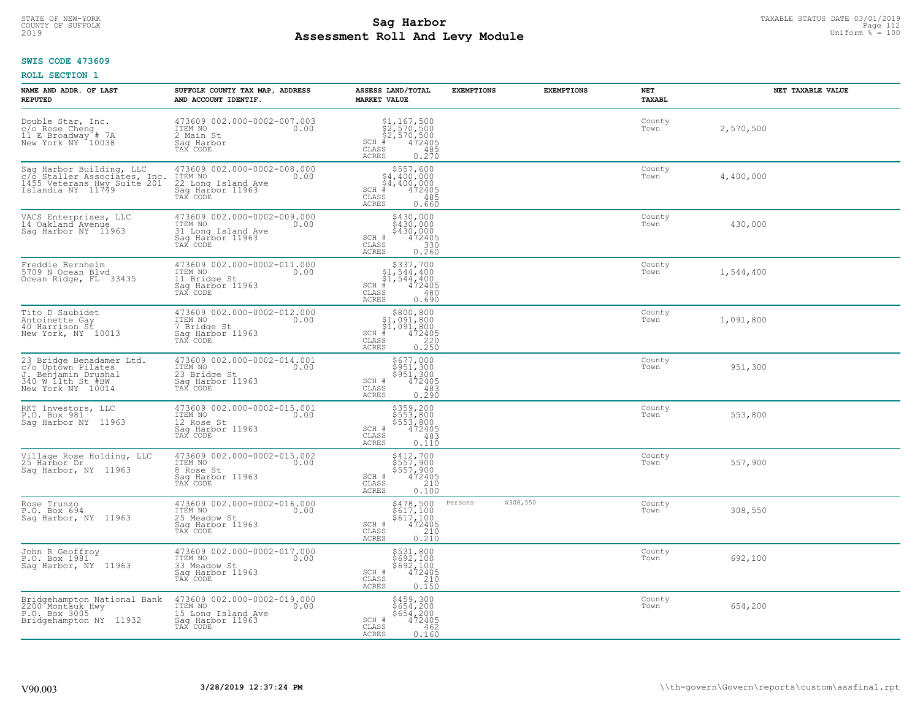STATE OF NEW-YORK
COUNTY OF SUFFOLK
2019

# Sag Harbor
## Assessment Roll And Levy Module

TAXABLE STATUS DATE 03/01/2019
Uniform % = 100

**SWIS CODE 473609**

**ROLL SECTION 1**

| NAME AND ADDR. OF LAST REPUTED | SUFFOLK COUNTY TAX MAP, ADDRESS AND ACCOUNT IDENTIF. | ASSESS LAND/TOTAL MARKET VALUE | EXEMPTIONS | EXEMPTIONS | NET TAXABL | NET TAXABLE VALUE |
|---|---|---|---|---|---|---|
| Double Star, Inc.<br>c/o Rose Cheng<br>11 E Broadway # 7A<br>New York NY 10038 | 473609 002.000-0002-007.003<br>ITEM NO 0.00<br>2 Main St<br>Sag Harbor<br>TAX CODE | $1,167,500<br>$2,570,500<br>$2,570,500<br>SCH # 472405<br>CLASS 485<br>ACRES 0.270 | | | County<br>Town | 2,570,500 |
| Sag Harbor Building, LLC<br>c/o Staller Associates, Inc.<br>1455 Veterans Hwy Suite 201<br>Islandia NY 11749 | 473609 002.000-0002-008.000<br>ITEM NO 0.00<br>22 Long Island Ave<br>Sag Harbor 11963<br>TAX CODE | $557,600<br>$4,400,000<br>$4,400,000<br>SCH # 472405<br>CLASS 485<br>ACRES 0.660 | | | County<br>Town | 4,400,000 |
| VACS Enterprises, LLC<br>14 Oakland Avenue<br>Sag Harbor NY 11963 | 473609 002.000-0002-009.000<br>ITEM NO 0.00<br>31 Long Island Ave<br>Sag Harbor 11963<br>TAX CODE | $430,000<br>$430,000<br>$430,000<br>SCH # 472405<br>CLASS 330<br>ACRES 0.260 | | | County<br>Town | 430,000 |
| Freddie Bernheim<br>5709 N Ocean Blvd<br>Ocean Ridge, FL 33435 | 473609 002.000-0002-011.000<br>ITEM NO 0.00<br>11 Bridge St<br>Sag Harbor 11963<br>TAX CODE | $337,700<br>$1,544,400<br>$1,544,400<br>SCH # 472405<br>CLASS 480<br>ACRES 0.690 | | | County<br>Town | 1,544,400 |
| Tito D Saubidet<br>Antoinette Gay<br>40 Harrison St<br>New York, NY 10013 | 473609 002.000-0002-012.000<br>ITEM NO 0.00<br>7 Bridge St<br>Sag Harbor 11963<br>TAX CODE | $800,800<br>$1,091,800<br>$1,091,800<br>SCH # 472405<br>CLASS 220<br>ACRES 0.250 | | | County<br>Town | 1,091,800 |
| 23 Bridge Benadamer Ltd.<br>c/o Uptown Pilates<br>J. Benjamin Drushal<br>340 W 11th St #BW<br>New York NY 10014 | 473609 002.000-0002-014.001<br>ITEM NO 0.00<br>23 Bridge St<br>Sag Harbor 11963<br>TAX CODE | $677,000<br>$951,300<br>$951,300<br>SCH # 472405<br>CLASS 483<br>ACRES 0.290 | | | County<br>Town | 951,300 |
| RKT Investors, LLC<br>P.O. Box 981<br>Sag Harbor NY 11963 | 473609 002.000-0002-015.001<br>ITEM NO 0.00<br>12 Rose St<br>Sag Harbor 11963<br>TAX CODE | $359,200<br>$553,800<br>$553,800<br>SCH # 472405<br>CLASS 483<br>ACRES 0.110 | | | County<br>Town | 553,800 |
| Village Rose Holding, LLC<br>25 Harbor Dr<br>Sag Harbor, NY 11963 | 473609 002.000-0002-015.002<br>ITEM NO 0.00<br>8 Rose St<br>Sag Harbor 11963<br>TAX CODE | $412,700<br>$557,900<br>$557,900<br>SCH # 472405<br>CLASS 210<br>ACRES 0.100 | | | County<br>Town | 557,900 |
| Rose Trunzo<br>P.O. Box 694<br>Sag Harbor, NY 11963 | 473609 002.000-0002-016.000<br>ITEM NO 0.00<br>25 Meadow St<br>Sag Harbor 11963<br>TAX CODE | $478,500<br>$617,100<br>$617,100<br>SCH # 472405<br>CLASS 210<br>ACRES 0.210 | Persons $308,550 | | County<br>Town | 308,550 |
| John R Geoffroy<br>P.O. Box 1981<br>Sag Harbor, NY 11963 | 473609 002.000-0002-017.000<br>ITEM NO 0.00<br>33 Meadow St<br>Sag Harbor 11963<br>TAX CODE | $531,800<br>$692,100<br>$692,100<br>SCH # 472405<br>CLASS 210<br>ACRES 0.150 | | | County<br>Town | 692,100 |
| Bridgehampton National Bank<br>2200 Montauk Hwy<br>P.O. Box 3005<br>Bridgehampton NY 11932 | 473609 002.000-0002-019.000<br>ITEM NO 0.00<br>15 Long Island Ave<br>Sag Harbor 11963<br>TAX CODE | $459,300<br>$654,200<br>$654,200<br>SCH # 472405<br>CLASS 462<br>ACRES 0.160 | | | County<br>Town | 654,200 |

V90.003 3/28/2019 12:37:24 PM \\th-govern\Govern\reports\custom\assfinal.rpt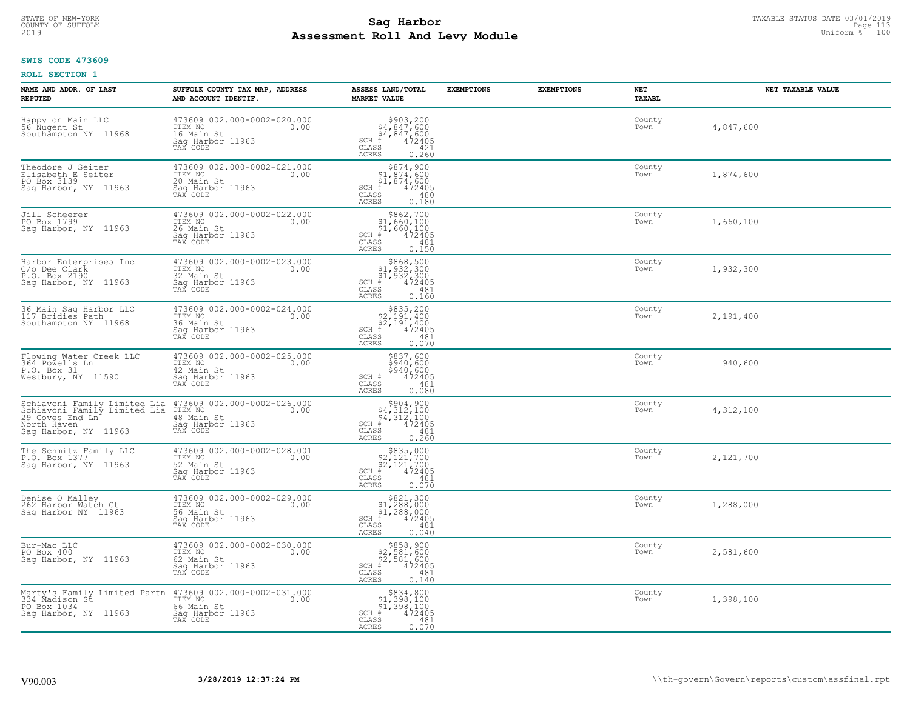STATE OF NEW-YORK
COUNTY OF SUFFOLK
2019

# Sag Harbor
## Assessment Roll And Levy Module

TAXABLE STATUS DATE 03/01/2019
Uniform % = 100

**SWIS CODE 473609**

**ROLL SECTION 1**

| NAME AND ADDR. OF LAST REPUTED | SUFFOLK COUNTY TAX MAP, ADDRESS AND ACCOUNT IDENTIF. | ASSESS LAND/TOTAL MARKET VALUE | EXEMPTIONS | EXEMPTIONS | NET TAXABL | NET TAXABLE VALUE |
|---|---|---|---|---|---|---|
| Happy on Main LLC<br>56 Nugent St<br>Southampton NY 11968 | 473609 002.000-0002-020.000<br>ITEM NO 0.00<br>16 Main St<br>Sag Harbor 11963<br>TAX CODE | $903,200<br>$4,847,600<br>$4,847,600<br>SCH # 472405<br>CLASS 421<br>ACRES 0.260 | | | County<br>Town | 4,847,600 |
| Theodore J Seiter<br>Elisabeth E Seiter<br>PO Box 3139<br>Sag Harbor, NY 11963 | 473609 002.000-0002-021.000<br>ITEM NO 0.00<br>20 Main St<br>Sag Harbor 11963<br>TAX CODE | $874,900<br>$1,874,600<br>$1,874,600<br>SCH # 472405<br>CLASS 480<br>ACRES 0.180 | | | County<br>Town | 1,874,600 |
| Jill Scheerer<br>PO Box 1799<br>Sag Harbor, NY 11963 | 473609 002.000-0002-022.000<br>ITEM NO 0.00<br>26 Main St<br>Sag Harbor 11963<br>TAX CODE | $862,700<br>$1,660,100<br>$1,660,100<br>SCH # 472405<br>CLASS 481<br>ACRES 0.150 | | | County<br>Town | 1,660,100 |
| Harbor Enterprises Inc<br>C/o Dee Clark<br>P.O. Box 2190<br>Sag Harbor, NY 11963 | 473609 002.000-0002-023.000<br>ITEM NO 0.00<br>32 Main St<br>Sag Harbor 11963<br>TAX CODE | $868,500<br>$1,932,300<br>$1,932,300<br>SCH # 472405<br>CLASS 481<br>ACRES 0.160 | | | County<br>Town | 1,932,300 |
| 36 Main Sag Harbor LLC<br>117 Bridies Path<br>Southampton NY 11968 | 473609 002.000-0002-024.000<br>ITEM NO 0.00<br>36 Main St<br>Sag Harbor 11963<br>TAX CODE | $835,200<br>$2,191,400<br>$2,191,400<br>SCH # 472405<br>CLASS 481<br>ACRES 0.070 | | | County<br>Town | 2,191,400 |
| Flowing Water Creek LLC<br>364 Powells Ln<br>P.O. Box 31<br>Westbury, NY 11590 | 473609 002.000-0002-025.000<br>ITEM NO 0.00<br>42 Main St<br>Sag Harbor 11963<br>TAX CODE | $837,600<br>$940,600<br>$940,600<br>SCH # 472405<br>CLASS 481<br>ACRES 0.080 | | | County<br>Town | 940,600 |
| Schiavoni Family Limited Lia<br>Schiavoni Family Limited Lia<br>29 Coves End Ln<br>North Haven<br>Sag Harbor, NY 11963 | 473609 002.000-0002-026.000<br>ITEM NO 0.00<br>48 Main St<br>Sag Harbor 11963<br>TAX CODE | $904,900<br>$4,312,100<br>$4,312,100<br>SCH # 472405<br>CLASS 481<br>ACRES 0.260 | | | County<br>Town | 4,312,100 |
| The Schmitz Family LLC<br>P.O. Box 1377<br>Sag Harbor, NY 11963 | 473609 002.000-0002-028.001<br>ITEM NO 0.00<br>52 Main St<br>Sag Harbor 11963<br>TAX CODE | $835,000<br>$2,121,700<br>$2,121,700<br>SCH # 472405<br>CLASS 481<br>ACRES 0.070 | | | County<br>Town | 2,121,700 |
| Denise O Malley<br>262 Harbor Watch Ct<br>Sag Harbor NY 11963 | 473609 002.000-0002-029.000<br>ITEM NO 0.00<br>56 Main St<br>Sag Harbor 11963<br>TAX CODE | $821,300<br>$1,288,000<br>$1,288,000<br>SCH # 472405<br>CLASS 481<br>ACRES 0.040 | | | County<br>Town | 1,288,000 |
| Bur-Mac LLC<br>PO Box 400<br>Sag Harbor, NY 11963 | 473609 002.000-0002-030.000<br>ITEM NO 0.00<br>62 Main St<br>Sag Harbor 11963<br>TAX CODE | $858,900<br>$2,581,600<br>$2,581,600<br>SCH # 472405<br>CLASS 481<br>ACRES 0.140 | | | County<br>Town | 2,581,600 |
| Marty's Family Limited Partn<br>334 Madison St<br>PO Box 1034<br>Sag Harbor, NY 11963 | 473609 002.000-0002-031.000<br>ITEM NO 0.00<br>66 Main St<br>Sag Harbor 11963<br>TAX CODE | $834,800<br>$1,398,100<br>$1,398,100<br>SCH # 472405<br>CLASS 481<br>ACRES 0.070 | | | County<br>Town | 1,398,100 |

V90.003 3/28/2019 12:37:24 PM \\th-govern\Govern\reports\custom\assfinal.rpt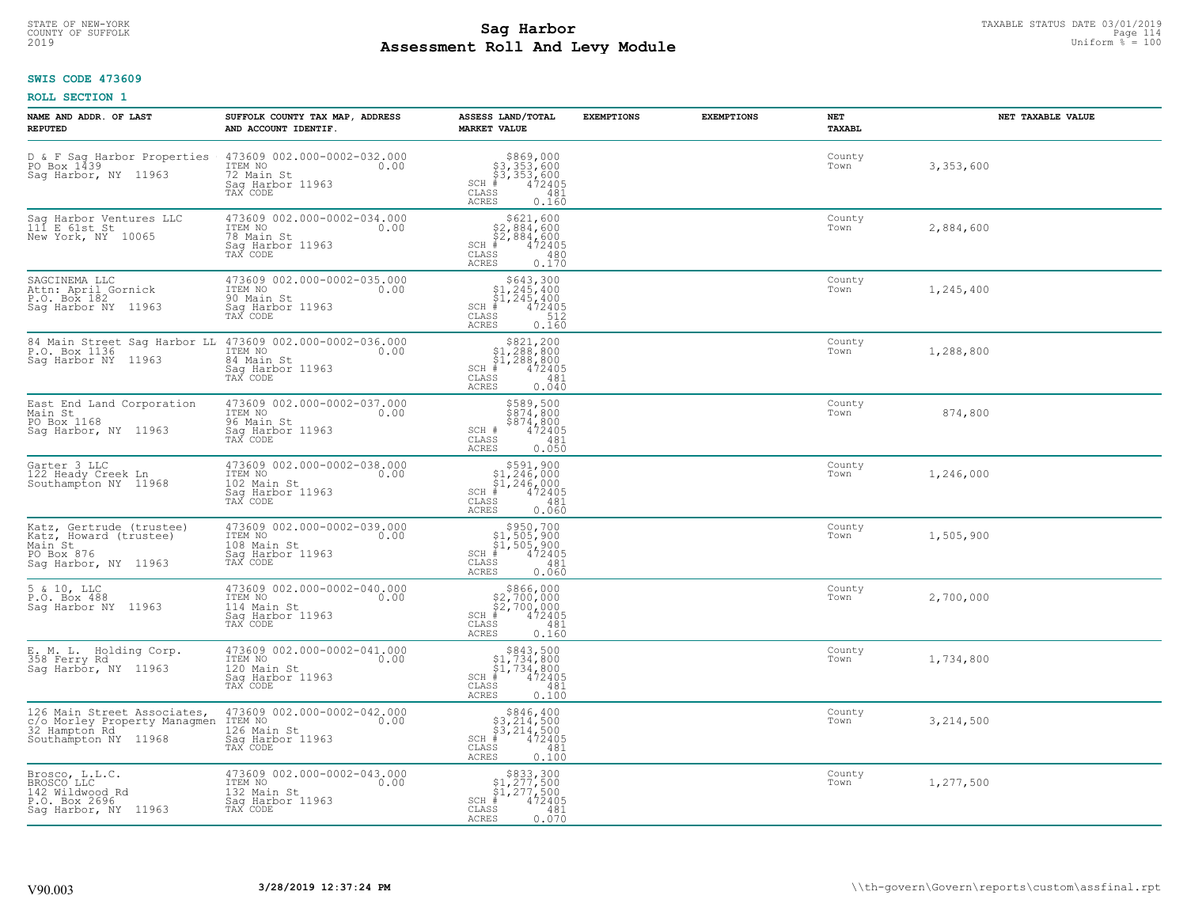STATE OF NEW-YORK
COUNTY OF SUFFOLK
2019

# Sag Harbor
# Assessment Roll And Levy Module

TAXABLE STATUS DATE 03/01/2019
Uniform % = 100

**SWIS CODE 473609**

**ROLL SECTION 1**

| NAME AND ADDR. OF LAST REPUTED | SUFFOLK COUNTY TAX MAP, ADDRESS AND ACCOUNT IDENTIF. | ASSESS LAND/TOTAL MARKET VALUE | EXEMPTIONS | EXEMPTIONS | NET TAXABL | NET TAXABLE VALUE |
|---|---|---|---|---|---|---|
| D & F Sag Harbor Properties<br>PO Box 1439<br>Sag Harbor, NY 11963 | 473609 002.000-0002-032.000<br>ITEM NO 0.00<br>72 Main St<br>Sag Harbor 11963<br>TAX CODE | $869,000<br>$3,353,600<br>$3,353,600<br>SCH # 472405<br>CLASS 481<br>ACRES 0.160 | | | County<br>Town | 3,353,600 |
| Sag Harbor Ventures LLC<br>111 E 61st St<br>New York, NY 10065 | 473609 002.000-0002-034.000<br>ITEM NO 0.00<br>78 Main St<br>Sag Harbor 11963<br>TAX CODE | $621,600<br>$2,884,600<br>$2,884,600<br>SCH # 472405<br>CLASS 480<br>ACRES 0.170 | | | County<br>Town | 2,884,600 |
| SAGCINEMA LLC<br>Attn: April Gornick<br>P.O. Box 182<br>Sag Harbor NY 11963 | 473609 002.000-0002-035.000<br>ITEM NO 0.00<br>90 Main St<br>Sag Harbor 11963<br>TAX CODE | $643,300<br>$1,245,400<br>$1,245,400<br>SCH # 472405<br>CLASS 512<br>ACRES 0.160 | | | County<br>Town | 1,245,400 |
| 84 Main Street Sag Harbor LL<br>P.O. Box 1136<br>Sag Harbor NY 11963 | 473609 002.000-0002-036.000<br>ITEM NO 0.00<br>84 Main St<br>Sag Harbor 11963<br>TAX CODE | $821,200<br>$1,288,800<br>$1,288,800<br>SCH # 472405<br>CLASS 481<br>ACRES 0.040 | | | County<br>Town | 1,288,800 |
| East End Land Corporation<br>Main St<br>PO Box 1168<br>Sag Harbor, NY 11963 | 473609 002.000-0002-037.000<br>ITEM NO 0.00<br>96 Main St<br>Sag Harbor 11963<br>TAX CODE | $589,500<br>$874,800<br>$874,800<br>SCH # 472405<br>CLASS 481<br>ACRES 0.050 | | | County<br>Town | 874,800 |
| Garter 3 LLC<br>122 Heady Creek Ln<br>Southampton NY 11968 | 473609 002.000-0002-038.000<br>ITEM NO 0.00<br>102 Main St<br>Sag Harbor 11963<br>TAX CODE | $591,900<br>$1,246,000<br>$1,246,000<br>SCH # 472405<br>CLASS 481<br>ACRES 0.060 | | | County<br>Town | 1,246,000 |
| Katz, Gertrude (trustee)<br>Katz, Howard (trustee)<br>Main St<br>PO Box 876<br>Sag Harbor, NY 11963 | 473609 002.000-0002-039.000<br>ITEM NO 0.00<br>108 Main St<br>Sag Harbor 11963<br>TAX CODE | $950,700<br>$1,505,900<br>$1,505,900<br>SCH # 472405<br>CLASS 481<br>ACRES 0.060 | | | County<br>Town | 1,505,900 |
| 5 & 10, LLC<br>P.O. Box 488<br>Sag Harbor NY 11963 | 473609 002.000-0002-040.000<br>ITEM NO 0.00<br>114 Main St<br>Sag Harbor 11963<br>TAX CODE | $866,000<br>$2,700,000<br>$2,700,000<br>SCH # 472405<br>CLASS 481<br>ACRES 0.160 | | | County<br>Town | 2,700,000 |
| E. M. L. Holding Corp.<br>358 Ferry Rd<br>Sag Harbor, NY 11963 | 473609 002.000-0002-041.000<br>ITEM NO 0.00<br>120 Main St<br>Sag Harbor 11963<br>TAX CODE | $843,500<br>$1,734,800<br>$1,734,800<br>SCH # 472405<br>CLASS 481<br>ACRES 0.100 | | | County<br>Town | 1,734,800 |
| 126 Main Street Associates,<br>c/o Morley Property Managmen<br>32 Hampton Rd<br>Southampton NY 11968 | 473609 002.000-0002-042.000<br>ITEM NO 0.00<br>126 Main St<br>Sag Harbor 11963<br>TAX CODE | $846,400<br>$3,214,500<br>$3,214,500<br>SCH # 472405<br>CLASS 481<br>ACRES 0.100 | | | County<br>Town | 3,214,500 |
| Brosco, L.L.C.<br>BROSCO LLC<br>142 Wildwood Rd<br>P.O. Box 2696<br>Sag Harbor, NY 11963 | 473609 002.000-0002-043.000<br>ITEM NO 0.00<br>132 Main St<br>Sag Harbor 11963<br>TAX CODE | $833,300<br>$1,277,500<br>$1,277,500<br>SCH # 472405<br>CLASS 481<br>ACRES 0.070 | | | County<br>Town | 1,277,500 |

V90.003 3/28/2019 12:37:24 PM \\th-govern\Govern\reports\custom\assfinal.rpt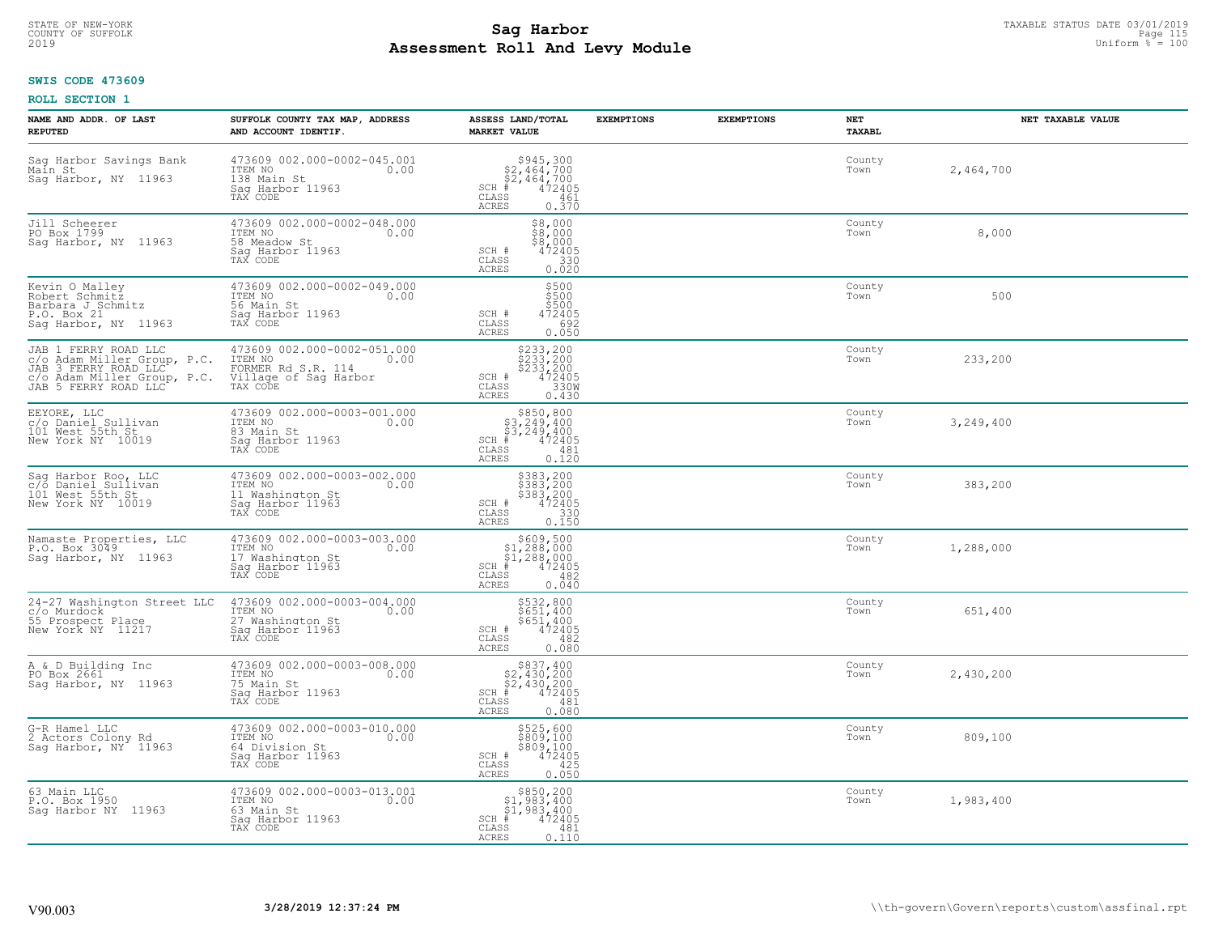STATE OF NEW-YORK
COUNTY OF SUFFOLK
2019

# Sag Harbor
# Assessment Roll And Levy Module

TAXABLE STATUS DATE 03/01/2019
Uniform % = 100

**SWIS CODE 473609**

**ROLL SECTION 1**

| NAME AND ADDR. OF LAST REPUTED | SUFFOLK COUNTY TAX MAP, ADDRESS AND ACCOUNT IDENTIF. | ASSESS LAND/TOTAL MARKET VALUE | EXEMPTIONS | EXEMPTIONS | NET TAXABL | NET TAXABLE VALUE |
|---|---|---|---|---|---|---|
| Sag Harbor Savings Bank<br>Main St<br>Sag Harbor, NY 11963 | 473609 002.000-0002-045.001<br>ITEM NO 0.00<br>138 Main St<br>Sag Harbor 11963<br>TAX CODE | $945,300<br>$2,464,700<br>$2,464,700<br>SCH # 472405<br>CLASS 461<br>ACRES 0.370 | | | County<br>Town | 2,464,700 |
| Jill Scheerer<br>PO Box 1799<br>Sag Harbor, NY 11963 | 473609 002.000-0002-048.000<br>ITEM NO 0.00<br>58 Meadow St<br>Sag Harbor 11963<br>TAX CODE | $8,000<br>$8,000<br>$8,000<br>SCH # 472405<br>CLASS 330<br>ACRES 0.020 | | | County<br>Town | 8,000 |
| Kevin O Malley<br>Robert Schmitz<br>Barbara J Schmitz<br>P.O. Box 21<br>Sag Harbor, NY 11963 | 473609 002.000-0002-049.000<br>ITEM NO 0.00<br>56 Main St<br>Sag Harbor 11963<br>TAX CODE | $500<br>$500<br>$500<br>SCH # 472405<br>CLASS 692<br>ACRES 0.050 | | | County<br>Town | 500 |
| JAB 1 FERRY ROAD LLC<br>c/o Adam Miller Group, P.C.<br>JAB 3 FERRY ROAD LLC<br>c/o Adam Miller Group, P.C.<br>JAB 5 FERRY ROAD LLC | 473609 002.000-0002-051.000<br>ITEM NO 0.00<br>FORMER Rd S.R. 114<br>Village of Sag Harbor<br>TAX CODE | $233,200<br>$233,200<br>$233,200<br>SCH # 472405<br>CLASS 330W<br>ACRES 0.430 | | | County<br>Town | 233,200 |
| EEYORE, LLC<br>c/o Daniel Sullivan<br>101 West 55th St<br>New York NY 10019 | 473609 002.000-0003-001.000<br>ITEM NO 0.00<br>83 Main St<br>Sag Harbor 11963<br>TAX CODE | $850,800<br>$3,249,400<br>$3,249,400<br>SCH # 472405<br>CLASS 481<br>ACRES 0.120 | | | County<br>Town | 3,249,400 |
| Sag Harbor Roo, LLC<br>c/o Daniel Sullivan<br>101 West 55th St<br>New York NY 10019 | 473609 002.000-0003-002.000<br>ITEM NO 0.00<br>11 Washington St<br>Sag Harbor 11963<br>TAX CODE | $383,200<br>$383,200<br>$383,200<br>SCH # 472405<br>CLASS 330<br>ACRES 0.150 | | | County<br>Town | 383,200 |
| Namaste Properties, LLC<br>P.O. Box 3049<br>Sag Harbor, NY 11963 | 473609 002.000-0003-003.000<br>ITEM NO 0.00<br>17 Washington St<br>Sag Harbor 11963<br>TAX CODE | $609,500<br>$1,288,000<br>$1,288,000<br>SCH # 472405<br>CLASS 482<br>ACRES 0.040 | | | County<br>Town | 1,288,000 |
| 24-27 Washington Street LLC<br>c/o Murdock<br>55 Prospect Place<br>New York NY 11217 | 473609 002.000-0003-004.000<br>ITEM NO 0.00<br>27 Washington St<br>Sag Harbor 11963<br>TAX CODE | $532,800<br>$651,400<br>$651,400<br>SCH # 472405<br>CLASS 482<br>ACRES 0.080 | | | County<br>Town | 651,400 |
| A & D Building Inc<br>PO Box 2661<br>Sag Harbor, NY 11963 | 473609 002.000-0003-008.000<br>ITEM NO 0.00<br>75 Main St<br>Sag Harbor 11963<br>TAX CODE | $837,400<br>$2,430,200<br>$2,430,200<br>SCH # 472405<br>CLASS 481<br>ACRES 0.080 | | | County<br>Town | 2,430,200 |
| G-R Hamel LLC<br>2 Actors Colony Rd<br>Sag Harbor, NY 11963 | 473609 002.000-0003-010.000<br>ITEM NO 0.00<br>64 Division St<br>Sag Harbor 11963<br>TAX CODE | $525,600<br>$809,100<br>$809,100<br>SCH # 472405<br>CLASS 425<br>ACRES 0.050 | | | County<br>Town | 809,100 |
| 63 Main LLC<br>P.O. Box 1950<br>Sag Harbor NY 11963 | 473609 002.000-0003-013.001<br>ITEM NO 0.00<br>63 Main St<br>Sag Harbor 11963<br>TAX CODE | $850,200<br>$1,983,400<br>$1,983,400<br>SCH # 472405<br>CLASS 481<br>ACRES 0.110 | | | County<br>Town | 1,983,400 |

V90.003 **3/28/2019 12:37:24 PM** \\th-govern\Govern\reports\custom\assfinal.rpt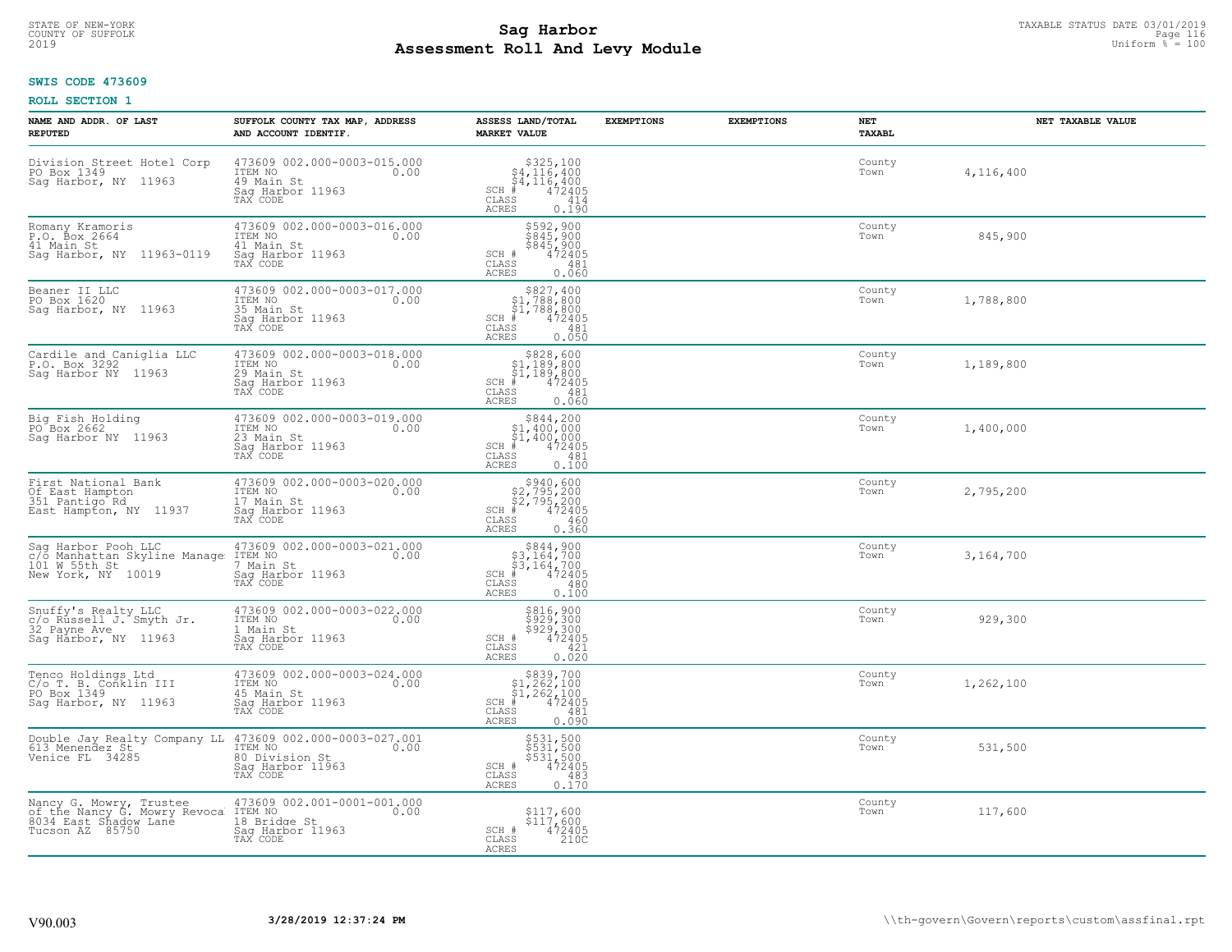STATE OF NEW-YORK
COUNTY OF SUFFOLK
2019

# Sag Harbor
## Assessment Roll And Levy Module

TAXABLE STATUS DATE 03/01/2019
Uniform % = 100

**SWIS CODE 473609**

**ROLL SECTION 1**

| NAME AND ADDR. OF LAST REPUTED | SUFFOLK COUNTY TAX MAP, ADDRESS AND ACCOUNT IDENTIF. | ASSESS LAND/TOTAL MARKET VALUE | EXEMPTIONS | EXEMPTIONS | NET TAXABL | NET TAXABLE VALUE |
|---|---|---|---|---|---|---|
| Division Street Hotel Corp<br>PO Box 1349<br>Sag Harbor, NY 11963 | 473609 002.000-0003-015.000<br>ITEM NO 0.00<br>49 Main St<br>Sag Harbor 11963<br>TAX CODE | $325,100<br>$4,116,400<br>$4,116,400<br>SCH # 472405<br>CLASS 414<br>ACRES 0.190 | | | County<br>Town | 4,116,400 |
| Romany Kramoris<br>P.O. Box 2664<br>41 Main St<br>Sag Harbor, NY 11963-0119 | 473609 002.000-0003-016.000<br>ITEM NO 0.00<br>41 Main St<br>Sag Harbor 11963<br>TAX CODE | $592,900<br>$845,900<br>$845,900<br>SCH # 472405<br>CLASS 481<br>ACRES 0.060 | | | County<br>Town | 845,900 |
| Beaner II LLC<br>PO Box 1620<br>Sag Harbor, NY 11963 | 473609 002.000-0003-017.000<br>ITEM NO 0.00<br>35 Main St<br>Sag Harbor 11963<br>TAX CODE | $827,400<br>$1,788,800<br>$1,788,800<br>SCH # 472405<br>CLASS 481<br>ACRES 0.050 | | | County<br>Town | 1,788,800 |
| Cardile and Caniglia LLC<br>P.O. Box 3292<br>Sag Harbor NY 11963 | 473609 002.000-0003-018.000<br>ITEM NO 0.00<br>29 Main St<br>Sag Harbor 11963<br>TAX CODE | $828,600<br>$1,189,800<br>$1,189,800<br>SCH # 472405<br>CLASS 481<br>ACRES 0.060 | | | County<br>Town | 1,189,800 |
| Big Fish Holding<br>PO Box 2662<br>Sag Harbor NY 11963 | 473609 002.000-0003-019.000<br>ITEM NO 0.00<br>23 Main St<br>Sag Harbor 11963<br>TAX CODE | $844,200<br>$1,400,000<br>$1,400,000<br>SCH # 472405<br>CLASS 481<br>ACRES 0.100 | | | County<br>Town | 1,400,000 |
| First National Bank<br>Of East Hampton<br>351 Pantigo Rd<br>East Hampton, NY 11937 | 473609 002.000-0003-020.000<br>ITEM NO 0.00<br>17 Main St<br>Sag Harbor 11963<br>TAX CODE | $940,600<br>$2,795,200<br>$2,795,200<br>SCH # 472405<br>CLASS 460<br>ACRES 0.360 | | | County<br>Town | 2,795,200 |
| Sag Harbor Pooh LLC<br>c/o Manhattan Skyline Manage<br>101 W 55th St<br>New York, NY 10019 | 473609 002.000-0003-021.000<br>ITEM NO 0.00<br>7 Main St<br>Sag Harbor 11963<br>TAX CODE | $844,900<br>$3,164,700<br>$3,164,700<br>SCH # 472405<br>CLASS 480<br>ACRES 0.100 | | | County<br>Town | 3,164,700 |
| Snuffy's Realty LLC<br>c/o Russell J. Smyth Jr.<br>32 Payne Ave<br>Sag Harbor, NY 11963 | 473609 002.000-0003-022.000<br>ITEM NO 0.00<br>1 Main St<br>Sag Harbor 11963<br>TAX CODE | $816,900<br>$929,300<br>$929,300<br>SCH # 472405<br>CLASS 421<br>ACRES 0.020 | | | County<br>Town | 929,300 |
| Tenco Holdings Ltd<br>C/o T. B. Conklin III<br>PO Box 1349<br>Sag Harbor, NY 11963 | 473609 002.000-0003-024.000<br>ITEM NO 0.00<br>45 Main St<br>Sag Harbor 11963<br>TAX CODE | $839,700<br>$1,262,100<br>$1,262,100<br>SCH # 472405<br>CLASS 481<br>ACRES 0.090 | | | County<br>Town | 1,262,100 |
| Double Jay Realty Company LL<br>613 Menendez St<br>Venice FL 34285 | 473609 002.000-0003-027.001<br>ITEM NO 0.00<br>80 Division St<br>Sag Harbor 11963<br>TAX CODE | $531,500<br>$531,500<br>$531,500<br>SCH # 472405<br>CLASS 483<br>ACRES 0.170 | | | County<br>Town | 531,500 |
| Nancy G. Mowry, Trustee<br>of the Nancy G. Mowry Revoca<br>8034 East Shadow Lane<br>Tucson AZ 85750 | 473609 002.001-0001-001.000<br>ITEM NO 0.00<br>18 Bridge St<br>Sag Harbor 11963<br>TAX CODE | $117,600<br>$117,600<br>SCH # 472405<br>CLASS 210C<br>ACRES | | | County<br>Town | 117,600 |

V90.003 3/28/2019 12:37:24 PM \\th-govern\Govern\reports\custom\assfinal.rpt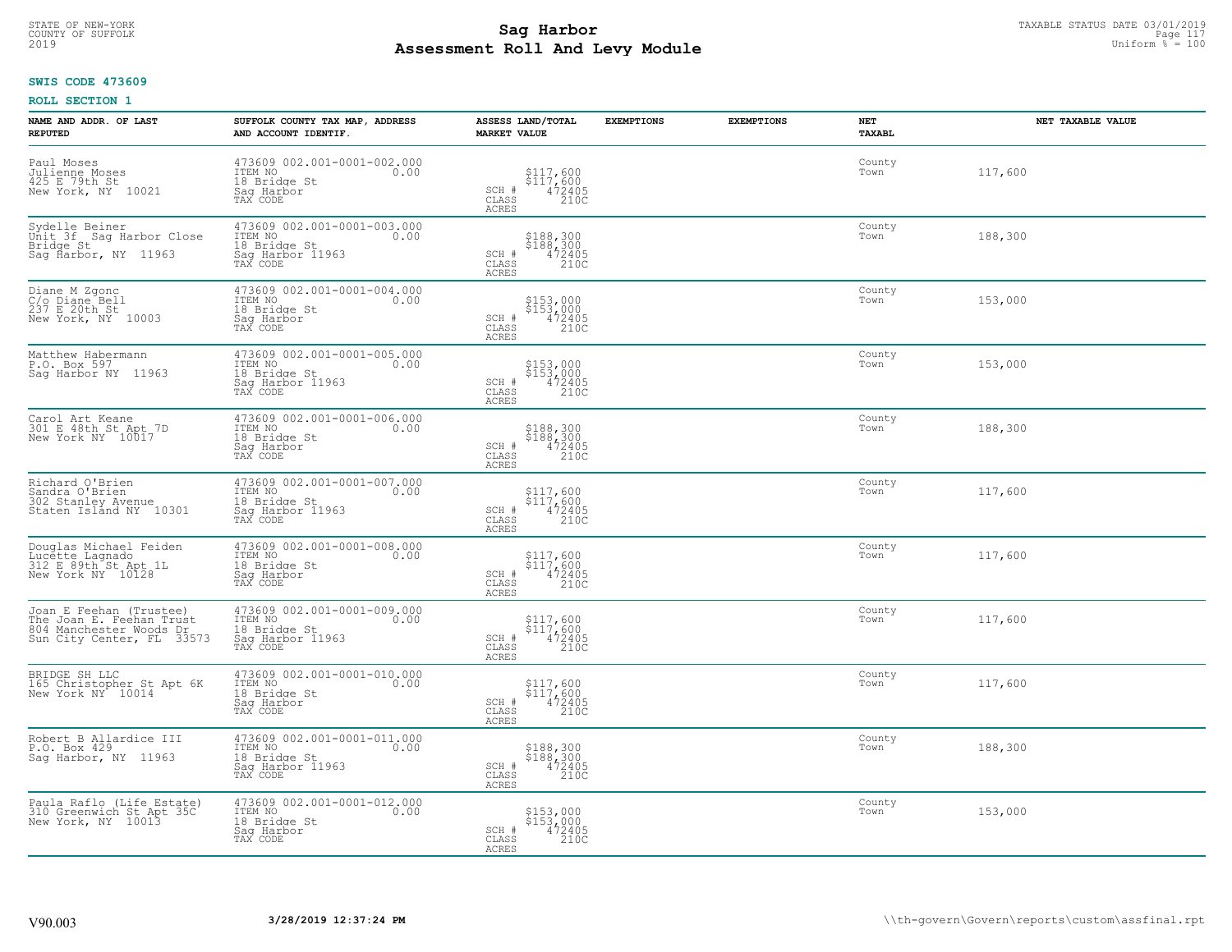**SWIS CODE 473609**

**ROLL SECTION 1**

| NAME AND ADDR. OF LAST REPUTED | SUFFOLK COUNTY TAX MAP, ADDRESS AND ACCOUNT IDENTIF. | ASSESS LAND/TOTAL MARKET VALUE | EXEMPTIONS | EXEMPTIONS | NET TAXABL | NET TAXABLE VALUE |
|---|---|---|---|---|---|---|
| Paul Moses<br>Julienne Moses<br>425 E 79th St<br>New York, NY 10021 | 473609 002.001-0001-002.000<br>ITEM NO 0.00<br>18 Bridge St<br>Sag Harbor<br>TAX CODE | $117,600<br>$117,600<br>SCH # 472405<br>CLASS 210C<br>ACRES | | | County<br>Town | 117,600 |
| Sydelle Beiner<br>Unit 3f Sag Harbor Close<br>Bridge St<br>Sag Harbor, NY 11963 | 473609 002.001-0001-003.000<br>ITEM NO 0.00<br>18 Bridge St<br>Sag Harbor 11963<br>TAX CODE | $188,300<br>$188,300<br>SCH # 472405<br>CLASS 210C<br>ACRES | | | County<br>Town | 188,300 |
| Diane M Zgonc<br>C/o Diane Bell<br>237 E 20th St<br>New York, NY 10003 | 473609 002.001-0001-004.000<br>ITEM NO 0.00<br>18 Bridge St<br>Sag Harbor<br>TAX CODE | $153,000<br>$153,000<br>SCH # 472405<br>CLASS 210C<br>ACRES | | | County<br>Town | 153,000 |
| Matthew Habermann<br>P.O. Box 597<br>Sag Harbor NY 11963 | 473609 002.001-0001-005.000<br>ITEM NO 0.00<br>18 Bridge St<br>Sag Harbor 11963<br>TAX CODE | $153,000<br>$153,000<br>SCH # 472405<br>CLASS 210C<br>ACRES | | | County<br>Town | 153,000 |
| Carol Art Keane<br>301 E 48th St Apt 7D<br>New York NY 10017 | 473609 002.001-0001-006.000<br>ITEM NO 0.00<br>18 Bridge St<br>Sag Harbor<br>TAX CODE | $188,300<br>$188,300<br>SCH # 472405<br>CLASS 210C<br>ACRES | | | County<br>Town | 188,300 |
| Richard O'Brien<br>Sandra O'Brien<br>302 Stanley Avenue<br>Staten Island NY 10301 | 473609 002.001-0001-007.000<br>ITEM NO 0.00<br>18 Bridge St<br>Sag Harbor 11963<br>TAX CODE | $117,600<br>$117,600<br>SCH # 472405<br>CLASS 210C<br>ACRES | | | County<br>Town | 117,600 |
| Douglas Michael Feiden<br>Lucette Lagnado<br>312 E 89th St Apt 1L<br>New York NY 10128 | 473609 002.001-0001-008.000<br>ITEM NO 0.00<br>18 Bridge St<br>Sag Harbor<br>TAX CODE | $117,600<br>$117,600<br>SCH # 472405<br>CLASS 210C<br>ACRES | | | County<br>Town | 117,600 |
| Joan E Feehan (Trustee)<br>The Joan E. Feehan Trust<br>804 Manchester Woods Dr<br>Sun City Center, FL 33573 | 473609 002.001-0001-009.000<br>ITEM NO 0.00<br>18 Bridge St<br>Sag Harbor 11963<br>TAX CODE | $117,600<br>$117,600<br>SCH # 472405<br>CLASS 210C<br>ACRES | | | County<br>Town | 117,600 |
| BRIDGE SH LLC<br>165 Christopher St Apt 6K<br>New York NY 10014 | 473609 002.001-0001-010.000<br>ITEM NO 0.00<br>18 Bridge St<br>Sag Harbor<br>TAX CODE | $117,600<br>$117,600<br>SCH # 472405<br>CLASS 210C<br>ACRES | | | County<br>Town | 117,600 |
| Robert B Allardice III<br>P.O. Box 429<br>Sag Harbor, NY 11963 | 473609 002.001-0001-011.000<br>ITEM NO 0.00<br>18 Bridge St<br>Sag Harbor 11963<br>TAX CODE | $188,300<br>$188,300<br>SCH # 472405<br>CLASS 210C<br>ACRES | | | County<br>Town | 188,300 |
| Paula Raflo (Life Estate)<br>310 Greenwich St Apt 35C<br>New York, NY 10013 | 473609 002.001-0001-012.000<br>ITEM NO 0.00<br>18 Bridge St<br>Sag Harbor<br>TAX CODE | $153,000<br>$153,000<br>SCH # 472405<br>CLASS 210C<br>ACRES | | | County<br>Town | 153,000 |

V90.003 3/28/2019 12:37:24 PM \\th-govern\Govern\reports\custom\assfinal.rpt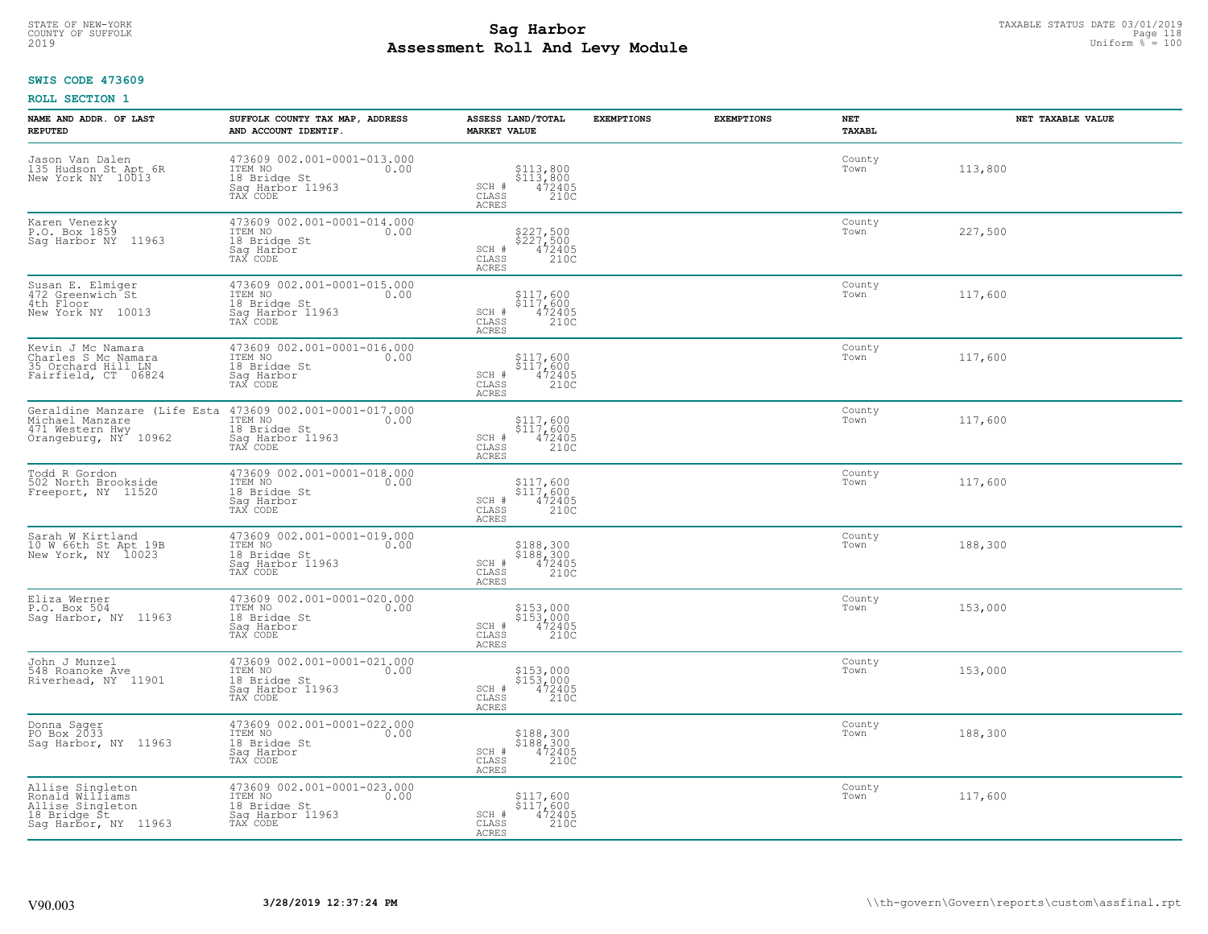**SWIS CODE 473609**

**ROLL SECTION 1**

| NAME AND ADDR. OF LAST REPUTED | SUFFOLK COUNTY TAX MAP, ADDRESS AND ACCOUNT IDENTIF. | ASSESS LAND/TOTAL MARKET VALUE | EXEMPTIONS | EXEMPTIONS | NET TAXABL | NET TAXABLE VALUE |
|---|---|---|---|---|---|---|
| Jason Van Dalen<br>135 Hudson St Apt 6R<br>New York NY 10013 | 473609 002.001-0001-013.000<br>ITEM NO 0.00<br>18 Bridge St<br>Sag Harbor 11963<br>TAX CODE | $113,800<br>$113,800<br>SCH # 472405<br>CLASS 210C<br>ACRES | | | County<br>Town | 113,800 |
| Karen Venezky<br>P.O. Box 1859<br>Sag Harbor NY 11963 | 473609 002.001-0001-014.000<br>ITEM NO 0.00<br>18 Bridge St<br>Sag Harbor<br>TAX CODE | $227,500<br>$227,500<br>SCH # 472405<br>CLASS 210C<br>ACRES | | | County<br>Town | 227,500 |
| Susan E. Elmiger<br>472 Greenwich St<br>4th Floor<br>New York NY 10013 | 473609 002.001-0001-015.000<br>ITEM NO 0.00<br>18 Bridge St<br>Sag Harbor 11963<br>TAX CODE | $117,600<br>$117,600<br>SCH # 472405<br>CLASS 210C<br>ACRES | | | County<br>Town | 117,600 |
| Kevin J Mc Namara<br>Charles S Mc Namara<br>35 Orchard Hill LN<br>Fairfield, CT 06824 | 473609 002.001-0001-016.000<br>ITEM NO 0.00<br>18 Bridge St<br>Sag Harbor<br>TAX CODE | $117,600<br>$117,600<br>SCH # 472405<br>CLASS 210C<br>ACRES | | | County<br>Town | 117,600 |
| Geraldine Manzare (Life Esta<br>Michael Manzare<br>471 Western Hwy<br>Orangeburg, NY 10962 | 473609 002.001-0001-017.000<br>ITEM NO 0.00<br>18 Bridge St<br>Sag Harbor 11963<br>TAX CODE | $117,600<br>$117,600<br>SCH # 472405<br>CLASS 210C<br>ACRES | | | County<br>Town | 117,600 |
| Todd R Gordon<br>502 North Brookside<br>Freeport, NY 11520 | 473609 002.001-0001-018.000<br>ITEM NO 0.00<br>18 Bridge St<br>Sag Harbor<br>TAX CODE | $117,600<br>$117,600<br>SCH # 472405<br>CLASS 210C<br>ACRES | | | County<br>Town | 117,600 |
| Sarah W Kirtland<br>10 W 66th St Apt 19B<br>New York, NY 10023 | 473609 002.001-0001-019.000<br>ITEM NO 0.00<br>18 Bridge St<br>Sag Harbor 11963<br>TAX CODE | $188,300<br>$188,300<br>SCH # 472405<br>CLASS 210C<br>ACRES | | | County<br>Town | 188,300 |
| Eliza Werner<br>P.O. Box 504<br>Sag Harbor, NY 11963 | 473609 002.001-0001-020.000<br>ITEM NO 0.00<br>18 Bridge St<br>Sag Harbor<br>TAX CODE | $153,000<br>$153,000<br>SCH # 472405<br>CLASS 210C<br>ACRES | | | County<br>Town | 153,000 |
| John J Munzel<br>548 Roanoke Ave<br>Riverhead, NY 11901 | 473609 002.001-0001-021.000<br>ITEM NO 0.00<br>18 Bridge St<br>Sag Harbor 11963<br>TAX CODE | $153,000<br>$153,000<br>SCH # 472405<br>CLASS 210C<br>ACRES | | | County<br>Town | 153,000 |
| Donna Sager<br>PO Box 2033<br>Sag Harbor, NY 11963 | 473609 002.001-0001-022.000<br>ITEM NO 0.00<br>18 Bridge St<br>Sag Harbor<br>TAX CODE | $188,300<br>$188,300<br>SCH # 472405<br>CLASS 210C<br>ACRES | | | County<br>Town | 188,300 |
| Allise Singleton<br>Ronald Williams<br>Allise Singleton<br>18 Bridge St<br>Sag Harbor, NY 11963 | 473609 002.001-0001-023.000<br>ITEM NO 0.00<br>18 Bridge St<br>Sag Harbor 11963<br>TAX CODE | $117,600<br>$117,600<br>SCH # 472405<br>CLASS 210C<br>ACRES | | | County<br>Town | 117,600 |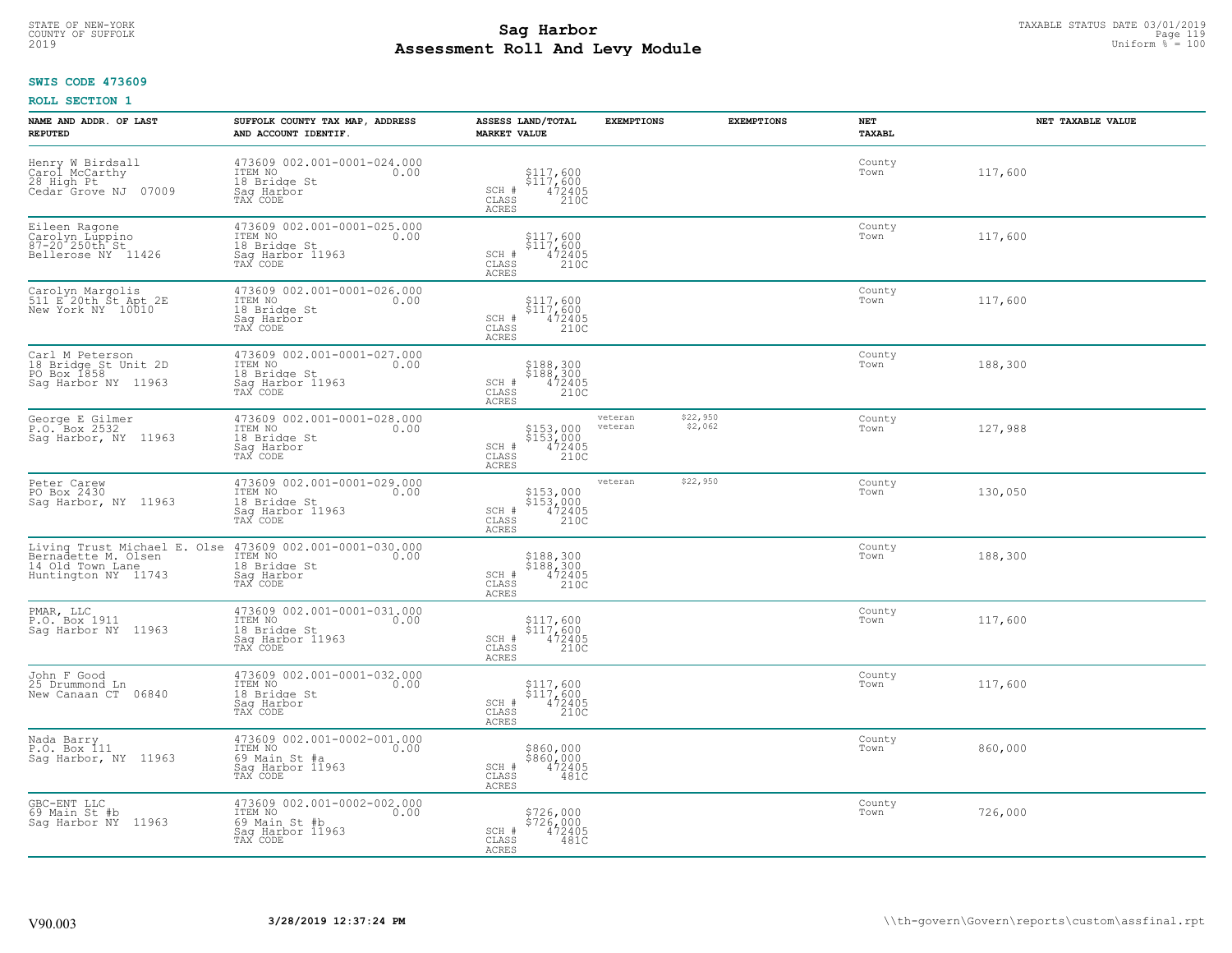**SWIS CODE 473609**

**ROLL SECTION 1**

| NAME AND ADDR. OF LAST REPUTED | SUFFOLK COUNTY TAX MAP, ADDRESS AND ACCOUNT IDENTIF. | ASSESS LAND/TOTAL MARKET VALUE | EXEMPTIONS | EXEMPTIONS | NET TAXABL | NET TAXABLE VALUE |
|---|---|---|---|---|---|---|
| Henry W Birdsall<br>Carol McCarthy<br>28 High Pt<br>Cedar Grove NJ 07009 | 473609 002.001-0001-024.000<br>ITEM NO 0.00<br>18 Bridge St<br>Sag Harbor<br>TAX CODE | $117,600<br>$117,600<br>SCH # 472405<br>CLASS 210C<br>ACRES | | | County<br>Town | 117,600 |
| Eileen Ragone<br>Carolyn Luppino<br>87-20 250th St<br>Bellerose NY 11426 | 473609 002.001-0001-025.000<br>ITEM NO 0.00<br>18 Bridge St<br>Sag Harbor 11963<br>TAX CODE | $117,600<br>$117,600<br>SCH # 472405<br>CLASS 210C<br>ACRES | | | County<br>Town | 117,600 |
| Carolyn Margolis<br>511 E 20th St Apt 2E<br>New York NY 10010 | 473609 002.001-0001-026.000<br>ITEM NO 0.00<br>18 Bridge St<br>Sag Harbor<br>TAX CODE | $117,600<br>$117,600<br>SCH # 472405<br>CLASS 210C<br>ACRES | | | County<br>Town | 117,600 |
| Carl M Peterson<br>18 Bridge St Unit 2D<br>PO Box 1858<br>Sag Harbor NY 11963 | 473609 002.001-0001-027.000<br>ITEM NO 0.00<br>18 Bridge St<br>Sag Harbor 11963<br>TAX CODE | $188,300<br>$188,300<br>SCH # 472405<br>CLASS 210C<br>ACRES | | | County<br>Town | 188,300 |
| George E Gilmer<br>P.O. Box 2532<br>Sag Harbor, NY 11963 | 473609 002.001-0001-028.000<br>ITEM NO 0.00<br>18 Bridge St<br>Sag Harbor<br>TAX CODE | $153,000<br>$153,000<br>SCH # 472405<br>CLASS 210C<br>ACRES | veteran<br>veteran | $22,950<br>$2,062 | County<br>Town | 127,988 |
| Peter Carew<br>PO Box 2430<br>Sag Harbor, NY 11963 | 473609 002.001-0001-029.000<br>ITEM NO 0.00<br>18 Bridge St<br>Sag Harbor 11963<br>TAX CODE | $153,000<br>$153,000<br>SCH # 472405<br>CLASS 210C<br>ACRES | veteran | $22,950 | County<br>Town | 130,050 |
| Living Trust Michael E. Olse<br>Bernadette M. Olsen<br>14 Old Town Lane<br>Huntington NY 11743 | 473609 002.001-0001-030.000<br>ITEM NO 0.00<br>18 Bridge St<br>Sag Harbor<br>TAX CODE | $188,300<br>$188,300<br>SCH # 472405<br>CLASS 210C<br>ACRES | | | County<br>Town | 188,300 |
| PMAR, LLC<br>P.O. Box 1911<br>Sag Harbor NY 11963 | 473609 002.001-0001-031.000<br>ITEM NO 0.00<br>18 Bridge St<br>Sag Harbor 11963<br>TAX CODE | $117,600<br>$117,600<br>SCH # 472405<br>CLASS 210C<br>ACRES | | | County<br>Town | 117,600 |
| John F Good<br>25 Drummond Ln<br>New Canaan CT 06840 | 473609 002.001-0001-032.000<br>ITEM NO 0.00<br>18 Bridge St<br>Sag Harbor<br>TAX CODE | $117,600<br>$117,600<br>SCH # 472405<br>CLASS 210C<br>ACRES | | | County<br>Town | 117,600 |
| Nada Barry<br>P.O. Box 111<br>Sag Harbor, NY 11963 | 473609 002.001-0002-001.000<br>ITEM NO 0.00<br>69 Main St #a<br>Sag Harbor 11963<br>TAX CODE | $860,000<br>$860,000<br>SCH # 472405<br>CLASS 481C<br>ACRES | | | County<br>Town | 860,000 |
| GBC-ENT LLC<br>69 Main St #b<br>Sag Harbor NY 11963 | 473609 002.001-0002-002.000<br>ITEM NO 0.00<br>69 Main St #b<br>Sag Harbor 11963<br>TAX CODE | $726,000<br>$726,000<br>SCH # 472405<br>CLASS 481C<br>ACRES | | | County<br>Town | 726,000 |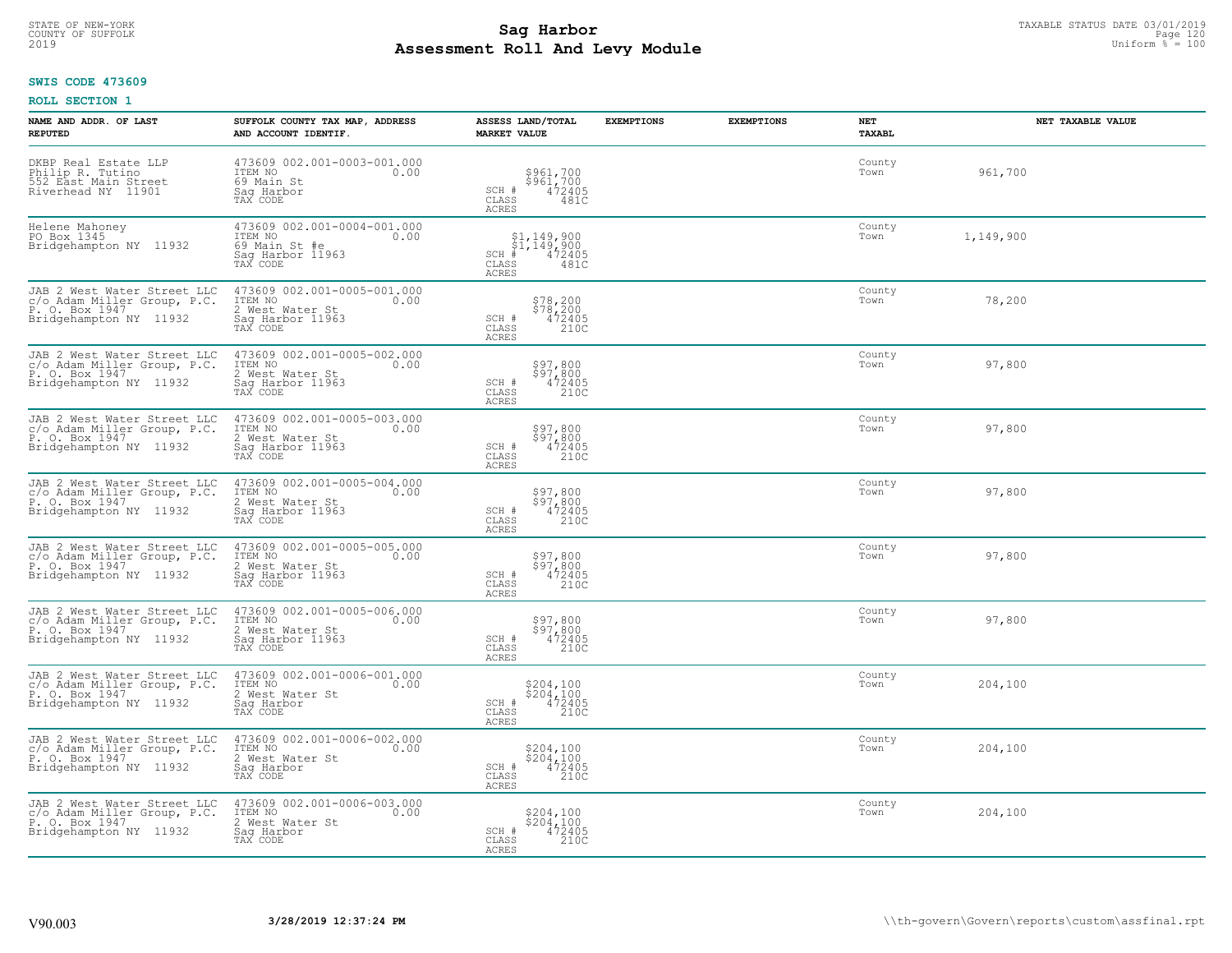STATE OF NEW-YORK
COUNTY OF SUFFOLK
2019

# Sag Harbor
# Assessment Roll And Levy Module

TAXABLE STATUS DATE 03/01/2019
Uniform % = 100

**SWIS CODE 473609**

**ROLL SECTION 1**

| NAME AND ADDR. OF LAST REPUTED | SUFFOLK COUNTY TAX MAP, ADDRESS AND ACCOUNT IDENTIF. | ASSESS LAND/TOTAL MARKET VALUE | EXEMPTIONS | EXEMPTIONS | NET TAXABL | NET TAXABLE VALUE |
|---|---|---|---|---|---|---|
| DKBP Real Estate LLP<br>Philip R. Tutino<br>552 East Main Street<br>Riverhead NY 11901 | 473609 002.001-0003-001.000<br>ITEM NO 0.00<br>69 Main St<br>Sag Harbor<br>TAX CODE | $961,700<br>$961,700<br>SCH # 472405<br>CLASS 481C<br>ACRES | | | County<br>Town | 961,700 |
| Helene Mahoney<br>PO Box 1345<br>Bridgehampton NY 11932 | 473609 002.001-0004-001.000<br>ITEM NO 0.00<br>69 Main St #e<br>Sag Harbor 11963<br>TAX CODE | $1,149,900<br>$1,149,900<br>SCH # 472405<br>CLASS 481C<br>ACRES | | | County<br>Town | 1,149,900 |
| JAB 2 West Water Street LLC<br>c/o Adam Miller Group, P.C.<br>P. O. Box 1947<br>Bridgehampton NY 11932 | 473609 002.001-0005-001.000<br>ITEM NO 0.00<br>2 West Water St<br>Sag Harbor 11963<br>TAX CODE | $78,200<br>$78,200<br>SCH # 472405<br>CLASS 210C<br>ACRES | | | County<br>Town | 78,200 |
| JAB 2 West Water Street LLC<br>c/o Adam Miller Group, P.C.<br>P. O. Box 1947<br>Bridgehampton NY 11932 | 473609 002.001-0005-002.000<br>ITEM NO 0.00<br>2 West Water St<br>Sag Harbor 11963<br>TAX CODE | $97,800<br>$97,800<br>SCH # 472405<br>CLASS 210C<br>ACRES | | | County<br>Town | 97,800 |
| JAB 2 West Water Street LLC<br>c/o Adam Miller Group, P.C.<br>P. O. Box 1947<br>Bridgehampton NY 11932 | 473609 002.001-0005-003.000<br>ITEM NO 0.00<br>2 West Water St<br>Sag Harbor 11963<br>TAX CODE | $97,800<br>$97,800<br>SCH # 472405<br>CLASS 210C<br>ACRES | | | County<br>Town | 97,800 |
| JAB 2 West Water Street LLC<br>c/o Adam Miller Group, P.C.<br>P. O. Box 1947<br>Bridgehampton NY 11932 | 473609 002.001-0005-004.000<br>ITEM NO 0.00<br>2 West Water St<br>Sag Harbor 11963<br>TAX CODE | $97,800<br>$97,800<br>SCH # 472405<br>CLASS 210C<br>ACRES | | | County<br>Town | 97,800 |
| JAB 2 West Water Street LLC<br>c/o Adam Miller Group, P.C.<br>P. O. Box 1947<br>Bridgehampton NY 11932 | 473609 002.001-0005-005.000<br>ITEM NO 0.00<br>2 West Water St<br>Sag Harbor 11963<br>TAX CODE | $97,800<br>$97,800<br>SCH # 472405<br>CLASS 210C<br>ACRES | | | County<br>Town | 97,800 |
| JAB 2 West Water Street LLC<br>c/o Adam Miller Group, P.C.<br>P. O. Box 1947<br>Bridgehampton NY 11932 | 473609 002.001-0005-006.000<br>ITEM NO 0.00<br>2 West Water St<br>Sag Harbor 11963<br>TAX CODE | $97,800<br>$97,800<br>SCH # 472405<br>CLASS 210C<br>ACRES | | | County<br>Town | 97,800 |
| JAB 2 West Water Street LLC<br>c/o Adam Miller Group, P.C.<br>P. O. Box 1947<br>Bridgehampton NY 11932 | 473609 002.001-0006-001.000<br>ITEM NO 0.00<br>2 West Water St<br>Sag Harbor<br>TAX CODE | $204,100<br>$204,100<br>SCH # 472405<br>CLASS 210C<br>ACRES | | | County<br>Town | 204,100 |
| JAB 2 West Water Street LLC<br>c/o Adam Miller Group, P.C.<br>P. O. Box 1947<br>Bridgehampton NY 11932 | 473609 002.001-0006-002.000<br>ITEM NO 0.00<br>2 West Water St<br>Sag Harbor<br>TAX CODE | $204,100<br>$204,100<br>SCH # 472405<br>CLASS 210C<br>ACRES | | | County<br>Town | 204,100 |
| JAB 2 West Water Street LLC<br>c/o Adam Miller Group, P.C.<br>P. O. Box 1947<br>Bridgehampton NY 11932 | 473609 002.001-0006-003.000<br>ITEM NO 0.00<br>2 West Water St<br>Sag Harbor<br>TAX CODE | $204,100<br>$204,100<br>SCH # 472405<br>CLASS 210C<br>ACRES | | | County<br>Town | 204,100 |

V90.003 3/28/2019 12:37:24 PM \\th-govern\Govern\reports\custom\assfinal.rpt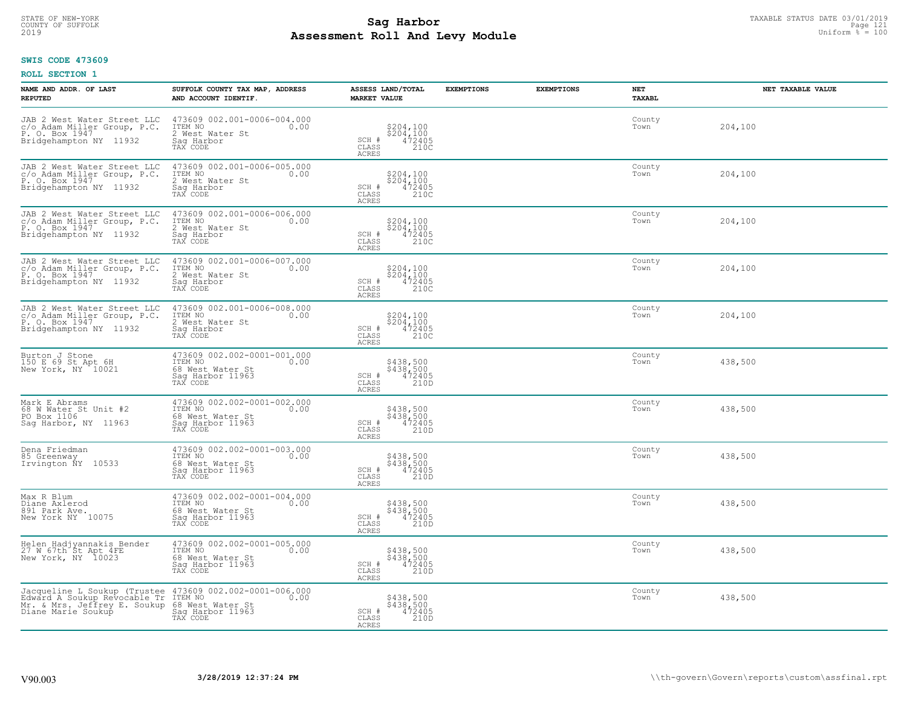STATE OF NEW-YORK
COUNTY OF SUFFOLK
2019

# Sag Harbor
## Assessment Roll And Levy Module

TAXABLE STATUS DATE 03/01/2019
Uniform % = 100

**SWIS CODE 473609**

**ROLL SECTION 1**

| NAME AND ADDR. OF LAST REPUTED | SUFFOLK COUNTY TAX MAP, ADDRESS AND ACCOUNT IDENTIF. | ASSESS LAND/TOTAL MARKET VALUE | EXEMPTIONS | EXEMPTIONS | NET TAXABL | NET TAXABLE VALUE |
|---|---|---|---|---|---|---|
| JAB 2 West Water Street LLC<br>c/o Adam Miller Group, P.C.<br>P. O. Box 1947<br>Bridgehampton NY 11932 | 473609 002.001-0006-004.000<br>ITEM NO 0.00<br>2 West Water St<br>Sag Harbor<br>TAX CODE | $204,100<br>$204,100<br>SCH # 472405<br>CLASS 210C<br>ACRES | | | County<br>Town | 204,100 |
| JAB 2 West Water Street LLC<br>c/o Adam Miller Group, P.C.<br>P. O. Box 1947<br>Bridgehampton NY 11932 | 473609 002.001-0006-005.000<br>ITEM NO 0.00<br>2 West Water St<br>Sag Harbor<br>TAX CODE | $204,100<br>$204,100<br>SCH # 472405<br>CLASS 210C<br>ACRES | | | County<br>Town | 204,100 |
| JAB 2 West Water Street LLC<br>c/o Adam Miller Group, P.C.<br>P. O. Box 1947<br>Bridgehampton NY 11932 | 473609 002.001-0006-006.000<br>ITEM NO 0.00<br>2 West Water St<br>Sag Harbor<br>TAX CODE | $204,100<br>$204,100<br>SCH # 472405<br>CLASS 210C<br>ACRES | | | County<br>Town | 204,100 |
| JAB 2 West Water Street LLC<br>c/o Adam Miller Group, P.C.<br>P. O. Box 1947<br>Bridgehampton NY 11932 | 473609 002.001-0006-007.000<br>ITEM NO 0.00<br>2 West Water St<br>Sag Harbor<br>TAX CODE | $204,100<br>$204,100<br>SCH # 472405<br>CLASS 210C<br>ACRES | | | County<br>Town | 204,100 |
| JAB 2 West Water Street LLC<br>c/o Adam Miller Group, P.C.<br>P. O. Box 1947<br>Bridgehampton NY 11932 | 473609 002.001-0006-008.000<br>ITEM NO 0.00<br>2 West Water St<br>Sag Harbor<br>TAX CODE | $204,100<br>$204,100<br>SCH # 472405<br>CLASS 210C<br>ACRES | | | County<br>Town | 204,100 |
| Burton J Stone<br>150 E 69 St Apt 6H<br>New York, NY 10021 | 473609 002.002-0001-001.000<br>ITEM NO 0.00<br>68 West Water St<br>Sag Harbor 11963<br>TAX CODE | $438,500<br>$438,500<br>SCH # 472405<br>CLASS 210D<br>ACRES | | | County<br>Town | 438,500 |
| Mark E Abrams<br>68 W Water St Unit #2<br>PO Box 1106<br>Sag Harbor, NY 11963 | 473609 002.002-0001-002.000<br>ITEM NO 0.00<br>68 West Water St<br>Sag Harbor 11963<br>TAX CODE | $438,500<br>$438,500<br>SCH # 472405<br>CLASS 210D<br>ACRES | | | County<br>Town | 438,500 |
| Dena Friedman<br>85 Greenway<br>Irvington NY 10533 | 473609 002.002-0001-003.000<br>ITEM NO 0.00<br>68 West Water St<br>Sag Harbor 11963<br>TAX CODE | $438,500<br>$438,500<br>SCH # 472405<br>CLASS 210D<br>ACRES | | | County<br>Town | 438,500 |
| Max R Blum<br>Diane Axlerod<br>891 Park Ave.<br>New York NY 10075 | 473609 002.002-0001-004.000<br>ITEM NO 0.00<br>68 West Water St<br>Sag Harbor 11963<br>TAX CODE | $438,500<br>$438,500<br>SCH # 472405<br>CLASS 210D<br>ACRES | | | County<br>Town | 438,500 |
| Helen Hadjyannakis Bender<br>27 W 67th St Apt 4FE<br>New York, NY 10023 | 473609 002.002-0001-005.000<br>ITEM NO 0.00<br>68 West Water St<br>Sag Harbor 11963<br>TAX CODE | $438,500<br>$438,500<br>SCH # 472405<br>CLASS 210D<br>ACRES | | | County<br>Town | 438,500 |
| Jacqueline L Soukup (Trustee<br>Edward A Soukup Revocable Tr<br>Mr. & Mrs. Jeffrey E. Soukup<br>Diane Marie Soukup | 473609 002.002-0001-006.000<br>ITEM NO 0.00<br>68 West Water St<br>Sag Harbor 11963<br>TAX CODE | $438,500<br>$438,500<br>SCH # 472405<br>CLASS 210D<br>ACRES | | | County<br>Town | 438,500 |

V90.003 3/28/2019 12:37:24 PM \\th-govern\Govern\reports\custom\assfinal.rpt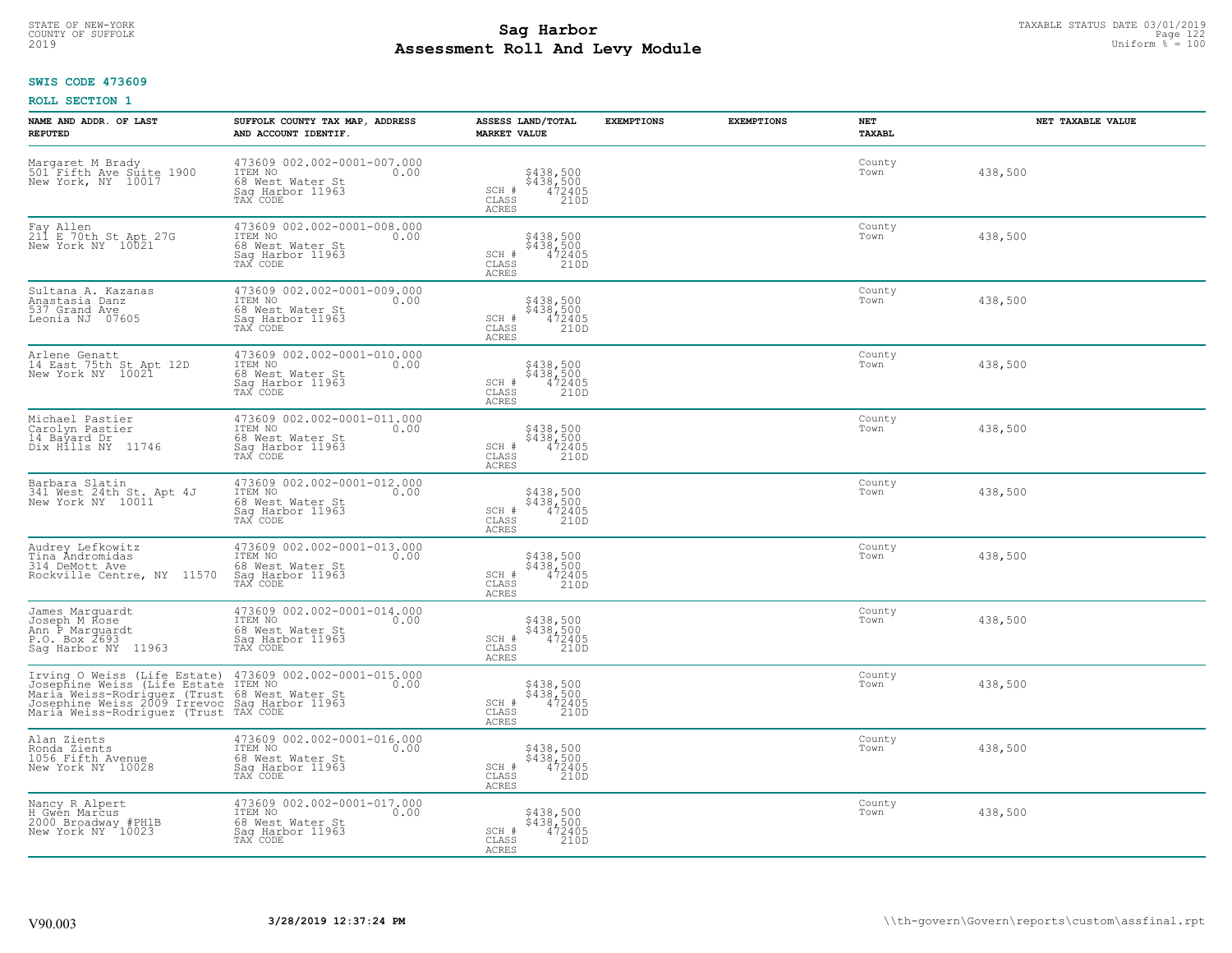STATE OF NEW-YORK
COUNTY OF SUFFOLK
2019

# Sag Harbor
# Assessment Roll And Levy Module

TAXABLE STATUS DATE 03/01/2019
Uniform % = 100

**SWIS CODE 473609**

**ROLL SECTION 1**

| NAME AND ADDR. OF LAST REPUTED | SUFFOLK COUNTY TAX MAP, ADDRESS AND ACCOUNT IDENTIF. | ASSESS LAND/TOTAL MARKET VALUE | EXEMPTIONS | EXEMPTIONS | NET TAXABL | NET TAXABLE VALUE |
|---|---|---|---|---|---|---|
| Margaret M Brady<br>501 Fifth Ave Suite 1900<br>New York, NY 10017 | 473609 002.002-0001-007.000<br>ITEM NO 0.00<br>68 West Water St<br>Sag Harbor 11963<br>TAX CODE | $438,500<br>$438,500<br>SCH # 472405<br>CLASS 210D<br>ACRES | | | County<br>Town | 438,500 |
| Fay Allen<br>211 E 70th St Apt 27G<br>New York NY 10021 | 473609 002.002-0001-008.000<br>ITEM NO 0.00<br>68 West Water St<br>Sag Harbor 11963<br>TAX CODE | $438,500<br>$438,500<br>SCH # 472405<br>CLASS 210D<br>ACRES | | | County<br>Town | 438,500 |
| Sultana A. Kazanas<br>Anastasia Danz<br>537 Grand Ave<br>Leonia NJ 07605 | 473609 002.002-0001-009.000<br>ITEM NO 0.00<br>68 West Water St<br>Sag Harbor 11963<br>TAX CODE | $438,500<br>$438,500<br>SCH # 472405<br>CLASS 210D<br>ACRES | | | County<br>Town | 438,500 |
| Arlene Genatt<br>14 East 75th St Apt 12D<br>New York NY 10021 | 473609 002.002-0001-010.000<br>ITEM NO 0.00<br>68 West Water St<br>Sag Harbor 11963<br>TAX CODE | $438,500<br>$438,500<br>SCH # 472405<br>CLASS 210D<br>ACRES | | | County<br>Town | 438,500 |
| Michael Pastier<br>Carolyn Pastier<br>14 Bayard Dr<br>Dix Hills NY 11746 | 473609 002.002-0001-011.000<br>ITEM NO 0.00<br>68 West Water St<br>Sag Harbor 11963<br>TAX CODE | $438,500<br>$438,500<br>SCH # 472405<br>CLASS 210D<br>ACRES | | | County<br>Town | 438,500 |
| Barbara Slatin<br>341 West 24th St. Apt 4J<br>New York NY 10011 | 473609 002.002-0001-012.000<br>ITEM NO 0.00<br>68 West Water St<br>Sag Harbor 11963<br>TAX CODE | $438,500<br>$438,500<br>SCH # 472405<br>CLASS 210D<br>ACRES | | | County<br>Town | 438,500 |
| Audrey Lefkowitz<br>Tina Andromidas<br>314 DeMott Ave<br>Rockville Centre, NY 11570 | 473609 002.002-0001-013.000<br>ITEM NO 0.00<br>68 West Water St<br>Sag Harbor 11963<br>TAX CODE | $438,500<br>$438,500<br>SCH # 472405<br>CLASS 210D<br>ACRES | | | County<br>Town | 438,500 |
| James Marquardt<br>Joseph M Rose<br>Ann P Marquardt<br>P.O. Box 2693<br>Sag Harbor NY 11963 | 473609 002.002-0001-014.000<br>ITEM NO 0.00<br>68 West Water St<br>Sag Harbor 11963<br>TAX CODE | $438,500<br>$438,500<br>SCH # 472405<br>CLASS 210D<br>ACRES | | | County<br>Town | 438,500 |
| Irving O Weiss (Life Estate)<br>Josephine Weiss (Life Estate<br>Maria Weiss-Rodriguez (Trust<br>Josephine Weiss 2009 Irrevoc<br>Maria Weiss-Rodriguez (Trust | 473609 002.002-0001-015.000<br>ITEM NO 0.00<br>68 West Water St<br>Sag Harbor 11963<br>TAX CODE | $438,500<br>$438,500<br>SCH # 472405<br>CLASS 210D<br>ACRES | | | County<br>Town | 438,500 |
| Alan Zients<br>Ronda Zients<br>1056 Fifth Avenue<br>New York NY 10028 | 473609 002.002-0001-016.000<br>ITEM NO 0.00<br>68 West Water St<br>Sag Harbor 11963<br>TAX CODE | $438,500<br>$438,500<br>SCH # 472405<br>CLASS 210D<br>ACRES | | | County<br>Town | 438,500 |
| Nancy R Alpert<br>H Gwen Marcus<br>2000 Broadway #PH1B<br>New York NY 10023 | 473609 002.002-0001-017.000<br>ITEM NO 0.00<br>68 West Water St<br>Sag Harbor 11963<br>TAX CODE | $438,500<br>$438,500<br>SCH # 472405<br>CLASS 210D<br>ACRES | | | County<br>Town | 438,500 |

V90.003 | 3/28/2019 12:37:24 PM | \\th-govern\Govern\reports\custom\assfinal.rpt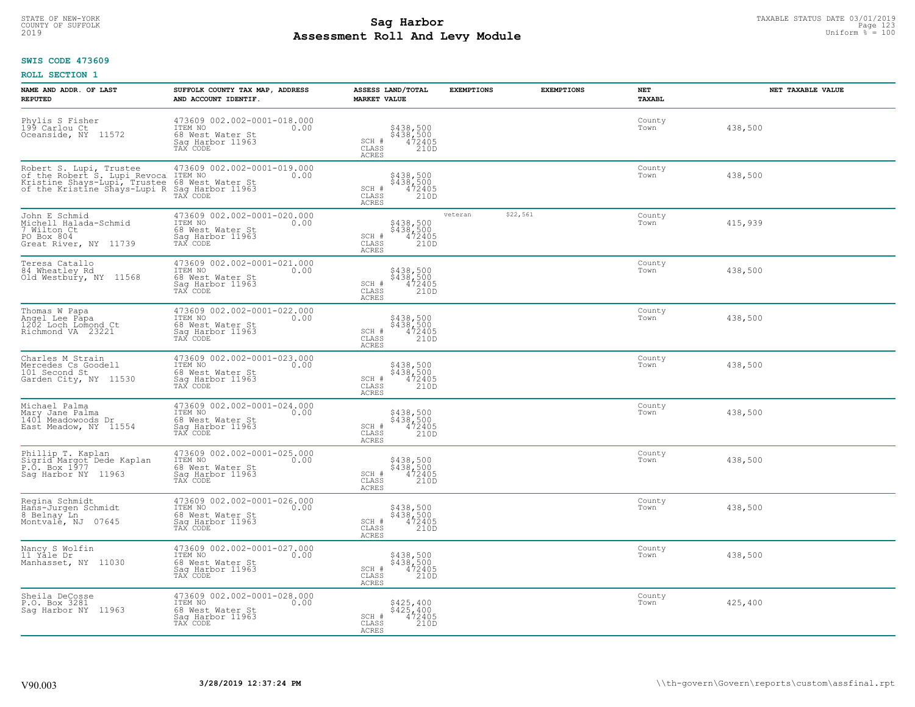STATE OF NEW-YORK
COUNTY OF SUFFOLK
2019

# Sag Harbor
## Assessment Roll And Levy Module

TAXABLE STATUS DATE 03/01/2019
Uniform % = 100

**SWIS CODE 473609**

**ROLL SECTION 1**

| NAME AND ADDR. OF LAST REPUTED | SUFFOLK COUNTY TAX MAP, ADDRESS AND ACCOUNT IDENTIF. | ASSESS LAND/TOTAL MARKET VALUE | EXEMPTIONS | EXEMPTIONS | NET TAXABL | NET TAXABLE VALUE |
|---|---|---|---|---|---|---|
| Phylis S Fisher<br>199 Carlou Ct<br>Oceanside, NY 11572 | 473609 002.002-0001-018.000<br>ITEM NO 0.00<br>68 West Water St<br>Sag Harbor 11963<br>TAX CODE | $438,500<br>$438,500<br>SCH # 472405<br>CLASS 210D<br>ACRES | | | County<br>Town | 438,500 |
| Robert S. Lupi, Trustee<br>of the Robert S. Lupi Revoca<br>Kristine Shays-Lupi, Trustee<br>of the Kristine Shays-Lupi R | 473609 002.002-0001-019.000<br>ITEM NO 0.00<br>68 West Water St<br>Sag Harbor 11963<br>TAX CODE | $438,500<br>$438,500<br>SCH # 472405<br>CLASS 210D<br>ACRES | | | County<br>Town | 438,500 |
| John E Schmid<br>Michell Halada-Schmid<br>7 Wilton Ct<br>PO Box 804<br>Great River, NY 11739 | 473609 002.002-0001-020.000<br>ITEM NO 0.00<br>68 West Water St<br>Sag Harbor 11963<br>TAX CODE | $438,500<br>$438,500<br>SCH # 472405<br>CLASS 210D<br>ACRES | veteran $22,561 | | County<br>Town | 415,939 |
| Teresa Catallo<br>84 Wheatley Rd<br>Old Westbury, NY 11568 | 473609 002.002-0001-021.000<br>ITEM NO 0.00<br>68 West Water St<br>Sag Harbor 11963<br>TAX CODE | $438,500<br>$438,500<br>SCH # 472405<br>CLASS 210D<br>ACRES | | | County<br>Town | 438,500 |
| Thomas W Papa<br>Angel Lee Papa<br>1202 Loch Lomond Ct<br>Richmond VA 23221 | 473609 002.002-0001-022.000<br>ITEM NO 0.00<br>68 West Water St<br>Sag Harbor 11963<br>TAX CODE | $438,500<br>$438,500<br>SCH # 472405<br>CLASS 210D<br>ACRES | | | County<br>Town | 438,500 |
| Charles M Strain<br>Mercedes Cs Goodell<br>101 Second St<br>Garden City, NY 11530 | 473609 002.002-0001-023.000<br>ITEM NO 0.00<br>68 West Water St<br>Sag Harbor 11963<br>TAX CODE | $438,500<br>$438,500<br>SCH # 472405<br>CLASS 210D<br>ACRES | | | County<br>Town | 438,500 |
| Michael Palma<br>Mary Jane Palma<br>1401 Meadowoods Dr<br>East Meadow, NY 11554 | 473609 002.002-0001-024.000<br>ITEM NO 0.00<br>68 West Water St<br>Sag Harbor 11963<br>TAX CODE | $438,500<br>$438,500<br>SCH # 472405<br>CLASS 210D<br>ACRES | | | County<br>Town | 438,500 |
| Phillip T. Kaplan<br>Sigrid Margot Dede Kaplan<br>P.O. Box 1977<br>Sag Harbor NY 11963 | 473609 002.002-0001-025.000<br>ITEM NO 0.00<br>68 West Water St<br>Sag Harbor 11963<br>TAX CODE | $438,500<br>$438,500<br>SCH # 472405<br>CLASS 210D<br>ACRES | | | County<br>Town | 438,500 |
| Regina Schmidt<br>Hans-Jurgen Schmidt<br>8 Belnay Ln<br>Montvale, NJ 07645 | 473609 002.002-0001-026.000<br>ITEM NO 0.00<br>68 West Water St<br>Sag Harbor 11963<br>TAX CODE | $438,500<br>$438,500<br>SCH # 472405<br>CLASS 210D<br>ACRES | | | County<br>Town | 438,500 |
| Nancy S Wolfin<br>11 Yale Dr<br>Manhasset, NY 11030 | 473609 002.002-0001-027.000<br>ITEM NO 0.00<br>68 West Water St<br>Sag Harbor 11963<br>TAX CODE | $438,500<br>$438,500<br>SCH # 472405<br>CLASS 210D<br>ACRES | | | County<br>Town | 438,500 |
| Sheila DeCosse<br>P.O. Box 3281<br>Sag Harbor NY 11963 | 473609 002.002-0001-028.000<br>ITEM NO 0.00<br>68 West Water St<br>Sag Harbor 11963<br>TAX CODE | $425,400<br>$425,400<br>SCH # 472405<br>CLASS 210D<br>ACRES | | | County<br>Town | 425,400 |

V90.003 3/28/2019 12:37:24 PM \\th-govern\Govern\reports\custom\assfinal.rpt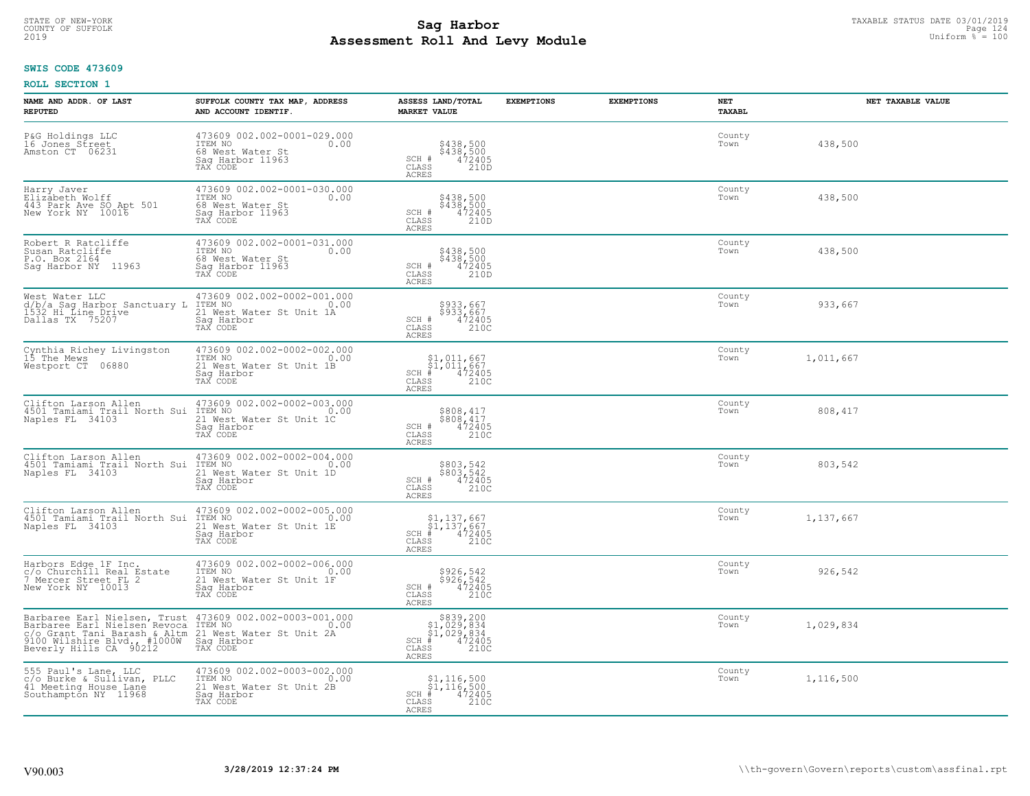**SWIS CODE 473609**

**ROLL SECTION 1**

| NAME AND ADDR. OF LAST REPUTED | SUFFOLK COUNTY TAX MAP, ADDRESS AND ACCOUNT IDENTIF. | ASSESS LAND/TOTAL MARKET VALUE | EXEMPTIONS | EXEMPTIONS | NET TAXABL | NET TAXABLE VALUE |
|---|---|---|---|---|---|---|
| P&G Holdings LLC<br>16 Jones Street<br>Amston CT 06231 | 473609 002.002-0001-029.000<br>ITEM NO 0.00<br>68 West Water St<br>Sag Harbor 11963<br>TAX CODE | $438,500<br>$438,500<br>SCH # 472405<br>CLASS 210D<br>ACRES | | | County<br>Town | 438,500 |
| Harry Javer<br>Elizabeth Wolff<br>443 Park Ave SO Apt 501<br>New York NY 10016 | 473609 002.002-0001-030.000<br>ITEM NO 0.00<br>68 West Water St<br>Sag Harbor 11963<br>TAX CODE | $438,500<br>$438,500<br>SCH # 472405<br>CLASS 210D<br>ACRES | | | County<br>Town | 438,500 |
| Robert R Ratcliffe<br>Susan Ratcliffe<br>P.O. Box 2164<br>Sag Harbor NY 11963 | 473609 002.002-0001-031.000<br>ITEM NO 0.00<br>68 West Water St<br>Sag Harbor 11963<br>TAX CODE | $438,500<br>$438,500<br>SCH # 472405<br>CLASS 210D<br>ACRES | | | County<br>Town | 438,500 |
| West Water LLC<br>d/b/a Sag Harbor Sanctuary L<br>1532 Hi Line Drive<br>Dallas TX 75207 | 473609 002.002-0002-001.000<br>ITEM NO 0.00<br>21 West Water St Unit 1A<br>Sag Harbor<br>TAX CODE | $933,667<br>$933,667<br>SCH # 472405<br>CLASS 210C<br>ACRES | | | County<br>Town | 933,667 |
| Cynthia Richey Livingston<br>15 The Mews<br>Westport CT 06880 | 473609 002.002-0002-002.000<br>ITEM NO 0.00<br>21 West Water St Unit 1B<br>Sag Harbor<br>TAX CODE | $1,011,667<br>$1,011,667<br>SCH # 472405<br>CLASS 210C<br>ACRES | | | County<br>Town | 1,011,667 |
| Clifton Larson Allen<br>4501 Tamiami Trail North Sui<br>Naples FL 34103 | 473609 002.002-0002-003.000<br>ITEM NO 0.00<br>21 West Water St Unit 1C<br>Sag Harbor<br>TAX CODE | $808,417<br>$808,417<br>SCH # 472405<br>CLASS 210C<br>ACRES | | | County<br>Town | 808,417 |
| Clifton Larson Allen<br>4501 Tamiami Trail North Sui<br>Naples FL 34103 | 473609 002.002-0002-004.000<br>ITEM NO 0.00<br>21 West Water St Unit 1D<br>Sag Harbor<br>TAX CODE | $803,542<br>$803,542<br>SCH # 472405<br>CLASS 210C<br>ACRES | | | County<br>Town | 803,542 |
| Clifton Larson Allen<br>4501 Tamiami Trail North Sui<br>Naples FL 34103 | 473609 002.002-0002-005.000<br>ITEM NO 0.00<br>21 West Water St Unit 1E<br>Sag Harbor<br>TAX CODE | $1,137,667<br>$1,137,667<br>SCH # 472405<br>CLASS 210C<br>ACRES | | | County<br>Town | 1,137,667 |
| Harbors Edge 1F Inc.<br>c/o Churchill Real Estate<br>7 Mercer Street FL 2<br>New York NY 10013 | 473609 002.002-0002-006.000<br>ITEM NO 0.00<br>21 West Water St Unit 1F<br>Sag Harbor<br>TAX CODE | $926,542<br>$926,542<br>SCH # 472405<br>CLASS 210C<br>ACRES | | | County<br>Town | 926,542 |
| Barbaree Earl Nielsen, Trust<br>Barbaree Earl Nielsen Revoca<br>c/o Grant Tani Barash & Altm<br>9100 Wilshire Blvd., #1000W<br>Beverly Hills CA 90212 | 473609 002.002-0003-001.000<br>ITEM NO 0.00<br>21 West Water St Unit 2A<br>Sag Harbor<br>TAX CODE | $839,200<br>$1,029,834<br>$1,029,834<br>SCH # 472405<br>CLASS 210C<br>ACRES | | | County<br>Town | 1,029,834 |
| 555 Paul's Lane, LLC<br>c/o Burke & Sullivan, PLLC<br>41 Meeting House Lane<br>Southampton NY 11968 | 473609 002.002-0003-002.000<br>ITEM NO 0.00<br>21 West Water St Unit 2B<br>Sag Harbor<br>TAX CODE | $1,116,500<br>$1,116,500<br>SCH # 472405<br>CLASS 210C<br>ACRES | | | County<br>Town | 1,116,500 |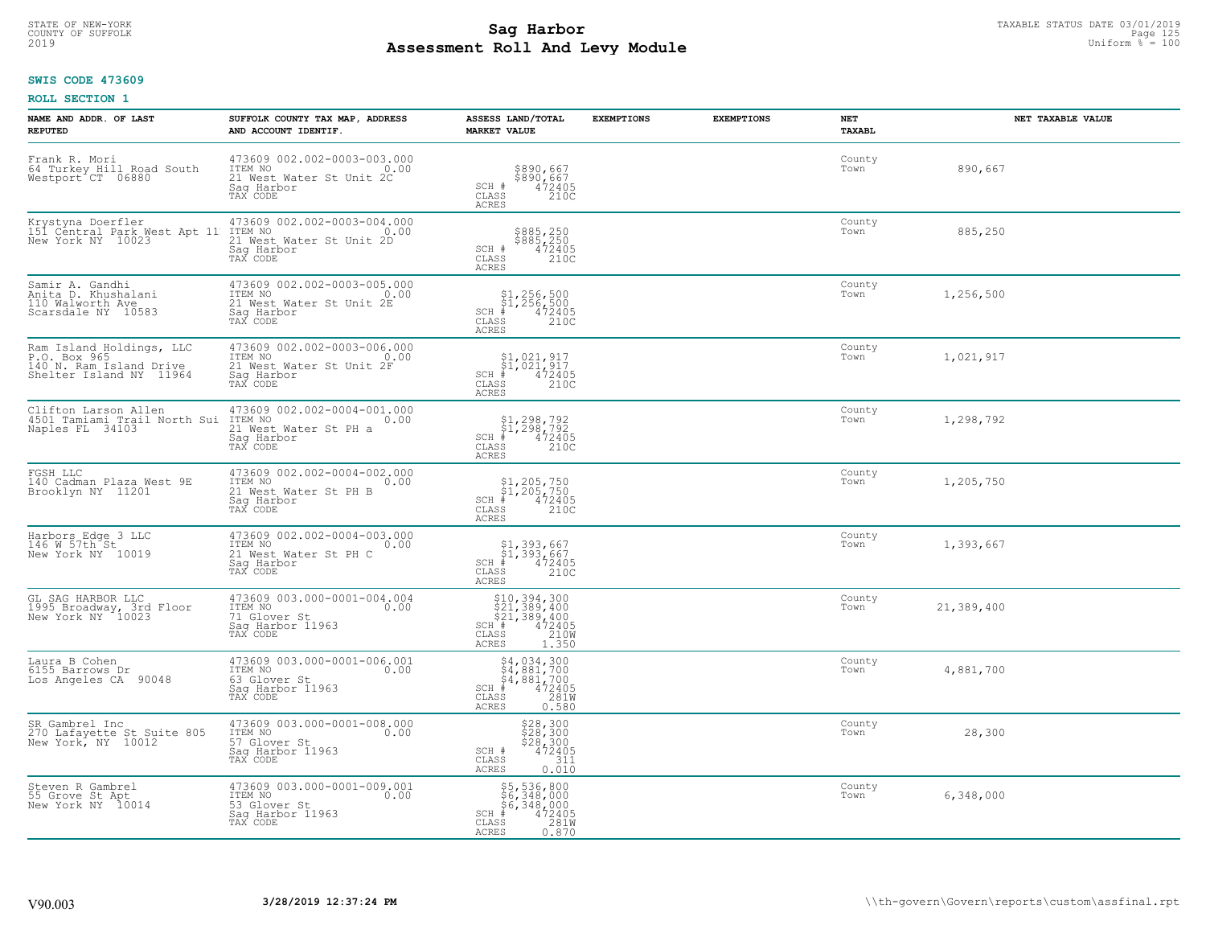STATE OF NEW-YORK
COUNTY OF SUFFOLK
2019

# Sag Harbor
## Assessment Roll And Levy Module

TAXABLE STATUS DATE 03/01/2019
Uniform % = 100

**SWIS CODE 473609**

**ROLL SECTION 1**

| NAME AND ADDR. OF LAST REPUTED | SUFFOLK COUNTY TAX MAP, ADDRESS AND ACCOUNT IDENTIF. | ASSESS LAND/TOTAL MARKET VALUE | EXEMPTIONS | EXEMPTIONS | NET TAXABL | NET TAXABLE VALUE |
|---|---|---|---|---|---|---|
| Frank R. Mori<br>64 Turkey Hill Road South<br>Westport CT 06880 | 473609 002.002-0003-003.000<br>ITEM NO 0.00<br>21 West Water St Unit 2C<br>Sag Harbor<br>TAX CODE | $890,667<br>$890,667<br>SCH # 472405<br>CLASS 210C<br>ACRES | | | County<br>Town | 890,667 |
| Krystyna Doerfler<br>151 Central Park West Apt 11<br>New York NY 10023 | 473609 002.002-0003-004.000<br>ITEM NO 0.00<br>21 West Water St Unit 2D<br>Sag Harbor<br>TAX CODE | $885,250<br>$885,250<br>SCH # 472405<br>CLASS 210C<br>ACRES | | | County<br>Town | 885,250 |
| Samir A. Gandhi<br>Anita D. Khushalani<br>110 Walworth Ave<br>Scarsdale NY 10583 | 473609 002.002-0003-005.000<br>ITEM NO 0.00<br>21 West Water St Unit 2E<br>Sag Harbor<br>TAX CODE | $1,256,500<br>$1,256,500<br>SCH # 472405<br>CLASS 210C<br>ACRES | | | County<br>Town | 1,256,500 |
| Ram Island Holdings, LLC<br>P.O. Box 965<br>140 N. Ram Island Drive<br>Shelter Island NY 11964 | 473609 002.002-0003-006.000<br>ITEM NO 0.00<br>21 West Water St Unit 2F<br>Sag Harbor<br>TAX CODE | $1,021,917<br>$1,021,917<br>SCH # 472405<br>CLASS 210C<br>ACRES | | | County<br>Town | 1,021,917 |
| Clifton Larson Allen<br>4501 Tamiami Trail North Sui<br>Naples FL 34103 | 473609 002.002-0004-001.000<br>ITEM NO 0.00<br>21 West Water St PH a<br>Sag Harbor<br>TAX CODE | $1,298,792<br>$1,298,792<br>SCH # 472405<br>CLASS 210C<br>ACRES | | | County<br>Town | 1,298,792 |
| FGSH LLC<br>140 Cadman Plaza West 9E<br>Brooklyn NY 11201 | 473609 002.002-0004-002.000<br>ITEM NO 0.00<br>21 West Water St PH B<br>Sag Harbor<br>TAX CODE | $1,205,750<br>$1,205,750<br>SCH # 472405<br>CLASS 210C<br>ACRES | | | County<br>Town | 1,205,750 |
| Harbors Edge 3 LLC<br>146 W 57th St<br>New York NY 10019 | 473609 002.002-0004-003.000<br>ITEM NO 0.00<br>21 West Water St PH C<br>Sag Harbor<br>TAX CODE | $1,393,667<br>$1,393,667<br>SCH # 472405<br>CLASS 210C<br>ACRES | | | County<br>Town | 1,393,667 |
| GL SAG HARBOR LLC<br>1995 Broadway, 3rd Floor<br>New York NY 10023 | 473609 003.000-0001-004.004<br>ITEM NO 0.00<br>71 Glover St<br>Sag Harbor 11963<br>TAX CODE | $10,394,300<br>$21,389,400<br>$21,389,400<br>SCH # 472405<br>CLASS 210W<br>ACRES 1.350 | | | County<br>Town | 21,389,400 |
| Laura B Cohen<br>6155 Barrows Dr<br>Los Angeles CA 90048 | 473609 003.000-0001-006.001<br>ITEM NO 0.00<br>63 Glover St<br>Sag Harbor 11963<br>TAX CODE | $4,034,300<br>$4,881,700<br>$4,881,700<br>SCH # 472405<br>CLASS 281W<br>ACRES 0.580 | | | County<br>Town | 4,881,700 |
| SR Gambrel Inc<br>270 Lafayette St Suite 805<br>New York, NY 10012 | 473609 003.000-0001-008.000<br>ITEM NO 0.00<br>57 Glover St<br>Sag Harbor 11963<br>TAX CODE | $28,300<br>$28,300<br>$28,300<br>SCH # 472405<br>CLASS 311<br>ACRES 0.010 | | | County<br>Town | 28,300 |
| Steven R Gambrel<br>55 Grove St Apt<br>New York NY 10014 | 473609 003.000-0001-009.001<br>ITEM NO 0.00<br>53 Glover St<br>Sag Harbor 11963<br>TAX CODE | $5,536,800<br>$6,348,000<br>$6,348,000<br>SCH # 472405<br>CLASS 281W<br>ACRES 0.870 | | | County<br>Town | 6,348,000 |

V90.003 | 3/28/2019 12:37:24 PM | \\th-govern\Govern\reports\custom\assfinal.rpt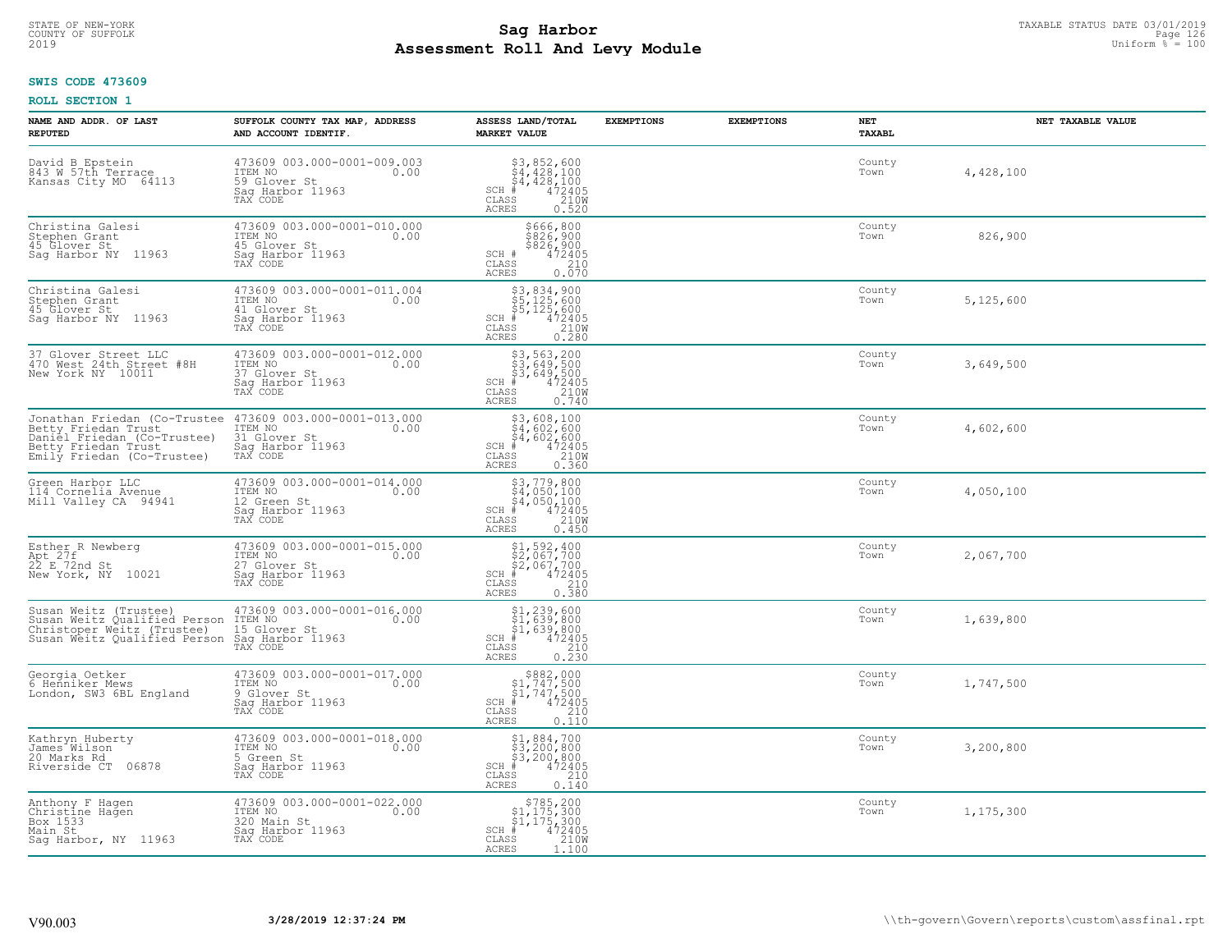STATE OF NEW-YORK
COUNTY OF SUFFOLK
2019

# Sag Harbor
## Assessment Roll And Levy Module

TAXABLE STATUS DATE 03/01/2019
Uniform % = 100

**SWIS CODE 473609**

**ROLL SECTION 1**

| NAME AND ADDR. OF LAST REPUTED | SUFFOLK COUNTY TAX MAP, ADDRESS AND ACCOUNT IDENTIF. | ASSESS LAND/TOTAL MARKET VALUE | EXEMPTIONS | EXEMPTIONS | NET TAXABL | NET TAXABLE VALUE |
|---|---|---|---|---|---|---|
| David B Epstein<br>843 W 57th Terrace<br>Kansas City MO 64113 | 473609 003.000-0001-009.003<br>ITEM NO 0.00<br>59 Glover St<br>Sag Harbor 11963<br>TAX CODE | $3,852,600<br>$4,428,100<br>$4,428,100<br>SCH # 472405<br>CLASS 210W<br>ACRES 0.520 | | | County<br>Town | 4,428,100 |
| Christina Galesi<br>Stephen Grant<br>45 Glover St<br>Sag Harbor NY 11963 | 473609 003.000-0001-010.000<br>ITEM NO 0.00<br>45 Glover St<br>Sag Harbor 11963<br>TAX CODE | $666,800<br>$826,900<br>$826,900<br>SCH # 472405<br>CLASS 210<br>ACRES 0.070 | | | County<br>Town | 826,900 |
| Christina Galesi<br>Stephen Grant<br>45 Glover St<br>Sag Harbor NY 11963 | 473609 003.000-0001-011.004<br>ITEM NO 0.00<br>41 Glover St<br>Sag Harbor 11963<br>TAX CODE | $3,834,900<br>$5,125,600<br>$5,125,600<br>SCH # 472405<br>CLASS 210W<br>ACRES 0.280 | | | County<br>Town | 5,125,600 |
| 37 Glover Street LLC<br>470 West 24th Street #8H<br>New York NY 10011 | 473609 003.000-0001-012.000<br>ITEM NO 0.00<br>37 Glover St<br>Sag Harbor 11963<br>TAX CODE | $3,563,200<br>$3,649,500<br>$3,649,500<br>SCH # 472405<br>CLASS 210W<br>ACRES 0.740 | | | County<br>Town | 3,649,500 |
| Jonathan Friedan (Co-Trustee<br>Betty Friedan Trust<br>Daniel Friedan (Co-Trustee)<br>Betty Friedan Trust<br>Emily Friedan (Co-Trustee) | 473609 003.000-0001-013.000<br>ITEM NO 0.00<br>31 Glover St<br>Sag Harbor 11963<br>TAX CODE | $3,608,100<br>$4,602,600<br>$4,602,600<br>SCH # 472405<br>CLASS 210W<br>ACRES 0.360 | | | County<br>Town | 4,602,600 |
| Green Harbor LLC<br>114 Cornelia Avenue<br>Mill Valley CA 94941 | 473609 003.000-0001-014.000<br>ITEM NO 0.00<br>12 Green St<br>Sag Harbor 11963<br>TAX CODE | $3,779,800<br>$4,050,100<br>$4,050,100<br>SCH # 472405<br>CLASS 210W<br>ACRES 0.450 | | | County<br>Town | 4,050,100 |
| Esther R Newberg<br>Apt 27f<br>22 E 72nd St<br>New York, NY 10021 | 473609 003.000-0001-015.000<br>ITEM NO 0.00<br>27 Glover St<br>Sag Harbor 11963<br>TAX CODE | $1,592,400<br>$2,067,700<br>$2,067,700<br>SCH # 472405<br>CLASS 210<br>ACRES 0.380 | | | County<br>Town | 2,067,700 |
| Susan Weitz (Trustee)<br>Susan Weitz Qualified Person<br>Christoper Weitz (Trustee)<br>Susan Weitz Qualified Person | 473609 003.000-0001-016.000<br>ITEM NO 0.00<br>15 Glover St<br>Sag Harbor 11963<br>TAX CODE | $1,239,600<br>$1,639,800<br>$1,639,800<br>SCH # 472405<br>CLASS 210<br>ACRES 0.230 | | | County<br>Town | 1,639,800 |
| Georgia Oetker<br>6 Henniker Mews<br>London, SW3 6BL England | 473609 003.000-0001-017.000<br>ITEM NO 0.00<br>9 Glover St<br>Sag Harbor 11963<br>TAX CODE | $882,000<br>$1,747,500<br>$1,747,500<br>SCH # 472405<br>CLASS 210<br>ACRES 0.110 | | | County<br>Town | 1,747,500 |
| Kathryn Huberty<br>James Wilson<br>20 Marks Rd<br>Riverside CT 06878 | 473609 003.000-0001-018.000<br>ITEM NO 0.00<br>5 Green St<br>Sag Harbor 11963<br>TAX CODE | $1,884,700<br>$3,200,800<br>$3,200,800<br>SCH # 472405<br>CLASS 210<br>ACRES 0.140 | | | County<br>Town | 3,200,800 |
| Anthony F Hagen<br>Christine Hagen<br>Box 1533<br>Main St<br>Sag Harbor, NY 11963 | 473609 003.000-0001-022.000<br>ITEM NO 0.00<br>320 Main St<br>Sag Harbor 11963<br>TAX CODE | $785,200<br>$1,175,300<br>$1,175,300<br>SCH # 472405<br>CLASS 210W<br>ACRES 1.100 | | | County<br>Town | 1,175,300 |

V90.003 3/28/2019 12:37:24 PM \\th-govern\Govern\reports\custom\assfinal.rpt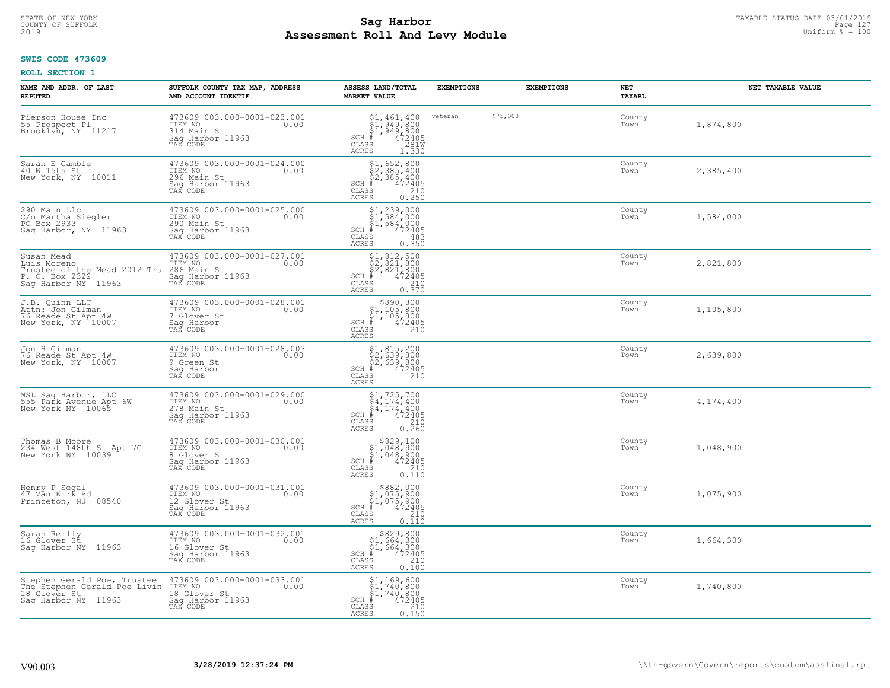STATE OF NEW-YORK
COUNTY OF SUFFOLK
2019

# Sag Harbor
# Assessment Roll And Levy Module

TAXABLE STATUS DATE 03/01/2019
Uniform % = 100

**SWIS CODE 473609**

**ROLL SECTION 1**

| NAME AND ADDR. OF LAST REPUTED | SUFFOLK COUNTY TAX MAP, ADDRESS AND ACCOUNT IDENTIF. | ASSESS LAND/TOTAL MARKET VALUE | EXEMPTIONS | EXEMPTIONS | NET TAXABL | NET TAXABLE VALUE |
|---|---|---|---|---|---|---|
| Pierson House Inc<br>55 Prospect Pl<br>Brooklyn, NY 11217 | 473609 003.000-0001-023.001<br>ITEM NO 0.00<br>314 Main St<br>Sag Harbor 11963<br>TAX CODE | $1,461,400<br>$1,949,800<br>$1,949,800<br>SCH # 472405<br>CLASS 281W<br>ACRES 1.330 | veteran $75,000 | | County<br>Town | 1,874,800 |
| Sarah E Gamble<br>40 W 15th St<br>New York, NY 10011 | 473609 003.000-0001-024.000<br>ITEM NO 0.00<br>296 Main St<br>Sag Harbor 11963<br>TAX CODE | $1,652,800<br>$2,385,400<br>$2,385,400<br>SCH # 472405<br>CLASS 210<br>ACRES 0.250 | | | County<br>Town | 2,385,400 |
| 290 Main Llc<br>C/o Martha Siegler<br>PO Box 2933<br>Sag Harbor, NY 11963 | 473609 003.000-0001-025.000<br>ITEM NO 0.00<br>290 Main St<br>Sag Harbor 11963<br>TAX CODE | $1,239,000<br>$1,584,000<br>$1,584,000<br>SCH # 472405<br>CLASS 483<br>ACRES 0.350 | | | County<br>Town | 1,584,000 |
| Susan Mead<br>Luis Moreno<br>Trustee of the Mead 2012 Tru<br>P. O. Box 2322<br>Sag Harbor NY 11963 | 473609 003.000-0001-027.001<br>ITEM NO 0.00<br>286 Main St<br>Sag Harbor 11963<br>TAX CODE | $1,812,500<br>$2,821,800<br>$2,821,800<br>SCH # 472405<br>CLASS 210<br>ACRES 0.370 | | | County<br>Town | 2,821,800 |
| J.B. Quinn LLC<br>Attn: Jon Gilman<br>76 Reade St Apt 4W<br>New York, NY 10007 | 473609 003.000-0001-028.001<br>ITEM NO 0.00<br>7 Glover St<br>Sag Harbor<br>TAX CODE | $890,800<br>$1,105,800<br>$1,105,800<br>SCH # 472405<br>CLASS 210<br>ACRES | | | County<br>Town | 1,105,800 |
| Jon H Gilman<br>76 Reade St Apt 4W<br>New York, NY 10007 | 473609 003.000-0001-028.003<br>ITEM NO 0.00<br>9 Green St<br>Sag Harbor<br>TAX CODE | $1,815,200<br>$2,639,800<br>$2,639,800<br>SCH # 472405<br>CLASS 210<br>ACRES | | | County<br>Town | 2,639,800 |
| MSL Sag Harbor, LLC<br>555 Park Avenue Apt 6W<br>New York NY 10065 | 473609 003.000-0001-029.000<br>ITEM NO 0.00<br>278 Main St<br>Sag Harbor 11963<br>TAX CODE | $1,725,700<br>$4,174,400<br>$4,174,400<br>SCH # 472405<br>CLASS 210<br>ACRES 0.260 | | | County<br>Town | 4,174,400 |
| Thomas B Moore<br>234 West 148th St Apt 7C<br>New York NY 10039 | 473609 003.000-0001-030.001<br>ITEM NO 0.00<br>8 Glover St<br>Sag Harbor 11963<br>TAX CODE | $829,100<br>$1,048,900<br>$1,048,900<br>SCH # 472405<br>CLASS 210<br>ACRES 0.110 | | | County<br>Town | 1,048,900 |
| Henry P Segal<br>47 Van Kirk Rd<br>Princeton, NJ 08540 | 473609 003.000-0001-031.001<br>ITEM NO 0.00<br>12 Glover St<br>Sag Harbor 11963<br>TAX CODE | $882,000<br>$1,075,900<br>$1,075,900<br>SCH # 472405<br>CLASS 210<br>ACRES 0.110 | | | County<br>Town | 1,075,900 |
| Sarah Reilly<br>16 Glover St<br>Sag Harbor NY 11963 | 473609 003.000-0001-032.001<br>ITEM NO 0.00<br>16 Glover St<br>Sag Harbor 11963<br>TAX CODE | $829,800<br>$1,664,300<br>$1,664,300<br>SCH # 472405<br>CLASS 210<br>ACRES 0.100 | | | County<br>Town | 1,664,300 |
| Stephen Gerald Poe, Trustee<br>The Stephen Gerald Poe Livin<br>18 Glover St<br>Sag Harbor NY 11963 | 473609 003.000-0001-033.001<br>ITEM NO 0.00<br>18 Glover St<br>Sag Harbor 11963<br>TAX CODE | $1,169,600<br>$1,740,800<br>$1,740,800<br>SCH # 472405<br>CLASS 210<br>ACRES 0.150 | | | County<br>Town | 1,740,800 |

V90.003 3/28/2019 12:37:24 PM \\th-govern\Govern\reports\custom\assfinal.rpt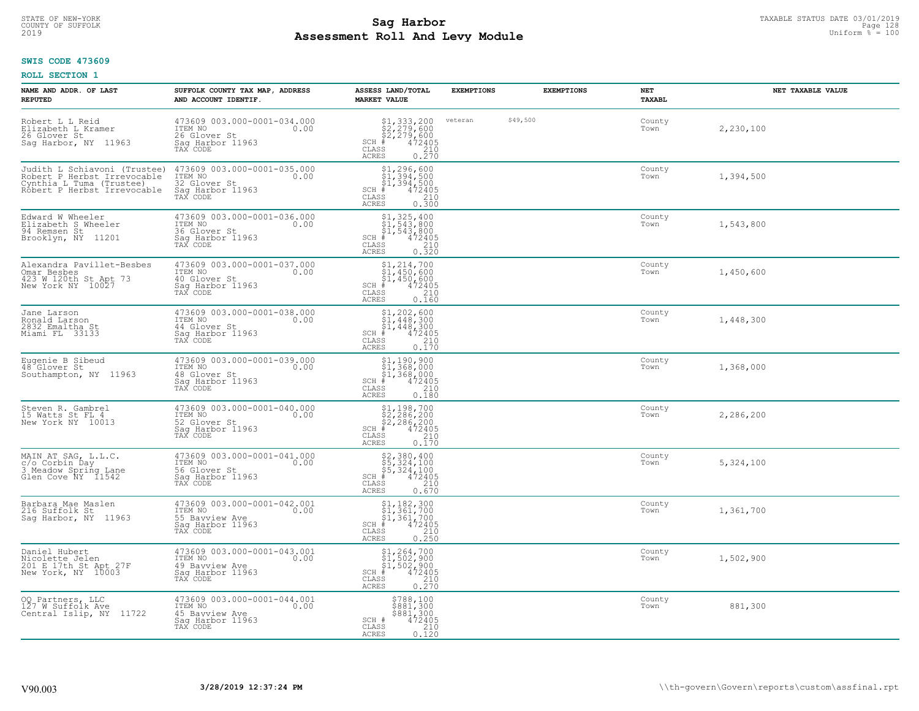STATE OF NEW-YORK
COUNTY OF SUFFOLK
2019

# Sag Harbor
# Assessment Roll And Levy Module

TAXABLE STATUS DATE 03/01/2019
Uniform % = 100

**SWIS CODE 473609**

**ROLL SECTION 1**

| NAME AND ADDR. OF LAST REPUTED | SUFFOLK COUNTY TAX MAP, ADDRESS AND ACCOUNT IDENTIF. | ASSESS LAND/TOTAL MARKET VALUE | EXEMPTIONS | | EXEMPTIONS | NET TAXABL | NET TAXABLE VALUE |
|---|---|---|---|---|---|---|---|
| Robert L L Reid<br>Elizabeth L Kramer<br>26 Glover St<br>Sag Harbor, NY 11963 | 473609 003.000-0001-034.000<br>ITEM NO 0.00<br>26 Glover St<br>Sag Harbor 11963<br>TAX CODE | $1,333,200<br>$2,279,600<br>$2,279,600<br>SCH # 472405<br>CLASS 210<br>ACRES 0.270 | veteran | $49,500 | | County<br>Town | 2,230,100 |
| Judith L Schiavoni (Trustee)<br>Robert P Herbst Irrevocable<br>Cynthia L Tuma (Trustee)<br>Robert P Herbst Irrevocable | 473609 003.000-0001-035.000<br>ITEM NO 0.00<br>32 Glover St<br>Sag Harbor 11963<br>TAX CODE | $1,296,600<br>$1,394,500<br>$1,394,500<br>SCH # 472405<br>CLASS 210<br>ACRES 0.300 | | | | County<br>Town | 1,394,500 |
| Edward W Wheeler<br>Elizabeth S Wheeler<br>94 Remsen St<br>Brooklyn, NY 11201 | 473609 003.000-0001-036.000<br>ITEM NO 0.00<br>36 Glover St<br>Sag Harbor 11963<br>TAX CODE | $1,325,400<br>$1,543,800<br>$1,543,800<br>SCH # 472405<br>CLASS 210<br>ACRES 0.320 | | | | County<br>Town | 1,543,800 |
| Alexandra Pavillet-Besbes<br>Omar Besbes<br>423 W 120th St Apt 73<br>New York NY 10027 | 473609 003.000-0001-037.000<br>ITEM NO 0.00<br>40 Glover St<br>Sag Harbor 11963<br>TAX CODE | $1,214,700<br>$1,450,600<br>$1,450,600<br>SCH # 472405<br>CLASS 210<br>ACRES 0.160 | | | | County<br>Town | 1,450,600 |
| Jane Larson<br>Ronald Larson<br>2832 Emaltha St<br>Miami FL 33133 | 473609 003.000-0001-038.000<br>ITEM NO 0.00<br>44 Glover St<br>Sag Harbor 11963<br>TAX CODE | $1,202,600<br>$1,448,300<br>$1,448,300<br>SCH # 472405<br>CLASS 210<br>ACRES 0.170 | | | | County<br>Town | 1,448,300 |
| Eugenie B Sibeud<br>48 Glover St<br>Southampton, NY 11963 | 473609 003.000-0001-039.000<br>ITEM NO 0.00<br>48 Glover St<br>Sag Harbor 11963<br>TAX CODE | $1,190,900<br>$1,368,000<br>$1,368,000<br>SCH # 472405<br>CLASS 210<br>ACRES 0.180 | | | | County<br>Town | 1,368,000 |
| Steven R. Gambrel<br>15 Watts St FL 4<br>New York NY 10013 | 473609 003.000-0001-040.000<br>ITEM NO 0.00<br>52 Glover St<br>Sag Harbor 11963<br>TAX CODE | $1,198,700<br>$2,286,200<br>$2,286,200<br>SCH # 472405<br>CLASS 210<br>ACRES 0.170 | | | | County<br>Town | 2,286,200 |
| MAIN AT SAG, L.L.C.<br>c/o Corbin Day<br>3 Meadow Spring Lane<br>Glen Cove NY 11542 | 473609 003.000-0001-041.000<br>ITEM NO 0.00<br>56 Glover St<br>Sag Harbor 11963<br>TAX CODE | $2,380,400<br>$5,324,100<br>$5,324,100<br>SCH # 472405<br>CLASS 210<br>ACRES 0.670 | | | | County<br>Town | 5,324,100 |
| Barbara Mae Maslen<br>216 Suffolk St<br>Sag Harbor, NY 11963 | 473609 003.000-0001-042.001<br>ITEM NO 0.00<br>55 Bayview Ave<br>Sag Harbor 11963<br>TAX CODE | $1,182,300<br>$1,361,700<br>$1,361,700<br>SCH # 472405<br>CLASS 210<br>ACRES 0.250 | | | | County<br>Town | 1,361,700 |
| Daniel Hubert<br>Nicolette Jelen<br>201 E 17th St Apt 27F<br>New York, NY 10003 | 473609 003.000-0001-043.001<br>ITEM NO 0.00<br>49 Bayview Ave<br>Sag Harbor 11963<br>TAX CODE | $1,264,700<br>$1,502,900<br>$1,502,900<br>SCH # 472405<br>CLASS 210<br>ACRES 0.270 | | | | County<br>Town | 1,502,900 |
| OQ Partners, LLC<br>127 W Suffolk Ave<br>Central Islip, NY 11722 | 473609 003.000-0001-044.001<br>ITEM NO 0.00<br>45 Bayview Ave<br>Sag Harbor 11963<br>TAX CODE | $788,100<br>$881,300<br>$881,300<br>SCH # 472405<br>CLASS 210<br>ACRES 0.120 | | | | County<br>Town | 881,300 |

V90.003 3/28/2019 12:37:24 PM \\th-govern\Govern\reports\custom\assfinal.rpt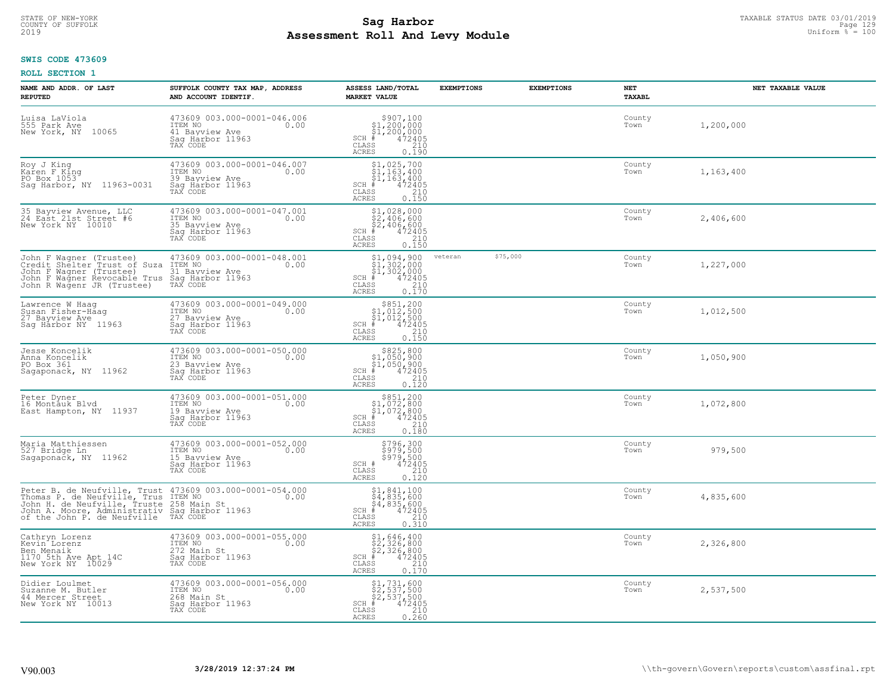STATE OF NEW-YORK
COUNTY OF SUFFOLK
2019

# Sag Harbor
## Assessment Roll And Levy Module

TAXABLE STATUS DATE 03/01/2019
Uniform % = 100

**SWIS CODE 473609**

**ROLL SECTION 1**

| NAME AND ADDR. OF LAST REPUTED | SUFFOLK COUNTY TAX MAP, ADDRESS AND ACCOUNT IDENTIF. | ASSESS LAND/TOTAL MARKET VALUE | EXEMPTIONS | | EXEMPTIONS | NET TAXABL | NET TAXABLE VALUE |
|---|---|---|---|---|---|---|---|
| Luisa LaViola<br>555 Park Ave<br>New York, NY 10065 | 473609 003.000-0001-046.006<br>ITEM NO 0.00<br>41 Bayview Ave<br>Sag Harbor 11963<br>TAX CODE | $907,100<br>$1,200,000<br>$1,200,000<br>SCH # 472405<br>CLASS 210<br>ACRES 0.190 | | | | County<br>Town | 1,200,000 |
| Roy J King<br>Karen F King<br>PO Box 1053<br>Sag Harbor, NY 11963-0031 | 473609 003.000-0001-046.007<br>ITEM NO 0.00<br>39 Bayview Ave<br>Sag Harbor 11963<br>TAX CODE | $1,025,700<br>$1,163,400<br>$1,163,400<br>SCH # 472405<br>CLASS 210<br>ACRES 0.150 | | | | County<br>Town | 1,163,400 |
| 35 Bayview Avenue, LLC<br>24 East 21st Street #6<br>New York NY 10010 | 473609 003.000-0001-047.001<br>ITEM NO 0.00<br>35 Bayview Ave<br>Sag Harbor 11963<br>TAX CODE | $1,028,000<br>$2,406,600<br>$2,406,600<br>SCH # 472405<br>CLASS 210<br>ACRES 0.150 | | | | County<br>Town | 2,406,600 |
| John F Wagner (Trustee)<br>Credit Shelter Trust of Suza<br>John F Wagner (Trustee)<br>John F Wagner Revocable Trus<br>John R Wagenr JR (Trustee) | 473609 003.000-0001-048.001<br>ITEM NO 0.00<br>31 Bayview Ave<br>Sag Harbor 11963<br>TAX CODE | $1,094,900<br>$1,302,000<br>$1,302,000<br>SCH # 472405<br>CLASS 210<br>ACRES 0.170 | veteran | $75,000 | | County<br>Town | 1,227,000 |
| Lawrence W Haag<br>Susan Fisher-Haag<br>27 Bayview Ave<br>Sag Harbor NY 11963 | 473609 003.000-0001-049.000<br>ITEM NO 0.00<br>27 Bayview Ave<br>Sag Harbor 11963<br>TAX CODE | $851,200<br>$1,012,500<br>$1,012,500<br>SCH # 472405<br>CLASS 210<br>ACRES 0.150 | | | | County<br>Town | 1,012,500 |
| Jesse Koncelik<br>Anna Koncelik<br>PO Box 361<br>Sagaponack, NY 11962 | 473609 003.000-0001-050.000<br>ITEM NO 0.00<br>23 Bayview Ave<br>Sag Harbor 11963<br>TAX CODE | $825,800<br>$1,050,900<br>$1,050,900<br>SCH # 472405<br>CLASS 210<br>ACRES 0.120 | | | | County<br>Town | 1,050,900 |
| Peter Dyner<br>16 Montauk Blvd<br>East Hampton, NY 11937 | 473609 003.000-0001-051.000<br>ITEM NO 0.00<br>19 Bayview Ave<br>Sag Harbor 11963<br>TAX CODE | $851,200<br>$1,072,800<br>$1,072,800<br>SCH # 472405<br>CLASS 210<br>ACRES 0.180 | | | | County<br>Town | 1,072,800 |
| Maria Matthiessen<br>527 Bridge Ln<br>Sagaponack, NY 11962 | 473609 003.000-0001-052.000<br>ITEM NO 0.00<br>15 Bayview Ave<br>Sag Harbor 11963<br>TAX CODE | $796,300<br>$979,500<br>$979,500<br>SCH # 472405<br>CLASS 210<br>ACRES 0.120 | | | | County<br>Town | 979,500 |
| Peter B. de Neufville, Trust<br>Thomas P. de Neufville, Trus<br>John H. de Neufville, Truste<br>John A. Moore, Administrativ<br>of the John P. de Neufville | 473609 003.000-0001-054.000<br>ITEM NO 0.00<br>258 Main St<br>Sag Harbor 11963<br>TAX CODE | $1,841,100<br>$4,835,600<br>$4,835,600<br>SCH # 472405<br>CLASS 210<br>ACRES 0.310 | | | | County<br>Town | 4,835,600 |
| Cathryn Lorenz<br>Kevin Lorenz<br>Ben Menaik<br>1170 5th Ave Apt 14C<br>New York NY 10029 | 473609 003.000-0001-055.000<br>ITEM NO 0.00<br>272 Main St<br>Sag Harbor 11963<br>TAX CODE | $1,646,400<br>$2,326,800<br>$2,326,800<br>SCH # 472405<br>CLASS 210<br>ACRES 0.170 | | | | County<br>Town | 2,326,800 |
| Didier Loulmet<br>Suzanne M. Butler<br>44 Mercer Street<br>New York NY 10013 | 473609 003.000-0001-056.000<br>ITEM NO 0.00<br>268 Main St<br>Sag Harbor 11963<br>TAX CODE | $1,731,600<br>$2,537,500<br>$2,537,500<br>SCH # 472405<br>CLASS 210<br>ACRES 0.260 | | | | County<br>Town | 2,537,500 |

V90.003 3/28/2019 12:37:24 PM \\th-govern\Govern\reports\custom\assfinal.rpt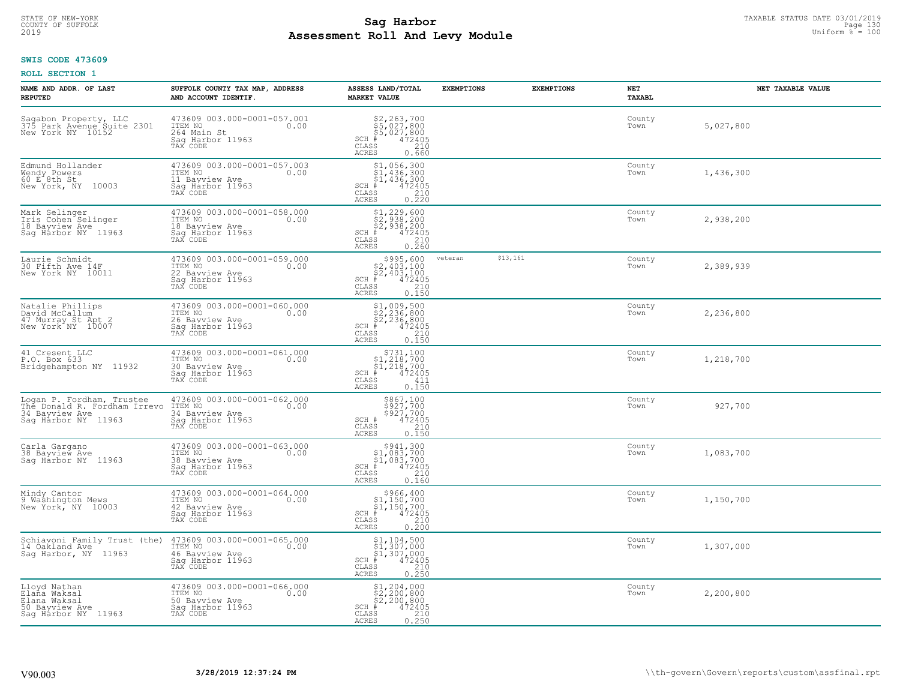**SWIS CODE 473609**

**ROLL SECTION 1**

| NAME AND ADDR. OF LAST REPUTED | SUFFOLK COUNTY TAX MAP, ADDRESS AND ACCOUNT IDENTIF. | ASSESS LAND/TOTAL MARKET VALUE | EXEMPTIONS | EXEMPTIONS | NET TAXABL | NET TAXABLE VALUE |
|---|---|---|---|---|---|---|
| Sagabon Property, LLC<br>375 Park Avenue Suite 2301<br>New York NY 10152 | 473609 003.000-0001-057.001<br>ITEM NO 0.00<br>264 Main St<br>Sag Harbor 11963<br>TAX CODE | $2,263,700<br>$5,027,800<br>$5,027,800<br>SCH # 472405<br>CLASS 210<br>ACRES 0.660 | | | County<br>Town | 5,027,800 |
| Edmund Hollander<br>Wendy Powers<br>60 E 8th St<br>New York, NY 10003 | 473609 003.000-0001-057.003<br>ITEM NO 0.00<br>11 Bayview Ave<br>Sag Harbor 11963<br>TAX CODE | $1,056,300<br>$1,436,300<br>$1,436,300<br>SCH # 472405<br>CLASS 210<br>ACRES 0.220 | | | County<br>Town | 1,436,300 |
| Mark Selinger<br>Iris Cohen Selinger<br>18 Bayview Ave<br>Sag Harbor NY 11963 | 473609 003.000-0001-058.000<br>ITEM NO 0.00<br>18 Bayview Ave<br>Sag Harbor 11963<br>TAX CODE | $1,229,600<br>$2,938,200<br>$2,938,200<br>SCH # 472405<br>CLASS 210<br>ACRES 0.260 | | | County<br>Town | 2,938,200 |
| Laurie Schmidt<br>30 Fifth Ave 14F<br>New York NY 10011 | 473609 003.000-0001-059.000<br>ITEM NO 0.00<br>22 Bayview Ave<br>Sag Harbor 11963<br>TAX CODE | $995,600<br>$2,403,100<br>$2,403,100<br>SCH # 472405<br>CLASS 210<br>ACRES 0.150 | veteran | $13,161 | County<br>Town | 2,389,939 |
| Natalie Phillips<br>David McCallum<br>47 Murray St Apt 2<br>New York NY 10007 | 473609 003.000-0001-060.000<br>ITEM NO 0.00<br>26 Bayview Ave<br>Sag Harbor 11963<br>TAX CODE | $1,009,500<br>$2,236,800<br>$2,236,800<br>SCH # 472405<br>CLASS 210<br>ACRES 0.150 | | | County<br>Town | 2,236,800 |
| 41 Cresent LLC<br>P.O. Box 633<br>Bridgehampton NY 11932 | 473609 003.000-0001-061.000<br>ITEM NO 0.00<br>30 Bayview Ave<br>Sag Harbor 11963<br>TAX CODE | $731,100<br>$1,218,700<br>$1,218,700<br>SCH # 472405<br>CLASS 411<br>ACRES 0.150 | | | County<br>Town | 1,218,700 |
| Logan P. Fordham, Trustee<br>The Donald R. Fordham Irrevo<br>34 Bayview Ave<br>Sag Harbor NY 11963 | 473609 003.000-0001-062.000<br>ITEM NO 0.00<br>34 Bayview Ave<br>Sag Harbor 11963<br>TAX CODE | $867,100<br>$927,700<br>$927,700<br>SCH # 472405<br>CLASS 210<br>ACRES 0.150 | | | County<br>Town | 927,700 |
| Carla Gargano<br>38 Bayview Ave<br>Sag Harbor NY 11963 | 473609 003.000-0001-063.000<br>ITEM NO 0.00<br>38 Bayview Ave<br>Sag Harbor 11963<br>TAX CODE | $941,300<br>$1,083,700<br>$1,083,700<br>SCH # 472405<br>CLASS 210<br>ACRES 0.160 | | | County<br>Town | 1,083,700 |
| Mindy Cantor<br>9 Washington Mews<br>New York, NY 10003 | 473609 003.000-0001-064.000<br>ITEM NO 0.00<br>42 Bayview Ave<br>Sag Harbor 11963<br>TAX CODE | $966,400<br>$1,150,700<br>$1,150,700<br>SCH # 472405<br>CLASS 210<br>ACRES 0.200 | | | County<br>Town | 1,150,700 |
| Schiavoni Family Trust (the)<br>14 Oakland Ave<br>Sag Harbor, NY 11963 | 473609 003.000-0001-065.000<br>ITEM NO 0.00<br>46 Bayview Ave<br>Sag Harbor 11963<br>TAX CODE | $1,104,500<br>$1,307,000<br>$1,307,000<br>SCH # 472405<br>CLASS 210<br>ACRES 0.250 | | | County<br>Town | 1,307,000 |
| Lloyd Nathan<br>Elana Waksal<br>Elana Waksal<br>50 Bayview Ave<br>Sag Harbor NY 11963 | 473609 003.000-0001-066.000<br>ITEM NO 0.00<br>50 Bayview Ave<br>Sag Harbor 11963<br>TAX CODE | $1,204,000<br>$2,200,800<br>$2,200,800<br>SCH # 472405<br>CLASS 210<br>ACRES 0.250 | | | County<br>Town | 2,200,800 |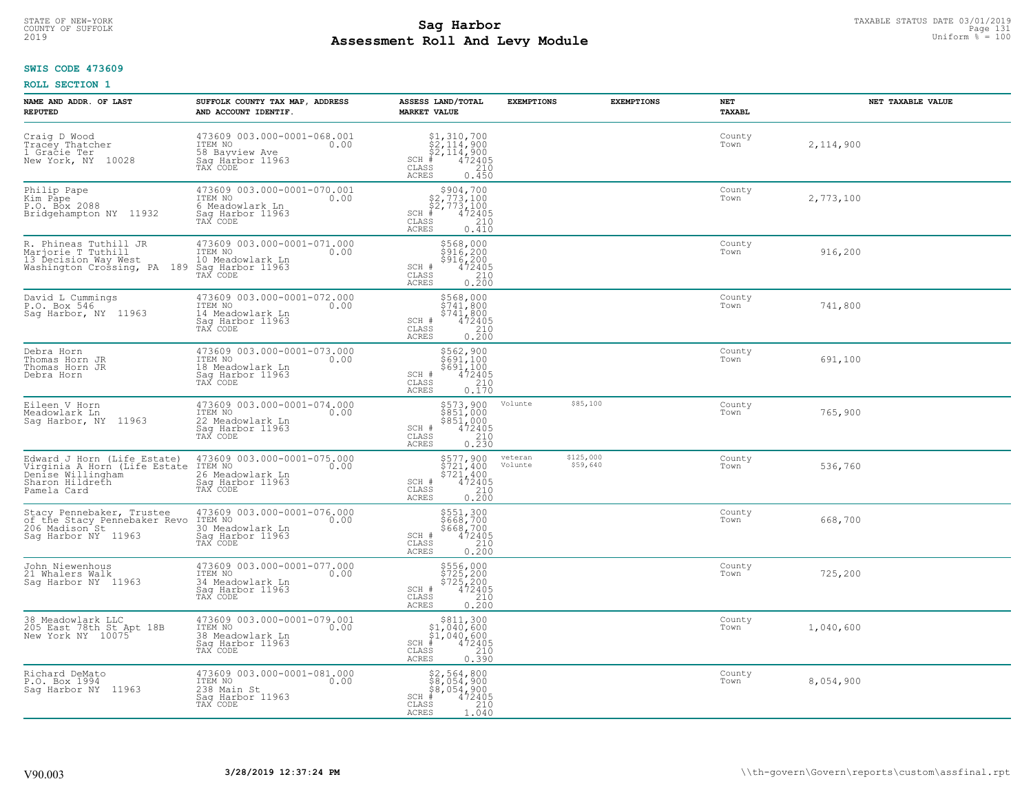STATE OF NEW-YORK
COUNTY OF SUFFOLK
2019

# Sag Harbor
## Assessment Roll And Levy Module

TAXABLE STATUS DATE 03/01/2019
Uniform % = 100

**SWIS CODE 473609**

**ROLL SECTION 1**

| NAME AND ADDR. OF LAST REPUTED | SUFFOLK COUNTY TAX MAP, ADDRESS AND ACCOUNT IDENTIF. | ASSESS LAND/TOTAL MARKET VALUE | EXEMPTIONS | EXEMPTIONS | NET TAXABL | NET TAXABLE VALUE |
|---|---|---|---|---|---|---|
| Craig D Wood<br>Tracey Thatcher<br>1 Gracie Ter<br>New York, NY 10028 | 473609 003.000-0001-068.001<br>ITEM NO 0.00<br>58 Bayview Ave<br>Sag Harbor 11963<br>TAX CODE | $1,310,700<br>$2,114,900<br>$2,114,900<br>SCH # 472405<br>CLASS 210<br>ACRES 0.450 | | | County<br>Town | 2,114,900 |
| Philip Pape<br>Kim Pape<br>P.O. Box 2088<br>Bridgehampton NY 11932 | 473609 003.000-0001-070.001<br>ITEM NO 0.00<br>6 Meadowlark Ln<br>Sag Harbor 11963<br>TAX CODE | $904,700<br>$2,773,100<br>$2,773,100<br>SCH # 472405<br>CLASS 210<br>ACRES 0.410 | | | County<br>Town | 2,773,100 |
| R. Phineas Tuthill JR<br>Marjorie T Tuthill<br>13 Decision Way West<br>Washington Crossing, PA 189 | 473609 003.000-0001-071.000<br>ITEM NO 0.00<br>10 Meadowlark Ln<br>Sag Harbor 11963<br>TAX CODE | $568,000<br>$916,200<br>$916,200<br>SCH # 472405<br>CLASS 210<br>ACRES 0.200 | | | County<br>Town | 916,200 |
| David L Cummings<br>P.O. Box 546<br>Sag Harbor, NY 11963 | 473609 003.000-0001-072.000<br>ITEM NO 0.00<br>14 Meadowlark Ln<br>Sag Harbor 11963<br>TAX CODE | $568,000<br>$741,800<br>$741,800<br>SCH # 472405<br>CLASS 210<br>ACRES 0.200 | | | County<br>Town | 741,800 |
| Debra Horn<br>Thomas Horn JR<br>Thomas Horn JR<br>Debra Horn | 473609 003.000-0001-073.000<br>ITEM NO 0.00<br>18 Meadowlark Ln<br>Sag Harbor 11963<br>TAX CODE | $562,900<br>$691,100<br>$691,100<br>SCH # 472405<br>CLASS 210<br>ACRES 0.170 | | | County<br>Town | 691,100 |
| Eileen V Horn<br>Meadowlark Ln<br>Sag Harbor, NY 11963 | 473609 003.000-0001-074.000<br>ITEM NO 0.00<br>22 Meadowlark Ln<br>Sag Harbor 11963<br>TAX CODE | $573,900<br>$851,000<br>$851,000<br>SCH # 472405<br>CLASS 210<br>ACRES 0.230 | Volunte | $85,100 | County<br>Town | 765,900 |
| Edward J Horn (Life Estate)<br>Virginia A Horn (Life Estate<br>Denise Willingham<br>Sharon Hildreth<br>Pamela Card | 473609 003.000-0001-075.000<br>ITEM NO 0.00<br>26 Meadowlark Ln<br>Sag Harbor 11963<br>TAX CODE | $577,900<br>$721,400<br>$721,400<br>SCH # 472405<br>CLASS 210<br>ACRES 0.200 | veteran<br>Volunte | $125,000<br>$59,640 | County<br>Town | 536,760 |
| Stacy Pennebaker, Trustee<br>of the Stacy Pennebaker Revo<br>206 Madison St<br>Sag Harbor NY 11963 | 473609 003.000-0001-076.000<br>ITEM NO 0.00<br>30 Meadowlark Ln<br>Sag Harbor 11963<br>TAX CODE | $551,300<br>$668,700<br>$668,700<br>SCH # 472405<br>CLASS 210<br>ACRES 0.200 | | | County<br>Town | 668,700 |
| John Niewenhous<br>21 Whalers Walk<br>Sag Harbor NY 11963 | 473609 003.000-0001-077.000<br>ITEM NO 0.00<br>34 Meadowlark Ln<br>Sag Harbor 11963<br>TAX CODE | $556,000<br>$725,200<br>$725,200<br>SCH # 472405<br>CLASS 210<br>ACRES 0.200 | | | County<br>Town | 725,200 |
| 38 Meadowlark LLC<br>205 East 78th St Apt 18B<br>New York NY 10075 | 473609 003.000-0001-079.001<br>ITEM NO 0.00<br>38 Meadowlark Ln<br>Sag Harbor 11963<br>TAX CODE | $811,300<br>$1,040,600<br>$1,040,600<br>SCH # 472405<br>CLASS 210<br>ACRES 0.390 | | | County<br>Town | 1,040,600 |
| Richard DeMato<br>P.O. Box 1994<br>Sag Harbor NY 11963 | 473609 003.000-0001-081.000<br>ITEM NO 0.00<br>238 Main St<br>Sag Harbor 11963<br>TAX CODE | $2,564,800<br>$8,054,900<br>$8,054,900<br>SCH # 472405<br>CLASS 210<br>ACRES 1.040 | | | County<br>Town | 8,054,900 |

V90.003 3/28/2019 12:37:24 PM \\th-govern\Govern\reports\custom\assfinal.rpt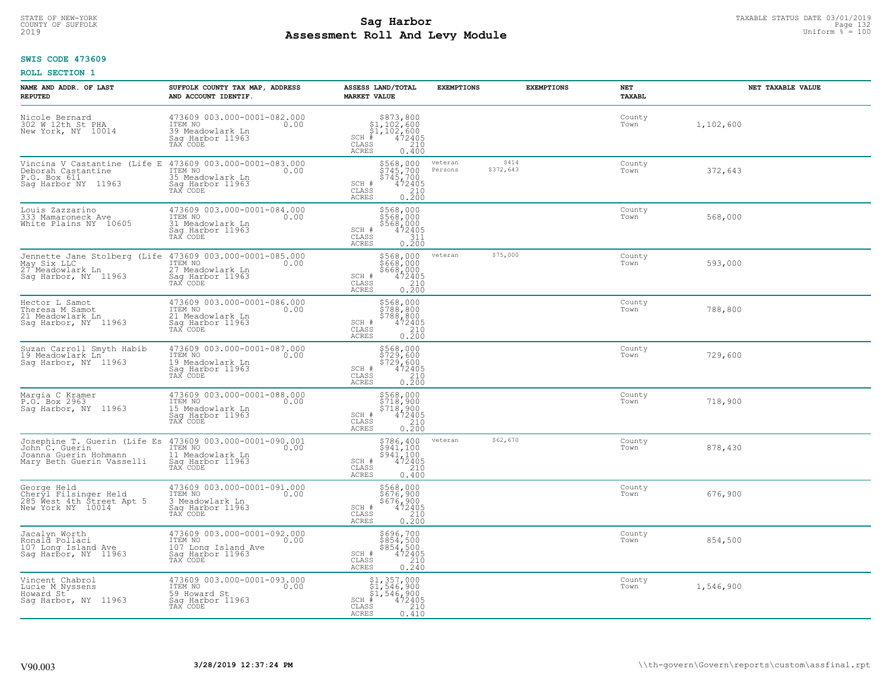STATE OF NEW-YORK
COUNTY OF SUFFOLK
2019

# Sag Harbor
# Assessment Roll And Levy Module

TAXABLE STATUS DATE 03/01/2019
Uniform % = 100

**SWIS CODE 473609**

**ROLL SECTION 1**

| NAME AND ADDR. OF LAST REPUTED | SUFFOLK COUNTY TAX MAP, ADDRESS AND ACCOUNT IDENTIF. | ASSESS LAND/TOTAL MARKET VALUE | EXEMPTIONS | EXEMPTIONS | NET TAXABL | NET TAXABLE VALUE |
|---|---|---|---|---|---|---|
| Nicole Bernard<br>302 W 12th St PHA<br>New York, NY 10014 | 473609 003.000-0001-082.000<br>ITEM NO 0.00<br>39 Meadowlark Ln<br>Sag Harbor 11963<br>TAX CODE | $873,800<br>$1,102,600<br>$1,102,600<br>SCH # 472405<br>CLASS 210<br>ACRES 0.400 | | | County<br>Town | 1,102,600 |
| Vincina V Castantine (Life E<br>Deborah Castantine<br>P.O. Box 611<br>Sag Harbor NY 11963 | 473609 003.000-0001-083.000<br>ITEM NO 0.00<br>35 Meadowlark Ln<br>Sag Harbor 11963<br>TAX CODE | $568,000<br>$745,700<br>$745,700<br>SCH # 472405<br>CLASS 210<br>ACRES 0.200 | veteran<br>Persons | $414<br>$372,643 | County<br>Town | 372,643 |
| Louis Zazzarino<br>333 Mamaroneck Ave<br>White Plains NY 10605 | 473609 003.000-0001-084.000<br>ITEM NO 0.00<br>31 Meadowlark Ln<br>Sag Harbor 11963<br>TAX CODE | $568,000<br>$568,000<br>$568,000<br>SCH # 472405<br>CLASS 311<br>ACRES 0.200 | | | County<br>Town | 568,000 |
| Jennette Jane Stolberg (Life<br>May Six LLC<br>27 Meadowlark Ln<br>Sag Harbor, NY 11963 | 473609 003.000-0001-085.000<br>ITEM NO 0.00<br>27 Meadowlark Ln<br>Sag Harbor 11963<br>TAX CODE | $568,000<br>$668,000<br>$668,000<br>SCH # 472405<br>CLASS 210<br>ACRES 0.200 | veteran | $75,000 | County<br>Town | 593,000 |
| Hector L Samot<br>Theresa M Samot<br>21 Meadowlark Ln<br>Sag Harbor, NY 11963 | 473609 003.000-0001-086.000<br>ITEM NO 0.00<br>21 Meadowlark Ln<br>Sag Harbor 11963<br>TAX CODE | $568,000<br>$788,800<br>$788,800<br>SCH # 472405<br>CLASS 210<br>ACRES 0.200 | | | County<br>Town | 788,800 |
| Suzan Carroll Smyth Habib<br>19 Meadowlark Ln<br>Sag Harbor, NY 11963 | 473609 003.000-0001-087.000<br>ITEM NO 0.00<br>19 Meadowlark Ln<br>Sag Harbor 11963<br>TAX CODE | $568,000<br>$729,600<br>$729,600<br>SCH # 472405<br>CLASS 210<br>ACRES 0.200 | | | County<br>Town | 729,600 |
| Margia C Kramer<br>P.O. Box 2963<br>Sag Harbor, NY 11963 | 473609 003.000-0001-088.000<br>ITEM NO 0.00<br>15 Meadowlark Ln<br>Sag Harbor 11963<br>TAX CODE | $568,000<br>$718,900<br>$718,900<br>SCH # 472405<br>CLASS 210<br>ACRES 0.200 | | | County<br>Town | 718,900 |
| Josephine T. Guerin (Life Es<br>John C. Guerin<br>Joanna Guerin Hohmann<br>Mary Beth Guerin Vasselli | 473609 003.000-0001-090.001<br>ITEM NO 0.00<br>11 Meadowlark Ln<br>Sag Harbor 11963<br>TAX CODE | $786,400<br>$941,100<br>$941,100<br>SCH # 472405<br>CLASS 210<br>ACRES 0.400 | veteran | $62,670 | County<br>Town | 878,430 |
| George Held<br>Cheryl Filsinger Held<br>285 West 4th Street Apt 5<br>New York NY 10014 | 473609 003.000-0001-091.000<br>ITEM NO 0.00<br>3 Meadowlark Ln<br>Sag Harbor 11963<br>TAX CODE | $568,000<br>$676,900<br>$676,900<br>SCH # 472405<br>CLASS 210<br>ACRES 0.200 | | | County<br>Town | 676,900 |
| Jacalyn Worth<br>Ronald Pollaci<br>107 Long Island Ave<br>Sag Harbor, NY 11963 | 473609 003.000-0001-092.000<br>ITEM NO 0.00<br>107 Long Island Ave<br>Sag Harbor 11963<br>TAX CODE | $696,700<br>$854,500<br>$854,500<br>SCH # 472405<br>CLASS 210<br>ACRES 0.240 | | | County<br>Town | 854,500 |
| Vincent Chabrol<br>Lucie M Nyssens<br>Howard St<br>Sag Harbor, NY 11963 | 473609 003.000-0001-093.000<br>ITEM NO 0.00<br>59 Howard St<br>Sag Harbor 11963<br>TAX CODE | $1,357,000<br>$1,546,900<br>$1,546,900<br>SCH # 472405<br>CLASS 210<br>ACRES 0.410 | | | County<br>Town | 1,546,900 |

V90.003 3/28/2019 12:37:24 PM \\th-govern\Govern\reports\custom\assfinal.rpt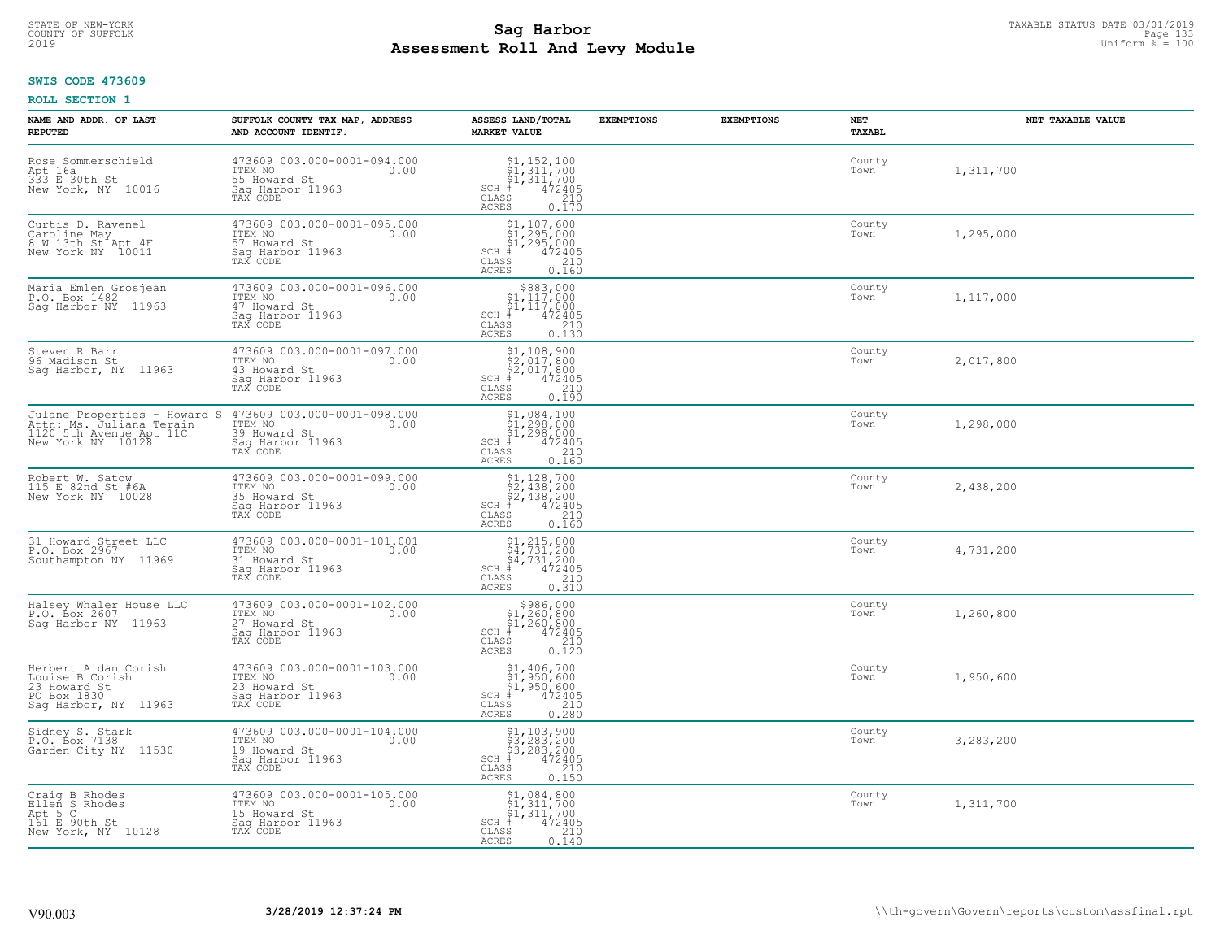**SWIS CODE 473609**

**ROLL SECTION 1**

| NAME AND ADDR. OF LAST REPUTED | SUFFOLK COUNTY TAX MAP, ADDRESS AND ACCOUNT IDENTIF. | ASSESS LAND/TOTAL MARKET VALUE | EXEMPTIONS | EXEMPTIONS | NET TAXABL | NET TAXABLE VALUE |
|---|---|---|---|---|---|---|
| Rose Sommerschield<br>Apt 16a<br>333 E 30th St<br>New York, NY 10016 | 473609 003.000-0001-094.000<br>ITEM NO 0.00<br>55 Howard St<br>Sag Harbor 11963<br>TAX CODE | $1,152,100<br>$1,311,700<br>$1,311,700<br>SCH # 472405<br>CLASS 210<br>ACRES 0.170 | | | County<br>Town | 1,311,700 |
| Curtis D. Ravenel<br>Caroline May<br>8 W 13th St Apt 4F<br>New York NY 10011 | 473609 003.000-0001-095.000<br>ITEM NO 0.00<br>57 Howard St<br>Sag Harbor 11963<br>TAX CODE | $1,107,600<br>$1,295,000<br>$1,295,000<br>SCH # 472405<br>CLASS 210<br>ACRES 0.160 | | | County<br>Town | 1,295,000 |
| Maria Emlen Grosjean<br>P.O. Box 1482<br>Sag Harbor NY 11963 | 473609 003.000-0001-096.000<br>ITEM NO 0.00<br>47 Howard St<br>Sag Harbor 11963<br>TAX CODE | $883,000<br>$1,117,000<br>$1,117,000<br>SCH # 472405<br>CLASS 210<br>ACRES 0.130 | | | County<br>Town | 1,117,000 |
| Steven R Barr<br>96 Madison St<br>Sag Harbor, NY 11963 | 473609 003.000-0001-097.000<br>ITEM NO 0.00<br>43 Howard St<br>Sag Harbor 11963<br>TAX CODE | $1,108,900<br>$2,017,800<br>$2,017,800<br>SCH # 472405<br>CLASS 210<br>ACRES 0.190 | | | County<br>Town | 2,017,800 |
| Julane Properties - Howard S<br>Attn: Ms. Juliana Terain<br>1120 5th Avenue Apt 11C<br>New York NY 10128 | 473609 003.000-0001-098.000<br>ITEM NO 0.00<br>39 Howard St<br>Sag Harbor 11963<br>TAX CODE | $1,084,100<br>$1,298,000<br>$1,298,000<br>SCH # 472405<br>CLASS 210<br>ACRES 0.160 | | | County<br>Town | 1,298,000 |
| Robert W. Satow<br>115 E 82nd St #6A<br>New York NY 10028 | 473609 003.000-0001-099.000<br>ITEM NO 0.00<br>35 Howard St<br>Sag Harbor 11963<br>TAX CODE | $1,128,700<br>$2,438,200<br>$2,438,200<br>SCH # 472405<br>CLASS 210<br>ACRES 0.160 | | | County<br>Town | 2,438,200 |
| 31 Howard Street LLC<br>P.O. Box 2967<br>Southampton NY 11969 | 473609 003.000-0001-101.001<br>ITEM NO 0.00<br>31 Howard St<br>Sag Harbor 11963<br>TAX CODE | $1,215,800<br>$4,731,200<br>$4,731,200<br>SCH # 472405<br>CLASS 210<br>ACRES 0.310 | | | County<br>Town | 4,731,200 |
| Halsey Whaler House LLC<br>P.O. Box 2607<br>Sag Harbor NY 11963 | 473609 003.000-0001-102.000<br>ITEM NO 0.00<br>27 Howard St<br>Sag Harbor 11963<br>TAX CODE | $986,000<br>$1,260,800<br>$1,260,800<br>SCH # 472405<br>CLASS 210<br>ACRES 0.120 | | | County<br>Town | 1,260,800 |
| Herbert Aidan Corish<br>Louise B Corish<br>23 Howard St<br>PO Box 1830<br>Sag Harbor, NY 11963 | 473609 003.000-0001-103.000<br>ITEM NO 0.00<br>23 Howard St<br>Sag Harbor 11963<br>TAX CODE | $1,406,700<br>$1,950,600<br>$1,950,600<br>SCH # 472405<br>CLASS 210<br>ACRES 0.280 | | | County<br>Town | 1,950,600 |
| Sidney S. Stark<br>P.O. Box 7138<br>Garden City NY 11530 | 473609 003.000-0001-104.000<br>ITEM NO 0.00<br>19 Howard St<br>Sag Harbor 11963<br>TAX CODE | $1,103,900<br>$3,283,200<br>$3,283,200<br>SCH # 472405<br>CLASS 210<br>ACRES 0.150 | | | County<br>Town | 3,283,200 |
| Craig B Rhodes<br>Ellen S Rhodes<br>Apt 5 C<br>161 E 90th St<br>New York, NY 10128 | 473609 003.000-0001-105.000<br>ITEM NO 0.00<br>15 Howard St<br>Sag Harbor 11963<br>TAX CODE | $1,084,800<br>$1,311,700<br>$1,311,700<br>SCH # 472405<br>CLASS 210<br>ACRES 0.140 | | | County<br>Town | 1,311,700 |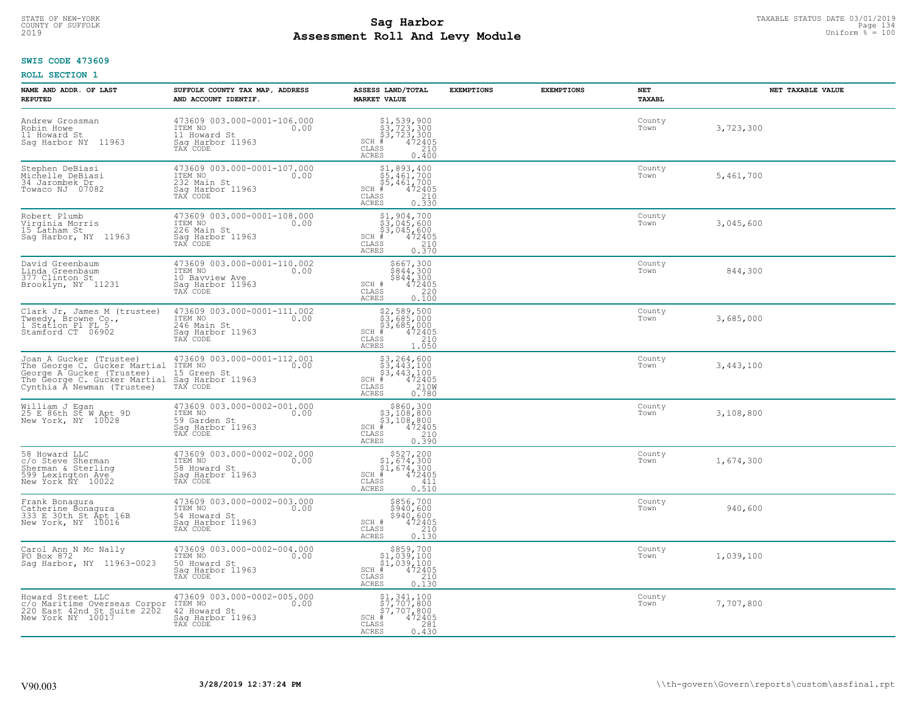STATE OF NEW-YORK
COUNTY OF SUFFOLK
2019

# Sag Harbor
# Assessment Roll And Levy Module

TAXABLE STATUS DATE 03/01/2019
Uniform % = 100

**SWIS CODE 473609**

**ROLL SECTION 1**

| NAME AND ADDR. OF LAST REPUTED | SUFFOLK COUNTY TAX MAP, ADDRESS AND ACCOUNT IDENTIF. | ASSESS LAND/TOTAL MARKET VALUE | EXEMPTIONS | EXEMPTIONS | NET TAXABL | NET TAXABLE VALUE |
|---|---|---|---|---|---|---|
| Andrew Grossman<br>Robin Howe<br>11 Howard St<br>Sag Harbor NY 11963 | 473609 003.000-0001-106.000<br>ITEM NO 0.00<br>11 Howard St<br>Sag Harbor 11963<br>TAX CODE | $1,539,900<br>$3,723,300<br>$3,723,300<br>SCH # 472405<br>CLASS 210<br>ACRES 0.400 | | | County<br>Town | 3,723,300 |
| Stephen DeBiasi<br>Michelle DeBiasi<br>34 Jarombek Dr<br>Towaco NJ 07082 | 473609 003.000-0001-107.000<br>ITEM NO 0.00<br>232 Main St<br>Sag Harbor 11963<br>TAX CODE | $1,893,400<br>$5,461,700<br>$5,461,700<br>SCH # 472405<br>CLASS 210<br>ACRES 0.330 | | | County<br>Town | 5,461,700 |
| Robert Plumb<br>Virginia Morris<br>15 Latham St<br>Sag Harbor, NY 11963 | 473609 003.000-0001-108.000<br>ITEM NO 0.00<br>226 Main St<br>Sag Harbor 11963<br>TAX CODE | $1,904,700<br>$3,045,600<br>$3,045,600<br>SCH # 472405<br>CLASS 210<br>ACRES 0.370 | | | County<br>Town | 3,045,600 |
| David Greenbaum<br>Linda Greenbaum<br>377 Clinton St<br>Brooklyn, NY 11231 | 473609 003.000-0001-110.002<br>ITEM NO 0.00<br>10 Bayview Ave<br>Sag Harbor 11963<br>TAX CODE | $667,300<br>$844,300<br>$844,300<br>SCH # 472405<br>CLASS 220<br>ACRES 0.100 | | | County<br>Town | 844,300 |
| Clark Jr, James M (trustee)<br>Tweedy, Browne Co.,<br>1 Station Pl FL 5<br>Stamford CT 06902 | 473609 003.000-0001-111.002<br>ITEM NO 0.00<br>246 Main St<br>Sag Harbor 11963<br>TAX CODE | $2,589,500<br>$3,685,000<br>$3,685,000<br>SCH # 472405<br>CLASS 210<br>ACRES 1.050 | | | County<br>Town | 3,685,000 |
| Joan A Gucker (Trustee)<br>The George C. Gucker Martial<br>George A Gucker (Trustee)<br>The George C. Gucker Martial<br>Cynthia A Newman (Trustee) | 473609 003.000-0001-112.001<br>ITEM NO 0.00<br>15 Green St<br>Sag Harbor 11963<br>TAX CODE | $3,264,600<br>$3,443,100<br>$3,443,100<br>SCH # 472405<br>CLASS 210W<br>ACRES 0.780 | | | County<br>Town | 3,443,100 |
| William J Egan<br>25 E 86th St W Apt 9D<br>New York, NY 10028 | 473609 003.000-0002-001.000<br>ITEM NO 0.00<br>59 Garden St<br>Sag Harbor 11963<br>TAX CODE | $860,300<br>$3,108,800<br>$3,108,800<br>SCH # 472405<br>CLASS 210<br>ACRES 0.390 | | | County<br>Town | 3,108,800 |
| 58 Howard LLC<br>c/o Steve Sherman<br>Sherman & Sterling<br>599 Lexington Ave<br>New York NY 10022 | 473609 003.000-0002-002.000<br>ITEM NO 0.00<br>58 Howard St<br>Sag Harbor 11963<br>TAX CODE | $527,200<br>$1,674,300<br>$1,674,300<br>SCH # 472405<br>CLASS 411<br>ACRES 0.510 | | | County<br>Town | 1,674,300 |
| Frank Bonagura<br>Catherine Bonagura<br>333 E 30th St Apt 16B<br>New York, NY 10016 | 473609 003.000-0002-003.000<br>ITEM NO 0.00<br>54 Howard St<br>Sag Harbor 11963<br>TAX CODE | $856,700<br>$940,600<br>$940,600<br>SCH # 472405<br>CLASS 210<br>ACRES 0.130 | | | County<br>Town | 940,600 |
| Carol Ann N Mc Nally<br>PO Box 872<br>Sag Harbor, NY 11963-0023 | 473609 003.000-0002-004.000<br>ITEM NO 0.00<br>50 Howard St<br>Sag Harbor 11963<br>TAX CODE | $859,700<br>$1,039,100<br>$1,039,100<br>SCH # 472405<br>CLASS 210<br>ACRES 0.130 | | | County<br>Town | 1,039,100 |
| Howard Street LLC<br>c/o Maritime Overseas Corpor<br>220 East 42nd St Suite 2202<br>New York NY 10017 | 473609 003.000-0002-005.000<br>ITEM NO 0.00<br>42 Howard St<br>Sag Harbor 11963<br>TAX CODE | $1,341,100<br>$7,707,800<br>$7,707,800<br>SCH # 472405<br>CLASS 281<br>ACRES 0.430 | | | County<br>Town | 7,707,800 |

V90.003 3/28/2019 12:37:24 PM \\th-govern\Govern\reports\custom\assfinal.rpt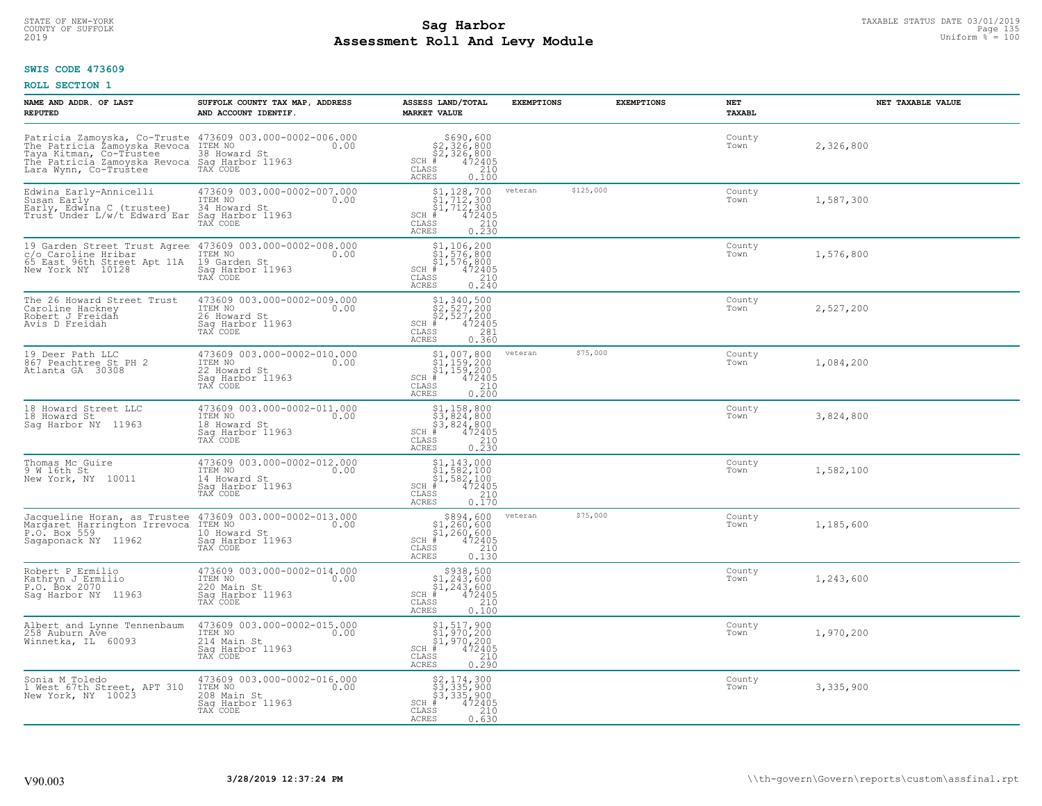**SWIS CODE 473609**

**ROLL SECTION 1**

| NAME AND ADDR. OF LAST REPUTED | SUFFOLK COUNTY TAX MAP, ADDRESS AND ACCOUNT IDENTIF. | ASSESS LAND/TOTAL MARKET VALUE | EXEMPTIONS | EXEMPTIONS | NET TAXABL | NET TAXABLE VALUE |
|---|---|---|---|---|---|---|
| Patricia Zamoyska, Co-Truste<br>The Patricia Zamoyska Revoca<br>Taya Kitman, Co-Trustee<br>The Patricia Zamoyska Revoca<br>Lara Wynn, Co-Trustee | 473609 003.000-0002-006.000<br>ITEM NO 0.00<br>38 Howard St<br>Sag Harbor 11963<br>TAX CODE | $690,600<br>$2,326,800<br>$2,326,800<br>SCH # 472405<br>CLASS 210<br>ACRES 0.100 | | | County<br>Town | 2,326,800 |
| Edwina Early-Annicelli<br>Susan Early<br>Early, Edwina C (trustee)<br>Trust Under L/w/t Edward Ear | 473609 003.000-0002-007.000<br>ITEM NO 0.00<br>34 Howard St<br>Sag Harbor 11963<br>TAX CODE | $1,128,700<br>$1,712,300<br>$1,712,300<br>SCH # 472405<br>CLASS 210<br>ACRES 0.230 | veteran $125,000 | | County<br>Town | 1,587,300 |
| 19 Garden Street Trust Agree<br>c/o Caroline Hribar<br>65 East 96th Street Apt 11A<br>New York NY 10128 | 473609 003.000-0002-008.000<br>ITEM NO 0.00<br>19 Garden St<br>Sag Harbor 11963<br>TAX CODE | $1,106,200<br>$1,576,800<br>$1,576,800<br>SCH # 472405<br>CLASS 210<br>ACRES 0.240 | | | County<br>Town | 1,576,800 |
| The 26 Howard Street Trust<br>Caroline Hackney<br>Robert J Freidah<br>Avis D Freidah | 473609 003.000-0002-009.000<br>ITEM NO 0.00<br>26 Howard St<br>Sag Harbor 11963<br>TAX CODE | $1,340,500<br>$2,527,200<br>$2,527,200<br>SCH # 472405<br>CLASS 281<br>ACRES 0.360 | | | County<br>Town | 2,527,200 |
| 19 Deer Path LLC<br>867 Peachtree St PH 2<br>Atlanta GA 30308 | 473609 003.000-0002-010.000<br>ITEM NO 0.00<br>22 Howard St<br>Sag Harbor 11963<br>TAX CODE | $1,007,800<br>$1,159,200<br>$1,159,200<br>SCH # 472405<br>CLASS 210<br>ACRES 0.200 | veteran $75,000 | | County<br>Town | 1,084,200 |
| 18 Howard Street LLC<br>18 Howard St<br>Sag Harbor NY 11963 | 473609 003.000-0002-011.000<br>ITEM NO 0.00<br>18 Howard St<br>Sag Harbor 11963<br>TAX CODE | $1,158,800<br>$3,824,800<br>$3,824,800<br>SCH # 472405<br>CLASS 210<br>ACRES 0.230 | | | County<br>Town | 3,824,800 |
| Thomas Mc Guire<br>9 W 16th St<br>New York, NY 10011 | 473609 003.000-0002-012.000<br>ITEM NO 0.00<br>14 Howard St<br>Sag Harbor 11963<br>TAX CODE | $1,143,000<br>$1,582,100<br>$1,582,100<br>SCH # 472405<br>CLASS 210<br>ACRES 0.170 | | | County<br>Town | 1,582,100 |
| Jacqueline Horan, as Trustee<br>Margaret Harrington Irrevoca<br>P.O. Box 559<br>Sagaponack NY 11962 | 473609 003.000-0002-013.000<br>ITEM NO 0.00<br>10 Howard St<br>Sag Harbor 11963<br>TAX CODE | $894,600<br>$1,260,600<br>$1,260,600<br>SCH # 472405<br>CLASS 210<br>ACRES 0.130 | veteran $75,000 | | County<br>Town | 1,185,600 |
| Robert P Ermilio<br>Kathryn J Ermilio<br>P.O. Box 2070<br>Sag Harbor NY 11963 | 473609 003.000-0002-014.000<br>ITEM NO 0.00<br>220 Main St<br>Sag Harbor 11963<br>TAX CODE | $938,500<br>$1,243,600<br>$1,243,600<br>SCH # 472405<br>CLASS 210<br>ACRES 0.100 | | | County<br>Town | 1,243,600 |
| Albert and Lynne Tennenbaum<br>258 Auburn Ave<br>Winnetka, IL 60093 | 473609 003.000-0002-015.000<br>ITEM NO 0.00<br>214 Main St<br>Sag Harbor 11963<br>TAX CODE | $1,517,900<br>$1,970,200<br>$1,970,200<br>SCH # 472405<br>CLASS 210<br>ACRES 0.290 | | | County<br>Town | 1,970,200 |
| Sonia M Toledo<br>1 West 67th Street, APT 310<br>New York, NY 10023 | 473609 003.000-0002-016.000<br>ITEM NO 0.00<br>208 Main St<br>Sag Harbor 11963<br>TAX CODE | $2,174,300<br>$3,335,900<br>$3,335,900<br>SCH # 472405<br>CLASS 210<br>ACRES 0.630 | | | County<br>Town | 3,335,900 |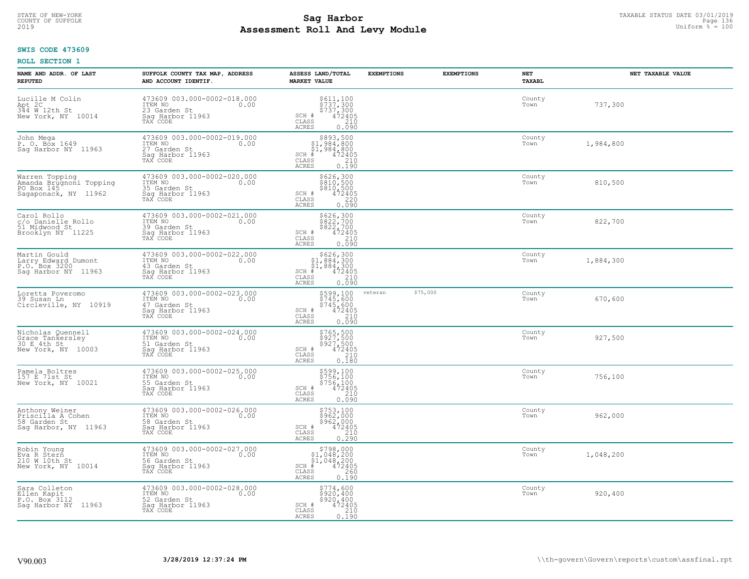STATE OF NEW-YORK
COUNTY OF SUFFOLK
2019

# Sag Harbor
## Assessment Roll And Levy Module

TAXABLE STATUS DATE 03/01/2019
Uniform % = 100

**SWIS CODE 473609**

**ROLL SECTION 1**

| NAME AND ADDR. OF LAST REPUTED | SUFFOLK COUNTY TAX MAP, ADDRESS AND ACCOUNT IDENTIF. | ASSESS LAND/TOTAL MARKET VALUE | EXEMPTIONS | EXEMPTIONS | NET TAXABL | NET TAXABLE VALUE |
|---|---|---|---|---|---|---|
| Lucille M Colin<br>Apt 2C<br>344 W 12th St<br>New York, NY 10014 | 473609 003.000-0002-018.000<br>ITEM NO 0.00<br>23 Garden St<br>Sag Harbor 11963<br>TAX CODE | $611,100<br>$737,300<br>$737,300<br>SCH # 472405<br>CLASS 210<br>ACRES 0.090 | | | County<br>Town | 737,300 |
| John Mega<br>P. O. Box 1649<br>Sag Harbor NY 11963 | 473609 003.000-0002-019.000<br>ITEM NO 0.00<br>27 Garden St<br>Sag Harbor 11963<br>TAX CODE | $893,500<br>$1,984,800<br>$1,984,800<br>SCH # 472405<br>CLASS 210<br>ACRES 0.190 | | | County<br>Town | 1,984,800 |
| Warren Topping<br>Amanda Brugnoni Topping<br>PO Box 145<br>Sagaponack, NY 11962 | 473609 003.000-0002-020.000<br>ITEM NO 0.00<br>35 Garden St<br>Sag Harbor 11963<br>TAX CODE | $626,300<br>$810,500<br>$810,500<br>SCH # 472405<br>CLASS 220<br>ACRES 0.090 | | | County<br>Town | 810,500 |
| Carol Rollo<br>c/o Danielle Rollo<br>51 Midwood St<br>Brooklyn NY 11225 | 473609 003.000-0002-021.000<br>ITEM NO 0.00<br>39 Garden St<br>Sag Harbor 11963<br>TAX CODE | $626,300<br>$822,700<br>$822,700<br>SCH # 472405<br>CLASS 210<br>ACRES 0.090 | | | County<br>Town | 822,700 |
| Martin Gould<br>Larry Edward Dumont<br>P.O. Box 3200<br>Sag Harbor NY 11963 | 473609 003.000-0002-022.000<br>ITEM NO 0.00<br>43 Garden St<br>Sag Harbor 11963<br>TAX CODE | $626,300<br>$1,884,300<br>$1,884,300<br>SCH # 472405<br>CLASS 210<br>ACRES 0.090 | | | County<br>Town | 1,884,300 |
| Loretta Poveromo<br>39 Susan Ln<br>Circleville, NY 10919 | 473609 003.000-0002-023.000<br>ITEM NO 0.00<br>47 Garden St<br>Sag Harbor 11963<br>TAX CODE | $599,100<br>$745,600<br>$745,600<br>SCH # 472405<br>CLASS 210<br>ACRES 0.090 | veteran $75,000 | | County<br>Town | 670,600 |
| Nicholas Quennell<br>Grace Tankersley<br>30 E 4th St<br>New York, NY 10003 | 473609 003.000-0002-024.000<br>ITEM NO 0.00<br>51 Garden St<br>Sag Harbor 11963<br>TAX CODE | $765,500<br>$927,500<br>$927,500<br>SCH # 472405<br>CLASS 210<br>ACRES 0.180 | | | County<br>Town | 927,500 |
| Pamela Boltres<br>157 E 71st St<br>New York, NY 10021 | 473609 003.000-0002-025.000<br>ITEM NO 0.00<br>55 Garden St<br>Sag Harbor 11963<br>TAX CODE | $599,100<br>$756,100<br>$756,100<br>SCH # 472405<br>CLASS 210<br>ACRES 0.090 | | | County<br>Town | 756,100 |
| Anthony Weiner<br>Priscilla A Cohen<br>58 Garden St<br>Sag Harbor, NY 11963 | 473609 003.000-0002-026.000<br>ITEM NO 0.00<br>58 Garden St<br>Sag Harbor 11963<br>TAX CODE | $753,100<br>$962,000<br>$962,000<br>SCH # 472405<br>CLASS 210<br>ACRES 0.290 | | | County<br>Town | 962,000 |
| Robin Young<br>Eva R Stern<br>210 W 10th St<br>New York, NY 10014 | 473609 003.000-0002-027.000<br>ITEM NO 0.00<br>56 Garden St<br>Sag Harbor 11963<br>TAX CODE | $798,000<br>$1,048,200<br>$1,048,200<br>SCH # 472405<br>CLASS 260<br>ACRES 0.190 | | | County<br>Town | 1,048,200 |
| Sara Colleton<br>Ellen Kapit<br>P.O. Box 3112<br>Sag Harbor NY 11963 | 473609 003.000-0002-028.000<br>ITEM NO 0.00<br>52 Garden St<br>Sag Harbor 11963<br>TAX CODE | $774,600<br>$920,400<br>$920,400<br>SCH # 472405<br>CLASS 210<br>ACRES 0.190 | | | County<br>Town | 920,400 |

V90.003 3/28/2019 12:37:24 PM \\th-govern\Govern\reports\custom\assfinal.rpt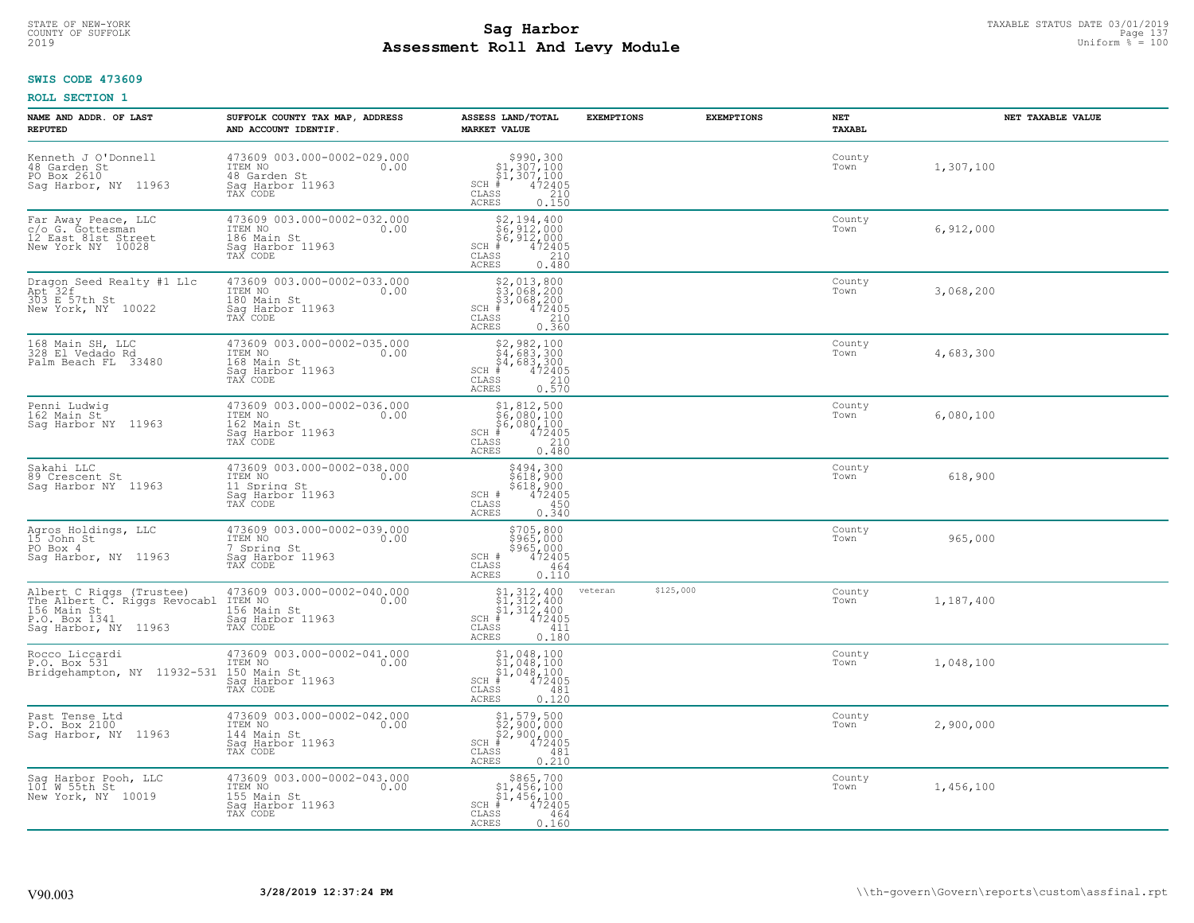STATE OF NEW-YORK
COUNTY OF SUFFOLK
2019

# Sag Harbor
## Assessment Roll And Levy Module

TAXABLE STATUS DATE 03/01/2019
Uniform % = 100

**SWIS CODE 473609**

**ROLL SECTION 1**

| NAME AND ADDR. OF LAST REPUTED | SUFFOLK COUNTY TAX MAP, ADDRESS AND ACCOUNT IDENTIF. | ASSESS LAND/TOTAL MARKET VALUE | EXEMPTIONS | EXEMPTIONS | NET TAXABL | NET TAXABLE VALUE |
|---|---|---|---|---|---|---|
| Kenneth J O'Donnell<br>48 Garden St<br>PO Box 2610<br>Sag Harbor, NY 11963 | 473609 003.000-0002-029.000<br>ITEM NO 0.00<br>48 Garden St<br>Sag Harbor 11963<br>TAX CODE | $990,300<br>$1,307,100<br>$1,307,100<br>SCH # 472405<br>CLASS 210<br>ACRES 0.150 | | | County<br>Town | 1,307,100 |
| Far Away Peace, LLC<br>c/o G. Gottesman<br>12 East 81st Street<br>New York NY 10028 | 473609 003.000-0002-032.000<br>ITEM NO 0.00<br>186 Main St<br>Sag Harbor 11963<br>TAX CODE | $2,194,400<br>$6,912,000<br>$6,912,000<br>SCH # 472405<br>CLASS 210<br>ACRES 0.480 | | | County<br>Town | 6,912,000 |
| Dragon Seed Realty #1 Llc<br>Apt 32f<br>303 E 57th St<br>New York, NY 10022 | 473609 003.000-0002-033.000<br>ITEM NO 0.00<br>180 Main St<br>Sag Harbor 11963<br>TAX CODE | $2,013,800<br>$3,068,200<br>$3,068,200<br>SCH # 472405<br>CLASS 210<br>ACRES 0.360 | | | County<br>Town | 3,068,200 |
| 168 Main SH, LLC<br>328 El Vedado Rd<br>Palm Beach FL 33480 | 473609 003.000-0002-035.000<br>ITEM NO 0.00<br>168 Main St<br>Sag Harbor 11963<br>TAX CODE | $2,982,100<br>$4,683,300<br>$4,683,300<br>SCH # 472405<br>CLASS 210<br>ACRES 0.570 | | | County<br>Town | 4,683,300 |
| Penni Ludwig<br>162 Main St<br>Sag Harbor NY 11963 | 473609 003.000-0002-036.000<br>ITEM NO 0.00<br>162 Main St<br>Sag Harbor 11963<br>TAX CODE | $1,812,500<br>$6,080,100<br>$6,080,100<br>SCH # 472405<br>CLASS 210<br>ACRES 0.480 | | | County<br>Town | 6,080,100 |
| Sakahi LLC<br>89 Crescent St<br>Sag Harbor NY 11963 | 473609 003.000-0002-038.000<br>ITEM NO 0.00<br>11 Spring St<br>Sag Harbor 11963<br>TAX CODE | $494,300<br>$618,900<br>$618,900<br>SCH # 472405<br>CLASS 450<br>ACRES 0.340 | | | County<br>Town | 618,900 |
| Agros Holdings, LLC<br>15 John St<br>PO Box 4<br>Sag Harbor, NY 11963 | 473609 003.000-0002-039.000<br>ITEM NO 0.00<br>7 Spring St<br>Sag Harbor 11963<br>TAX CODE | $705,800<br>$965,000<br>$965,000<br>SCH # 472405<br>CLASS 464<br>ACRES 0.110 | | | County<br>Town | 965,000 |
| Albert C Riggs (Trustee)<br>The Albert C. Riggs Revocabl<br>156 Main St<br>P.O. Box 1341<br>Sag Harbor, NY 11963 | 473609 003.000-0002-040.000<br>ITEM NO 0.00<br>156 Main St<br>Sag Harbor 11963<br>TAX CODE | $1,312,400<br>$1,312,400<br>$1,312,400<br>SCH # 472405<br>CLASS 411<br>ACRES 0.180 | veteran $125,000 | | County<br>Town | 1,187,400 |
| Rocco Liccardi<br>P.O. Box 531<br>Bridgehampton, NY 11932-531 | 473609 003.000-0002-041.000<br>ITEM NO 0.00<br>150 Main St<br>Sag Harbor 11963<br>TAX CODE | $1,048,100<br>$1,048,100<br>$1,048,100<br>SCH # 472405<br>CLASS 481<br>ACRES 0.120 | | | County<br>Town | 1,048,100 |
| Past Tense Ltd<br>P.O. Box 2100<br>Sag Harbor, NY 11963 | 473609 003.000-0002-042.000<br>ITEM NO 0.00<br>144 Main St<br>Sag Harbor 11963<br>TAX CODE | $1,579,500<br>$2,900,000<br>$2,900,000<br>SCH # 472405<br>CLASS 481<br>ACRES 0.210 | | | County<br>Town | 2,900,000 |
| Sag Harbor Pooh, LLC<br>101 W 55th St<br>New York, NY 10019 | 473609 003.000-0002-043.000<br>ITEM NO 0.00<br>155 Main St<br>Sag Harbor 11963<br>TAX CODE | $865,700<br>$1,456,100<br>$1,456,100<br>SCH # 472405<br>CLASS 464<br>ACRES 0.160 | | | County<br>Town | 1,456,100 |

V90.003 &nbsp;&nbsp; 3/28/2019 12:37:24 PM &nbsp;&nbsp; \\th-govern\Govern\reports\custom\assfinal.rpt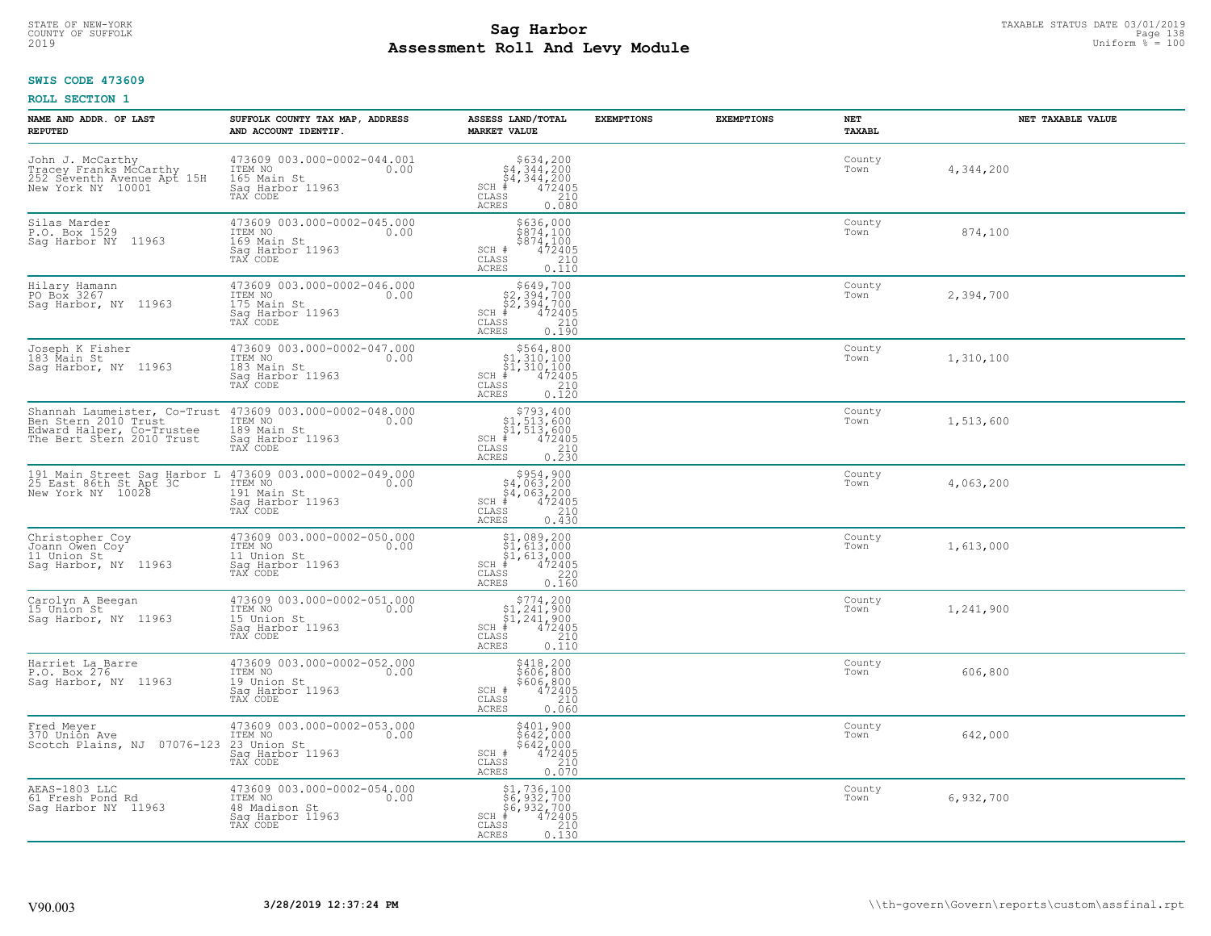STATE OF NEW-YORK
COUNTY OF SUFFOLK
2019

# Sag Harbor
## Assessment Roll And Levy Module

TAXABLE STATUS DATE 03/01/2019
Uniform % = 100

**SWIS CODE 473609**

**ROLL SECTION 1**

| NAME AND ADDR. OF LAST REPUTED | SUFFOLK COUNTY TAX MAP, ADDRESS AND ACCOUNT IDENTIF. | ASSESS LAND/TOTAL MARKET VALUE | EXEMPTIONS | EXEMPTIONS | NET TAXABL | NET TAXABLE VALUE |
|---|---|---|---|---|---|---|
| John J. McCarthy<br>Tracey Franks McCarthy<br>252 Seventh Avenue Apt 15H<br>New York NY 10001 | 473609 003.000-0002-044.001<br>ITEM NO 0.00<br>165 Main St<br>Sag Harbor 11963<br>TAX CODE | $634,200<br>$4,344,200<br>$4,344,200<br>SCH # 472405<br>CLASS 210<br>ACRES 0.080 | | | County<br>Town | 4,344,200 |
| Silas Marder<br>P.O. Box 1529<br>Sag Harbor NY 11963 | 473609 003.000-0002-045.000<br>ITEM NO 0.00<br>169 Main St<br>Sag Harbor 11963<br>TAX CODE | $636,000<br>$874,100<br>$874,100<br>SCH # 472405<br>CLASS 210<br>ACRES 0.110 | | | County<br>Town | 874,100 |
| Hilary Hamann<br>PO Box 3267<br>Sag Harbor, NY 11963 | 473609 003.000-0002-046.000<br>ITEM NO 0.00<br>175 Main St<br>Sag Harbor 11963<br>TAX CODE | $649,700<br>$2,394,700<br>$2,394,700<br>SCH # 472405<br>CLASS 210<br>ACRES 0.190 | | | County<br>Town | 2,394,700 |
| Joseph K Fisher<br>183 Main St<br>Sag Harbor, NY 11963 | 473609 003.000-0002-047.000<br>ITEM NO 0.00<br>183 Main St<br>Sag Harbor 11963<br>TAX CODE | $564,800<br>$1,310,100<br>$1,310,100<br>SCH # 472405<br>CLASS 210<br>ACRES 0.120 | | | County<br>Town | 1,310,100 |
| Shannah Laumeister, Co-Trust<br>Ben Stern 2010 Trust<br>Edward Halper, Co-Trustee<br>The Bert Stern 2010 Trust | 473609 003.000-0002-048.000<br>ITEM NO 0.00<br>189 Main St<br>Sag Harbor 11963<br>TAX CODE | $793,400<br>$1,513,600<br>$1,513,600<br>SCH # 472405<br>CLASS 210<br>ACRES 0.230 | | | County<br>Town | 1,513,600 |
| 191 Main Street Sag Harbor L<br>25 East 86th St Apt 3C<br>New York NY 10028 | 473609 003.000-0002-049.000<br>ITEM NO 0.00<br>191 Main St<br>Sag Harbor 11963<br>TAX CODE | $954,900<br>$4,063,200<br>$4,063,200<br>SCH # 472405<br>CLASS 210<br>ACRES 0.430 | | | County<br>Town | 4,063,200 |
| Christopher Coy<br>Joann Owen Coy<br>11 Union St<br>Sag Harbor, NY 11963 | 473609 003.000-0002-050.000<br>ITEM NO 0.00<br>11 Union St<br>Sag Harbor 11963<br>TAX CODE | $1,089,200<br>$1,613,000<br>$1,613,000<br>SCH # 472405<br>CLASS 220<br>ACRES 0.160 | | | County<br>Town | 1,613,000 |
| Carolyn A Beegan<br>15 Union St<br>Sag Harbor, NY 11963 | 473609 003.000-0002-051.000<br>ITEM NO 0.00<br>15 Union St<br>Sag Harbor 11963<br>TAX CODE | $774,200<br>$1,241,900<br>$1,241,900<br>SCH # 472405<br>CLASS 210<br>ACRES 0.110 | | | County<br>Town | 1,241,900 |
| Harriet La Barre<br>P.O. Box 276<br>Sag Harbor, NY 11963 | 473609 003.000-0002-052.000<br>ITEM NO 0.00<br>19 Union St<br>Sag Harbor 11963<br>TAX CODE | $418,200<br>$606,800<br>$606,800<br>SCH # 472405<br>CLASS 210<br>ACRES 0.060 | | | County<br>Town | 606,800 |
| Fred Meyer<br>370 Union Ave<br>Scotch Plains, NJ 07076-123 | 473609 003.000-0002-053.000<br>ITEM NO 0.00<br>23 Union St<br>Sag Harbor 11963<br>TAX CODE | $401,900<br>$642,000<br>$642,000<br>SCH # 472405<br>CLASS 210<br>ACRES 0.070 | | | County<br>Town | 642,000 |
| AEAS-1803 LLC<br>61 Fresh Pond Rd<br>Sag Harbor NY 11963 | 473609 003.000-0002-054.000<br>ITEM NO 0.00<br>48 Madison St<br>Sag Harbor 11963<br>TAX CODE | $1,736,100<br>$6,932,700<br>$6,932,700<br>SCH # 472405<br>CLASS 210<br>ACRES 0.130 | | | County<br>Town | 6,932,700 |

V90.003 **3/28/2019 12:37:24 PM** \\th-govern\Govern\reports\custom\assfinal.rpt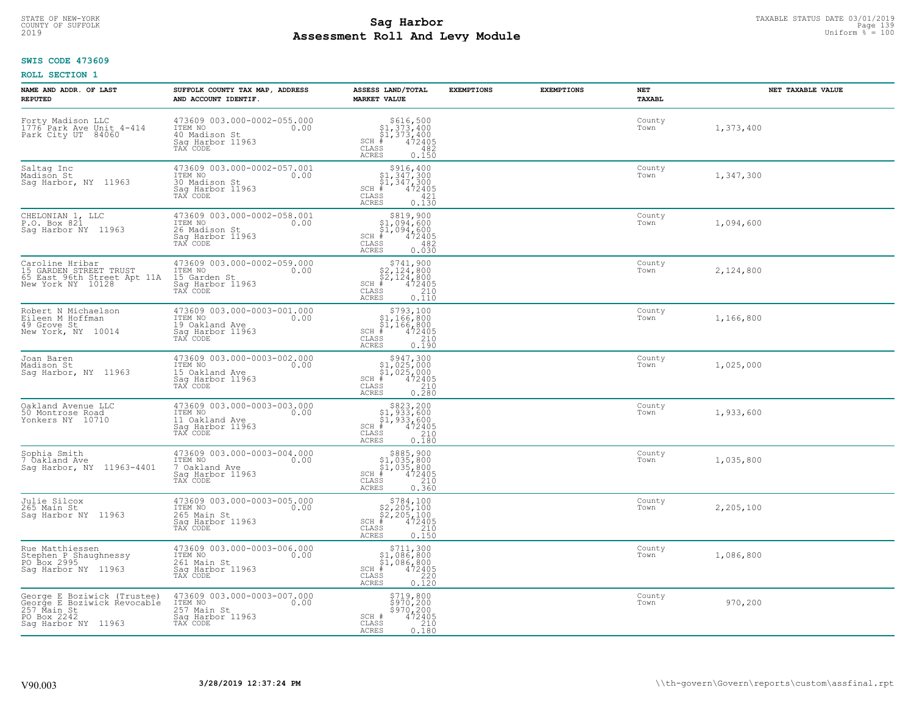STATE OF NEW-YORK
COUNTY OF SUFFOLK
2019

# Sag Harbor
## Assessment Roll And Levy Module

TAXABLE STATUS DATE 03/01/2019
Uniform % = 100

**SWIS CODE 473609**

**ROLL SECTION 1**

| NAME AND ADDR. OF LAST REPUTED | SUFFOLK COUNTY TAX MAP, ADDRESS AND ACCOUNT IDENTIF. | ASSESS LAND/TOTAL MARKET VALUE | EXEMPTIONS | EXEMPTIONS | NET TAXABL | NET TAXABLE VALUE |
|---|---|---|---|---|---|---|
| Forty Madison LLC<br>1776 Park Ave Unit 4-414<br>Park City UT 84060 | 473609 003.000-0002-055.000<br>ITEM NO 0.00<br>40 Madison St<br>Sag Harbor 11963<br>TAX CODE | $616,500<br>$1,373,400<br>$1,373,400<br>SCH # 472405<br>CLASS 482<br>ACRES 0.150 | | | County<br>Town | 1,373,400 |
| Saltag Inc<br>Madison St<br>Sag Harbor, NY 11963 | 473609 003.000-0002-057.001<br>ITEM NO 0.00<br>30 Madison St<br>Sag Harbor 11963<br>TAX CODE | $916,400<br>$1,347,300<br>$1,347,300<br>SCH # 472405<br>CLASS 421<br>ACRES 0.130 | | | County<br>Town | 1,347,300 |
| CHELONIAN 1, LLC<br>P.O. Box 821<br>Sag Harbor NY 11963 | 473609 003.000-0002-058.001<br>ITEM NO 0.00<br>26 Madison St<br>Sag Harbor 11963<br>TAX CODE | $819,900<br>$1,094,600<br>$1,094,600<br>SCH # 472405<br>CLASS 482<br>ACRES 0.030 | | | County<br>Town | 1,094,600 |
| Caroline Hribar<br>15 GARDEN STREET TRUST<br>65 East 96th Street Apt 11A<br>New York NY 10128 | 473609 003.000-0002-059.000<br>ITEM NO 0.00<br>15 Garden St<br>Sag Harbor 11963<br>TAX CODE | $741,900<br>$2,124,800<br>$2,124,800<br>SCH # 472405<br>CLASS 210<br>ACRES 0.110 | | | County<br>Town | 2,124,800 |
| Robert N Michaelson<br>Eileen M Hoffman<br>49 Grove St<br>New York, NY 10014 | 473609 003.000-0003-001.000<br>ITEM NO 0.00<br>19 Oakland Ave<br>Sag Harbor 11963<br>TAX CODE | $793,100<br>$1,166,800<br>$1,166,800<br>SCH # 472405<br>CLASS 210<br>ACRES 0.190 | | | County<br>Town | 1,166,800 |
| Joan Baren<br>Madison St<br>Sag Harbor, NY 11963 | 473609 003.000-0003-002.000<br>ITEM NO 0.00<br>15 Oakland Ave<br>Sag Harbor 11963<br>TAX CODE | $947,300<br>$1,025,000<br>$1,025,000<br>SCH # 472405<br>CLASS 210<br>ACRES 0.280 | | | County<br>Town | 1,025,000 |
| Oakland Avenue LLC<br>50 Montrose Road<br>Yonkers NY 10710 | 473609 003.000-0003-003.000<br>ITEM NO 0.00<br>11 Oakland Ave<br>Sag Harbor 11963<br>TAX CODE | $823,200<br>$1,933,600<br>$1,933,600<br>SCH # 472405<br>CLASS 210<br>ACRES 0.180 | | | County<br>Town | 1,933,600 |
| Sophia Smith<br>7 Oakland Ave<br>Sag Harbor, NY 11963-4401 | 473609 003.000-0003-004.000<br>ITEM NO 0.00<br>7 Oakland Ave<br>Sag Harbor 11963<br>TAX CODE | $885,900<br>$1,035,800<br>$1,035,800<br>SCH # 472405<br>CLASS 210<br>ACRES 0.360 | | | County<br>Town | 1,035,800 |
| Julie Silcox<br>265 Main St<br>Sag Harbor NY 11963 | 473609 003.000-0003-005.000<br>ITEM NO 0.00<br>265 Main St<br>Sag Harbor 11963<br>TAX CODE | $784,100<br>$2,205,100<br>$2,205,100<br>SCH # 472405<br>CLASS 210<br>ACRES 0.150 | | | County<br>Town | 2,205,100 |
| Rue Matthiessen<br>Stephen P Shaughnessy<br>PO Box 2995<br>Sag Harbor NY 11963 | 473609 003.000-0003-006.000<br>ITEM NO 0.00<br>261 Main St<br>Sag Harbor 11963<br>TAX CODE | $711,300<br>$1,086,800<br>$1,086,800<br>SCH # 472405<br>CLASS 220<br>ACRES 0.120 | | | County<br>Town | 1,086,800 |
| George E Boziwick (Trustee)<br>George E Boziwick Revocable<br>257 Main St<br>PO Box 2242<br>Sag Harbor NY 11963 | 473609 003.000-0003-007.000<br>ITEM NO 0.00<br>257 Main St<br>Sag Harbor 11963<br>TAX CODE | $719,800<br>$970,200<br>$970,200<br>SCH # 472405<br>CLASS 210<br>ACRES 0.180 | | | County<br>Town | 970,200 |

V90.003 3/28/2019 12:37:24 PM \\th-govern\Govern\reports\custom\assfinal.rpt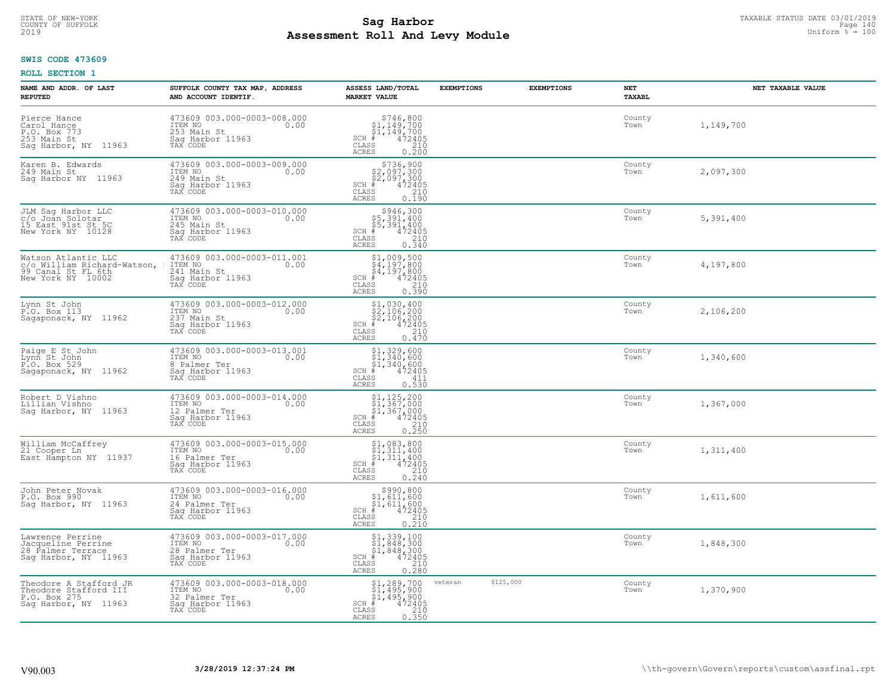**SWIS CODE 473609**

**ROLL SECTION 1**

| NAME AND ADDR. OF LAST REPUTED | SUFFOLK COUNTY TAX MAP, ADDRESS AND ACCOUNT IDENTIF. | ASSESS LAND/TOTAL MARKET VALUE | EXEMPTIONS | EXEMPTIONS | NET TAXABL | NET TAXABLE VALUE |
|---|---|---|---|---|---|---|
| Pierce Hance<br>Carol Hance<br>P.O. Box 773<br>253 Main St<br>Sag Harbor, NY 11963 | 473609 003.000-0003-008.000<br>ITEM NO 0.00<br>253 Main St<br>Sag Harbor 11963<br>TAX CODE | $746,800<br>$1,149,700<br>$1,149,700<br>SCH # 472405<br>CLASS 210<br>ACRES 0.200 | | | County<br>Town | 1,149,700 |
| Karen B. Edwards<br>249 Main St<br>Sag Harbor NY 11963 | 473609 003.000-0003-009.000<br>ITEM NO 0.00<br>249 Main St<br>Sag Harbor 11963<br>TAX CODE | $736,900<br>$2,097,300<br>$2,097,300<br>SCH # 472405<br>CLASS 210<br>ACRES 0.190 | | | County<br>Town | 2,097,300 |
| JLM Sag Harbor LLC<br>c/o Joan Solotar<br>15 East 91st St 5C<br>New York NY 10128 | 473609 003.000-0003-010.000<br>ITEM NO 0.00<br>245 Main St<br>Sag Harbor 11963<br>TAX CODE | $946,300<br>$5,391,400<br>$5,391,400<br>SCH # 472405<br>CLASS 210<br>ACRES 0.340 | | | County<br>Town | 5,391,400 |
| Watson Atlantic LLC<br>c/o William Richard-Watson,<br>99 Canal St FL 6th<br>New York NY 10002 | 473609 003.000-0003-011.001<br>ITEM NO 0.00<br>241 Main St<br>Sag Harbor 11963<br>TAX CODE | $1,009,500<br>$4,197,800<br>$4,197,800<br>SCH # 472405<br>CLASS 210<br>ACRES 0.390 | | | County<br>Town | 4,197,800 |
| Lynn St John<br>P.O. Box 113<br>Sagaponack, NY 11962 | 473609 003.000-0003-012.000<br>ITEM NO 0.00<br>237 Main St<br>Sag Harbor 11963<br>TAX CODE | $1,030,400<br>$2,106,200<br>$2,106,200<br>SCH # 472405<br>CLASS 210<br>ACRES 0.470 | | | County<br>Town | 2,106,200 |
| Paige E St John<br>Lynn St John<br>P.O. Box 529<br>Sagaponack, NY 11962 | 473609 003.000-0003-013.001<br>ITEM NO 0.00<br>8 Palmer Ter<br>Sag Harbor 11963<br>TAX CODE | $1,329,600<br>$1,340,600<br>$1,340,600<br>SCH # 472405<br>CLASS 411<br>ACRES 0.530 | | | County<br>Town | 1,340,600 |
| Robert D Vishno<br>Lillian Vishno<br>Sag Harbor, NY 11963 | 473609 003.000-0003-014.000<br>ITEM NO 0.00<br>12 Palmer Ter<br>Sag Harbor 11963<br>TAX CODE | $1,125,200<br>$1,367,000<br>$1,367,000<br>SCH # 472405<br>CLASS 210<br>ACRES 0.250 | | | County<br>Town | 1,367,000 |
| William McCaffrey<br>21 Cooper Ln<br>East Hampton NY 11937 | 473609 003.000-0003-015.000<br>ITEM NO 0.00<br>16 Palmer Ter<br>Sag Harbor 11963<br>TAX CODE | $1,083,800<br>$1,311,400<br>$1,311,400<br>SCH # 472405<br>CLASS 210<br>ACRES 0.240 | | | County<br>Town | 1,311,400 |
| John Peter Novak<br>P.O. Box 990<br>Sag Harbor, NY 11963 | 473609 003.000-0003-016.000<br>ITEM NO 0.00<br>24 Palmer Ter<br>Sag Harbor 11963<br>TAX CODE | $990,800<br>$1,611,600<br>$1,611,600<br>SCH # 472405<br>CLASS 210<br>ACRES 0.210 | | | County<br>Town | 1,611,600 |
| Lawrence Perrine<br>Jacqueline Perrine<br>28 Palmer Terrace<br>Sag Harbor, NY 11963 | 473609 003.000-0003-017.000<br>ITEM NO 0.00<br>28 Palmer Ter<br>Sag Harbor 11963<br>TAX CODE | $1,339,100<br>$1,848,300<br>$1,848,300<br>SCH # 472405<br>CLASS 210<br>ACRES 0.280 | | | County<br>Town | 1,848,300 |
| Theodore A Stafford JR<br>Theodore Stafford III<br>P.O. Box 275<br>Sag Harbor, NY 11963 | 473609 003.000-0003-018.000<br>ITEM NO 0.00<br>32 Palmer Ter<br>Sag Harbor 11963<br>TAX CODE | $1,289,700<br>$1,495,900<br>$1,495,900<br>SCH # 472405<br>CLASS 210<br>ACRES 0.350 | veteran $125,000 | | County<br>Town | 1,370,900 |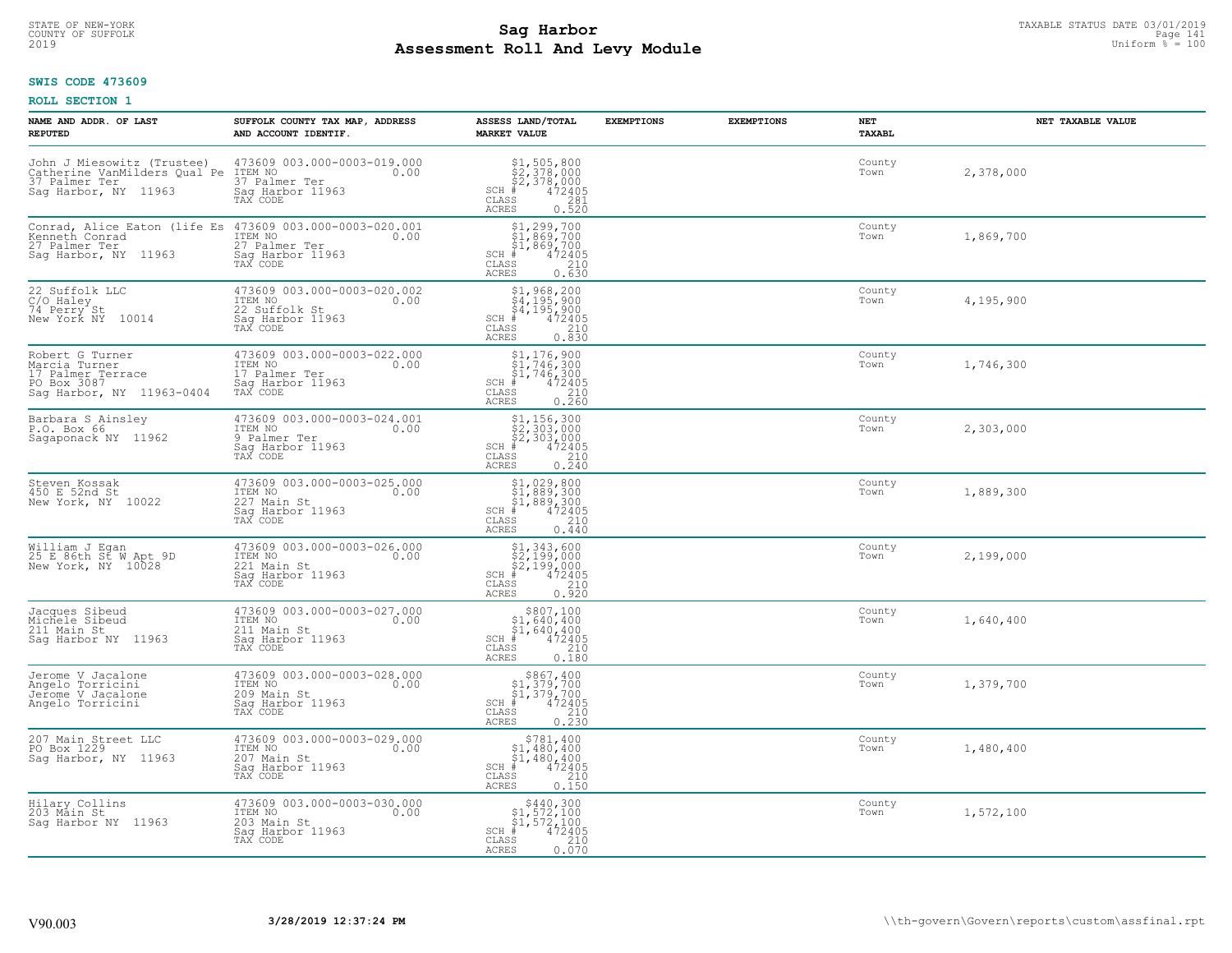STATE OF NEW-YORK
COUNTY OF SUFFOLK
2019

# Sag Harbor
## Assessment Roll And Levy Module

TAXABLE STATUS DATE 03/01/2019
Uniform % = 100

**SWIS CODE 473609**

**ROLL SECTION 1**

| NAME AND ADDR. OF LAST REPUTED | SUFFOLK COUNTY TAX MAP, ADDRESS AND ACCOUNT IDENTIF. | ASSESS LAND/TOTAL MARKET VALUE | EXEMPTIONS | EXEMPTIONS | NET TAXABL | NET TAXABLE VALUE |
|---|---|---|---|---|---|---|
| John J Miesowitz (Trustee)<br>Catherine VanMilders Qual Pe<br>37 Palmer Ter<br>Sag Harbor, NY 11963 | 473609 003.000-0003-019.000<br>ITEM NO 0.00<br>37 Palmer Ter<br>Sag Harbor 11963<br>TAX CODE | $1,505,800<br>$2,378,000<br>$2,378,000<br>SCH # 472405<br>CLASS 281<br>ACRES 0.520 | | | County<br>Town | 2,378,000 |
| Conrad, Alice Eaton (life Es<br>Kenneth Conrad<br>27 Palmer Ter<br>Sag Harbor, NY 11963 | 473609 003.000-0003-020.001<br>ITEM NO 0.00<br>27 Palmer Ter<br>Sag Harbor 11963<br>TAX CODE | $1,299,700<br>$1,869,700<br>$1,869,700<br>SCH # 472405<br>CLASS 210<br>ACRES 0.630 | | | County<br>Town | 1,869,700 |
| 22 Suffolk LLC<br>C/O Haley<br>74 Perry St<br>New York NY 10014 | 473609 003.000-0003-020.002<br>ITEM NO 0.00<br>22 Suffolk St<br>Sag Harbor 11963<br>TAX CODE | $1,968,200<br>$4,195,900<br>$4,195,900<br>SCH # 472405<br>CLASS 210<br>ACRES 0.830 | | | County<br>Town | 4,195,900 |
| Robert G Turner<br>Marcia Turner<br>17 Palmer Terrace<br>PO Box 3087<br>Sag Harbor, NY 11963-0404 | 473609 003.000-0003-022.000<br>ITEM NO 0.00<br>17 Palmer Ter<br>Sag Harbor 11963<br>TAX CODE | $1,176,900<br>$1,746,300<br>$1,746,300<br>SCH # 472405<br>CLASS 210<br>ACRES 0.260 | | | County<br>Town | 1,746,300 |
| Barbara S Ainsley<br>P.O. Box 66<br>Sagaponack NY 11962 | 473609 003.000-0003-024.001<br>ITEM NO 0.00<br>9 Palmer Ter<br>Sag Harbor 11963<br>TAX CODE | $1,156,300<br>$2,303,000<br>$2,303,000<br>SCH # 472405<br>CLASS 210<br>ACRES 0.240 | | | County<br>Town | 2,303,000 |
| Steven Kossak<br>450 E 52nd St<br>New York, NY 10022 | 473609 003.000-0003-025.000<br>ITEM NO 0.00<br>227 Main St<br>Sag Harbor 11963<br>TAX CODE | $1,029,800<br>$1,889,300<br>$1,889,300<br>SCH # 472405<br>CLASS 210<br>ACRES 0.440 | | | County<br>Town | 1,889,300 |
| William J Egan<br>25 E 86th St W Apt 9D<br>New York, NY 10028 | 473609 003.000-0003-026.000<br>ITEM NO 0.00<br>221 Main St<br>Sag Harbor 11963<br>TAX CODE | $1,343,600<br>$2,199,000<br>$2,199,000<br>SCH # 472405<br>CLASS 210<br>ACRES 0.920 | | | County<br>Town | 2,199,000 |
| Jacques Sibeud<br>Michele Sibeud<br>211 Main St<br>Sag Harbor NY 11963 | 473609 003.000-0003-027.000<br>ITEM NO 0.00<br>211 Main St<br>Sag Harbor 11963<br>TAX CODE | $807,100<br>$1,640,400<br>$1,640,400<br>SCH # 472405<br>CLASS 210<br>ACRES 0.180 | | | County<br>Town | 1,640,400 |
| Jerome V Jacalone<br>Angelo Torricini<br>Jerome V Jacalone<br>Angelo Torricini | 473609 003.000-0003-028.000<br>ITEM NO 0.00<br>209 Main St<br>Sag Harbor 11963<br>TAX CODE | $867,400<br>$1,379,700<br>$1,379,700<br>SCH # 472405<br>CLASS 210<br>ACRES 0.230 | | | County<br>Town | 1,379,700 |
| 207 Main Street LLC<br>PO Box 1229<br>Sag Harbor, NY 11963 | 473609 003.000-0003-029.000<br>ITEM NO 0.00<br>207 Main St<br>Sag Harbor 11963<br>TAX CODE | $781,400<br>$1,480,400<br>$1,480,400<br>SCH # 472405<br>CLASS 210<br>ACRES 0.150 | | | County<br>Town | 1,480,400 |
| Hilary Collins<br>203 Main St<br>Sag Harbor NY 11963 | 473609 003.000-0003-030.000<br>ITEM NO 0.00<br>203 Main St<br>Sag Harbor 11963<br>TAX CODE | $440,300<br>$1,572,100<br>$1,572,100<br>SCH # 472405<br>CLASS 210<br>ACRES 0.070 | | | County<br>Town | 1,572,100 |

V90.003 3/28/2019 12:37:24 PM \\th-govern\Govern\reports\custom\assfinal.rpt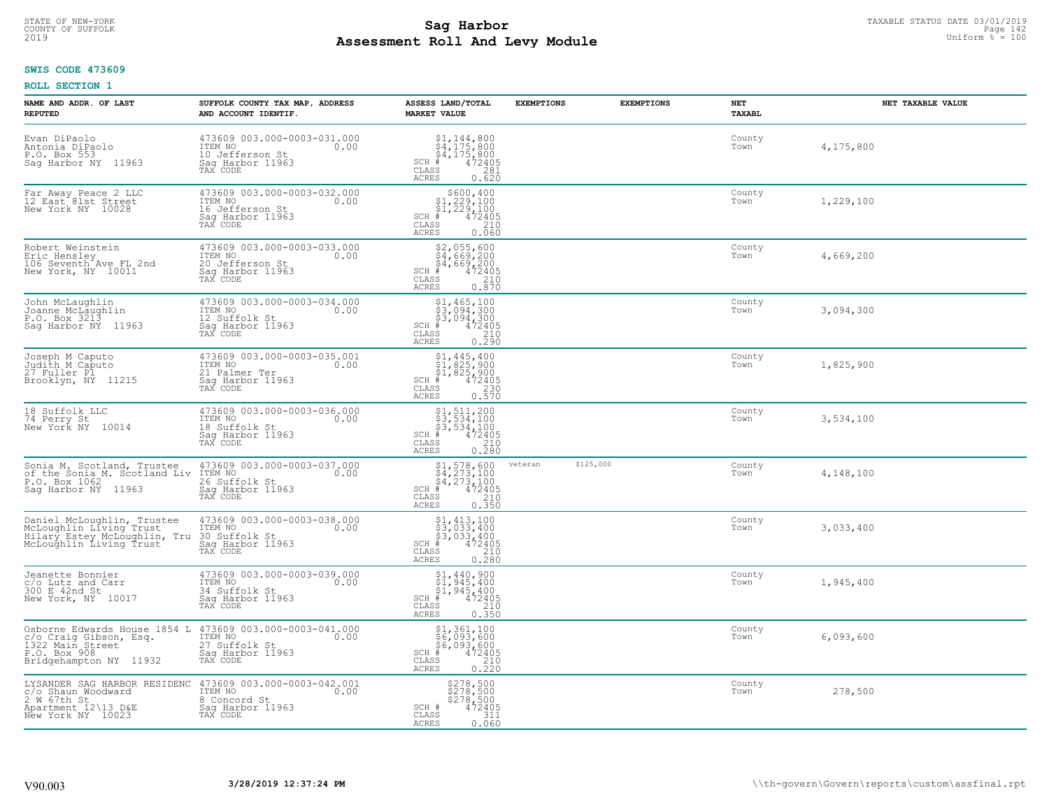**SWIS CODE 473609**

**ROLL SECTION 1**

| NAME AND ADDR. OF LAST REPUTED | SUFFOLK COUNTY TAX MAP, ADDRESS AND ACCOUNT IDENTIF. | ASSESS LAND/TOTAL MARKET VALUE | EXEMPTIONS | EXEMPTIONS | NET TAXABL | NET TAXABLE VALUE |
|---|---|---|---|---|---|---|
| Evan DiPaolo<br>Antonia DiPaolo<br>P.O. Box 553<br>Sag Harbor NY 11963 | 473609 003.000-0003-031.000<br>ITEM NO 0.00<br>10 Jefferson St<br>Sag Harbor 11963<br>TAX CODE | $1,144,800<br>$4,175,800<br>$4,175,800<br>SCH # 472405<br>CLASS 281<br>ACRES 0.620 | | | County<br>Town | 4,175,800 |
| Far Away Peace 2 LLC<br>12 East 81st Street<br>New York NY 10028 | 473609 003.000-0003-032.000<br>ITEM NO 0.00<br>16 Jefferson St<br>Sag Harbor 11963<br>TAX CODE | $600,400<br>$1,229,100<br>$1,229,100<br>SCH # 472405<br>CLASS 210<br>ACRES 0.060 | | | County<br>Town | 1,229,100 |
| Robert Weinstein<br>Eric Hensley<br>106 Seventh Ave FL 2nd<br>New York, NY 10011 | 473609 003.000-0003-033.000<br>ITEM NO 0.00<br>20 Jefferson St<br>Sag Harbor 11963<br>TAX CODE | $2,055,600<br>$4,669,200<br>$4,669,200<br>SCH # 472405<br>CLASS 210<br>ACRES 0.870 | | | County<br>Town | 4,669,200 |
| John McLaughlin<br>Joanne McLaughlin<br>P.O. Box 3213<br>Sag Harbor NY 11963 | 473609 003.000-0003-034.000<br>ITEM NO 0.00<br>12 Suffolk St<br>Sag Harbor 11963<br>TAX CODE | $1,465,100<br>$3,094,300<br>$3,094,300<br>SCH # 472405<br>CLASS 210<br>ACRES 0.290 | | | County<br>Town | 3,094,300 |
| Joseph M Caputo<br>Judith M Caputo<br>27 Fuller Pl<br>Brooklyn, NY 11215 | 473609 003.000-0003-035.001<br>ITEM NO 0.00<br>21 Palmer Ter<br>Sag Harbor 11963<br>TAX CODE | $1,445,400<br>$1,825,900<br>$1,825,900<br>SCH # 472405<br>CLASS 230<br>ACRES 0.570 | | | County<br>Town | 1,825,900 |
| 18 Suffolk LLC<br>74 Perry St<br>New York NY 10014 | 473609 003.000-0003-036.000<br>ITEM NO 0.00<br>18 Suffolk St<br>Sag Harbor 11963<br>TAX CODE | $1,511,200<br>$3,534,100<br>$3,534,100<br>SCH # 472405<br>CLASS 210<br>ACRES 0.280 | | | County<br>Town | 3,534,100 |
| Sonia M. Scotland, Trustee<br>of the Sonia M. Scotland Liv<br>P.O. Box 1062<br>Sag Harbor NY 11963 | 473609 003.000-0003-037.000<br>ITEM NO 0.00<br>26 Suffolk St<br>Sag Harbor 11963<br>TAX CODE | $1,578,600<br>$4,273,100<br>$4,273,100<br>SCH # 472405<br>CLASS 210<br>ACRES 0.350 | veteran $125,000 | | County<br>Town | 4,148,100 |
| Daniel McLoughlin, Trustee<br>McLoughlin Living Trust<br>Hilary Estey McLoughlin, Tru<br>McLoughlin Living Trust | 473609 003.000-0003-038.000<br>ITEM NO 0.00<br>30 Suffolk St<br>Sag Harbor 11963<br>TAX CODE | $1,413,100<br>$3,033,400<br>$3,033,400<br>SCH # 472405<br>CLASS 210<br>ACRES 0.280 | | | County<br>Town | 3,033,400 |
| Jeanette Bonnier<br>c/o Lutz and Carr<br>300 E 42nd St<br>New York, NY 10017 | 473609 003.000-0003-039.000<br>ITEM NO 0.00<br>34 Suffolk St<br>Sag Harbor 11963<br>TAX CODE | $1,440,900<br>$1,945,400<br>$1,945,400<br>SCH # 472405<br>CLASS 210<br>ACRES 0.350 | | | County<br>Town | 1,945,400 |
| Osborne Edwards House 1854 L<br>c/o Craig Gibson, Esq.<br>1322 Main Street<br>P.O. Box 908<br>Bridgehampton NY 11932 | 473609 003.000-0003-041.000<br>ITEM NO 0.00<br>27 Suffolk St<br>Sag Harbor 11963<br>TAX CODE | $1,361,100<br>$6,093,600<br>$6,093,600<br>SCH # 472405<br>CLASS 210<br>ACRES 0.220 | | | County<br>Town | 6,093,600 |
| LYSANDER SAG HARBOR RESIDENC<br>c/o Shaun Woodward<br>2 W 67th St<br>Apartment 12\13 D&E<br>New York NY 10023 | 473609 003.000-0003-042.001<br>ITEM NO 0.00<br>8 Concord St<br>Sag Harbor 11963<br>TAX CODE | $278,500<br>$278,500<br>$278,500<br>SCH # 472405<br>CLASS 311<br>ACRES 0.060 | | | County<br>Town | 278,500 |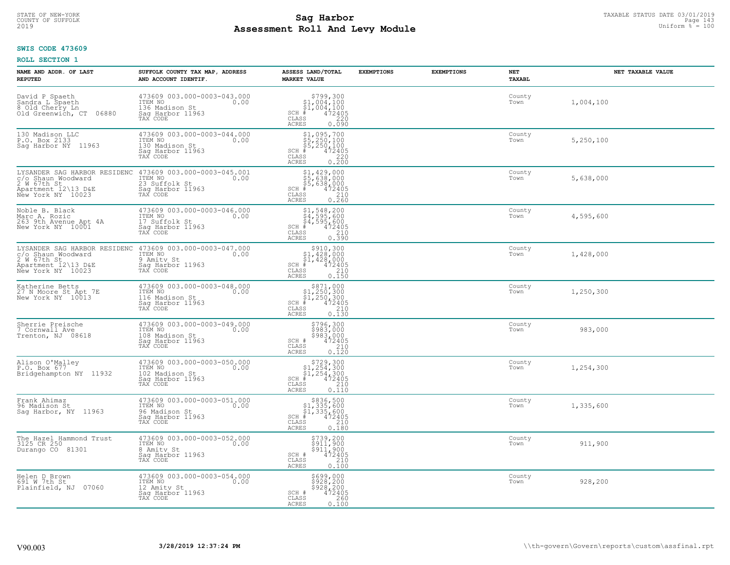STATE OF NEW-YORK
COUNTY OF SUFFOLK
2019

# Sag Harbor
## Assessment Roll And Levy Module

TAXABLE STATUS DATE 03/01/2019
Uniform % = 100

**SWIS CODE 473609**

**ROLL SECTION 1**

| NAME AND ADDR. OF LAST REPUTED | SUFFOLK COUNTY TAX MAP, ADDRESS AND ACCOUNT IDENTIF. | ASSESS LAND/TOTAL MARKET VALUE | EXEMPTIONS | EXEMPTIONS | NET TAXABL | NET TAXABLE VALUE |
|---|---|---|---|---|---|---|
| David P Spaeth<br>Sandra L Spaeth<br>8 Old Cherry Ln<br>Old Greenwich, CT 06880 | 473609 003.000-0003-043.000<br>ITEM NO 0.00<br>136 Madison St<br>Sag Harbor 11963<br>TAX CODE | $799,300<br>$1,004,100<br>$1,004,100<br>SCH # 472405<br>CLASS 220<br>ACRES 0.090 | | | County<br>Town | 1,004,100 |
| 130 Madison LLC<br>P.O. Box 2133<br>Sag Harbor NY 11963 | 473609 003.000-0003-044.000<br>ITEM NO 0.00<br>130 Madison St<br>Sag Harbor 11963<br>TAX CODE | $1,095,700<br>$5,250,100<br>$5,250,100<br>SCH # 472405<br>CLASS 220<br>ACRES 0.200 | | | County<br>Town | 5,250,100 |
| LYSANDER SAG HARBOR RESIDENC<br>c/o Shaun Woodward<br>2 W 67th St<br>Apartment 12\13 D&E<br>New York NY 10023 | 473609 003.000-0003-045.001<br>ITEM NO 0.00<br>23 Suffolk St<br>Sag Harbor 11963<br>TAX CODE | $1,429,000<br>$5,638,000<br>$5,638,000<br>SCH # 472405<br>CLASS 210<br>ACRES 0.260 | | | County<br>Town | 5,638,000 |
| Noble B. Black<br>Marc A. Rozic<br>263 9th Avenue Apt 4A<br>New York NY 10001 | 473609 003.000-0003-046.000<br>ITEM NO 0.00<br>17 Suffolk St<br>Sag Harbor 11963<br>TAX CODE | $1,548,200<br>$4,595,600<br>$4,595,600<br>SCH # 472405<br>CLASS 210<br>ACRES 0.390 | | | County<br>Town | 4,595,600 |
| LYSANDER SAG HARBOR RESIDENC<br>c/o Shaun Woodward<br>2 W 67th St<br>Apartment 12\13 D&E<br>New York NY 10023 | 473609 003.000-0003-047.000<br>ITEM NO 0.00<br>9 Amity St<br>Sag Harbor 11963<br>TAX CODE | $910,300<br>$1,428,000<br>$1,428,000<br>SCH # 472405<br>CLASS 210<br>ACRES 0.150 | | | County<br>Town | 1,428,000 |
| Katherine Betts<br>27 N Moore St Apt 7E<br>New York NY 10013 | 473609 003.000-0003-048.000<br>ITEM NO 0.00<br>116 Madison St<br>Sag Harbor 11963<br>TAX CODE | $871,000<br>$1,250,300<br>$1,250,300<br>SCH # 472405<br>CLASS 210<br>ACRES 0.130 | | | County<br>Town | 1,250,300 |
| Sherrie Preische<br>7 Cornwall Ave<br>Trenton, NJ 08618 | 473609 003.000-0003-049.000<br>ITEM NO 0.00<br>108 Madison St<br>Sag Harbor 11963<br>TAX CODE | $796,300<br>$983,000<br>$983,000<br>SCH # 472405<br>CLASS 210<br>ACRES 0.120 | | | County<br>Town | 983,000 |
| Alison O'Malley<br>P.O. Box 677<br>Bridgehampton NY 11932 | 473609 003.000-0003-050.000<br>ITEM NO 0.00<br>102 Madison St<br>Sag Harbor 11963<br>TAX CODE | $729,300<br>$1,254,300<br>$1,254,300<br>SCH # 472405<br>CLASS 210<br>ACRES 0.110 | | | County<br>Town | 1,254,300 |
| Frank Ahimaz<br>96 Madison St<br>Sag Harbor, NY 11963 | 473609 003.000-0003-051.000<br>ITEM NO 0.00<br>96 Madison St<br>Sag Harbor 11963<br>TAX CODE | $836,500<br>$1,335,600<br>$1,335,600<br>SCH # 472405<br>CLASS 210<br>ACRES 0.180 | | | County<br>Town | 1,335,600 |
| The Hazel Hammond Trust<br>3125 CR 250<br>Durango CO 81301 | 473609 003.000-0003-052.000<br>ITEM NO 0.00<br>8 Amity St<br>Sag Harbor 11963<br>TAX CODE | $739,200<br>$911,900<br>$911,900<br>SCH # 472405<br>CLASS 210<br>ACRES 0.100 | | | County<br>Town | 911,900 |
| Helen D Brown<br>691 W 7th St<br>Plainfield, NJ 07060 | 473609 003.000-0003-054.000<br>ITEM NO 0.00<br>12 Amity St<br>Sag Harbor 11963<br>TAX CODE | $699,000<br>$928,200<br>$928,200<br>SCH # 472405<br>CLASS 260<br>ACRES 0.100 | | | County<br>Town | 928,200 |

V90.003 **3/28/2019 12:37:24 PM** \\th-govern\Govern\reports\custom\assfinal.rpt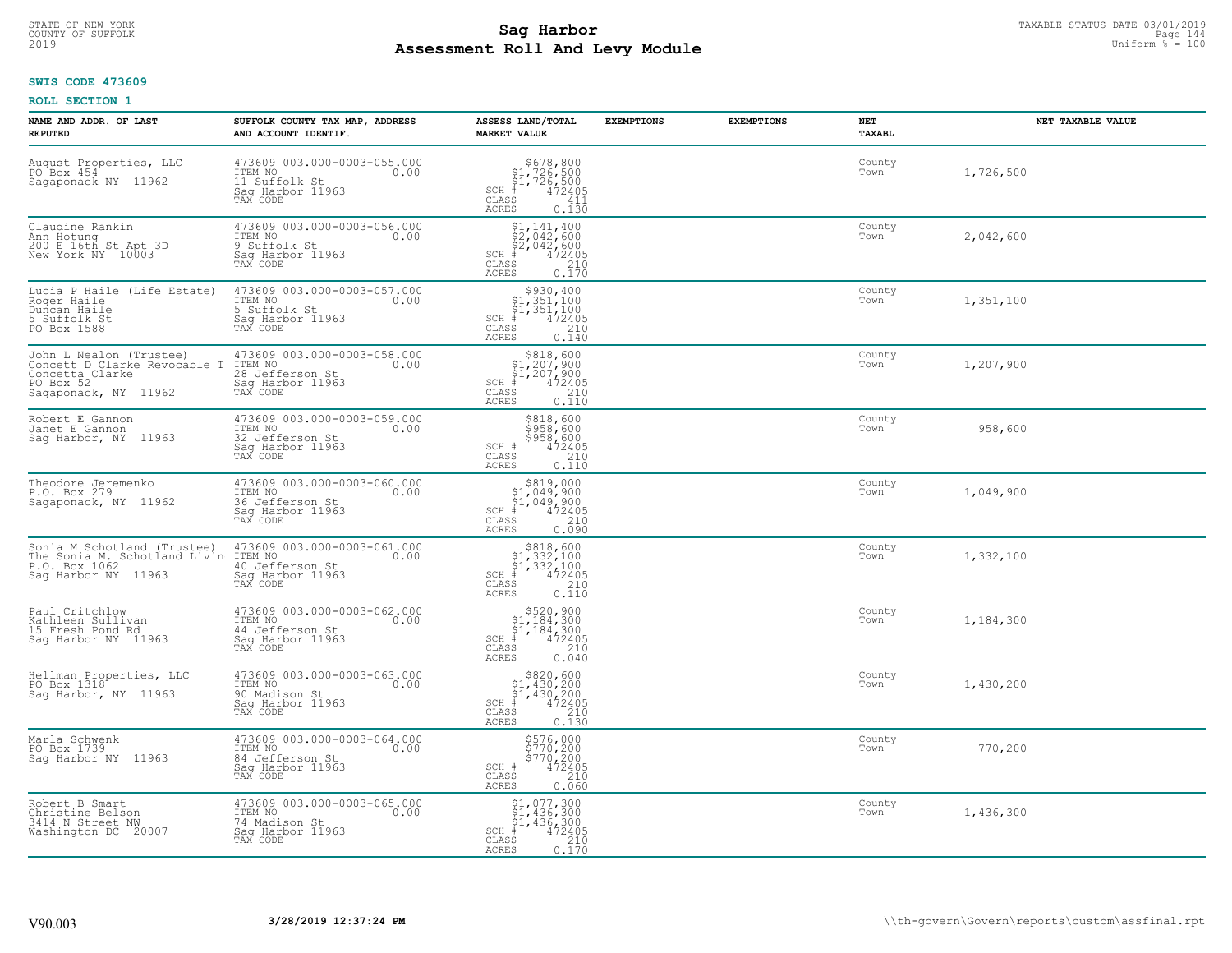STATE OF NEW-YORK
COUNTY OF SUFFOLK
2019

# Sag Harbor
## Assessment Roll And Levy Module

TAXABLE STATUS DATE 03/01/2019
Uniform % = 100

**SWIS CODE 473609**

**ROLL SECTION 1**

| NAME AND ADDR. OF LAST REPUTED | SUFFOLK COUNTY TAX MAP, ADDRESS AND ACCOUNT IDENTIF. | ASSESS LAND/TOTAL MARKET VALUE | EXEMPTIONS | EXEMPTIONS | NET TAXABL | NET TAXABLE VALUE |
|---|---|---|---|---|---|---|
| August Properties, LLC<br>PO Box 454<br>Sagaponack NY 11962 | 473609 003.000-0003-055.000<br>ITEM NO 0.00<br>11 Suffolk St<br>Sag Harbor 11963<br>TAX CODE | $678,800<br>$1,726,500<br>$1,726,500<br>SCH # 472405<br>CLASS 411<br>ACRES 0.130 | | | County<br>Town | 1,726,500 |
| Claudine Rankin<br>Ann Hotung<br>200 E 16th St Apt 3D<br>New York NY 10003 | 473609 003.000-0003-056.000<br>ITEM NO 0.00<br>9 Suffolk St<br>Sag Harbor 11963<br>TAX CODE | $1,141,400<br>$2,042,600<br>$2,042,600<br>SCH # 472405<br>CLASS 210<br>ACRES 0.170 | | | County<br>Town | 2,042,600 |
| Lucia P Haile (Life Estate)<br>Roger Haile<br>Duncan Haile<br>5 Suffolk St<br>PO Box 1588 | 473609 003.000-0003-057.000<br>ITEM NO 0.00<br>5 Suffolk St<br>Sag Harbor 11963<br>TAX CODE | $930,400<br>$1,351,100<br>$1,351,100<br>SCH # 472405<br>CLASS 210<br>ACRES 0.140 | | | County<br>Town | 1,351,100 |
| John L Nealon (Trustee)<br>Concett D Clarke Revocable T<br>Concetta Clarke<br>PO Box 52<br>Sagaponack, NY 11962 | 473609 003.000-0003-058.000<br>ITEM NO 0.00<br>28 Jefferson St<br>Sag Harbor 11963<br>TAX CODE | $818,600<br>$1,207,900<br>$1,207,900<br>SCH # 472405<br>CLASS 210<br>ACRES 0.110 | | | County<br>Town | 1,207,900 |
| Robert E Gannon<br>Janet E Gannon<br>Sag Harbor, NY 11963 | 473609 003.000-0003-059.000<br>ITEM NO 0.00<br>32 Jefferson St<br>Sag Harbor 11963<br>TAX CODE | $818,600<br>$958,600<br>$958,600<br>SCH # 472405<br>CLASS 210<br>ACRES 0.110 | | | County<br>Town | 958,600 |
| Theodore Jeremenko<br>P.O. Box 279<br>Sagaponack, NY 11962 | 473609 003.000-0003-060.000<br>ITEM NO 0.00<br>36 Jefferson St<br>Sag Harbor 11963<br>TAX CODE | $819,000<br>$1,049,900<br>$1,049,900<br>SCH # 472405<br>CLASS 210<br>ACRES 0.090 | | | County<br>Town | 1,049,900 |
| Sonia M Schotland (Trustee)<br>The Sonia M. Schotland Livin<br>P.O. Box 1062<br>Sag Harbor NY 11963 | 473609 003.000-0003-061.000<br>ITEM NO 0.00<br>40 Jefferson St<br>Sag Harbor 11963<br>TAX CODE | $818,600<br>$1,332,100<br>$1,332,100<br>SCH # 472405<br>CLASS 210<br>ACRES 0.110 | | | County<br>Town | 1,332,100 |
| Paul Critchlow<br>Kathleen Sullivan<br>15 Fresh Pond Rd<br>Sag Harbor NY 11963 | 473609 003.000-0003-062.000<br>ITEM NO 0.00<br>44 Jefferson St<br>Sag Harbor 11963<br>TAX CODE | $520,900<br>$1,184,300<br>$1,184,300<br>SCH # 472405<br>CLASS 210<br>ACRES 0.040 | | | County<br>Town | 1,184,300 |
| Hellman Properties, LLC<br>PO Box 1318<br>Sag Harbor, NY 11963 | 473609 003.000-0003-063.000<br>ITEM NO 0.00<br>90 Madison St<br>Sag Harbor 11963<br>TAX CODE | $820,600<br>$1,430,200<br>$1,430,200<br>SCH # 472405<br>CLASS 210<br>ACRES 0.130 | | | County<br>Town | 1,430,200 |
| Marla Schwenk<br>PO Box 1739<br>Sag Harbor NY 11963 | 473609 003.000-0003-064.000<br>ITEM NO 0.00<br>84 Jefferson St<br>Sag Harbor 11963<br>TAX CODE | $576,000<br>$770,200<br>$770,200<br>SCH # 472405<br>CLASS 210<br>ACRES 0.060 | | | County<br>Town | 770,200 |
| Robert B Smart<br>Christine Belson<br>3414 N Street NW<br>Washington DC 20007 | 473609 003.000-0003-065.000<br>ITEM NO 0.00<br>74 Madison St<br>Sag Harbor 11963<br>TAX CODE | $1,077,300<br>$1,436,300<br>$1,436,300<br>SCH # 472405<br>CLASS 210<br>ACRES 0.170 | | | County<br>Town | 1,436,300 |

V90.003 3/28/2019 12:37:24 PM \\th-govern\Govern\reports\custom\assfinal.rpt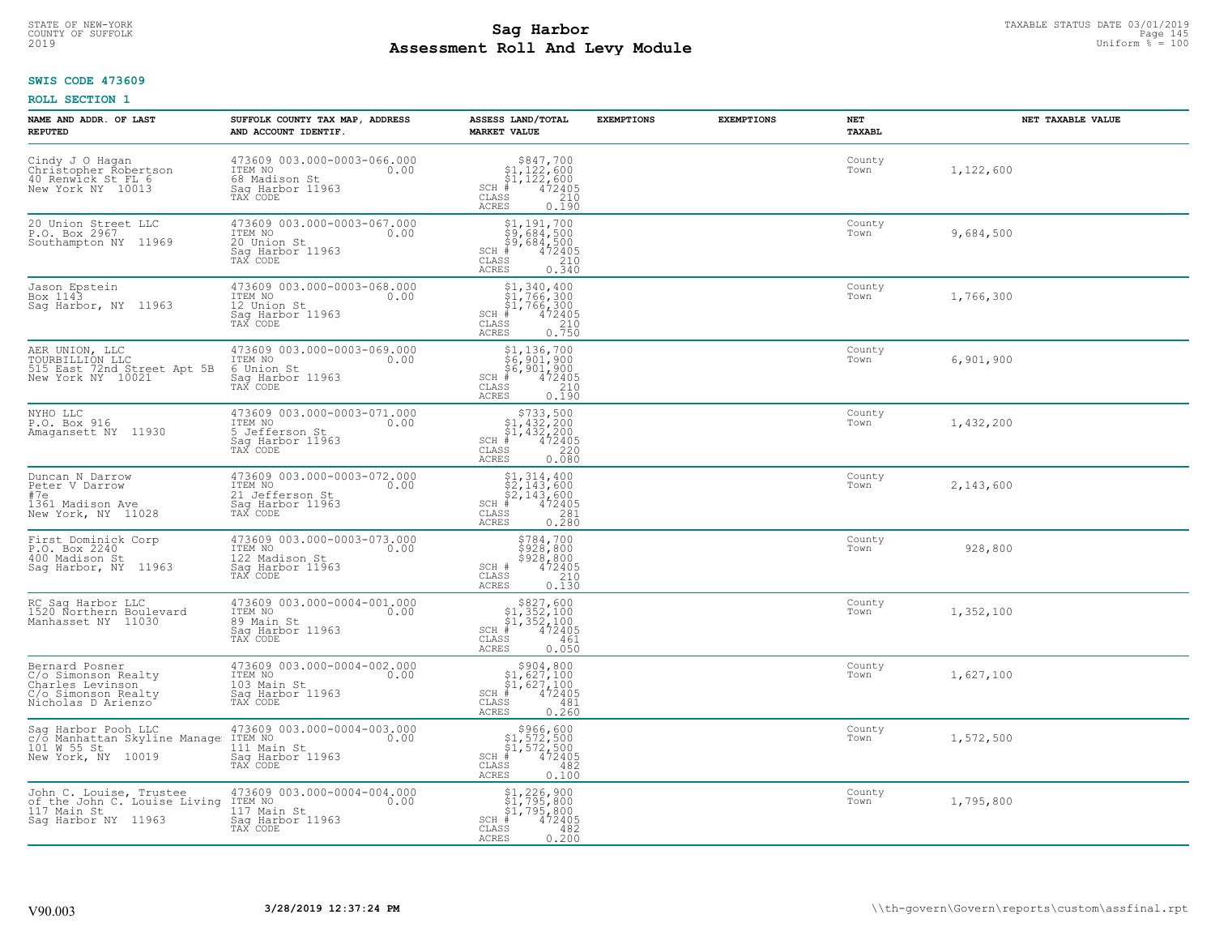**SWIS CODE 473609**

**ROLL SECTION 1**

| NAME AND ADDR. OF LAST REPUTED | SUFFOLK COUNTY TAX MAP, ADDRESS AND ACCOUNT IDENTIF. | ASSESS LAND/TOTAL MARKET VALUE | EXEMPTIONS | EXEMPTIONS | NET TAXABL | NET TAXABLE VALUE |
|---|---|---|---|---|---|---|
| Cindy J O Hagan<br>Christopher Robertson<br>40 Renwick St FL 6<br>New York NY 10013 | 473609 003.000-0003-066.000<br>ITEM NO 0.00<br>68 Madison St<br>Sag Harbor 11963<br>TAX CODE | $847,700<br>$1,122,600<br>$1,122,600<br>SCH # 472405<br>CLASS 210<br>ACRES 0.190 | | | County<br>Town | 1,122,600 |
| 20 Union Street LLC<br>P.O. Box 2967<br>Southampton NY 11969 | 473609 003.000-0003-067.000<br>ITEM NO 0.00<br>20 Union St<br>Sag Harbor 11963<br>TAX CODE | $1,191,700<br>$9,684,500<br>$9,684,500<br>SCH # 472405<br>CLASS 210<br>ACRES 0.340 | | | County<br>Town | 9,684,500 |
| Jason Epstein<br>Box 1143<br>Sag Harbor, NY 11963 | 473609 003.000-0003-068.000<br>ITEM NO 0.00<br>12 Union St<br>Sag Harbor 11963<br>TAX CODE | $1,340,400<br>$1,766,300<br>$1,766,300<br>SCH # 472405<br>CLASS 210<br>ACRES 0.750 | | | County<br>Town | 1,766,300 |
| AER UNION, LLC<br>TOURBILLION LLC<br>515 East 72nd Street Apt 5B<br>New York NY 10021 | 473609 003.000-0003-069.000<br>ITEM NO 0.00<br>6 Union St<br>Sag Harbor 11963<br>TAX CODE | $1,136,700<br>$6,901,900<br>$6,901,900<br>SCH # 472405<br>CLASS 210<br>ACRES 0.190 | | | County<br>Town | 6,901,900 |
| NYHO LLC<br>P.O. Box 916<br>Amagansett NY 11930 | 473609 003.000-0003-071.000<br>ITEM NO 0.00<br>5 Jefferson St<br>Sag Harbor 11963<br>TAX CODE | $733,500<br>$1,432,200<br>$1,432,200<br>SCH # 472405<br>CLASS 220<br>ACRES 0.080 | | | County<br>Town | 1,432,200 |
| Duncan N Darrow<br>Peter V Darrow<br>#7e<br>1361 Madison Ave<br>New York, NY 11028 | 473609 003.000-0003-072.000<br>ITEM NO 0.00<br>21 Jefferson St<br>Sag Harbor 11963<br>TAX CODE | $1,314,400<br>$2,143,600<br>$2,143,600<br>SCH # 472405<br>CLASS 281<br>ACRES 0.280 | | | County<br>Town | 2,143,600 |
| First Dominick Corp<br>P.O. Box 2240<br>400 Madison St<br>Sag Harbor, NY 11963 | 473609 003.000-0003-073.000<br>ITEM NO 0.00<br>122 Madison St<br>Sag Harbor 11963<br>TAX CODE | $784,700<br>$928,800<br>$928,800<br>SCH # 472405<br>CLASS 210<br>ACRES 0.130 | | | County<br>Town | 928,800 |
| RC Sag Harbor LLC<br>1520 Northern Boulevard<br>Manhasset NY 11030 | 473609 003.000-0004-001.000<br>ITEM NO 0.00<br>89 Main St<br>Sag Harbor 11963<br>TAX CODE | $827,600<br>$1,352,100<br>$1,352,100<br>SCH # 472405<br>CLASS 461<br>ACRES 0.050 | | | County<br>Town | 1,352,100 |
| Bernard Posner<br>C/o Simonson Realty<br>Charles Levinson<br>C/o Simonson Realty<br>Nicholas D Arienzo | 473609 003.000-0004-002.000<br>ITEM NO 0.00<br>103 Main St<br>Sag Harbor 11963<br>TAX CODE | $904,800<br>$1,627,100<br>$1,627,100<br>SCH # 472405<br>CLASS 481<br>ACRES 0.260 | | | County<br>Town | 1,627,100 |
| Sag Harbor Pooh LLC<br>c/o Manhattan Skyline Manage<br>101 W 55 St<br>New York, NY 10019 | 473609 003.000-0004-003.000<br>ITEM NO 0.00<br>111 Main St<br>Sag Harbor 11963<br>TAX CODE | $966,600<br>$1,572,500<br>$1,572,500<br>SCH # 472405<br>CLASS 482<br>ACRES 0.100 | | | County<br>Town | 1,572,500 |
| John C. Louise, Trustee<br>of the John C. Louise Living<br>117 Main St<br>Sag Harbor NY 11963 | 473609 003.000-0004-004.000<br>ITEM NO 0.00<br>117 Main St<br>Sag Harbor 11963<br>TAX CODE | $1,226,900<br>$1,795,800<br>$1,795,800<br>SCH # 472405<br>CLASS 482<br>ACRES 0.200 | | | County<br>Town | 1,795,800 |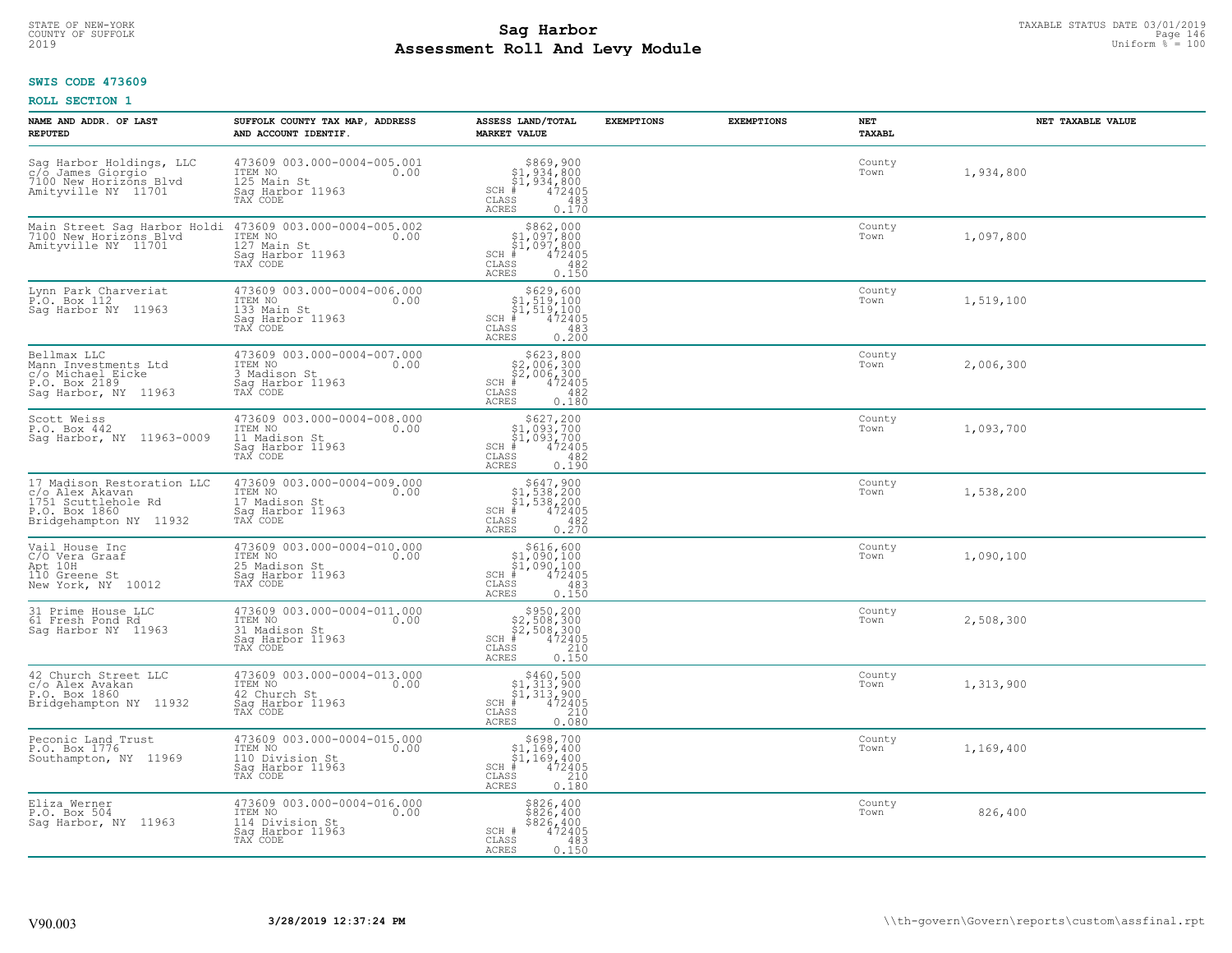**SWIS CODE 473609**

**ROLL SECTION 1**

| NAME AND ADDR. OF LAST REPUTED | SUFFOLK COUNTY TAX MAP, ADDRESS AND ACCOUNT IDENTIF. | ASSESS LAND/TOTAL MARKET VALUE | EXEMPTIONS | EXEMPTIONS | NET TAXABL | NET TAXABLE VALUE |
|---|---|---|---|---|---|---|
| Sag Harbor Holdings, LLC<br>c/o James Giorgio<br>7100 New Horizons Blvd<br>Amityville NY 11701 | 473609 003.000-0004-005.001<br>ITEM NO 0.00<br>125 Main St<br>Sag Harbor 11963<br>TAX CODE | $869,900<br>$1,934,800<br>$1,934,800<br>SCH # 472405<br>CLASS 483<br>ACRES 0.170 | | | County<br>Town | 1,934,800 |
| Main Street Sag Harbor Holdi<br>7100 New Horizons Blvd<br>Amityville NY 11701 | 473609 003.000-0004-005.002<br>ITEM NO 0.00<br>127 Main St<br>Sag Harbor 11963<br>TAX CODE | $862,000<br>$1,097,800<br>$1,097,800<br>SCH # 472405<br>CLASS 482<br>ACRES 0.150 | | | County<br>Town | 1,097,800 |
| Lynn Park Charveriat<br>P.O. Box 112<br>Sag Harbor NY 11963 | 473609 003.000-0004-006.000<br>ITEM NO 0.00<br>133 Main St<br>Sag Harbor 11963<br>TAX CODE | $629,600<br>$1,519,100<br>$1,519,100<br>SCH # 472405<br>CLASS 483<br>ACRES 0.200 | | | County<br>Town | 1,519,100 |
| Bellmax LLC<br>Mann Investments Ltd<br>c/o Michael Eicke<br>P.O. Box 2189<br>Sag Harbor, NY 11963 | 473609 003.000-0004-007.000<br>ITEM NO 0.00<br>3 Madison St<br>Sag Harbor 11963<br>TAX CODE | $623,800<br>$2,006,300<br>$2,006,300<br>SCH # 472405<br>CLASS 482<br>ACRES 0.180 | | | County<br>Town | 2,006,300 |
| Scott Weiss<br>P.O. Box 442<br>Sag Harbor, NY 11963-0009 | 473609 003.000-0004-008.000<br>ITEM NO 0.00<br>11 Madison St<br>Sag Harbor 11963<br>TAX CODE | $627,200<br>$1,093,700<br>$1,093,700<br>SCH # 472405<br>CLASS 482<br>ACRES 0.190 | | | County<br>Town | 1,093,700 |
| 17 Madison Restoration LLC<br>c/o Alex Akavan<br>1751 Scuttlehole Rd<br>P.O. Box 1860<br>Bridgehampton NY 11932 | 473609 003.000-0004-009.000<br>ITEM NO 0.00<br>17 Madison St<br>Sag Harbor 11963<br>TAX CODE | $647,900<br>$1,538,200<br>$1,538,200<br>SCH # 472405<br>CLASS 482<br>ACRES 0.270 | | | County<br>Town | 1,538,200 |
| Vail House Inc<br>C/O Vera Graaf<br>Apt 10H<br>110 Greene St<br>New York, NY 10012 | 473609 003.000-0004-010.000<br>ITEM NO 0.00<br>25 Madison St<br>Sag Harbor 11963<br>TAX CODE | $616,600<br>$1,090,100<br>$1,090,100<br>SCH # 472405<br>CLASS 483<br>ACRES 0.150 | | | County<br>Town | 1,090,100 |
| 31 Prime House LLC<br>61 Fresh Pond Rd<br>Sag Harbor NY 11963 | 473609 003.000-0004-011.000<br>ITEM NO 0.00<br>31 Madison St<br>Sag Harbor 11963<br>TAX CODE | $950,200<br>$2,508,300<br>$2,508,300<br>SCH # 472405<br>CLASS 210<br>ACRES 0.150 | | | County<br>Town | 2,508,300 |
| 42 Church Street LLC<br>c/o Alex Avakan<br>P.O. Box 1860<br>Bridgehampton NY 11932 | 473609 003.000-0004-013.000<br>ITEM NO 0.00<br>42 Church St<br>Sag Harbor 11963<br>TAX CODE | $460,500<br>$1,313,900<br>$1,313,900<br>SCH # 472405<br>CLASS 210<br>ACRES 0.080 | | | County<br>Town | 1,313,900 |
| Peconic Land Trust<br>P.O. Box 1776<br>Southampton, NY 11969 | 473609 003.000-0004-015.000<br>ITEM NO 0.00<br>110 Division St<br>Sag Harbor 11963<br>TAX CODE | $698,700<br>$1,169,400<br>$1,169,400<br>SCH # 472405<br>CLASS 210<br>ACRES 0.180 | | | County<br>Town | 1,169,400 |
| Eliza Werner<br>P.O. Box 504<br>Sag Harbor, NY 11963 | 473609 003.000-0004-016.000<br>ITEM NO 0.00<br>114 Division St<br>Sag Harbor 11963<br>TAX CODE | $826,400<br>$826,400<br>$826,400<br>SCH # 472405<br>CLASS 483<br>ACRES 0.150 | | | County<br>Town | 826,400 |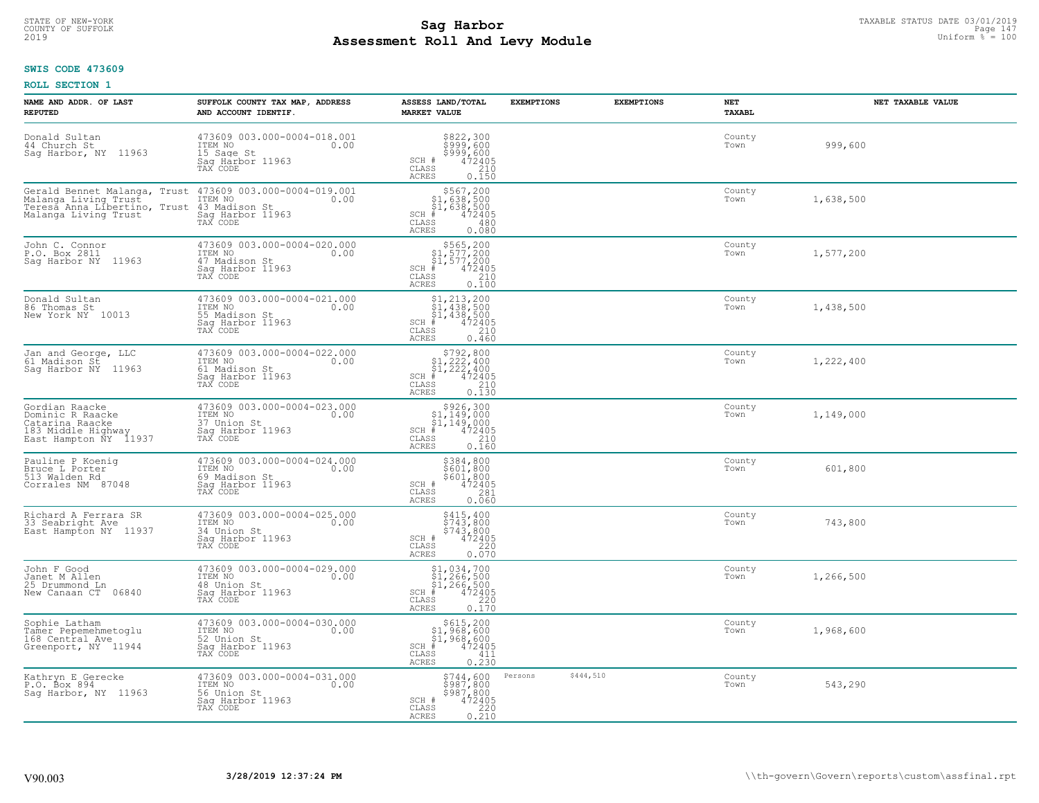STATE OF NEW-YORK
COUNTY OF SUFFOLK
2019

# Sag Harbor
# Assessment Roll And Levy Module

TAXABLE STATUS DATE 03/01/2019
Uniform % = 100

**SWIS CODE 473609**

**ROLL SECTION 1**

| NAME AND ADDR. OF LAST REPUTED | SUFFOLK COUNTY TAX MAP, ADDRESS AND ACCOUNT IDENTIF. | ASSESS LAND/TOTAL MARKET VALUE | EXEMPTIONS | EXEMPTIONS | NET TAXABL | NET TAXABLE VALUE |
|---|---|---|---|---|---|---|
| Donald Sultan<br>44 Church St<br>Sag Harbor, NY 11963 | 473609 003.000-0004-018.001<br>ITEM NO 0.00<br>15 Sage St<br>Sag Harbor 11963<br>TAX CODE | $822,300<br>$999,600<br>$999,600<br>SCH # 472405<br>CLASS 210<br>ACRES 0.150 | | | County<br>Town | 999,600 |
| Gerald Bennet Malanga, Trust<br>Malanga Living Trust<br>Teresa Anna Libertino, Trust<br>Malanga Living Trust | 473609 003.000-0004-019.001<br>ITEM NO 0.00<br>43 Madison St<br>Sag Harbor 11963<br>TAX CODE | $567,200<br>$1,638,500<br>$1,638,500<br>SCH # 472405<br>CLASS 480<br>ACRES 0.080 | | | County<br>Town | 1,638,500 |
| John C. Connor<br>P.O. Box 2811<br>Sag Harbor NY 11963 | 473609 003.000-0004-020.000<br>ITEM NO 0.00<br>47 Madison St<br>Sag Harbor 11963<br>TAX CODE | $565,200<br>$1,577,200<br>$1,577,200<br>SCH # 472405<br>CLASS 210<br>ACRES 0.100 | | | County<br>Town | 1,577,200 |
| Donald Sultan<br>86 Thomas St<br>New York NY 10013 | 473609 003.000-0004-021.000<br>ITEM NO 0.00<br>55 Madison St<br>Sag Harbor 11963<br>TAX CODE | $1,213,200<br>$1,438,500<br>$1,438,500<br>SCH # 472405<br>CLASS 210<br>ACRES 0.460 | | | County<br>Town | 1,438,500 |
| Jan and George, LLC<br>61 Madison St<br>Sag Harbor NY 11963 | 473609 003.000-0004-022.000<br>ITEM NO 0.00<br>61 Madison St<br>Sag Harbor 11963<br>TAX CODE | $792,800<br>$1,222,400<br>$1,222,400<br>SCH # 472405<br>CLASS 210<br>ACRES 0.130 | | | County<br>Town | 1,222,400 |
| Gordian Raacke<br>Dominic R Raacke<br>Catarina Raacke<br>183 Middle Highway<br>East Hampton NY 11937 | 473609 003.000-0004-023.000<br>ITEM NO 0.00<br>37 Union St<br>Sag Harbor 11963<br>TAX CODE | $926,300<br>$1,149,000<br>$1,149,000<br>SCH # 472405<br>CLASS 210<br>ACRES 0.160 | | | County<br>Town | 1,149,000 |
| Pauline P Koenig<br>Bruce L Porter<br>513 Walden Rd<br>Corrales NM 87048 | 473609 003.000-0004-024.000<br>ITEM NO 0.00<br>69 Madison St<br>Sag Harbor 11963<br>TAX CODE | $384,800<br>$601,800<br>$601,800<br>SCH # 472405<br>CLASS 281<br>ACRES 0.060 | | | County<br>Town | 601,800 |
| Richard A Ferrara SR<br>33 Seabright Ave<br>East Hampton NY 11937 | 473609 003.000-0004-025.000<br>ITEM NO 0.00<br>34 Union St<br>Sag Harbor 11963<br>TAX CODE | $415,400<br>$743,800<br>$743,800<br>SCH # 472405<br>CLASS 220<br>ACRES 0.070 | | | County<br>Town | 743,800 |
| John F Good<br>Janet M Allen<br>25 Drummond Ln<br>New Canaan CT 06840 | 473609 003.000-0004-029.000<br>ITEM NO 0.00<br>48 Union St<br>Sag Harbor 11963<br>TAX CODE | $1,034,700<br>$1,266,500<br>$1,266,500<br>SCH # 472405<br>CLASS 220<br>ACRES 0.170 | | | County<br>Town | 1,266,500 |
| Sophie Latham<br>Tamer Pepemehmetoglu<br>168 Central Ave<br>Greenport, NY 11944 | 473609 003.000-0004-030.000<br>ITEM NO 0.00<br>52 Union St<br>Sag Harbor 11963<br>TAX CODE | $615,200<br>$1,968,600<br>$1,968,600<br>SCH # 472405<br>CLASS 411<br>ACRES 0.230 | | | County<br>Town | 1,968,600 |
| Kathryn E Gerecke<br>P.O. Box 894<br>Sag Harbor, NY 11963 | 473609 003.000-0004-031.000<br>ITEM NO 0.00<br>56 Union St<br>Sag Harbor 11963<br>TAX CODE | $744,600<br>$987,800<br>$987,800<br>SCH # 472405<br>CLASS 220<br>ACRES 0.210 | Persons $444,510 | | County<br>Town | 543,290 |

V90.003 3/28/2019 12:37:24 PM \\th-govern\Govern\reports\custom\assfinal.rpt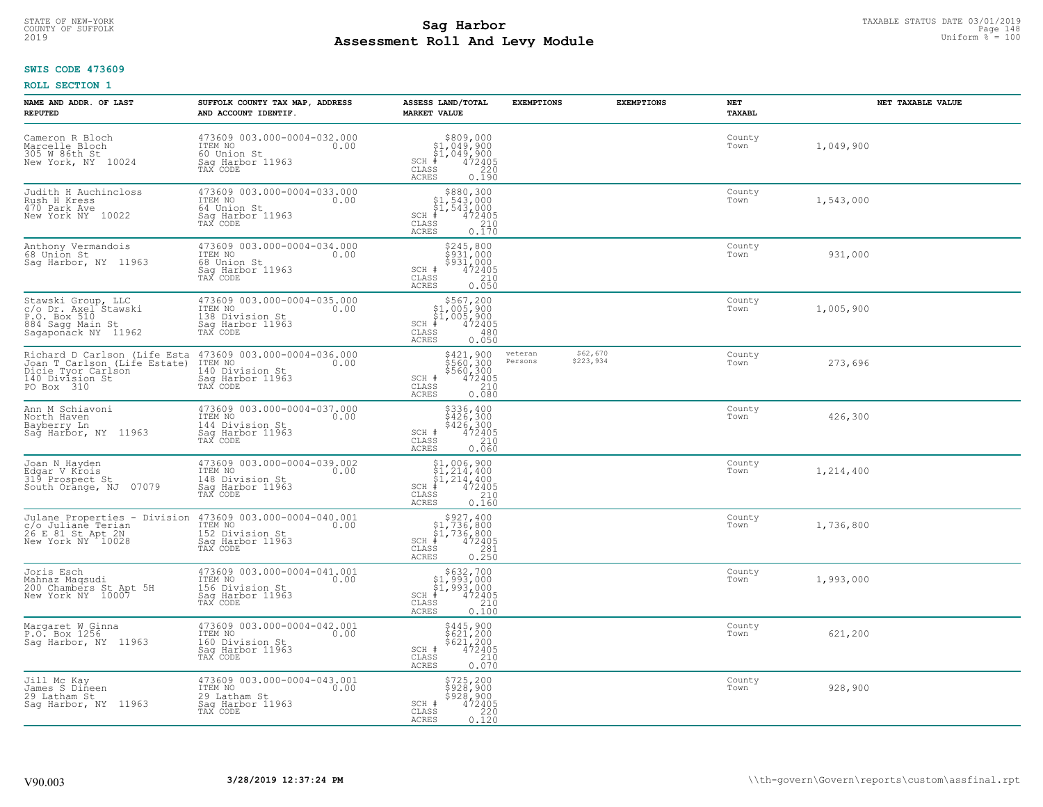STATE OF NEW-YORK
COUNTY OF SUFFOLK
2019

# Sag Harbor
## Assessment Roll And Levy Module

TAXABLE STATUS DATE 03/01/2019
Uniform % = 100

**SWIS CODE 473609**

**ROLL SECTION 1**

| NAME AND ADDR. OF LAST REPUTED | SUFFOLK COUNTY TAX MAP, ADDRESS AND ACCOUNT IDENTIF. | ASSESS LAND/TOTAL MARKET VALUE | EXEMPTIONS | EXEMPTIONS | NET TAXABL | NET TAXABLE VALUE |
|---|---|---|---|---|---|---|
| Cameron R Bloch<br>Marcelle Bloch<br>305 W 86th St<br>New York, NY 10024 | 473609 003.000-0004-032.000<br>ITEM NO 0.00<br>60 Union St<br>Sag Harbor 11963<br>TAX CODE | $809,000<br>$1,049,900<br>$1,049,900<br>SCH # 472405<br>CLASS 220<br>ACRES 0.190 | | | County<br>Town | 1,049,900 |
| Judith H Auchincloss<br>Rush H Kress<br>470 Park Ave<br>New York NY 10022 | 473609 003.000-0004-033.000<br>ITEM NO 0.00<br>64 Union St<br>Sag Harbor 11963<br>TAX CODE | $880,300<br>$1,543,000<br>$1,543,000<br>SCH # 472405<br>CLASS 210<br>ACRES 0.170 | | | County<br>Town | 1,543,000 |
| Anthony Vermandois<br>68 Union St<br>Sag Harbor, NY 11963 | 473609 003.000-0004-034.000<br>ITEM NO 0.00<br>68 Union St<br>Sag Harbor 11963<br>TAX CODE | $245,800<br>$931,000<br>$931,000<br>SCH # 472405<br>CLASS 210<br>ACRES 0.050 | | | County<br>Town | 931,000 |
| Stawski Group, LLC<br>c/o Dr. Axel Stawski<br>P.O. Box 510<br>884 Sagg Main St<br>Sagaponack NY 11962 | 473609 003.000-0004-035.000<br>ITEM NO 0.00<br>138 Division St<br>Sag Harbor 11963<br>TAX CODE | $567,200<br>$1,005,900<br>$1,005,900<br>SCH # 472405<br>CLASS 480<br>ACRES 0.050 | | | County<br>Town | 1,005,900 |
| Richard D Carlson (Life Esta<br>Joan T Carlson (Life Estate)<br>Dicie Tyor Carlson<br>140 Division St<br>PO Box 310 | 473609 003.000-0004-036.000<br>ITEM NO 0.00<br>140 Division St<br>Sag Harbor 11963<br>TAX CODE | $421,900<br>$560,300<br>$560,300<br>SCH # 472405<br>CLASS 210<br>ACRES 0.080 | veteran<br>Persons | $62,670<br>$223,934 | County<br>Town | 273,696 |
| Ann M Schiavoni<br>North Haven<br>Bayberry Ln<br>Sag Harbor, NY 11963 | 473609 003.000-0004-037.000<br>ITEM NO 0.00<br>144 Division St<br>Sag Harbor 11963<br>TAX CODE | $336,400<br>$426,300<br>$426,300<br>SCH # 472405<br>CLASS 210<br>ACRES 0.060 | | | County<br>Town | 426,300 |
| Joan N Hayden<br>Edgar V Krois<br>319 Prospect St<br>South Orange, NJ 07079 | 473609 003.000-0004-039.002<br>ITEM NO 0.00<br>148 Division St<br>Sag Harbor 11963<br>TAX CODE | $1,006,900<br>$1,214,400<br>$1,214,400<br>SCH # 472405<br>CLASS 210<br>ACRES 0.160 | | | County<br>Town | 1,214,400 |
| Julane Properties - Division<br>c/o Juliane Terian<br>26 E 81 St Apt 2N<br>New York NY 10028 | 473609 003.000-0004-040.001<br>ITEM NO 0.00<br>152 Division St<br>Sag Harbor 11963<br>TAX CODE | $927,400<br>$1,736,800<br>$1,736,800<br>SCH # 472405<br>CLASS 281<br>ACRES 0.250 | | | County<br>Town | 1,736,800 |
| Joris Esch<br>Mahnaz Maqsudi<br>200 Chambers St Apt 5H<br>New York NY 10007 | 473609 003.000-0004-041.001<br>ITEM NO 0.00<br>156 Division St<br>Sag Harbor 11963<br>TAX CODE | $632,700<br>$1,993,000<br>$1,993,000<br>SCH # 472405<br>CLASS 210<br>ACRES 0.100 | | | County<br>Town | 1,993,000 |
| Margaret W Ginna<br>P.O. Box 1256<br>Sag Harbor, NY 11963 | 473609 003.000-0004-042.001<br>ITEM NO 0.00<br>160 Division St<br>Sag Harbor 11963<br>TAX CODE | $445,900<br>$621,200<br>$621,200<br>SCH # 472405<br>CLASS 210<br>ACRES 0.070 | | | County<br>Town | 621,200 |
| Jill Mc Kay<br>James S Dineen<br>29 Latham St<br>Sag Harbor, NY 11963 | 473609 003.000-0004-043.001<br>ITEM NO 0.00<br>29 Latham St<br>Sag Harbor 11963<br>TAX CODE | $725,200<br>$928,900<br>$928,900<br>SCH # 472405<br>CLASS 220<br>ACRES 0.120 | | | County<br>Town | 928,900 |

V90.003 **3/28/2019 12:37:24 PM** \\th-govern\Govern\reports\custom\assfinal.rpt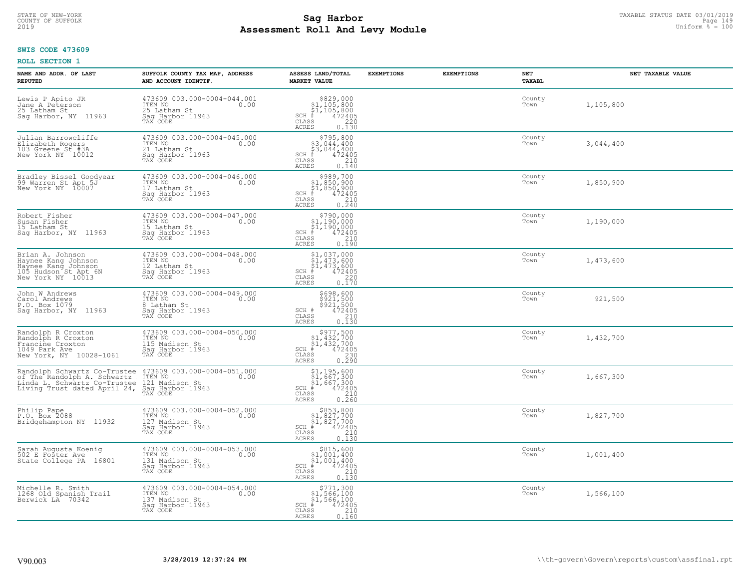STATE OF NEW-YORK
COUNTY OF SUFFOLK
2019

# Sag Harbor
## Assessment Roll And Levy Module

TAXABLE STATUS DATE 03/01/2019
Uniform % = 100

**SWIS CODE 473609**

**ROLL SECTION 1**

| NAME AND ADDR. OF LAST REPUTED | SUFFOLK COUNTY TAX MAP, ADDRESS AND ACCOUNT IDENTIF. | ASSESS LAND/TOTAL MARKET VALUE | EXEMPTIONS | EXEMPTIONS | NET TAXABL | NET TAXABLE VALUE |
|---|---|---|---|---|---|---|
| Lewis P Apito JR<br>Jane A Peterson<br>25 Latham St<br>Sag Harbor, NY 11963 | 473609 003.000-0004-044.001<br>ITEM NO 0.00<br>25 Latham St<br>Sag Harbor 11963<br>TAX CODE | $829,000<br>$1,105,800<br>$1,105,800<br>SCH # 472405<br>CLASS 220<br>ACRES 0.130 | | | County<br>Town | 1,105,800 |
| Julian Barrowcliffe<br>Elizabeth Rogers<br>103 Greene St #3A<br>New York NY 10012 | 473609 003.000-0004-045.000<br>ITEM NO 0.00<br>21 Latham St<br>Sag Harbor 11963<br>TAX CODE | $795,800<br>$3,044,400<br>$3,044,400<br>SCH # 472405<br>CLASS 210<br>ACRES 0.140 | | | County<br>Town | 3,044,400 |
| Bradley Bissel Goodyear<br>99 Warren St Apt 5J<br>New York NY 10007 | 473609 003.000-0004-046.000<br>ITEM NO 0.00<br>17 Latham St<br>Sag Harbor 11963<br>TAX CODE | $989,700<br>$1,850,900<br>$1,850,900<br>SCH # 472405<br>CLASS 210<br>ACRES 0.240 | | | County<br>Town | 1,850,900 |
| Robert Fisher<br>Susan Fisher<br>15 Latham St<br>Sag Harbor, NY 11963 | 473609 003.000-0004-047.000<br>ITEM NO 0.00<br>15 Latham St<br>Sag Harbor 11963<br>TAX CODE | $790,000<br>$1,190,000<br>$1,190,000<br>SCH # 472405<br>CLASS 210<br>ACRES 0.190 | | | County<br>Town | 1,190,000 |
| Brian A. Johnson<br>Haynee Kang Johnson<br>Haynee Kang Johnson<br>105 Hudson St Apt 6N<br>New York NY 10013 | 473609 003.000-0004-048.000<br>ITEM NO 0.00<br>12 Latham St<br>Sag Harbor 11963<br>TAX CODE | $1,037,000<br>$1,473,600<br>$1,473,600<br>SCH # 472405<br>CLASS 220<br>ACRES 0.170 | | | County<br>Town | 1,473,600 |
| John W Andrews<br>Carol Andrews<br>P.O. Box 1079<br>Sag Harbor, NY 11963 | 473609 003.000-0004-049.000<br>ITEM NO 0.00<br>8 Latham St<br>Sag Harbor 11963<br>TAX CODE | $698,600<br>$921,500<br>$921,500<br>SCH # 472405<br>CLASS 210<br>ACRES 0.130 | | | County<br>Town | 921,500 |
| Randolph R Croxton<br>Randolph R Croxton<br>Francine Croxton<br>1049 Park Ave<br>New York, NY 10028-1061 | 473609 003.000-0004-050.000<br>ITEM NO 0.00<br>115 Madison St<br>Sag Harbor 11963<br>TAX CODE | $977,500<br>$1,432,700<br>$1,432,700<br>SCH # 472405<br>CLASS 230<br>ACRES 0.290 | | | County<br>Town | 1,432,700 |
| Randolph Schwartz Co-Trustee<br>of The Randolph A. Schwartz<br>Linda L. Schwartz Co-Trustee<br>Living Trust dated April 24, | 473609 003.000-0004-051.000<br>ITEM NO 0.00<br>121 Madison St<br>Sag Harbor 11963<br>TAX CODE | $1,195,600<br>$1,667,300<br>$1,667,300<br>SCH # 472405<br>CLASS 210<br>ACRES 0.260 | | | County<br>Town | 1,667,300 |
| Philip Pape<br>P.O. Box 2088<br>Bridgehampton NY 11932 | 473609 003.000-0004-052.000<br>ITEM NO 0.00<br>127 Madison St<br>Sag Harbor 11963<br>TAX CODE | $853,800<br>$1,827,700<br>$1,827,700<br>SCH # 472405<br>CLASS 210<br>ACRES 0.130 | | | County<br>Town | 1,827,700 |
| Sarah Augusta Koenig<br>502 E Foster Ave<br>State College PA 16801 | 473609 003.000-0004-053.000<br>ITEM NO 0.00<br>131 Madison St<br>Sag Harbor 11963<br>TAX CODE | $815,600<br>$1,001,400<br>$1,001,400<br>SCH # 472405<br>CLASS 210<br>ACRES 0.130 | | | County<br>Town | 1,001,400 |
| Michelle R. Smith<br>1268 Old Spanish Trail<br>Berwick LA 70342 | 473609 003.000-0004-054.000<br>ITEM NO 0.00<br>137 Madison St<br>Sag Harbor 11963<br>TAX CODE | $771,300<br>$1,566,100<br>$1,566,100<br>SCH # 472405<br>CLASS 210<br>ACRES 0.160 | | | County<br>Town | 1,566,100 |

V90.003 **3/28/2019 12:37:24 PM** \\th-govern\Govern\reports\custom\assfinal.rpt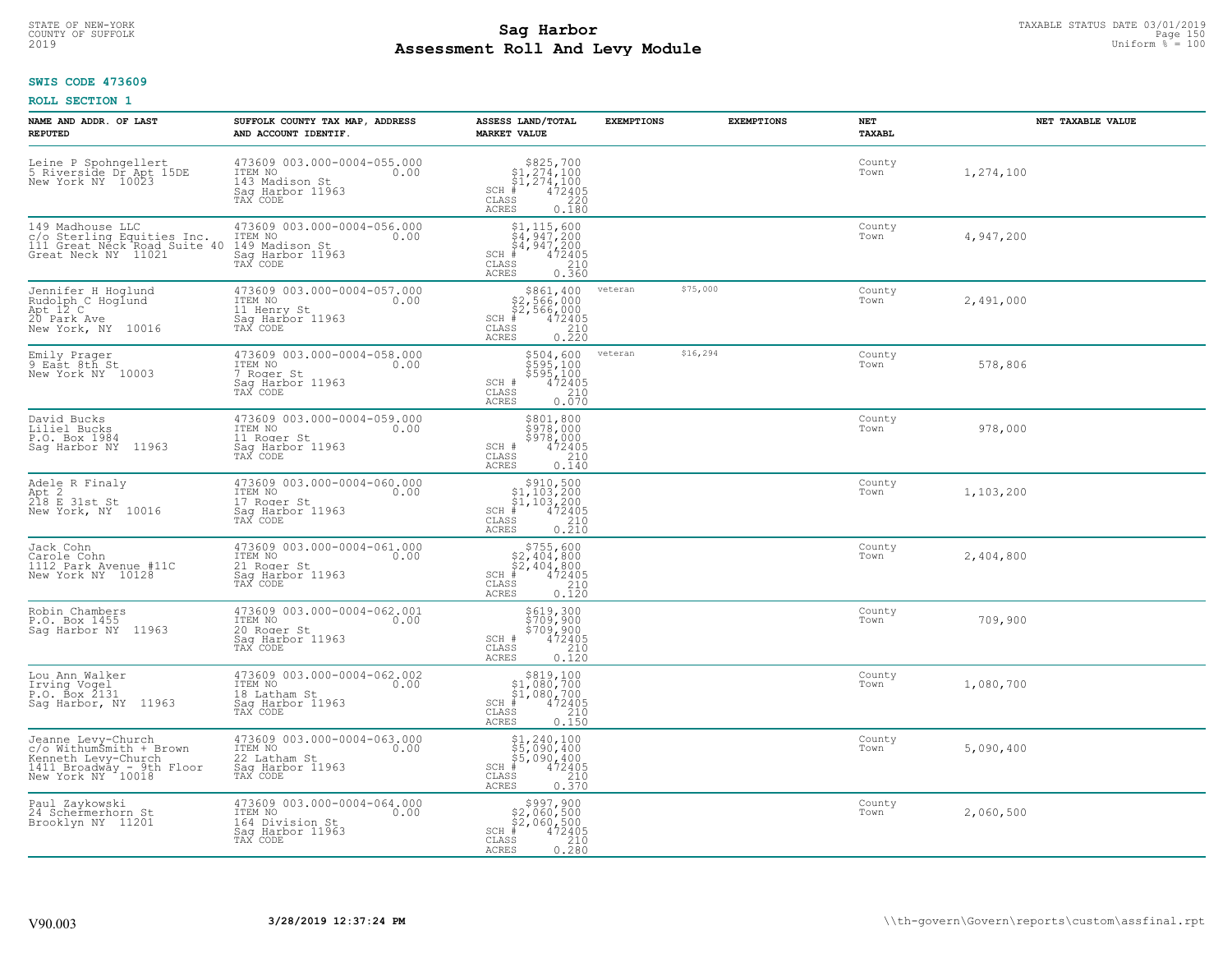STATE OF NEW-YORK
COUNTY OF SUFFOLK
2019

# Sag Harbor
## Assessment Roll And Levy Module

TAXABLE STATUS DATE 03/01/2019
Uniform % = 100

**SWIS CODE 473609**

**ROLL SECTION 1**

| NAME AND ADDR. OF LAST REPUTED | SUFFOLK COUNTY TAX MAP, ADDRESS AND ACCOUNT IDENTIF. | ASSESS LAND/TOTAL MARKET VALUE | EXEMPTIONS | EXEMPTIONS | NET TAXABL | NET TAXABLE VALUE |
|---|---|---|---|---|---|---|
| Leine P Spohngellert<br>5 Riverside Dr Apt 15DE<br>New York NY 10023 | 473609 003.000-0004-055.000<br>ITEM NO 0.00<br>143 Madison St<br>Sag Harbor 11963<br>TAX CODE | $825,700<br>$1,274,100<br>$1,274,100<br>SCH # 472405<br>CLASS 220<br>ACRES 0.180 | | | County<br>Town | 1,274,100 |
| 149 Madhouse LLC<br>c/o Sterling Equities Inc.<br>111 Great Neck Road Suite 40<br>Great Neck NY 11021 | 473609 003.000-0004-056.000<br>ITEM NO 0.00<br>149 Madison St<br>Sag Harbor 11963<br>TAX CODE | $1,115,600<br>$4,947,200<br>$4,947,200<br>SCH # 472405<br>CLASS 210<br>ACRES 0.360 | | | County<br>Town | 4,947,200 |
| Jennifer H Hoglund<br>Rudolph C Hoglund<br>Apt 12 C<br>20 Park Ave<br>New York, NY 10016 | 473609 003.000-0004-057.000<br>ITEM NO 0.00<br>11 Henry St<br>Sag Harbor 11963<br>TAX CODE | $861,400<br>$2,566,000<br>$2,566,000<br>SCH # 472405<br>CLASS 210<br>ACRES 0.220 | veteran | $75,000 | County<br>Town | 2,491,000 |
| Emily Prager<br>9 East 8th St<br>New York NY 10003 | 473609 003.000-0004-058.000<br>ITEM NO 0.00<br>7 Roger St<br>Sag Harbor 11963<br>TAX CODE | $504,600<br>$595,100<br>$595,100<br>SCH # 472405<br>CLASS 210<br>ACRES 0.070 | veteran | $16,294 | County<br>Town | 578,806 |
| David Bucks<br>Liliel Bucks<br>P.O. Box 1984<br>Sag Harbor NY 11963 | 473609 003.000-0004-059.000<br>ITEM NO 0.00<br>11 Roger St<br>Sag Harbor 11963<br>TAX CODE | $801,800<br>$978,000<br>$978,000<br>SCH # 472405<br>CLASS 210<br>ACRES 0.140 | | | County<br>Town | 978,000 |
| Adele R Finaly<br>Apt 2<br>218 E 31st St<br>New York, NY 10016 | 473609 003.000-0004-060.000<br>ITEM NO 0.00<br>17 Roger St<br>Sag Harbor 11963<br>TAX CODE | $910,500<br>$1,103,200<br>$1,103,200<br>SCH # 472405<br>CLASS 210<br>ACRES 0.210 | | | County<br>Town | 1,103,200 |
| Jack Cohn<br>Carole Cohn<br>1112 Park Avenue #11C<br>New York NY 10128 | 473609 003.000-0004-061.000<br>ITEM NO 0.00<br>21 Roger St<br>Sag Harbor 11963<br>TAX CODE | $755,600<br>$2,404,800<br>$2,404,800<br>SCH # 472405<br>CLASS 210<br>ACRES 0.120 | | | County<br>Town | 2,404,800 |
| Robin Chambers<br>P.O. Box 1455<br>Sag Harbor NY 11963 | 473609 003.000-0004-062.001<br>ITEM NO 0.00<br>20 Roger St<br>Sag Harbor 11963<br>TAX CODE | $619,300<br>$709,900<br>$709,900<br>SCH # 472405<br>CLASS 210<br>ACRES 0.120 | | | County<br>Town | 709,900 |
| Lou Ann Walker<br>Irving Vogel<br>P.O. Box 2131<br>Sag Harbor, NY 11963 | 473609 003.000-0004-062.002<br>ITEM NO 0.00<br>18 Latham St<br>Sag Harbor 11963<br>TAX CODE | $819,100<br>$1,080,700<br>$1,080,700<br>SCH # 472405<br>CLASS 210<br>ACRES 0.150 | | | County<br>Town | 1,080,700 |
| Jeanne Levy-Church<br>c/o WithumSmith + Brown<br>Kenneth Levy-Church<br>1411 Broadway - 9th Floor<br>New York NY 10018 | 473609 003.000-0004-063.000<br>ITEM NO 0.00<br>22 Latham St<br>Sag Harbor 11963<br>TAX CODE | $1,240,100<br>$5,090,400<br>$5,090,400<br>SCH # 472405<br>CLASS 210<br>ACRES 0.370 | | | County<br>Town | 5,090,400 |
| Paul Zaykowski<br>24 Schermerhorn St<br>Brooklyn NY 11201 | 473609 003.000-0004-064.000<br>ITEM NO 0.00<br>164 Division St<br>Sag Harbor 11963<br>TAX CODE | $997,900<br>$2,060,500<br>$2,060,500<br>SCH # 472405<br>CLASS 210<br>ACRES 0.280 | | | County<br>Town | 2,060,500 |

V90.003 3/28/2019 12:37:24 PM \\th-govern\Govern\reports\custom\assfinal.rpt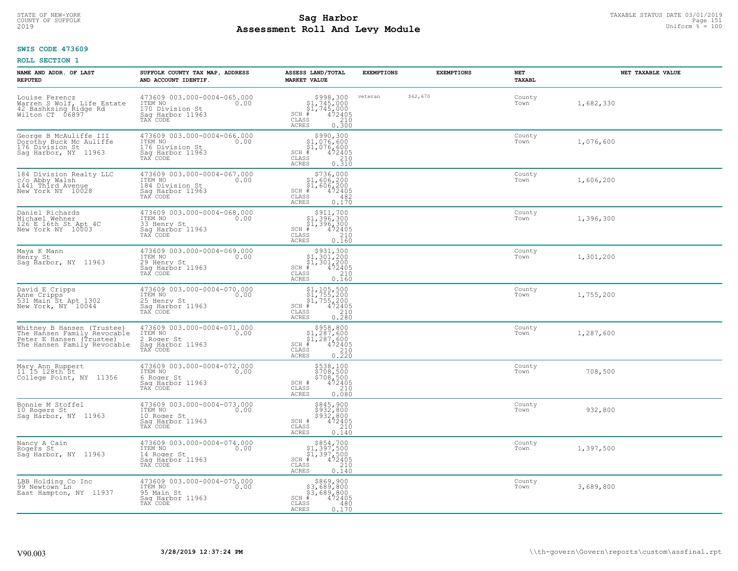STATE OF NEW-YORK
COUNTY OF SUFFOLK
2019

# Sag Harbor
# Assessment Roll And Levy Module

TAXABLE STATUS DATE 03/01/2019
Uniform % = 100

**SWIS CODE 473609**

**ROLL SECTION 1**

| NAME AND ADDR. OF LAST REPUTED | SUFFOLK COUNTY TAX MAP, ADDRESS AND ACCOUNT IDENTIF. | ASSESS LAND/TOTAL MARKET VALUE | EXEMPTIONS | EXEMPTIONS | NET TAXABL | NET TAXABLE VALUE |
|---|---|---|---|---|---|---|
| Louise Ferencz<br>Warren S Wolf, Life Estate<br>42 Bashksing Ridge Rd<br>Wilton CT 06897 | 473609 003.000-0004-065.000<br>ITEM NO 0.00<br>170 Division St<br>Sag Harbor 11963<br>TAX CODE | $998,300<br>$1,745,000<br>$1,745,000<br>SCH # 472405<br>CLASS 210<br>ACRES 0.300 | veteran $62,670 | | County<br>Town | 1,682,330 |
| George B McAuliffe III<br>Dorothy Buck Mc Auliffe<br>176 Division St<br>Sag Harbor, NY 11963 | 473609 003.000-0004-066.000<br>ITEM NO 0.00<br>176 Division St<br>Sag Harbor 11963<br>TAX CODE | $990,300<br>$1,076,600<br>$1,076,600<br>SCH # 472405<br>CLASS 210<br>ACRES 0.310 | | | County<br>Town | 1,076,600 |
| 184 Division Realty LLC<br>c/o Abby Walsh<br>1441 Third Avenue<br>New York NY 10028 | 473609 003.000-0004-067.000<br>ITEM NO 0.00<br>184 Division St<br>Sag Harbor 11963<br>TAX CODE | $736,000<br>$1,606,200<br>$1,606,200<br>SCH # 472405<br>CLASS 482<br>ACRES 0.170 | | | County<br>Town | 1,606,200 |
| Daniel Richards<br>Michael Wehner<br>126 E 16th St Apt 4C<br>New York NY 10003 | 473609 003.000-0004-068.000<br>ITEM NO 0.00<br>33 Henry St<br>Sag Harbor 11963<br>TAX CODE | $911,700<br>$1,396,300<br>$1,396,300<br>SCH # 472405<br>CLASS 210<br>ACRES 0.160 | | | County<br>Town | 1,396,300 |
| Maya K Mann<br>Henry St<br>Sag Harbor, NY 11963 | 473609 003.000-0004-069.000<br>ITEM NO 0.00<br>29 Henry St<br>Sag Harbor 11963<br>TAX CODE | $931,300<br>$1,301,200<br>$1,301,200<br>SCH # 472405<br>CLASS 210<br>ACRES 0.160 | | | County<br>Town | 1,301,200 |
| David E Cripps<br>Anne Cripps<br>531 Main St Apt 1302<br>New York, NY 10044 | 473609 003.000-0004-070.000<br>ITEM NO 0.00<br>25 Henry St<br>Sag Harbor 11963<br>TAX CODE | $1,105,500<br>$1,755,200<br>$1,755,200<br>SCH # 472405<br>CLASS 210<br>ACRES 0.280 | | | County<br>Town | 1,755,200 |
| Whitney B Hansen (Trustee)<br>The Hansen Family Revocable<br>Peter E Hansen (Trustee)<br>The Hansen Family Revocable | 473609 003.000-0004-071.000<br>ITEM NO 0.00<br>2 Roger St<br>Sag Harbor 11963<br>TAX CODE | $958,800<br>$1,287,600<br>$1,287,600<br>SCH # 472405<br>CLASS 210<br>ACRES 0.220 | | | County<br>Town | 1,287,600 |
| Mary Ann Ruppert<br>11 15 128th St<br>College Point, NY 11356 | 473609 003.000-0004-072.000<br>ITEM NO 0.00<br>6 Roger St<br>Sag Harbor 11963<br>TAX CODE | $538,100<br>$708,500<br>$708,500<br>SCH # 472405<br>CLASS 210<br>ACRES 0.080 | | | County<br>Town | 708,500 |
| Bonnie M Stoffel<br>10 Rogers St<br>Sag Harbor, NY 11963 | 473609 003.000-0004-073.000<br>ITEM NO 0.00<br>10 Roger St<br>Sag Harbor 11963<br>TAX CODE | $845,900<br>$932,800<br>$932,800<br>SCH # 472405<br>CLASS 210<br>ACRES 0.140 | | | County<br>Town | 932,800 |
| Nancy A Cain<br>Rogers St<br>Sag Harbor, NY 11963 | 473609 003.000-0004-074.000<br>ITEM NO 0.00<br>14 Roger St<br>Sag Harbor 11963<br>TAX CODE | $854,700<br>$1,397,500<br>$1,397,500<br>SCH # 472405<br>CLASS 210<br>ACRES 0.140 | | | County<br>Town | 1,397,500 |
| LBB Holding Co Inc<br>99 Newtown Ln<br>East Hampton, NY 11937 | 473609 003.000-0004-075.000<br>ITEM NO 0.00<br>95 Main St<br>Sag Harbor 11963<br>TAX CODE | $869,900<br>$3,689,800<br>$3,689,800<br>SCH # 472405<br>CLASS 480<br>ACRES 0.170 | | | County<br>Town | 3,689,800 |

V90.003 3/28/2019 12:37:24 PM \\th-govern\Govern\reports\custom\assfinal.rpt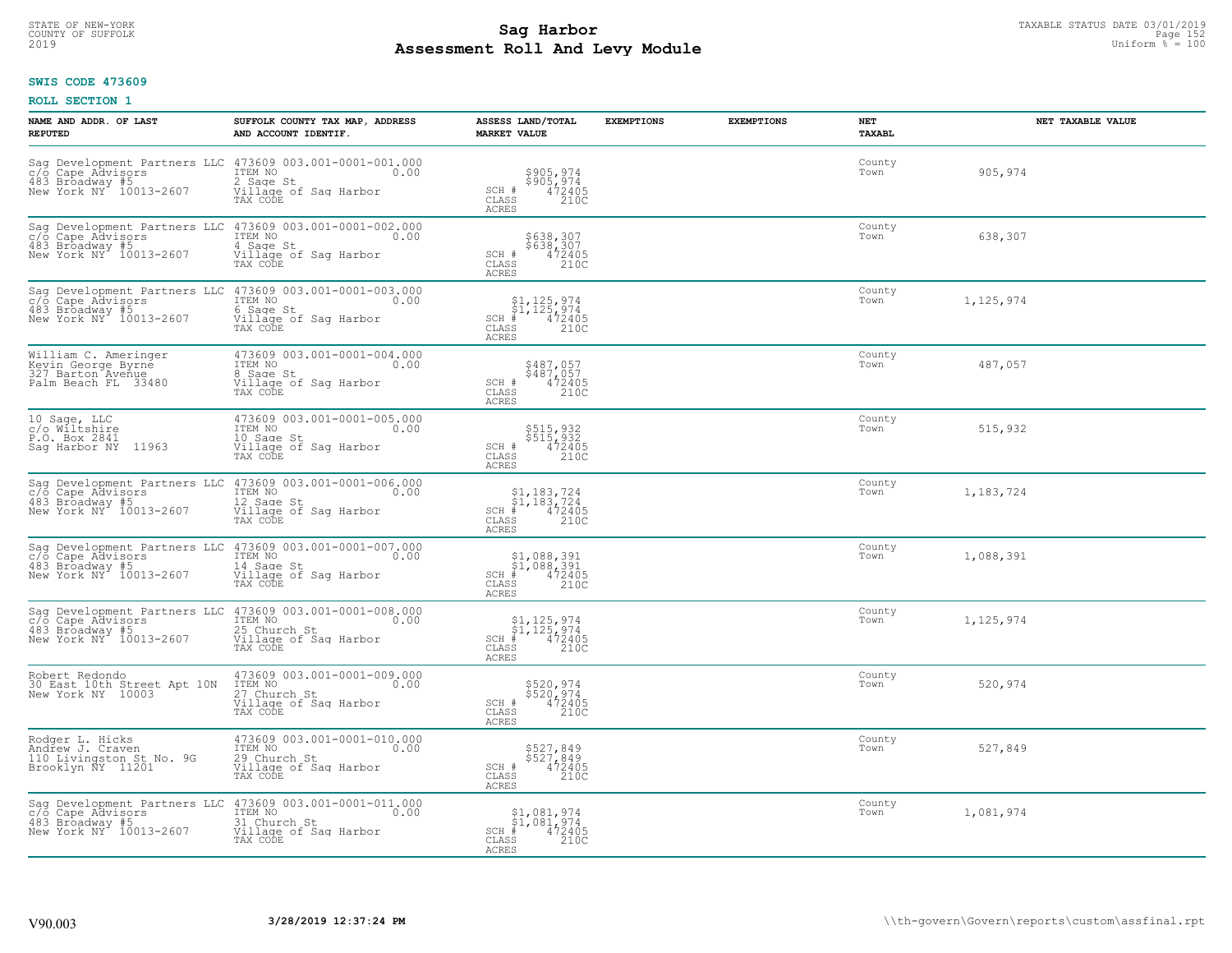STATE OF NEW-YORK
COUNTY OF SUFFOLK
2019

# Sag Harbor
## Assessment Roll And Levy Module

TAXABLE STATUS DATE 03/01/2019
Uniform % = 100

**SWIS CODE 473609**

**ROLL SECTION 1**

| NAME AND ADDR. OF LAST REPUTED | SUFFOLK COUNTY TAX MAP, ADDRESS AND ACCOUNT IDENTIF. | ASSESS LAND/TOTAL MARKET VALUE | EXEMPTIONS | EXEMPTIONS | NET TAXABL | NET TAXABLE VALUE |
|---|---|---|---|---|---|---|
| Sag Development Partners LLC c/o Cape Advisors 483 Broadway #5 New York NY 10013-2607 | 473609 003.001-0001-001.000 ITEM NO 0.00 2 Sage St Village of Sag Harbor TAX CODE | $905,974 $905,974 SCH # 472405 CLASS 210C ACRES | | | County Town | 905,974 |
| Sag Development Partners LLC c/o Cape Advisors 483 Broadway #5 New York NY 10013-2607 | 473609 003.001-0001-002.000 ITEM NO 0.00 4 Sage St Village of Sag Harbor TAX CODE | $638,307 $638,307 SCH # 472405 CLASS 210C ACRES | | | County Town | 638,307 |
| Sag Development Partners LLC c/o Cape Advisors 483 Broadway #5 New York NY 10013-2607 | 473609 003.001-0001-003.000 ITEM NO 0.00 6 Sage St Village of Sag Harbor TAX CODE | $1,125,974 $1,125,974 SCH # 472405 CLASS 210C ACRES | | | County Town | 1,125,974 |
| William C. Ameringer Kevin George Byrne 327 Barton Avenue Palm Beach FL 33480 | 473609 003.001-0001-004.000 ITEM NO 0.00 8 Sage St Village of Sag Harbor TAX CODE | $487,057 $487,057 SCH # 472405 CLASS 210C ACRES | | | County Town | 487,057 |
| 10 Sage, LLC c/o Wiltshire P.O. Box 2841 Sag Harbor NY 11963 | 473609 003.001-0001-005.000 ITEM NO 0.00 10 Sage St Village of Sag Harbor TAX CODE | $515,932 $515,932 SCH # 472405 CLASS 210C ACRES | | | County Town | 515,932 |
| Sag Development Partners LLC c/o Cape Advisors 483 Broadway #5 New York NY 10013-2607 | 473609 003.001-0001-006.000 ITEM NO 0.00 12 Sage St Village of Sag Harbor TAX CODE | $1,183,724 $1,183,724 SCH # 472405 CLASS 210C ACRES | | | County Town | 1,183,724 |
| Sag Development Partners LLC c/o Cape Advisors 483 Broadway #5 New York NY 10013-2607 | 473609 003.001-0001-007.000 ITEM NO 0.00 14 Sage St Village of Sag Harbor TAX CODE | $1,088,391 $1,088,391 SCH # 472405 CLASS 210C ACRES | | | County Town | 1,088,391 |
| Sag Development Partners LLC c/o Cape Advisors 483 Broadway #5 New York NY 10013-2607 | 473609 003.001-0001-008.000 ITEM NO 0.00 25 Church St Village of Sag Harbor TAX CODE | $1,125,974 $1,125,974 SCH # 472405 CLASS 210C ACRES | | | County Town | 1,125,974 |
| Robert Redondo 30 East 10th Street Apt 10N New York NY 10003 | 473609 003.001-0001-009.000 ITEM NO 0.00 27 Church St Village of Sag Harbor TAX CODE | $520,974 $520,974 SCH # 472405 CLASS 210C ACRES | | | County Town | 520,974 |
| Rodger L. Hicks Andrew J. Craven 110 Livingston St No. 9G Brooklyn NY 11201 | 473609 003.001-0001-010.000 ITEM NO 0.00 29 Church St Village of Sag Harbor TAX CODE | $527,849 $527,849 SCH # 472405 CLASS 210C ACRES | | | County Town | 527,849 |
| Sag Development Partners LLC c/o Cape Advisors 483 Broadway #5 New York NY 10013-2607 | 473609 003.001-0001-011.000 ITEM NO 0.00 31 Church St Village of Sag Harbor TAX CODE | $1,081,974 $1,081,974 SCH # 472405 CLASS 210C ACRES | | | County Town | 1,081,974 |

V90.003 3/28/2019 12:37:24 PM \\th-govern\Govern\reports\custom\assfinal.rpt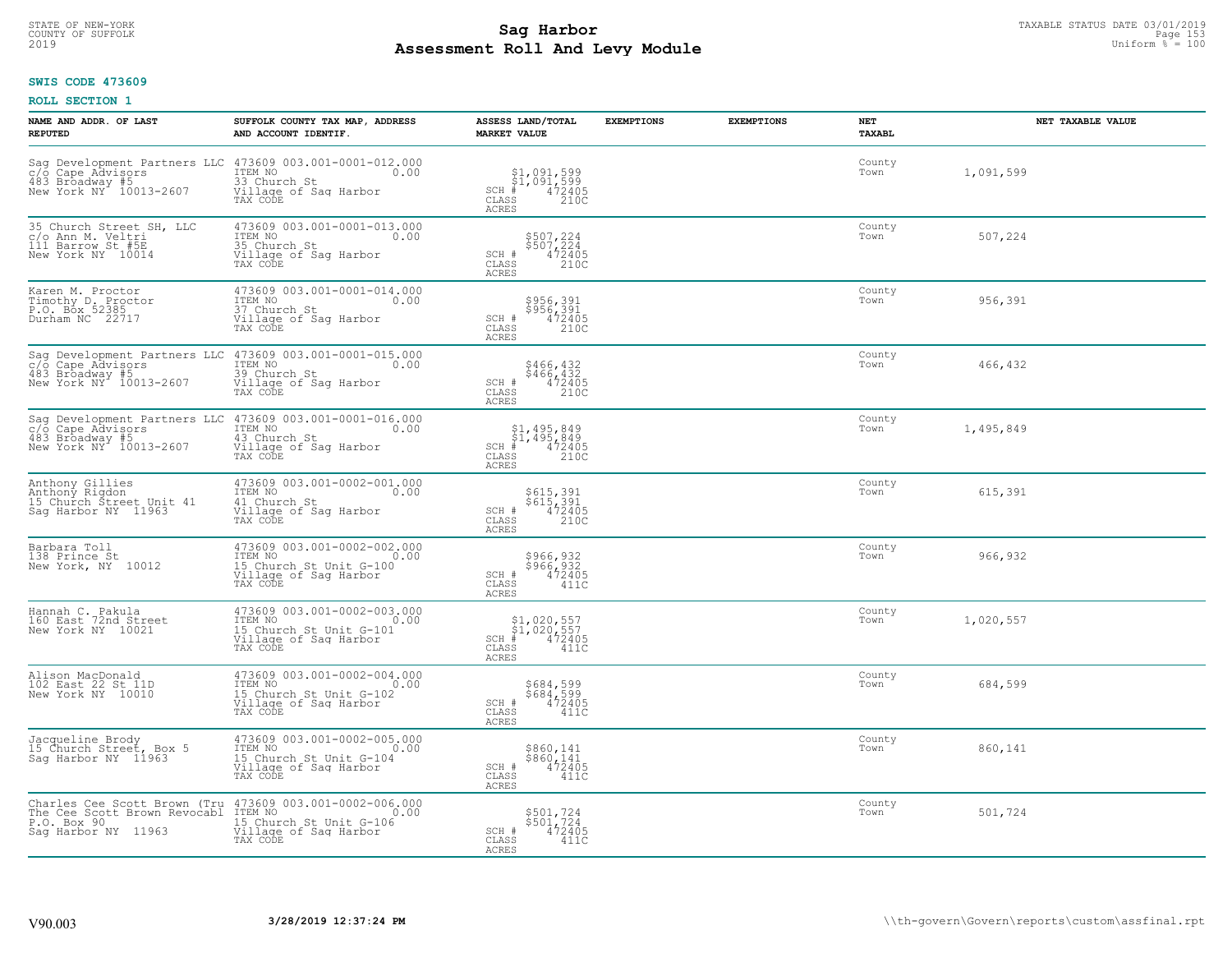STATE OF NEW-YORK
COUNTY OF SUFFOLK
2019

# Sag Harbor
## Assessment Roll And Levy Module

TAXABLE STATUS DATE 03/01/2019
Uniform % = 100

**SWIS CODE 473609**

**ROLL SECTION 1**

| NAME AND ADDR. OF LAST REPUTED | SUFFOLK COUNTY TAX MAP, ADDRESS AND ACCOUNT IDENTIF. | ASSESS LAND/TOTAL MARKET VALUE | EXEMPTIONS | EXEMPTIONS | NET TAXABL | NET TAXABLE VALUE |
|---|---|---|---|---|---|---|
| Sag Development Partners LLC<br>c/o Cape Advisors<br>483 Broadway #5<br>New York NY 10013-2607 | 473609 003.001-0001-012.000<br>ITEM NO 0.00<br>33 Church St<br>Village of Sag Harbor<br>TAX CODE | $1,091,599<br>$1,091,599<br>SCH # 472405<br>CLASS 210C<br>ACRES | | | County<br>Town | 1,091,599 |
| 35 Church Street SH, LLC<br>c/o Ann M. Veltri<br>111 Barrow St #5E<br>New York NY 10014 | 473609 003.001-0001-013.000<br>ITEM NO 0.00<br>35 Church St<br>Village of Sag Harbor<br>TAX CODE | $507,224<br>$507,224<br>SCH # 472405<br>CLASS 210C<br>ACRES | | | County<br>Town | 507,224 |
| Karen M. Proctor<br>Timothy D. Proctor<br>P.O. Box 52385<br>Durham NC 22717 | 473609 003.001-0001-014.000<br>ITEM NO 0.00<br>37 Church St<br>Village of Sag Harbor<br>TAX CODE | $956,391<br>$956,391<br>SCH # 472405<br>CLASS 210C<br>ACRES | | | County<br>Town | 956,391 |
| Sag Development Partners LLC<br>c/o Cape Advisors<br>483 Broadway #5<br>New York NY 10013-2607 | 473609 003.001-0001-015.000<br>ITEM NO 0.00<br>39 Church St<br>Village of Sag Harbor<br>TAX CODE | $466,432<br>$466,432<br>SCH # 472405<br>CLASS 210C<br>ACRES | | | County<br>Town | 466,432 |
| Sag Development Partners LLC<br>c/o Cape Advisors<br>483 Broadway #5<br>New York NY 10013-2607 | 473609 003.001-0001-016.000<br>ITEM NO 0.00<br>43 Church St<br>Village of Sag Harbor<br>TAX CODE | $1,495,849<br>$1,495,849<br>SCH # 472405<br>CLASS 210C<br>ACRES | | | County<br>Town | 1,495,849 |
| Anthony Gillies<br>Anthony Rigdon<br>15 Church Street Unit 41<br>Sag Harbor NY 11963 | 473609 003.001-0002-001.000<br>ITEM NO 0.00<br>41 Church St<br>Village of Sag Harbor<br>TAX CODE | $615,391<br>$615,391<br>SCH # 472405<br>CLASS 210C<br>ACRES | | | County<br>Town | 615,391 |
| Barbara Toll<br>138 Prince St<br>New York, NY 10012 | 473609 003.001-0002-002.000<br>ITEM NO 0.00<br>15 Church St Unit G-100<br>Village of Sag Harbor<br>TAX CODE | $966,932<br>$966,932<br>SCH # 472405<br>CLASS 411C<br>ACRES | | | County<br>Town | 966,932 |
| Hannah C. Pakula<br>160 East 72nd Street<br>New York NY 10021 | 473609 003.001-0002-003.000<br>ITEM NO 0.00<br>15 Church St Unit G-101<br>Village of Sag Harbor<br>TAX CODE | $1,020,557<br>$1,020,557<br>SCH # 472405<br>CLASS 411C<br>ACRES | | | County<br>Town | 1,020,557 |
| Alison MacDonald<br>102 East 22 St 11D<br>New York NY 10010 | 473609 003.001-0002-004.000<br>ITEM NO 0.00<br>15 Church St Unit G-102<br>Village of Sag Harbor<br>TAX CODE | $684,599<br>$684,599<br>SCH # 472405<br>CLASS 411C<br>ACRES | | | County<br>Town | 684,599 |
| Jacqueline Brody<br>15 Church Street, Box 5<br>Sag Harbor NY 11963 | 473609 003.001-0002-005.000<br>ITEM NO 0.00<br>15 Church St Unit G-104<br>Village of Sag Harbor<br>TAX CODE | $860,141<br>$860,141<br>SCH # 472405<br>CLASS 411C<br>ACRES | | | County<br>Town | 860,141 |
| Charles Cee Scott Brown (Tru<br>The Cee Scott Brown Revocabl<br>P.O. Box 90<br>Sag Harbor NY 11963 | 473609 003.001-0002-006.000<br>ITEM NO 0.00<br>15 Church St Unit G-106<br>Village of Sag Harbor<br>TAX CODE | $501,724<br>$501,724<br>SCH # 472405<br>CLASS 411C<br>ACRES | | | County<br>Town | 501,724 |

V90.003 3/28/2019 12:37:24 PM \\th-govern\Govern\reports\custom\assfinal.rpt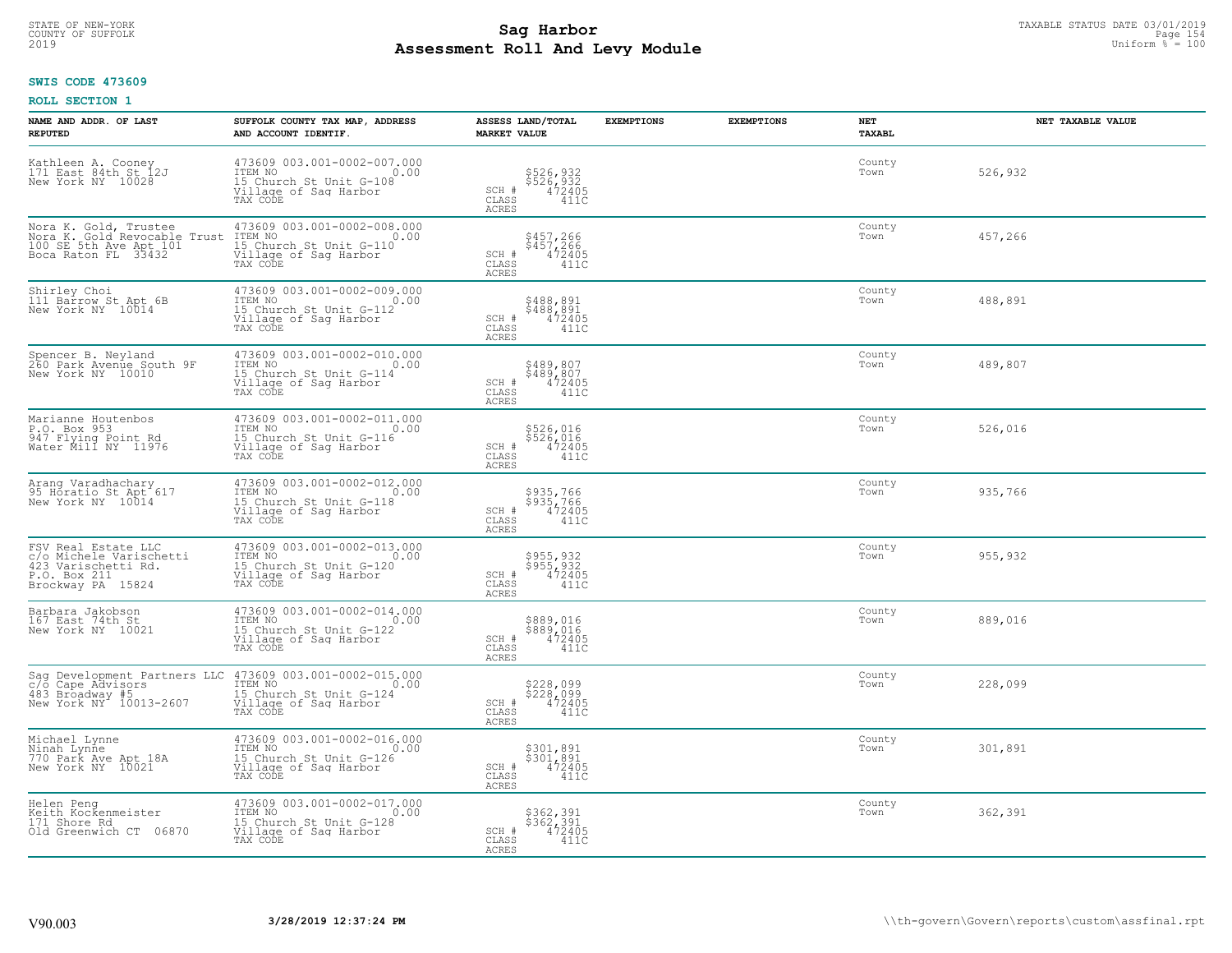STATE OF NEW-YORK
COUNTY OF SUFFOLK
2019

# Sag Harbor
# Assessment Roll And Levy Module

TAXABLE STATUS DATE 03/01/2019
Uniform % = 100

**SWIS CODE 473609**

**ROLL SECTION 1**

| NAME AND ADDR. OF LAST REPUTED | SUFFOLK COUNTY TAX MAP, ADDRESS AND ACCOUNT IDENTIF. | ASSESS LAND/TOTAL MARKET VALUE | EXEMPTIONS | EXEMPTIONS | NET TAXABL | NET TAXABLE VALUE |
|---|---|---|---|---|---|---|
| Kathleen A. Cooney<br>171 East 84th St 12J<br>New York NY 10028 | 473609 003.001-0002-007.000<br>ITEM NO 0.00<br>15 Church St Unit G-108<br>Village of Sag Harbor<br>TAX CODE | $526,932<br>$526,932<br>SCH # 472405<br>CLASS 411C<br>ACRES | | | County<br>Town | 526,932 |
| Nora K. Gold, Trustee<br>Nora K. Gold Revocable Trust<br>100 SE 5th Ave Apt 101<br>Boca Raton FL 33432 | 473609 003.001-0002-008.000<br>ITEM NO 0.00<br>15 Church St Unit G-110<br>Village of Sag Harbor<br>TAX CODE | $457,266<br>$457,266<br>SCH # 472405<br>CLASS 411C<br>ACRES | | | County<br>Town | 457,266 |
| Shirley Choi<br>111 Barrow St Apt 6B<br>New York NY 10014 | 473609 003.001-0002-009.000<br>ITEM NO 0.00<br>15 Church St Unit G-112<br>Village of Sag Harbor<br>TAX CODE | $488,891<br>$488,891<br>SCH # 472405<br>CLASS 411C<br>ACRES | | | County<br>Town | 488,891 |
| Spencer B. Neyland<br>260 Park Avenue South 9F<br>New York NY 10010 | 473609 003.001-0002-010.000<br>ITEM NO 0.00<br>15 Church St Unit G-114<br>Village of Sag Harbor<br>TAX CODE | $489,807<br>$489,807<br>SCH # 472405<br>CLASS 411C<br>ACRES | | | County<br>Town | 489,807 |
| Marianne Houtenbos<br>P.O. Box 953<br>947 Flying Point Rd<br>Water Mill NY 11976 | 473609 003.001-0002-011.000<br>ITEM NO 0.00<br>15 Church St Unit G-116<br>Village of Sag Harbor<br>TAX CODE | $526,016<br>$526,016<br>SCH # 472405<br>CLASS 411C<br>ACRES | | | County<br>Town | 526,016 |
| Arang Varadhachary<br>95 Horatio St Apt 617<br>New York NY 10014 | 473609 003.001-0002-012.000<br>ITEM NO 0.00<br>15 Church St Unit G-118<br>Village of Sag Harbor<br>TAX CODE | $935,766<br>$935,766<br>SCH # 472405<br>CLASS 411C<br>ACRES | | | County<br>Town | 935,766 |
| FSV Real Estate LLC<br>c/o Michele Varischetti<br>423 Varischetti Rd.<br>P.O. Box 211<br>Brockway PA 15824 | 473609 003.001-0002-013.000<br>ITEM NO 0.00<br>15 Church St Unit G-120<br>Village of Sag Harbor<br>TAX CODE | $955,932<br>$955,932<br>SCH # 472405<br>CLASS 411C<br>ACRES | | | County<br>Town | 955,932 |
| Barbara Jakobson<br>167 East 74th St<br>New York NY 10021 | 473609 003.001-0002-014.000<br>ITEM NO 0.00<br>15 Church St Unit G-122<br>Village of Sag Harbor<br>TAX CODE | $889,016<br>$889,016<br>SCH # 472405<br>CLASS 411C<br>ACRES | | | County<br>Town | 889,016 |
| Sag Development Partners LLC<br>c/o Cape Advisors<br>483 Broadway #5<br>New York NY 10013-2607 | 473609 003.001-0002-015.000<br>ITEM NO 0.00<br>15 Church St Unit G-124<br>Village of Sag Harbor<br>TAX CODE | $228,099<br>$228,099<br>SCH # 472405<br>CLASS 411C<br>ACRES | | | County<br>Town | 228,099 |
| Michael Lynne<br>Ninah Lynne<br>770 Park Ave Apt 18A<br>New York NY 10021 | 473609 003.001-0002-016.000<br>ITEM NO 0.00<br>15 Church St Unit G-126<br>Village of Sag Harbor<br>TAX CODE | $301,891<br>$301,891<br>SCH # 472405<br>CLASS 411C<br>ACRES | | | County<br>Town | 301,891 |
| Helen Peng<br>Keith Kockenmeister<br>171 Shore Rd<br>Old Greenwich CT 06870 | 473609 003.001-0002-017.000<br>ITEM NO 0.00<br>15 Church St Unit G-128<br>Village of Sag Harbor<br>TAX CODE | $362,391<br>$362,391<br>SCH # 472405<br>CLASS 411C<br>ACRES | | | County<br>Town | 362,391 |

V90.003 3/28/2019 12:37:24 PM \\th-govern\Govern\reports\custom\assfinal.rpt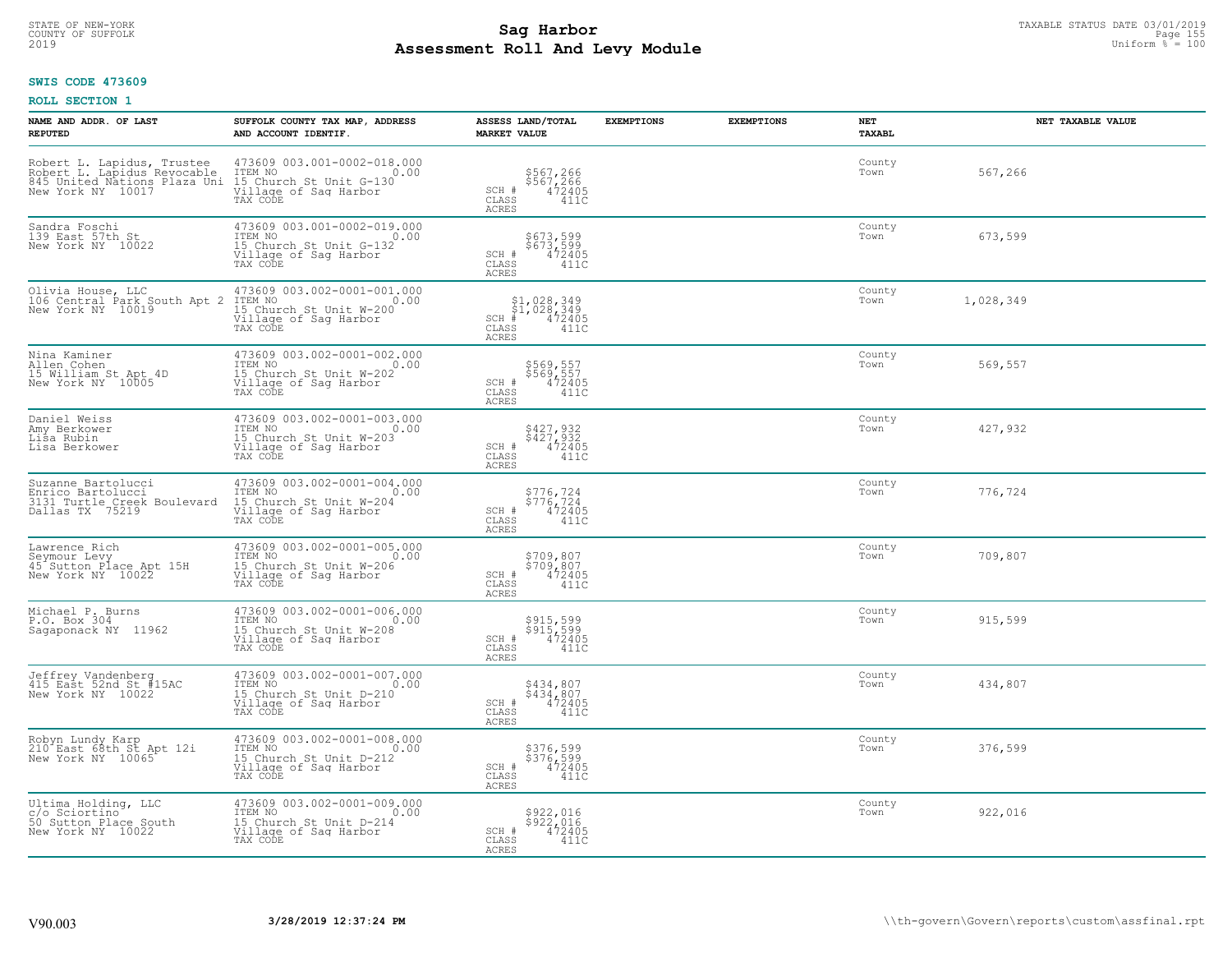STATE OF NEW-YORK
COUNTY OF SUFFOLK
2019

# Sag Harbor
# Assessment Roll And Levy Module

TAXABLE STATUS DATE 03/01/2019
Uniform % = 100

**SWIS CODE 473609**

**ROLL SECTION 1**

| NAME AND ADDR. OF LAST REPUTED | SUFFOLK COUNTY TAX MAP, ADDRESS AND ACCOUNT IDENTIF. | ASSESS LAND/TOTAL MARKET VALUE | EXEMPTIONS | EXEMPTIONS | NET TAXABL | NET TAXABLE VALUE |
|---|---|---|---|---|---|---|
| Robert L. Lapidus, Trustee<br>Robert L. Lapidus Revocable<br>845 United Nations Plaza Uni<br>New York NY 10017 | 473609 003.001-0002-018.000<br>ITEM NO 0.00<br>15 Church St Unit G-130<br>Village of Sag Harbor<br>TAX CODE | $567,266<br>$567,266<br>SCH # 472405<br>CLASS 411C<br>ACRES | | | County<br>Town | 567,266 |
| Sandra Foschi<br>139 East 57th St<br>New York NY 10022 | 473609 003.001-0002-019.000<br>ITEM NO 0.00<br>15 Church St Unit G-132<br>Village of Sag Harbor<br>TAX CODE | $673,599<br>$673,599<br>SCH # 472405<br>CLASS 411C<br>ACRES | | | County<br>Town | 673,599 |
| Olivia House, LLC<br>106 Central Park South Apt 2<br>New York NY 10019 | 473609 003.002-0001-001.000<br>ITEM NO 0.00<br>15 Church St Unit W-200<br>Village of Sag Harbor<br>TAX CODE | $1,028,349<br>$1,028,349<br>SCH # 472405<br>CLASS 411C<br>ACRES | | | County<br>Town | 1,028,349 |
| Nina Kaminer<br>Allen Cohen<br>15 William St Apt 4D<br>New York NY 10005 | 473609 003.002-0001-002.000<br>ITEM NO 0.00<br>15 Church St Unit W-202<br>Village of Sag Harbor<br>TAX CODE | $569,557<br>$569,557<br>SCH # 472405<br>CLASS 411C<br>ACRES | | | County<br>Town | 569,557 |
| Daniel Weiss<br>Amy Berkower<br>Lisa Rubin<br>Lisa Berkower | 473609 003.002-0001-003.000<br>ITEM NO 0.00<br>15 Church St Unit W-203<br>Village of Sag Harbor<br>TAX CODE | $427,932<br>$427,932<br>SCH # 472405<br>CLASS 411C<br>ACRES | | | County<br>Town | 427,932 |
| Suzanne Bartolucci<br>Enrico Bartolucci<br>3131 Turtle Creek Boulevard<br>Dallas TX 75219 | 473609 003.002-0001-004.000<br>ITEM NO 0.00<br>15 Church St Unit W-204<br>Village of Sag Harbor<br>TAX CODE | $776,724<br>$776,724<br>SCH # 472405<br>CLASS 411C<br>ACRES | | | County<br>Town | 776,724 |
| Lawrence Rich<br>Seymour Levy<br>45 Sutton Place Apt 15H<br>New York NY 10022 | 473609 003.002-0001-005.000<br>ITEM NO 0.00<br>15 Church St Unit W-206<br>Village of Sag Harbor<br>TAX CODE | $709,807<br>$709,807<br>SCH # 472405<br>CLASS 411C<br>ACRES | | | County<br>Town | 709,807 |
| Michael P. Burns<br>P.O. Box 304<br>Sagaponack NY 11962 | 473609 003.002-0001-006.000<br>ITEM NO 0.00<br>15 Church St Unit W-208<br>Village of Sag Harbor<br>TAX CODE | $915,599<br>$915,599<br>SCH # 472405<br>CLASS 411C<br>ACRES | | | County<br>Town | 915,599 |
| Jeffrey Vandenberg<br>415 East 52nd St #15AC<br>New York NY 10022 | 473609 003.002-0001-007.000<br>ITEM NO 0.00<br>15 Church St Unit D-210<br>Village of Sag Harbor<br>TAX CODE | $434,807<br>$434,807<br>SCH # 472405<br>CLASS 411C<br>ACRES | | | County<br>Town | 434,807 |
| Robyn Lundy Karp<br>210 East 68th St Apt 12i<br>New York NY 10065 | 473609 003.002-0001-008.000<br>ITEM NO 0.00<br>15 Church St Unit D-212<br>Village of Sag Harbor<br>TAX CODE | $376,599<br>$376,599<br>SCH # 472405<br>CLASS 411C<br>ACRES | | | County<br>Town | 376,599 |
| Ultima Holding, LLC<br>c/o Sciortino<br>50 Sutton Place South<br>New York NY 10022 | 473609 003.002-0001-009.000<br>ITEM NO 0.00<br>15 Church St Unit D-214<br>Village of Sag Harbor<br>TAX CODE | $922,016<br>$922,016<br>SCH # 472405<br>CLASS 411C<br>ACRES | | | County<br>Town | 922,016 |

V90.003 **3/28/2019 12:37:24 PM** \\th-govern\Govern\reports\custom\assfinal.rpt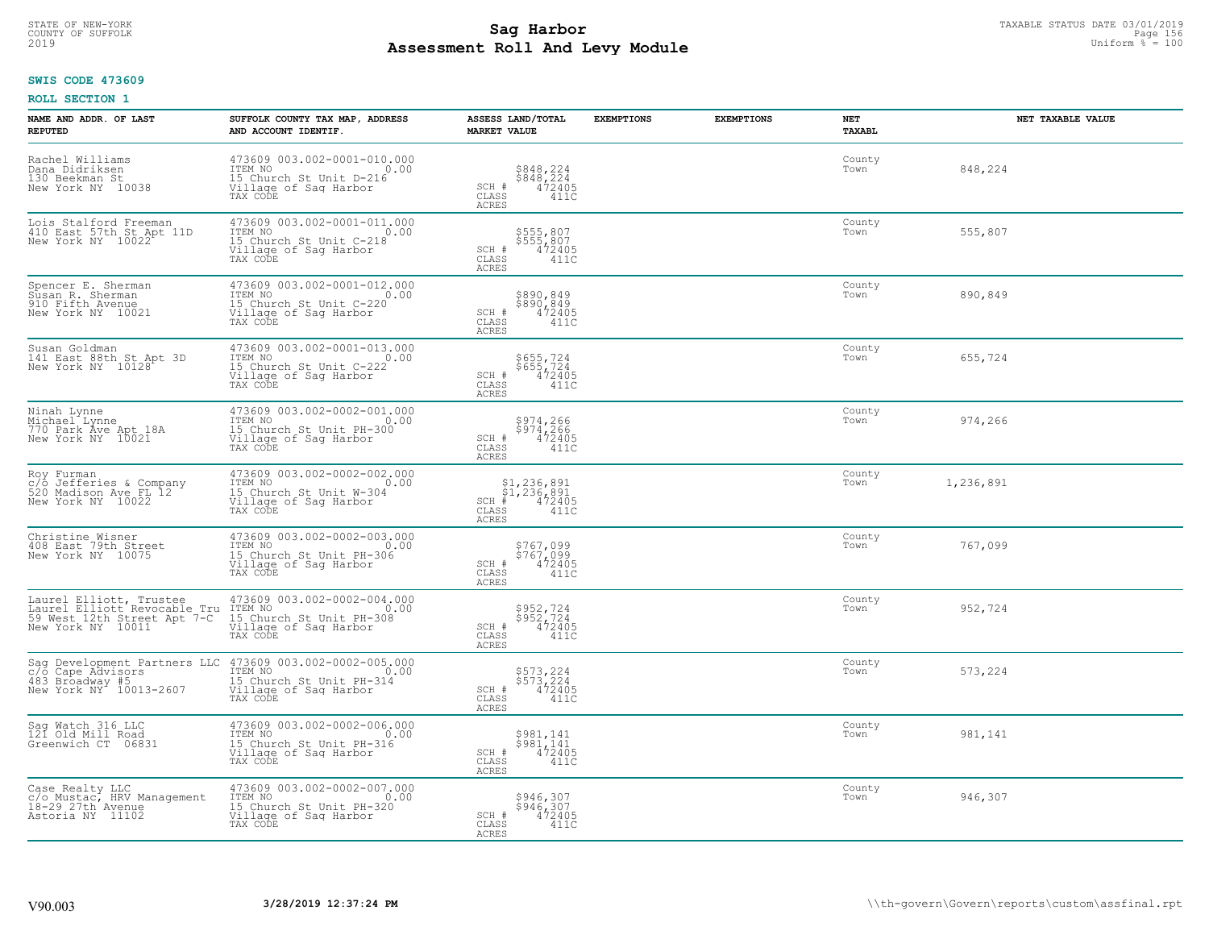STATE OF NEW-YORK
COUNTY OF SUFFOLK
2019

# Sag Harbor
## Assessment Roll And Levy Module

TAXABLE STATUS DATE 03/01/2019
Uniform % = 100

**SWIS CODE 473609**

**ROLL SECTION 1**

| NAME AND ADDR. OF LAST REPUTED | SUFFOLK COUNTY TAX MAP, ADDRESS AND ACCOUNT IDENTIF. | ASSESS LAND/TOTAL MARKET VALUE | EXEMPTIONS | EXEMPTIONS | NET TAXABL | NET TAXABLE VALUE |
|---|---|---|---|---|---|---|
| Rachel Williams<br>Dana Didriksen<br>130 Beekman St<br>New York NY 10038 | 473609 003.002-0001-010.000<br>ITEM NO 0.00<br>15 Church St Unit D-216<br>Village of Sag Harbor<br>TAX CODE | $848,224<br>$848,224<br>SCH # 472405<br>CLASS 411C<br>ACRES | | | County<br>Town | 848,224 |
| Lois Stalford Freeman<br>410 East 57th St Apt 11D<br>New York NY 10022 | 473609 003.002-0001-011.000<br>ITEM NO 0.00<br>15 Church St Unit C-218<br>Village of Sag Harbor<br>TAX CODE | $555,807<br>$555,807<br>SCH # 472405<br>CLASS 411C<br>ACRES | | | County<br>Town | 555,807 |
| Spencer E. Sherman<br>Susan R. Sherman<br>910 Fifth Avenue<br>New York NY 10021 | 473609 003.002-0001-012.000<br>ITEM NO 0.00<br>15 Church St Unit C-220<br>Village of Sag Harbor<br>TAX CODE | $890,849<br>$890,849<br>SCH # 472405<br>CLASS 411C<br>ACRES | | | County<br>Town | 890,849 |
| Susan Goldman<br>141 East 88th St Apt 3D<br>New York NY 10128 | 473609 003.002-0001-013.000<br>ITEM NO 0.00<br>15 Church St Unit C-222<br>Village of Sag Harbor<br>TAX CODE | $655,724<br>$655,724<br>SCH # 472405<br>CLASS 411C<br>ACRES | | | County<br>Town | 655,724 |
| Ninah Lynne<br>Michael Lynne<br>770 Park Ave Apt 18A<br>New York NY 10021 | 473609 003.002-0002-001.000<br>ITEM NO 0.00<br>15 Church St Unit PH-300<br>Village of Sag Harbor<br>TAX CODE | $974,266<br>$974,266<br>SCH # 472405<br>CLASS 411C<br>ACRES | | | County<br>Town | 974,266 |
| Roy Furman<br>c/o Jefferies & Company<br>520 Madison Ave FL 12<br>New York NY 10022 | 473609 003.002-0002-002.000<br>ITEM NO 0.00<br>15 Church St Unit W-304<br>Village of Sag Harbor<br>TAX CODE | $1,236,891<br>$1,236,891<br>SCH # 472405<br>CLASS 411C<br>ACRES | | | County<br>Town | 1,236,891 |
| Christine Wisner<br>408 East 79th Street<br>New York NY 10075 | 473609 003.002-0002-003.000<br>ITEM NO 0.00<br>15 Church St Unit PH-306<br>Village of Sag Harbor<br>TAX CODE | $767,099<br>$767,099<br>SCH # 472405<br>CLASS 411C<br>ACRES | | | County<br>Town | 767,099 |
| Laurel Elliott, Trustee<br>Laurel Elliott Revocable Tru<br>59 West 12th Street Apt 7-C<br>New York NY 10011 | 473609 003.002-0002-004.000<br>ITEM NO 0.00<br>15 Church St Unit PH-308<br>Village of Sag Harbor<br>TAX CODE | $952,724<br>$952,724<br>SCH # 472405<br>CLASS 411C<br>ACRES | | | County<br>Town | 952,724 |
| Sag Development Partners LLC<br>c/o Cape Advisors<br>483 Broadway #5<br>New York NY 10013-2607 | 473609 003.002-0002-005.000<br>ITEM NO 0.00<br>15 Church St Unit PH-314<br>Village of Sag Harbor<br>TAX CODE | $573,224<br>$573,224<br>SCH # 472405<br>CLASS 411C<br>ACRES | | | County<br>Town | 573,224 |
| Sag Watch 316 LLC<br>121 Old Mill Road<br>Greenwich CT 06831 | 473609 003.002-0002-006.000<br>ITEM NO 0.00<br>15 Church St Unit PH-316<br>Village of Sag Harbor<br>TAX CODE | $981,141<br>$981,141<br>SCH # 472405<br>CLASS 411C<br>ACRES | | | County<br>Town | 981,141 |
| Case Realty LLC<br>c/o Mustac, HRV Management<br>18-29 27th Avenue<br>Astoria NY 11102 | 473609 003.002-0002-007.000<br>ITEM NO 0.00<br>15 Church St Unit PH-320<br>Village of Sag Harbor<br>TAX CODE | $946,307<br>$946,307<br>SCH # 472405<br>CLASS 411C<br>ACRES | | | County<br>Town | 946,307 |

V90.003 **3/28/2019 12:37:24 PM** \\th-govern\Govern\reports\custom\assfinal.rpt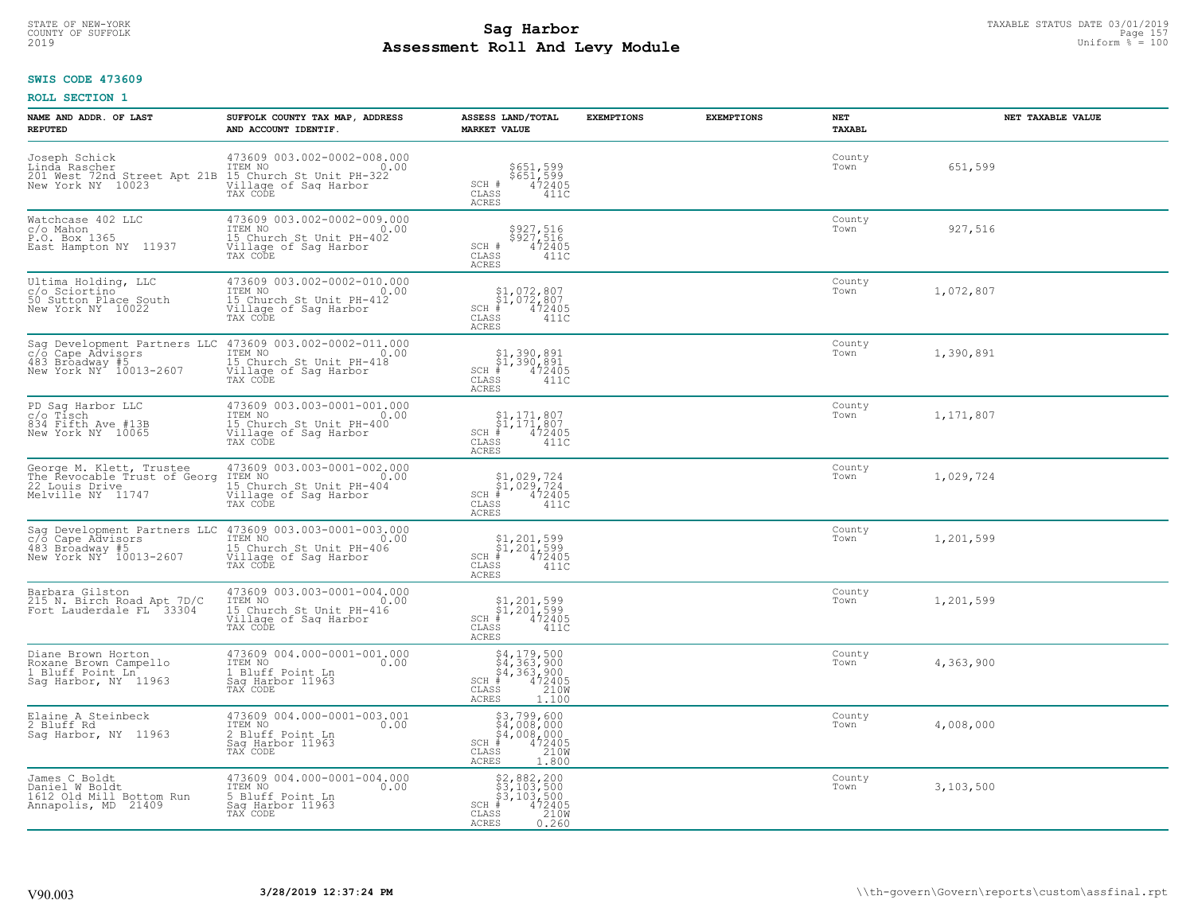STATE OF NEW-YORK
COUNTY OF SUFFOLK
2019

# Sag Harbor
## Assessment Roll And Levy Module

TAXABLE STATUS DATE 03/01/2019
Uniform % = 100

**SWIS CODE 473609**

**ROLL SECTION 1**

| NAME AND ADDR. OF LAST REPUTED | SUFFOLK COUNTY TAX MAP, ADDRESS AND ACCOUNT IDENTIF. | ASSESS LAND/TOTAL MARKET VALUE | EXEMPTIONS | EXEMPTIONS | NET TAXABL | NET TAXABLE VALUE |
|---|---|---|---|---|---|---|
| Joseph Schick<br>Linda Rascher<br>201 West 72nd Street Apt 21B<br>New York NY 10023 | 473609 003.002-0002-008.000<br>ITEM NO 0.00<br>15 Church St Unit PH-322<br>Village of Sag Harbor<br>TAX CODE | $651,599<br>$651,599<br>SCH # 472405<br>CLASS 411C<br>ACRES | | | County<br>Town | 651,599 |
| Watchcase 402 LLC<br>c/o Mahon<br>P.O. Box 1365<br>East Hampton NY 11937 | 473609 003.002-0002-009.000<br>ITEM NO 0.00<br>15 Church St Unit PH-402<br>Village of Sag Harbor<br>TAX CODE | $927,516<br>$927,516<br>SCH # 472405<br>CLASS 411C<br>ACRES | | | County<br>Town | 927,516 |
| Ultima Holding, LLC<br>c/o Sciortino<br>50 Sutton Place South<br>New York NY 10022 | 473609 003.002-0002-010.000<br>ITEM NO 0.00<br>15 Church St Unit PH-412<br>Village of Sag Harbor<br>TAX CODE | $1,072,807<br>$1,072,807<br>SCH # 472405<br>CLASS 411C<br>ACRES | | | County<br>Town | 1,072,807 |
| Sag Development Partners LLC<br>c/o Cape Advisors<br>483 Broadway #5<br>New York NY 10013-2607 | 473609 003.002-0002-011.000<br>ITEM NO 0.00<br>15 Church St Unit PH-418<br>Village of Sag Harbor<br>TAX CODE | $1,390,891<br>$1,390,891<br>SCH # 472405<br>CLASS 411C<br>ACRES | | | County<br>Town | 1,390,891 |
| PD Sag Harbor LLC<br>c/o Tisch<br>834 Fifth Ave #13B<br>New York NY 10065 | 473609 003.003-0001-001.000<br>ITEM NO 0.00<br>15 Church St Unit PH-400<br>Village of Sag Harbor<br>TAX CODE | $1,171,807<br>$1,171,807<br>SCH # 472405<br>CLASS 411C<br>ACRES | | | County<br>Town | 1,171,807 |
| George M. Klett, Trustee<br>The Revocable Trust of Georg<br>22 Louis Drive<br>Melville NY 11747 | 473609 003.003-0001-002.000<br>ITEM NO 0.00<br>15 Church St Unit PH-404<br>Village of Sag Harbor<br>TAX CODE | $1,029,724<br>$1,029,724<br>SCH # 472405<br>CLASS 411C<br>ACRES | | | County<br>Town | 1,029,724 |
| Sag Development Partners LLC<br>c/o Cape Advisors<br>483 Broadway #5<br>New York NY 10013-2607 | 473609 003.003-0001-003.000<br>ITEM NO 0.00<br>15 Church St Unit PH-406<br>Village of Sag Harbor<br>TAX CODE | $1,201,599<br>$1,201,599<br>SCH # 472405<br>CLASS 411C<br>ACRES | | | County<br>Town | 1,201,599 |
| Barbara Gilston<br>215 N. Birch Road Apt 7D/C<br>Fort Lauderdale FL 33304 | 473609 003.003-0001-004.000<br>ITEM NO 0.00<br>15 Church St Unit PH-416<br>Village of Sag Harbor<br>TAX CODE | $1,201,599<br>$1,201,599<br>SCH # 472405<br>CLASS 411C<br>ACRES | | | County<br>Town | 1,201,599 |
| Diane Brown Horton<br>Roxane Brown Campello<br>1 Bluff Point Ln<br>Sag Harbor, NY 11963 | 473609 004.000-0001-001.000<br>ITEM NO 0.00<br>1 Bluff Point Ln<br>Sag Harbor 11963<br>TAX CODE | $4,179,500<br>$4,363,900<br>$4,363,900<br>SCH # 472405<br>CLASS 210W<br>ACRES 1.100 | | | County<br>Town | 4,363,900 |
| Elaine A Steinbeck<br>2 Bluff Rd<br>Sag Harbor, NY 11963 | 473609 004.000-0001-003.001<br>ITEM NO 0.00<br>2 Bluff Point Ln<br>Sag Harbor 11963<br>TAX CODE | $3,799,600<br>$4,008,000<br>$4,008,000<br>SCH # 472405<br>CLASS 210W<br>ACRES 1.800 | | | County<br>Town | 4,008,000 |
| James C Boldt<br>Daniel W Boldt<br>1612 Old Mill Bottom Run<br>Annapolis, MD 21409 | 473609 004.000-0001-004.000<br>ITEM NO 0.00<br>5 Bluff Point Ln<br>Sag Harbor 11963<br>TAX CODE | $2,882,200<br>$3,103,500<br>$3,103,500<br>SCH # 472405<br>CLASS 210W<br>ACRES 0.260 | | | County<br>Town | 3,103,500 |

V90.003 3/28/2019 12:37:24 PM \\th-govern\Govern\reports\custom\assfinal.rpt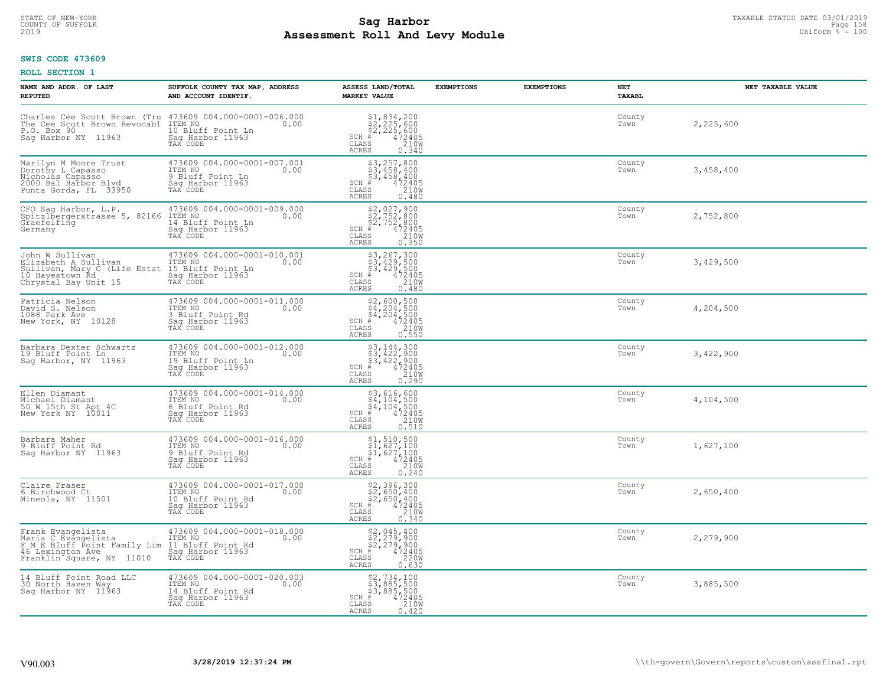STATE OF NEW-YORK
COUNTY OF SUFFOLK
2019

# Sag Harbor
## Assessment Roll And Levy Module

TAXABLE STATUS DATE 03/01/2019
Uniform % = 100

**SWIS CODE 473609**

**ROLL SECTION 1**

| NAME AND ADDR. OF LAST REPUTED | SUFFOLK COUNTY TAX MAP, ADDRESS AND ACCOUNT IDENTIF. | ASSESS LAND/TOTAL MARKET VALUE | EXEMPTIONS | EXEMPTIONS | NET TAXABL | NET TAXABLE VALUE |
|---|---|---|---|---|---|---|
| Charles Cee Scott Brown (Tru<br>The Cee Scott Brown Revocabl<br>P.O. Box 90<br>Sag Harbor NY 11963 | 473609 004.000-0001-006.000<br>ITEM NO 0.00<br>10 Bluff Point Ln<br>Sag Harbor 11963<br>TAX CODE | $1,834,200<br>$2,225,600<br>$2,225,600<br>SCH # 472405<br>CLASS 210W<br>ACRES 0.340 | | | County<br>Town | 2,225,600 |
| Marilyn M Moore Trust<br>Dorothy L Capasso<br>Nicholas Capasso<br>2000 Bal Harbor Blvd<br>Punta Gorda, FL 33950 | 473609 004.000-0001-007.001<br>ITEM NO 0.00<br>9 Bluff Point Ln<br>Sag Harbor 11963<br>TAX CODE | $3,257,800<br>$3,458,400<br>$3,458,400<br>SCH # 472405<br>CLASS 210W<br>ACRES 0.480 | | | County<br>Town | 3,458,400 |
| CFO Sag Harbor, L.P.<br>Spitzlbergerstrasse 5, 82166<br>Graefelfing<br>Germany | 473609 004.000-0001-009.000<br>ITEM NO 0.00<br>14 Bluff Point Ln<br>Sag Harbor 11963<br>TAX CODE | $2,027,900<br>$2,752,800<br>$2,752,800<br>SCH # 472405<br>CLASS 210W<br>ACRES 0.350 | | | County<br>Town | 2,752,800 |
| John W Sullivan<br>Elizabeth A Sullivan<br>Sullivan, Mary C (Life Estat<br>10 Hayestown Rd<br>Chrystal Bay Unit 15 | 473609 004.000-0001-010.001<br>ITEM NO 0.00<br>15 Bluff Point Ln<br>Sag Harbor 11963<br>TAX CODE | $3,267,300<br>$3,429,500<br>$3,429,500<br>SCH # 472405<br>CLASS 210W<br>ACRES 0.480 | | | County<br>Town | 3,429,500 |
| Patricia Nelson<br>David S. Nelson<br>1088 Park Ave<br>New York, NY 10128 | 473609 004.000-0001-011.000<br>ITEM NO 0.00<br>3 Bluff Point Rd<br>Sag Harbor 11963<br>TAX CODE | $2,600,500<br>$4,204,500<br>$4,204,500<br>SCH # 472405<br>CLASS 210W<br>ACRES 0.550 | | | County<br>Town | 4,204,500 |
| Barbara Dexter Schwartz<br>19 Bluff Point Ln<br>Sag Harbor, NY 11963 | 473609 004.000-0001-012.000<br>ITEM NO 0.00<br>19 Bluff Point Ln<br>Sag Harbor 11963<br>TAX CODE | $3,144,300<br>$3,422,900<br>$3,422,900<br>SCH # 472405<br>CLASS 210W<br>ACRES 0.290 | | | County<br>Town | 3,422,900 |
| Ellen Diamant<br>Michael Diamant<br>50 W 15th St Apt 4C<br>New York NY 10011 | 473609 004.000-0001-014.000<br>ITEM NO 0.00<br>6 Bluff Point Rd<br>Sag Harbor 11963<br>TAX CODE | $3,616,600<br>$4,104,500<br>$4,104,500<br>SCH # 472405<br>CLASS 210W<br>ACRES 0.510 | | | County<br>Town | 4,104,500 |
| Barbara Maher<br>9 Bluff Point Rd<br>Sag Harbor NY 11963 | 473609 004.000-0001-016.000<br>ITEM NO 0.00<br>9 Bluff Point Rd<br>Sag Harbor 11963<br>TAX CODE | $1,510,500<br>$1,627,100<br>$1,627,100<br>SCH # 472405<br>CLASS 210W<br>ACRES 0.240 | | | County<br>Town | 1,627,100 |
| Claire Fraser<br>6 Birchwood Ct<br>Mineola, NY 11501 | 473609 004.000-0001-017.000<br>ITEM NO 0.00<br>10 Bluff Point Rd<br>Sag Harbor 11963<br>TAX CODE | $2,396,300<br>$2,650,400<br>$2,650,400<br>SCH # 472405<br>CLASS 210W<br>ACRES 0.340 | | | County<br>Town | 2,650,400 |
| Frank Evangelista<br>Maria C Evangelista<br>F M E Bluff Point Family Lim<br>46 Lexington Ave<br>Franklin Square, NY 11010 | 473609 004.000-0001-018.000<br>ITEM NO 0.00<br>11 Bluff Point Rd<br>Sag Harbor 11963<br>TAX CODE | $2,045,400<br>$2,279,900<br>$2,279,900<br>SCH # 472405<br>CLASS 220W<br>ACRES 0.630 | | | County<br>Town | 2,279,900 |
| 14 Bluff Point Road LLC<br>30 North Haven Way<br>Sag Harbor NY 11963 | 473609 004.000-0001-020.003<br>ITEM NO 0.00<br>14 Bluff Point Rd<br>Sag Harbor 11963<br>TAX CODE | $2,734,100<br>$3,885,500<br>$3,885,500<br>SCH # 472405<br>CLASS 210W<br>ACRES 0.420 | | | County<br>Town | 3,885,500 |

V90.003 3/28/2019 12:37:24 PM \\th-govern\Govern\reports\custom\assfinal.rpt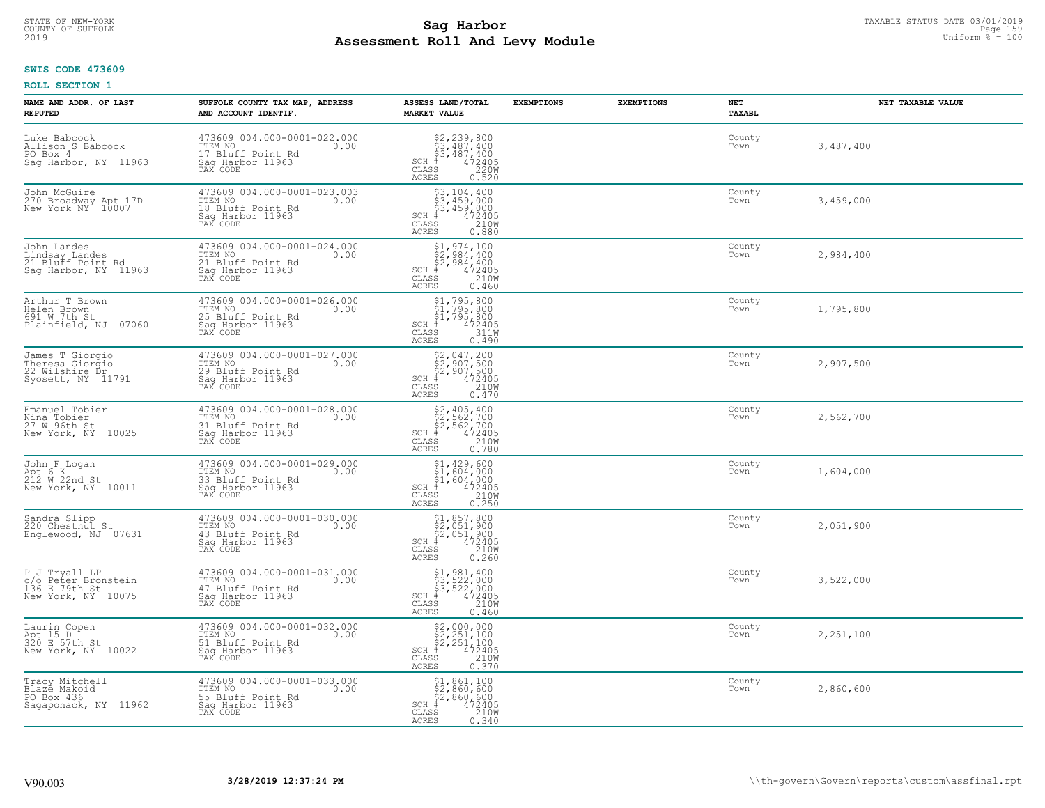STATE OF NEW-YORK
COUNTY OF SUFFOLK
2019

# Sag Harbor
# Assessment Roll And Levy Module

TAXABLE STATUS DATE 03/01/2019
Uniform % = 100

**SWIS CODE 473609**

**ROLL SECTION 1**

| NAME AND ADDR. OF LAST REPUTED | SUFFOLK COUNTY TAX MAP, ADDRESS AND ACCOUNT IDENTIF. | ASSESS LAND/TOTAL MARKET VALUE | EXEMPTIONS | EXEMPTIONS | NET TAXABL | NET TAXABLE VALUE |
|---|---|---|---|---|---|---|
| Luke Babcock<br>Allison S Babcock<br>PO Box 4<br>Sag Harbor, NY 11963 | 473609 004.000-0001-022.000<br>ITEM NO 0.00<br>17 Bluff Point Rd<br>Sag Harbor 11963<br>TAX CODE | $2,239,800<br>$3,487,400<br>$3,487,400<br>SCH # 472405<br>CLASS 220W<br>ACRES 0.520 | | | County<br>Town | 3,487,400 |
| John McGuire<br>270 Broadway Apt 17D<br>New York NY 10007 | 473609 004.000-0001-023.003<br>ITEM NO 0.00<br>18 Bluff Point Rd<br>Sag Harbor 11963<br>TAX CODE | $3,104,400<br>$3,459,000<br>$3,459,000<br>SCH # 472405<br>CLASS 210W<br>ACRES 0.880 | | | County<br>Town | 3,459,000 |
| John Landes<br>Lindsay Landes<br>21 Bluff Point Rd<br>Sag Harbor, NY 11963 | 473609 004.000-0001-024.000<br>ITEM NO 0.00<br>21 Bluff Point Rd<br>Sag Harbor 11963<br>TAX CODE | $1,974,100<br>$2,984,400<br>$2,984,400<br>SCH # 472405<br>CLASS 210W<br>ACRES 0.460 | | | County<br>Town | 2,984,400 |
| Arthur T Brown<br>Helen Brown<br>691 W 7th St<br>Plainfield, NJ 07060 | 473609 004.000-0001-026.000<br>ITEM NO 0.00<br>25 Bluff Point Rd<br>Sag Harbor 11963<br>TAX CODE | $1,795,800<br>$1,795,800<br>$1,795,800<br>SCH # 472405<br>CLASS 311W<br>ACRES 0.490 | | | County<br>Town | 1,795,800 |
| James T Giorgio<br>Theresa Giorgio<br>22 Wilshire Dr<br>Syosett, NY 11791 | 473609 004.000-0001-027.000<br>ITEM NO 0.00<br>29 Bluff Point Rd<br>Sag Harbor 11963<br>TAX CODE | $2,047,200<br>$2,907,500<br>$2,907,500<br>SCH # 472405<br>CLASS 210W<br>ACRES 0.470 | | | County<br>Town | 2,907,500 |
| Emanuel Tobier<br>Nina Tobier<br>27 W 96th St<br>New York, NY 10025 | 473609 004.000-0001-028.000<br>ITEM NO 0.00<br>31 Bluff Point Rd<br>Sag Harbor 11963<br>TAX CODE | $2,405,400<br>$2,562,700<br>$2,562,700<br>SCH # 472405<br>CLASS 210W<br>ACRES 0.780 | | | County<br>Town | 2,562,700 |
| John F Logan<br>Apt 6 K<br>212 W 22nd St<br>New York, NY 10011 | 473609 004.000-0001-029.000<br>ITEM NO 0.00<br>33 Bluff Point Rd<br>Sag Harbor 11963<br>TAX CODE | $1,429,600<br>$1,604,000<br>$1,604,000<br>SCH # 472405<br>CLASS 210W<br>ACRES 0.250 | | | County<br>Town | 1,604,000 |
| Sandra Slipp<br>220 Chestnut St<br>Englewood, NJ 07631 | 473609 004.000-0001-030.000<br>ITEM NO 0.00<br>43 Bluff Point Rd<br>Sag Harbor 11963<br>TAX CODE | $1,857,800<br>$2,051,900<br>$2,051,900<br>SCH # 472405<br>CLASS 210W<br>ACRES 0.260 | | | County<br>Town | 2,051,900 |
| P J Tryall LP<br>c/o Peter Bronstein<br>136 E 79th St<br>New York, NY 10075 | 473609 004.000-0001-031.000<br>ITEM NO 0.00<br>47 Bluff Point Rd<br>Sag Harbor 11963<br>TAX CODE | $1,981,400<br>$3,522,000<br>$3,522,000<br>SCH # 472405<br>CLASS 210W<br>ACRES 0.460 | | | County<br>Town | 3,522,000 |
| Laurin Copen<br>Apt 15 D<br>320 E 57th St<br>New York, NY 10022 | 473609 004.000-0001-032.000<br>ITEM NO 0.00<br>51 Bluff Point Rd<br>Sag Harbor 11963<br>TAX CODE | $2,000,000<br>$2,251,100<br>$2,251,100<br>SCH # 472405<br>CLASS 210W<br>ACRES 0.370 | | | County<br>Town | 2,251,100 |
| Tracy Mitchell<br>Blaze Makoid<br>PO Box 436<br>Sagaponack, NY 11962 | 473609 004.000-0001-033.000<br>ITEM NO 0.00<br>55 Bluff Point Rd<br>Sag Harbor 11963<br>TAX CODE | $1,861,100<br>$2,860,600<br>$2,860,600<br>SCH # 472405<br>CLASS 210W<br>ACRES 0.340 | | | County<br>Town | 2,860,600 |

V90.003 3/28/2019 12:37:24 PM \\th-govern\Govern\reports\custom\assfinal.rpt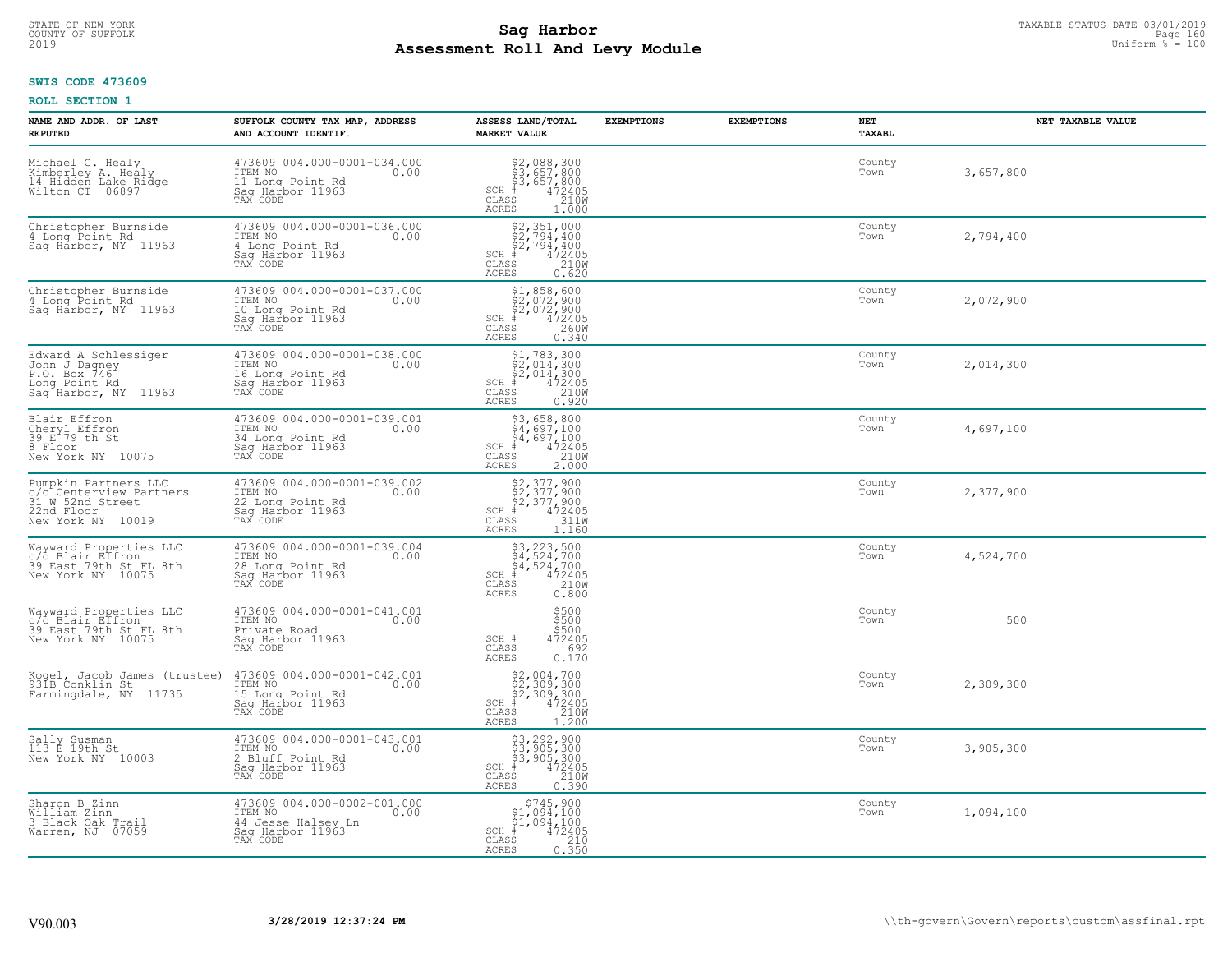STATE OF NEW-YORK
COUNTY OF SUFFOLK
2019

# Sag Harbor
## Assessment Roll And Levy Module

TAXABLE STATUS DATE 03/01/2019
Uniform % = 100

**SWIS CODE 473609**

**ROLL SECTION 1**

| NAME AND ADDR. OF LAST REPUTED | SUFFOLK COUNTY TAX MAP, ADDRESS AND ACCOUNT IDENTIF. | ASSESS LAND/TOTAL MARKET VALUE | EXEMPTIONS | EXEMPTIONS | NET TAXABL | NET TAXABLE VALUE |
|---|---|---|---|---|---|---|
| Michael C. Healy<br>Kimberley A. Healy<br>14 Hidden Lake Ridge<br>Wilton CT 06897 | 473609 004.000-0001-034.000<br>ITEM NO 0.00<br>11 Long Point Rd<br>Sag Harbor 11963<br>TAX CODE | $2,088,300<br>$3,657,800<br>$3,657,800<br>SCH # 472405<br>CLASS 210W<br>ACRES 1.000 | | | County<br>Town | 3,657,800 |
| Christopher Burnside<br>4 Long Point Rd<br>Sag Harbor, NY 11963 | 473609 004.000-0001-036.000<br>ITEM NO 0.00<br>4 Long Point Rd<br>Sag Harbor 11963<br>TAX CODE | $2,351,000<br>$2,794,400<br>$2,794,400<br>SCH # 472405<br>CLASS 210W<br>ACRES 0.620 | | | County<br>Town | 2,794,400 |
| Christopher Burnside<br>4 Long Point Rd<br>Sag Harbor, NY 11963 | 473609 004.000-0001-037.000<br>ITEM NO 0.00<br>10 Long Point Rd<br>Sag Harbor 11963<br>TAX CODE | $1,858,600<br>$2,072,900<br>$2,072,900<br>SCH # 472405<br>CLASS 260W<br>ACRES 0.340 | | | County<br>Town | 2,072,900 |
| Edward A Schlessiger<br>John J Dagney<br>P.O. Box 746<br>Long Point Rd<br>Sag Harbor, NY 11963 | 473609 004.000-0001-038.000<br>ITEM NO 0.00<br>16 Long Point Rd<br>Sag Harbor 11963<br>TAX CODE | $1,783,300<br>$2,014,300<br>$2,014,300<br>SCH # 472405<br>CLASS 210W<br>ACRES 0.920 | | | County<br>Town | 2,014,300 |
| Blair Effron<br>Cheryl Effron<br>39 E 79 th St<br>8 Floor<br>New York NY 10075 | 473609 004.000-0001-039.001<br>ITEM NO 0.00<br>34 Long Point Rd<br>Sag Harbor 11963<br>TAX CODE | $3,658,800<br>$4,697,100<br>$4,697,100<br>SCH # 472405<br>CLASS 210W<br>ACRES 2.000 | | | County<br>Town | 4,697,100 |
| Pumpkin Partners LLC<br>c/o Centerview Partners<br>31 W 52nd Street<br>22nd Floor<br>New York NY 10019 | 473609 004.000-0001-039.002<br>ITEM NO 0.00<br>22 Long Point Rd<br>Sag Harbor 11963<br>TAX CODE | $2,377,900<br>$2,377,900<br>$2,377,900<br>SCH # 472405<br>CLASS 311W<br>ACRES 1.160 | | | County<br>Town | 2,377,900 |
| Wayward Properties LLC<br>c/o Blair Effron<br>39 East 79th St FL 8th<br>New York NY 10075 | 473609 004.000-0001-039.004<br>ITEM NO 0.00<br>28 Long Point Rd<br>Sag Harbor 11963<br>TAX CODE | $3,223,500<br>$4,524,700<br>$4,524,700<br>SCH # 472405<br>CLASS 210W<br>ACRES 0.800 | | | County<br>Town | 4,524,700 |
| Wayward Properties LLC<br>c/o Blair Effron<br>39 East 79th St FL 8th<br>New York NY 10075 | 473609 004.000-0001-041.001<br>ITEM NO 0.00<br>Private Road<br>Sag Harbor 11963<br>TAX CODE | $500<br>$500<br>$500<br>SCH # 472405<br>CLASS 692<br>ACRES 0.170 | | | County<br>Town | 500 |
| Kogel, Jacob James (trustee)<br>931B Conklin St<br>Farmingdale, NY 11735 | 473609 004.000-0001-042.001<br>ITEM NO 0.00<br>15 Long Point Rd<br>Sag Harbor 11963<br>TAX CODE | $2,004,700<br>$2,309,300<br>$2,309,300<br>SCH # 472405<br>CLASS 210W<br>ACRES 1.200 | | | County<br>Town | 2,309,300 |
| Sally Susman<br>113 E 19th St<br>New York NY 10003 | 473609 004.000-0001-043.001<br>ITEM NO 0.00<br>2 Bluff Point Rd<br>Sag Harbor 11963<br>TAX CODE | $3,292,900<br>$3,905,300<br>$3,905,300<br>SCH # 472405<br>CLASS 210W<br>ACRES 0.390 | | | County<br>Town | 3,905,300 |
| Sharon B Zinn<br>William Zinn<br>3 Black Oak Trail<br>Warren, NJ 07059 | 473609 004.000-0002-001.000<br>ITEM NO 0.00<br>44 Jesse Halsey Ln<br>Sag Harbor 11963<br>TAX CODE | $745,900<br>$1,094,100<br>$1,094,100<br>SCH # 472405<br>CLASS 210<br>ACRES 0.350 | | | County<br>Town | 1,094,100 |

V90.003 **3/28/2019 12:37:24 PM** \\th-govern\Govern\reports\custom\assfinal.rpt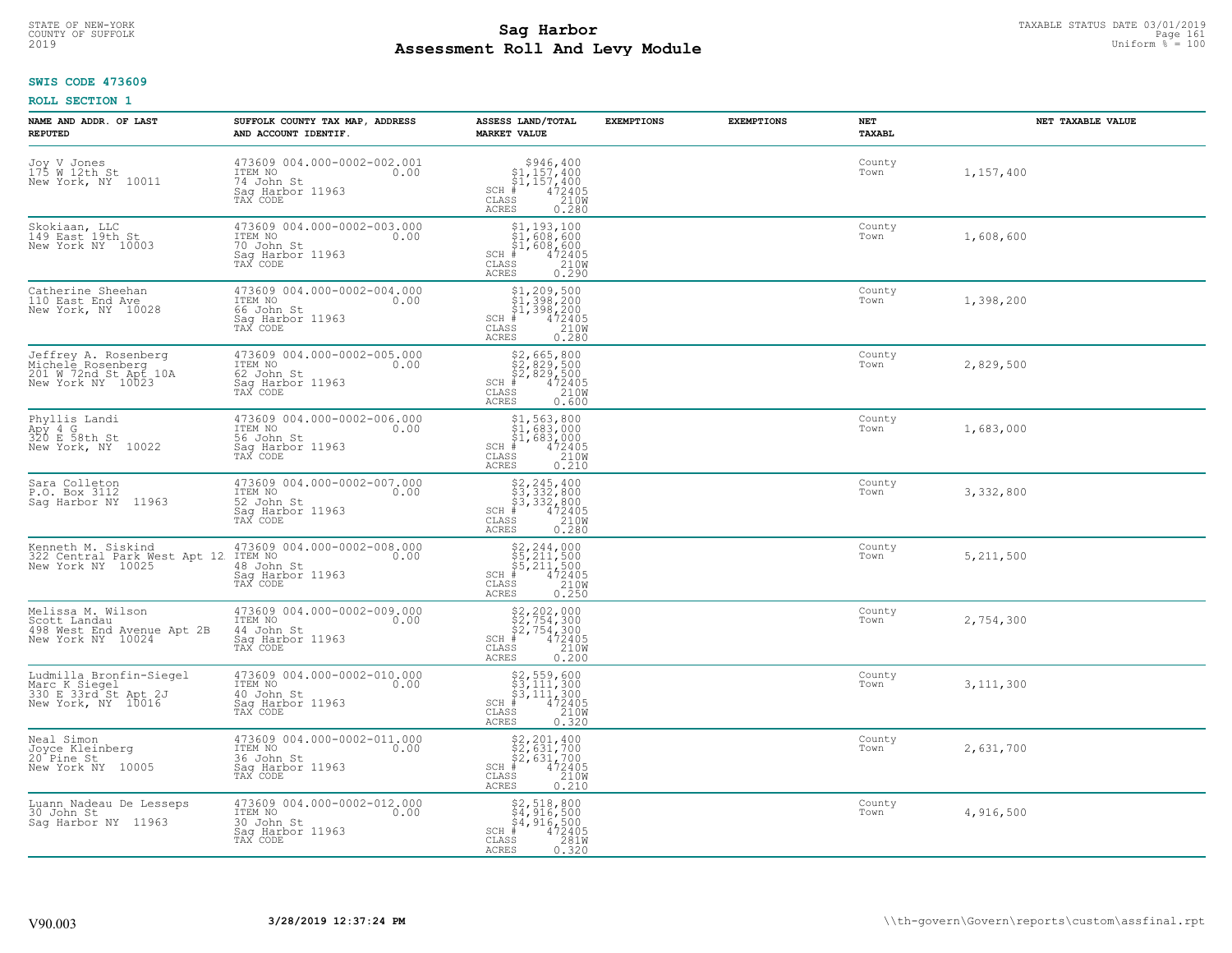STATE OF NEW-YORK
COUNTY OF SUFFOLK
2019

# Sag Harbor
# Assessment Roll And Levy Module

TAXABLE STATUS DATE 03/01/2019
Uniform % = 100

**SWIS CODE 473609**

**ROLL SECTION 1**

| NAME AND ADDR. OF LAST REPUTED | SUFFOLK COUNTY TAX MAP, ADDRESS AND ACCOUNT IDENTIF. | ASSESS LAND/TOTAL MARKET VALUE | EXEMPTIONS | EXEMPTIONS | NET TAXABL | NET TAXABLE VALUE |
|---|---|---|---|---|---|---|
| Joy V Jones<br>175 W 12th St<br>New York, NY 10011 | 473609 004.000-0002-002.001<br>ITEM NO 0.00<br>74 John St<br>Sag Harbor 11963<br>TAX CODE | $946,400<br>$1,157,400<br>$1,157,400<br>SCH # 472405<br>CLASS 210W<br>ACRES 0.280 | | | County<br>Town | 1,157,400 |
| Skokiaan, LLC<br>149 East 19th St<br>New York NY 10003 | 473609 004.000-0002-003.000<br>ITEM NO 0.00<br>70 John St<br>Sag Harbor 11963<br>TAX CODE | $1,193,100<br>$1,608,600<br>$1,608,600<br>SCH # 472405<br>CLASS 210W<br>ACRES 0.290 | | | County<br>Town | 1,608,600 |
| Catherine Sheehan<br>110 East End Ave<br>New York, NY 10028 | 473609 004.000-0002-004.000<br>ITEM NO 0.00<br>66 John St<br>Sag Harbor 11963<br>TAX CODE | $1,209,500<br>$1,398,200<br>$1,398,200<br>SCH # 472405<br>CLASS 210W<br>ACRES 0.280 | | | County<br>Town | 1,398,200 |
| Jeffrey A. Rosenberg<br>Michele Rosenberg<br>201 W 72nd St Apt 10A<br>New York NY 10023 | 473609 004.000-0002-005.000<br>ITEM NO 0.00<br>62 John St<br>Sag Harbor 11963<br>TAX CODE | $2,665,800<br>$2,829,500<br>$2,829,500<br>SCH # 472405<br>CLASS 210W<br>ACRES 0.600 | | | County<br>Town | 2,829,500 |
| Phyllis Landi<br>Apy 4 G<br>320 E 58th St<br>New York, NY 10022 | 473609 004.000-0002-006.000<br>ITEM NO 0.00<br>56 John St<br>Sag Harbor 11963<br>TAX CODE | $1,563,800<br>$1,683,000<br>$1,683,000<br>SCH # 472405<br>CLASS 210W<br>ACRES 0.210 | | | County<br>Town | 1,683,000 |
| Sara Colleton<br>P.O. Box 3112<br>Sag Harbor NY 11963 | 473609 004.000-0002-007.000<br>ITEM NO 0.00<br>52 John St<br>Sag Harbor 11963<br>TAX CODE | $2,245,400<br>$3,332,800<br>$3,332,800<br>SCH # 472405<br>CLASS 210W<br>ACRES 0.280 | | | County<br>Town | 3,332,800 |
| Kenneth M. Siskind<br>322 Central Park West Apt 12<br>New York NY 10025 | 473609 004.000-0002-008.000<br>ITEM NO 0.00<br>48 John St<br>Sag Harbor 11963<br>TAX CODE | $2,244,000<br>$5,211,500<br>$5,211,500<br>SCH # 472405<br>CLASS 210W<br>ACRES 0.250 | | | County<br>Town | 5,211,500 |
| Melissa M. Wilson<br>Scott Landau<br>498 West End Avenue Apt 2B<br>New York NY 10024 | 473609 004.000-0002-009.000<br>ITEM NO 0.00<br>44 John St<br>Sag Harbor 11963<br>TAX CODE | $2,202,000<br>$2,754,300<br>$2,754,300<br>SCH # 472405<br>CLASS 210W<br>ACRES 0.200 | | | County<br>Town | 2,754,300 |
| Ludmilla Bronfin-Siegel<br>Marc K Siegel<br>330 E 33rd St Apt 2J<br>New York, NY 10016 | 473609 004.000-0002-010.000<br>ITEM NO 0.00<br>40 John St<br>Sag Harbor 11963<br>TAX CODE | $2,559,600<br>$3,111,300<br>$3,111,300<br>SCH # 472405<br>CLASS 210W<br>ACRES 0.320 | | | County<br>Town | 3,111,300 |
| Neal Simon<br>Joyce Kleinberg<br>20 Pine St<br>New York NY 10005 | 473609 004.000-0002-011.000<br>ITEM NO 0.00<br>36 John St<br>Sag Harbor 11963<br>TAX CODE | $2,201,400<br>$2,631,700<br>$2,631,700<br>SCH # 472405<br>CLASS 210W<br>ACRES 0.210 | | | County<br>Town | 2,631,700 |
| Luann Nadeau De Lesseps<br>30 John St<br>Sag Harbor NY 11963 | 473609 004.000-0002-012.000<br>ITEM NO 0.00<br>30 John St<br>Sag Harbor 11963<br>TAX CODE | $2,518,800<br>$4,916,500<br>$4,916,500<br>SCH # 472405<br>CLASS 281W<br>ACRES 0.320 | | | County<br>Town | 4,916,500 |

V90.003 3/28/2019 12:37:24 PM \\th-govern\Govern\reports\custom\assfinal.rpt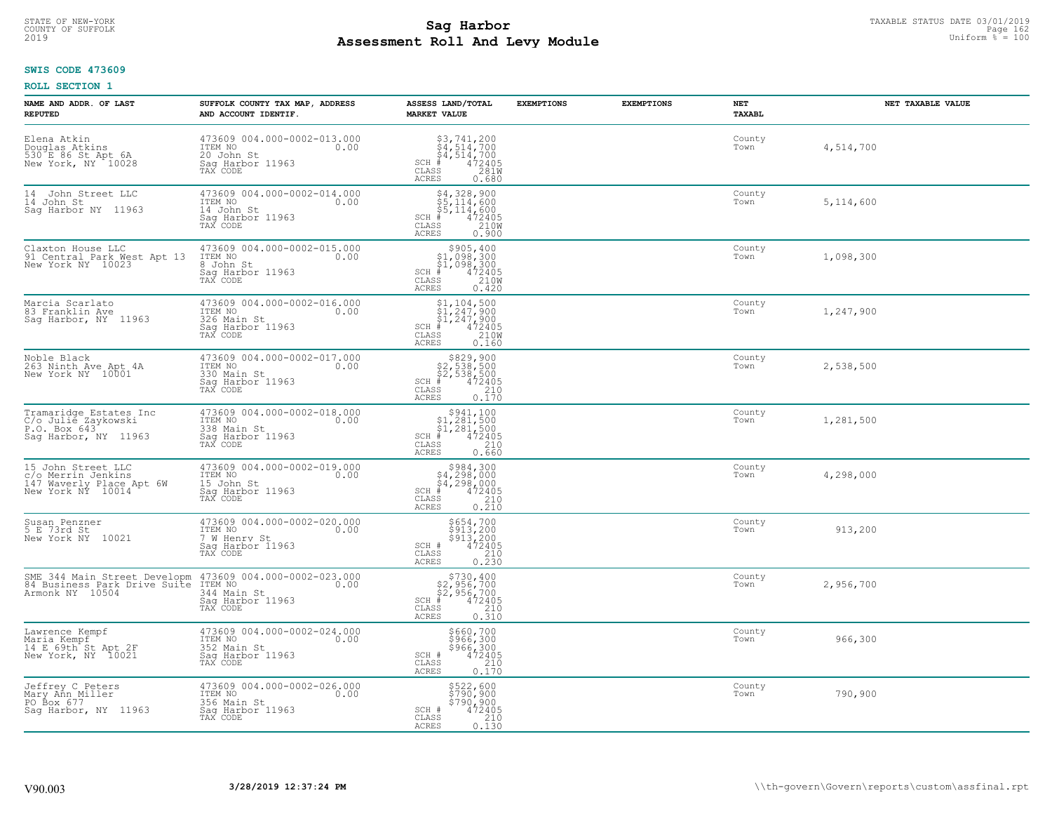STATE OF NEW-YORK
COUNTY OF SUFFOLK
2019

# Sag Harbor
## Assessment Roll And Levy Module

TAXABLE STATUS DATE 03/01/2019
Uniform % = 100

**SWIS CODE 473609**

**ROLL SECTION 1**

| NAME AND ADDR. OF LAST REPUTED | SUFFOLK COUNTY TAX MAP, ADDRESS AND ACCOUNT IDENTIF. | ASSESS LAND/TOTAL MARKET VALUE | EXEMPTIONS | EXEMPTIONS | NET TAXABL | NET TAXABLE VALUE |
|---|---|---|---|---|---|---|
| Elena Atkin<br>Douglas Atkins<br>530 E 86 St Apt 6A<br>New York, NY 10028 | 473609 004.000-0002-013.000<br>ITEM NO 0.00<br>20 John St<br>Sag Harbor 11963<br>TAX CODE | $3,741,200<br>$4,514,700<br>$4,514,700<br>SCH # 472405<br>CLASS 281W<br>ACRES 0.680 | | | County<br>Town | 4,514,700 |
| 14 John Street LLC<br>14 John St<br>Sag Harbor NY 11963 | 473609 004.000-0002-014.000<br>ITEM NO 0.00<br>14 John St<br>Sag Harbor 11963<br>TAX CODE | $4,328,900<br>$5,114,600<br>$5,114,600<br>SCH # 472405<br>CLASS 210W<br>ACRES 0.900 | | | County<br>Town | 5,114,600 |
| Claxton House LLC<br>91 Central Park West Apt 13<br>New York NY 10023 | 473609 004.000-0002-015.000<br>ITEM NO 0.00<br>8 John St<br>Sag Harbor 11963<br>TAX CODE | $905,400<br>$1,098,300<br>$1,098,300<br>SCH # 472405<br>CLASS 210W<br>ACRES 0.420 | | | County<br>Town | 1,098,300 |
| Marcia Scarlato<br>83 Franklin Ave<br>Sag Harbor, NY 11963 | 473609 004.000-0002-016.000<br>ITEM NO 0.00<br>326 Main St<br>Sag Harbor 11963<br>TAX CODE | $1,104,500<br>$1,247,900<br>$1,247,900<br>SCH # 472405<br>CLASS 210W<br>ACRES 0.160 | | | County<br>Town | 1,247,900 |
| Noble Black<br>263 Ninth Ave Apt 4A<br>New York NY 10001 | 473609 004.000-0002-017.000<br>ITEM NO 0.00<br>330 Main St<br>Sag Harbor 11963<br>TAX CODE | $829,900<br>$2,538,500<br>$2,538,500<br>SCH # 472405<br>CLASS 210<br>ACRES 0.170 | | | County<br>Town | 2,538,500 |
| Tramaridge Estates Inc<br>C/o Julie Zaykowski<br>P.O. Box 643<br>Sag Harbor, NY 11963 | 473609 004.000-0002-018.000<br>ITEM NO 0.00<br>338 Main St<br>Sag Harbor 11963<br>TAX CODE | $941,100<br>$1,281,500<br>$1,281,500<br>SCH # 472405<br>CLASS 210<br>ACRES 0.660 | | | County<br>Town | 1,281,500 |
| 15 John Street LLC<br>c/o Merrin Jenkins<br>147 Waverly Place Apt 6W<br>New York NY 10014 | 473609 004.000-0002-019.000<br>ITEM NO 0.00<br>15 John St<br>Sag Harbor 11963<br>TAX CODE | $984,300<br>$4,298,000<br>$4,298,000<br>SCH # 472405<br>CLASS 210<br>ACRES 0.210 | | | County<br>Town | 4,298,000 |
| Susan Penzner<br>5 E 73rd St<br>New York NY 10021 | 473609 004.000-0002-020.000<br>ITEM NO 0.00<br>7 W Henry St<br>Sag Harbor 11963<br>TAX CODE | $654,700<br>$913,200<br>$913,200<br>SCH # 472405<br>CLASS 210<br>ACRES 0.230 | | | County<br>Town | 913,200 |
| SME 344 Main Street Developm<br>84 Business Park Drive Suite<br>Armonk NY 10504 | 473609 004.000-0002-023.000<br>ITEM NO 0.00<br>344 Main St<br>Sag Harbor 11963<br>TAX CODE | $730,400<br>$2,956,700<br>$2,956,700<br>SCH # 472405<br>CLASS 210<br>ACRES 0.310 | | | County<br>Town | 2,956,700 |
| Lawrence Kempf<br>Maria Kempf<br>14 E 69th St Apt 2F<br>New York, NY 10021 | 473609 004.000-0002-024.000<br>ITEM NO 0.00<br>352 Main St<br>Sag Harbor 11963<br>TAX CODE | $660,700<br>$966,300<br>$966,300<br>SCH # 472405<br>CLASS 210<br>ACRES 0.170 | | | County<br>Town | 966,300 |
| Jeffrey C Peters<br>Mary Ann Miller<br>PO Box 677<br>Sag Harbor, NY 11963 | 473609 004.000-0002-026.000<br>ITEM NO 0.00<br>356 Main St<br>Sag Harbor 11963<br>TAX CODE | $522,600<br>$790,900<br>$790,900<br>SCH # 472405<br>CLASS 210<br>ACRES 0.130 | | | County<br>Town | 790,900 |

V90.003 3/28/2019 12:37:24 PM \\th-govern\Govern\reports\custom\assfinal.rpt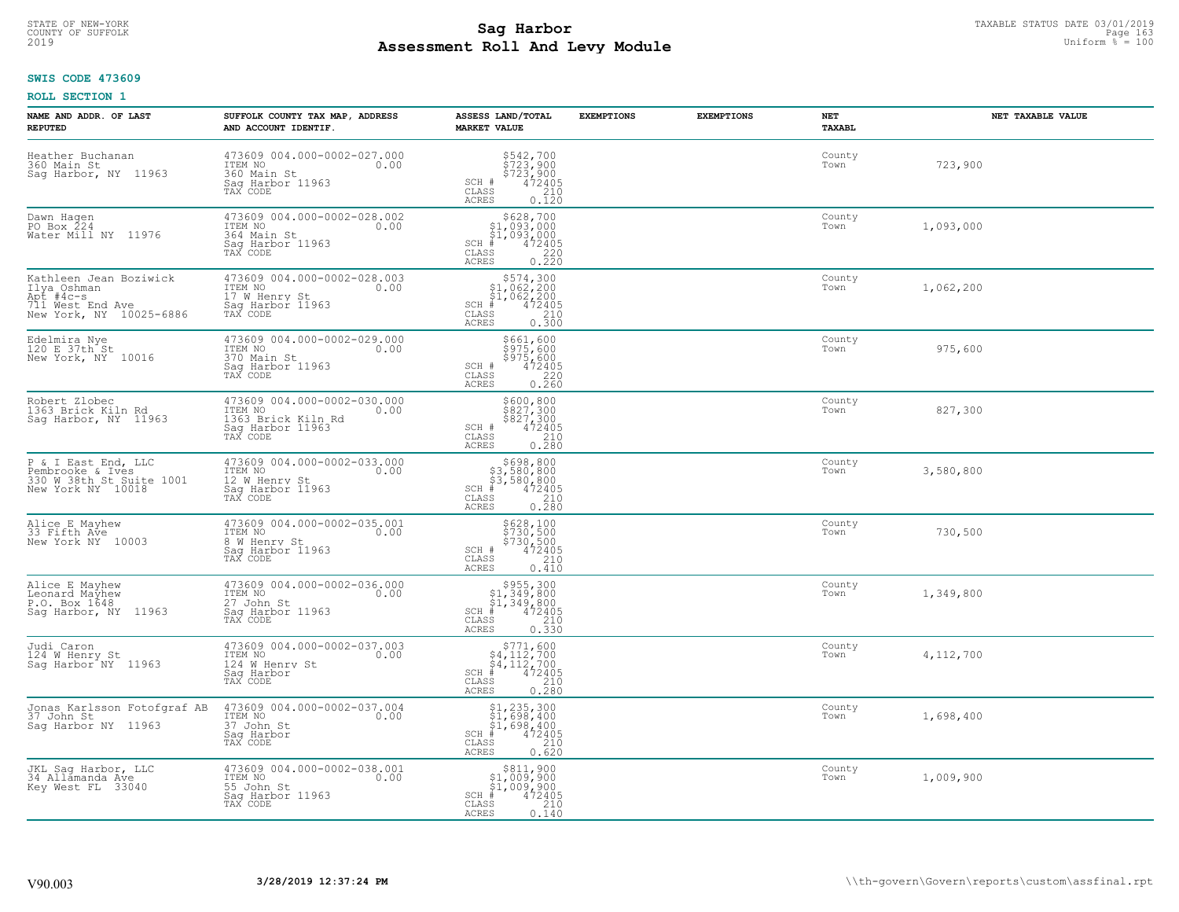STATE OF NEW-YORK
COUNTY OF SUFFOLK
2019

# Sag Harbor
## Assessment Roll And Levy Module

TAXABLE STATUS DATE 03/01/2019
Uniform % = 100

**SWIS CODE 473609**

**ROLL SECTION 1**

| NAME AND ADDR. OF LAST REPUTED | SUFFOLK COUNTY TAX MAP, ADDRESS AND ACCOUNT IDENTIF. | ASSESS LAND/TOTAL MARKET VALUE | EXEMPTIONS | EXEMPTIONS | NET TAXABL | NET TAXABLE VALUE |
|---|---|---|---|---|---|---|
| Heather Buchanan<br>360 Main St<br>Sag Harbor, NY 11963 | 473609 004.000-0002-027.000<br>ITEM NO 0.00<br>360 Main St<br>Sag Harbor 11963<br>TAX CODE | $542,700<br>$723,900<br>$723,900<br>SCH # 472405<br>CLASS 210<br>ACRES 0.120 | | | County<br>Town | 723,900 |
| Dawn Hagen<br>PO Box 224<br>Water Mill NY 11976 | 473609 004.000-0002-028.002<br>ITEM NO 0.00<br>364 Main St<br>Sag Harbor 11963<br>TAX CODE | $628,700<br>$1,093,000<br>$1,093,000<br>SCH # 472405<br>CLASS 220<br>ACRES 0.220 | | | County<br>Town | 1,093,000 |
| Kathleen Jean Boziwick<br>Ilya Oshman<br>Apt #4c-s<br>711 West End Ave<br>New York, NY 10025-6886 | 473609 004.000-0002-028.003<br>ITEM NO 0.00<br>17 W Henry St<br>Sag Harbor 11963<br>TAX CODE | $574,300<br>$1,062,200<br>$1,062,200<br>SCH # 472405<br>CLASS 210<br>ACRES 0.300 | | | County<br>Town | 1,062,200 |
| Edelmira Nye<br>120 E 37th St<br>New York, NY 10016 | 473609 004.000-0002-029.000<br>ITEM NO 0.00<br>370 Main St<br>Sag Harbor 11963<br>TAX CODE | $661,600<br>$975,600<br>$975,600<br>SCH # 472405<br>CLASS 220<br>ACRES 0.260 | | | County<br>Town | 975,600 |
| Robert Zlobec<br>1363 Brick Kiln Rd<br>Sag Harbor, NY 11963 | 473609 004.000-0002-030.000<br>ITEM NO 0.00<br>1363 Brick Kiln Rd<br>Sag Harbor 11963<br>TAX CODE | $600,800<br>$827,300<br>$827,300<br>SCH # 472405<br>CLASS 210<br>ACRES 0.280 | | | County<br>Town | 827,300 |
| P & I East End, LLC<br>Pembrooke & Ives<br>330 W 38th St Suite 1001<br>New York NY 10018 | 473609 004.000-0002-033.000<br>ITEM NO 0.00<br>12 W Henry St<br>Sag Harbor 11963<br>TAX CODE | $698,800<br>$3,580,800<br>$3,580,800<br>SCH # 472405<br>CLASS 210<br>ACRES 0.280 | | | County<br>Town | 3,580,800 |
| Alice E Mayhew<br>33 Fifth Ave<br>New York NY 10003 | 473609 004.000-0002-035.001<br>ITEM NO 0.00<br>8 W Henry St<br>Sag Harbor 11963<br>TAX CODE | $628,100<br>$730,500<br>$730,500<br>SCH # 472405<br>CLASS 210<br>ACRES 0.410 | | | County<br>Town | 730,500 |
| Alice E Mayhew<br>Leonard Mayhew<br>P.O. Box 1648<br>Sag Harbor, NY 11963 | 473609 004.000-0002-036.000<br>ITEM NO 0.00<br>27 John St<br>Sag Harbor 11963<br>TAX CODE | $955,300<br>$1,349,800<br>$1,349,800<br>SCH # 472405<br>CLASS 210<br>ACRES 0.330 | | | County<br>Town | 1,349,800 |
| Judi Caron<br>124 W Henry St<br>Sag Harbor NY 11963 | 473609 004.000-0002-037.003<br>ITEM NO 0.00<br>124 W Henry St<br>Sag Harbor<br>TAX CODE | $771,600<br>$4,112,700<br>$4,112,700<br>SCH # 472405<br>CLASS 210<br>ACRES 0.280 | | | County<br>Town | 4,112,700 |
| Jonas Karlsson Fotofgraf AB<br>37 John St<br>Sag Harbor NY 11963 | 473609 004.000-0002-037.004<br>ITEM NO 0.00<br>37 John St<br>Sag Harbor<br>TAX CODE | $1,235,300<br>$1,698,400<br>$1,698,400<br>SCH # 472405<br>CLASS 210<br>ACRES 0.620 | | | County<br>Town | 1,698,400 |
| JKL Sag Harbor, LLC<br>34 Allamanda Ave<br>Key West FL 33040 | 473609 004.000-0002-038.001<br>ITEM NO 0.00<br>55 John St<br>Sag Harbor 11963<br>TAX CODE | $811,900<br>$1,009,900<br>$1,009,900<br>SCH # 472405<br>CLASS 210<br>ACRES 0.140 | | | County<br>Town | 1,009,900 |

V90.003 3/28/2019 12:37:24 PM \\th-govern\Govern\reports\custom\assfinal.rpt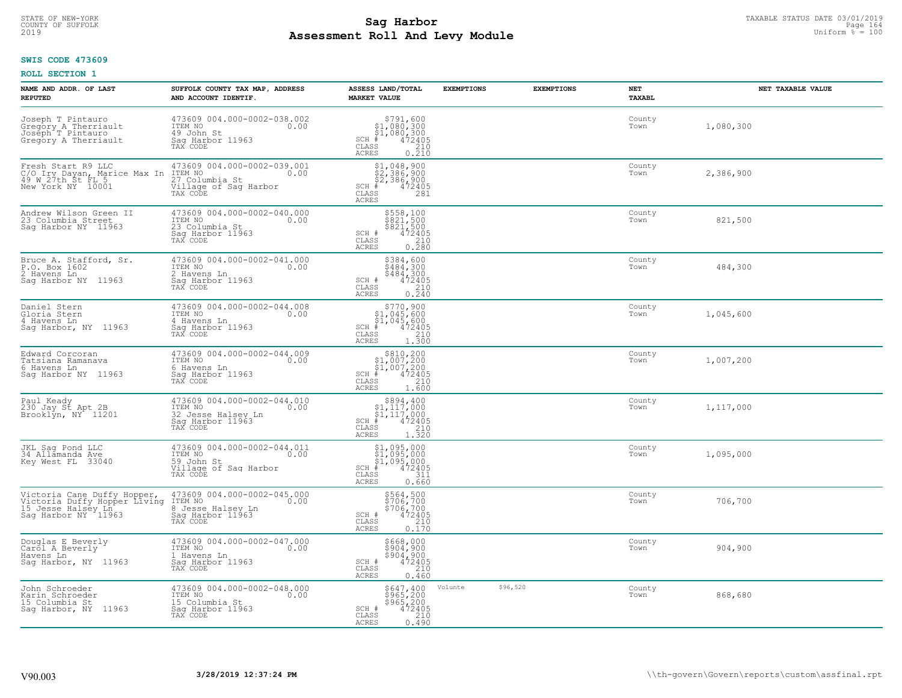STATE OF NEW-YORK
COUNTY OF SUFFOLK
2019

# Sag Harbor
# Assessment Roll And Levy Module

TAXABLE STATUS DATE 03/01/2019
Uniform % = 100

**SWIS CODE 473609**

**ROLL SECTION 1**

| NAME AND ADDR. OF LAST REPUTED | SUFFOLK COUNTY TAX MAP, ADDRESS AND ACCOUNT IDENTIF. | ASSESS LAND/TOTAL MARKET VALUE | EXEMPTIONS | EXEMPTIONS | NET TAXABL | NET TAXABLE VALUE |
|---|---|---|---|---|---|---|
| Joseph T Pintauro<br>Gregory A Therriault<br>Joseph T Pintauro<br>Gregory A Therriault | 473609 004.000-0002-038.002<br>ITEM NO 0.00<br>49 John St<br>Sag Harbor 11963<br>TAX CODE | $791,600<br>$1,080,300<br>$1,080,300<br>SCH # 472405<br>CLASS 210<br>ACRES 0.210 | | | County<br>Town | 1,080,300 |
| Fresh Start R9 LLC<br>C/O Irv Dayan, Marice Max In<br>49 W 27th St FL 5<br>New York NY 10001 | 473609 004.000-0002-039.001<br>ITEM NO 0.00<br>27 Columbia St<br>Village of Sag Harbor<br>TAX CODE | $1,048,900<br>$2,386,900<br>$2,386,900<br>SCH # 472405<br>CLASS 281<br>ACRES | | | County<br>Town | 2,386,900 |
| Andrew Wilson Green II<br>23 Columbia Street<br>Sag Harbor NY 11963 | 473609 004.000-0002-040.000<br>ITEM NO 0.00<br>23 Columbia St<br>Sag Harbor 11963<br>TAX CODE | $558,100<br>$821,500<br>$821,500<br>SCH # 472405<br>CLASS 210<br>ACRES 0.280 | | | County<br>Town | 821,500 |
| Bruce A. Stafford, Sr.<br>P.O. Box 1602<br>2 Havens Ln<br>Sag Harbor NY 11963 | 473609 004.000-0002-041.000<br>ITEM NO 0.00<br>2 Havens Ln<br>Sag Harbor 11963<br>TAX CODE | $384,600<br>$484,300<br>$484,300<br>SCH # 472405<br>CLASS 210<br>ACRES 0.240 | | | County<br>Town | 484,300 |
| Daniel Stern<br>Gloria Stern<br>4 Havens Ln<br>Sag Harbor, NY 11963 | 473609 004.000-0002-044.008<br>ITEM NO 0.00<br>4 Havens Ln<br>Sag Harbor 11963<br>TAX CODE | $770,900<br>$1,045,600<br>$1,045,600<br>SCH # 472405<br>CLASS 210<br>ACRES 1.300 | | | County<br>Town | 1,045,600 |
| Edward Corcoran<br>Tatsiana Ramanava<br>6 Havens Ln<br>Sag Harbor NY 11963 | 473609 004.000-0002-044.009<br>ITEM NO 0.00<br>6 Havens Ln<br>Sag Harbor 11963<br>TAX CODE | $810,200<br>$1,007,200<br>$1,007,200<br>SCH # 472405<br>CLASS 210<br>ACRES 1.600 | | | County<br>Town | 1,007,200 |
| Paul Keady<br>230 Jay St Apt 2B<br>Brooklyn, NY 11201 | 473609 004.000-0002-044.010<br>ITEM NO 0.00<br>32 Jesse Halsey Ln<br>Sag Harbor 11963<br>TAX CODE | $894,400<br>$1,117,000<br>$1,117,000<br>SCH # 472405<br>CLASS 210<br>ACRES 1.320 | | | County<br>Town | 1,117,000 |
| JKL Sag Pond LLC<br>34 Allamanda Ave<br>Key West FL 33040 | 473609 004.000-0002-044.011<br>ITEM NO 0.00<br>59 John St<br>Village of Sag Harbor<br>TAX CODE | $1,095,000<br>$1,095,000<br>$1,095,000<br>SCH # 472405<br>CLASS 311<br>ACRES 0.660 | | | County<br>Town | 1,095,000 |
| Victoria Cane Duffy Hopper,<br>Victoria Duffy Hopper Living<br>15 Jesse Halsey Ln<br>Sag Harbor NY 11963 | 473609 004.000-0002-045.000<br>ITEM NO 0.00<br>8 Jesse Halsey Ln<br>Sag Harbor 11963<br>TAX CODE | $564,500<br>$706,700<br>$706,700<br>SCH # 472405<br>CLASS 210<br>ACRES 0.170 | | | County<br>Town | 706,700 |
| Douglas E Beverly<br>Carol A Beverly<br>Havens Ln<br>Sag Harbor, NY 11963 | 473609 004.000-0002-047.000<br>ITEM NO 0.00<br>1 Havens Ln<br>Sag Harbor 11963<br>TAX CODE | $668,000<br>$904,900<br>$904,900<br>SCH # 472405<br>CLASS 210<br>ACRES 0.460 | | | County<br>Town | 904,900 |
| John Schroeder<br>Karin Schroeder<br>15 Columbia St<br>Sag Harbor, NY 11963 | 473609 004.000-0002-048.000<br>ITEM NO 0.00<br>15 Columbia St<br>Sag Harbor 11963<br>TAX CODE | $647,400<br>$965,200<br>$965,200<br>SCH # 472405<br>CLASS 210<br>ACRES 0.490 | Volunte $96,520 | | County<br>Town | 868,680 |

V90.003 **3/28/2019 12:37:24 PM** \\th-govern\Govern\reports\custom\assfinal.rpt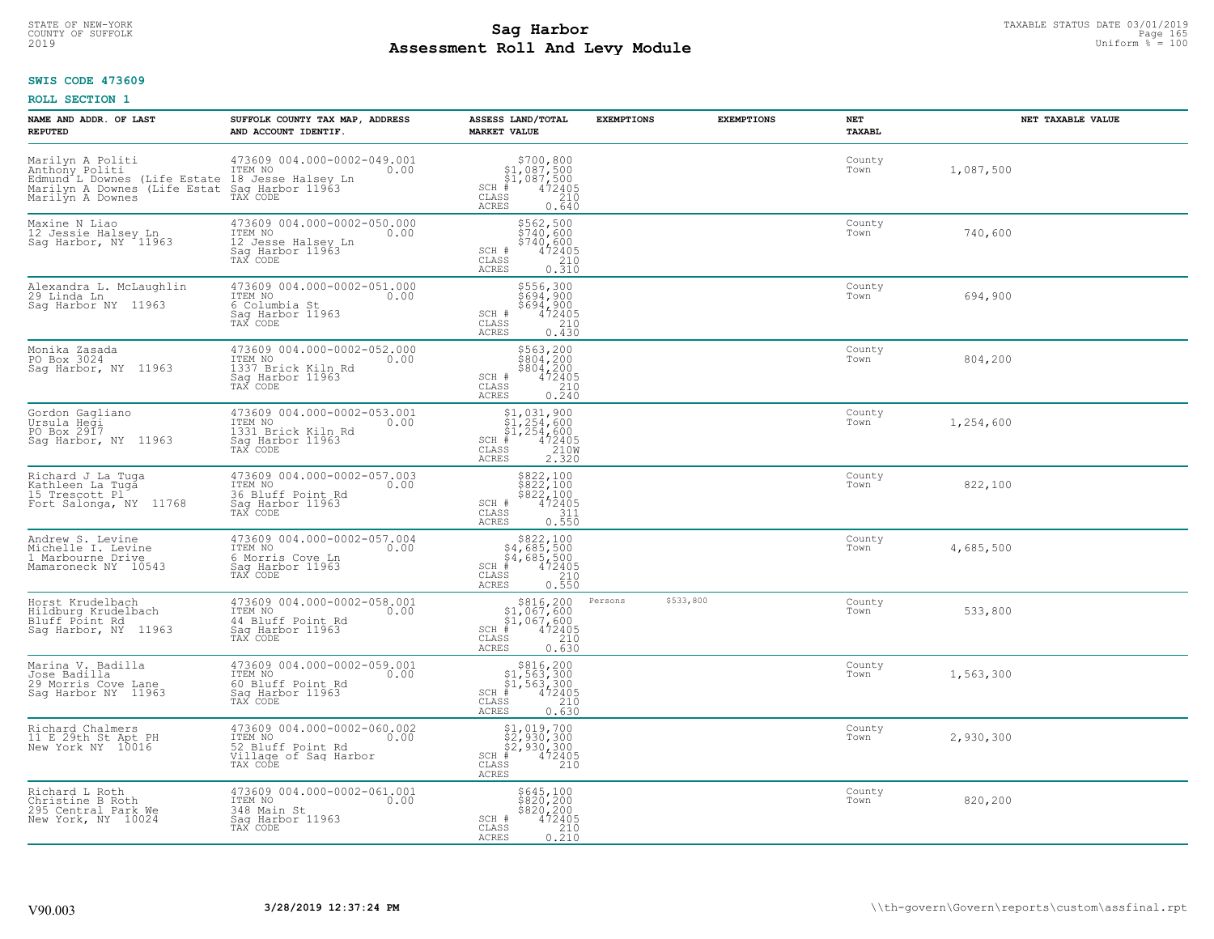**SWIS CODE 473609**

**ROLL SECTION 1**

| NAME AND ADDR. OF LAST REPUTED | SUFFOLK COUNTY TAX MAP, ADDRESS AND ACCOUNT IDENTIF. | ASSESS LAND/TOTAL MARKET VALUE | EXEMPTIONS | EXEMPTIONS | NET TAXABL | NET TAXABLE VALUE |
|---|---|---|---|---|---|---|
| Marilyn A Politi<br>Anthony Politi<br>Edmund L Downes (Life Estate<br>Marilyn A Downes (Life Estat<br>Marilyn A Downes | 473609 004.000-0002-049.001<br>ITEM NO 0.00<br>18 Jesse Halsey Ln<br>Sag Harbor 11963<br>TAX CODE | $700,800<br>$1,087,500<br>$1,087,500<br>SCH # 472405<br>CLASS 210<br>ACRES 0.640 | | | County<br>Town | 1,087,500 |
| Maxine N Liao<br>12 Jessie Halsey Ln<br>Sag Harbor, NY 11963 | 473609 004.000-0002-050.000<br>ITEM NO 0.00<br>12 Jesse Halsey Ln<br>Sag Harbor 11963<br>TAX CODE | $562,500<br>$740,600<br>$740,600<br>SCH # 472405<br>CLASS 210<br>ACRES 0.310 | | | County<br>Town | 740,600 |
| Alexandra L. McLaughlin<br>29 Linda Ln<br>Sag Harbor NY 11963 | 473609 004.000-0002-051.000<br>ITEM NO 0.00<br>6 Columbia St<br>Sag Harbor 11963<br>TAX CODE | $556,300<br>$694,900<br>$694,900<br>SCH # 472405<br>CLASS 210<br>ACRES 0.430 | | | County<br>Town | 694,900 |
| Monika Zasada<br>PO Box 3024<br>Sag Harbor, NY 11963 | 473609 004.000-0002-052.000<br>ITEM NO 0.00<br>1337 Brick Kiln Rd<br>Sag Harbor 11963<br>TAX CODE | $563,200<br>$804,200<br>$804,200<br>SCH # 472405<br>CLASS 210<br>ACRES 0.240 | | | County<br>Town | 804,200 |
| Gordon Gagliano<br>Ursula Hegi<br>PO Box 2917<br>Sag Harbor, NY 11963 | 473609 004.000-0002-053.001<br>ITEM NO 0.00<br>1331 Brick Kiln Rd<br>Sag Harbor 11963<br>TAX CODE | $1,031,900<br>$1,254,600<br>$1,254,600<br>SCH # 472405<br>CLASS 210W<br>ACRES 2.320 | | | County<br>Town | 1,254,600 |
| Richard J La Tuga<br>Kathleen La Tuga<br>15 Trescott Pl<br>Fort Salonga, NY 11768 | 473609 004.000-0002-057.003<br>ITEM NO 0.00<br>36 Bluff Point Rd<br>Sag Harbor 11963<br>TAX CODE | $822,100<br>$822,100<br>$822,100<br>SCH # 472405<br>CLASS 311<br>ACRES 0.550 | | | County<br>Town | 822,100 |
| Andrew S. Levine<br>Michelle I. Levine<br>1 Marbourne Drive<br>Mamaroneck NY 10543 | 473609 004.000-0002-057.004<br>ITEM NO 0.00<br>6 Morris Cove Ln<br>Sag Harbor 11963<br>TAX CODE | $822,100<br>$4,685,500<br>$4,685,500<br>SCH # 472405<br>CLASS 210<br>ACRES 0.550 | | | County<br>Town | 4,685,500 |
| Horst Krudelbach<br>Hildburg Krudelbach<br>Bluff Point Rd<br>Sag Harbor, NY 11963 | 473609 004.000-0002-058.001<br>ITEM NO 0.00<br>44 Bluff Point Rd<br>Sag Harbor 11963<br>TAX CODE | $816,200<br>$1,067,600<br>$1,067,600<br>SCH # 472405<br>CLASS 210<br>ACRES 0.630 | Persons $533,800 | | County<br>Town | 533,800 |
| Marina V. Badilla<br>Jose Badilla<br>29 Morris Cove Lane<br>Sag Harbor NY 11963 | 473609 004.000-0002-059.001<br>ITEM NO 0.00<br>60 Bluff Point Rd<br>Sag Harbor 11963<br>TAX CODE | $816,200<br>$1,563,300<br>$1,563,300<br>SCH # 472405<br>CLASS 210<br>ACRES 0.630 | | | County<br>Town | 1,563,300 |
| Richard Chalmers<br>11 E 29th St Apt PH<br>New York NY 10016 | 473609 004.000-0002-060.002<br>ITEM NO 0.00<br>52 Bluff Point Rd<br>Village of Sag Harbor<br>TAX CODE | $1,019,700<br>$2,930,300<br>$2,930,300<br>SCH # 472405<br>CLASS 210<br>ACRES | | | County<br>Town | 2,930,300 |
| Richard L Roth<br>Christine B Roth<br>295 Central Park We<br>New York, NY 10024 | 473609 004.000-0002-061.001<br>ITEM NO 0.00<br>348 Main St<br>Sag Harbor 11963<br>TAX CODE | $645,100<br>$820,200<br>$820,200<br>SCH # 472405<br>CLASS 210<br>ACRES 0.210 | | | County<br>Town | 820,200 |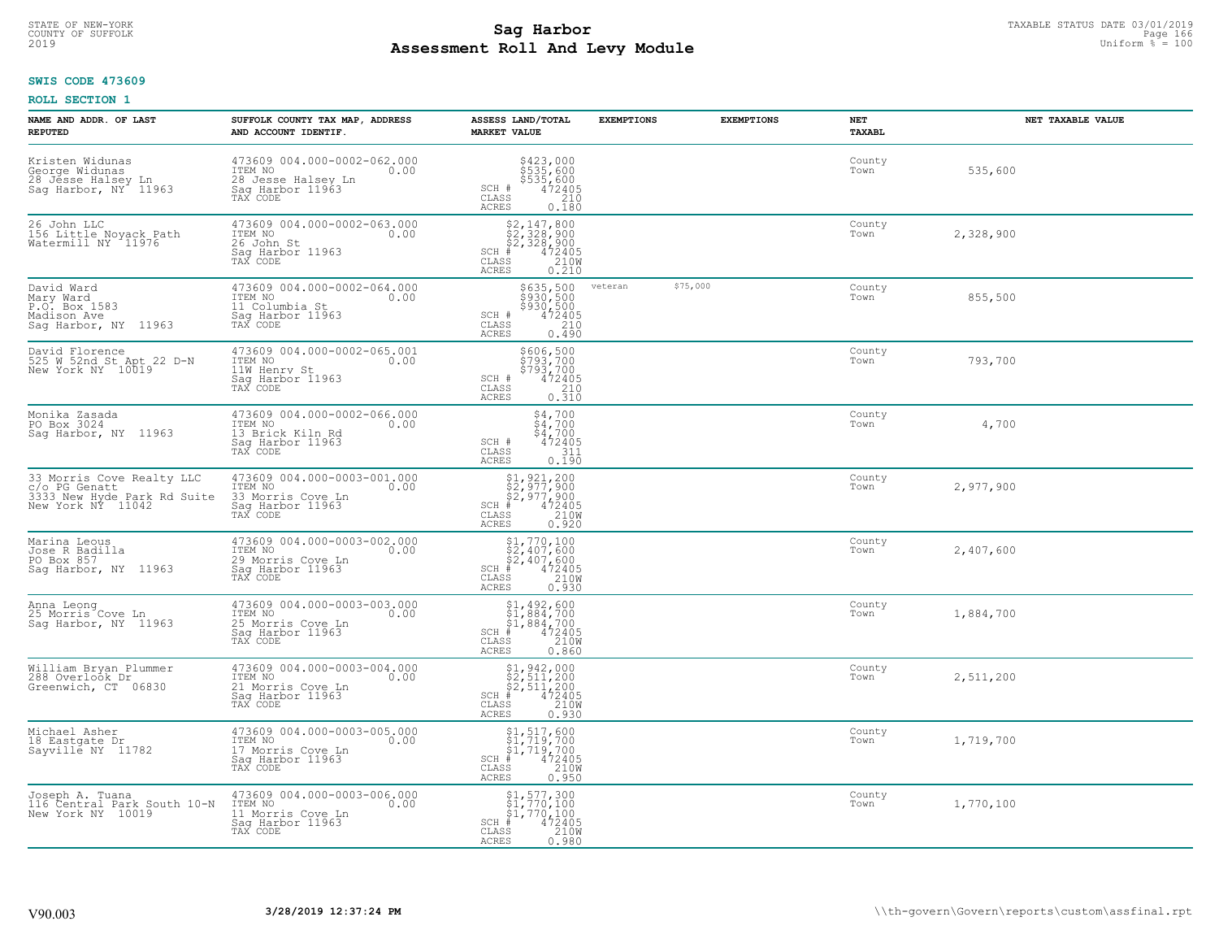**SWIS CODE 473609**

**ROLL SECTION 1**

| NAME AND ADDR. OF LAST REPUTED | SUFFOLK COUNTY TAX MAP, ADDRESS AND ACCOUNT IDENTIF. | ASSESS LAND/TOTAL MARKET VALUE | EXEMPTIONS | EXEMPTIONS | NET TAXABL | NET TAXABLE VALUE |
|---|---|---|---|---|---|---|
| Kristen Widunas<br>George Widunas<br>28 Jesse Halsey Ln<br>Sag Harbor, NY 11963 | 473609 004.000-0002-062.000<br>ITEM NO 0.00<br>28 Jesse Halsey Ln<br>Sag Harbor 11963<br>TAX CODE | $423,000<br>$535,600<br>$535,600<br>SCH # 472405<br>CLASS 210<br>ACRES 0.180 | | | County<br>Town | 535,600 |
| 26 John LLC<br>156 Little Noyack Path<br>Watermill NY 11976 | 473609 004.000-0002-063.000<br>ITEM NO 0.00<br>26 John St<br>Sag Harbor 11963<br>TAX CODE | $2,147,800<br>$2,328,900<br>$2,328,900<br>SCH # 472405<br>CLASS 210W<br>ACRES 0.210 | | | County<br>Town | 2,328,900 |
| David Ward<br>Mary Ward<br>P.O. Box 1583<br>Madison Ave<br>Sag Harbor, NY 11963 | 473609 004.000-0002-064.000<br>ITEM NO 0.00<br>11 Columbia St<br>Sag Harbor 11963<br>TAX CODE | $635,500<br>$930,500<br>$930,500<br>SCH # 472405<br>CLASS 210<br>ACRES 0.490 | veteran | $75,000 | County<br>Town | 855,500 |
| David Florence<br>525 W 52nd St Apt 22 D-N<br>New York NY 10019 | 473609 004.000-0002-065.001<br>ITEM NO 0.00<br>11W Henry St<br>Sag Harbor 11963<br>TAX CODE | $606,500<br>$793,700<br>$793,700<br>SCH # 472405<br>CLASS 210<br>ACRES 0.310 | | | County<br>Town | 793,700 |
| Monika Zasada<br>PO Box 3024<br>Sag Harbor, NY 11963 | 473609 004.000-0002-066.000<br>ITEM NO 0.00<br>13 Brick Kiln Rd<br>Sag Harbor 11963<br>TAX CODE | $4,700<br>$4,700<br>$4,700<br>SCH # 472405<br>CLASS 311<br>ACRES 0.190 | | | County<br>Town | 4,700 |
| 33 Morris Cove Realty LLC<br>c/o PG Genatt<br>3333 New Hyde Park Rd Suite<br>New York NY 11042 | 473609 004.000-0003-001.000<br>ITEM NO 0.00<br>33 Morris Cove Ln<br>Sag Harbor 11963<br>TAX CODE | $1,921,200<br>$2,977,900<br>$2,977,900<br>SCH # 472405<br>CLASS 210W<br>ACRES 0.920 | | | County<br>Town | 2,977,900 |
| Marina Leous<br>Jose R Badilla<br>PO Box 857<br>Sag Harbor, NY 11963 | 473609 004.000-0003-002.000<br>ITEM NO 0.00<br>29 Morris Cove Ln<br>Sag Harbor 11963<br>TAX CODE | $1,770,100<br>$2,407,600<br>$2,407,600<br>SCH # 472405<br>CLASS 210W<br>ACRES 0.930 | | | County<br>Town | 2,407,600 |
| Anna Leong<br>25 Morris Cove Ln<br>Sag Harbor, NY 11963 | 473609 004.000-0003-003.000<br>ITEM NO 0.00<br>25 Morris Cove Ln<br>Sag Harbor 11963<br>TAX CODE | $1,492,600<br>$1,884,700<br>$1,884,700<br>SCH # 472405<br>CLASS 210W<br>ACRES 0.860 | | | County<br>Town | 1,884,700 |
| William Bryan Plummer<br>288 Overlook Dr<br>Greenwich, CT 06830 | 473609 004.000-0003-004.000<br>ITEM NO 0.00<br>21 Morris Cove Ln<br>Sag Harbor 11963<br>TAX CODE | $1,942,000<br>$2,511,200<br>$2,511,200<br>SCH # 472405<br>CLASS 210W<br>ACRES 0.930 | | | County<br>Town | 2,511,200 |
| Michael Asher<br>18 Eastgate Dr<br>Sayville NY 11782 | 473609 004.000-0003-005.000<br>ITEM NO 0.00<br>17 Morris Cove Ln<br>Sag Harbor 11963<br>TAX CODE | $1,517,600<br>$1,719,700<br>$1,719,700<br>SCH # 472405<br>CLASS 210W<br>ACRES 0.950 | | | County<br>Town | 1,719,700 |
| Joseph A. Tuana<br>116 Central Park South 10-N<br>New York NY 10019 | 473609 004.000-0003-006.000<br>ITEM NO 0.00<br>11 Morris Cove Ln<br>Sag Harbor 11963<br>TAX CODE | $1,577,300<br>$1,770,100<br>$1,770,100<br>SCH # 472405<br>CLASS 210W<br>ACRES 0.980 | | | County<br>Town | 1,770,100 |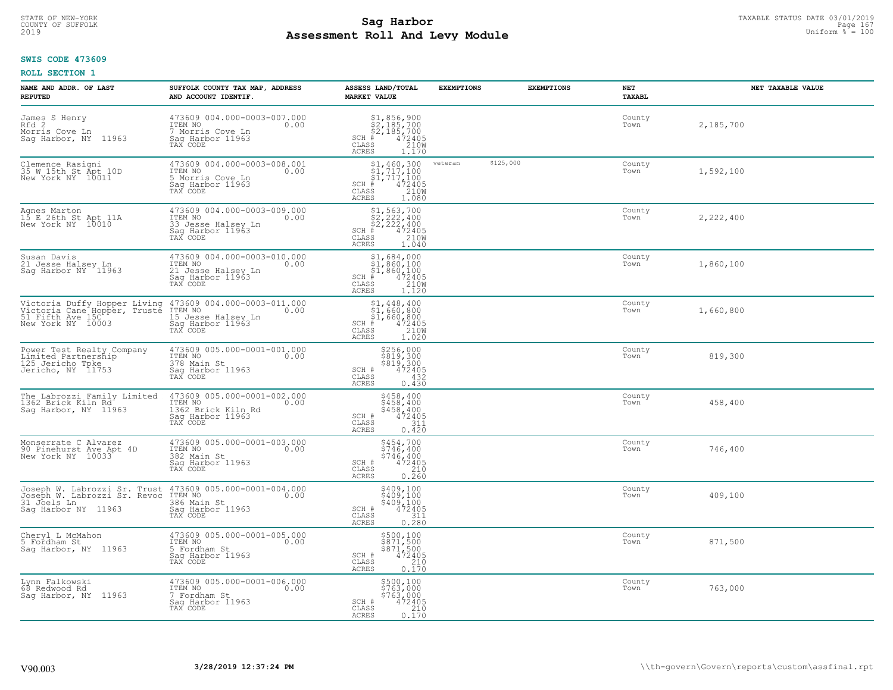STATE OF NEW-YORK
COUNTY OF SUFFOLK
2019

# Sag Harbor
# Assessment Roll And Levy Module

TAXABLE STATUS DATE 03/01/2019
Uniform % = 100

**SWIS CODE 473609**

**ROLL SECTION 1**

| NAME AND ADDR. OF LAST REPUTED | SUFFOLK COUNTY TAX MAP, ADDRESS AND ACCOUNT IDENTIF. | ASSESS LAND/TOTAL MARKET VALUE | EXEMPTIONS | EXEMPTIONS | NET TAXABL | NET TAXABLE VALUE |
|---|---|---|---|---|---|---|
| James S Henry<br>Rfd 2<br>Morris Cove Ln<br>Sag Harbor, NY 11963 | 473609 004.000-0003-007.000<br>ITEM NO 0.00<br>7 Morris Cove Ln<br>Sag Harbor 11963<br>TAX CODE | $1,856,900<br>$2,185,700<br>$2,185,700<br>SCH # 472405<br>CLASS 210W<br>ACRES 1.170 | | | County<br>Town | 2,185,700 |
| Clemence Rasigni<br>35 W 15th St Apt 10D<br>New York NY 10011 | 473609 004.000-0003-008.001<br>ITEM NO 0.00<br>5 Morris Cove Ln<br>Sag Harbor 11963<br>TAX CODE | $1,460,300<br>$1,717,100<br>$1,717,100<br>SCH # 472405<br>CLASS 210W<br>ACRES 1.080 | veteran $125,000 | | County<br>Town | 1,592,100 |
| Agnes Marton<br>15 E 26th St Apt 11A<br>New York NY 10010 | 473609 004.000-0003-009.000<br>ITEM NO 0.00<br>33 Jesse Halsey Ln<br>Sag Harbor 11963<br>TAX CODE | $1,563,700<br>$2,222,400<br>$2,222,400<br>SCH # 472405<br>CLASS 210W<br>ACRES 1.040 | | | County<br>Town | 2,222,400 |
| Susan Davis<br>21 Jesse Halsey Ln<br>Sag Harbor NY 11963 | 473609 004.000-0003-010.000<br>ITEM NO 0.00<br>21 Jesse Halsey Ln<br>Sag Harbor 11963<br>TAX CODE | $1,684,000<br>$1,860,100<br>$1,860,100<br>SCH # 472405<br>CLASS 210W<br>ACRES 1.120 | | | County<br>Town | 1,860,100 |
| Victoria Duffy Hopper Living<br>Victoria Cane Hopper, Truste<br>51 Fifth Ave 15C<br>New York NY 10003 | 473609 004.000-0003-011.000<br>ITEM NO 0.00<br>15 Jesse Halsey Ln<br>Sag Harbor 11963<br>TAX CODE | $1,448,400<br>$1,660,800<br>$1,660,800<br>SCH # 472405<br>CLASS 210W<br>ACRES 1.020 | | | County<br>Town | 1,660,800 |
| Power Test Realty Company<br>Limited Partnership<br>125 Jericho Tpke<br>Jericho, NY 11753 | 473609 005.000-0001-001.000<br>ITEM NO 0.00<br>378 Main St<br>Sag Harbor 11963<br>TAX CODE | $256,000<br>$819,300<br>$819,300<br>SCH # 472405<br>CLASS 432<br>ACRES 0.430 | | | County<br>Town | 819,300 |
| The Labrozzi Family Limited<br>1362 Brick Kiln Rd<br>Sag Harbor, NY 11963 | 473609 005.000-0001-002.000<br>ITEM NO 0.00<br>1362 Brick Kiln Rd<br>Sag Harbor 11963<br>TAX CODE | $458,400<br>$458,400<br>$458,400<br>SCH # 472405<br>CLASS 311<br>ACRES 0.420 | | | County<br>Town | 458,400 |
| Monserrate C Alvarez<br>90 Pinehurst Ave Apt 4D<br>New York NY 10033 | 473609 005.000-0001-003.000<br>ITEM NO 0.00<br>382 Main St<br>Sag Harbor 11963<br>TAX CODE | $454,700<br>$746,400<br>$746,400<br>SCH # 472405<br>CLASS 210<br>ACRES 0.260 | | | County<br>Town | 746,400 |
| Joseph W. Labrozzi Sr. Trust<br>Joseph W. Labrozzi Sr. Revoc<br>31 Joels Ln<br>Sag Harbor NY 11963 | 473609 005.000-0001-004.000<br>ITEM NO 0.00<br>386 Main St<br>Sag Harbor 11963<br>TAX CODE | $409,100<br>$409,100<br>$409,100<br>SCH # 472405<br>CLASS 311<br>ACRES 0.280 | | | County<br>Town | 409,100 |
| Cheryl L McMahon<br>5 Fordham St<br>Sag Harbor, NY 11963 | 473609 005.000-0001-005.000<br>ITEM NO 0.00<br>5 Fordham St<br>Sag Harbor 11963<br>TAX CODE | $500,100<br>$871,500<br>$871,500<br>SCH # 472405<br>CLASS 210<br>ACRES 0.170 | | | County<br>Town | 871,500 |
| Lynn Falkowski<br>68 Redwood Rd<br>Sag Harbor, NY 11963 | 473609 005.000-0001-006.000<br>ITEM NO 0.00<br>7 Fordham St<br>Sag Harbor 11963<br>TAX CODE | $500,100<br>$763,000<br>$763,000<br>SCH # 472405<br>CLASS 210<br>ACRES 0.170 | | | County<br>Town | 763,000 |

V90.003 | 3/28/2019 12:37:24 PM | \\th-govern\Govern\reports\custom\assfinal.rpt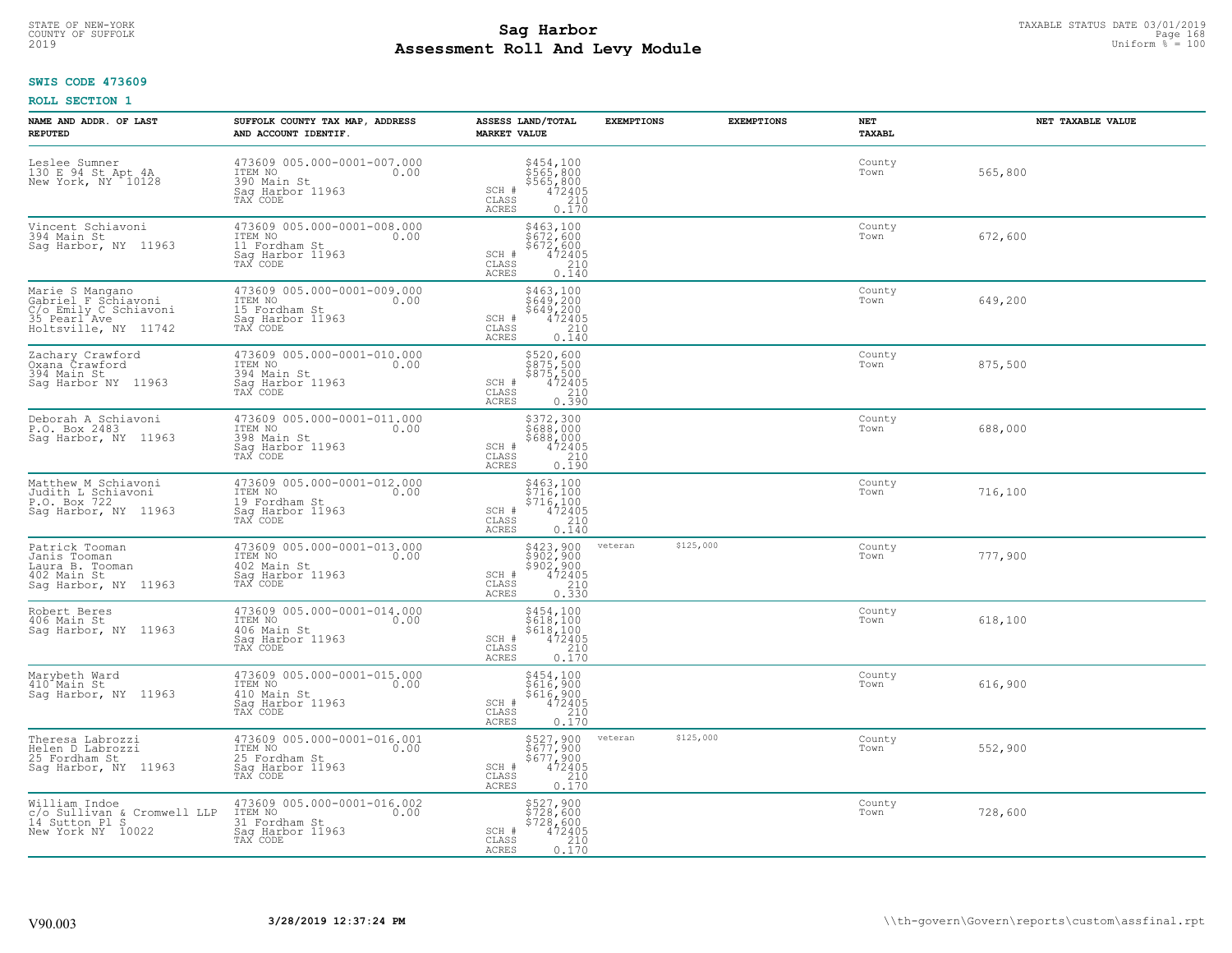**SWIS CODE 473609**

**ROLL SECTION 1**

| NAME AND ADDR. OF LAST REPUTED | SUFFOLK COUNTY TAX MAP, ADDRESS AND ACCOUNT IDENTIF. | ASSESS LAND/TOTAL MARKET VALUE | EXEMPTIONS | EXEMPTIONS | NET TAXABL | NET TAXABLE VALUE |
|---|---|---|---|---|---|---|
| Leslee Sumner<br>130 E 94 St Apt 4A<br>New York, NY 10128 | 473609 005.000-0001-007.000<br>ITEM NO 0.00<br>390 Main St<br>Sag Harbor 11963<br>TAX CODE | $454,100<br>$565,800<br>$565,800<br>SCH # 472405<br>CLASS 210<br>ACRES 0.170 | | | County<br>Town | 565,800 |
| Vincent Schiavoni<br>394 Main St<br>Sag Harbor, NY 11963 | 473609 005.000-0001-008.000<br>ITEM NO 0.00<br>11 Fordham St<br>Sag Harbor 11963<br>TAX CODE | $463,100<br>$672,600<br>$672,600<br>SCH # 472405<br>CLASS 210<br>ACRES 0.140 | | | County<br>Town | 672,600 |
| Marie S Mangano<br>Gabriel F Schiavoni<br>C/o Emily C Schiavoni<br>35 Pearl Ave<br>Holtsville, NY 11742 | 473609 005.000-0001-009.000<br>ITEM NO 0.00<br>15 Fordham St<br>Sag Harbor 11963<br>TAX CODE | $463,100<br>$649,200<br>$649,200<br>SCH # 472405<br>CLASS 210<br>ACRES 0.140 | | | County<br>Town | 649,200 |
| Zachary Crawford<br>Oxana Crawford<br>394 Main St<br>Sag Harbor NY 11963 | 473609 005.000-0001-010.000<br>ITEM NO 0.00<br>394 Main St<br>Sag Harbor 11963<br>TAX CODE | $520,600<br>$875,500<br>$875,500<br>SCH # 472405<br>CLASS 210<br>ACRES 0.390 | | | County<br>Town | 875,500 |
| Deborah A Schiavoni<br>P.O. Box 2483<br>Sag Harbor, NY 11963 | 473609 005.000-0001-011.000<br>ITEM NO 0.00<br>398 Main St<br>Sag Harbor 11963<br>TAX CODE | $372,300<br>$688,000<br>$688,000<br>SCH # 472405<br>CLASS 210<br>ACRES 0.190 | | | County<br>Town | 688,000 |
| Matthew M Schiavoni<br>Judith L Schiavoni<br>P.O. Box 722<br>Sag Harbor, NY 11963 | 473609 005.000-0001-012.000<br>ITEM NO 0.00<br>19 Fordham St<br>Sag Harbor 11963<br>TAX CODE | $463,100<br>$716,100<br>$716,100<br>SCH # 472405<br>CLASS 210<br>ACRES 0.140 | | | County<br>Town | 716,100 |
| Patrick Tooman<br>Janis Tooman<br>Laura B. Tooman<br>402 Main St<br>Sag Harbor, NY 11963 | 473609 005.000-0001-013.000<br>ITEM NO 0.00<br>402 Main St<br>Sag Harbor 11963<br>TAX CODE | $423,900<br>$902,900<br>$902,900<br>SCH # 472405<br>CLASS 210<br>ACRES 0.330 | veteran $125,000 | | County<br>Town | 777,900 |
| Robert Beres<br>406 Main St<br>Sag Harbor, NY 11963 | 473609 005.000-0001-014.000<br>ITEM NO 0.00<br>406 Main St<br>Sag Harbor 11963<br>TAX CODE | $454,100<br>$618,100<br>$618,100<br>SCH # 472405<br>CLASS 210<br>ACRES 0.170 | | | County<br>Town | 618,100 |
| Marybeth Ward<br>410 Main St<br>Sag Harbor, NY 11963 | 473609 005.000-0001-015.000<br>ITEM NO 0.00<br>410 Main St<br>Sag Harbor 11963<br>TAX CODE | $454,100<br>$616,900<br>$616,900<br>SCH # 472405<br>CLASS 210<br>ACRES 0.170 | | | County<br>Town | 616,900 |
| Theresa Labrozzi<br>Helen D Labrozzi<br>25 Fordham St<br>Sag Harbor, NY 11963 | 473609 005.000-0001-016.001<br>ITEM NO 0.00<br>25 Fordham St<br>Sag Harbor 11963<br>TAX CODE | $527,900<br>$677,900<br>$677,900<br>SCH # 472405<br>CLASS 210<br>ACRES 0.170 | veteran $125,000 | | County<br>Town | 552,900 |
| William Indoe<br>c/o Sullivan & Cromwell LLP<br>14 Sutton Pl S<br>New York NY 10022 | 473609 005.000-0001-016.002<br>ITEM NO 0.00<br>31 Fordham St<br>Sag Harbor 11963<br>TAX CODE | $527,900<br>$728,600<br>$728,600<br>SCH # 472405<br>CLASS 210<br>ACRES 0.170 | | | County<br>Town | 728,600 |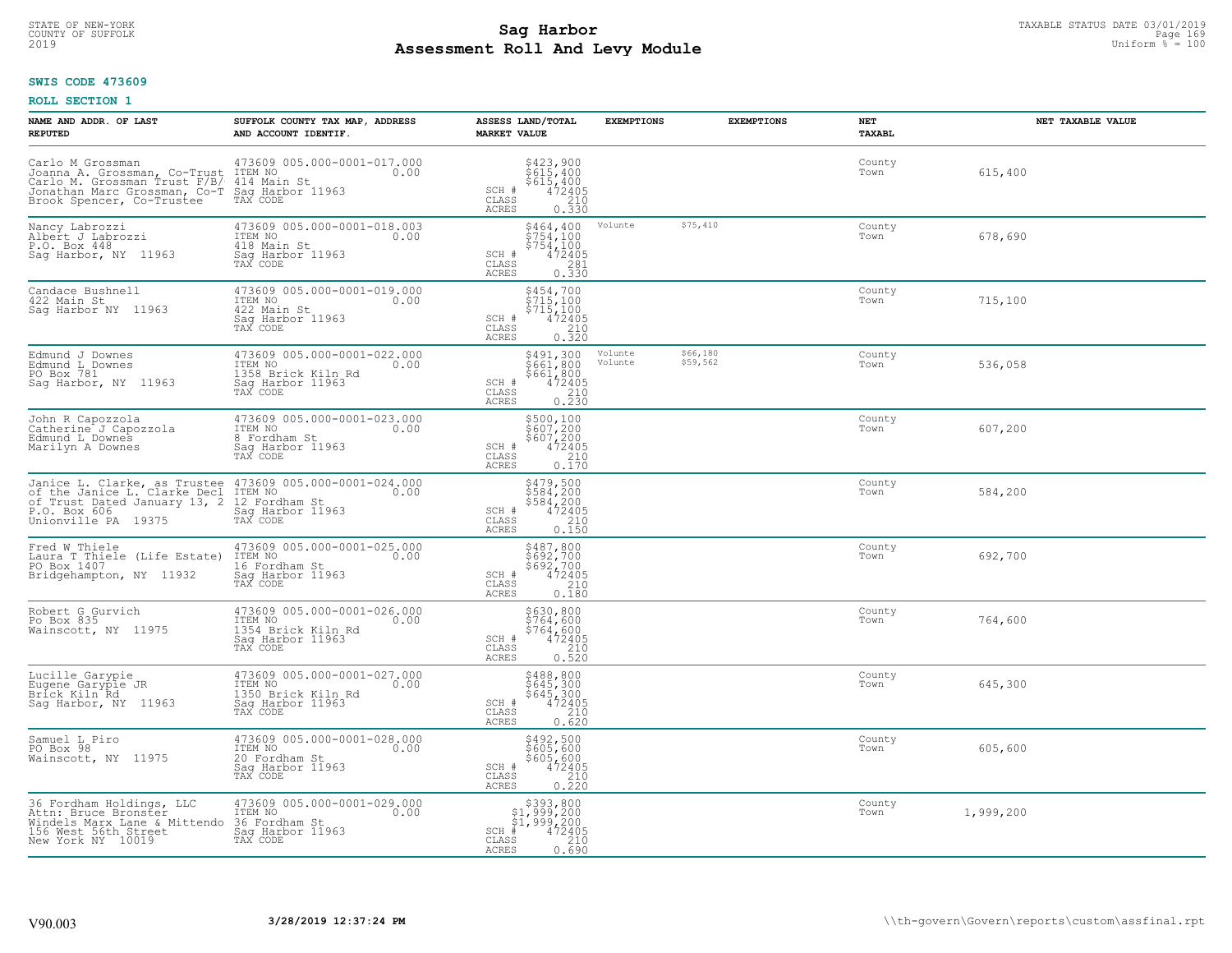**SWIS CODE 473609**

**ROLL SECTION 1**

| NAME AND ADDR. OF LAST REPUTED | SUFFOLK COUNTY TAX MAP, ADDRESS AND ACCOUNT IDENTIF. | ASSESS LAND/TOTAL MARKET VALUE | EXEMPTIONS | EXEMPTIONS | NET TAXABL | NET TAXABLE VALUE |
|---|---|---|---|---|---|---|
| Carlo M Grossman<br>Joanna A. Grossman, Co-Trust<br>Carlo M. Grossman Trust F/B/<br>Jonathan Marc Grossman, Co-T<br>Brook Spencer, Co-Trustee | 473609 005.000-0001-017.000<br>ITEM NO 0.00<br>414 Main St<br>Sag Harbor 11963<br>TAX CODE | $423,900<br>$615,400<br>$615,400<br>SCH # 472405<br>CLASS 210<br>ACRES 0.330 | | | County<br>Town | 615,400 |
| Nancy Labrozzi<br>Albert J Labrozzi<br>P.O. Box 448<br>Sag Harbor, NY 11963 | 473609 005.000-0001-018.003<br>ITEM NO 0.00<br>418 Main St<br>Sag Harbor 11963<br>TAX CODE | $464,400<br>$754,100<br>$754,100<br>SCH # 472405<br>CLASS 281<br>ACRES 0.330 | Volunte | $75,410 | County<br>Town | 678,690 |
| Candace Bushnell<br>422 Main St<br>Sag Harbor NY 11963 | 473609 005.000-0001-019.000<br>ITEM NO 0.00<br>422 Main St<br>Sag Harbor 11963<br>TAX CODE | $454,700<br>$715,100<br>$715,100<br>SCH # 472405<br>CLASS 210<br>ACRES 0.320 | | | County<br>Town | 715,100 |
| Edmund J Downes<br>Edmund L Downes<br>PO Box 781<br>Sag Harbor, NY 11963 | 473609 005.000-0001-022.000<br>ITEM NO 0.00<br>1358 Brick Kiln Rd<br>Sag Harbor 11963<br>TAX CODE | $491,300<br>$661,800<br>$661,800<br>SCH # 472405<br>CLASS 210<br>ACRES 0.230 | Volunte<br>Volunte | $66,180<br>$59,562 | County<br>Town | 536,058 |
| John R Capozzola<br>Catherine J Capozzola<br>Edmund L Downes<br>Marilyn A Downes | 473609 005.000-0001-023.000<br>ITEM NO 0.00<br>8 Fordham St<br>Sag Harbor 11963<br>TAX CODE | $500,100<br>$607,200<br>$607,200<br>SCH # 472405<br>CLASS 210<br>ACRES 0.170 | | | County<br>Town | 607,200 |
| Janice L. Clarke, as Trustee<br>of the Janice L. Clarke Decl<br>of Trust Dated January 13, 2<br>P.O. Box 606<br>Unionville PA 19375 | 473609 005.000-0001-024.000<br>ITEM NO 0.00<br>12 Fordham St<br>Sag Harbor 11963<br>TAX CODE | $479,500<br>$584,200<br>$584,200<br>SCH # 472405<br>CLASS 210<br>ACRES 0.150 | | | County<br>Town | 584,200 |
| Fred W Thiele<br>Laura T Thiele (Life Estate)<br>PO Box 1407<br>Bridgehampton, NY 11932 | 473609 005.000-0001-025.000<br>ITEM NO 0.00<br>16 Fordham St<br>Sag Harbor 11963<br>TAX CODE | $487,800<br>$692,700<br>$692,700<br>SCH # 472405<br>CLASS 210<br>ACRES 0.180 | | | County<br>Town | 692,700 |
| Robert G Gurvich<br>Po Box 835<br>Wainscott, NY 11975 | 473609 005.000-0001-026.000<br>ITEM NO 0.00<br>1354 Brick Kiln Rd<br>Sag Harbor 11963<br>TAX CODE | $630,800<br>$764,600<br>$764,600<br>SCH # 472405<br>CLASS 210<br>ACRES 0.520 | | | County<br>Town | 764,600 |
| Lucille Garypie<br>Eugene Garypie JR<br>Brick Kiln Rd<br>Sag Harbor, NY 11963 | 473609 005.000-0001-027.000<br>ITEM NO 0.00<br>1350 Brick Kiln Rd<br>Sag Harbor 11963<br>TAX CODE | $488,800<br>$645,300<br>$645,300<br>SCH # 472405<br>CLASS 210<br>ACRES 0.620 | | | County<br>Town | 645,300 |
| Samuel L Piro<br>PO Box 98<br>Wainscott, NY 11975 | 473609 005.000-0001-028.000<br>ITEM NO 0.00<br>20 Fordham St<br>Sag Harbor 11963<br>TAX CODE | $492,500<br>$605,600<br>$605,600<br>SCH # 472405<br>CLASS 210<br>ACRES 0.220 | | | County<br>Town | 605,600 |
| 36 Fordham Holdings, LLC<br>Attn: Bruce Bronster<br>Windels Marx Lane & Mittendo<br>156 West 56th Street<br>New York NY 10019 | 473609 005.000-0001-029.000<br>ITEM NO 0.00<br>36 Fordham St<br>Sag Harbor 11963<br>TAX CODE | $393,800<br>$1,999,200<br>$1,999,200<br>SCH # 472405<br>CLASS 210<br>ACRES 0.690 | | | County<br>Town | 1,999,200 |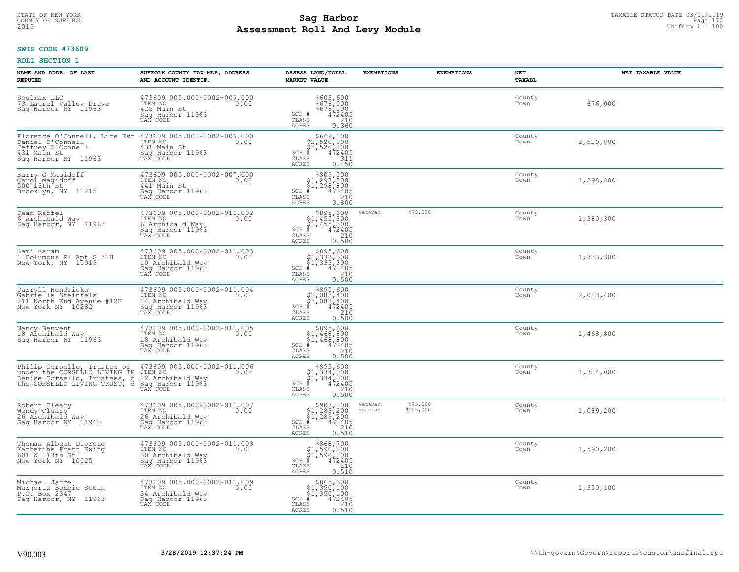STATE OF NEW-YORK
COUNTY OF SUFFOLK
2019

# Sag Harbor
## Assessment Roll And Levy Module

TAXABLE STATUS DATE 03/01/2019
Uniform % = 100

**SWIS CODE 473609**

**ROLL SECTION 1**

| NAME AND ADDR. OF LAST REPUTED | SUFFOLK COUNTY TAX MAP, ADDRESS AND ACCOUNT IDENTIF. | ASSESS LAND/TOTAL MARKET VALUE | EXEMPTIONS | EXEMPTIONS | NET TAXABL | NET TAXABLE VALUE |
|---|---|---|---|---|---|---|
| Soulmax LLC<br>73 Laurel Valley Drive<br>Sag Harbor NY 11963 | 473609 005.000-0002-005.000<br>ITEM NO 0.00<br>425 Main St<br>Sag Harbor 11963<br>TAX CODE | $603,600<br>$676,000<br>$676,000<br>SCH # 472405<br>CLASS 210<br>ACRES 0.360 | | | County<br>Town | 676,000 |
| Florence O'Connell, Life Est<br>Daniel O'Connell<br>Jeffrey O'Connell<br>431 Main St<br>Sag Harbor NY 11963 | 473609 005.000-0002-006.000<br>ITEM NO 0.00<br>431 Main St<br>Sag Harbor 11963<br>TAX CODE | $669,100<br>$2,520,800<br>$2,520,800<br>SCH # 472405<br>CLASS 311<br>ACRES 0.450 | | | County<br>Town | 2,520,800 |
| Barry G Magidoff<br>Carol Magidoff<br>500 13th St<br>Brooklyn, NY 11215 | 473609 005.000-0002-007.000<br>ITEM NO 0.00<br>441 Main St<br>Sag Harbor 11963<br>TAX CODE | $809,000<br>$1,298,800<br>$1,298,800<br>SCH # 472405<br>CLASS 210<br>ACRES 3.800 | | | County<br>Town | 1,298,800 |
| Jean Raffel<br>6 Archibald Way<br>Sag Harbor, NY 11963 | 473609 005.000-0002-011.002<br>ITEM NO 0.00<br>6 Archibald Way<br>Sag Harbor 11963<br>TAX CODE | $895,600<br>$1,455,300<br>$1,455,300<br>SCH # 472405<br>CLASS 210<br>ACRES 0.500 | veteran $75,000 | | County<br>Town | 1,380,300 |
| Sami Karam<br>1 Columbus Pl Apt S 31H<br>New York, NY 10019 | 473609 005.000-0002-011.003<br>ITEM NO 0.00<br>10 Archibald Way<br>Sag Harbor 11963<br>TAX CODE | $895,600<br>$1,333,300<br>$1,333,300<br>SCH # 472405<br>CLASS 210<br>ACRES 0.500 | | | County<br>Town | 1,333,300 |
| Darryll Hendricks<br>Gabrielle Steinfels<br>211 North End Avenue #12K<br>New York NY 10282 | 473609 005.000-0002-011.004<br>ITEM NO 0.00<br>14 Archibald Way<br>Sag Harbor 11963<br>TAX CODE | $895,600<br>$2,083,400<br>$2,083,400<br>SCH # 472405<br>CLASS 210<br>ACRES 0.500 | | | County<br>Town | 2,083,400 |
| Nancy Benvent<br>18 Archibald Way<br>Sag Harbor NY 11963 | 473609 005.000-0002-011.005<br>ITEM NO 0.00<br>18 Archibald Way<br>Sag Harbor 11963<br>TAX CODE | $895,600<br>$1,468,800<br>$1,468,800<br>SCH # 472405<br>CLASS 210<br>ACRES 0.500 | | | County<br>Town | 1,468,800 |
| Philip Corsello, Trustee or<br>under the CORSELLO LIVING TR<br>Denise Corsello, Trustees, o<br>the CORSELLO LIVING TRUST, d | 473609 005.000-0002-011.006<br>ITEM NO 0.00<br>22 Archibald Way<br>Sag Harbor 11963<br>TAX CODE | $895,600<br>$1,334,000<br>$1,334,000<br>SCH # 472405<br>CLASS 210<br>ACRES 0.500 | | | County<br>Town | 1,334,000 |
| Robert Cleary<br>Wendy Cleary<br>26 Archibald Way<br>Sag Harbor NY 11963 | 473609 005.000-0002-011.007<br>ITEM NO 0.00<br>26 Archibald Way<br>Sag Harbor 11963<br>TAX CODE | $908,200<br>$1,289,200<br>$1,289,200<br>SCH # 472405<br>CLASS 210<br>ACRES 0.510 | veteran $75,000<br>veteran $125,000 | | County<br>Town | 1,089,200 |
| Thomas Albert Diprete<br>Katherine Pratt Ewing<br>601 W 113th St<br>New York NY 10025 | 473609 005.000-0002-011.008<br>ITEM NO 0.00<br>30 Archibald Way<br>Sag Harbor 11963<br>TAX CODE | $868,700<br>$1,590,200<br>$1,590,200<br>SCH # 472405<br>CLASS 210<br>ACRES 0.510 | | | County<br>Town | 1,590,200 |
| Michael Jaffe<br>Marjorie Bobbie Stein<br>P.O. Box 2347<br>Sag Harbor, NY 11963 | 473609 005.000-0002-011.009<br>ITEM NO 0.00<br>34 Archibald Way<br>Sag Harbor 11963<br>TAX CODE | $865,300<br>$1,350,100<br>$1,350,100<br>SCH # 472405<br>CLASS 210<br>ACRES 0.510 | | | County<br>Town | 1,350,100 |

V90.003 | 3/28/2019 12:37:24 PM | \\th-govern\Govern\reports\custom\assfinal.rpt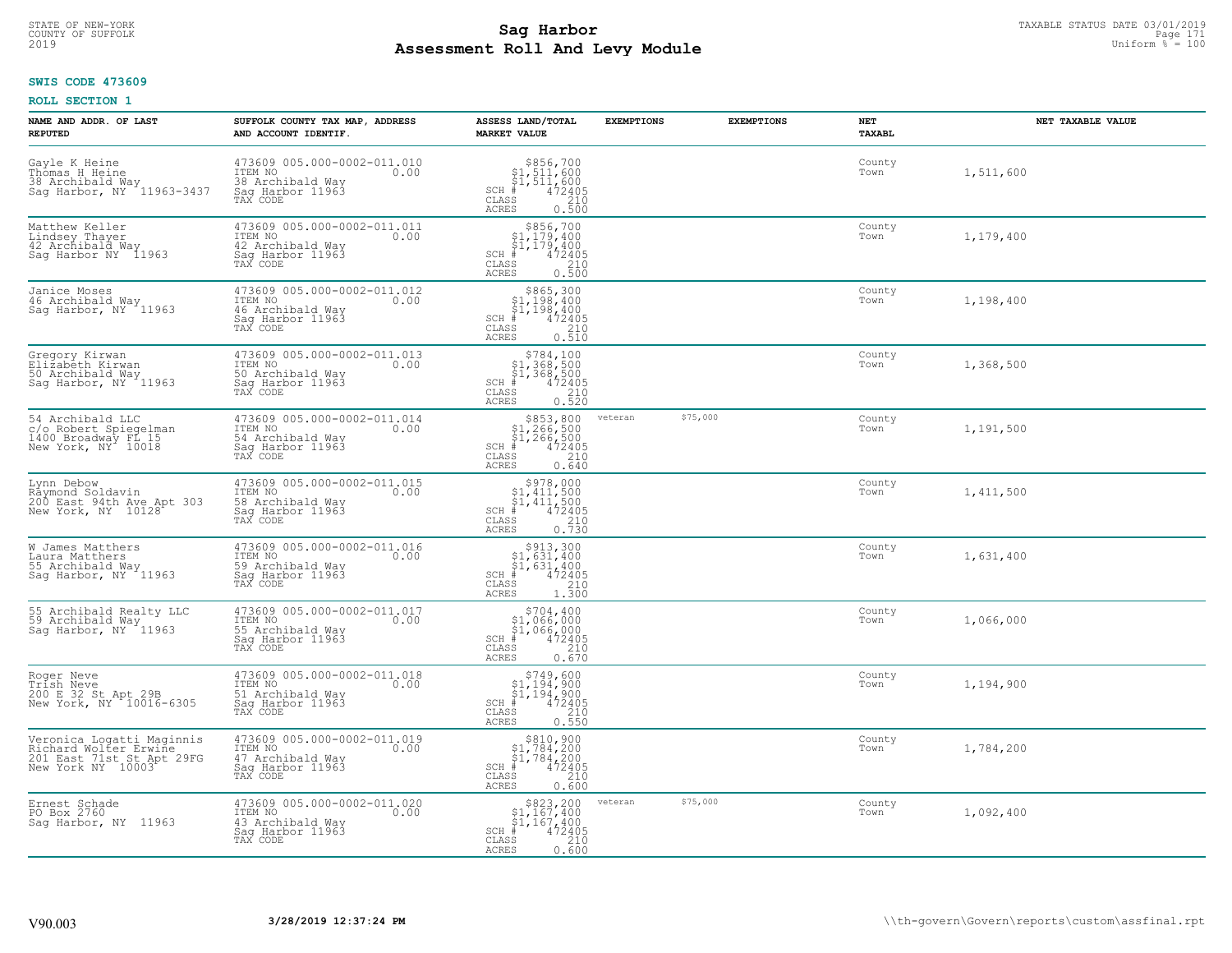# Sag Harbor
## Assessment Roll And Levy Module

STATE OF NEW-YORK
COUNTY OF SUFFOLK
2019

TAXABLE STATUS DATE 03/01/2019
Uniform % = 100

**SWIS CODE 473609**

**ROLL SECTION 1**

| NAME AND ADDR. OF LAST REPUTED | SUFFOLK COUNTY TAX MAP, ADDRESS AND ACCOUNT IDENTIF. | ASSESS LAND/TOTAL MARKET VALUE | EXEMPTIONS | EXEMPTIONS | NET TAXABL | NET TAXABLE VALUE |
|---|---|---|---|---|---|---|
| Gayle K Heine<br>Thomas H Heine<br>38 Archibald Way<br>Sag Harbor, NY 11963-3437 | 473609 005.000-0002-011.010<br>ITEM NO 0.00<br>38 Archibald Way<br>Sag Harbor 11963<br>TAX CODE | $856,700<br>$1,511,600<br>$1,511,600<br>SCH # 472405<br>CLASS 210<br>ACRES 0.500 | | | County<br>Town | 1,511,600 |
| Matthew Keller<br>Lindsey Thayer<br>42 Archibald Way<br>Sag Harbor NY 11963 | 473609 005.000-0002-011.011<br>ITEM NO 0.00<br>42 Archibald Way<br>Sag Harbor 11963<br>TAX CODE | $856,700<br>$1,179,400<br>$1,179,400<br>SCH # 472405<br>CLASS 210<br>ACRES 0.500 | | | County<br>Town | 1,179,400 |
| Janice Moses<br>46 Archibald Way<br>Sag Harbor, NY 11963 | 473609 005.000-0002-011.012<br>ITEM NO 0.00<br>46 Archibald Way<br>Sag Harbor 11963<br>TAX CODE | $865,300<br>$1,198,400<br>$1,198,400<br>SCH # 472405<br>CLASS 210<br>ACRES 0.510 | | | County<br>Town | 1,198,400 |
| Gregory Kirwan<br>Elizabeth Kirwan<br>50 Archibald Way<br>Sag Harbor, NY 11963 | 473609 005.000-0002-011.013<br>ITEM NO 0.00<br>50 Archibald Way<br>Sag Harbor 11963<br>TAX CODE | $784,100<br>$1,368,500<br>$1,368,500<br>SCH # 472405<br>CLASS 210<br>ACRES 0.520 | | | County<br>Town | 1,368,500 |
| 54 Archibald LLC<br>c/o Robert Spiegelman<br>1400 Broadway FL 15<br>New York, NY 10018 | 473609 005.000-0002-011.014<br>ITEM NO 0.00<br>54 Archibald Way<br>Sag Harbor 11963<br>TAX CODE | $853,800<br>$1,266,500<br>$1,266,500<br>SCH # 472405<br>CLASS 210<br>ACRES 0.640 | veteran $75,000 | | County<br>Town | 1,191,500 |
| Lynn Debow<br>Raymond Soldavin<br>200 East 94th Ave Apt 303<br>New York, NY 10128 | 473609 005.000-0002-011.015<br>ITEM NO 0.00<br>58 Archibald Way<br>Sag Harbor 11963<br>TAX CODE | $978,000<br>$1,411,500<br>$1,411,500<br>SCH # 472405<br>CLASS 210<br>ACRES 0.730 | | | County<br>Town | 1,411,500 |
| W James Matthers<br>Laura Matthers<br>55 Archibald Way<br>Sag Harbor, NY 11963 | 473609 005.000-0002-011.016<br>ITEM NO 0.00<br>59 Archibald Way<br>Sag Harbor 11963<br>TAX CODE | $913,300<br>$1,631,400<br>$1,631,400<br>SCH # 472405<br>CLASS 210<br>ACRES 1.300 | | | County<br>Town | 1,631,400 |
| 55 Archibald Realty LLC<br>59 Archibald Way<br>Sag Harbor, NY 11963 | 473609 005.000-0002-011.017<br>ITEM NO 0.00<br>55 Archibald Way<br>Sag Harbor 11963<br>TAX CODE | $704,400<br>$1,066,000<br>$1,066,000<br>SCH # 472405<br>CLASS 210<br>ACRES 0.670 | | | County<br>Town | 1,066,000 |
| Roger Neve<br>Trish Neve<br>200 E 32 St Apt 29B<br>New York, NY 10016-6305 | 473609 005.000-0002-011.018<br>ITEM NO 0.00<br>51 Archibald Way<br>Sag Harbor 11963<br>TAX CODE | $749,600<br>$1,194,900<br>$1,194,900<br>SCH # 472405<br>CLASS 210<br>ACRES 0.550 | | | County<br>Town | 1,194,900 |
| Veronica Logatti Maginnis<br>Richard Wolter Erwine<br>201 East 71st St Apt 29FG<br>New York NY 10003 | 473609 005.000-0002-011.019<br>ITEM NO 0.00<br>47 Archibald Way<br>Sag Harbor 11963<br>TAX CODE | $810,900<br>$1,784,200<br>$1,784,200<br>SCH # 472405<br>CLASS 210<br>ACRES 0.600 | | | County<br>Town | 1,784,200 |
| Ernest Schade<br>PO Box 2760<br>Sag Harbor, NY 11963 | 473609 005.000-0002-011.020<br>ITEM NO 0.00<br>43 Archibald Way<br>Sag Harbor 11963<br>TAX CODE | $823,200<br>$1,167,400<br>$1,167,400<br>SCH # 472405<br>CLASS 210<br>ACRES 0.600 | veteran $75,000 | | County<br>Town | 1,092,400 |

V90.003 3/28/2019 12:37:24 PM \\th-govern\Govern\reports\custom\assfinal.rpt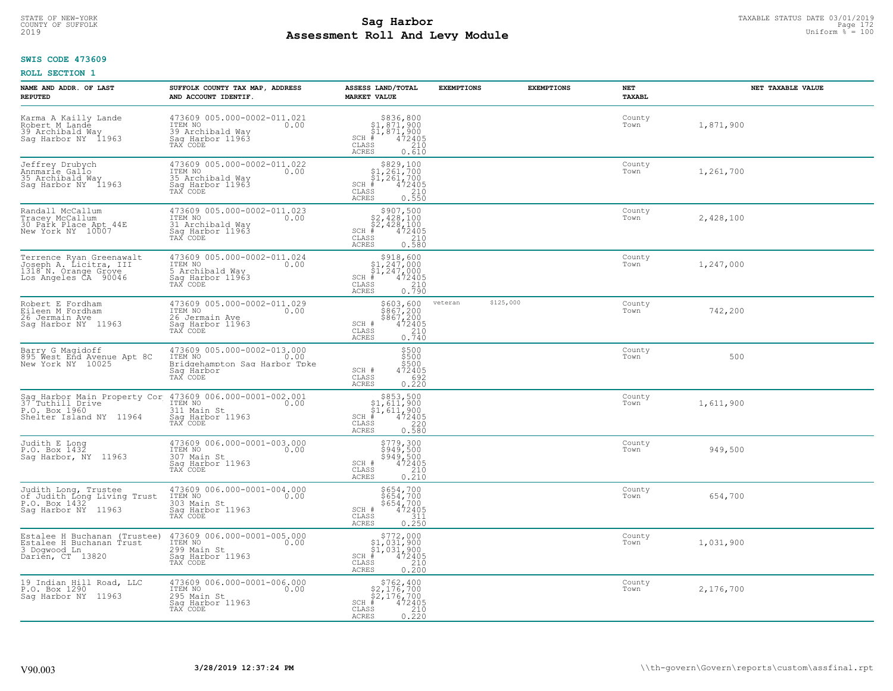STATE OF NEW-YORK
COUNTY OF SUFFOLK
2019

# Sag Harbor
# Assessment Roll And Levy Module

TAXABLE STATUS DATE 03/01/2019
Uniform % = 100

**SWIS CODE 473609**

**ROLL SECTION 1**

| NAME AND ADDR. OF LAST REPUTED | SUFFOLK COUNTY TAX MAP, ADDRESS AND ACCOUNT IDENTIF. | ASSESS LAND/TOTAL MARKET VALUE | EXEMPTIONS | EXEMPTIONS | NET TAXABL | NET TAXABLE VALUE |
|---|---|---|---|---|---|---|
| Karma A Kailly Lande<br>Robert M Lande<br>39 Archibald Way<br>Sag Harbor NY 11963 | 473609 005.000-0002-011.021<br>ITEM NO 0.00<br>39 Archibald Way<br>Sag Harbor 11963<br>TAX CODE | $836,800<br>$1,871,900<br>$1,871,900<br>SCH # 472405<br>CLASS 210<br>ACRES 0.610 | | | County<br>Town | 1,871,900 |
| Jeffrey Drubych<br>Annmarie Gallo<br>35 Archibald Way<br>Sag Harbor NY 11963 | 473609 005.000-0002-011.022<br>ITEM NO 0.00<br>35 Archibald Way<br>Sag Harbor 11963<br>TAX CODE | $829,100<br>$1,261,700<br>$1,261,700<br>SCH # 472405<br>CLASS 210<br>ACRES 0.550 | | | County<br>Town | 1,261,700 |
| Randall McCallum<br>Tracey McCallum<br>30 Park Place Apt 44E<br>New York NY 10007 | 473609 005.000-0002-011.023<br>ITEM NO 0.00<br>31 Archibald Way<br>Sag Harbor 11963<br>TAX CODE | $907,500<br>$2,428,100<br>$2,428,100<br>SCH # 472405<br>CLASS 210<br>ACRES 0.580 | | | County<br>Town | 2,428,100 |
| Terrence Ryan Greenawalt<br>Joseph A. Licitra, III<br>1318 N. Orange Grove<br>Los Angeles CA 90046 | 473609 005.000-0002-011.024<br>ITEM NO 0.00<br>5 Archibald Way<br>Sag Harbor 11963<br>TAX CODE | $918,600<br>$1,247,000<br>$1,247,000<br>SCH # 472405<br>CLASS 210<br>ACRES 0.790 | | | County<br>Town | 1,247,000 |
| Robert E Fordham<br>Eileen M Fordham<br>26 Jermain Ave<br>Sag Harbor NY 11963 | 473609 005.000-0002-011.029<br>ITEM NO 0.00<br>26 Jermain Ave<br>Sag Harbor 11963<br>TAX CODE | $603,600<br>$867,200<br>$867,200<br>SCH # 472405<br>CLASS 210<br>ACRES 0.740 | veteran $125,000 | | County<br>Town | 742,200 |
| Barry G Magidoff<br>895 West End Avenue Apt 8C<br>New York NY 10025 | 473609 005.000-0002-013.000<br>ITEM NO 0.00<br>Bridgehampton Sag Harbor Tpke<br>Sag Harbor<br>TAX CODE | $500<br>$500<br>$500<br>SCH # 472405<br>CLASS 692<br>ACRES 0.220 | | | County<br>Town | 500 |
| Sag Harbor Main Property Cor<br>37 Tuthill Drive<br>P.O. Box 1960<br>Shelter Island NY 11964 | 473609 006.000-0001-002.001<br>ITEM NO 0.00<br>311 Main St<br>Sag Harbor 11963<br>TAX CODE | $853,500<br>$1,611,900<br>$1,611,900<br>SCH # 472405<br>CLASS 220<br>ACRES 0.580 | | | County<br>Town | 1,611,900 |
| Judith E Long<br>P.O. Box 1432<br>Sag Harbor, NY 11963 | 473609 006.000-0001-003.000<br>ITEM NO 0.00<br>307 Main St<br>Sag Harbor 11963<br>TAX CODE | $779,300<br>$949,500<br>$949,500<br>SCH # 472405<br>CLASS 210<br>ACRES 0.210 | | | County<br>Town | 949,500 |
| Judith Long, Trustee<br>of Judith Long Living Trust<br>P.O. Box 1432<br>Sag Harbor NY 11963 | 473609 006.000-0001-004.000<br>ITEM NO 0.00<br>303 Main St<br>Sag Harbor 11963<br>TAX CODE | $654,700<br>$654,700<br>$654,700<br>SCH # 472405<br>CLASS 311<br>ACRES 0.250 | | | County<br>Town | 654,700 |
| Estalee H Buchanan (Trustee)<br>Estalee H Buchanan Trust<br>3 Dogwood Ln<br>Darien, CT 13820 | 473609 006.000-0001-005.000<br>ITEM NO 0.00<br>299 Main St<br>Sag Harbor 11963<br>TAX CODE | $772,000<br>$1,031,900<br>$1,031,900<br>SCH # 472405<br>CLASS 210<br>ACRES 0.200 | | | County<br>Town | 1,031,900 |
| 19 Indian Hill Road, LLC<br>P.O. Box 1290<br>Sag Harbor NY 11963 | 473609 006.000-0001-006.000<br>ITEM NO 0.00<br>295 Main St<br>Sag Harbor 11963<br>TAX CODE | $762,400<br>$2,176,700<br>$2,176,700<br>SCH # 472405<br>CLASS 210<br>ACRES 0.220 | | | County<br>Town | 2,176,700 |

V90.003 3/28/2019 12:37:24 PM \\th-govern\Govern\reports\custom\assfinal.rpt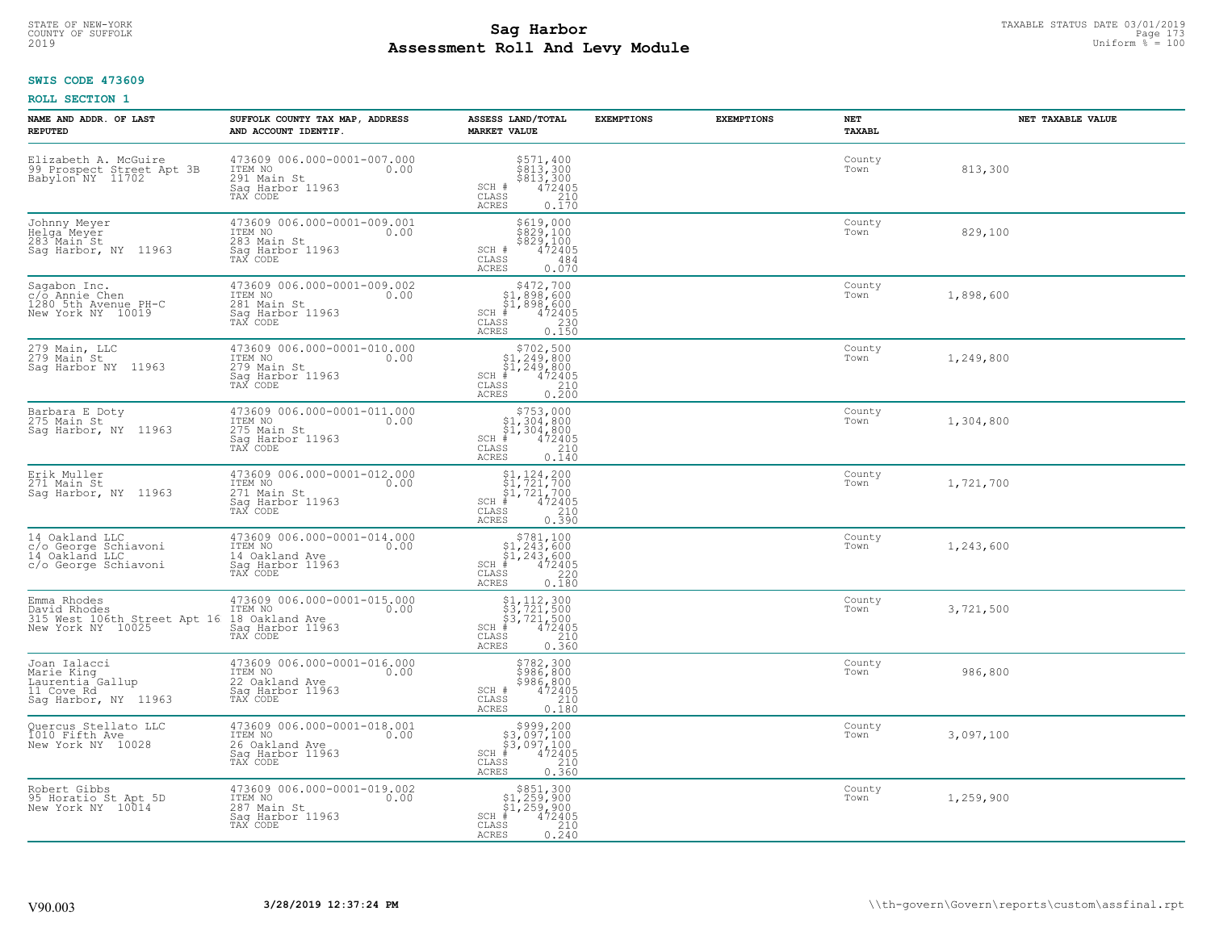STATE OF NEW-YORK
COUNTY OF SUFFOLK
2019

# Sag Harbor
# Assessment Roll And Levy Module

TAXABLE STATUS DATE 03/01/2019
Uniform % = 100

**SWIS CODE 473609**

**ROLL SECTION 1**

| NAME AND ADDR. OF LAST REPUTED | SUFFOLK COUNTY TAX MAP, ADDRESS AND ACCOUNT IDENTIF. | ASSESS LAND/TOTAL MARKET VALUE | EXEMPTIONS | EXEMPTIONS | NET TAXABL | NET TAXABLE VALUE |
|---|---|---|---|---|---|---|
| Elizabeth A. McGuire<br>99 Prospect Street Apt 3B<br>Babylon NY 11702 | 473609 006.000-0001-007.000<br>ITEM NO 0.00<br>291 Main St<br>Sag Harbor 11963<br>TAX CODE | $571,400<br>$813,300<br>$813,300<br>SCH # 472405<br>CLASS 210<br>ACRES 0.170 | | | County<br>Town | 813,300 |
| Johnny Meyer<br>Helga Meyer<br>283 Main St<br>Sag Harbor, NY 11963 | 473609 006.000-0001-009.001<br>ITEM NO 0.00<br>283 Main St<br>Sag Harbor 11963<br>TAX CODE | $619,000<br>$829,100<br>$829,100<br>SCH # 472405<br>CLASS 484<br>ACRES 0.070 | | | County<br>Town | 829,100 |
| Sagabon Inc.<br>c/o Annie Chen<br>1280 5th Avenue PH-C<br>New York NY 10019 | 473609 006.000-0001-009.002<br>ITEM NO 0.00<br>281 Main St<br>Sag Harbor 11963<br>TAX CODE | $472,700<br>$1,898,600<br>$1,898,600<br>SCH # 472405<br>CLASS 230<br>ACRES 0.150 | | | County<br>Town | 1,898,600 |
| 279 Main, LLC<br>279 Main St<br>Sag Harbor NY 11963 | 473609 006.000-0001-010.000<br>ITEM NO 0.00<br>279 Main St<br>Sag Harbor 11963<br>TAX CODE | $702,500<br>$1,249,800<br>$1,249,800<br>SCH # 472405<br>CLASS 210<br>ACRES 0.200 | | | County<br>Town | 1,249,800 |
| Barbara E Doty<br>275 Main St<br>Sag Harbor, NY 11963 | 473609 006.000-0001-011.000<br>ITEM NO 0.00<br>275 Main St<br>Sag Harbor 11963<br>TAX CODE | $753,000<br>$1,304,800<br>$1,304,800<br>SCH # 472405<br>CLASS 210<br>ACRES 0.140 | | | County<br>Town | 1,304,800 |
| Erik Muller<br>271 Main St<br>Sag Harbor, NY 11963 | 473609 006.000-0001-012.000<br>ITEM NO 0.00<br>271 Main St<br>Sag Harbor 11963<br>TAX CODE | $1,124,200<br>$1,721,700<br>$1,721,700<br>SCH # 472405<br>CLASS 210<br>ACRES 0.390 | | | County<br>Town | 1,721,700 |
| 14 Oakland LLC<br>c/o George Schiavoni<br>14 Oakland LLC<br>c/o George Schiavoni | 473609 006.000-0001-014.000<br>ITEM NO 0.00<br>14 Oakland Ave<br>Sag Harbor 11963<br>TAX CODE | $781,100<br>$1,243,600<br>$1,243,600<br>SCH # 472405<br>CLASS 220<br>ACRES 0.180 | | | County<br>Town | 1,243,600 |
| Emma Rhodes<br>David Rhodes<br>315 West 106th Street Apt 16<br>New York NY 10025 | 473609 006.000-0001-015.000<br>ITEM NO 0.00<br>18 Oakland Ave<br>Sag Harbor 11963<br>TAX CODE | $1,112,300<br>$3,721,500<br>$3,721,500<br>SCH # 472405<br>CLASS 210<br>ACRES 0.360 | | | County<br>Town | 3,721,500 |
| Joan Ialacci<br>Marie King<br>Laurentia Gallup<br>11 Cove Rd<br>Sag Harbor, NY 11963 | 473609 006.000-0001-016.000<br>ITEM NO 0.00<br>22 Oakland Ave<br>Sag Harbor 11963<br>TAX CODE | $782,300<br>$986,800<br>$986,800<br>SCH # 472405<br>CLASS 210<br>ACRES 0.180 | | | County<br>Town | 986,800 |
| Quercus Stellato LLC<br>1010 Fifth Ave<br>New York NY 10028 | 473609 006.000-0001-018.001<br>ITEM NO 0.00<br>26 Oakland Ave<br>Sag Harbor 11963<br>TAX CODE | $999,200<br>$3,097,100<br>$3,097,100<br>SCH # 472405<br>CLASS 210<br>ACRES 0.360 | | | County<br>Town | 3,097,100 |
| Robert Gibbs<br>95 Horatio St Apt 5D<br>New York NY 10014 | 473609 006.000-0001-019.002<br>ITEM NO 0.00<br>287 Main St<br>Sag Harbor 11963<br>TAX CODE | $851,300<br>$1,259,900<br>$1,259,900<br>SCH # 472405<br>CLASS 210<br>ACRES 0.240 | | | County<br>Town | 1,259,900 |

V90.003 3/28/2019 12:37:24 PM \\th-govern\Govern\reports\custom\assfinal.rpt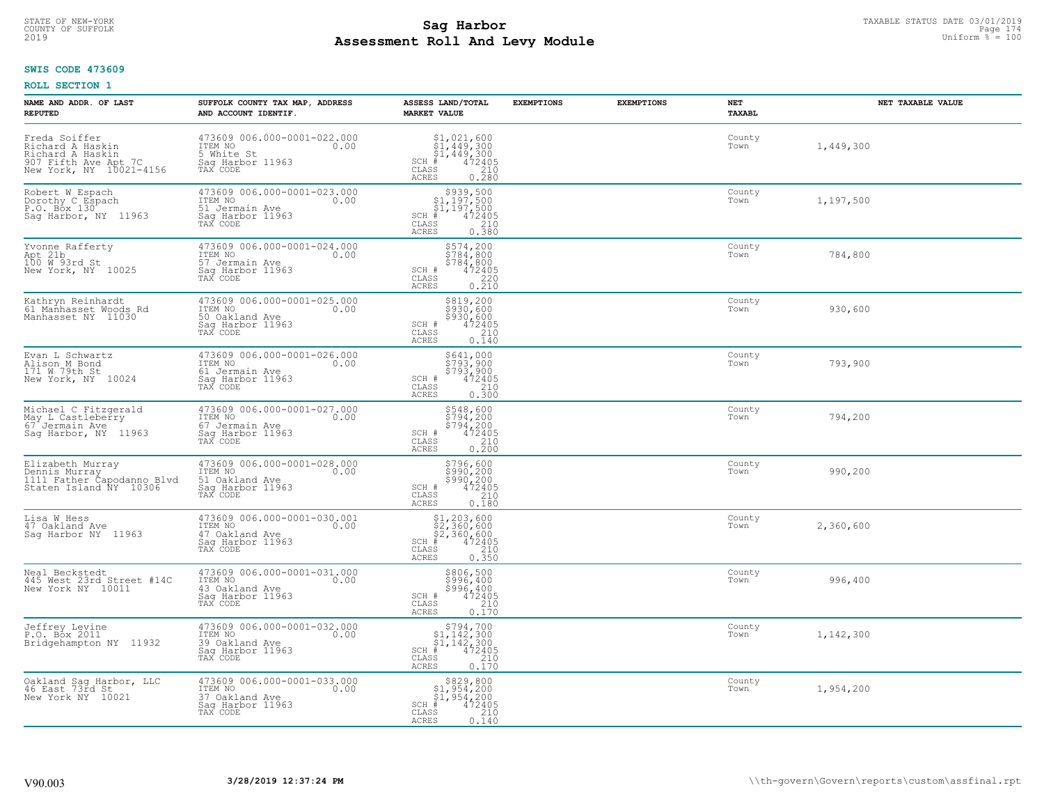STATE OF NEW-YORK
COUNTY OF SUFFOLK
2019

# Sag Harbor
## Assessment Roll And Levy Module

TAXABLE STATUS DATE 03/01/2019
Uniform % = 100

**SWIS CODE 473609**

**ROLL SECTION 1**

| NAME AND ADDR. OF LAST REPUTED | SUFFOLK COUNTY TAX MAP, ADDRESS AND ACCOUNT IDENTIF. | ASSESS LAND/TOTAL MARKET VALUE | EXEMPTIONS | EXEMPTIONS | NET TAXABL | NET TAXABLE VALUE |
|---|---|---|---|---|---|---|
| Freda Soiffer<br>Richard A Haskin<br>Richard A Haskin<br>907 Fifth Ave Apt 7C<br>New York, NY 10021-4156 | 473609 006.000-0001-022.000<br>ITEM NO 0.00<br>5 White St<br>Sag Harbor 11963<br>TAX CODE | $1,021,600<br>$1,449,300<br>$1,449,300<br>SCH # 472405<br>CLASS 210<br>ACRES 0.280 | | | County<br>Town | 1,449,300 |
| Robert W Espach<br>Dorothy C Espach<br>P.O. Box 130<br>Sag Harbor, NY 11963 | 473609 006.000-0001-023.000<br>ITEM NO 0.00<br>51 Jermain Ave<br>Sag Harbor 11963<br>TAX CODE | $939,500<br>$1,197,500<br>$1,197,500<br>SCH # 472405<br>CLASS 210<br>ACRES 0.380 | | | County<br>Town | 1,197,500 |
| Yvonne Rafferty<br>Apt 21b<br>100 W 93rd St<br>New York, NY 10025 | 473609 006.000-0001-024.000<br>ITEM NO 0.00<br>57 Jermain Ave<br>Sag Harbor 11963<br>TAX CODE | $574,200<br>$784,800<br>$784,800<br>SCH # 472405<br>CLASS 220<br>ACRES 0.210 | | | County<br>Town | 784,800 |
| Kathryn Reinhardt<br>61 Manhasset Woods Rd<br>Manhasset NY 11030 | 473609 006.000-0001-025.000<br>ITEM NO 0.00<br>50 Oakland Ave<br>Sag Harbor 11963<br>TAX CODE | $819,200<br>$930,600<br>$930,600<br>SCH # 472405<br>CLASS 210<br>ACRES 0.140 | | | County<br>Town | 930,600 |
| Evan L Schwartz<br>Alison M Bond<br>171 W 79th St<br>New York, NY 10024 | 473609 006.000-0001-026.000<br>ITEM NO 0.00<br>61 Jermain Ave<br>Sag Harbor 11963<br>TAX CODE | $641,000<br>$793,900<br>$793,900<br>SCH # 472405<br>CLASS 210<br>ACRES 0.300 | | | County<br>Town | 793,900 |
| Michael C Fitzgerald<br>May L Castleberry<br>67 Jermain Ave<br>Sag Harbor, NY 11963 | 473609 006.000-0001-027.000<br>ITEM NO 0.00<br>67 Jermain Ave<br>Sag Harbor 11963<br>TAX CODE | $548,600<br>$794,200<br>$794,200<br>SCH # 472405<br>CLASS 210<br>ACRES 0.200 | | | County<br>Town | 794,200 |
| Elizabeth Murray<br>Dennis Murray<br>1111 Father Capodanno Blvd<br>Staten Island NY 10306 | 473609 006.000-0001-028.000<br>ITEM NO 0.00<br>51 Oakland Ave<br>Sag Harbor 11963<br>TAX CODE | $796,600<br>$990,200<br>$990,200<br>SCH # 472405<br>CLASS 210<br>ACRES 0.180 | | | County<br>Town | 990,200 |
| Lisa W Hess<br>47 Oakland Ave<br>Sag Harbor NY 11963 | 473609 006.000-0001-030.001<br>ITEM NO 0.00<br>47 Oakland Ave<br>Sag Harbor 11963<br>TAX CODE | $1,203,600<br>$2,360,600<br>$2,360,600<br>SCH # 472405<br>CLASS 210<br>ACRES 0.350 | | | County<br>Town | 2,360,600 |
| Neal Beckstedt<br>445 West 23rd Street #14C<br>New York NY 10011 | 473609 006.000-0001-031.000<br>ITEM NO 0.00<br>43 Oakland Ave<br>Sag Harbor 11963<br>TAX CODE | $806,500<br>$996,400<br>$996,400<br>SCH # 472405<br>CLASS 210<br>ACRES 0.170 | | | County<br>Town | 996,400 |
| Jeffrey Levine<br>P.O. Box 2011<br>Bridgehampton NY 11932 | 473609 006.000-0001-032.000<br>ITEM NO 0.00<br>39 Oakland Ave<br>Sag Harbor 11963<br>TAX CODE | $794,700<br>$1,142,300<br>$1,142,300<br>SCH # 472405<br>CLASS 210<br>ACRES 0.170 | | | County<br>Town | 1,142,300 |
| Oakland Sag Harbor, LLC<br>46 East 73rd St<br>New York NY 10021 | 473609 006.000-0001-033.000<br>ITEM NO 0.00<br>37 Oakland Ave<br>Sag Harbor 11963<br>TAX CODE | $829,800<br>$1,954,200<br>$1,954,200<br>SCH # 472405<br>CLASS 210<br>ACRES 0.140 | | | County<br>Town | 1,954,200 |

V90.003 3/28/2019 12:37:24 PM \\th-govern\Govern\reports\custom\assfinal.rpt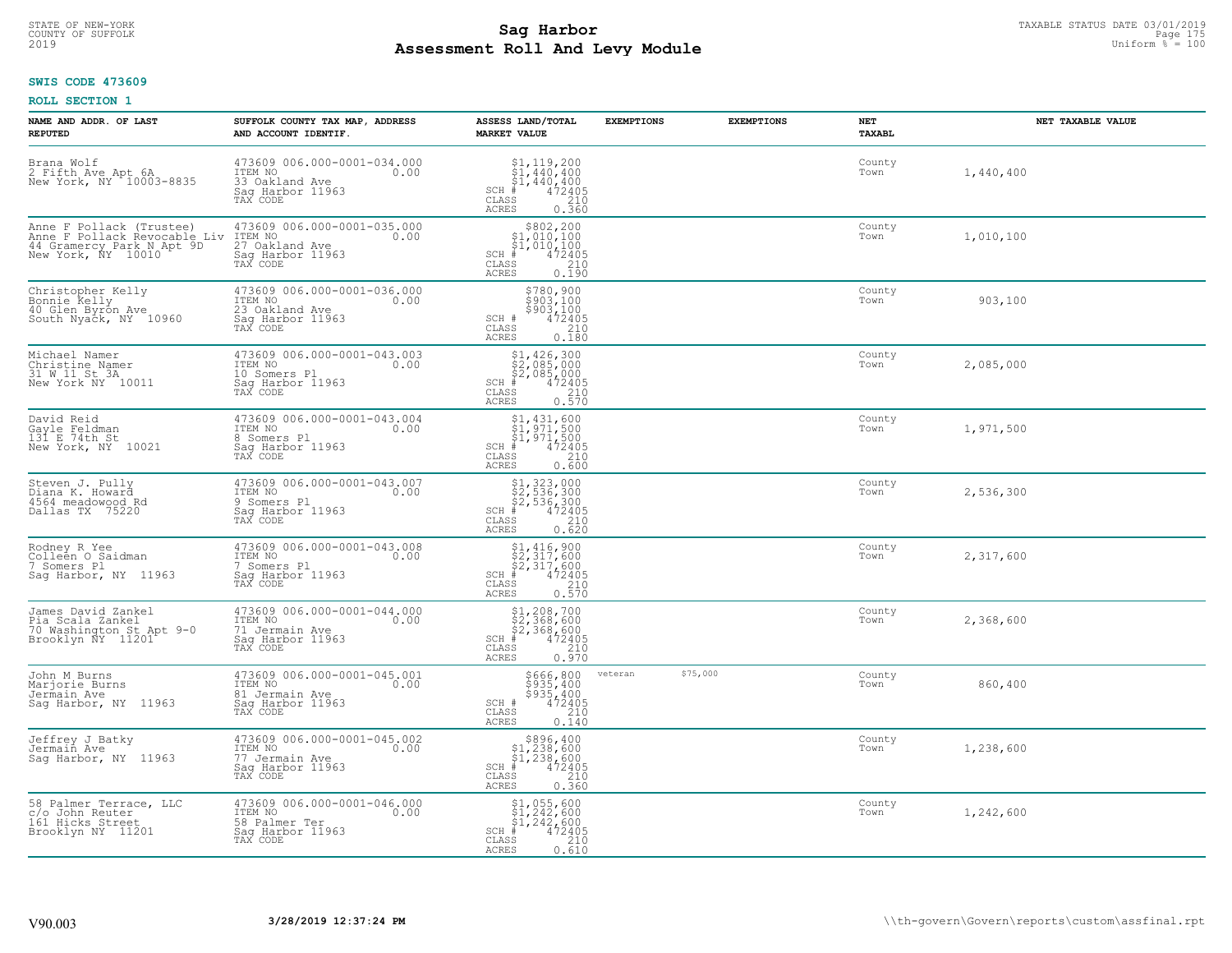**SWIS CODE 473609**

**ROLL SECTION 1**

| NAME AND ADDR. OF LAST REPUTED | SUFFOLK COUNTY TAX MAP, ADDRESS AND ACCOUNT IDENTIF. | ASSESS LAND/TOTAL MARKET VALUE | EXEMPTIONS | EXEMPTIONS | NET TAXABL | NET TAXABLE VALUE |
|---|---|---|---|---|---|---|
| Brana Wolf<br>2 Fifth Ave Apt 6A<br>New York, NY 10003-8835 | 473609 006.000-0001-034.000<br>ITEM NO 0.00<br>33 Oakland Ave<br>Sag Harbor 11963<br>TAX CODE | $1,119,200<br>$1,440,400<br>$1,440,400<br>SCH # 472405<br>CLASS 210<br>ACRES 0.360 | | | County<br>Town | 1,440,400 |
| Anne F Pollack (Trustee)<br>Anne F Pollack Revocable Liv<br>44 Gramercy Park N Apt 9D<br>New York, NY 10010 | 473609 006.000-0001-035.000<br>ITEM NO 0.00<br>27 Oakland Ave<br>Sag Harbor 11963<br>TAX CODE | $802,200<br>$1,010,100<br>$1,010,100<br>SCH # 472405<br>CLASS 210<br>ACRES 0.190 | | | County<br>Town | 1,010,100 |
| Christopher Kelly<br>Bonnie Kelly<br>40 Glen Byron Ave<br>South Nyack, NY 10960 | 473609 006.000-0001-036.000<br>ITEM NO 0.00<br>23 Oakland Ave<br>Sag Harbor 11963<br>TAX CODE | $780,900<br>$903,100<br>$903,100<br>SCH # 472405<br>CLASS 210<br>ACRES 0.180 | | | County<br>Town | 903,100 |
| Michael Namer<br>Christine Namer<br>31 W 11 St 3A<br>New York NY 10011 | 473609 006.000-0001-043.003<br>ITEM NO 0.00<br>10 Somers Pl<br>Sag Harbor 11963<br>TAX CODE | $1,426,300<br>$2,085,000<br>$2,085,000<br>SCH # 472405<br>CLASS 210<br>ACRES 0.570 | | | County<br>Town | 2,085,000 |
| David Reid<br>Gayle Feldman<br>131 E 74th St<br>New York, NY 10021 | 473609 006.000-0001-043.004<br>ITEM NO 0.00<br>8 Somers Pl<br>Sag Harbor 11963<br>TAX CODE | $1,431,600<br>$1,971,500<br>$1,971,500<br>SCH # 472405<br>CLASS 210<br>ACRES 0.600 | | | County<br>Town | 1,971,500 |
| Steven J. Pully<br>Diana K. Howard<br>4564 meadowood Rd<br>Dallas TX 75220 | 473609 006.000-0001-043.007<br>ITEM NO 0.00<br>9 Somers Pl<br>Sag Harbor 11963<br>TAX CODE | $1,323,000<br>$2,536,300<br>$2,536,300<br>SCH # 472405<br>CLASS 210<br>ACRES 0.620 | | | County<br>Town | 2,536,300 |
| Rodney R Yee<br>Colleen O Saidman<br>7 Somers Pl<br>Sag Harbor, NY 11963 | 473609 006.000-0001-043.008<br>ITEM NO 0.00<br>7 Somers Pl<br>Sag Harbor 11963<br>TAX CODE | $1,416,900<br>$2,317,600<br>$2,317,600<br>SCH # 472405<br>CLASS 210<br>ACRES 0.570 | | | County<br>Town | 2,317,600 |
| James David Zankel<br>Pia Scala Zankel<br>70 Washington St Apt 9-0<br>Brooklyn NY 11201 | 473609 006.000-0001-044.000<br>ITEM NO 0.00<br>71 Jermain Ave<br>Sag Harbor 11963<br>TAX CODE | $1,208,700<br>$2,368,600<br>$2,368,600<br>SCH # 472405<br>CLASS 210<br>ACRES 0.970 | | | County<br>Town | 2,368,600 |
| John M Burns<br>Marjorie Burns<br>Jermain Ave<br>Sag Harbor, NY 11963 | 473609 006.000-0001-045.001<br>ITEM NO 0.00<br>81 Jermain Ave<br>Sag Harbor 11963<br>TAX CODE | $666,800<br>$935,400<br>$935,400<br>SCH # 472405<br>CLASS 210<br>ACRES 0.140 | veteran | $75,000 | County<br>Town | 860,400 |
| Jeffrey J Batky<br>Jermain Ave<br>Sag Harbor, NY 11963 | 473609 006.000-0001-045.002<br>ITEM NO 0.00<br>77 Jermain Ave<br>Sag Harbor 11963<br>TAX CODE | $896,400<br>$1,238,600<br>$1,238,600<br>SCH # 472405<br>CLASS 210<br>ACRES 0.360 | | | County<br>Town | 1,238,600 |
| 58 Palmer Terrace, LLC<br>c/o John Reuter<br>161 Hicks Street<br>Brooklyn NY 11201 | 473609 006.000-0001-046.000<br>ITEM NO 0.00<br>58 Palmer Ter<br>Sag Harbor 11963<br>TAX CODE | $1,055,600<br>$1,242,600<br>$1,242,600<br>SCH # 472405<br>CLASS 210<br>ACRES 0.610 | | | County<br>Town | 1,242,600 |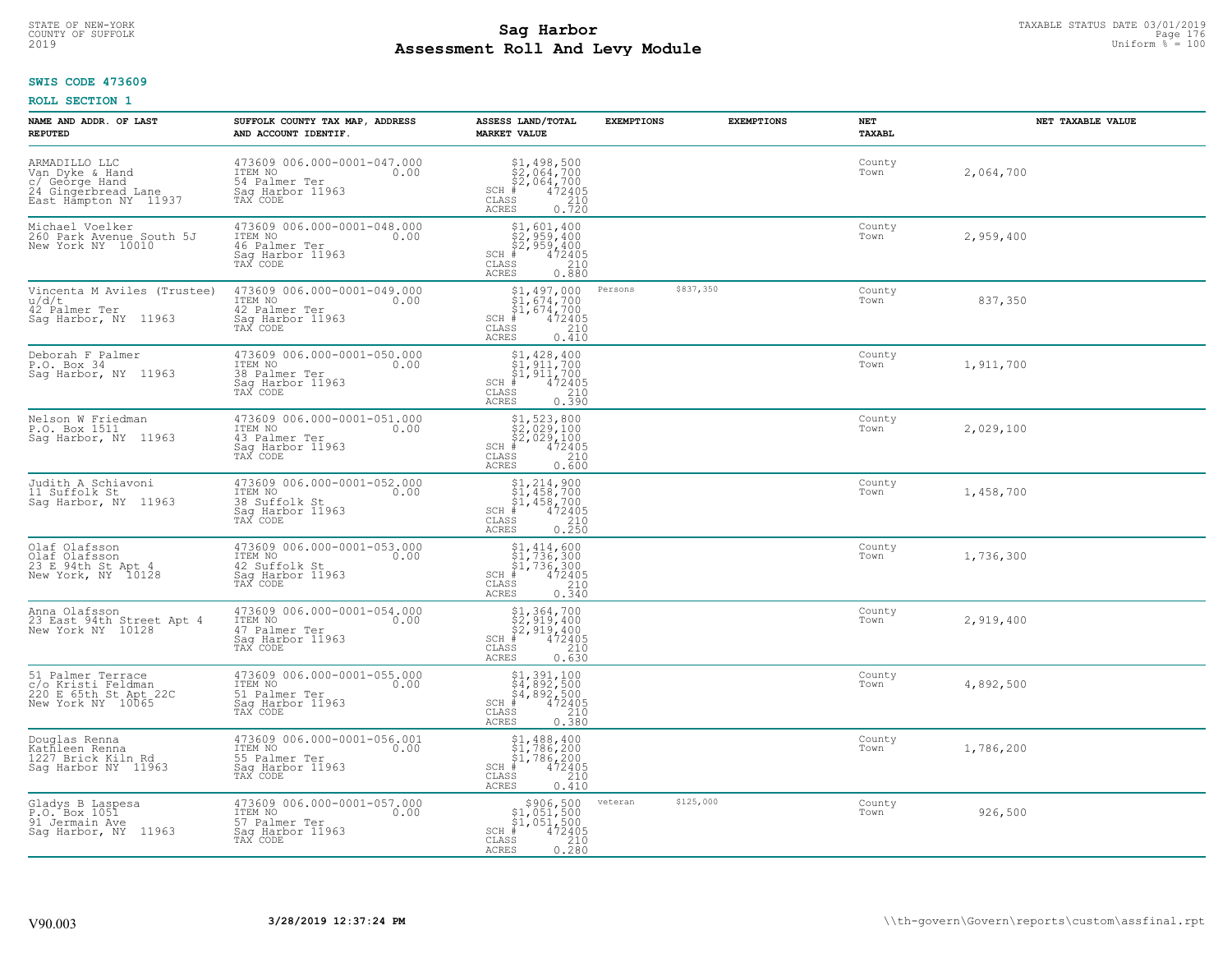STATE OF NEW-YORK
COUNTY OF SUFFOLK
2019

# Sag Harbor
# Assessment Roll And Levy Module

TAXABLE STATUS DATE 03/01/2019
Uniform % = 100

**SWIS CODE 473609**

**ROLL SECTION 1**

| NAME AND ADDR. OF LAST REPUTED | SUFFOLK COUNTY TAX MAP, ADDRESS AND ACCOUNT IDENTIF. | ASSESS LAND/TOTAL MARKET VALUE | EXEMPTIONS | EXEMPTIONS | NET TAXABL | NET TAXABLE VALUE |
|---|---|---|---|---|---|---|
| ARMADILLO LLC<br>Van Dyke & Hand<br>c/ George Hand<br>24 Gingerbread Lane<br>East Hampton NY 11937 | 473609 006.000-0001-047.000<br>ITEM NO 0.00<br>54 Palmer Ter<br>Sag Harbor 11963<br>TAX CODE | $1,498,500<br>$2,064,700<br>$2,064,700<br>SCH # 472405<br>CLASS 210<br>ACRES 0.720 | | | County<br>Town | 2,064,700 |
| Michael Voelker<br>260 Park Avenue South 5J<br>New York NY 10010 | 473609 006.000-0001-048.000<br>ITEM NO 0.00<br>46 Palmer Ter<br>Sag Harbor 11963<br>TAX CODE | $1,601,400<br>$2,959,400<br>$2,959,400<br>SCH # 472405<br>CLASS 210<br>ACRES 0.880 | | | County<br>Town | 2,959,400 |
| Vincenta M Aviles (Trustee)<br>u/d/t<br>42 Palmer Ter<br>Sag Harbor, NY 11963 | 473609 006.000-0001-049.000<br>ITEM NO 0.00<br>42 Palmer Ter<br>Sag Harbor 11963<br>TAX CODE | $1,497,000<br>$1,674,700<br>$1,674,700<br>SCH # 472405<br>CLASS 210<br>ACRES 0.410 | Persons $837,350 | | County<br>Town | 837,350 |
| Deborah F Palmer<br>P.O. Box 34<br>Sag Harbor, NY 11963 | 473609 006.000-0001-050.000<br>ITEM NO 0.00<br>38 Palmer Ter<br>Sag Harbor 11963<br>TAX CODE | $1,428,400<br>$1,911,700<br>$1,911,700<br>SCH # 472405<br>CLASS 210<br>ACRES 0.390 | | | County<br>Town | 1,911,700 |
| Nelson W Friedman<br>P.O. Box 1511<br>Sag Harbor, NY 11963 | 473609 006.000-0001-051.000<br>ITEM NO 0.00<br>43 Palmer Ter<br>Sag Harbor 11963<br>TAX CODE | $1,523,800<br>$2,029,100<br>$2,029,100<br>SCH # 472405<br>CLASS 210<br>ACRES 0.600 | | | County<br>Town | 2,029,100 |
| Judith A Schiavoni<br>11 Suffolk St<br>Sag Harbor, NY 11963 | 473609 006.000-0001-052.000<br>ITEM NO 0.00<br>38 Suffolk St<br>Sag Harbor 11963<br>TAX CODE | $1,214,900<br>$1,458,700<br>$1,458,700<br>SCH # 472405<br>CLASS 210<br>ACRES 0.250 | | | County<br>Town | 1,458,700 |
| Olaf Olafsson<br>Olaf Olafsson<br>23 E 94th St Apt 4<br>New York, NY 10128 | 473609 006.000-0001-053.000<br>ITEM NO 0.00<br>42 Suffolk St<br>Sag Harbor 11963<br>TAX CODE | $1,414,600<br>$1,736,300<br>$1,736,300<br>SCH # 472405<br>CLASS 210<br>ACRES 0.340 | | | County<br>Town | 1,736,300 |
| Anna Olafsson<br>23 East 94th Street Apt 4<br>New York NY 10128 | 473609 006.000-0001-054.000<br>ITEM NO 0.00<br>47 Palmer Ter<br>Sag Harbor 11963<br>TAX CODE | $1,364,700<br>$2,919,400<br>$2,919,400<br>SCH # 472405<br>CLASS 210<br>ACRES 0.630 | | | County<br>Town | 2,919,400 |
| 51 Palmer Terrace<br>c/o Kristi Feldman<br>220 E 65th St Apt 22C<br>New York NY 10065 | 473609 006.000-0001-055.000<br>ITEM NO 0.00<br>51 Palmer Ter<br>Sag Harbor 11963<br>TAX CODE | $1,391,100<br>$4,892,500<br>$4,892,500<br>SCH # 472405<br>CLASS 210<br>ACRES 0.380 | | | County<br>Town | 4,892,500 |
| Douglas Renna<br>Kathleen Renna<br>1227 Brick Kiln Rd<br>Sag Harbor NY 11963 | 473609 006.000-0001-056.001<br>ITEM NO 0.00<br>55 Palmer Ter<br>Sag Harbor 11963<br>TAX CODE | $1,488,400<br>$1,786,200<br>$1,786,200<br>SCH # 472405<br>CLASS 210<br>ACRES 0.410 | | | County<br>Town | 1,786,200 |
| Gladys B Laspesa<br>P.O. Box 1051<br>91 Jermain Ave<br>Sag Harbor, NY 11963 | 473609 006.000-0001-057.000<br>ITEM NO 0.00<br>57 Palmer Ter<br>Sag Harbor 11963<br>TAX CODE | $906,500<br>$1,051,500<br>$1,051,500<br>SCH # 472405<br>CLASS 210<br>ACRES 0.280 | veteran $125,000 | | County<br>Town | 926,500 |

V90.003 3/28/2019 12:37:24 PM \\th-govern\Govern\reports\custom\assfinal.rpt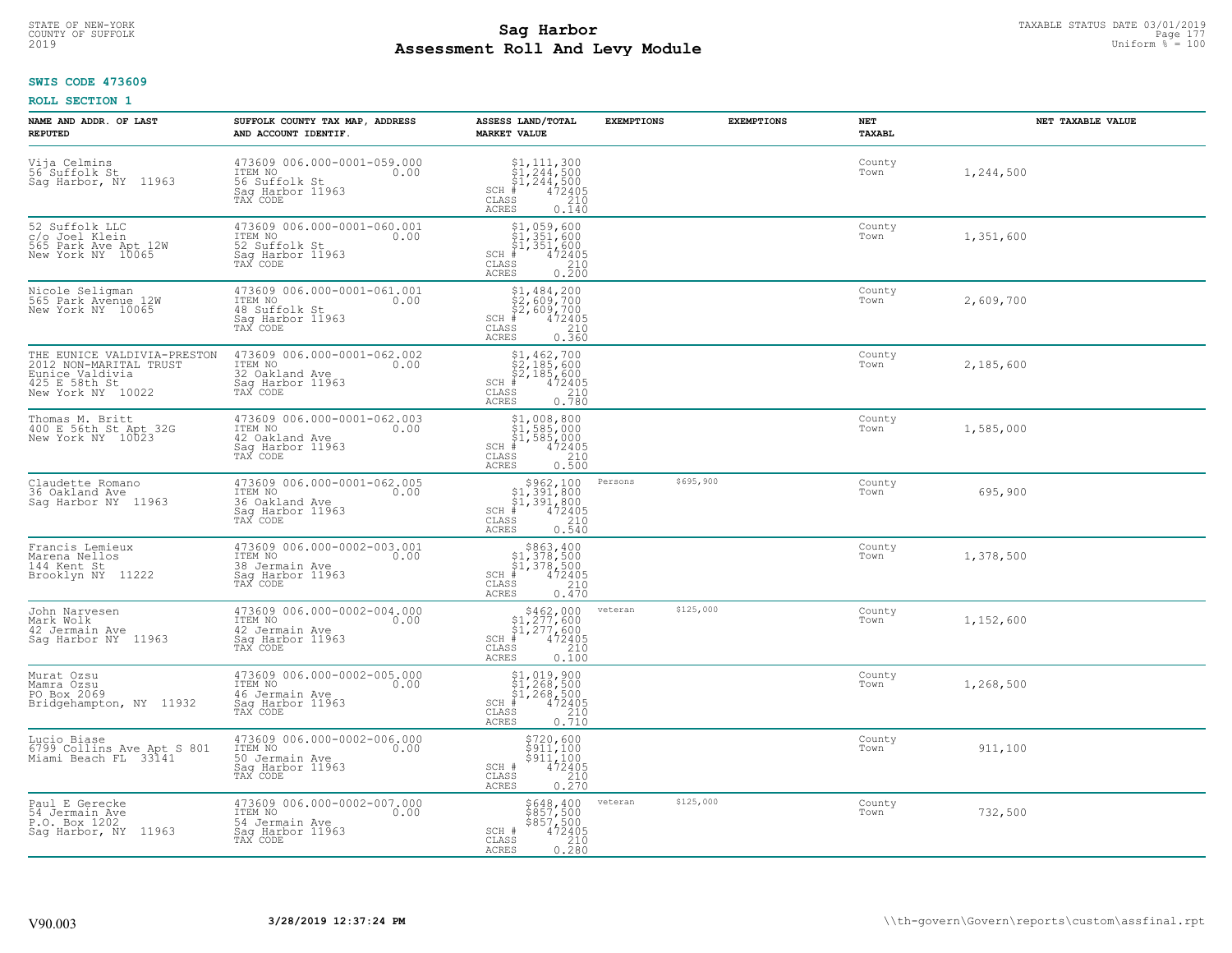# Sag Harbor
# Assessment Roll And Levy Module

STATE OF NEW-YORK
COUNTY OF SUFFOLK
2019

TAXABLE STATUS DATE 03/01/2019
Uniform % = 100

**SWIS CODE 473609**

**ROLL SECTION 1**

| NAME AND ADDR. OF LAST REPUTED | SUFFOLK COUNTY TAX MAP, ADDRESS AND ACCOUNT IDENTIF. | ASSESS LAND/TOTAL MARKET VALUE | EXEMPTIONS | EXEMPTIONS | NET TAXABL | NET TAXABLE VALUE |
|---|---|---|---|---|---|---|
| Vija Celmins<br>56 Suffolk St<br>Sag Harbor, NY 11963 | 473609 006.000-0001-059.000<br>ITEM NO 0.00<br>56 Suffolk St<br>Sag Harbor 11963<br>TAX CODE | $1,111,300<br>$1,244,500<br>$1,244,500<br>SCH # 472405<br>CLASS 210<br>ACRES 0.140 | | | County<br>Town | 1,244,500 |
| 52 Suffolk LLC<br>c/o Joel Klein<br>565 Park Ave Apt 12W<br>New York NY 10065 | 473609 006.000-0001-060.001<br>ITEM NO 0.00<br>52 Suffolk St<br>Sag Harbor 11963<br>TAX CODE | $1,059,600<br>$1,351,600<br>$1,351,600<br>SCH # 472405<br>CLASS 210<br>ACRES 0.200 | | | County<br>Town | 1,351,600 |
| Nicole Seligman<br>565 Park Avenue 12W<br>New York NY 10065 | 473609 006.000-0001-061.001<br>ITEM NO 0.00<br>48 Suffolk St<br>Sag Harbor 11963<br>TAX CODE | $1,484,200<br>$2,609,700<br>$2,609,700<br>SCH # 472405<br>CLASS 210<br>ACRES 0.360 | | | County<br>Town | 2,609,700 |
| THE EUNICE VALDIVIA-PRESTON<br>2012 NON-MARITAL TRUST<br>Eunice Valdivia<br>425 E 58th St<br>New York NY 10022 | 473609 006.000-0001-062.002<br>ITEM NO 0.00<br>32 Oakland Ave<br>Sag Harbor 11963<br>TAX CODE | $1,462,700<br>$2,185,600<br>$2,185,600<br>SCH # 472405<br>CLASS 210<br>ACRES 0.780 | | | County<br>Town | 2,185,600 |
| Thomas M. Britt<br>400 E 56th St Apt 32G<br>New York NY 10023 | 473609 006.000-0001-062.003<br>ITEM NO 0.00<br>42 Oakland Ave<br>Sag Harbor 11963<br>TAX CODE | $1,008,800<br>$1,585,000<br>$1,585,000<br>SCH # 472405<br>CLASS 210<br>ACRES 0.500 | | | County<br>Town | 1,585,000 |
| Claudette Romano<br>36 Oakland Ave<br>Sag Harbor NY 11963 | 473609 006.000-0001-062.005<br>ITEM NO 0.00<br>36 Oakland Ave<br>Sag Harbor 11963<br>TAX CODE | $962,100<br>$1,391,800<br>$1,391,800<br>SCH # 472405<br>CLASS 210<br>ACRES 0.540 | Persons | $695,900 | County<br>Town | 695,900 |
| Francis Lemieux<br>Marena Nellos<br>144 Kent St<br>Brooklyn NY 11222 | 473609 006.000-0002-003.001<br>ITEM NO 0.00<br>38 Jermain Ave<br>Sag Harbor 11963<br>TAX CODE | $863,400<br>$1,378,500<br>$1,378,500<br>SCH # 472405<br>CLASS 210<br>ACRES 0.470 | | | County<br>Town | 1,378,500 |
| John Narvesen<br>Mark Wolk<br>42 Jermain Ave<br>Sag Harbor NY 11963 | 473609 006.000-0002-004.000<br>ITEM NO 0.00<br>42 Jermain Ave<br>Sag Harbor 11963<br>TAX CODE | $462,000<br>$1,277,600<br>$1,277,600<br>SCH # 472405<br>CLASS 210<br>ACRES 0.100 | veteran | $125,000 | County<br>Town | 1,152,600 |
| Murat Ozsu<br>Mamra Ozsu<br>PO Box 2069<br>Bridgehampton, NY 11932 | 473609 006.000-0002-005.000<br>ITEM NO 0.00<br>46 Jermain Ave<br>Sag Harbor 11963<br>TAX CODE | $1,019,900<br>$1,268,500<br>$1,268,500<br>SCH # 472405<br>CLASS 210<br>ACRES 0.710 | | | County<br>Town | 1,268,500 |
| Lucio Biase<br>6799 Collins Ave Apt S 801<br>Miami Beach FL 33141 | 473609 006.000-0002-006.000<br>ITEM NO 0.00<br>50 Jermain Ave<br>Sag Harbor 11963<br>TAX CODE | $720,600<br>$911,100<br>$911,100<br>SCH # 472405<br>CLASS 210<br>ACRES 0.270 | | | County<br>Town | 911,100 |
| Paul E Gerecke<br>54 Jermain Ave<br>P.O. Box 1202<br>Sag Harbor, NY 11963 | 473609 006.000-0002-007.000<br>ITEM NO 0.00<br>54 Jermain Ave<br>Sag Harbor 11963<br>TAX CODE | $648,400<br>$857,500<br>$857,500<br>SCH # 472405<br>CLASS 210<br>ACRES 0.280 | veteran | $125,000 | County<br>Town | 732,500 |

V90.003 3/28/2019 12:37:24 PM \\th-govern\Govern\reports\custom\assfinal.rpt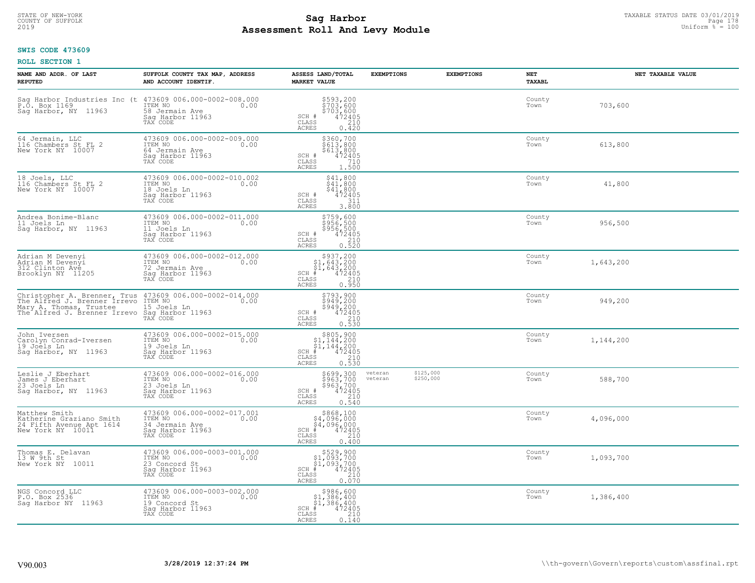STATE OF NEW-YORK
COUNTY OF SUFFOLK
2019

# Sag Harbor
## Assessment Roll And Levy Module

TAXABLE STATUS DATE 03/01/2019
Uniform % = 100

**SWIS CODE 473609**

**ROLL SECTION 1**

| NAME AND ADDR. OF LAST REPUTED | SUFFOLK COUNTY TAX MAP, ADDRESS AND ACCOUNT IDENTIF. | ASSESS LAND/TOTAL MARKET VALUE | EXEMPTIONS | EXEMPTIONS | NET TAXABL | NET TAXABLE VALUE |
|---|---|---|---|---|---|---|
| Sag Harbor Industries Inc (t<br>P.O. Box 1169<br>Sag Harbor, NY 11963 | 473609 006.000-0002-008.000<br>ITEM NO 0.00<br>58 Jermain Ave<br>Sag Harbor 11963<br>TAX CODE | $593,200<br>$703,600<br>$703,600<br>SCH # 472405<br>CLASS 210<br>ACRES 0.420 | | | County<br>Town | 703,600 |
| 64 Jermain, LLC<br>116 Chambers St FL 2<br>New York NY 10007 | 473609 006.000-0002-009.000<br>ITEM NO 0.00<br>64 Jermain Ave<br>Sag Harbor 11963<br>TAX CODE | $360,700<br>$613,800<br>$613,800<br>SCH # 472405<br>CLASS 710<br>ACRES 1.500 | | | County<br>Town | 613,800 |
| 18 Joels, LLC<br>116 Chambers St FL 2<br>New York NY 10007 | 473609 006.000-0002-010.002<br>ITEM NO 0.00<br>18 Joels Ln<br>Sag Harbor 11963<br>TAX CODE | $41,800<br>$41,800<br>$41,800<br>SCH # 472405<br>CLASS 311<br>ACRES 3.800 | | | County<br>Town | 41,800 |
| Andrea Bonime-Blanc<br>11 Joels Ln<br>Sag Harbor, NY 11963 | 473609 006.000-0002-011.000<br>ITEM NO 0.00<br>11 Joels Ln<br>Sag Harbor 11963<br>TAX CODE | $759,600<br>$956,500<br>$956,500<br>SCH # 472405<br>CLASS 210<br>ACRES 0.520 | | | County<br>Town | 956,500 |
| Adrian M Devenyi<br>Adrian M Devenyi<br>312 Clinton Ave<br>Brooklyn NY 11205 | 473609 006.000-0002-012.000<br>ITEM NO 0.00<br>72 Jermain Ave<br>Sag Harbor 11963<br>TAX CODE | $937,200<br>$1,643,200<br>$1,643,200<br>SCH # 472405<br>CLASS 210<br>ACRES 0.950 | | | County<br>Town | 1,643,200 |
| Christopher A. Brenner, Trus<br>The Alfred J. Brenner Irrevo<br>Mary A. Thomas, Trustee<br>The Alfred J. Brenner Irrevo | 473609 006.000-0002-014.000<br>ITEM NO 0.00<br>15 Joels Ln<br>Sag Harbor 11963<br>TAX CODE | $793,900<br>$949,200<br>$949,200<br>SCH # 472405<br>CLASS 210<br>ACRES 0.530 | | | County<br>Town | 949,200 |
| John Iversen<br>Carolyn Conrad-Iversen<br>19 Joels Ln<br>Sag Harbor, NY 11963 | 473609 006.000-0002-015.000<br>ITEM NO 0.00<br>19 Joels Ln<br>Sag Harbor 11963<br>TAX CODE | $805,900<br>$1,144,200<br>$1,144,200<br>SCH # 472405<br>CLASS 210<br>ACRES 0.530 | | | County<br>Town | 1,144,200 |
| Leslie J Eberhart<br>James J Eberhart<br>23 Joels Ln<br>Sag Harbor, NY 11963 | 473609 006.000-0002-016.000<br>ITEM NO 0.00<br>23 Joels Ln<br>Sag Harbor 11963<br>TAX CODE | $699,300<br>$963,700<br>$963,700<br>SCH # 472405<br>CLASS 210<br>ACRES 0.540 | veteran $125,000<br>veteran $250,000 | | County<br>Town | 588,700 |
| Matthew Smith<br>Katherine Graziano Smith<br>24 Fifth Avenue Apt 1614<br>New York NY 10011 | 473609 006.000-0002-017.001<br>ITEM NO 0.00<br>34 Jermain Ave<br>Sag Harbor 11963<br>TAX CODE | $868,100<br>$4,096,000<br>$4,096,000<br>SCH # 472405<br>CLASS 210<br>ACRES 0.400 | | | County<br>Town | 4,096,000 |
| Thomas E. Delavan<br>13 W 9th St<br>New York NY 10011 | 473609 006.000-0003-001.000<br>ITEM NO 0.00<br>23 Concord St<br>Sag Harbor 11963<br>TAX CODE | $529,900<br>$1,093,700<br>$1,093,700<br>SCH # 472405<br>CLASS 210<br>ACRES 0.070 | | | County<br>Town | 1,093,700 |
| NGS Concord LLC<br>P.O. Box 2536<br>Sag Harbor NY 11963 | 473609 006.000-0003-002.000<br>ITEM NO 0.00<br>19 Concord St<br>Sag Harbor 11963<br>TAX CODE | $986,600<br>$1,386,400<br>$1,386,400<br>SCH # 472405<br>CLASS 210<br>ACRES 0.140 | | | County<br>Town | 1,386,400 |

V90.003 3/28/2019 12:37:24 PM \\th-govern\Govern\reports\custom\assfinal.rpt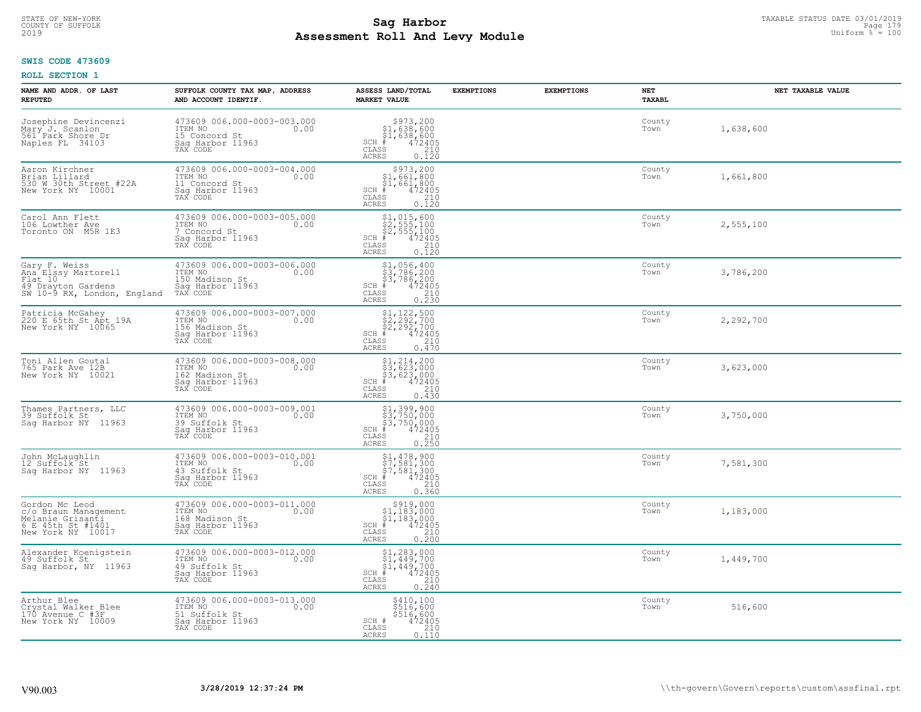STATE OF NEW-YORK
COUNTY OF SUFFOLK
2019

# Sag Harbor
## Assessment Roll And Levy Module

TAXABLE STATUS DATE 03/01/2019
Uniform % = 100

**SWIS CODE 473609**

**ROLL SECTION 1**

| NAME AND ADDR. OF LAST REPUTED | SUFFOLK COUNTY TAX MAP, ADDRESS AND ACCOUNT IDENTIF. | ASSESS LAND/TOTAL MARKET VALUE | EXEMPTIONS | EXEMPTIONS | NET TAXABL | NET TAXABLE VALUE |
|---|---|---|---|---|---|---|
| Josephine Devincenzi<br>Mary J. Scanlon<br>561 Park Shore Dr<br>Naples FL 34103 | 473609 006.000-0003-003.000<br>ITEM NO 0.00<br>15 Concord St<br>Sag Harbor 11963<br>TAX CODE | $973,200<br>$1,638,600<br>$1,638,600<br>SCH # 472405<br>CLASS 210<br>ACRES 0.120 | | | County<br>Town | 1,638,600 |
| Aaron Kirchner<br>Brian Lillard<br>530 W 30th Street #22A<br>New York NY 10001 | 473609 006.000-0003-004.000<br>ITEM NO 0.00<br>11 Concord St<br>Sag Harbor 11963<br>TAX CODE | $973,200<br>$1,661,800<br>$1,661,800<br>SCH # 472405<br>CLASS 210<br>ACRES 0.120 | | | County<br>Town | 1,661,800 |
| Carol Ann Flett<br>106 Lowther Ave<br>Toronto ON M5R 1E3 | 473609 006.000-0003-005.000<br>ITEM NO 0.00<br>7 Concord St<br>Sag Harbor 11963<br>TAX CODE | $1,015,600<br>$2,555,100<br>$2,555,100<br>SCH # 472405<br>CLASS 210<br>ACRES 0.120 | | | County<br>Town | 2,555,100 |
| Gary F. Weiss<br>Ana Elssy Martorell<br>Flat 10<br>49 Drayton Gardens<br>SW 10-9 RX, London, England | 473609 006.000-0003-006.000<br>ITEM NO 0.00<br>150 Madison St<br>Sag Harbor 11963<br>TAX CODE | $1,056,400<br>$3,786,200<br>$3,786,200<br>SCH # 472405<br>CLASS 210<br>ACRES 0.230 | | | County<br>Town | 3,786,200 |
| Patricia McGahey<br>220 E 65th St Apt 19A<br>New York NY 10065 | 473609 006.000-0003-007.000<br>ITEM NO 0.00<br>156 Madison St<br>Sag Harbor 11963<br>TAX CODE | $1,122,500<br>$2,292,700<br>$2,292,700<br>SCH # 472405<br>CLASS 210<br>ACRES 0.470 | | | County<br>Town | 2,292,700 |
| Toni Allen Goutal<br>765 Park Ave 12B<br>New York NY 10021 | 473609 006.000-0003-008.000<br>ITEM NO 0.00<br>162 Madison St<br>Sag Harbor 11963<br>TAX CODE | $1,214,200<br>$3,623,000<br>$3,623,000<br>SCH # 472405<br>CLASS 210<br>ACRES 0.430 | | | County<br>Town | 3,623,000 |
| Thames Partners, LLC<br>39 Suffolk St<br>Sag Harbor NY 11963 | 473609 006.000-0003-009.001<br>ITEM NO 0.00<br>39 Suffolk St<br>Sag Harbor 11963<br>TAX CODE | $1,399,900<br>$3,750,000<br>$3,750,000<br>SCH # 472405<br>CLASS 210<br>ACRES 0.250 | | | County<br>Town | 3,750,000 |
| John McLaughlin<br>12 Suffolk St<br>Sag Harbor NY 11963 | 473609 006.000-0003-010.001<br>ITEM NO 0.00<br>43 Suffolk St<br>Sag Harbor 11963<br>TAX CODE | $1,478,900<br>$7,581,300<br>$7,581,300<br>SCH # 472405<br>CLASS 210<br>ACRES 0.360 | | | County<br>Town | 7,581,300 |
| Gordon Mc Leod<br>c/o Braun Management<br>Melanie Grisanti<br>6 E 45th St #1401<br>New York NY 10017 | 473609 006.000-0003-011.000<br>ITEM NO 0.00<br>168 Madison St<br>Sag Harbor 11963<br>TAX CODE | $919,000<br>$1,183,000<br>$1,183,000<br>SCH # 472405<br>CLASS 210<br>ACRES 0.200 | | | County<br>Town | 1,183,000 |
| Alexander Koenigstein<br>49 Suffolk St<br>Sag Harbor, NY 11963 | 473609 006.000-0003-012.000<br>ITEM NO 0.00<br>49 Suffolk St<br>Sag Harbor 11963<br>TAX CODE | $1,283,000<br>$1,449,700<br>$1,449,700<br>SCH # 472405<br>CLASS 210<br>ACRES 0.240 | | | County<br>Town | 1,449,700 |
| Arthur Blee<br>Crystal Walker Blee<br>170 Avenue C #3F<br>New York NY 10009 | 473609 006.000-0003-013.000<br>ITEM NO 0.00<br>51 Suffolk St<br>Sag Harbor 11963<br>TAX CODE | $410,100<br>$516,600<br>$516,600<br>SCH # 472405<br>CLASS 210<br>ACRES 0.110 | | | County<br>Town | 516,600 |

V90.003 3/28/2019 12:37:24 PM \\th-govern\Govern\reports\custom\assfinal.rpt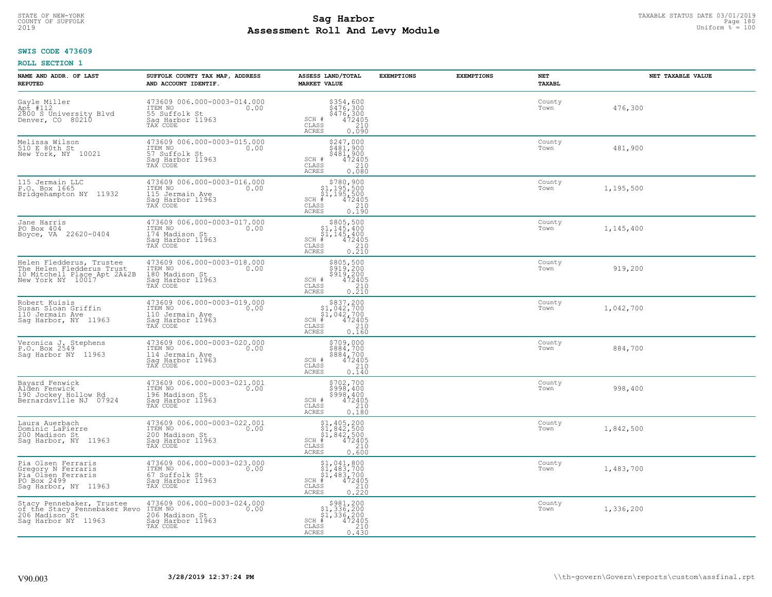STATE OF NEW-YORK
COUNTY OF SUFFOLK
2019

# Sag Harbor
## Assessment Roll And Levy Module

TAXABLE STATUS DATE 03/01/2019
Uniform % = 100

**SWIS CODE 473609**

**ROLL SECTION 1**

| NAME AND ADDR. OF LAST REPUTED | SUFFOLK COUNTY TAX MAP, ADDRESS AND ACCOUNT IDENTIF. | ASSESS LAND/TOTAL MARKET VALUE | EXEMPTIONS | EXEMPTIONS | NET TAXABL | NET TAXABLE VALUE |
|---|---|---|---|---|---|---|
| Gayle Miller<br>Apt #112<br>2800 S University Blvd<br>Denver, CO 80210 | 473609 006.000-0003-014.000<br>ITEM NO 0.00<br>55 Suffolk St<br>Sag Harbor 11963<br>TAX CODE | $354,600<br>$476,300<br>$476,300<br>SCH # 472405<br>CLASS 210<br>ACRES 0.090 | | | County<br>Town | 476,300 |
| Melissa Wilson<br>510 E 80th St<br>New York, NY 10021 | 473609 006.000-0003-015.000<br>ITEM NO 0.00<br>57 Suffolk St<br>Sag Harbor 11963<br>TAX CODE | $247,000<br>$481,900<br>$481,900<br>SCH # 472405<br>CLASS 210<br>ACRES 0.080 | | | County<br>Town | 481,900 |
| 115 Jermain LLC<br>P.O. Box 1665<br>Bridgehampton NY 11932 | 473609 006.000-0003-016.000<br>ITEM NO 0.00<br>115 Jermain Ave<br>Sag Harbor 11963<br>TAX CODE | $780,900<br>$1,195,500<br>$1,195,500<br>SCH # 472405<br>CLASS 210<br>ACRES 0.190 | | | County<br>Town | 1,195,500 |
| Jane Harris<br>PO Box 404<br>Boyce, VA 22620-0404 | 473609 006.000-0003-017.000<br>ITEM NO 0.00<br>174 Madison St<br>Sag Harbor 11963<br>TAX CODE | $805,500<br>$1,145,400<br>$1,145,400<br>SCH # 472405<br>CLASS 210<br>ACRES 0.210 | | | County<br>Town | 1,145,400 |
| Helen Fledderus, Trustee<br>The Helen Fledderus Trust<br>10 Mitchell Place Apt 2A&2B<br>New York NY 10017 | 473609 006.000-0003-018.000<br>ITEM NO 0.00<br>180 Madison St<br>Sag Harbor 11963<br>TAX CODE | $805,500<br>$919,200<br>$919,200<br>SCH # 472405<br>CLASS 210<br>ACRES 0.210 | | | County<br>Town | 919,200 |
| Robert Kuisis<br>Susan Sloan Griffin<br>110 Jermain Ave<br>Sag Harbor, NY 11963 | 473609 006.000-0003-019.000<br>ITEM NO 0.00<br>110 Jermain Ave<br>Sag Harbor 11963<br>TAX CODE | $837,200<br>$1,042,700<br>$1,042,700<br>SCH # 472405<br>CLASS 210<br>ACRES 0.160 | | | County<br>Town | 1,042,700 |
| Veronica J. Stephens<br>P.O. Box 2549<br>Sag Harbor NY 11963 | 473609 006.000-0003-020.000<br>ITEM NO 0.00<br>114 Jermain Ave<br>Sag Harbor 11963<br>TAX CODE | $709,000<br>$884,700<br>$884,700<br>SCH # 472405<br>CLASS 210<br>ACRES 0.140 | | | County<br>Town | 884,700 |
| Bayard Fenwick<br>Alden Fenwick<br>190 Jockey Hollow Rd<br>Bernardsville NJ 07924 | 473609 006.000-0003-021.001<br>ITEM NO 0.00<br>196 Madison St<br>Sag Harbor 11963<br>TAX CODE | $702,700<br>$998,400<br>$998,400<br>SCH # 472405<br>CLASS 210<br>ACRES 0.180 | | | County<br>Town | 998,400 |
| Laura Auerbach<br>Dominic LaPierre<br>200 Madison St<br>Sag Harbor, NY 11963 | 473609 006.000-0003-022.001<br>ITEM NO 0.00<br>200 Madison St<br>Sag Harbor 11963<br>TAX CODE | $1,405,200<br>$1,842,500<br>$1,842,500<br>SCH # 472405<br>CLASS 210<br>ACRES 0.600 | | | County<br>Town | 1,842,500 |
| Pia Olsen Ferraris<br>Gregory N Ferraris<br>Pia Olsen Ferraris<br>PO Box 2499<br>Sag Harbor, NY 11963 | 473609 006.000-0003-023.000<br>ITEM NO 0.00<br>67 Suffolk St<br>Sag Harbor 11963<br>TAX CODE | $1,041,800<br>$1,483,700<br>$1,483,700<br>SCH # 472405<br>CLASS 210<br>ACRES 0.220 | | | County<br>Town | 1,483,700 |
| Stacy Pennebaker, Trustee<br>of the Stacy Pennebaker Revo<br>206 Madison St<br>Sag Harbor NY 11963 | 473609 006.000-0003-024.000<br>ITEM NO 0.00<br>206 Madison St<br>Sag Harbor 11963<br>TAX CODE | $981,200<br>$1,336,200<br>$1,336,200<br>SCH # 472405<br>CLASS 210<br>ACRES 0.430 | | | County<br>Town | 1,336,200 |

V90.003 3/28/2019 12:37:24 PM \\th-govern\Govern\reports\custom\assfinal.rpt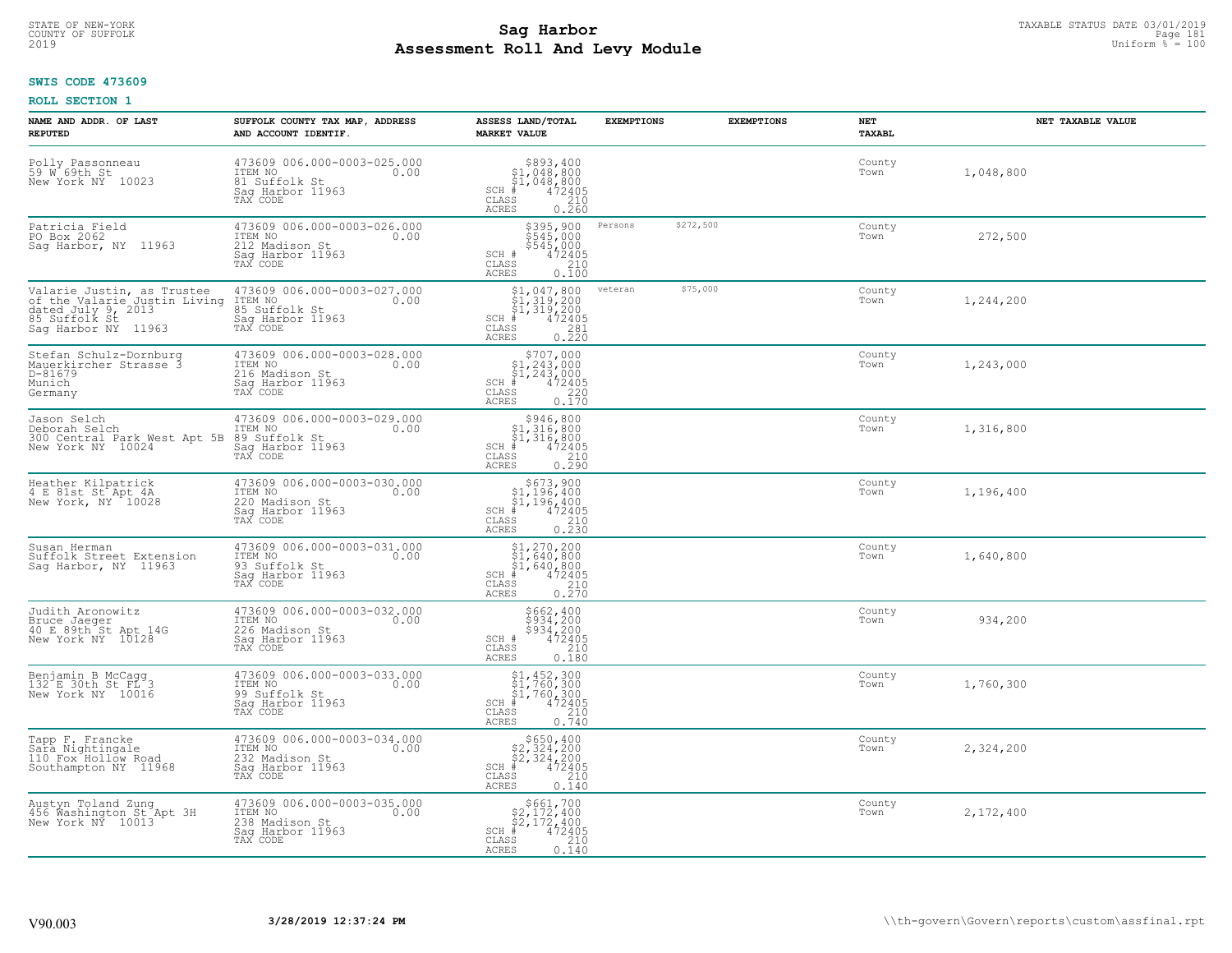STATE OF NEW-YORK
COUNTY OF SUFFOLK
2019

# Sag Harbor
## Assessment Roll And Levy Module

TAXABLE STATUS DATE 03/01/2019
Uniform % = 100

**SWIS CODE 473609**

**ROLL SECTION 1**

| NAME AND ADDR. OF LAST REPUTED | SUFFOLK COUNTY TAX MAP, ADDRESS AND ACCOUNT IDENTIF. | ASSESS LAND/TOTAL MARKET VALUE | EXEMPTIONS | EXEMPTIONS | NET TAXABL | NET TAXABLE VALUE |
|---|---|---|---|---|---|---|
| Polly Passonneau<br>59 W 69th St<br>New York NY 10023 | 473609 006.000-0003-025.000<br>ITEM NO 0.00<br>81 Suffolk St<br>Sag Harbor 11963<br>TAX CODE | $893,400<br>$1,048,800<br>$1,048,800<br>SCH # 472405<br>CLASS 210<br>ACRES 0.260 | | | County<br>Town | 1,048,800 |
| Patricia Field<br>PO Box 2062<br>Sag Harbor, NY 11963 | 473609 006.000-0003-026.000<br>ITEM NO 0.00<br>212 Madison St<br>Sag Harbor 11963<br>TAX CODE | $395,900<br>$545,000<br>$545,000<br>SCH # 472405<br>CLASS 210<br>ACRES 0.100 | Persons $272,500 | | County<br>Town | 272,500 |
| Valarie Justin, as Trustee of the Valarie Justin Living dated July 9, 2013<br>85 Suffolk St<br>Sag Harbor NY 11963 | 473609 006.000-0003-027.000<br>ITEM NO 0.00<br>85 Suffolk St<br>Sag Harbor 11963<br>TAX CODE | $1,047,800<br>$1,319,200<br>$1,319,200<br>SCH # 472405<br>CLASS 281<br>ACRES 0.220 | veteran $75,000 | | County<br>Town | 1,244,200 |
| Stefan Schulz-Dornburg<br>Mauerkircher Strasse 3<br>D-81679<br>Munich<br>Germany | 473609 006.000-0003-028.000<br>ITEM NO 0.00<br>216 Madison St<br>Sag Harbor 11963<br>TAX CODE | $707,000<br>$1,243,000<br>$1,243,000<br>SCH # 472405<br>CLASS 220<br>ACRES 0.170 | | | County<br>Town | 1,243,000 |
| Jason Selch<br>Deborah Selch<br>300 Central Park West Apt 5B<br>New York NY 10024 | 473609 006.000-0003-029.000<br>ITEM NO 0.00<br>89 Suffolk St<br>Sag Harbor 11963<br>TAX CODE | $946,800<br>$1,316,800<br>$1,316,800<br>SCH # 472405<br>CLASS 210<br>ACRES 0.290 | | | County<br>Town | 1,316,800 |
| Heather Kilpatrick<br>4 E 81st St Apt 4A<br>New York, NY 10028 | 473609 006.000-0003-030.000<br>ITEM NO 0.00<br>220 Madison St<br>Sag Harbor 11963<br>TAX CODE | $673,900<br>$1,196,400<br>$1,196,400<br>SCH # 472405<br>CLASS 210<br>ACRES 0.230 | | | County<br>Town | 1,196,400 |
| Susan Herman<br>Suffolk Street Extension<br>Sag Harbor, NY 11963 | 473609 006.000-0003-031.000<br>ITEM NO 0.00<br>93 Suffolk St<br>Sag Harbor 11963<br>TAX CODE | $1,270,200<br>$1,640,800<br>$1,640,800<br>SCH # 472405<br>CLASS 210<br>ACRES 0.270 | | | County<br>Town | 1,640,800 |
| Judith Aronowitz<br>Bruce Jaeger<br>40 E 89th St Apt 14G<br>New York NY 10128 | 473609 006.000-0003-032.000<br>ITEM NO 0.00<br>226 Madison St<br>Sag Harbor 11963<br>TAX CODE | $662,400<br>$934,200<br>$934,200<br>SCH # 472405<br>CLASS 210<br>ACRES 0.180 | | | County<br>Town | 934,200 |
| Benjamin B McCagg<br>132 E 30th St FL 3<br>New York NY 10016 | 473609 006.000-0003-033.000<br>ITEM NO 0.00<br>99 Suffolk St<br>Sag Harbor 11963<br>TAX CODE | $1,452,300<br>$1,760,300<br>$1,760,300<br>SCH # 472405<br>CLASS 210<br>ACRES 0.740 | | | County<br>Town | 1,760,300 |
| Tapp F. Francke<br>Sara Nightingale<br>110 Fox Hollow Road<br>Southampton NY 11968 | 473609 006.000-0003-034.000<br>ITEM NO 0.00<br>232 Madison St<br>Sag Harbor 11963<br>TAX CODE | $650,400<br>$2,324,200<br>$2,324,200<br>SCH # 472405<br>CLASS 210<br>ACRES 0.140 | | | County<br>Town | 2,324,200 |
| Austyn Toland Zung<br>456 Washington St Apt 3H<br>New York NY 10013 | 473609 006.000-0003-035.000<br>ITEM NO 0.00<br>238 Madison St<br>Sag Harbor 11963<br>TAX CODE | $661,700<br>$2,172,400<br>$2,172,400<br>SCH # 472405<br>CLASS 210<br>ACRES 0.140 | | | County<br>Town | 2,172,400 |

V90.003 3/28/2019 12:37:24 PM \\th-govern\Govern\reports\custom\assfinal.rpt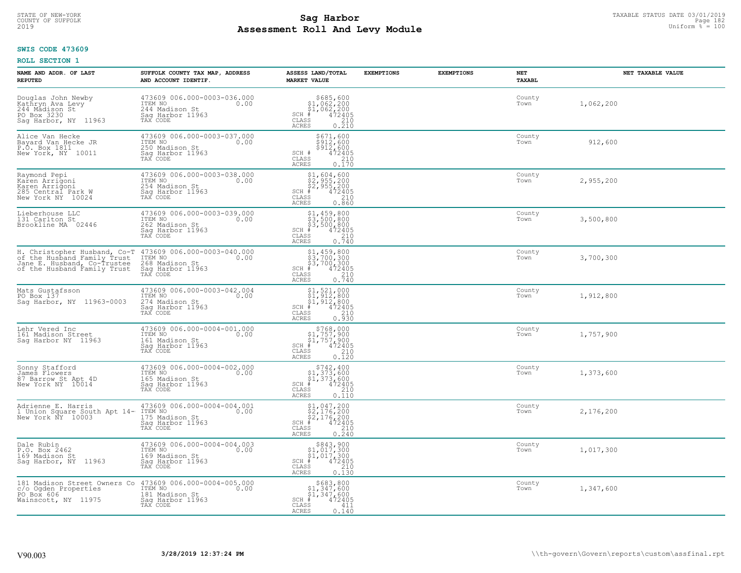STATE OF NEW-YORK
COUNTY OF SUFFOLK
2019

# Sag Harbor
## Assessment Roll And Levy Module

TAXABLE STATUS DATE 03/01/2019
Uniform % = 100

**SWIS CODE 473609**

**ROLL SECTION 1**

| NAME AND ADDR. OF LAST REPUTED | SUFFOLK COUNTY TAX MAP, ADDRESS AND ACCOUNT IDENTIF. | ASSESS LAND/TOTAL MARKET VALUE | EXEMPTIONS | EXEMPTIONS | NET TAXABL | NET TAXABLE VALUE |
|---|---|---|---|---|---|---|
| Douglas John Newby<br>Kathryn Ava Levy<br>244 Madison St<br>PO Box 3230<br>Sag Harbor, NY 11963 | 473609 006.000-0003-036.000<br>ITEM NO 0.00<br>244 Madison St<br>Sag Harbor 11963<br>TAX CODE | $685,600<br>$1,062,200<br>$1,062,200<br>SCH # 472405<br>CLASS 210<br>ACRES 0.210 | | | County<br>Town | 1,062,200 |
| Alice Van Hecke<br>Bayard Van Hecke JR<br>P.O. Box 1811<br>New York, NY 10011 | 473609 006.000-0003-037.000<br>ITEM NO 0.00<br>250 Madison St<br>Sag Harbor 11963<br>TAX CODE | $671,600<br>$912,600<br>$912,600<br>SCH # 472405<br>CLASS 210<br>ACRES 0.170 | | | County<br>Town | 912,600 |
| Raymond Pepi<br>Karen Arrigoni<br>Karen Arrigoni<br>285 Central Park W<br>New York NY 10024 | 473609 006.000-0003-038.000<br>ITEM NO 0.00<br>254 Madison St<br>Sag Harbor 11963<br>TAX CODE | $1,604,600<br>$2,955,200<br>$2,955,200<br>SCH # 472405<br>CLASS 210<br>ACRES 0.860 | | | County<br>Town | 2,955,200 |
| Lieberhouse LLC<br>131 Carlton St<br>Brookline MA 02446 | 473609 006.000-0003-039.000<br>ITEM NO 0.00<br>262 Madison St<br>Sag Harbor 11963<br>TAX CODE | $1,459,800<br>$3,500,800<br>$3,500,800<br>SCH # 472405<br>CLASS 210<br>ACRES 0.740 | | | County<br>Town | 3,500,800 |
| H. Christopher Husband, Co-T<br>of the Husband Family Trust<br>Jane E. Husband, Co-Trustee<br>of the Husband Family Trust | 473609 006.000-0003-040.000<br>ITEM NO 0.00<br>268 Madison St<br>Sag Harbor 11963<br>TAX CODE | $1,459,800<br>$3,700,300<br>$3,700,300<br>SCH # 472405<br>CLASS 210<br>ACRES 0.740 | | | County<br>Town | 3,700,300 |
| Mats Gustafsson<br>PO Box 137<br>Sag Harbor, NY 11963-0003 | 473609 006.000-0003-042.004<br>ITEM NO 0.00<br>274 Madison St<br>Sag Harbor 11963<br>TAX CODE | $1,521,000<br>$1,912,800<br>$1,912,800<br>SCH # 472405<br>CLASS 210<br>ACRES 0.930 | | | County<br>Town | 1,912,800 |
| Lehr Vered Inc<br>161 Madison Street<br>Sag Harbor NY 11963 | 473609 006.000-0004-001.000<br>ITEM NO 0.00<br>161 Madison St<br>Sag Harbor 11963<br>TAX CODE | $768,000<br>$1,757,900<br>$1,757,900<br>SCH # 472405<br>CLASS 210<br>ACRES 0.120 | | | County<br>Town | 1,757,900 |
| Sonny Stafford<br>James Flowers<br>87 Barrow St Apt 4D<br>New York NY 10014 | 473609 006.000-0004-002.000<br>ITEM NO 0.00<br>165 Madison St<br>Sag Harbor 11963<br>TAX CODE | $742,400<br>$1,373,600<br>$1,373,600<br>SCH # 472405<br>CLASS 210<br>ACRES 0.110 | | | County<br>Town | 1,373,600 |
| Adrienne E. Harris<br>1 Union Square South Apt 14-<br>New York NY 10003 | 473609 006.000-0004-004.001<br>ITEM NO 0.00<br>175 Madison St<br>Sag Harbor 11963<br>TAX CODE | $1,047,200<br>$2,176,200<br>$2,176,200<br>SCH # 472405<br>CLASS 210<br>ACRES 0.240 | | | County<br>Town | 2,176,200 |
| Dale Rubin<br>P.O. Box 2462<br>169 Madison St<br>Sag Harbor, NY 11963 | 473609 006.000-0004-004.003<br>ITEM NO 0.00<br>169 Madison St<br>Sag Harbor 11963<br>TAX CODE | $843,900<br>$1,017,300<br>$1,017,300<br>SCH # 472405<br>CLASS 210<br>ACRES 0.130 | | | County<br>Town | 1,017,300 |
| 181 Madison Street Owners Co<br>c/o Ogden Properties<br>PO Box 606<br>Wainscott, NY 11975 | 473609 006.000-0004-005.000<br>ITEM NO 0.00<br>181 Madison St<br>Sag Harbor 11963<br>TAX CODE | $683,800<br>$1,347,600<br>$1,347,600<br>SCH # 472405<br>CLASS 411<br>ACRES 0.140 | | | County<br>Town | 1,347,600 |

V90.003 **3/28/2019 12:37:24 PM** \\th-govern\Govern\reports\custom\assfinal.rpt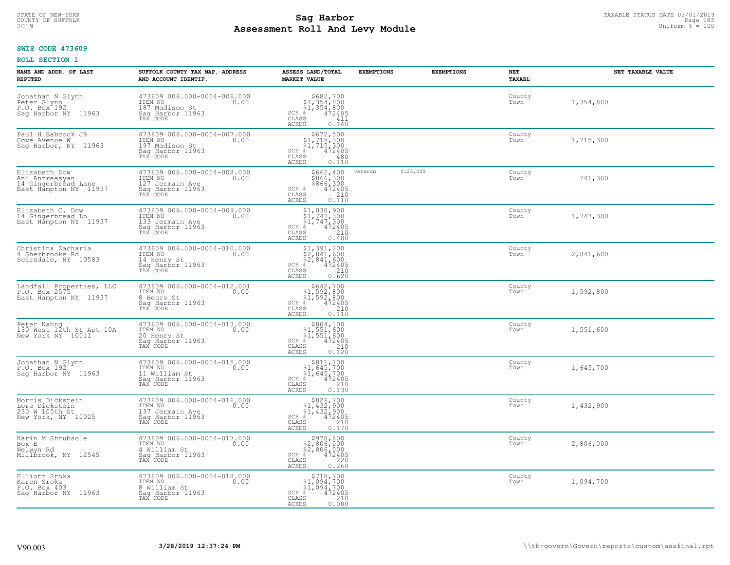STATE OF NEW-YORK
COUNTY OF SUFFOLK
2019

# Sag Harbor
# Assessment Roll And Levy Module

TAXABLE STATUS DATE 03/01/2019
Uniform % = 100

**SWIS CODE 473609**

**ROLL SECTION 1**

| NAME AND ADDR. OF LAST REPUTED | SUFFOLK COUNTY TAX MAP, ADDRESS AND ACCOUNT IDENTIF. | ASSESS LAND/TOTAL MARKET VALUE | EXEMPTIONS | EXEMPTIONS | NET TAXABL | NET TAXABLE VALUE |
|---|---|---|---|---|---|---|
| Jonathan N Glynn<br>Peter Glynn<br>P.O. Box 192<br>Sag Harbor NY 11963 | 473609 006.000-0004-006.000<br>ITEM NO 0.00<br>187 Madison St<br>Sag Harbor 11963<br>TAX CODE | $682,700<br>$1,354,800<br>$1,354,800<br>SCH # 472405<br>CLASS 411<br>ACRES 0.140 | | | County<br>Town | 1,354,800 |
| Paul H Babcock JR<br>Cove Avenue W<br>Sag Harbor, NY 11963 | 473609 006.000-0004-007.000<br>ITEM NO 0.00<br>197 Madison St<br>Sag Harbor 11963<br>TAX CODE | $672,500<br>$1,715,300<br>$1,715,300<br>SCH # 472405<br>CLASS 480<br>ACRES 0.110 | | | County<br>Town | 1,715,300 |
| Elizabeth Dow<br>Ani Antreasyan<br>14 Gingerbread Lane<br>East Hampton NY 11937 | 473609 006.000-0004-008.000<br>ITEM NO 0.00<br>127 Jermain Ave<br>Sag Harbor 11963<br>TAX CODE | $662,400<br>$866,300<br>$866,300<br>SCH # 472405<br>CLASS 210<br>ACRES 0.110 | veteran | $125,000 | County<br>Town | 741,300 |
| Elizabeth C. Dow<br>14 Gingerbread Ln<br>East Hampton NY 11937 | 473609 006.000-0004-009.000<br>ITEM NO 0.00<br>133 Jermain Ave<br>Sag Harbor 11963<br>TAX CODE | $1,030,900<br>$1,747,300<br>$1,747,300<br>SCH # 472405<br>CLASS 210<br>ACRES 0.400 | | | County<br>Town | 1,747,300 |
| Christina Zacharia<br>4 Sherbrooke Rd<br>Scarsdale, NY 10583 | 473609 006.000-0004-010.000<br>ITEM NO 0.00<br>14 Henry St<br>Sag Harbor 11963<br>TAX CODE | $1,391,200<br>$2,841,600<br>$2,841,600<br>SCH # 472405<br>CLASS 210<br>ACRES 0.620 | | | County<br>Town | 2,841,600 |
| Landfall Properties, LLC<br>P.O. Box 2575<br>East Hampton NY 11937 | 473609 006.000-0004-012.001<br>ITEM NO 0.00<br>8 Henry St<br>Sag Harbor 11963<br>TAX CODE | $642,700<br>$1,592,800<br>$1,592,800<br>SCH # 472405<br>CLASS 210<br>ACRES 0.110 | | | County<br>Town | 1,592,800 |
| Peter Kahng<br>130 West 12th St Apt 10A<br>New York NY 10011 | 473609 006.000-0004-013.000<br>ITEM NO 0.00<br>20 Henry St<br>Sag Harbor 11963<br>TAX CODE | $804,100<br>$1,551,600<br>$1,551,600<br>SCH # 472405<br>CLASS 210<br>ACRES 0.120 | | | County<br>Town | 1,551,600 |
| Jonathan N Glynn<br>P.O. Box 192<br>Sag Harbor NY 11963 | 473609 006.000-0004-015.000<br>ITEM NO 0.00<br>11 William St<br>Sag Harbor 11963<br>TAX CODE | $811,700<br>$1,645,700<br>$1,645,700<br>SCH # 472405<br>CLASS 210<br>ACRES 0.130 | | | County<br>Town | 1,645,700 |
| Morris Dickstein<br>Lore Dickstein<br>230 W 105th St<br>New York, NY 10025 | 473609 006.000-0004-016.000<br>ITEM NO 0.00<br>137 Jermain Ave<br>Sag Harbor 11963<br>TAX CODE | $826,700<br>$1,432,900<br>$1,432,900<br>SCH # 472405<br>CLASS 210<br>ACRES 0.170 | | | County<br>Town | 1,432,900 |
| Karin M Shrubsole<br>Box E<br>Welwyn Rd<br>Millbrook, NY 12545 | 473609 006.000-0004-017.000<br>ITEM NO 0.00<br>4 William St<br>Sag Harbor 11963<br>TAX CODE | $978,800<br>$2,806,000<br>$2,806,000<br>SCH # 472405<br>CLASS 220<br>ACRES 0.260 | | | County<br>Town | 2,806,000 |
| Elliott Sroka<br>Karen Sroka<br>P.O. Box 403<br>Sag Harbor NY 11963 | 473609 006.000-0004-018.000<br>ITEM NO 0.00<br>8 William St<br>Sag Harbor 11963<br>TAX CODE | $718,700<br>$1,094,700<br>$1,094,700<br>SCH # 472405<br>CLASS 210<br>ACRES 0.080 | | | County<br>Town | 1,094,700 |

V90.003 **3/28/2019 12:37:24 PM** \\th-govern\Govern\reports\custom\assfinal.rpt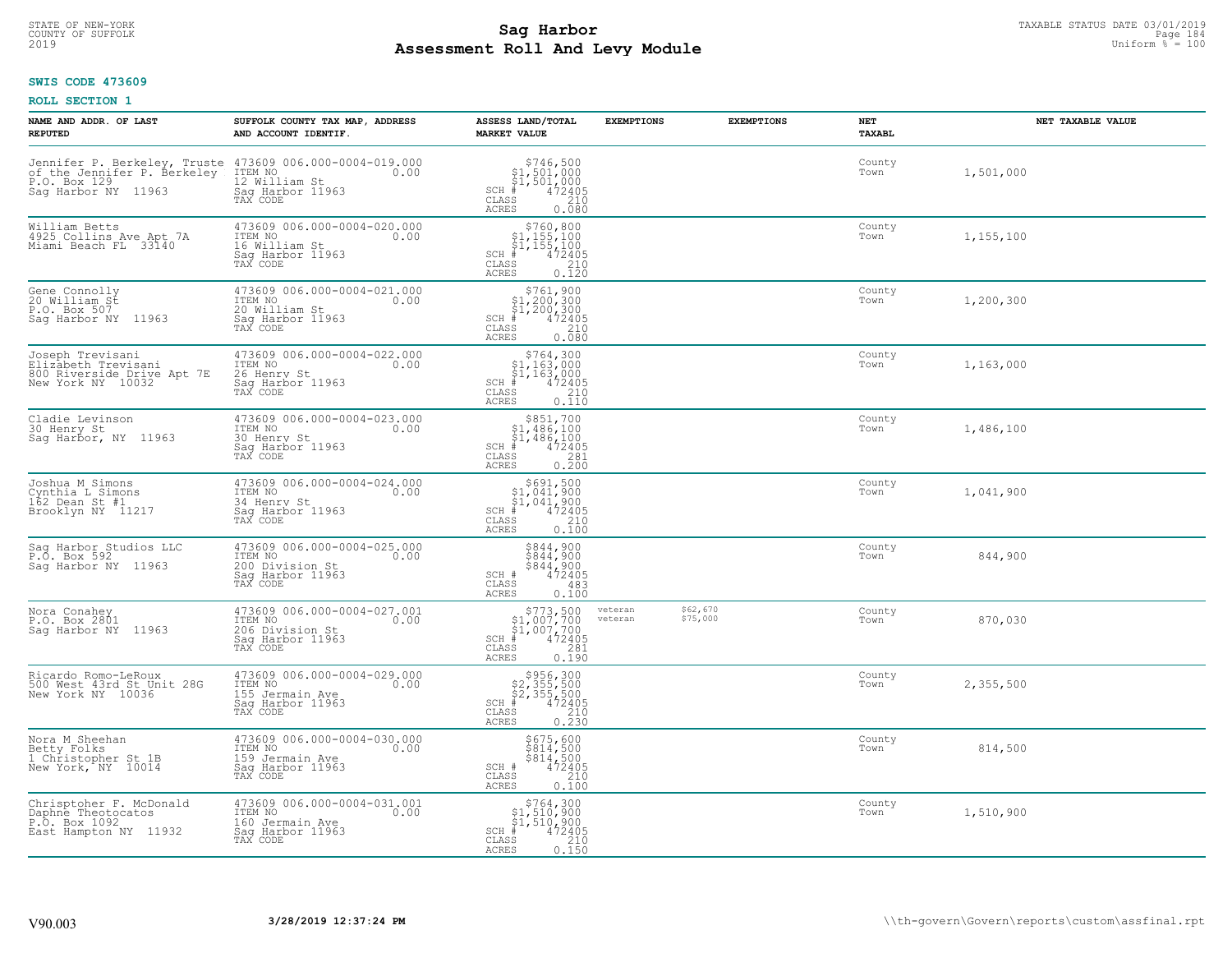STATE OF NEW-YORK
COUNTY OF SUFFOLK
2019

# Sag Harbor
# Assessment Roll And Levy Module

TAXABLE STATUS DATE 03/01/2019
Uniform % = 100

**SWIS CODE 473609**

**ROLL SECTION 1**

| NAME AND ADDR. OF LAST REPUTED | SUFFOLK COUNTY TAX MAP, ADDRESS AND ACCOUNT IDENTIF. | ASSESS LAND/TOTAL MARKET VALUE | EXEMPTIONS | EXEMPTIONS | NET TAXABL | NET TAXABLE VALUE |
|---|---|---|---|---|---|---|
| Jennifer P. Berkeley, Truste<br>of the Jennifer P. Berkeley<br>P.O. Box 129<br>Sag Harbor NY 11963 | 473609 006.000-0004-019.000<br>ITEM NO 0.00<br>12 William St<br>Sag Harbor 11963<br>TAX CODE | $746,500<br>$1,501,000<br>$1,501,000<br>SCH # 472405<br>CLASS 210<br>ACRES 0.080 | | | County<br>Town | 1,501,000 |
| William Betts<br>4925 Collins Ave Apt 7A<br>Miami Beach FL 33140 | 473609 006.000-0004-020.000<br>ITEM NO 0.00<br>16 William St<br>Sag Harbor 11963<br>TAX CODE | $760,800<br>$1,155,100<br>$1,155,100<br>SCH # 472405<br>CLASS 210<br>ACRES 0.120 | | | County<br>Town | 1,155,100 |
| Gene Connolly<br>20 William St<br>P.O. Box 507<br>Sag Harbor NY 11963 | 473609 006.000-0004-021.000<br>ITEM NO 0.00<br>20 William St<br>Sag Harbor 11963<br>TAX CODE | $761,900<br>$1,200,300<br>$1,200,300<br>SCH # 472405<br>CLASS 210<br>ACRES 0.080 | | | County<br>Town | 1,200,300 |
| Joseph Trevisani<br>Elizabeth Trevisani<br>800 Riverside Drive Apt 7E<br>New York NY 10032 | 473609 006.000-0004-022.000<br>ITEM NO 0.00<br>26 Henry St<br>Sag Harbor 11963<br>TAX CODE | $764,300<br>$1,163,000<br>$1,163,000<br>SCH # 472405<br>CLASS 210<br>ACRES 0.110 | | | County<br>Town | 1,163,000 |
| Cladie Levinson<br>30 Henry St<br>Sag Harbor, NY 11963 | 473609 006.000-0004-023.000<br>ITEM NO 0.00<br>30 Henry St<br>Sag Harbor 11963<br>TAX CODE | $851,700<br>$1,486,100<br>$1,486,100<br>SCH # 472405<br>CLASS 281<br>ACRES 0.200 | | | County<br>Town | 1,486,100 |
| Joshua M Simons<br>Cynthia L Simons<br>162 Dean St #1<br>Brooklyn NY 11217 | 473609 006.000-0004-024.000<br>ITEM NO 0.00<br>34 Henry St<br>Sag Harbor 11963<br>TAX CODE | $691,500<br>$1,041,900<br>$1,041,900<br>SCH # 472405<br>CLASS 210<br>ACRES 0.100 | | | County<br>Town | 1,041,900 |
| Sag Harbor Studios LLC<br>P.O. Box 592<br>Sag Harbor NY 11963 | 473609 006.000-0004-025.000<br>ITEM NO 0.00<br>200 Division St<br>Sag Harbor 11963<br>TAX CODE | $844,900<br>$844,900<br>$844,900<br>SCH # 472405<br>CLASS 483<br>ACRES 0.100 | | | County<br>Town | 844,900 |
| Nora Conahey<br>P.O. Box 2801<br>Sag Harbor NY 11963 | 473609 006.000-0004-027.001<br>ITEM NO 0.00<br>206 Division St<br>Sag Harbor 11963<br>TAX CODE | $773,500<br>$1,007,700<br>$1,007,700<br>SCH # 472405<br>CLASS 281<br>ACRES 0.190 | veteran<br>veteran | $62,670<br>$75,000 | County<br>Town | 870,030 |
| Ricardo Romo-LeRoux<br>500 West 43rd St Unit 28G<br>New York NY 10036 | 473609 006.000-0004-029.000<br>ITEM NO 0.00<br>155 Jermain Ave<br>Sag Harbor 11963<br>TAX CODE | $956,300<br>$2,355,500<br>$2,355,500<br>SCH # 472405<br>CLASS 210<br>ACRES 0.230 | | | County<br>Town | 2,355,500 |
| Nora M Sheehan<br>Betty Folks<br>1 Christopher St 1B<br>New York, NY 10014 | 473609 006.000-0004-030.000<br>ITEM NO 0.00<br>159 Jermain Ave<br>Sag Harbor 11963<br>TAX CODE | $675,600<br>$814,500<br>$814,500<br>SCH # 472405<br>CLASS 210<br>ACRES 0.100 | | | County<br>Town | 814,500 |
| Chrisptoher F. McDonald<br>Daphne Theotocatos<br>P.O. Box 1092<br>East Hampton NY 11932 | 473609 006.000-0004-031.001<br>ITEM NO 0.00<br>160 Jermain Ave<br>Sag Harbor 11963<br>TAX CODE | $764,300<br>$1,510,900<br>$1,510,900<br>SCH # 472405<br>CLASS 210<br>ACRES 0.150 | | | County<br>Town | 1,510,900 |

V90.003 3/28/2019 12:37:24 PM \\th-govern\Govern\reports\custom\assfinal.rpt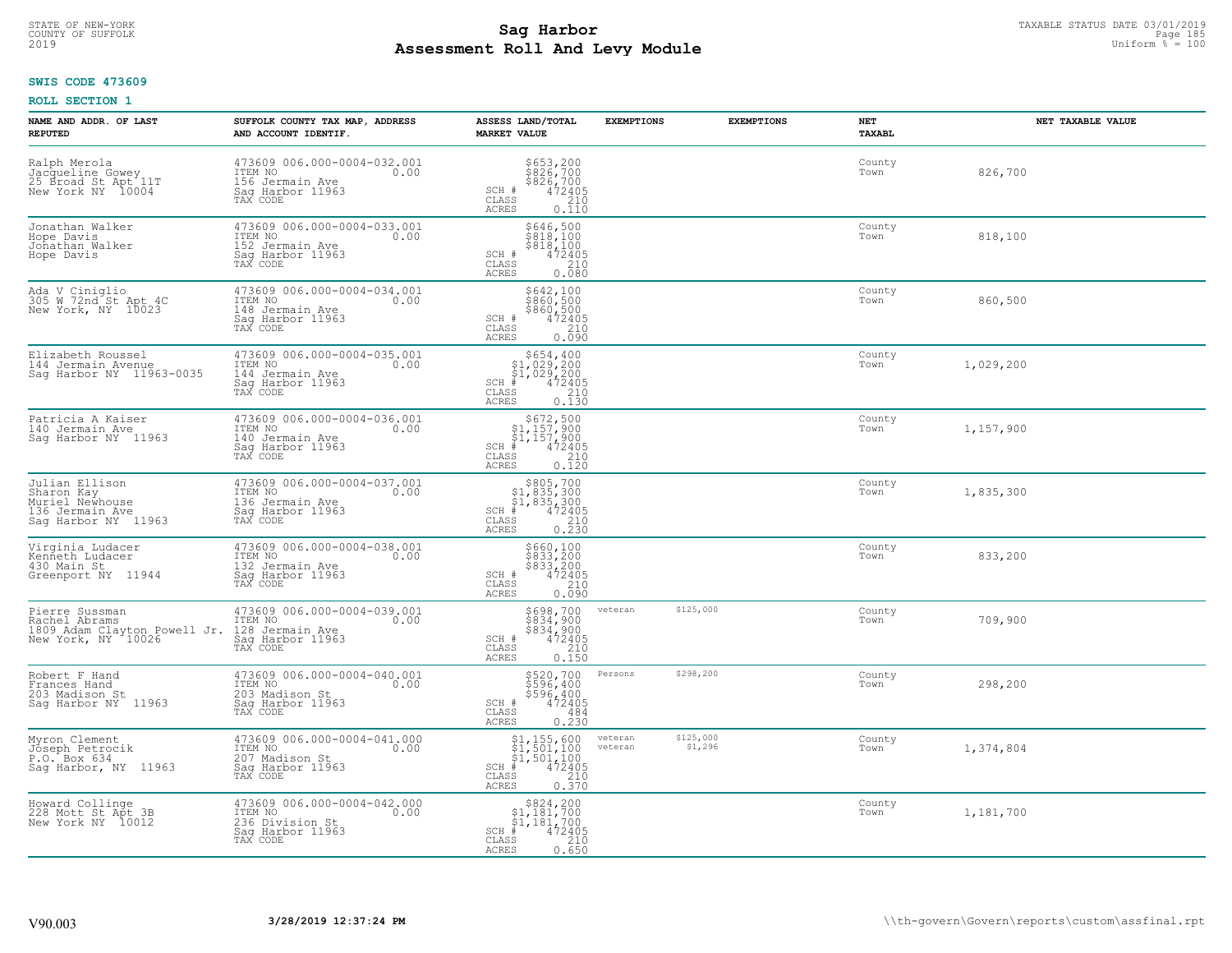# Sag Harbor
## Assessment Roll And Levy Module

STATE OF NEW-YORK
COUNTY OF SUFFOLK
2019

TAXABLE STATUS DATE 03/01/2019
Uniform % = 100

**SWIS CODE 473609**

**ROLL SECTION 1**

| NAME AND ADDR. OF LAST REPUTED | SUFFOLK COUNTY TAX MAP, ADDRESS AND ACCOUNT IDENTIF. | ASSESS LAND/TOTAL MARKET VALUE | EXEMPTIONS | EXEMPTIONS | NET TAXABL | NET TAXABLE VALUE |
|---|---|---|---|---|---|---|
| Ralph Merola<br>Jacqueline Gowey<br>25 Broad St Apt 11T<br>New York NY 10004 | 473609 006.000-0004-032.001<br>ITEM NO 0.00<br>156 Jermain Ave<br>Sag Harbor 11963<br>TAX CODE | $653,200<br>$826,700<br>$826,700<br>SCH # 472405<br>CLASS 210<br>ACRES 0.110 | | | County<br>Town | 826,700 |
| Jonathan Walker<br>Hope Davis<br>Jonathan Walker<br>Hope Davis | 473609 006.000-0004-033.001<br>ITEM NO 0.00<br>152 Jermain Ave<br>Sag Harbor 11963<br>TAX CODE | $646,500<br>$818,100<br>$818,100<br>SCH # 472405<br>CLASS 210<br>ACRES 0.080 | | | County<br>Town | 818,100 |
| Ada V Ciniglio<br>305 W 72nd St Apt 4C<br>New York, NY 10023 | 473609 006.000-0004-034.001<br>ITEM NO 0.00<br>148 Jermain Ave<br>Sag Harbor 11963<br>TAX CODE | $642,100<br>$860,500<br>$860,500<br>SCH # 472405<br>CLASS 210<br>ACRES 0.090 | | | County<br>Town | 860,500 |
| Elizabeth Roussel<br>144 Jermain Avenue<br>Sag Harbor NY 11963-0035 | 473609 006.000-0004-035.001<br>ITEM NO 0.00<br>144 Jermain Ave<br>Sag Harbor 11963<br>TAX CODE | $654,400<br>$1,029,200<br>$1,029,200<br>SCH # 472405<br>CLASS 210<br>ACRES 0.130 | | | County<br>Town | 1,029,200 |
| Patricia A Kaiser<br>140 Jermain Ave<br>Sag Harbor NY 11963 | 473609 006.000-0004-036.001<br>ITEM NO 0.00<br>140 Jermain Ave<br>Sag Harbor 11963<br>TAX CODE | $672,500<br>$1,157,900<br>$1,157,900<br>SCH # 472405<br>CLASS 210<br>ACRES 0.120 | | | County<br>Town | 1,157,900 |
| Julian Ellison<br>Sharon Kay<br>Muriel Newhouse<br>136 Jermain Ave<br>Sag Harbor NY 11963 | 473609 006.000-0004-037.001<br>ITEM NO 0.00<br>136 Jermain Ave<br>Sag Harbor 11963<br>TAX CODE | $805,700<br>$1,835,300<br>$1,835,300<br>SCH # 472405<br>CLASS 210<br>ACRES 0.230 | | | County<br>Town | 1,835,300 |
| Virginia Ludacer<br>Kenneth Ludacer<br>430 Main St<br>Greenport NY 11944 | 473609 006.000-0004-038.001<br>ITEM NO 0.00<br>132 Jermain Ave<br>Sag Harbor 11963<br>TAX CODE | $660,100<br>$833,200<br>$833,200<br>SCH # 472405<br>CLASS 210<br>ACRES 0.090 | | | County<br>Town | 833,200 |
| Pierre Sussman<br>Rachel Abrams<br>1809 Adam Clayton Powell Jr.<br>New York, NY 10026 | 473609 006.000-0004-039.001<br>ITEM NO 0.00<br>128 Jermain Ave<br>Sag Harbor 11963<br>TAX CODE | $698,700<br>$834,900<br>$834,900<br>SCH # 472405<br>CLASS 210<br>ACRES 0.150 | veteran | $125,000 | County<br>Town | 709,900 |
| Robert F Hand<br>Frances Hand<br>203 Madison St<br>Sag Harbor NY 11963 | 473609 006.000-0004-040.001<br>ITEM NO 0.00<br>203 Madison St<br>Sag Harbor 11963<br>TAX CODE | $520,700<br>$596,400<br>$596,400<br>SCH # 472405<br>CLASS 484<br>ACRES 0.230 | Persons | $298,200 | County<br>Town | 298,200 |
| Myron Clement<br>Joseph Petrocik<br>P.O. Box 634<br>Sag Harbor, NY 11963 | 473609 006.000-0004-041.000<br>ITEM NO 0.00<br>207 Madison St<br>Sag Harbor 11963<br>TAX CODE | $1,155,600<br>$1,501,100<br>$1,501,100<br>SCH # 472405<br>CLASS 210<br>ACRES 0.370 | veteran<br>veteran | $125,000<br>$1,296 | County<br>Town | 1,374,804 |
| Howard Collinge<br>228 Mott St Apt 3B<br>New York NY 10012 | 473609 006.000-0004-042.000<br>ITEM NO 0.00<br>236 Division St<br>Sag Harbor 11963<br>TAX CODE | $824,200<br>$1,181,700<br>$1,181,700<br>SCH # 472405<br>CLASS 210<br>ACRES 0.650 | | | County<br>Town | 1,181,700 |

V90.003 3/28/2019 12:37:24 PM \\th-govern\Govern\reports\custom\assfinal.rpt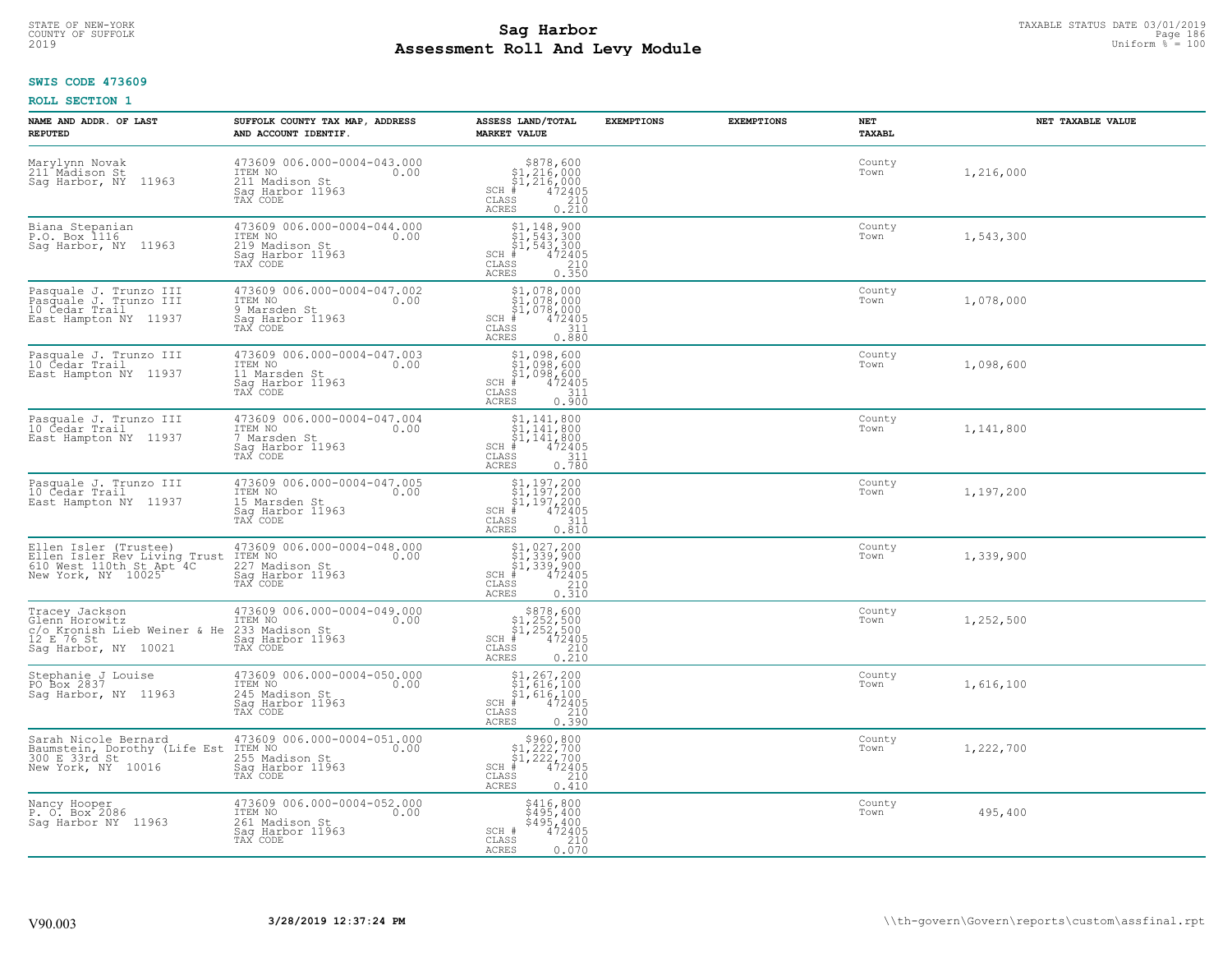# Sag Harbor
## Assessment Roll And Levy Module

STATE OF NEW-YORK
COUNTY OF SUFFOLK
2019

TAXABLE STATUS DATE 03/01/2019
Uniform % = 100

**SWIS CODE 473609**

**ROLL SECTION 1**

| NAME AND ADDR. OF LAST REPUTED | SUFFOLK COUNTY TAX MAP, ADDRESS AND ACCOUNT IDENTIF. | ASSESS LAND/TOTAL MARKET VALUE | EXEMPTIONS | EXEMPTIONS | NET TAXABL | NET TAXABLE VALUE |
|---|---|---|---|---|---|---|
| Marylynn Novak<br>211 Madison St<br>Sag Harbor, NY 11963 | 473609 006.000-0004-043.000<br>ITEM NO 0.00<br>211 Madison St<br>Sag Harbor 11963<br>TAX CODE | $878,600<br>$1,216,000<br>$1,216,000<br>SCH # 472405<br>CLASS 210<br>ACRES 0.210 | | | County<br>Town | 1,216,000 |
| Biana Stepanian<br>P.O. Box 1116<br>Sag Harbor, NY 11963 | 473609 006.000-0004-044.000<br>ITEM NO 0.00<br>219 Madison St<br>Sag Harbor 11963<br>TAX CODE | $1,148,900<br>$1,543,300<br>$1,543,300<br>SCH # 472405<br>CLASS 210<br>ACRES 0.350 | | | County<br>Town | 1,543,300 |
| Pasquale J. Trunzo III<br>Pasquale J. Trunzo III<br>10 Cedar Trail<br>East Hampton NY 11937 | 473609 006.000-0004-047.002<br>ITEM NO 0.00<br>9 Marsden St<br>Sag Harbor 11963<br>TAX CODE | $1,078,000<br>$1,078,000<br>$1,078,000<br>SCH # 472405<br>CLASS 311<br>ACRES 0.880 | | | County<br>Town | 1,078,000 |
| Pasquale J. Trunzo III<br>10 Cedar Trail<br>East Hampton NY 11937 | 473609 006.000-0004-047.003<br>ITEM NO 0.00<br>11 Marsden St<br>Sag Harbor 11963<br>TAX CODE | $1,098,600<br>$1,098,600<br>$1,098,600<br>SCH # 472405<br>CLASS 311<br>ACRES 0.900 | | | County<br>Town | 1,098,600 |
| Pasquale J. Trunzo III<br>10 Cedar Trail<br>East Hampton NY 11937 | 473609 006.000-0004-047.004<br>ITEM NO 0.00<br>7 Marsden St<br>Sag Harbor 11963<br>TAX CODE | $1,141,800<br>$1,141,800<br>$1,141,800<br>SCH # 472405<br>CLASS 311<br>ACRES 0.780 | | | County<br>Town | 1,141,800 |
| Pasquale J. Trunzo III<br>10 Cedar Trail<br>East Hampton NY 11937 | 473609 006.000-0004-047.005<br>ITEM NO 0.00<br>15 Marsden St<br>Sag Harbor 11963<br>TAX CODE | $1,197,200<br>$1,197,200<br>$1,197,200<br>SCH # 472405<br>CLASS 311<br>ACRES 0.810 | | | County<br>Town | 1,197,200 |
| Ellen Isler (Trustee)<br>Ellen Isler Rev Living Trust<br>610 West 110th St Apt 4C<br>New York, NY 10025 | 473609 006.000-0004-048.000<br>ITEM NO 0.00<br>227 Madison St<br>Sag Harbor 11963<br>TAX CODE | $1,027,200<br>$1,339,900<br>$1,339,900<br>SCH # 472405<br>CLASS 210<br>ACRES 0.310 | | | County<br>Town | 1,339,900 |
| Tracey Jackson<br>Glenn Horowitz<br>c/o Kronish Lieb Weiner & He<br>12 E 76 St<br>Sag Harbor, NY 10021 | 473609 006.000-0004-049.000<br>ITEM NO 0.00<br>233 Madison St<br>Sag Harbor 11963<br>TAX CODE | $878,600<br>$1,252,500<br>$1,252,500<br>SCH # 472405<br>CLASS 210<br>ACRES 0.210 | | | County<br>Town | 1,252,500 |
| Stephanie J Louise<br>PO Box 2837<br>Sag Harbor, NY 11963 | 473609 006.000-0004-050.000<br>ITEM NO 0.00<br>245 Madison St<br>Sag Harbor 11963<br>TAX CODE | $1,267,200<br>$1,616,100<br>$1,616,100<br>SCH # 472405<br>CLASS 210<br>ACRES 0.390 | | | County<br>Town | 1,616,100 |
| Sarah Nicole Bernard<br>Baumstein, Dorothy (Life Est<br>300 E 33rd St<br>New York, NY 10016 | 473609 006.000-0004-051.000<br>ITEM NO 0.00<br>255 Madison St<br>Sag Harbor 11963<br>TAX CODE | $960,800<br>$1,222,700<br>$1,222,700<br>SCH # 472405<br>CLASS 210<br>ACRES 0.410 | | | County<br>Town | 1,222,700 |
| Nancy Hooper<br>P. O. Box 2086<br>Sag Harbor NY 11963 | 473609 006.000-0004-052.000<br>ITEM NO 0.00<br>261 Madison St<br>Sag Harbor 11963<br>TAX CODE | $416,800<br>$495,400<br>$495,400<br>SCH # 472405<br>CLASS 210<br>ACRES 0.070 | | | County<br>Town | 495,400 |

V90.003 3/28/2019 12:37:24 PM \\th-govern\Govern\reports\custom\assfinal.rpt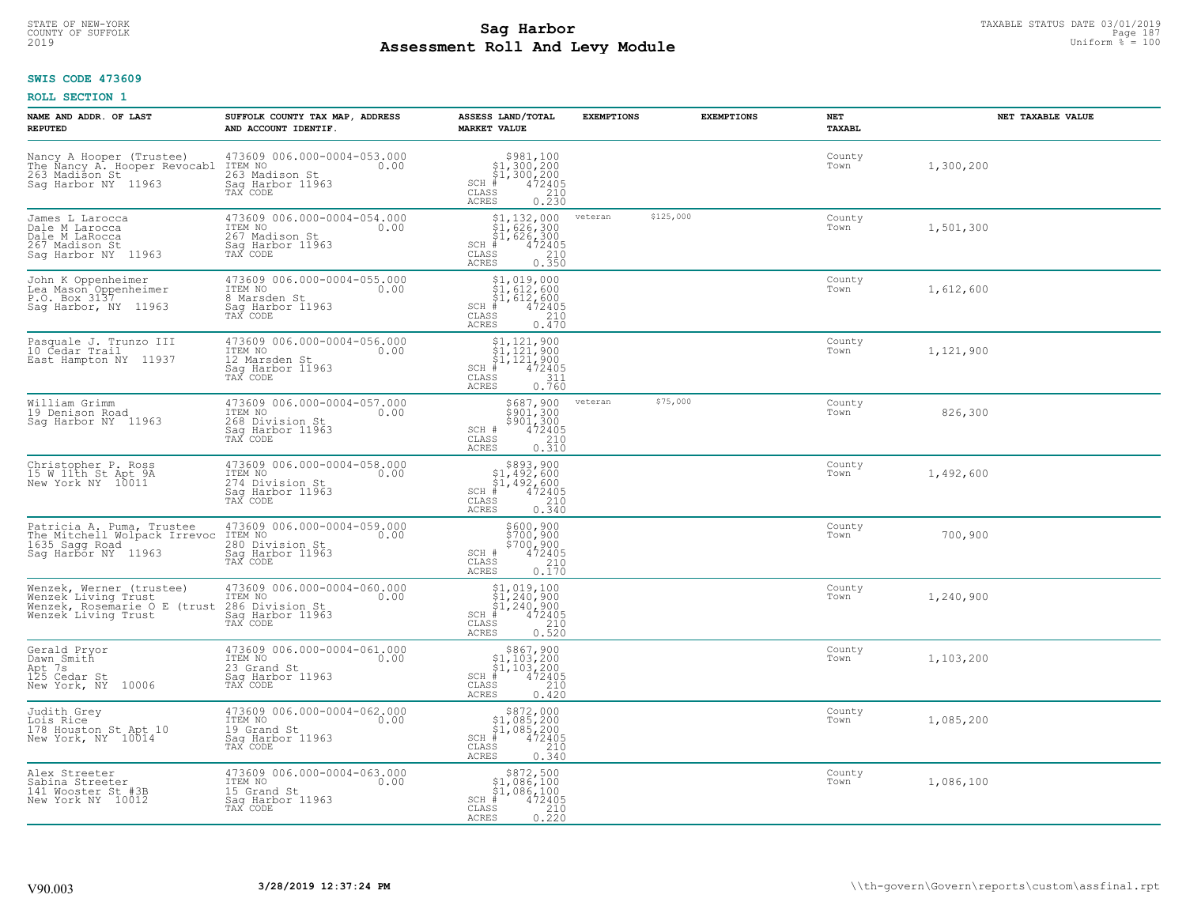STATE OF NEW-YORK
COUNTY OF SUFFOLK
2019

# Sag Harbor
# Assessment Roll And Levy Module

TAXABLE STATUS DATE 03/01/2019
Uniform % = 100

**SWIS CODE 473609**

**ROLL SECTION 1**

| NAME AND ADDR. OF LAST REPUTED | SUFFOLK COUNTY TAX MAP, ADDRESS AND ACCOUNT IDENTIF. | ASSESS LAND/TOTAL MARKET VALUE | EXEMPTIONS | | EXEMPTIONS | NET TAXABL | NET TAXABLE VALUE |
|---|---|---|---|---|---|---|---|
| Nancy A Hooper (Trustee)<br>The Nancy A. Hooper Revocabl<br>263 Madison St<br>Sag Harbor NY 11963 | 473609 006.000-0004-053.000<br>ITEM NO 0.00<br>263 Madison St<br>Sag Harbor 11963<br>TAX CODE | $981,100<br>$1,300,200<br>$1,300,200<br>SCH # 472405<br>CLASS 210<br>ACRES 0.230 | | | | County<br>Town | 1,300,200 |
| James L Larocca<br>Dale M Larocca<br>Dale M LaRocca<br>267 Madison St<br>Sag Harbor NY 11963 | 473609 006.000-0004-054.000<br>ITEM NO 0.00<br>267 Madison St<br>Sag Harbor 11963<br>TAX CODE | $1,132,000<br>$1,626,300<br>$1,626,300<br>SCH # 472405<br>CLASS 210<br>ACRES 0.350 | veteran | $125,000 | | County<br>Town | 1,501,300 |
| John K Oppenheimer<br>Lea Mason Oppenheimer<br>P.O. Box 3137<br>Sag Harbor, NY 11963 | 473609 006.000-0004-055.000<br>ITEM NO 0.00<br>8 Marsden St<br>Sag Harbor 11963<br>TAX CODE | $1,019,000<br>$1,612,600<br>$1,612,600<br>SCH # 472405<br>CLASS 210<br>ACRES 0.470 | | | | County<br>Town | 1,612,600 |
| Pasquale J. Trunzo III<br>10 Cedar Trail<br>East Hampton NY 11937 | 473609 006.000-0004-056.000<br>ITEM NO 0.00<br>12 Marsden St<br>Sag Harbor 11963<br>TAX CODE | $1,121,900<br>$1,121,900<br>$1,121,900<br>SCH # 472405<br>CLASS 311<br>ACRES 0.760 | | | | County<br>Town | 1,121,900 |
| William Grimm<br>19 Denison Road<br>Sag Harbor NY 11963 | 473609 006.000-0004-057.000<br>ITEM NO 0.00<br>268 Division St<br>Sag Harbor 11963<br>TAX CODE | $687,900<br>$901,300<br>$901,300<br>SCH # 472405<br>CLASS 210<br>ACRES 0.310 | veteran | $75,000 | | County<br>Town | 826,300 |
| Christopher P. Ross<br>15 W 11th St Apt 9A<br>New York NY 10011 | 473609 006.000-0004-058.000<br>ITEM NO 0.00<br>274 Division St<br>Sag Harbor 11963<br>TAX CODE | $893,900<br>$1,492,600<br>$1,492,600<br>SCH # 472405<br>CLASS 210<br>ACRES 0.340 | | | | County<br>Town | 1,492,600 |
| Patricia A. Puma, Trustee<br>The Mitchell Wolpack Irrevoc<br>1635 Sagg Road<br>Sag Harbor NY 11963 | 473609 006.000-0004-059.000<br>ITEM NO 0.00<br>280 Division St<br>Sag Harbor 11963<br>TAX CODE | $600,900<br>$700,900<br>$700,900<br>SCH # 472405<br>CLASS 210<br>ACRES 0.170 | | | | County<br>Town | 700,900 |
| Wenzek, Werner (trustee)<br>Wenzek Living Trust<br>Wenzek, Rosemarie O E (trust<br>Wenzek Living Trust | 473609 006.000-0004-060.000<br>ITEM NO 0.00<br>286 Division St<br>Sag Harbor 11963<br>TAX CODE | $1,019,100<br>$1,240,900<br>$1,240,900<br>SCH # 472405<br>CLASS 210<br>ACRES 0.520 | | | | County<br>Town | 1,240,900 |
| Gerald Pryor<br>Dawn Smith<br>Apt 7s<br>125 Cedar St<br>New York, NY 10006 | 473609 006.000-0004-061.000<br>ITEM NO 0.00<br>23 Grand St<br>Sag Harbor 11963<br>TAX CODE | $867,900<br>$1,103,200<br>$1,103,200<br>SCH # 472405<br>CLASS 210<br>ACRES 0.420 | | | | County<br>Town | 1,103,200 |
| Judith Grey<br>Lois Rice<br>178 Houston St Apt 10<br>New York, NY 10014 | 473609 006.000-0004-062.000<br>ITEM NO 0.00<br>19 Grand St<br>Sag Harbor 11963<br>TAX CODE | $872,000<br>$1,085,200<br>$1,085,200<br>SCH # 472405<br>CLASS 210<br>ACRES 0.340 | | | | County<br>Town | 1,085,200 |
| Alex Streeter<br>Sabina Streeter<br>141 Wooster St #3B<br>New York NY 10012 | 473609 006.000-0004-063.000<br>ITEM NO 0.00<br>15 Grand St<br>Sag Harbor 11963<br>TAX CODE | $872,500<br>$1,086,100<br>$1,086,100<br>SCH # 472405<br>CLASS 210<br>ACRES 0.220 | | | | County<br>Town | 1,086,100 |

V90.003 3/28/2019 12:37:24 PM \\th-govern\Govern\reports\custom\assfinal.rpt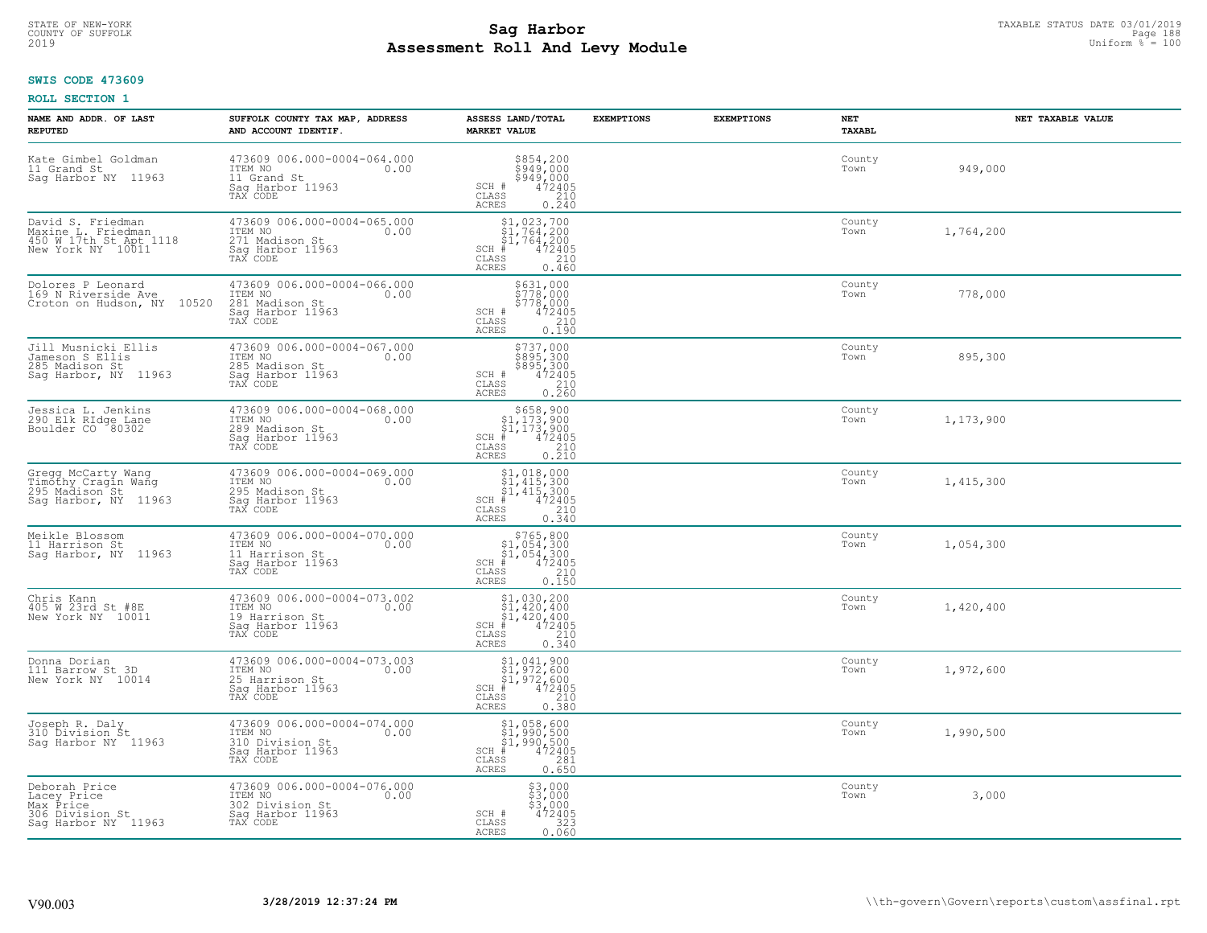STATE OF NEW-YORK
COUNTY OF SUFFOLK
2019

# Sag Harbor
# Assessment Roll And Levy Module

TAXABLE STATUS DATE 03/01/2019
Uniform % = 100

**SWIS CODE 473609**

**ROLL SECTION 1**

| NAME AND ADDR. OF LAST REPUTED | SUFFOLK COUNTY TAX MAP, ADDRESS AND ACCOUNT IDENTIF. | ASSESS LAND/TOTAL MARKET VALUE | EXEMPTIONS | EXEMPTIONS | NET TAXABL | NET TAXABLE VALUE |
|---|---|---|---|---|---|---|
| Kate Gimbel Goldman<br>11 Grand St<br>Sag Harbor NY 11963 | 473609 006.000-0004-064.000<br>ITEM NO 0.00<br>11 Grand St<br>Sag Harbor 11963<br>TAX CODE | $854,200<br>$949,000<br>$949,000<br>SCH # 472405<br>CLASS 210<br>ACRES 0.240 | | | County<br>Town | 949,000 |
| David S. Friedman<br>Maxine L. Friedman<br>450 W 17th St Apt 1118<br>New York NY 10011 | 473609 006.000-0004-065.000<br>ITEM NO 0.00<br>271 Madison St<br>Sag Harbor 11963<br>TAX CODE | $1,023,700<br>$1,764,200<br>$1,764,200<br>SCH # 472405<br>CLASS 210<br>ACRES 0.460 | | | County<br>Town | 1,764,200 |
| Dolores P Leonard<br>169 N Riverside Ave<br>Croton on Hudson, NY 10520 | 473609 006.000-0004-066.000<br>ITEM NO 0.00<br>281 Madison St<br>Sag Harbor 11963<br>TAX CODE | $631,000<br>$778,000<br>$778,000<br>SCH # 472405<br>CLASS 210<br>ACRES 0.190 | | | County<br>Town | 778,000 |
| Jill Musnicki Ellis<br>Jameson S Ellis<br>285 Madison St<br>Sag Harbor, NY 11963 | 473609 006.000-0004-067.000<br>ITEM NO 0.00<br>285 Madison St<br>Sag Harbor 11963<br>TAX CODE | $737,000<br>$895,300<br>$895,300<br>SCH # 472405<br>CLASS 210<br>ACRES 0.260 | | | County<br>Town | 895,300 |
| Jessica L. Jenkins<br>290 Elk RIdge Lane<br>Boulder CO 80302 | 473609 006.000-0004-068.000<br>ITEM NO 0.00<br>289 Madison St<br>Sag Harbor 11963<br>TAX CODE | $658,900<br>$1,173,900<br>$1,173,900<br>SCH # 472405<br>CLASS 210<br>ACRES 0.210 | | | County<br>Town | 1,173,900 |
| Gregg McCarty Wang<br>Timothy Cragin Wang<br>295 Madison St<br>Sag Harbor, NY 11963 | 473609 006.000-0004-069.000<br>ITEM NO 0.00<br>295 Madison St<br>Sag Harbor 11963<br>TAX CODE | $1,018,000<br>$1,415,300<br>$1,415,300<br>SCH # 472405<br>CLASS 210<br>ACRES 0.340 | | | County<br>Town | 1,415,300 |
| Meikle Blossom<br>11 Harrison St<br>Sag Harbor, NY 11963 | 473609 006.000-0004-070.000<br>ITEM NO 0.00<br>11 Harrison St<br>Sag Harbor 11963<br>TAX CODE | $765,800<br>$1,054,300<br>$1,054,300<br>SCH # 472405<br>CLASS 210<br>ACRES 0.150 | | | County<br>Town | 1,054,300 |
| Chris Kann<br>405 W 23rd St #8E<br>New York NY 10011 | 473609 006.000-0004-073.002<br>ITEM NO 0.00<br>19 Harrison St<br>Sag Harbor 11963<br>TAX CODE | $1,030,200<br>$1,420,400<br>$1,420,400<br>SCH # 472405<br>CLASS 210<br>ACRES 0.340 | | | County<br>Town | 1,420,400 |
| Donna Dorian<br>111 Barrow St 3D<br>New York NY 10014 | 473609 006.000-0004-073.003<br>ITEM NO 0.00<br>25 Harrison St<br>Sag Harbor 11963<br>TAX CODE | $1,041,900<br>$1,972,600<br>$1,972,600<br>SCH # 472405<br>CLASS 210<br>ACRES 0.380 | | | County<br>Town | 1,972,600 |
| Joseph R. Daly<br>310 Division St<br>Sag Harbor NY 11963 | 473609 006.000-0004-074.000<br>ITEM NO 0.00<br>310 Division St<br>Sag Harbor 11963<br>TAX CODE | $1,058,600<br>$1,990,500<br>$1,990,500<br>SCH # 472405<br>CLASS 281<br>ACRES 0.650 | | | County<br>Town | 1,990,500 |
| Deborah Price<br>Lacey Price<br>Max Price<br>306 Division St<br>Sag Harbor NY 11963 | 473609 006.000-0004-076.000<br>ITEM NO 0.00<br>302 Division St<br>Sag Harbor 11963<br>TAX CODE | $3,000<br>$3,000<br>$3,000<br>SCH # 472405<br>CLASS 323<br>ACRES 0.060 | | | County<br>Town | 3,000 |

V90.003 3/28/2019 12:37:24 PM \\th-govern\Govern\reports\custom\assfinal.rpt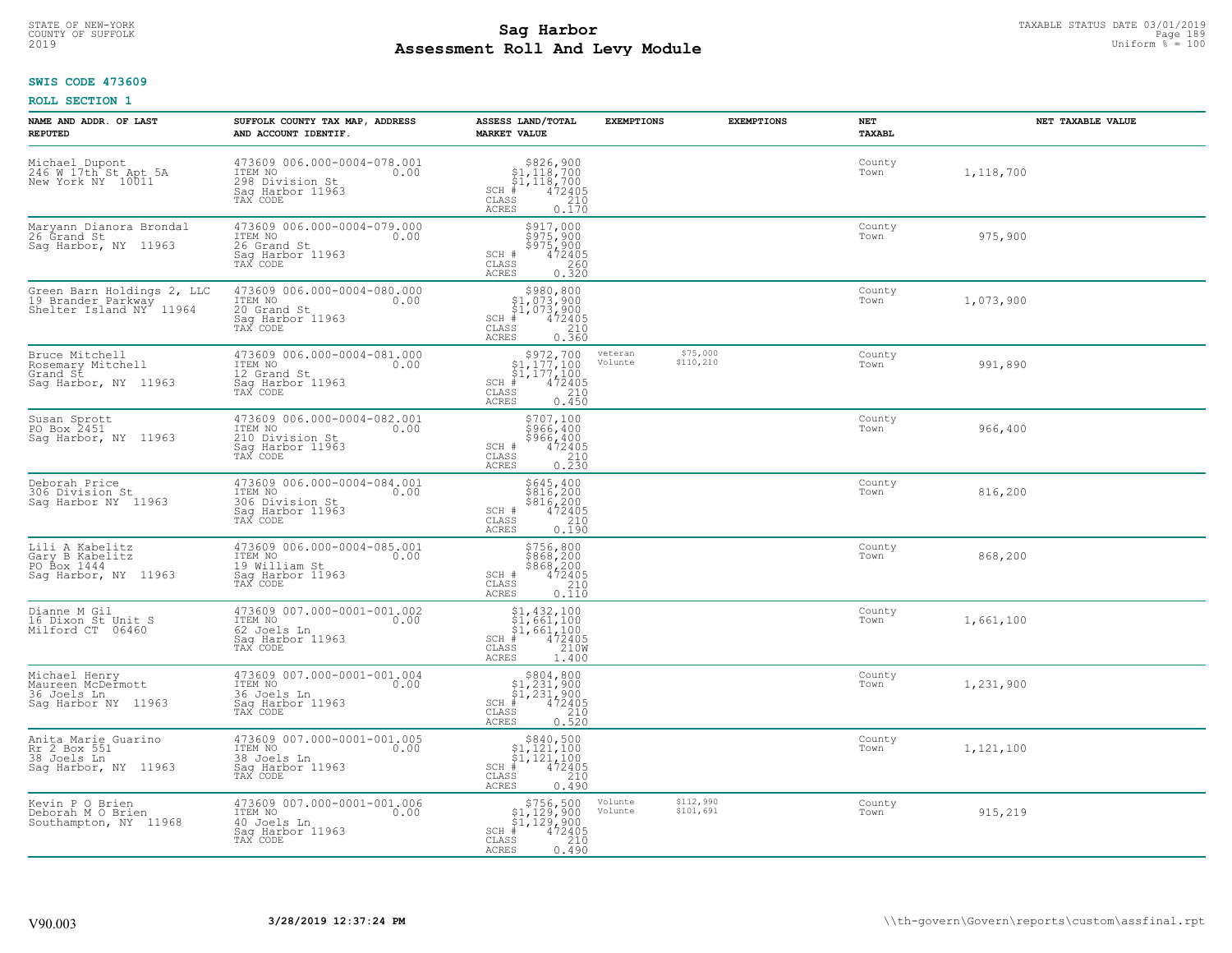STATE OF NEW-YORK
COUNTY OF SUFFOLK
2019

# Sag Harbor
# Assessment Roll And Levy Module

TAXABLE STATUS DATE 03/01/2019
Uniform % = 100

**SWIS CODE 473609**

**ROLL SECTION 1**

| NAME AND ADDR. OF LAST REPUTED | SUFFOLK COUNTY TAX MAP, ADDRESS AND ACCOUNT IDENTIF. | ASSESS LAND/TOTAL MARKET VALUE | EXEMPTIONS | EXEMPTIONS | NET TAXABL | NET TAXABLE VALUE |
|---|---|---|---|---|---|---|
| Michael Dupont<br>246 W 17th St Apt 5A<br>New York NY 10011 | 473609 006.000-0004-078.001<br>ITEM NO 0.00<br>298 Division St<br>Sag Harbor 11963<br>TAX CODE | $826,900<br>$1,118,700<br>$1,118,700<br>SCH # 472405<br>CLASS 210<br>ACRES 0.170 | | | County<br>Town | 1,118,700 |
| Maryann Dianora Brondal<br>26 Grand St<br>Sag Harbor, NY 11963 | 473609 006.000-0004-079.000<br>ITEM NO 0.00<br>26 Grand St<br>Sag Harbor 11963<br>TAX CODE | $917,000<br>$975,900<br>$975,900<br>SCH # 472405<br>CLASS 260<br>ACRES 0.320 | | | County<br>Town | 975,900 |
| Green Barn Holdings 2, LLC<br>19 Brander Parkway<br>Shelter Island NY 11964 | 473609 006.000-0004-080.000<br>ITEM NO 0.00<br>20 Grand St<br>Sag Harbor 11963<br>TAX CODE | $980,800<br>$1,073,900<br>$1,073,900<br>SCH # 472405<br>CLASS 210<br>ACRES 0.360 | | | County<br>Town | 1,073,900 |
| Bruce Mitchell<br>Rosemary Mitchell<br>Grand St<br>Sag Harbor, NY 11963 | 473609 006.000-0004-081.000<br>ITEM NO 0.00<br>12 Grand St<br>Sag Harbor 11963<br>TAX CODE | $972,700<br>$1,177,100<br>$1,177,100<br>SCH # 472405<br>CLASS 210<br>ACRES 0.450 | veteran $75,000<br>Volunte $110,210 | | County<br>Town | 991,890 |
| Susan Sprott<br>PO Box 2451<br>Sag Harbor, NY 11963 | 473609 006.000-0004-082.001<br>ITEM NO 0.00<br>210 Division St<br>Sag Harbor 11963<br>TAX CODE | $707,100<br>$966,400<br>$966,400<br>SCH # 472405<br>CLASS 210<br>ACRES 0.230 | | | County<br>Town | 966,400 |
| Deborah Price<br>306 Division St<br>Sag Harbor NY 11963 | 473609 006.000-0004-084.001<br>ITEM NO 0.00<br>306 Division St<br>Sag Harbor 11963<br>TAX CODE | $645,400<br>$816,200<br>$816,200<br>SCH # 472405<br>CLASS 210<br>ACRES 0.190 | | | County<br>Town | 816,200 |
| Lili A Kabelitz<br>Gary B Kabelitz<br>PO Box 1444<br>Sag Harbor, NY 11963 | 473609 006.000-0004-085.001<br>ITEM NO 0.00<br>19 William St<br>Sag Harbor 11963<br>TAX CODE | $756,800<br>$868,200<br>$868,200<br>SCH # 472405<br>CLASS 210<br>ACRES 0.110 | | | County<br>Town | 868,200 |
| Dianne M Gil<br>16 Dixon St Unit S<br>Milford CT 06460 | 473609 007.000-0001-001.002<br>ITEM NO 0.00<br>62 Joels Ln<br>Sag Harbor 11963<br>TAX CODE | $1,432,100<br>$1,661,100<br>$1,661,100<br>SCH # 472405<br>CLASS 210W<br>ACRES 1.400 | | | County<br>Town | 1,661,100 |
| Michael Henry<br>Maureen McDermott<br>36 Joels Ln<br>Sag Harbor NY 11963 | 473609 007.000-0001-001.004<br>ITEM NO 0.00<br>36 Joels Ln<br>Sag Harbor 11963<br>TAX CODE | $804,800<br>$1,231,900<br>$1,231,900<br>SCH # 472405<br>CLASS 210<br>ACRES 0.520 | | | County<br>Town | 1,231,900 |
| Anita Marie Guarino<br>Rr 2 Box 551<br>38 Joels Ln<br>Sag Harbor, NY 11963 | 473609 007.000-0001-001.005<br>ITEM NO 0.00<br>38 Joels Ln<br>Sag Harbor 11963<br>TAX CODE | $840,500<br>$1,121,100<br>$1,121,100<br>SCH # 472405<br>CLASS 210<br>ACRES 0.490 | | | County<br>Town | 1,121,100 |
| Kevin P O Brien<br>Deborah M O Brien<br>Southampton, NY 11968 | 473609 007.000-0001-001.006<br>ITEM NO 0.00<br>40 Joels Ln<br>Sag Harbor 11963<br>TAX CODE | $756,500<br>$1,129,900<br>$1,129,900<br>SCH # 472405<br>CLASS 210<br>ACRES 0.490 | Volunte $112,990<br>Volunte $101,691 | | County<br>Town | 915,219 |

V90.003 3/28/2019 12:37:24 PM \\th-govern\Govern\reports\custom\assfinal.rpt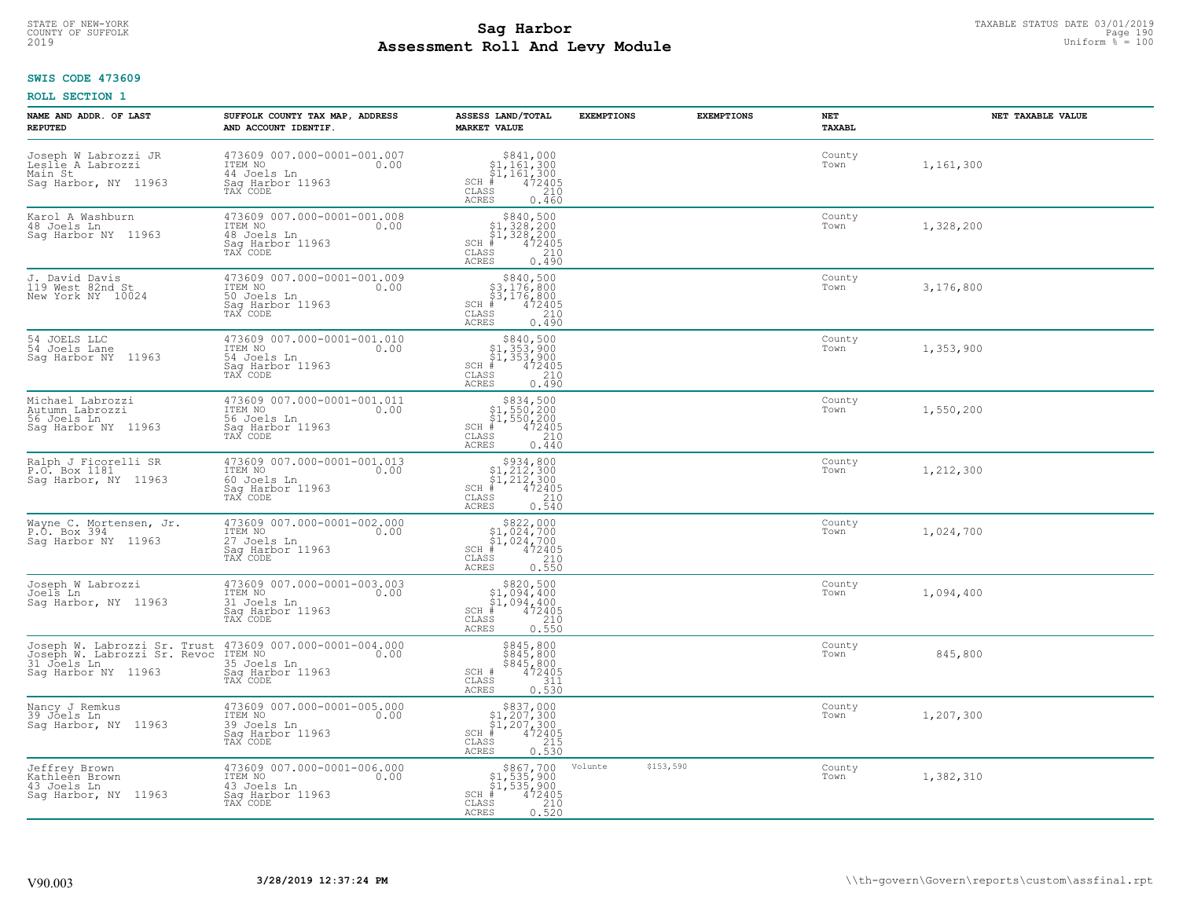STATE OF NEW-YORK
COUNTY OF SUFFOLK
2019

# Sag Harbor
## Assessment Roll And Levy Module

TAXABLE STATUS DATE 03/01/2019
Uniform % = 100

**SWIS CODE 473609**

**ROLL SECTION 1**

| NAME AND ADDR. OF LAST REPUTED | SUFFOLK COUNTY TAX MAP, ADDRESS AND ACCOUNT IDENTIF. | ASSESS LAND/TOTAL MARKET VALUE | EXEMPTIONS | EXEMPTIONS | NET TAXABL | NET TAXABLE VALUE |
|---|---|---|---|---|---|---|
| Joseph W Labrozzi JR<br>Leslie A Labrozzi<br>Main St<br>Sag Harbor, NY 11963 | 473609 007.000-0001-001.007<br>ITEM NO 0.00<br>44 Joels Ln<br>Sag Harbor 11963<br>TAX CODE | $841,000<br>$1,161,300<br>$1,161,300<br>SCH # 472405<br>CLASS 210<br>ACRES 0.460 | | | County<br>Town | 1,161,300 |
| Karol A Washburn<br>48 Joels Ln<br>Sag Harbor NY 11963 | 473609 007.000-0001-001.008<br>ITEM NO 0.00<br>48 Joels Ln<br>Sag Harbor 11963<br>TAX CODE | $840,500<br>$1,328,200<br>$1,328,200<br>SCH # 472405<br>CLASS 210<br>ACRES 0.490 | | | County<br>Town | 1,328,200 |
| J. David Davis<br>119 West 82nd St<br>New York NY 10024 | 473609 007.000-0001-001.009<br>ITEM NO 0.00<br>50 Joels Ln<br>Sag Harbor 11963<br>TAX CODE | $840,500<br>$3,176,800<br>$3,176,800<br>SCH # 472405<br>CLASS 210<br>ACRES 0.490 | | | County<br>Town | 3,176,800 |
| 54 JOELS LLC<br>54 Joels Lane<br>Sag Harbor NY 11963 | 473609 007.000-0001-001.010<br>ITEM NO 0.00<br>54 Joels Ln<br>Sag Harbor 11963<br>TAX CODE | $840,500<br>$1,353,900<br>$1,353,900<br>SCH # 472405<br>CLASS 210<br>ACRES 0.490 | | | County<br>Town | 1,353,900 |
| Michael Labrozzi<br>Autumn Labrozzi<br>56 Joels Ln<br>Sag Harbor NY 11963 | 473609 007.000-0001-001.011<br>ITEM NO 0.00<br>56 Joels Ln<br>Sag Harbor 11963<br>TAX CODE | $834,500<br>$1,550,200<br>$1,550,200<br>SCH # 472405<br>CLASS 210<br>ACRES 0.440 | | | County<br>Town | 1,550,200 |
| Ralph J Ficorelli SR<br>P.O. Box 1181<br>Sag Harbor, NY 11963 | 473609 007.000-0001-001.013<br>ITEM NO 0.00<br>60 Joels Ln<br>Sag Harbor 11963<br>TAX CODE | $934,800<br>$1,212,300<br>$1,212,300<br>SCH # 472405<br>CLASS 210<br>ACRES 0.540 | | | County<br>Town | 1,212,300 |
| Wayne C. Mortensen, Jr.<br>P.O. Box 394<br>Sag Harbor NY 11963 | 473609 007.000-0001-002.000<br>ITEM NO 0.00<br>27 Joels Ln<br>Sag Harbor 11963<br>TAX CODE | $822,000<br>$1,024,700<br>$1,024,700<br>SCH # 472405<br>CLASS 210<br>ACRES 0.550 | | | County<br>Town | 1,024,700 |
| Joseph W Labrozzi<br>Joels Ln<br>Sag Harbor, NY 11963 | 473609 007.000-0001-003.003<br>ITEM NO 0.00<br>31 Joels Ln<br>Sag Harbor 11963<br>TAX CODE | $820,500<br>$1,094,400<br>$1,094,400<br>SCH # 472405<br>CLASS 210<br>ACRES 0.550 | | | County<br>Town | 1,094,400 |
| Joseph W. Labrozzi Sr. Trust<br>Joseph W. Labrozzi Sr. Revoc<br>31 Joels Ln<br>Sag Harbor NY 11963 | 473609 007.000-0001-004.000<br>ITEM NO 0.00<br>35 Joels Ln<br>Sag Harbor 11963<br>TAX CODE | $845,800<br>$845,800<br>$845,800<br>SCH # 472405<br>CLASS 311<br>ACRES 0.530 | | | County<br>Town | 845,800 |
| Nancy J Remkus<br>39 Joels Ln<br>Sag Harbor, NY 11963 | 473609 007.000-0001-005.000<br>ITEM NO 0.00<br>39 Joels Ln<br>Sag Harbor 11963<br>TAX CODE | $837,000<br>$1,207,300<br>$1,207,300<br>SCH # 472405<br>CLASS 215<br>ACRES 0.530 | | | County<br>Town | 1,207,300 |
| Jeffrey Brown<br>Kathleen Brown<br>43 Joels Ln<br>Sag Harbor, NY 11963 | 473609 007.000-0001-006.000<br>ITEM NO 0.00<br>43 Joels Ln<br>Sag Harbor 11963<br>TAX CODE | $867,700<br>$1,535,900<br>$1,535,900<br>SCH # 472405<br>CLASS 210<br>ACRES 0.520 | Volunte $153,590 | | County<br>Town | 1,382,310 |

V90.003 3/28/2019 12:37:24 PM \\th-govern\Govern\reports\custom\assfinal.rpt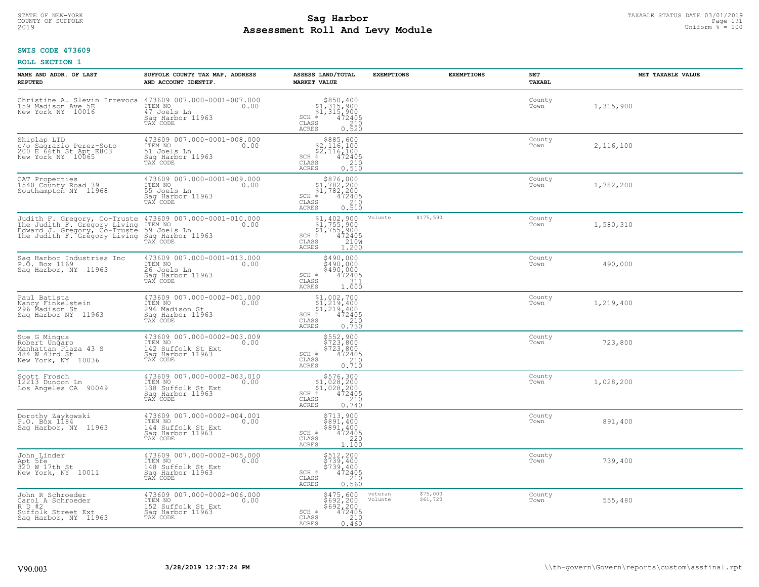STATE OF NEW-YORK
COUNTY OF SUFFOLK
2019

# Sag Harbor
# Assessment Roll And Levy Module

TAXABLE STATUS DATE 03/01/2019
Uniform % = 100

**SWIS CODE 473609**

**ROLL SECTION 1**

| NAME AND ADDR. OF LAST REPUTED | SUFFOLK COUNTY TAX MAP, ADDRESS AND ACCOUNT IDENTIF. | ASSESS LAND/TOTAL MARKET VALUE | EXEMPTIONS | EXEMPTIONS | NET TAXABL | NET TAXABLE VALUE |
|---|---|---|---|---|---|---|
| Christine A. Slevin Irrevocal<br>159 Madison Ave 5E<br>New York NY 10016 | 473609 007.000-0001-007.000<br>ITEM NO 0.00<br>47 Joels Ln<br>Sag Harbor 11963<br>TAX CODE | $850,400<br>$1,315,900<br>$1,315,900<br>SCH # 472405<br>CLASS 210<br>ACRES 0.520 | | | County<br>Town | 1,315,900 |
| Shiplap LTD<br>c/o Sagrario Perez-Soto<br>200 E 66th St Apt E803<br>New York NY 10065 | 473609 007.000-0001-008.000<br>ITEM NO 0.00<br>51 Joels Ln<br>Sag Harbor 11963<br>TAX CODE | $885,600<br>$2,116,100<br>$2,116,100<br>SCH # 472405<br>CLASS 210<br>ACRES 0.510 | | | County<br>Town | 2,116,100 |
| CAT Properties<br>1540 County Road 39<br>Southampton NY 11968 | 473609 007.000-0001-009.000<br>ITEM NO 0.00<br>55 Joels Ln<br>Sag Harbor 11963<br>TAX CODE | $876,000<br>$1,782,200<br>$1,782,200<br>SCH # 472405<br>CLASS 210<br>ACRES 0.510 | | | County<br>Town | 1,782,200 |
| Judith F. Gregory, Co-Truste<br>The Judith F. Gregory Living<br>Edward J. Gregory, Co-Truste<br>The Judith F. Gregory Living | 473609 007.000-0001-010.000<br>ITEM NO 0.00<br>59 Joels Ln<br>Sag Harbor 11963<br>TAX CODE | $1,402,900<br>$1,755,900<br>$1,755,900<br>SCH # 472405<br>CLASS 210W<br>ACRES 1.200 | Volunte $175,590 | | County<br>Town | 1,580,310 |
| Sag Harbor Industries Inc<br>P.O. Box 1169<br>Sag Harbor, NY 11963 | 473609 007.000-0001-013.000<br>ITEM NO 0.00<br>26 Joels Ln<br>Sag Harbor 11963<br>TAX CODE | $490,000<br>$490,000<br>$490,000<br>SCH # 472405<br>CLASS 311<br>ACRES 1.000 | | | County<br>Town | 490,000 |
| Paul Batista<br>Nancy Finkelstein<br>296 Madison St<br>Sag Harbor NY 11963 | 473609 007.000-0002-001.000<br>ITEM NO 0.00<br>296 Madison St<br>Sag Harbor 11963<br>TAX CODE | $1,002,700<br>$1,219,400<br>$1,219,400<br>SCH # 472405<br>CLASS 210<br>ACRES 0.730 | | | County<br>Town | 1,219,400 |
| Sue G Mingus<br>Robert Ungaro<br>Manhattan Plaza 43 S<br>484 W 43rd St<br>New York, NY 10036 | 473609 007.000-0002-003.009<br>ITEM NO 0.00<br>142 Suffolk St Ext<br>Sag Harbor 11963<br>TAX CODE | $552,900<br>$723,800<br>$723,800<br>SCH # 472405<br>CLASS 210<br>ACRES 0.710 | | | County<br>Town | 723,800 |
| Scott Frosch<br>12213 Dunoon Ln<br>Los Angeles CA 90049 | 473609 007.000-0002-003.010<br>ITEM NO 0.00<br>138 Suffolk St Ext<br>Sag Harbor 11963<br>TAX CODE | $576,300<br>$1,028,200<br>$1,028,200<br>SCH # 472405<br>CLASS 210<br>ACRES 0.740 | | | County<br>Town | 1,028,200 |
| Dorothy Zaykowski<br>P.O. Box 1184<br>Sag Harbor, NY 11963 | 473609 007.000-0002-004.001<br>ITEM NO 0.00<br>144 Suffolk St Ext<br>Sag Harbor 11963<br>TAX CODE | $713,900<br>$891,400<br>$891,400<br>SCH # 472405<br>CLASS 220<br>ACRES 1.100 | | | County<br>Town | 891,400 |
| John Linder<br>Apt 5fe<br>320 W 17th St<br>New York, NY 10011 | 473609 007.000-0002-005.000<br>ITEM NO 0.00<br>148 Suffolk St Ext<br>Sag Harbor 11963<br>TAX CODE | $512,200<br>$739,400<br>$739,400<br>SCH # 472405<br>CLASS 210<br>ACRES 0.560 | | | County<br>Town | 739,400 |
| John R Schroeder<br>Carol A Schroeder<br>R D #2<br>Suffolk Street Ext<br>Sag Harbor, NY 11963 | 473609 007.000-0002-006.000<br>ITEM NO 0.00<br>152 Suffolk St Ext<br>Sag Harbor 11963<br>TAX CODE | $475,600<br>$692,200<br>$692,200<br>SCH # 472405<br>CLASS 210<br>ACRES 0.460 | veteran $75,000<br>Volunte $61,720 | | County<br>Town | 555,480 |

V90.003 3/28/2019 12:37:24 PM \\th-govern\Govern\reports\custom\assfinal.rpt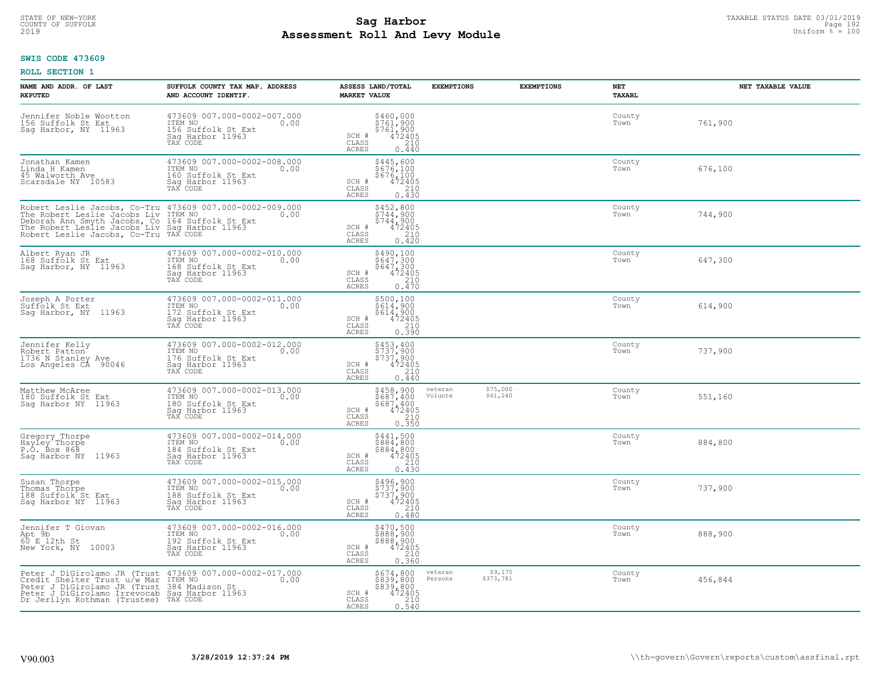**SWIS CODE 473609**

**ROLL SECTION 1**

| NAME AND ADDR. OF LAST REPUTED | SUFFOLK COUNTY TAX MAP, ADDRESS AND ACCOUNT IDENTIF. | ASSESS LAND/TOTAL MARKET VALUE | EXEMPTIONS | EXEMPTIONS | NET TAXABL | NET TAXABLE VALUE |
|---|---|---|---|---|---|---|
| Jennifer Noble Wootton<br>156 Suffolk St Ext<br>Sag Harbor, NY 11963 | 473609 007.000-0002-007.000<br>ITEM NO 0.00<br>156 Suffolk St Ext<br>Sag Harbor 11963<br>TAX CODE | $460,000<br>$761,900<br>$761,900<br>SCH # 472405<br>CLASS 210<br>ACRES 0.440 | | | County<br>Town | 761,900 |
| Jonathan Kamen<br>Linda H Kamen<br>45 Walworth Ave<br>Scarsdale NY 10583 | 473609 007.000-0002-008.000<br>ITEM NO 0.00<br>160 Suffolk St Ext<br>Sag Harbor 11963<br>TAX CODE | $445,600<br>$676,100<br>$676,100<br>SCH # 472405<br>CLASS 210<br>ACRES 0.430 | | | County<br>Town | 676,100 |
| Robert Leslie Jacobs, Co-Tru<br>The Robert Leslie Jacobs Liv<br>Deborah Ann Smyth Jacobs, Co<br>The Robert Leslie Jacobs Liv<br>Robert Leslie Jacobs, Co-Tru | 473609 007.000-0002-009.000<br>ITEM NO 0.00<br>164 Suffolk St Ext<br>Sag Harbor 11963<br>TAX CODE | $452,800<br>$744,900<br>$744,900<br>SCH # 472405<br>CLASS 210<br>ACRES 0.420 | | | County<br>Town | 744,900 |
| Albert Ryan JR<br>168 Suffolk St Ext<br>Sag Harbor, NY 11963 | 473609 007.000-0002-010.000<br>ITEM NO 0.00<br>168 Suffolk St Ext<br>Sag Harbor 11963<br>TAX CODE | $490,100<br>$647,300<br>$647,300<br>SCH # 472405<br>CLASS 210<br>ACRES 0.470 | | | County<br>Town | 647,300 |
| Joseph A Porter<br>Suffolk St Ext<br>Sag Harbor, NY 11963 | 473609 007.000-0002-011.000<br>ITEM NO 0.00<br>172 Suffolk St Ext<br>Sag Harbor 11963<br>TAX CODE | $500,100<br>$614,900<br>$614,900<br>SCH # 472405<br>CLASS 210<br>ACRES 0.390 | | | County<br>Town | 614,900 |
| Jennifer Kelly<br>Robert Patton<br>1736 N Stanley Ave<br>Los Angeles CA 90046 | 473609 007.000-0002-012.000<br>ITEM NO 0.00<br>176 Suffolk St Ext<br>Sag Harbor 11963<br>TAX CODE | $453,400<br>$737,900<br>$737,900<br>SCH # 472405<br>CLASS 210<br>ACRES 0.440 | | | County<br>Town | 737,900 |
| Matthew McAree<br>180 Suffolk St Ext<br>Sag Harbor NY 11963 | 473609 007.000-0002-013.000<br>ITEM NO 0.00<br>180 Suffolk St Ext<br>Sag Harbor 11963<br>TAX CODE | $458,900<br>$687,400<br>$687,400<br>SCH # 472405<br>CLASS 210<br>ACRES 0.350 | veteran<br>Volunte | $75,000<br>$61,240 | County<br>Town | 551,160 |
| Gregory Thorpe<br>Hayley Thorpe<br>P.O. Box 868<br>Sag Harbor NY 11963 | 473609 007.000-0002-014.000<br>ITEM NO 0.00<br>184 Suffolk St Ext<br>Sag Harbor 11963<br>TAX CODE | $441,500<br>$884,800<br>$884,800<br>SCH # 472405<br>CLASS 210<br>ACRES 0.430 | | | County<br>Town | 884,800 |
| Susan Thorpe<br>Thomas Thorpe<br>188 Suffolk St Ext<br>Sag Harbor NY 11963 | 473609 007.000-0002-015.000<br>ITEM NO 0.00<br>188 Suffolk St Ext<br>Sag Harbor 11963<br>TAX CODE | $496,900<br>$737,900<br>$737,900<br>SCH # 472405<br>CLASS 210<br>ACRES 0.480 | | | County<br>Town | 737,900 |
| Jennifer T Giovan<br>Apt 9b<br>60 E 12th St<br>New York, NY 10003 | 473609 007.000-0002-016.000<br>ITEM NO 0.00<br>192 Suffolk St Ext<br>Sag Harbor 11963<br>TAX CODE | $470,500<br>$888,900<br>$888,900<br>SCH # 472405<br>CLASS 210<br>ACRES 0.360 | | | County<br>Town | 888,900 |
| Peter J DiGirolamo JR (Trust<br>Credit Shelter Trust u/w Mar<br>Peter J DiGirolamo JR (Trust<br>Peter J DiGirolamo Irrevocab<br>Dr Jerilyn Rothman (Trustee) | 473609 007.000-0002-017.000<br>ITEM NO 0.00<br>384 Madison St<br>Sag Harbor 11963<br>TAX CODE | $674,800<br>$839,800<br>$839,800<br>SCH # 472405<br>CLASS 210<br>ACRES 0.540 | veteran<br>Persons | $9,175<br>$373,781 | County<br>Town | 456,844 |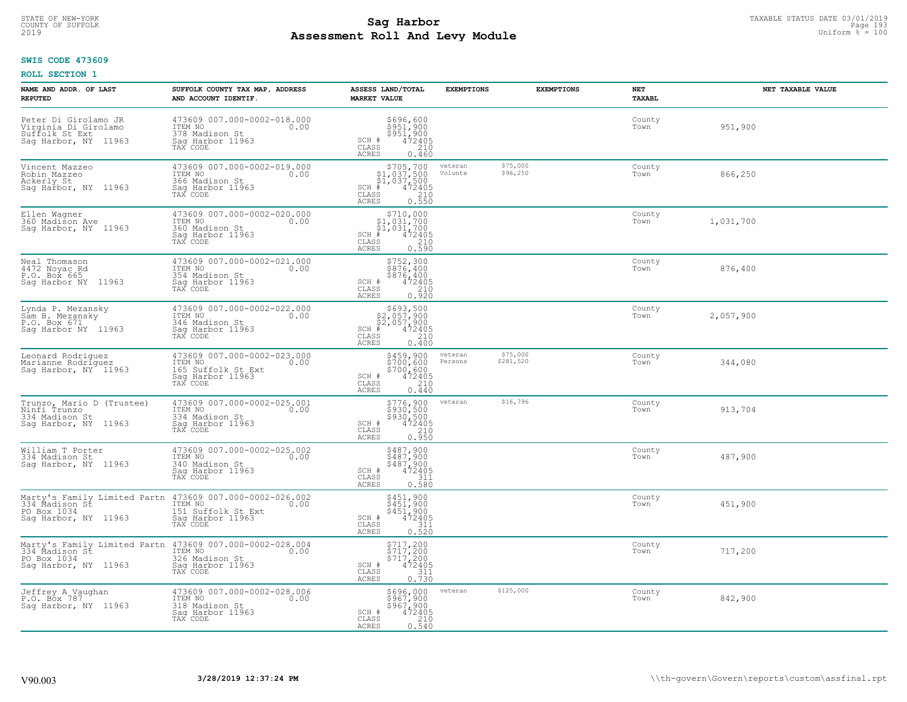STATE OF NEW-YORK
COUNTY OF SUFFOLK
2019

# Sag Harbor
# Assessment Roll And Levy Module

TAXABLE STATUS DATE 03/01/2019
Uniform % = 100

**SWIS CODE 473609**

**ROLL SECTION 1**

| NAME AND ADDR. OF LAST REPUTED | SUFFOLK COUNTY TAX MAP, ADDRESS AND ACCOUNT IDENTIF. | ASSESS LAND/TOTAL MARKET VALUE | EXEMPTIONS | EXEMPTIONS | NET TAXABL | NET TAXABLE VALUE |
|---|---|---|---|---|---|---|
| Peter Di Girolamo JR<br>Virginia Di Girolamo<br>Suffolk St Ext<br>Sag Harbor, NY 11963 | 473609 007.000-0002-018.000<br>ITEM NO 0.00<br>378 Madison St<br>Sag Harbor 11963<br>TAX CODE | $696,600<br>$951,900<br>$951,900<br>SCH # 472405<br>CLASS 210<br>ACRES 0.460 | | | County<br>Town | 951,900 |
| Vincent Mazzeo<br>Robin Mazzeo<br>Ackerly St<br>Sag Harbor, NY 11963 | 473609 007.000-0002-019.000<br>ITEM NO 0.00<br>366 Madison St<br>Sag Harbor 11963<br>TAX CODE | $705,700<br>$1,037,500<br>$1,037,500<br>SCH # 472405<br>CLASS 210<br>ACRES 0.550 | veteran<br>Volunte | $75,000<br>$96,250 | County<br>Town | 866,250 |
| Ellen Wagner<br>360 Madison Ave<br>Sag Harbor, NY 11963 | 473609 007.000-0002-020.000<br>ITEM NO 0.00<br>360 Madison St<br>Sag Harbor 11963<br>TAX CODE | $710,000<br>$1,031,700<br>$1,031,700<br>SCH # 472405<br>CLASS 210<br>ACRES 0.590 | | | County<br>Town | 1,031,700 |
| Neal Thomason<br>4472 Noyac Rd<br>P.O. Box 665<br>Sag Harbor NY 11963 | 473609 007.000-0002-021.000<br>ITEM NO 0.00<br>354 Madison St<br>Sag Harbor 11963<br>TAX CODE | $752,300<br>$876,400<br>$876,400<br>SCH # 472405<br>CLASS 210<br>ACRES 0.920 | | | County<br>Town | 876,400 |
| Lynda P. Mezansky<br>Sam B. Mezansky<br>P.O. Box 671<br>Sag Harbor NY 11963 | 473609 007.000-0002-022.000<br>ITEM NO 0.00<br>346 Madison St<br>Sag Harbor 11963<br>TAX CODE | $693,500<br>$2,057,900<br>$2,057,900<br>SCH # 472405<br>CLASS 210<br>ACRES 0.400 | | | County<br>Town | 2,057,900 |
| Leonard Rodriguez<br>Marianne Rodriguez<br>Sag Harbor, NY 11963 | 473609 007.000-0002-023.000<br>ITEM NO 0.00<br>165 Suffolk St Ext<br>Sag Harbor 11963<br>TAX CODE | $459,900<br>$700,600<br>$700,600<br>SCH # 472405<br>CLASS 210<br>ACRES 0.440 | veteran<br>Persons | $75,000<br>$281,520 | County<br>Town | 344,080 |
| Trunzo, Mario D (Trustee)<br>Ninfi Trunzo<br>334 Madison St<br>Sag Harbor, NY 11963 | 473609 007.000-0002-025.001<br>ITEM NO 0.00<br>334 Madison St<br>Sag Harbor 11963<br>TAX CODE | $776,900<br>$930,500<br>$930,500<br>SCH # 472405<br>CLASS 210<br>ACRES 0.950 | veteran | $16,796 | County<br>Town | 913,704 |
| William T Porter<br>334 Madison St<br>Sag Harbor, NY 11963 | 473609 007.000-0002-025.002<br>ITEM NO 0.00<br>340 Madison St<br>Sag Harbor 11963<br>TAX CODE | $487,900<br>$487,900<br>$487,900<br>SCH # 472405<br>CLASS 311<br>ACRES 0.580 | | | County<br>Town | 487,900 |
| Marty's Family Limited Partn<br>334 Madison St<br>PO Box 1034<br>Sag Harbor, NY 11963 | 473609 007.000-0002-026.002<br>ITEM NO 0.00<br>151 Suffolk St Ext<br>Sag Harbor 11963<br>TAX CODE | $451,900<br>$451,900<br>$451,900<br>SCH # 472405<br>CLASS 311<br>ACRES 0.520 | | | County<br>Town | 451,900 |
| Marty's Family Limited Partn<br>334 Madison St<br>PO Box 1034<br>Sag Harbor, NY 11963 | 473609 007.000-0002-028.004<br>ITEM NO 0.00<br>326 Madison St<br>Sag Harbor 11963<br>TAX CODE | $717,200<br>$717,200<br>$717,200<br>SCH # 472405<br>CLASS 311<br>ACRES 0.730 | | | County<br>Town | 717,200 |
| Jeffrey A Vaughan<br>P.O. Box 787<br>Sag Harbor, NY 11963 | 473609 007.000-0002-028.006<br>ITEM NO 0.00<br>318 Madison St<br>Sag Harbor 11963<br>TAX CODE | $696,000<br>$967,900<br>$967,900<br>SCH # 472405<br>CLASS 210<br>ACRES 0.540 | veteran | $125,000 | County<br>Town | 842,900 |

V90.003 **3/28/2019 12:37:24 PM** \\th-govern\Govern\reports\custom\assfinal.rpt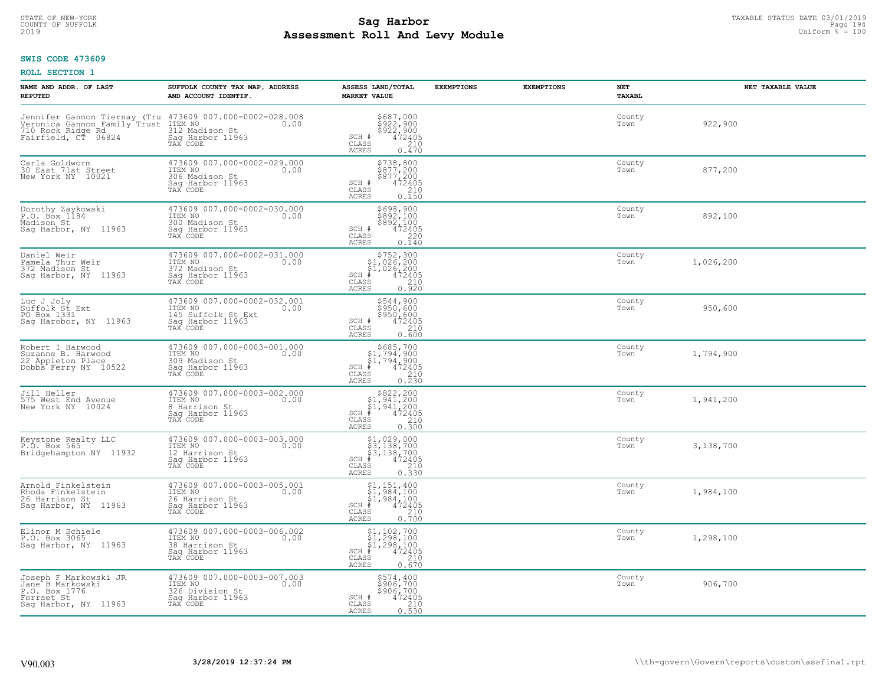STATE OF NEW-YORK
COUNTY OF SUFFOLK
2019

# Sag Harbor
## Assessment Roll And Levy Module

TAXABLE STATUS DATE 03/01/2019
Uniform % = 100

**SWIS CODE 473609**

**ROLL SECTION 1**

| NAME AND ADDR. OF LAST REPUTED | SUFFOLK COUNTY TAX MAP, ADDRESS AND ACCOUNT IDENTIF. | ASSESS LAND/TOTAL MARKET VALUE | EXEMPTIONS | EXEMPTIONS | NET TAXABL | NET TAXABLE VALUE |
|---|---|---|---|---|---|---|
| Jennifer Gannon Tiernay (Tru<br>Veronica Gannon Family Trust<br>710 Rock Ridge Rd<br>Fairfield, CT 06824 | 473609 007.000-0002-028.008<br>ITEM NO 0.00<br>312 Madison St<br>Sag Harbor 11963<br>TAX CODE | $687,000<br>$922,900<br>$922,900<br>SCH # 472405<br>CLASS 210<br>ACRES 0.470 | | | County<br>Town | 922,900 |
| Carla Goldworm<br>30 East 71st Street<br>New York NY 10021 | 473609 007.000-0002-029.000<br>ITEM NO 0.00<br>306 Madison St<br>Sag Harbor 11963<br>TAX CODE | $738,800<br>$877,200<br>$877,200<br>SCH # 472405<br>CLASS 210<br>ACRES 0.150 | | | County<br>Town | 877,200 |
| Dorothy Zaykowski<br>P.O. Box 1184<br>Madison St<br>Sag Harbor, NY 11963 | 473609 007.000-0002-030.000<br>ITEM NO 0.00<br>300 Madison St<br>Sag Harbor 11963<br>TAX CODE | $698,900<br>$892,100<br>$892,100<br>SCH # 472405<br>CLASS 220<br>ACRES 0.140 | | | County<br>Town | 892,100 |
| Daniel Weir<br>Pamela Thur Weir<br>372 Madison St<br>Sag Harbor, NY 11963 | 473609 007.000-0002-031.000<br>ITEM NO 0.00<br>372 Madison St<br>Sag Harbor 11963<br>TAX CODE | $752,300<br>$1,026,200<br>$1,026,200<br>SCH # 472405<br>CLASS 210<br>ACRES 0.920 | | | County<br>Town | 1,026,200 |
| Luc J Joly<br>Suffolk St Ext<br>PO Box 1331<br>Sag Harobor, NY 11963 | 473609 007.000-0002-032.001<br>ITEM NO 0.00<br>145 Suffolk St Ext<br>Sag Harbor 11963<br>TAX CODE | $544,900<br>$950,600<br>$950,600<br>SCH # 472405<br>CLASS 210<br>ACRES 0.600 | | | County<br>Town | 950,600 |
| Robert I Harwood<br>Suzanne B. Harwood<br>22 Appleton Place<br>Dobbs Ferry NY 10522 | 473609 007.000-0003-001.000<br>ITEM NO 0.00<br>309 Madison St<br>Sag Harbor 11963<br>TAX CODE | $685,700<br>$1,794,900<br>$1,794,900<br>SCH # 472405<br>CLASS 210<br>ACRES 0.230 | | | County<br>Town | 1,794,900 |
| Jill Heller<br>575 West End Avenue<br>New York NY 10024 | 473609 007.000-0003-002.000<br>ITEM NO 0.00<br>8 Harrison St<br>Sag Harbor 11963<br>TAX CODE | $822,200<br>$1,941,200<br>$1,941,200<br>SCH # 472405<br>CLASS 210<br>ACRES 0.300 | | | County<br>Town | 1,941,200 |
| Keystone Realty LLC<br>P.O. Box 565<br>Bridgehampton NY 11932 | 473609 007.000-0003-003.000<br>ITEM NO 0.00<br>12 Harrison St<br>Sag Harbor 11963<br>TAX CODE | $1,029,000<br>$3,138,700<br>$3,138,700<br>SCH # 472405<br>CLASS 210<br>ACRES 0.330 | | | County<br>Town | 3,138,700 |
| Arnold Finkelstein<br>Rhoda Finkelstein<br>26 Harrison St<br>Sag Harbor, NY 11963 | 473609 007.000-0003-005.001<br>ITEM NO 0.00<br>26 Harrison St<br>Sag Harbor 11963<br>TAX CODE | $1,151,400<br>$1,984,100<br>$1,984,100<br>SCH # 472405<br>CLASS 210<br>ACRES 0.700 | | | County<br>Town | 1,984,100 |
| Elinor M Schiele<br>P.O. Box 3065<br>Sag Harbor, NY 11963 | 473609 007.000-0003-006.002<br>ITEM NO 0.00<br>38 Harrison St<br>Sag Harbor 11963<br>TAX CODE | $1,102,700<br>$1,298,100<br>$1,298,100<br>SCH # 472405<br>CLASS 210<br>ACRES 0.670 | | | County<br>Town | 1,298,100 |
| Joseph F Markowski JR<br>Jane B Markowski<br>P.O. Box 1776<br>Forrset St<br>Sag Harbor, NY 11963 | 473609 007.000-0003-007.003<br>ITEM NO 0.00<br>326 Division St<br>Sag Harbor 11963<br>TAX CODE | $574,400<br>$906,700<br>$906,700<br>SCH # 472405<br>CLASS 210<br>ACRES 0.530 | | | County<br>Town | 906,700 |

V90.003 3/28/2019 12:37:24 PM \\th-govern\Govern\reports\custom\assfinal.rpt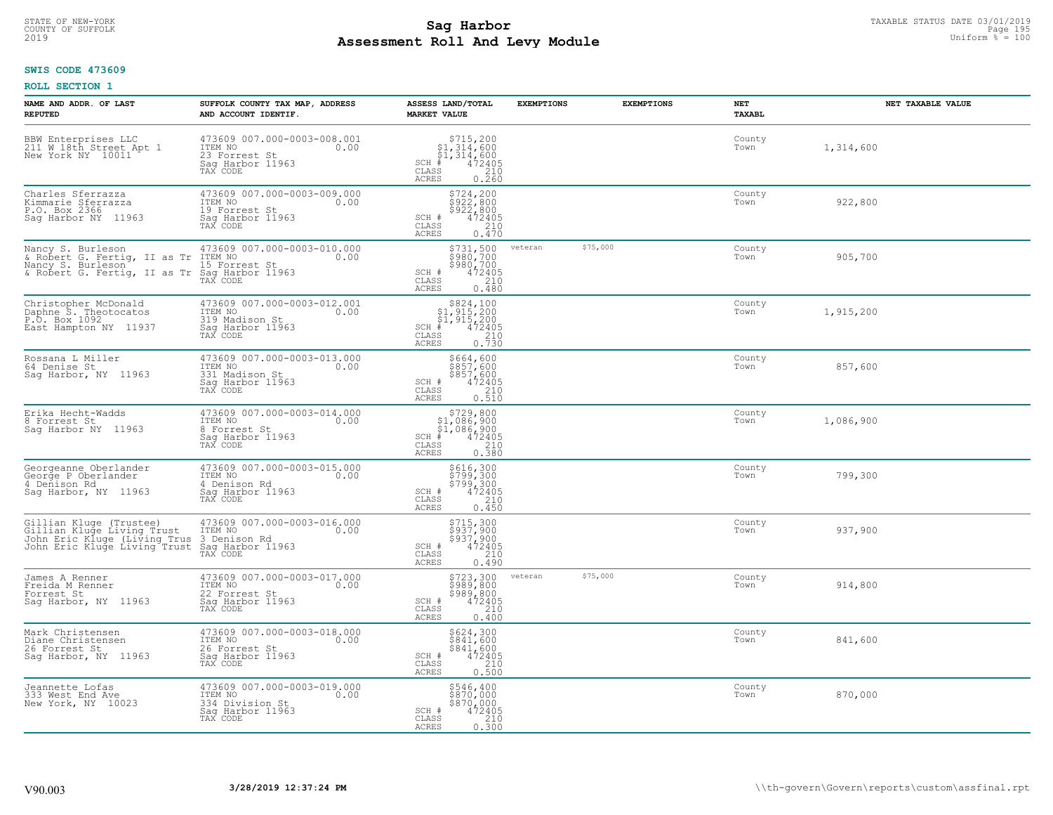STATE OF NEW-YORK
COUNTY OF SUFFOLK
2019

# Sag Harbor
## Assessment Roll And Levy Module

TAXABLE STATUS DATE 03/01/2019
Uniform % = 100

**SWIS CODE 473609**

**ROLL SECTION 1**

| NAME AND ADDR. OF LAST REPUTED | SUFFOLK COUNTY TAX MAP, ADDRESS AND ACCOUNT IDENTIF. | ASSESS LAND/TOTAL MARKET VALUE | EXEMPTIONS | EXEMPTIONS | NET TAXABL | NET TAXABLE VALUE |
|---|---|---|---|---|---|---|
| BBW Enterprises LLC<br>211 W 18th Street Apt 1<br>New York NY 10011 | 473609 007.000-0003-008.001<br>ITEM NO 0.00<br>23 Forrest St<br>Sag Harbor 11963<br>TAX CODE | $715,200<br>$1,314,600<br>$1,314,600<br>SCH # 472405<br>CLASS 210<br>ACRES 0.260 | | | County<br>Town | 1,314,600 |
| Charles Sferrazza<br>Kimmarie Sferrazza<br>P.O. Box 2366<br>Sag Harbor NY 11963 | 473609 007.000-0003-009.000<br>ITEM NO 0.00<br>19 Forrest St<br>Sag Harbor 11963<br>TAX CODE | $724,200<br>$922,800<br>$922,800<br>SCH # 472405<br>CLASS 210<br>ACRES 0.470 | | | County<br>Town | 922,800 |
| Nancy S. Burleson<br>& Robert G. Fertig, II as Tr<br>Nancy S. Burleson<br>& Robert G. Fertig, II as Tr | 473609 007.000-0003-010.000<br>ITEM NO 0.00<br>15 Forrest St<br>Sag Harbor 11963<br>TAX CODE | $731,500<br>$980,700<br>$980,700<br>SCH # 472405<br>CLASS 210<br>ACRES 0.480 | veteran $75,000 | | County<br>Town | 905,700 |
| Christopher McDonald<br>Daphne S. Theotocatos<br>P.O. Box 1092<br>East Hampton NY 11937 | 473609 007.000-0003-012.001<br>ITEM NO 0.00<br>319 Madison St<br>Sag Harbor 11963<br>TAX CODE | $824,100<br>$1,915,200<br>$1,915,200<br>SCH # 472405<br>CLASS 210<br>ACRES 0.730 | | | County<br>Town | 1,915,200 |
| Rossana L Miller<br>64 Denise St<br>Sag Harbor, NY 11963 | 473609 007.000-0003-013.000<br>ITEM NO 0.00<br>331 Madison St<br>Sag Harbor 11963<br>TAX CODE | $664,600<br>$857,600<br>$857,600<br>SCH # 472405<br>CLASS 210<br>ACRES 0.510 | | | County<br>Town | 857,600 |
| Erika Hecht-Wadds<br>8 Forrest St<br>Sag Harbor NY 11963 | 473609 007.000-0003-014.000<br>ITEM NO 0.00<br>8 Forrest St<br>Sag Harbor 11963<br>TAX CODE | $729,800<br>$1,086,900<br>$1,086,900<br>SCH # 472405<br>CLASS 210<br>ACRES 0.380 | | | County<br>Town | 1,086,900 |
| Georgeanne Oberlander<br>George P Oberlander<br>4 Denison Rd<br>Sag Harbor, NY 11963 | 473609 007.000-0003-015.000<br>ITEM NO 0.00<br>4 Denison Rd<br>Sag Harbor 11963<br>TAX CODE | $616,300<br>$799,300<br>$799,300<br>SCH # 472405<br>CLASS 210<br>ACRES 0.450 | | | County<br>Town | 799,300 |
| Gillian Kluge (Trustee)<br>Gillian Kluge Living Trust<br>John Eric Kluge (Living Trus<br>John Eric Kluge Living Trust | 473609 007.000-0003-016.000<br>ITEM NO 0.00<br>3 Denison Rd<br>Sag Harbor 11963<br>TAX CODE | $715,300<br>$937,900<br>$937,900<br>SCH # 472405<br>CLASS 210<br>ACRES 0.490 | | | County<br>Town | 937,900 |
| James A Renner<br>Freida M Renner<br>Forrest St<br>Sag Harbor, NY 11963 | 473609 007.000-0003-017.000<br>ITEM NO 0.00<br>22 Forrest St<br>Sag Harbor 11963<br>TAX CODE | $723,300<br>$989,800<br>$989,800<br>SCH # 472405<br>CLASS 210<br>ACRES 0.400 | veteran $75,000 | | County<br>Town | 914,800 |
| Mark Christensen<br>Diane Christensen<br>26 Forrest St<br>Sag Harbor, NY 11963 | 473609 007.000-0003-018.000<br>ITEM NO 0.00<br>26 Forrest St<br>Sag Harbor 11963<br>TAX CODE | $624,300<br>$841,600<br>$841,600<br>SCH # 472405<br>CLASS 210<br>ACRES 0.500 | | | County<br>Town | 841,600 |
| Jeannette Lofas<br>333 West End Ave<br>New York, NY 10023 | 473609 007.000-0003-019.000<br>ITEM NO 0.00<br>334 Division St<br>Sag Harbor 11963<br>TAX CODE | $546,400<br>$870,000<br>$870,000<br>SCH # 472405<br>CLASS 210<br>ACRES 0.300 | | | County<br>Town | 870,000 |

V90.003 3/28/2019 12:37:24 PM \\th-govern\Govern\reports\custom\assfinal.rpt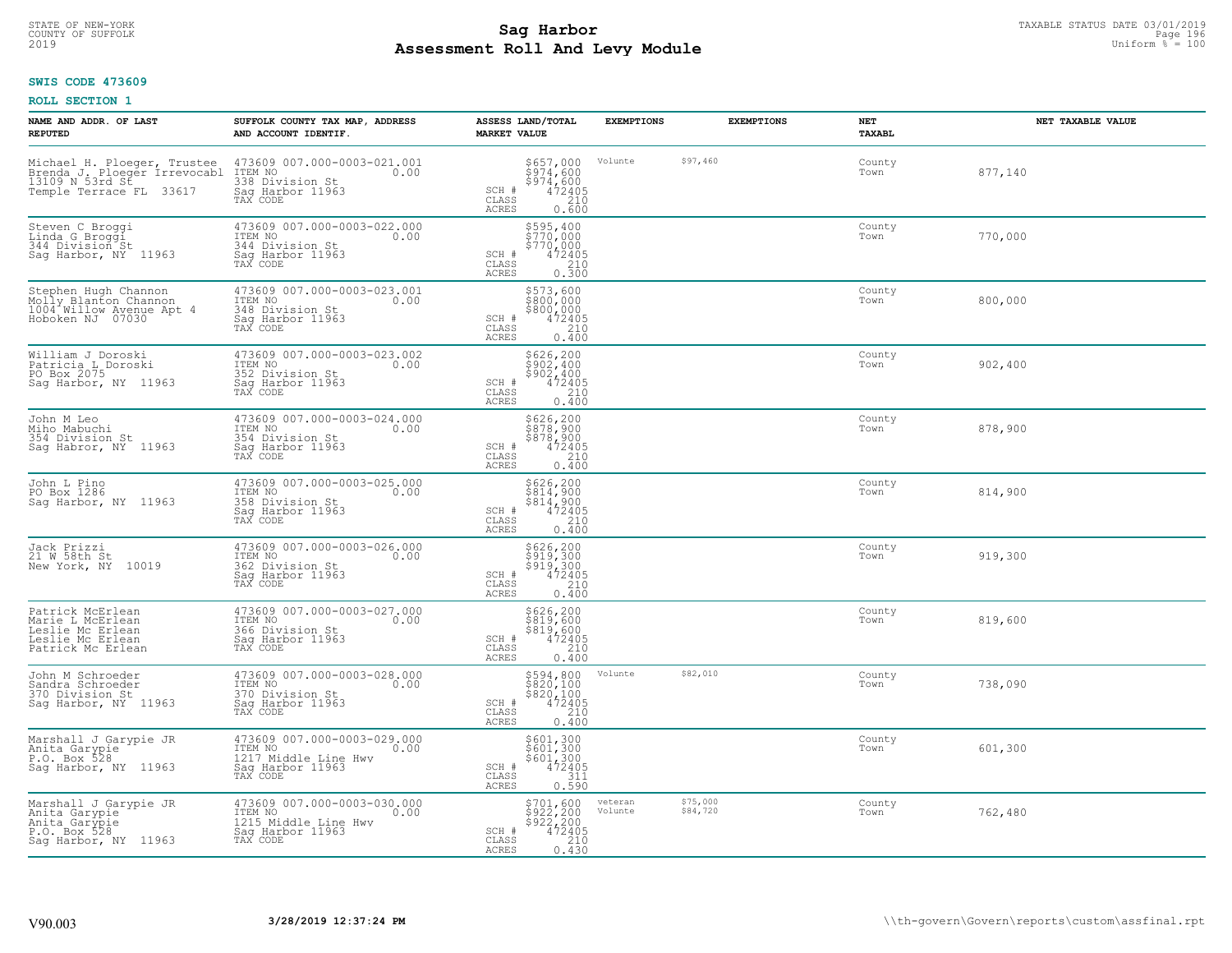STATE OF NEW-YORK
COUNTY OF SUFFOLK
2019

# Sag Harbor
# Assessment Roll And Levy Module

TAXABLE STATUS DATE 03/01/2019
Uniform % = 100

**SWIS CODE 473609**

**ROLL SECTION 1**

| NAME AND ADDR. OF LAST REPUTED | SUFFOLK COUNTY TAX MAP, ADDRESS AND ACCOUNT IDENTIF. | ASSESS LAND/TOTAL MARKET VALUE | EXEMPTIONS | | EXEMPTIONS | NET TAXABL | NET TAXABLE VALUE |
|---|---|---|---|---|---|---|---|
| Michael H. Ploeger, Trustee<br>Brenda J. Ploeger Irrevocabl<br>13109 N 53rd St<br>Temple Terrace FL 33617 | 473609 007.000-0003-021.001<br>ITEM NO 0.00<br>338 Division St<br>Sag Harbor 11963<br>TAX CODE | $657,000<br>$974,600<br>$974,600<br>SCH # 472405<br>CLASS 210<br>ACRES 0.600 | Volunte | $97,460 | | County<br>Town | 877,140 |
| Steven C Broggi<br>Linda G Broggi<br>344 Division St<br>Sag Harbor, NY 11963 | 473609 007.000-0003-022.000<br>ITEM NO 0.00<br>344 Division St<br>Sag Harbor 11963<br>TAX CODE | $595,400<br>$770,000<br>$770,000<br>SCH # 472405<br>CLASS 210<br>ACRES 0.300 | | | | County<br>Town | 770,000 |
| Stephen Hugh Channon<br>Molly Blanton Channon<br>1004 Willow Avenue Apt 4<br>Hoboken NJ 07030 | 473609 007.000-0003-023.001<br>ITEM NO 0.00<br>348 Division St<br>Sag Harbor 11963<br>TAX CODE | $573,600<br>$800,000<br>$800,000<br>SCH # 472405<br>CLASS 210<br>ACRES 0.400 | | | | County<br>Town | 800,000 |
| William J Doroski<br>Patricia L Doroski<br>PO Box 2075<br>Sag Harbor, NY 11963 | 473609 007.000-0003-023.002<br>ITEM NO 0.00<br>352 Division St<br>Sag Harbor 11963<br>TAX CODE | $626,200<br>$902,400<br>$902,400<br>SCH # 472405<br>CLASS 210<br>ACRES 0.400 | | | | County<br>Town | 902,400 |
| John M Leo<br>Miho Mabuchi<br>354 Division St<br>Sag Habror, NY 11963 | 473609 007.000-0003-024.000<br>ITEM NO 0.00<br>354 Division St<br>Sag Harbor 11963<br>TAX CODE | $626,200<br>$878,900<br>$878,900<br>SCH # 472405<br>CLASS 210<br>ACRES 0.400 | | | | County<br>Town | 878,900 |
| John L Pino<br>PO Box 1286<br>Sag Harbor, NY 11963 | 473609 007.000-0003-025.000<br>ITEM NO 0.00<br>358 Division St<br>Sag Harbor 11963<br>TAX CODE | $626,200<br>$814,900<br>$814,900<br>SCH # 472405<br>CLASS 210<br>ACRES 0.400 | | | | County<br>Town | 814,900 |
| Jack Prizzi<br>21 W 58th St<br>New York, NY 10019 | 473609 007.000-0003-026.000<br>ITEM NO 0.00<br>362 Division St<br>Sag Harbor 11963<br>TAX CODE | $626,200<br>$919,300<br>$919,300<br>SCH # 472405<br>CLASS 210<br>ACRES 0.400 | | | | County<br>Town | 919,300 |
| Patrick McErlean<br>Marie L McErlean<br>Leslie Mc Erlean<br>Leslie Mc Erlean<br>Patrick Mc Erlean | 473609 007.000-0003-027.000<br>ITEM NO 0.00<br>366 Division St<br>Sag Harbor 11963<br>TAX CODE | $626,200<br>$819,600<br>$819,600<br>SCH # 472405<br>CLASS 210<br>ACRES 0.400 | | | | County<br>Town | 819,600 |
| John M Schroeder<br>Sandra Schroeder<br>370 Division St<br>Sag Harbor, NY 11963 | 473609 007.000-0003-028.000<br>ITEM NO 0.00<br>370 Division St<br>Sag Harbor 11963<br>TAX CODE | $594,800<br>$820,100<br>$820,100<br>SCH # 472405<br>CLASS 210<br>ACRES 0.400 | Volunte | $82,010 | | County<br>Town | 738,090 |
| Marshall J Garypie JR<br>Anita Garypie<br>P.O. Box 528<br>Sag Harbor, NY 11963 | 473609 007.000-0003-029.000<br>ITEM NO 0.00<br>1217 Middle Line Hwy<br>Sag Harbor 11963<br>TAX CODE | $601,300<br>$601,300<br>$601,300<br>SCH # 472405<br>CLASS 311<br>ACRES 0.590 | | | | County<br>Town | 601,300 |
| Marshall J Garypie JR<br>Anita Garypie<br>Anita Garypie<br>P.O. Box 528<br>Sag Harbor, NY 11963 | 473609 007.000-0003-030.000<br>ITEM NO 0.00<br>1215 Middle Line Hwy<br>Sag Harbor 11963<br>TAX CODE | $701,600<br>$922,200<br>$922,200<br>SCH # 472405<br>CLASS 210<br>ACRES 0.430 | veteran<br>Volunte | $75,000<br>$84,720 | | County<br>Town | 762,480 |

V90.003 **3/28/2019 12:37:24 PM** \\th-govern\Govern\reports\custom\assfinal.rpt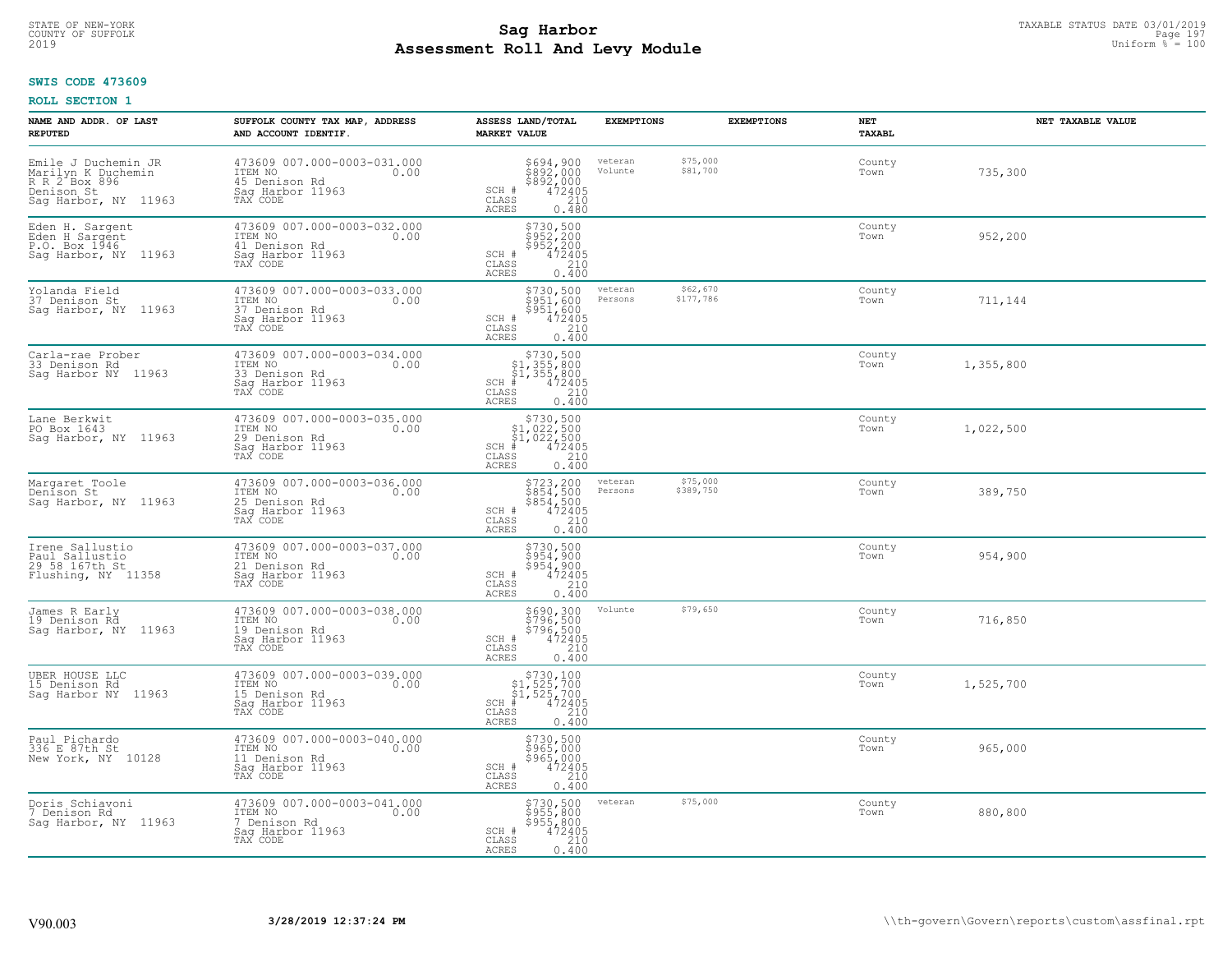**SWIS CODE 473609**

**ROLL SECTION 1**

| NAME AND ADDR. OF LAST REPUTED | SUFFOLK COUNTY TAX MAP, ADDRESS AND ACCOUNT IDENTIF. | ASSESS LAND/TOTAL MARKET VALUE | EXEMPTIONS | EXEMPTIONS | NET TAXABL | NET TAXABLE VALUE |
|---|---|---|---|---|---|---|
| Emile J Duchemin JR<br>Marilyn K Duchemin<br>R R 2 Box 896<br>Denison St<br>Sag Harbor, NY 11963 | 473609 007.000-0003-031.000<br>ITEM NO 0.00<br>45 Denison Rd<br>Sag Harbor 11963<br>TAX CODE | $694,900<br>$892,000<br>$892,000<br>SCH # 472405<br>CLASS 210<br>ACRES 0.480 | veteran $75,000<br>Volunte $81,700 | | County<br>Town | 735,300 |
| Eden H. Sargent<br>Eden H Sargent<br>P.O. Box 1946<br>Sag Harbor, NY 11963 | 473609 007.000-0003-032.000<br>ITEM NO 0.00<br>41 Denison Rd<br>Sag Harbor 11963<br>TAX CODE | $730,500<br>$952,200<br>$952,200<br>SCH # 472405<br>CLASS 210<br>ACRES 0.400 | | | County<br>Town | 952,200 |
| Yolanda Field<br>37 Denison St<br>Sag Harbor, NY 11963 | 473609 007.000-0003-033.000<br>ITEM NO 0.00<br>37 Denison Rd<br>Sag Harbor 11963<br>TAX CODE | $730,500<br>$951,600<br>$951,600<br>SCH # 472405<br>CLASS 210<br>ACRES 0.400 | veteran $62,670<br>Persons $177,786 | | County<br>Town | 711,144 |
| Carla-rae Prober<br>33 Denison Rd<br>Sag Harbor NY 11963 | 473609 007.000-0003-034.000<br>ITEM NO 0.00<br>33 Denison Rd<br>Sag Harbor 11963<br>TAX CODE | $730,500<br>$1,355,800<br>$1,355,800<br>SCH # 472405<br>CLASS 210<br>ACRES 0.400 | | | County<br>Town | 1,355,800 |
| Lane Berkwit<br>PO Box 1643<br>Sag Harbor, NY 11963 | 473609 007.000-0003-035.000<br>ITEM NO 0.00<br>29 Denison Rd<br>Sag Harbor 11963<br>TAX CODE | $730,500<br>$1,022,500<br>$1,022,500<br>SCH # 472405<br>CLASS 210<br>ACRES 0.400 | | | County<br>Town | 1,022,500 |
| Margaret Toole<br>Denison St<br>Sag Harbor, NY 11963 | 473609 007.000-0003-036.000<br>ITEM NO 0.00<br>25 Denison Rd<br>Sag Harbor 11963<br>TAX CODE | $723,200<br>$854,500<br>$854,500<br>SCH # 472405<br>CLASS 210<br>ACRES 0.400 | veteran $75,000<br>Persons $389,750 | | County<br>Town | 389,750 |
| Irene Sallustio<br>Paul Sallustio<br>29 58 167th St<br>Flushing, NY 11358 | 473609 007.000-0003-037.000<br>ITEM NO 0.00<br>21 Denison Rd<br>Sag Harbor 11963<br>TAX CODE | $730,500<br>$954,900<br>$954,900<br>SCH # 472405<br>CLASS 210<br>ACRES 0.400 | | | County<br>Town | 954,900 |
| James R Early<br>19 Denison Rd<br>Sag Harbor, NY 11963 | 473609 007.000-0003-038.000<br>ITEM NO 0.00<br>19 Denison Rd<br>Sag Harbor 11963<br>TAX CODE | $690,300<br>$796,500<br>$796,500<br>SCH # 472405<br>CLASS 210<br>ACRES 0.400 | Volunte $79,650 | | County<br>Town | 716,850 |
| UBER HOUSE LLC<br>15 Denison Rd<br>Sag Harbor NY 11963 | 473609 007.000-0003-039.000<br>ITEM NO 0.00<br>15 Denison Rd<br>Sag Harbor 11963<br>TAX CODE | $730,100<br>$1,525,700<br>$1,525,700<br>SCH # 472405<br>CLASS 210<br>ACRES 0.400 | | | County<br>Town | 1,525,700 |
| Paul Pichardo<br>336 E 87th St<br>New York, NY 10128 | 473609 007.000-0003-040.000<br>ITEM NO 0.00<br>11 Denison Rd<br>Sag Harbor 11963<br>TAX CODE | $730,500<br>$965,000<br>$965,000<br>SCH # 472405<br>CLASS 210<br>ACRES 0.400 | | | County<br>Town | 965,000 |
| Doris Schiavoni<br>7 Denison Rd<br>Sag Harbor, NY 11963 | 473609 007.000-0003-041.000<br>ITEM NO 0.00<br>7 Denison Rd<br>Sag Harbor 11963<br>TAX CODE | $730,500<br>$955,800<br>$955,800<br>SCH # 472405<br>CLASS 210<br>ACRES 0.400 | veteran $75,000 | | County<br>Town | 880,800 |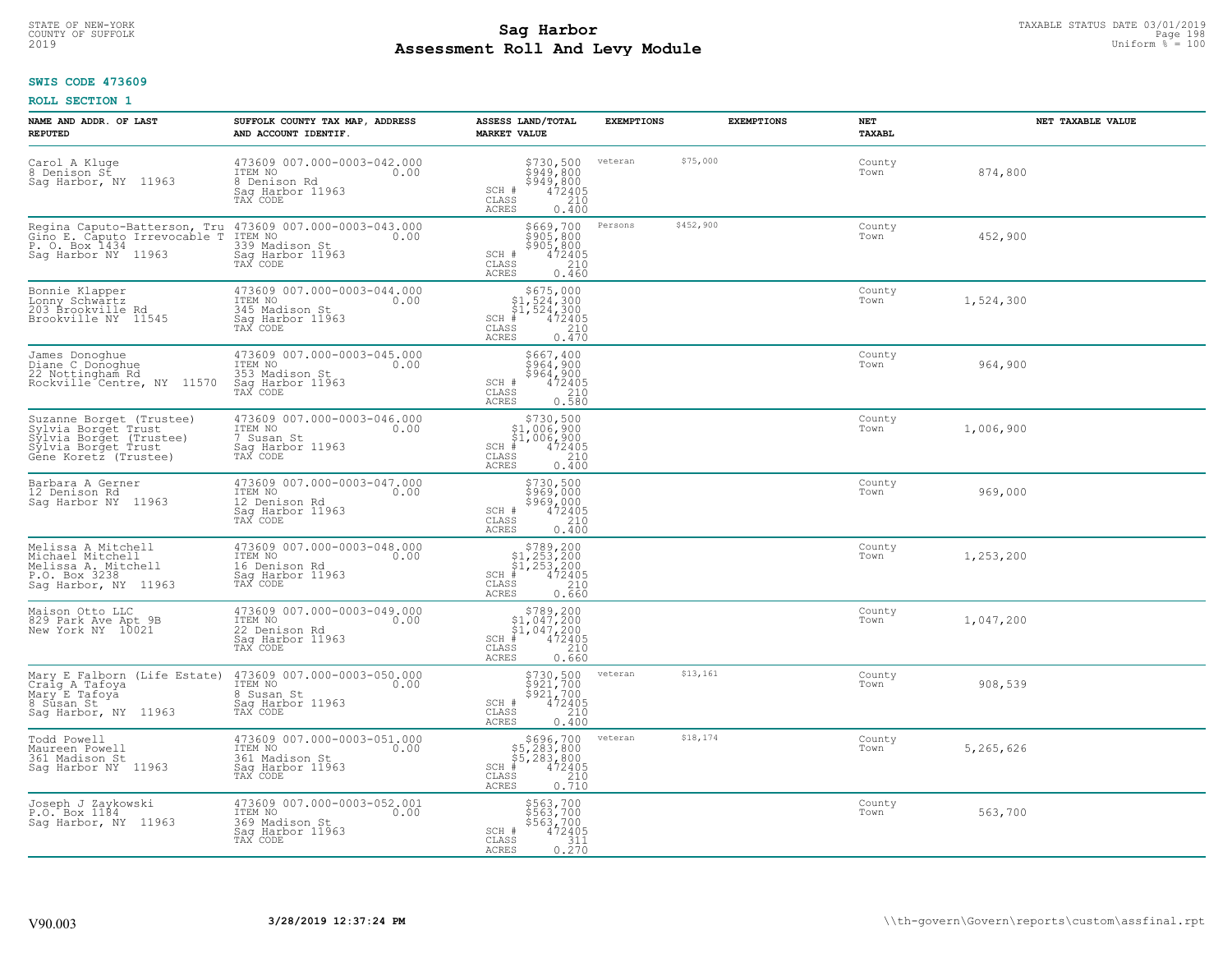STATE OF NEW-YORK
COUNTY OF SUFFOLK
2019

# Sag Harbor
## Assessment Roll And Levy Module

TAXABLE STATUS DATE 03/01/2019
Uniform % = 100

**SWIS CODE 473609**

**ROLL SECTION 1**

| NAME AND ADDR. OF LAST REPUTED | SUFFOLK COUNTY TAX MAP, ADDRESS AND ACCOUNT IDENTIF. | ASSESS LAND/TOTAL MARKET VALUE | EXEMPTIONS | | EXEMPTIONS | NET TAXABL | NET TAXABLE VALUE |
|---|---|---|---|---|---|---|---|
| Carol A Kluge<br>8 Denison St<br>Sag Harbor, NY 11963 | 473609 007.000-0003-042.000<br>ITEM NO 0.00<br>8 Denison Rd<br>Sag Harbor 11963<br>TAX CODE | $730,500<br>$949,800<br>$949,800<br>SCH # 472405<br>CLASS 210<br>ACRES 0.400 | veteran | $75,000 | | County<br>Town | 874,800 |
| Regina Caputo-Batterson, Tru<br>Gino E. Caputo Irrevocable T<br>P. O. Box 1434<br>Sag Harbor NY 11963 | 473609 007.000-0003-043.000<br>ITEM NO 0.00<br>339 Madison St<br>Sag Harbor 11963<br>TAX CODE | $669,700<br>$905,800<br>$905,800<br>SCH # 472405<br>CLASS 210<br>ACRES 0.460 | Persons | $452,900 | | County<br>Town | 452,900 |
| Bonnie Klapper<br>Lonny Schwartz<br>203 Brookville Rd<br>Brookville NY 11545 | 473609 007.000-0003-044.000<br>ITEM NO 0.00<br>345 Madison St<br>Sag Harbor 11963<br>TAX CODE | $675,000<br>$1,524,300<br>$1,524,300<br>SCH # 472405<br>CLASS 210<br>ACRES 0.470 | | | | County<br>Town | 1,524,300 |
| James Donoghue<br>Diane C Donoghue<br>22 Nottingham Rd<br>Rockville Centre, NY 11570 | 473609 007.000-0003-045.000<br>ITEM NO 0.00<br>353 Madison St<br>Sag Harbor 11963<br>TAX CODE | $667,400<br>$964,900<br>$964,900<br>SCH # 472405<br>CLASS 210<br>ACRES 0.580 | | | | County<br>Town | 964,900 |
| Suzanne Borget (Trustee)<br>Sylvia Borget Trust<br>Sylvia Borget (Trustee)<br>Sylvia Borget Trust<br>Gene Koretz (Trustee) | 473609 007.000-0003-046.000<br>ITEM NO 0.00<br>7 Susan St<br>Sag Harbor 11963<br>TAX CODE | $730,500<br>$1,006,900<br>$1,006,900<br>SCH # 472405<br>CLASS 210<br>ACRES 0.400 | | | | County<br>Town | 1,006,900 |
| Barbara A Gerner<br>12 Denison Rd<br>Sag Harbor NY 11963 | 473609 007.000-0003-047.000<br>ITEM NO 0.00<br>12 Denison Rd<br>Sag Harbor 11963<br>TAX CODE | $730,500<br>$969,000<br>$969,000<br>SCH # 472405<br>CLASS 210<br>ACRES 0.400 | | | | County<br>Town | 969,000 |
| Melissa A Mitchell<br>Michael Mitchell<br>Melissa A. Mitchell<br>P.O. Box 3238<br>Sag Harbor, NY 11963 | 473609 007.000-0003-048.000<br>ITEM NO 0.00<br>16 Denison Rd<br>Sag Harbor 11963<br>TAX CODE | $789,200<br>$1,253,200<br>$1,253,200<br>SCH # 472405<br>CLASS 210<br>ACRES 0.660 | | | | County<br>Town | 1,253,200 |
| Maison Otto LLC<br>829 Park Ave Apt 9B<br>New York NY 10021 | 473609 007.000-0003-049.000<br>ITEM NO 0.00<br>22 Denison Rd<br>Sag Harbor 11963<br>TAX CODE | $789,200<br>$1,047,200<br>$1,047,200<br>SCH # 472405<br>CLASS 210<br>ACRES 0.660 | | | | County<br>Town | 1,047,200 |
| Mary E Falborn (Life Estate)<br>Craig A Tafoya<br>Mary E Tafoya<br>8 Susan St<br>Sag Harbor, NY 11963 | 473609 007.000-0003-050.000<br>ITEM NO 0.00<br>8 Susan St<br>Sag Harbor 11963<br>TAX CODE | $730,500<br>$921,700<br>$921,700<br>SCH # 472405<br>CLASS 210<br>ACRES 0.400 | veteran | $13,161 | | County<br>Town | 908,539 |
| Todd Powell<br>Maureen Powell<br>361 Madison St<br>Sag Harbor NY 11963 | 473609 007.000-0003-051.000<br>ITEM NO 0.00<br>361 Madison St<br>Sag Harbor 11963<br>TAX CODE | $696,700<br>$5,283,800<br>$5,283,800<br>SCH # 472405<br>CLASS 210<br>ACRES 0.710 | veteran | $18,174 | | County<br>Town | 5,265,626 |
| Joseph J Zaykowski<br>P.O. Box 1184<br>Sag Harbor, NY 11963 | 473609 007.000-0003-052.001<br>ITEM NO 0.00<br>369 Madison St<br>Sag Harbor 11963<br>TAX CODE | $563,700<br>$563,700<br>$563,700<br>SCH # 472405<br>CLASS 311<br>ACRES 0.270 | | | | County<br>Town | 563,700 |

V90.003 3/28/2019 12:37:24 PM \\th-govern\Govern\reports\custom\assfinal.rpt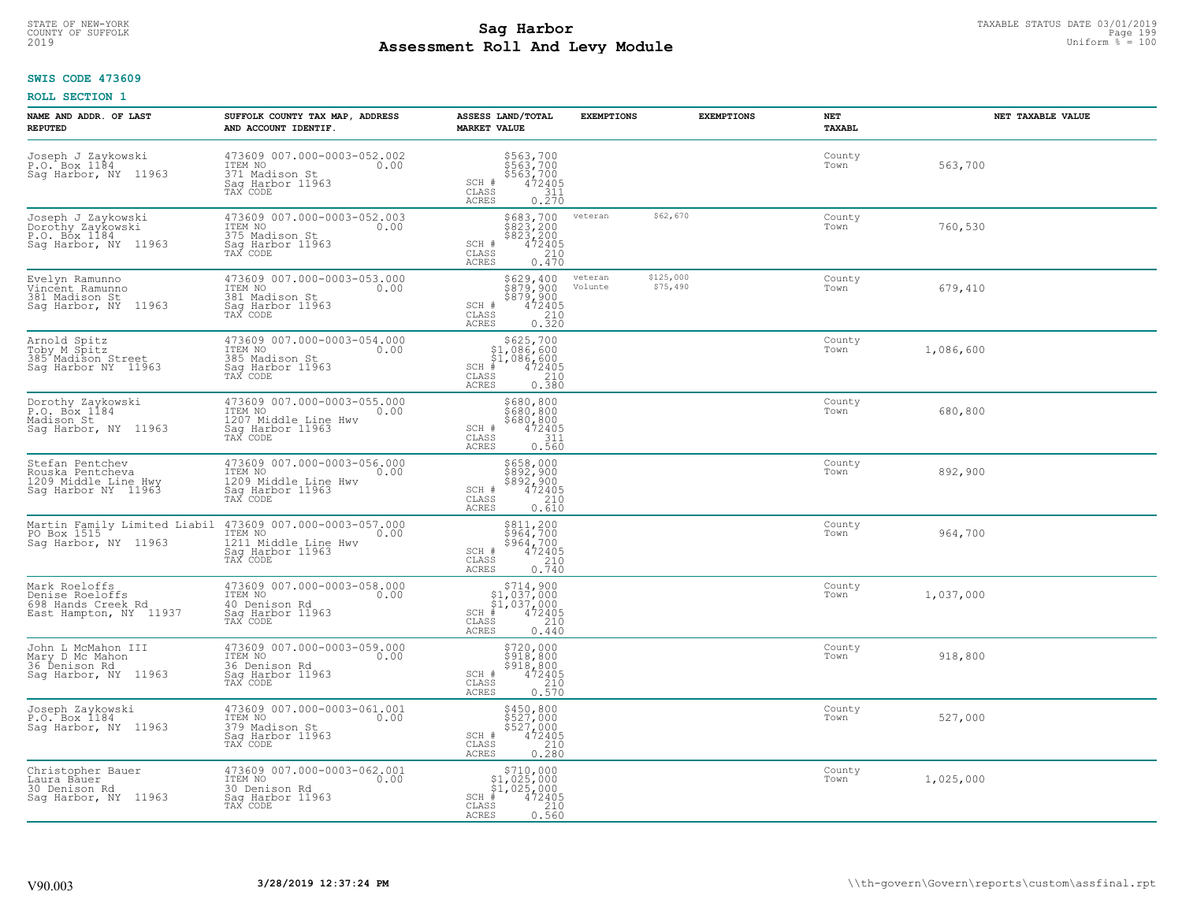**SWIS CODE 473609**

**ROLL SECTION 1**

| NAME AND ADDR. OF LAST REPUTED | SUFFOLK COUNTY TAX MAP, ADDRESS AND ACCOUNT IDENTIF. | ASSESS LAND/TOTAL MARKET VALUE | EXEMPTIONS | EXEMPTIONS | NET TAXABL | NET TAXABLE VALUE |
|---|---|---|---|---|---|---|
| Joseph J Zaykowski<br>P.O. Box 1184<br>Sag Harbor, NY 11963 | 473609 007.000-0003-052.002<br>ITEM NO 0.00<br>371 Madison St<br>Sag Harbor 11963<br>TAX CODE | $563,700<br>$563,700<br>$563,700<br>SCH # 472405<br>CLASS 311<br>ACRES 0.270 | | | County<br>Town | 563,700 |
| Joseph J Zaykowski<br>Dorothy Zaykowski<br>P.O. Box 1184<br>Sag Harbor, NY 11963 | 473609 007.000-0003-052.003<br>ITEM NO 0.00<br>375 Madison St<br>Sag Harbor 11963<br>TAX CODE | $683,700<br>$823,200<br>$823,200<br>SCH # 472405<br>CLASS 210<br>ACRES 0.470 | veteran $62,670 | | County<br>Town | 760,530 |
| Evelyn Ramunno<br>Vincent Ramunno<br>381 Madison St<br>Sag Harbor, NY 11963 | 473609 007.000-0003-053.000<br>ITEM NO 0.00<br>381 Madison St<br>Sag Harbor 11963<br>TAX CODE | $629,400<br>$879,900<br>$879,900<br>SCH # 472405<br>CLASS 210<br>ACRES 0.320 | veteran $125,000<br>Volunte $75,490 | | County<br>Town | 679,410 |
| Arnold Spitz<br>Toby M Spitz<br>385 Madison Street<br>Sag Harbor NY 11963 | 473609 007.000-0003-054.000<br>ITEM NO 0.00<br>385 Madison St<br>Sag Harbor 11963<br>TAX CODE | $625,700<br>$1,086,600<br>$1,086,600<br>SCH # 472405<br>CLASS 210<br>ACRES 0.380 | | | County<br>Town | 1,086,600 |
| Dorothy Zaykowski<br>P.O. Box 1184<br>Madison St<br>Sag Harbor, NY 11963 | 473609 007.000-0003-055.000<br>ITEM NO 0.00<br>1207 Middle Line Hwy<br>Sag Harbor 11963<br>TAX CODE | $680,800<br>$680,800<br>$680,800<br>SCH # 472405<br>CLASS 311<br>ACRES 0.560 | | | County<br>Town | 680,800 |
| Stefan Pentchev<br>Rouska Pentcheva<br>1209 Middle Line Hwy<br>Sag Harbor NY 11963 | 473609 007.000-0003-056.000<br>ITEM NO 0.00<br>1209 Middle Line Hwy<br>Sag Harbor 11963<br>TAX CODE | $658,000<br>$892,900<br>$892,900<br>SCH # 472405<br>CLASS 210<br>ACRES 0.610 | | | County<br>Town | 892,900 |
| Martin Family Limited Liabil<br>PO Box 1515<br>Sag Harbor, NY 11963 | 473609 007.000-0003-057.000<br>ITEM NO 0.00<br>1211 Middle Line Hwy<br>Sag Harbor 11963<br>TAX CODE | $811,200<br>$964,700<br>$964,700<br>SCH # 472405<br>CLASS 210<br>ACRES 0.740 | | | County<br>Town | 964,700 |
| Mark Roeloffs<br>Denise Roeloffs<br>698 Hands Creek Rd<br>East Hampton, NY 11937 | 473609 007.000-0003-058.000<br>ITEM NO 0.00<br>40 Denison Rd<br>Sag Harbor 11963<br>TAX CODE | $714,900<br>$1,037,000<br>$1,037,000<br>SCH # 472405<br>CLASS 210<br>ACRES 0.440 | | | County<br>Town | 1,037,000 |
| John L McMahon III<br>Mary D Mc Mahon<br>36 Denison Rd<br>Sag Harbor, NY 11963 | 473609 007.000-0003-059.000<br>ITEM NO 0.00<br>36 Denison Rd<br>Sag Harbor 11963<br>TAX CODE | $720,000<br>$918,800<br>$918,800<br>SCH # 472405<br>CLASS 210<br>ACRES 0.570 | | | County<br>Town | 918,800 |
| Joseph Zaykowski<br>P.O. Box 1184<br>Sag Harbor, NY 11963 | 473609 007.000-0003-061.001<br>ITEM NO 0.00<br>379 Madison St<br>Sag Harbor 11963<br>TAX CODE | $450,800<br>$527,000<br>$527,000<br>SCH # 472405<br>CLASS 210<br>ACRES 0.280 | | | County<br>Town | 527,000 |
| Christopher Bauer<br>Laura Bauer<br>30 Denison Rd<br>Sag Harbor, NY 11963 | 473609 007.000-0003-062.001<br>ITEM NO 0.00<br>30 Denison Rd<br>Sag Harbor 11963<br>TAX CODE | $710,000<br>$1,025,000<br>$1,025,000<br>SCH # 472405<br>CLASS 210<br>ACRES 0.560 | | | County<br>Town | 1,025,000 |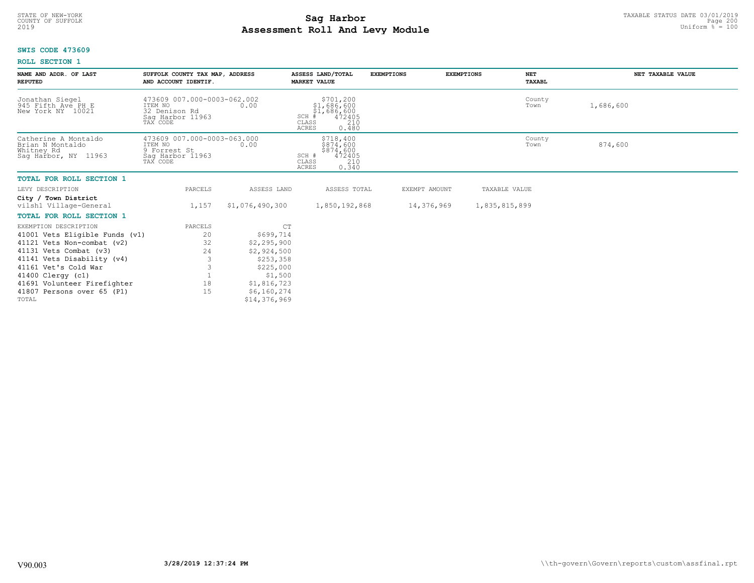STATE OF NEW-YORK
COUNTY OF SUFFOLK
2019

# Sag Harbor
## Assessment Roll And Levy Module

TAXABLE STATUS DATE 03/01/2019
Uniform % = 100

**SWIS CODE 473609**

**ROLL SECTION 1**

| NAME AND ADDR. OF LAST REPUTED | SUFFOLK COUNTY TAX MAP, ADDRESS AND ACCOUNT IDENTIF. | ASSESS LAND/TOTAL MARKET VALUE | EXEMPTIONS | EXEMPTIONS | NET TAXABL | NET TAXABLE VALUE |
|---|---|---|---|---|---|---|
| Jonathan Siegel<br>945 Fifth Ave PH E<br>New York NY 10021 | 473609 007.000-0003-062.002<br>ITEM NO 0.00<br>32 Denison Rd<br>Sag Harbor 11963<br>TAX CODE | $701,200<br>$1,686,600<br>$1,686,600<br>SCH # 472405<br>CLASS 210<br>ACRES 0.480 | | | County<br>Town | 1,686,600 |
| Catherine A Montaldo<br>Brian N Montaldo<br>Whitney Rd<br>Sag Harbor, NY 11963 | 473609 007.000-0003-063.000<br>ITEM NO 0.00<br>9 Forrest St<br>Sag Harbor 11963<br>TAX CODE | $718,400<br>$874,600<br>$874,600<br>SCH # 472405<br>CLASS 210<br>ACRES 0.340 | | | County<br>Town | 874,600 |

**TOTAL FOR ROLL SECTION 1**

| LEVY DESCRIPTION | PARCELS | ASSESS LAND | ASSESS TOTAL | EXEMPT AMOUNT | TAXABLE VALUE |
|---|---|---|---|---|---|
| **City / Town District** | | | | | |
| vilsh1 Village-General | 1,157 | $1,076,490,300 | 1,850,192,868 | 14,376,969 | 1,835,815,899 |

**TOTAL FOR ROLL SECTION 1**

| EXEMPTION DESCRIPTION | PARCELS | CT |
|---|---|---|
| 41001 Vets Eligible Funds (v1) | 20 | $699,714 |
| 41121 Vets Non-combat (v2) | 32 | $2,295,900 |
| 41131 Vets Combat (v3) | 24 | $2,924,500 |
| 41141 Vets Disability (v4) | 3 | $253,358 |
| 41161 Vet's Cold War | 3 | $225,000 |
| 41400 Clergy (c1) | 1 | $1,500 |
| 41691 Volunteer Firefighter | 18 | $1,816,723 |
| 41807 Persons over 65 (P1) | 15 | $6,160,274 |
| TOTAL | | $14,376,969 |

V90.003 3/28/2019 12:37:24 PM \\th-govern\Govern\reports\custom\assfinal.rpt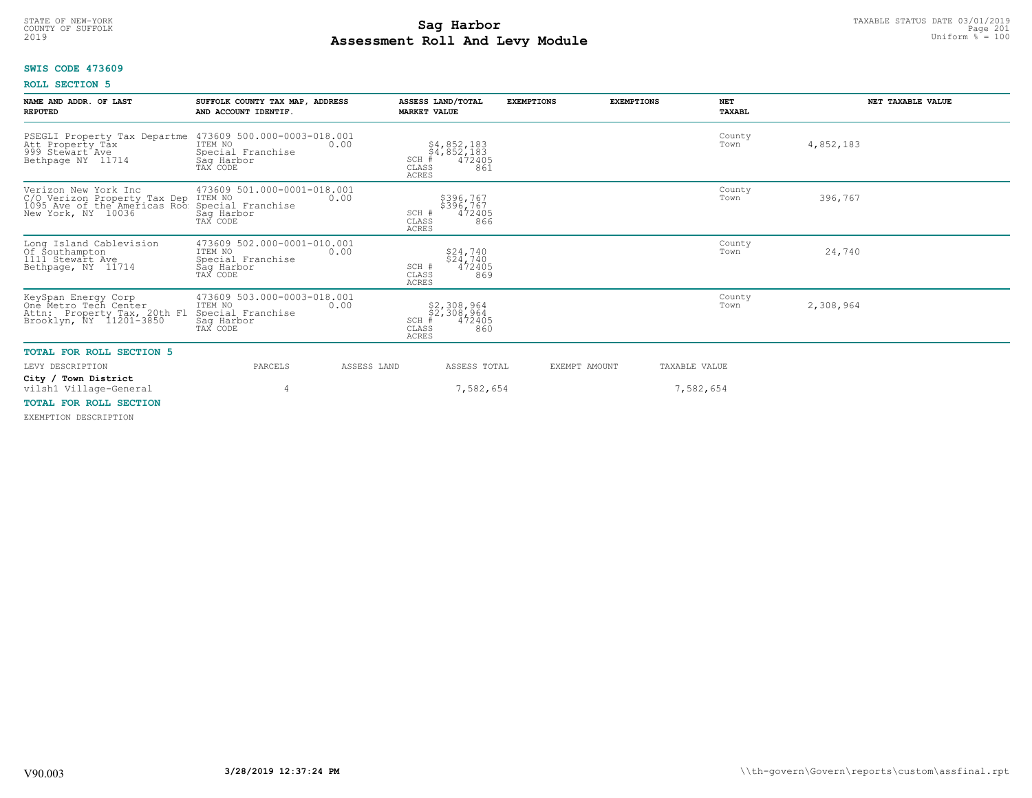STATE OF NEW-YORK
COUNTY OF SUFFOLK
2019

# Sag Harbor
## Assessment Roll And Levy Module

TAXABLE STATUS DATE 03/01/2019
Uniform % = 100

**SWIS CODE 473609**

**ROLL SECTION 5**

| NAME AND ADDR. OF LAST REPUTED | SUFFOLK COUNTY TAX MAP, ADDRESS AND ACCOUNT IDENTIF. | ASSESS LAND/TOTAL MARKET VALUE | EXEMPTIONS | EXEMPTIONS | NET TAXABL | NET TAXABLE VALUE |
|---|---|---|---|---|---|---|
| PSEGLI Property Tax Departme<br>Att Property Tax<br>999 Stewart Ave<br>Bethpage NY 11714 | 473609 500.000-0003-018.001<br>ITEM NO 0.00<br>Special Franchise<br>Sag Harbor<br>TAX CODE | $4,852,183<br>$4,852,183<br>SCH # 472405<br>CLASS 861<br>ACRES | | | County<br>Town | 4,852,183 |
| Verizon New York Inc<br>C/O Verizon Property Tax Dep<br>1095 Ave of the Americas Roo<br>New York, NY 10036 | 473609 501.000-0001-018.001<br>ITEM NO 0.00<br>Special Franchise<br>Sag Harbor<br>TAX CODE | $396,767<br>$396,767<br>SCH # 472405<br>CLASS 866<br>ACRES | | | County<br>Town | 396,767 |
| Long Island Cablevision<br>Of Southampton<br>1111 Stewart Ave<br>Bethpage, NY 11714 | 473609 502.000-0001-010.001<br>ITEM NO 0.00<br>Special Franchise<br>Sag Harbor<br>TAX CODE | $24,740<br>$24,740<br>SCH # 472405<br>CLASS 869<br>ACRES | | | County<br>Town | 24,740 |
| KeySpan Energy Corp<br>One Metro Tech Center<br>Attn: Property Tax, 20th Fl<br>Brooklyn, NY 11201-3850 | 473609 503.000-0003-018.001<br>ITEM NO 0.00<br>Special Franchise<br>Sag Harbor<br>TAX CODE | $2,308,964<br>$2,308,964<br>SCH # 472405<br>CLASS 860<br>ACRES | | | County<br>Town | 2,308,964 |

**TOTAL FOR ROLL SECTION 5**

| LEVY DESCRIPTION | PARCELS | ASSESS LAND | ASSESS TOTAL | EXEMPT AMOUNT | TAXABLE VALUE |
|---|---|---|---|---|---|
| **City / Town District** | | | | | |
| vilsh1 Village-General | 4 | | 7,582,654 | | 7,582,654 |

**TOTAL FOR ROLL SECTION**

EXEMPTION DESCRIPTION

V90.003 &nbsp;&nbsp; **3/28/2019 12:37:24 PM** &nbsp;&nbsp; \\th-govern\Govern\reports\custom\assfinal.rpt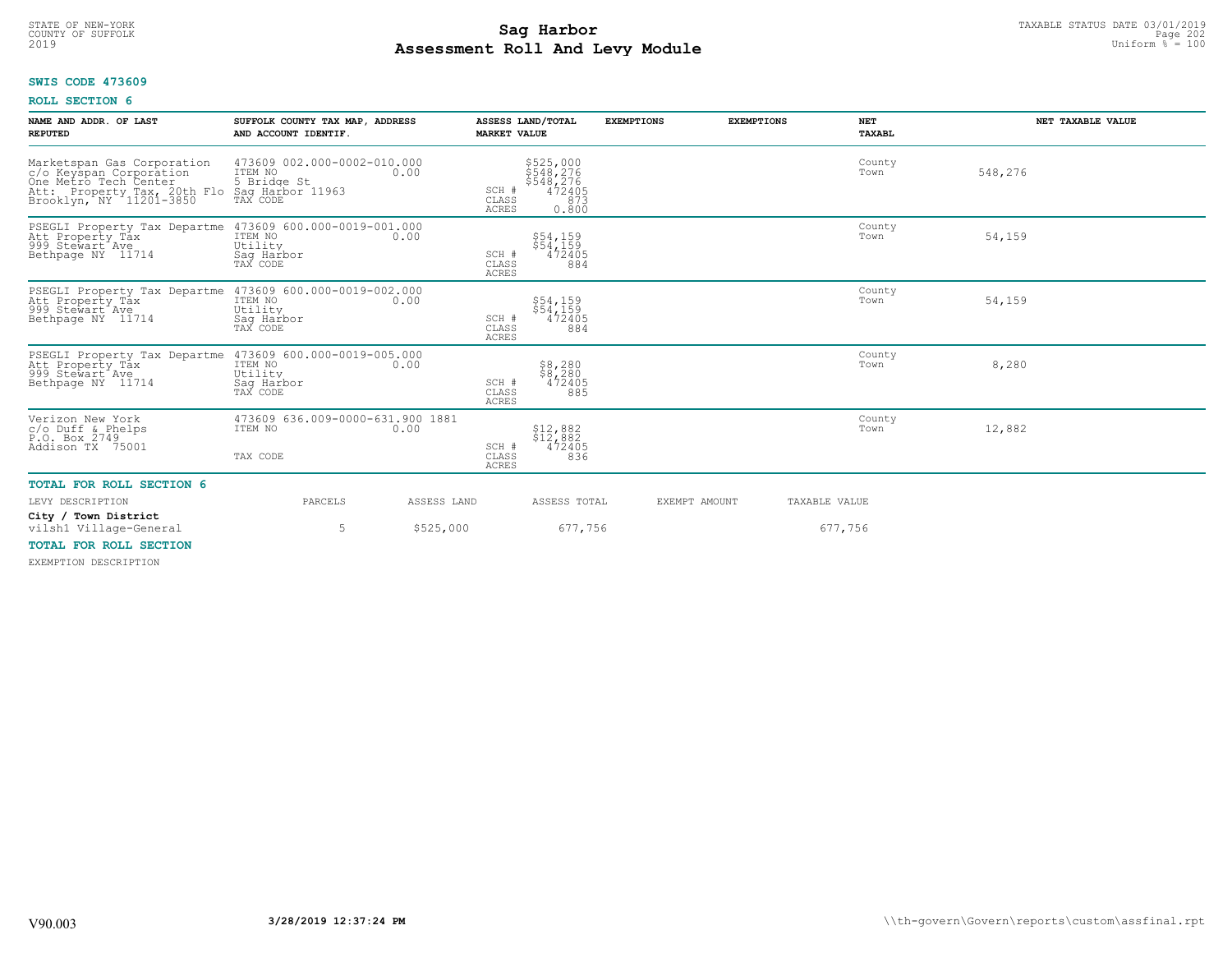STATE OF NEW-YORK
COUNTY OF SUFFOLK
2019

# Sag Harbor
## Assessment Roll And Levy Module

TAXABLE STATUS DATE 03/01/2019
Uniform % = 100

**SWIS CODE 473609**

**ROLL SECTION 6**

| NAME AND ADDR. OF LAST REPUTED | SUFFOLK COUNTY TAX MAP, ADDRESS AND ACCOUNT IDENTIF. | ASSESS LAND/TOTAL MARKET VALUE | EXEMPTIONS | EXEMPTIONS | NET TAXABL | NET TAXABLE VALUE |
|---|---|---|---|---|---|---|
| Marketspan Gas Corporation<br>c/o Keyspan Corporation<br>One Metro Tech Center<br>Att: Property Tax, 20th Flo<br>Brooklyn, NY 11201-3850 | 473609 002.000-0002-010.000<br>ITEM NO 0.00<br>5 Bridge St<br>Sag Harbor 11963<br>TAX CODE | $525,000<br>$548,276<br>$548,276<br>SCH # 472405<br>CLASS 873<br>ACRES 0.800 | | | County<br>Town | 548,276 |
| PSEGLI Property Tax Departme<br>Att Property Tax<br>999 Stewart Ave<br>Bethpage NY 11714 | 473609 600.000-0019-001.000<br>ITEM NO 0.00<br>Utility<br>Sag Harbor<br>TAX CODE | $54,159<br>$54,159<br>SCH # 472405<br>CLASS 884<br>ACRES | | | County<br>Town | 54,159 |
| PSEGLI Property Tax Departme<br>Att Property Tax<br>999 Stewart Ave<br>Bethpage NY 11714 | 473609 600.000-0019-002.000<br>ITEM NO 0.00<br>Utility<br>Sag Harbor<br>TAX CODE | $54,159<br>$54,159<br>SCH # 472405<br>CLASS 884<br>ACRES | | | County<br>Town | 54,159 |
| PSEGLI Property Tax Departme<br>Att Property Tax<br>999 Stewart Ave<br>Bethpage NY 11714 | 473609 600.000-0019-005.000<br>ITEM NO 0.00<br>Utility<br>Sag Harbor<br>TAX CODE | $8,280<br>$8,280<br>SCH # 472405<br>CLASS 885<br>ACRES | | | County<br>Town | 8,280 |
| Verizon New York<br>c/o Duff & Phelps<br>P.O. Box 2749<br>Addison TX 75001 | 473609 636.009-0000-631.900 1881<br>ITEM NO 0.00<br>TAX CODE | $12,882<br>$12,882<br>SCH # 472405<br>CLASS 836<br>ACRES | | | County<br>Town | 12,882 |

**TOTAL FOR ROLL SECTION 6**

| LEVY DESCRIPTION | PARCELS | ASSESS LAND | ASSESS TOTAL | EXEMPT AMOUNT | TAXABLE VALUE |
|---|---|---|---|---|---|
| **City / Town District** | | | | | |
| vilsh1 Village-General | 5 | $525,000 | 677,756 | | 677,756 |

**TOTAL FOR ROLL SECTION**

EXEMPTION DESCRIPTION

V90.003 **3/28/2019 12:37:24 PM** \\th-govern\Govern\reports\custom\assfinal.rpt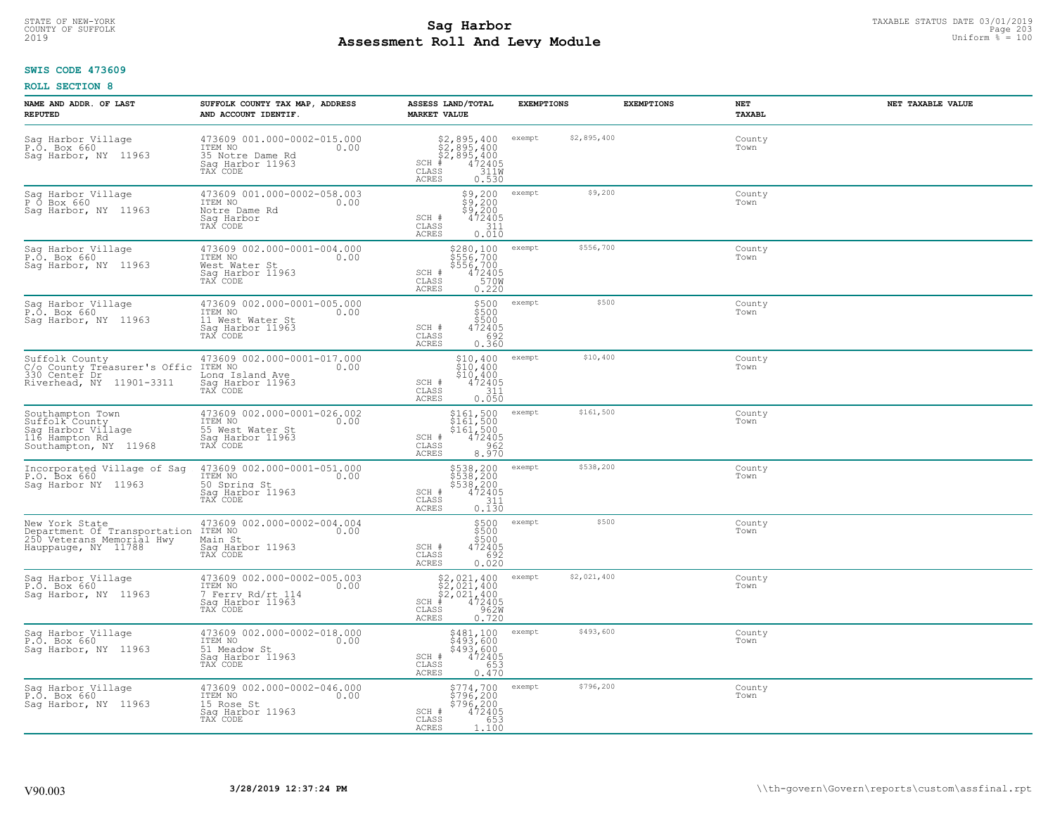STATE OF NEW-YORK
COUNTY OF SUFFOLK
2019

# Sag Harbor
# Assessment Roll And Levy Module

TAXABLE STATUS DATE 03/01/2019
Uniform % = 100

**SWIS CODE 473609**

**ROLL SECTION 8**

| NAME AND ADDR. OF LAST REPUTED | SUFFOLK COUNTY TAX MAP, ADDRESS AND ACCOUNT IDENTIF. | ASSESS LAND/TOTAL MARKET VALUE | EXEMPTIONS | | EXEMPTIONS | NET TAXABL | NET TAXABLE VALUE |
|---|---|---|---|---|---|---|---|
| Sag Harbor Village<br>P.O. Box 660<br>Sag Harbor, NY 11963 | 473609 001.000-0002-015.000<br>ITEM NO 0.00<br>35 Notre Dame Rd<br>Sag Harbor 11963<br>TAX CODE | $2,895,400<br>$2,895,400<br>$2,895,400<br>SCH # 472405<br>CLASS 311W<br>ACRES 0.530 | exempt | $2,895,400 | | County<br>Town | |
| Sag Harbor Village<br>P O Box 660<br>Sag Harbor, NY 11963 | 473609 001.000-0002-058.003<br>ITEM NO 0.00<br>Notre Dame Rd<br>Sag Harbor<br>TAX CODE | $9,200<br>$9,200<br>$9,200<br>SCH # 472405<br>CLASS 311<br>ACRES 0.010 | exempt | $9,200 | | County<br>Town | |
| Sag Harbor Village<br>P.O. Box 660<br>Sag Harbor, NY 11963 | 473609 002.000-0001-004.000<br>ITEM NO 0.00<br>West Water St<br>Sag Harbor 11963<br>TAX CODE | $280,100<br>$556,700<br>$556,700<br>SCH # 472405<br>CLASS 570W<br>ACRES 0.220 | exempt | $556,700 | | County<br>Town | |
| Sag Harbor Village<br>P.O. Box 660<br>Sag Harbor, NY 11963 | 473609 002.000-0001-005.000<br>ITEM NO 0.00<br>11 West Water St<br>Sag Harbor 11963<br>TAX CODE | $500<br>$500<br>$500<br>SCH # 472405<br>CLASS 692<br>ACRES 0.360 | exempt | $500 | | County<br>Town | |
| Suffolk County<br>C/o County Treasurer's Offic<br>330 Center Dr<br>Riverhead, NY 11901-3311 | 473609 002.000-0001-017.000<br>ITEM NO 0.00<br>Long Island Ave<br>Sag Harbor 11963<br>TAX CODE | $10,400<br>$10,400<br>$10,400<br>SCH # 472405<br>CLASS 311<br>ACRES 0.050 | exempt | $10,400 | | County<br>Town | |
| Southampton Town<br>Suffolk County<br>Sag Harbor Village<br>116 Hampton Rd<br>Southampton, NY 11968 | 473609 002.000-0001-026.002<br>ITEM NO 0.00<br>55 West Water St<br>Sag Harbor 11963<br>TAX CODE | $161,500<br>$161,500<br>$161,500<br>SCH # 472405<br>CLASS 962<br>ACRES 8.970 | exempt | $161,500 | | County<br>Town | |
| Incorporated Village of Sag<br>P.O. Box 660<br>Sag Harbor NY 11963 | 473609 002.000-0001-051.000<br>ITEM NO 0.00<br>50 Spring St<br>Sag Harbor 11963<br>TAX CODE | $538,200<br>$538,200<br>$538,200<br>SCH # 472405<br>CLASS 311<br>ACRES 0.130 | exempt | $538,200 | | County<br>Town | |
| New York State<br>Department Of Transportation<br>250 Veterans Memorial Hwy<br>Hauppauge, NY 11788 | 473609 002.000-0002-004.004<br>ITEM NO 0.00<br>Main St<br>Sag Harbor 11963<br>TAX CODE | $500<br>$500<br>$500<br>SCH # 472405<br>CLASS 692<br>ACRES 0.020 | exempt | $500 | | County<br>Town | |
| Sag Harbor Village<br>P.O. Box 660<br>Sag Harbor, NY 11963 | 473609 002.000-0002-005.003<br>ITEM NO 0.00<br>7 Ferry Rd/rt 114<br>Sag Harbor 11963<br>TAX CODE | $2,021,400<br>$2,021,400<br>$2,021,400<br>SCH # 472405<br>CLASS 962W<br>ACRES 0.720 | exempt | $2,021,400 | | County<br>Town | |
| Sag Harbor Village<br>P.O. Box 660<br>Sag Harbor, NY 11963 | 473609 002.000-0002-018.000<br>ITEM NO 0.00<br>51 Meadow St<br>Sag Harbor 11963<br>TAX CODE | $481,100<br>$493,600<br>$493,600<br>SCH # 472405<br>CLASS 653<br>ACRES 0.470 | exempt | $493,600 | | County<br>Town | |
| Sag Harbor Village<br>P.O. Box 660<br>Sag Harbor, NY 11963 | 473609 002.000-0002-046.000<br>ITEM NO 0.00<br>15 Rose St<br>Sag Harbor 11963<br>TAX CODE | $774,700<br>$796,200<br>$796,200<br>SCH # 472405<br>CLASS 653<br>ACRES 1.100 | exempt | $796,200 | | County<br>Town | |

V90.003 **3/28/2019 12:37:24 PM** \\th-govern\Govern\reports\custom\assfinal.rpt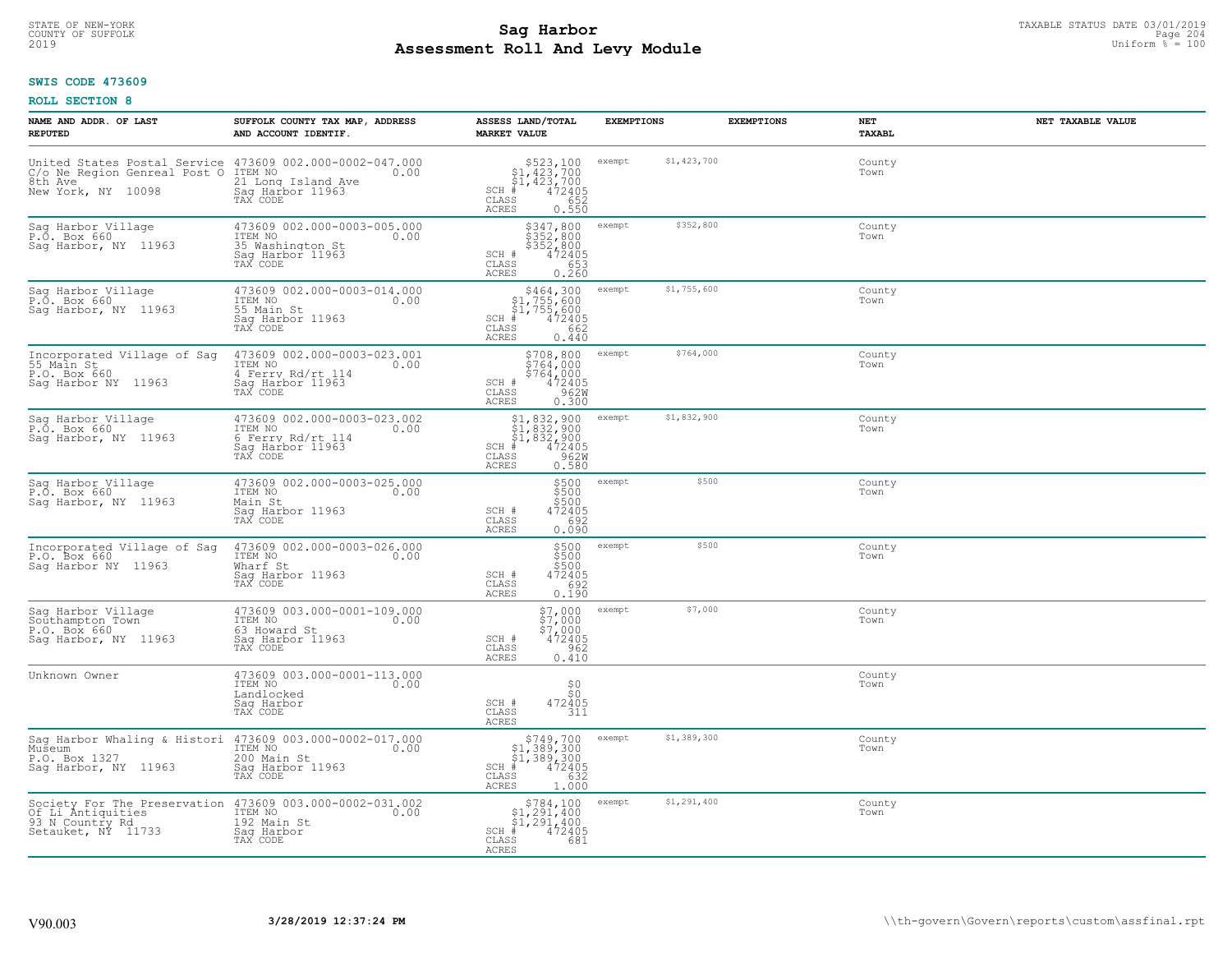STATE OF NEW-YORK
COUNTY OF SUFFOLK
2019

# Sag Harbor
## Assessment Roll And Levy Module

TAXABLE STATUS DATE 03/01/2019
Uniform % = 100

**SWIS CODE 473609**

**ROLL SECTION 8**

| NAME AND ADDR. OF LAST REPUTED | SUFFOLK COUNTY TAX MAP, ADDRESS AND ACCOUNT IDENTIF. | ASSESS LAND/TOTAL MARKET VALUE | EXEMPTIONS | EXEMPTIONS | NET TAXABL | NET TAXABLE VALUE |
|---|---|---|---|---|---|---|
| United States Postal Service<br>C/o Ne Region Genreal Post O<br>8th Ave<br>New York, NY 10098 | 473609 002.000-0002-047.000<br>ITEM NO 0.00<br>21 Long Island Ave<br>Sag Harbor 11963<br>TAX CODE | $523,100<br>$1,423,700<br>$1,423,700<br>SCH # 472405<br>CLASS 652<br>ACRES 0.550 | exempt $1,423,700 | | County<br>Town | |
| Sag Harbor Village<br>P.O. Box 660<br>Sag Harbor, NY 11963 | 473609 002.000-0003-005.000<br>ITEM NO 0.00<br>35 Washington St<br>Sag Harbor 11963<br>TAX CODE | $347,800<br>$352,800<br>$352,800<br>SCH # 472405<br>CLASS 653<br>ACRES 0.260 | exempt $352,800 | | County<br>Town | |
| Sag Harbor Village<br>P.O. Box 660<br>Sag Harbor, NY 11963 | 473609 002.000-0003-014.000<br>ITEM NO 0.00<br>55 Main St<br>Sag Harbor 11963<br>TAX CODE | $464,300<br>$1,755,600<br>$1,755,600<br>SCH # 472405<br>CLASS 662<br>ACRES 0.440 | exempt $1,755,600 | | County<br>Town | |
| Incorporated Village of Sag<br>55 Main St<br>P.O. Box 660<br>Sag Harbor NY 11963 | 473609 002.000-0003-023.001<br>ITEM NO 0.00<br>4 Ferry Rd/rt 114<br>Sag Harbor 11963<br>TAX CODE | $708,800<br>$764,000<br>$764,000<br>SCH # 472405<br>CLASS 962W<br>ACRES 0.300 | exempt $764,000 | | County<br>Town | |
| Sag Harbor Village<br>P.O. Box 660<br>Sag Harbor, NY 11963 | 473609 002.000-0003-023.002<br>ITEM NO 0.00<br>6 Ferry Rd/rt 114<br>Sag Harbor 11963<br>TAX CODE | $1,832,900<br>$1,832,900<br>$1,832,900<br>SCH # 472405<br>CLASS 962W<br>ACRES 0.580 | exempt $1,832,900 | | County<br>Town | |
| Sag Harbor Village<br>P.O. Box 660<br>Sag Harbor, NY 11963 | 473609 002.000-0003-025.000<br>ITEM NO 0.00<br>Main St<br>Sag Harbor 11963<br>TAX CODE | $500<br>$500<br>$500<br>SCH # 472405<br>CLASS 692<br>ACRES 0.090 | exempt $500 | | County<br>Town | |
| Incorporated Village of Sag<br>P.O. Box 660<br>Sag Harbor NY 11963 | 473609 002.000-0003-026.000<br>ITEM NO 0.00<br>Wharf St<br>Sag Harbor 11963<br>TAX CODE | $500<br>$500<br>$500<br>SCH # 472405<br>CLASS 692<br>ACRES 0.190 | exempt $500 | | County<br>Town | |
| Sag Harbor Village<br>Southampton Town<br>P.O. Box 660<br>Sag Harbor, NY 11963 | 473609 003.000-0001-109.000<br>ITEM NO 0.00<br>63 Howard St<br>Sag Harbor 11963<br>TAX CODE | $7,000<br>$7,000<br>$7,000<br>SCH # 472405<br>CLASS 962<br>ACRES 0.410 | exempt $7,000 | | County<br>Town | |
| Unknown Owner | 473609 003.000-0001-113.000<br>ITEM NO 0.00<br>Landlocked<br>Sag Harbor<br>TAX CODE | $0<br>$0<br>SCH # 472405<br>CLASS 311<br>ACRES | | | County<br>Town | |
| Sag Harbor Whaling & Histori<br>Museum<br>P.O. Box 1327<br>Sag Harbor, NY 11963 | 473609 003.000-0002-017.000<br>ITEM NO 0.00<br>200 Main St<br>Sag Harbor 11963<br>TAX CODE | $749,700<br>$1,389,300<br>$1,389,300<br>SCH # 472405<br>CLASS 632<br>ACRES 1.000 | exempt $1,389,300 | | County<br>Town | |
| Society For The Preservation<br>Of Li Antiquities<br>93 N Country Rd<br>Setauket, NY 11733 | 473609 003.000-0002-031.002<br>ITEM NO 0.00<br>192 Main St<br>Sag Harbor<br>TAX CODE | $784,100<br>$1,291,400<br>$1,291,400<br>SCH # 472405<br>CLASS 681<br>ACRES | exempt $1,291,400 | | County<br>Town | |

V90.003 | 3/28/2019 12:37:24 PM | \\th-govern\Govern\reports\custom\assfinal.rpt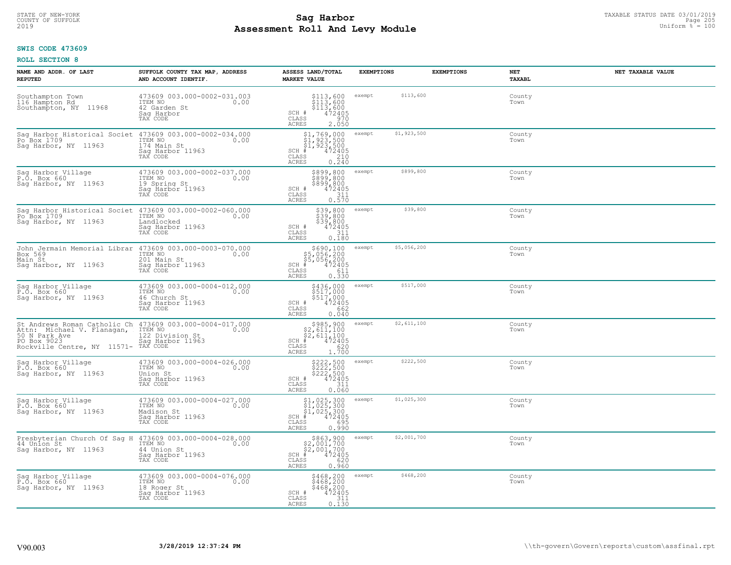STATE OF NEW-YORK
COUNTY OF SUFFOLK
2019

# Sag Harbor
## Assessment Roll And Levy Module

TAXABLE STATUS DATE 03/01/2019
Uniform % = 100

**SWIS CODE 473609**

**ROLL SECTION 8**

| NAME AND ADDR. OF LAST REPUTED | SUFFOLK COUNTY TAX MAP, ADDRESS AND ACCOUNT IDENTIF. | ASSESS LAND/TOTAL MARKET VALUE | EXEMPTIONS | EXEMPTIONS | NET TAXABL | NET TAXABLE VALUE |
|---|---|---|---|---|---|---|
| Southampton Town<br>116 Hampton Rd<br>Southampton, NY 11968 | 473609 003.000-0002-031.003<br>ITEM NO 0.00<br>42 Garden St<br>Sag Harbor<br>TAX CODE | $113,600<br>$113,600<br>$113,600<br>SCH # 472405<br>CLASS 970<br>ACRES 2.050 | exempt $113,600 | | County<br>Town | |
| Sag Harbor Historical Societ<br>Po Box 1709<br>Sag Harbor, NY 11963 | 473609 003.000-0002-034.000<br>ITEM NO 0.00<br>174 Main St<br>Sag Harbor 11963<br>TAX CODE | $1,769,000<br>$1,923,500<br>$1,923,500<br>SCH # 472405<br>CLASS 210<br>ACRES 0.240 | exempt $1,923,500 | | County<br>Town | |
| Sag Harbor Village<br>P.O. Box 660<br>Sag Harbor, NY 11963 | 473609 003.000-0002-037.000<br>ITEM NO 0.00<br>19 Spring St<br>Sag Harbor 11963<br>TAX CODE | $899,800<br>$899,800<br>$899,800<br>SCH # 472405<br>CLASS 311<br>ACRES 0.570 | exempt $899,800 | | County<br>Town | |
| Sag Harbor Historical Societ<br>Po Box 1709<br>Sag Harbor, NY 11963 | 473609 003.000-0002-060.000<br>ITEM NO 0.00<br>Landlocked<br>Sag Harbor 11963<br>TAX CODE | $39,800<br>$39,800<br>$39,800<br>SCH # 472405<br>CLASS 311<br>ACRES 0.180 | exempt $39,800 | | County<br>Town | |
| John Jermain Memorial Librar<br>Box 569<br>Main St<br>Sag Harbor, NY 11963 | 473609 003.000-0003-070.000<br>ITEM NO 0.00<br>201 Main St<br>Sag Harbor 11963<br>TAX CODE | $690,100<br>$5,056,200<br>$5,056,200<br>SCH # 472405<br>CLASS 611<br>ACRES 0.330 | exempt $5,056,200 | | County<br>Town | |
| Sag Harbor Village<br>P.O. Box 660<br>Sag Harbor, NY 11963 | 473609 003.000-0004-012.000<br>ITEM NO 0.00<br>46 Church St<br>Sag Harbor 11963<br>TAX CODE | $436,000<br>$517,000<br>$517,000<br>SCH # 472405<br>CLASS 662<br>ACRES 0.040 | exempt $517,000 | | County<br>Town | |
| St Andrews Roman Catholic Ch<br>Attn: Michael V. Flanagan,<br>50 N Park Ave<br>PO Box 9023<br>Rockville Centre, NY 11571- | 473609 003.000-0004-017.000<br>ITEM NO 0.00<br>122 Division St<br>Sag Harbor 11963<br>TAX CODE | $985,900<br>$2,611,100<br>$2,611,100<br>SCH # 472405<br>CLASS 620<br>ACRES 1.700 | exempt $2,611,100 | | County<br>Town | |
| Sag Harbor Village<br>P.O. Box 660<br>Sag Harbor, NY 11963 | 473609 003.000-0004-026.000<br>ITEM NO 0.00<br>Union St<br>Sag Harbor 11963<br>TAX CODE | $222,500<br>$222,500<br>$222,500<br>SCH # 472405<br>CLASS 311<br>ACRES 0.060 | exempt $222,500 | | County<br>Town | |
| Sag Harbor Village<br>P.O. Box 660<br>Sag Harbor, NY 11963 | 473609 003.000-0004-027.000<br>ITEM NO 0.00<br>Madison St<br>Sag Harbor 11963<br>TAX CODE | $1,025,300<br>$1,025,300<br>$1,025,300<br>SCH # 472405<br>CLASS 695<br>ACRES 0.990 | exempt $1,025,300 | | County<br>Town | |
| Presbyterian Church Of Sag H<br>44 Union St<br>Sag Harbor, NY 11963 | 473609 003.000-0004-028.000<br>ITEM NO 0.00<br>44 Union St<br>Sag Harbor 11963<br>TAX CODE | $863,900<br>$2,001,700<br>$2,001,700<br>SCH # 472405<br>CLASS 620<br>ACRES 0.960 | exempt $2,001,700 | | County<br>Town | |
| Sag Harbor Village<br>P.O. Box 660<br>Sag Harbor, NY 11963 | 473609 003.000-0004-076.000<br>ITEM NO 0.00<br>18 Roger St<br>Sag Harbor 11963<br>TAX CODE | $468,200<br>$468,200<br>$468,200<br>SCH # 472405<br>CLASS 311<br>ACRES 0.130 | exempt $468,200 | | County<br>Town | |

V90.003 **3/28/2019 12:37:24 PM** \\th-govern\Govern\reports\custom\assfinal.rpt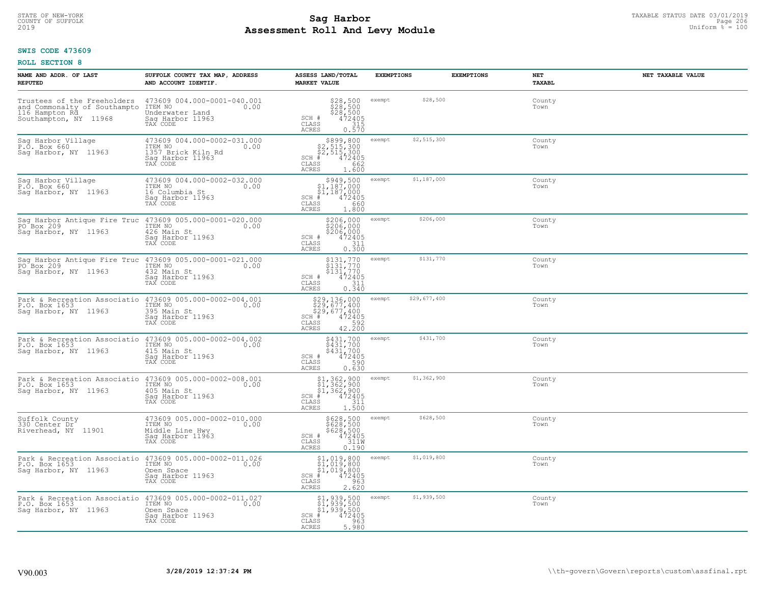STATE OF NEW-YORK
COUNTY OF SUFFOLK
2019

# Sag Harbor
# Assessment Roll And Levy Module

TAXABLE STATUS DATE 03/01/2019
Uniform % = 100

**SWIS CODE 473609**

**ROLL SECTION 8**

| NAME AND ADDR. OF LAST REPUTED | SUFFOLK COUNTY TAX MAP, ADDRESS AND ACCOUNT IDENTIF. | ASSESS LAND/TOTAL MARKET VALUE | EXEMPTIONS | | EXEMPTIONS | NET TAXABL | NET TAXABLE VALUE |
|---|---|---|---|---|---|---|---|
| Trustees of the Freeholders and Commonalty of Southampto 116 Hampton Rd Southampton, NY 11968 | 473609 004.000-0001-040.001 ITEM NO 0.00 Underwater Land Sag Harbor 11963 TAX CODE | $28,500 $28,500 $28,500 SCH # 472405 CLASS 315 ACRES 0.570 | exempt | $28,500 | | County Town | |
| Sag Harbor Village P.O. Box 660 Sag Harbor, NY 11963 | 473609 004.000-0002-031.000 ITEM NO 0.00 1357 Brick Kiln Rd Sag Harbor 11963 TAX CODE | $899,800 $2,515,300 $2,515,300 SCH # 472405 CLASS 662 ACRES 1.600 | exempt | $2,515,300 | | County Town | |
| Sag Harbor Village P.O. Box 660 Sag Harbor, NY 11963 | 473609 004.000-0002-032.000 ITEM NO 0.00 16 Columbia St Sag Harbor 11963 TAX CODE | $949,500 $1,187,000 $1,187,000 SCH # 472405 CLASS 660 ACRES 1.800 | exempt | $1,187,000 | | County Town | |
| Sag Harbor Antique Fire Truc PO Box 209 Sag Harbor, NY 11963 | 473609 005.000-0001-020.000 ITEM NO 0.00 426 Main St Sag Harbor 11963 TAX CODE | $206,000 $206,000 $206,000 SCH # 472405 CLASS 311 ACRES 0.300 | exempt | $206,000 | | County Town | |
| Sag Harbor Antique Fire Truc PO Box 209 Sag Harbor, NY 11963 | 473609 005.000-0001-021.000 ITEM NO 0.00 432 Main St Sag Harbor 11963 TAX CODE | $131,770 $131,770 $131,770 SCH # 472405 CLASS 311 ACRES 0.340 | exempt | $131,770 | | County Town | |
| Park & Recreation Associatio P.O. Box 1653 Sag Harbor, NY 11963 | 473609 005.000-0002-004.001 ITEM NO 0.00 395 Main St Sag Harbor 11963 TAX CODE | $29,136,000 $29,677,400 $29,677,400 SCH # 472405 CLASS 592 ACRES 42.200 | exempt | $29,677,400 | | County Town | |
| Park & Recreation Associatio P.O. Box 1653 Sag Harbor, NY 11963 | 473609 005.000-0002-004.002 ITEM NO 0.00 415 Main St Sag Harbor 11963 TAX CODE | $431,700 $431,700 $431,700 SCH # 472405 CLASS 590 ACRES 0.630 | exempt | $431,700 | | County Town | |
| Park & Recreation Associatio P.O. Box 1653 Sag Harbor, NY 11963 | 473609 005.000-0002-008.001 ITEM NO 0.00 405 Main St Sag Harbor 11963 TAX CODE | $1,362,900 $1,362,900 $1,362,900 SCH # 472405 CLASS 311 ACRES 1.500 | exempt | $1,362,900 | | County Town | |
| Suffolk County 330 Center Dr Riverhead, NY 11901 | 473609 005.000-0002-010.000 ITEM NO 0.00 Middle Line Hwy Sag Harbor 11963 TAX CODE | $628,500 $628,500 $628,500 SCH # 472405 CLASS 311W ACRES 0.190 | exempt | $628,500 | | County Town | |
| Park & Recreation Associatio P.O. Box 1653 Sag Harbor, NY 11963 | 473609 005.000-0002-011.026 ITEM NO 0.00 Open Space Sag Harbor 11963 TAX CODE | $1,019,800 $1,019,800 $1,019,800 SCH # 472405 CLASS 963 ACRES 2.620 | exempt | $1,019,800 | | County Town | |
| Park & Recreation Associatio P.O. Box 1653 Sag Harbor, NY 11963 | 473609 005.000-0002-011.027 ITEM NO 0.00 Open Space Sag Harbor 11963 TAX CODE | $1,939,500 $1,939,500 $1,939,500 SCH # 472405 CLASS 963 ACRES 5.980 | exempt | $1,939,500 | | County Town | |

V90.003 3/28/2019 12:37:24 PM \\th-govern\Govern\reports\custom\assfinal.rpt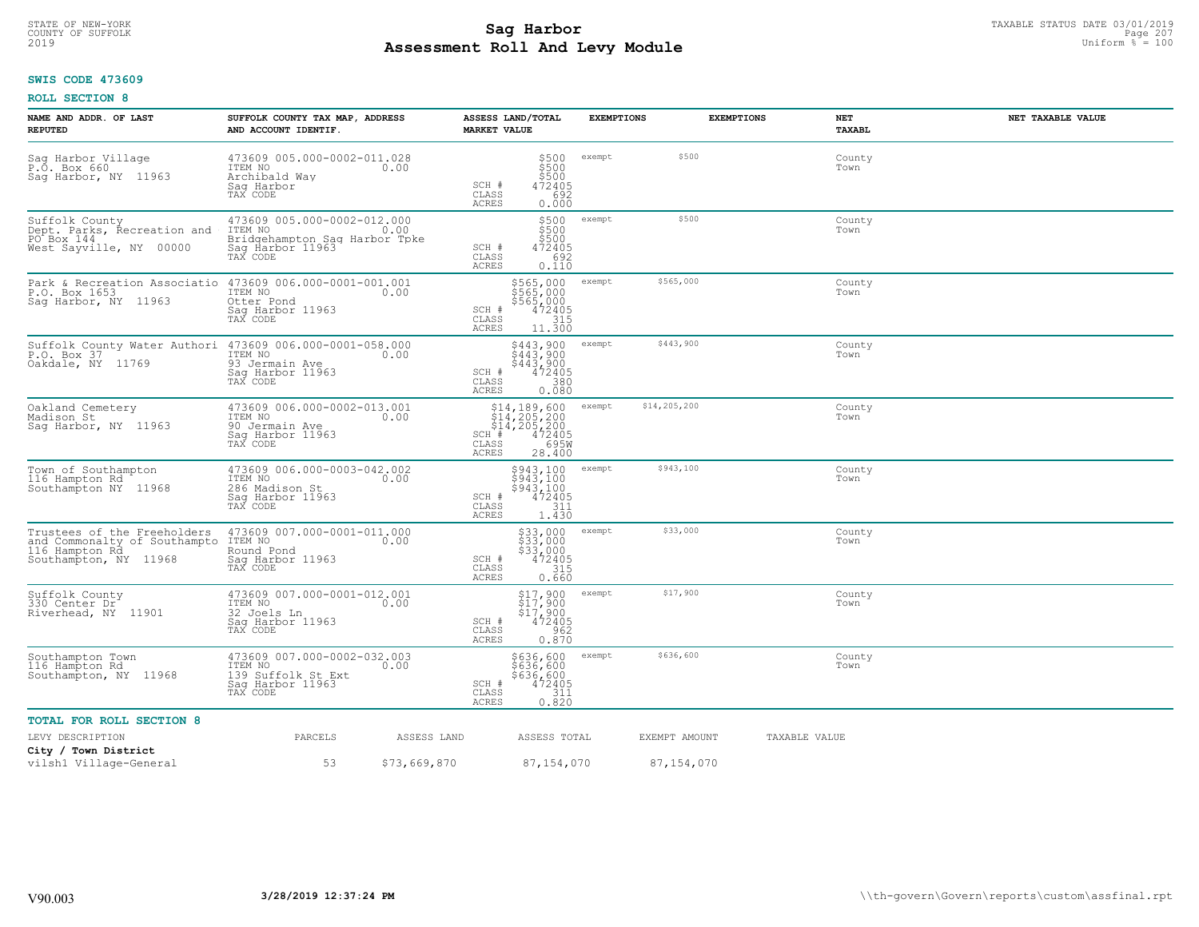STATE OF NEW-YORK
COUNTY OF SUFFOLK
2019

# Sag Harbor
# Assessment Roll And Levy Module

TAXABLE STATUS DATE 03/01/2019
Uniform % = 100

**SWIS CODE 473609**

**ROLL SECTION 8**

| NAME AND ADDR. OF LAST REPUTED | SUFFOLK COUNTY TAX MAP, ADDRESS AND ACCOUNT IDENTIF. | ASSESS LAND/TOTAL MARKET VALUE | EXEMPTIONS | EXEMPTIONS | NET TAXABL | NET TAXABLE VALUE |
|---|---|---|---|---|---|---|
| Sag Harbor Village<br>P.O. Box 660<br>Sag Harbor, NY 11963 | 473609 005.000-0002-011.028<br>ITEM NO 0.00<br>Archibald Way<br>Sag Harbor<br>TAX CODE | $500<br>$500<br>$500<br>SCH # 472405<br>CLASS 692<br>ACRES 0.000 | exempt $500 | | County<br>Town | |
| Suffolk County<br>Dept. Parks, Recreation and<br>PO Box 144<br>West Sayville, NY 00000 | 473609 005.000-0002-012.000<br>ITEM NO 0.00<br>Bridgehampton Sag Harbor Tpke<br>Sag Harbor 11963<br>TAX CODE | $500<br>$500<br>$500<br>SCH # 472405<br>CLASS 692<br>ACRES 0.110 | exempt $500 | | County<br>Town | |
| Park & Recreation Associatio<br>P.O. Box 1653<br>Sag Harbor, NY 11963 | 473609 006.000-0001-001.001<br>ITEM NO 0.00<br>Otter Pond<br>Sag Harbor 11963<br>TAX CODE | $565,000<br>$565,000<br>$565,000<br>SCH # 472405<br>CLASS 315<br>ACRES 11.300 | exempt $565,000 | | County<br>Town | |
| Suffolk County Water Authori<br>P.O. Box 37<br>Oakdale, NY 11769 | 473609 006.000-0001-058.000<br>ITEM NO 0.00<br>93 Jermain Ave<br>Sag Harbor 11963<br>TAX CODE | $443,900<br>$443,900<br>$443,900<br>SCH # 472405<br>CLASS 380<br>ACRES 0.080 | exempt $443,900 | | County<br>Town | |
| Oakland Cemetery<br>Madison St<br>Sag Harbor, NY 11963 | 473609 006.000-0002-013.001<br>ITEM NO 0.00<br>90 Jermain Ave<br>Sag Harbor 11963<br>TAX CODE | $14,189,600<br>$14,205,200<br>$14,205,200<br>SCH # 472405<br>CLASS 695W<br>ACRES 28.400 | exempt $14,205,200 | | County<br>Town | |
| Town of Southampton<br>116 Hampton Rd<br>Southampton NY 11968 | 473609 006.000-0003-042.002<br>ITEM NO 0.00<br>286 Madison St<br>Sag Harbor 11963<br>TAX CODE | $943,100<br>$943,100<br>$943,100<br>SCH # 472405<br>CLASS 311<br>ACRES 1.430 | exempt $943,100 | | County<br>Town | |
| Trustees of the Freeholders<br>and Commonalty of Southampto<br>116 Hampton Rd<br>Southampton, NY 11968 | 473609 007.000-0001-011.000<br>ITEM NO 0.00<br>Round Pond<br>Sag Harbor 11963<br>TAX CODE | $33,000<br>$33,000<br>$33,000<br>SCH # 472405<br>CLASS 315<br>ACRES 0.660 | exempt $33,000 | | County<br>Town | |
| Suffolk County<br>330 Center Dr<br>Riverhead, NY 11901 | 473609 007.000-0001-012.001<br>ITEM NO 0.00<br>32 Joels Ln<br>Sag Harbor 11963<br>TAX CODE | $17,900<br>$17,900<br>$17,900<br>SCH # 472405<br>CLASS 962<br>ACRES 0.870 | exempt $17,900 | | County<br>Town | |
| Southampton Town<br>116 Hampton Rd<br>Southampton, NY 11968 | 473609 007.000-0002-032.003<br>ITEM NO 0.00<br>139 Suffolk St Ext<br>Sag Harbor 11963<br>TAX CODE | $636,600<br>$636,600<br>$636,600<br>SCH # 472405<br>CLASS 311<br>ACRES 0.820 | exempt $636,600 | | County<br>Town | |

**TOTAL FOR ROLL SECTION 8**

| LEVY DESCRIPTION | PARCELS | ASSESS LAND | ASSESS TOTAL | EXEMPT AMOUNT | TAXABLE VALUE |
|---|---|---|---|---|---|
| **City / Town District** | | | | | |
| vilsh1 Village-General | 53 | $73,669,870 | 87,154,070 | 87,154,070 | |

V90.003 3/28/2019 12:37:24 PM \\th-govern\Govern\reports\custom\assfinal.rpt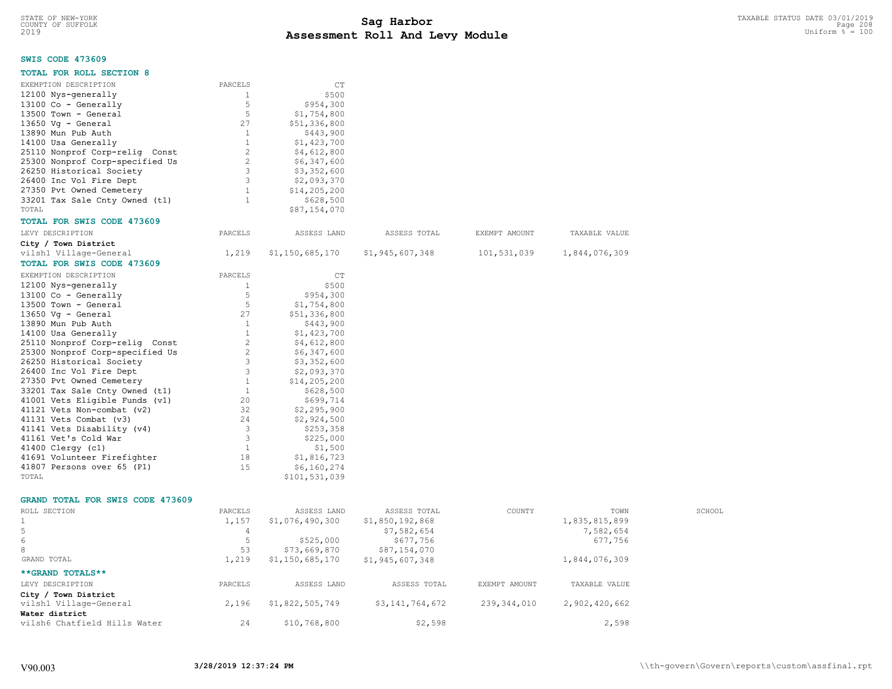# Sag Harbor
# Assessment Roll And Levy Module

STATE OF NEW-YORK
COUNTY OF SUFFOLK
2019

TAXABLE STATUS DATE 03/01/2019
Uniform % = 100

**SWIS CODE 473609**

**TOTAL FOR ROLL SECTION 8**

| EXEMPTION DESCRIPTION | PARCELS | CT |
|---|---|---|
| 12100 Nys-generally | 1 | $500 |
| 13100 Co - Generally | 5 | $954,300 |
| 13500 Town - General | 5 | $1,754,800 |
| 13650 Vg - General | 27 | $51,336,800 |
| 13890 Mun Pub Auth | 1 | $443,900 |
| 14100 Usa Generally | 1 | $1,423,700 |
| 25110 Nonprof Corp-relig Const | 2 | $4,612,800 |
| 25300 Nonprof Corp-specified Us | 2 | $6,347,600 |
| 26250 Historical Society | 3 | $3,352,600 |
| 26400 Inc Vol Fire Dept | 3 | $2,093,370 |
| 27350 Pvt Owned Cemetery | 1 | $14,205,200 |
| 33201 Tax Sale Cnty Owned (t1) | 1 | $628,500 |
| TOTAL | | $87,154,070 |

**TOTAL FOR SWIS CODE 473609**

| LEVY DESCRIPTION | PARCELS | ASSESS LAND | ASSESS TOTAL | EXEMPT AMOUNT | TAXABLE VALUE |
|---|---|---|---|---|---|
| **City / Town District** | | | | | |
| vilsh1 Village-General | 1,219 | $1,150,685,170 | $1,945,607,348 | 101,531,039 | 1,844,076,309 |

**TOTAL FOR SWIS CODE 473609**

| EXEMPTION DESCRIPTION | PARCELS | CT |
|---|---|---|
| 12100 Nys-generally | 1 | $500 |
| 13100 Co - Generally | 5 | $954,300 |
| 13500 Town - General | 5 | $1,754,800 |
| 13650 Vg - General | 27 | $51,336,800 |
| 13890 Mun Pub Auth | 1 | $443,900 |
| 14100 Usa Generally | 1 | $1,423,700 |
| 25110 Nonprof Corp-relig Const | 2 | $4,612,800 |
| 25300 Nonprof Corp-specified Us | 2 | $6,347,600 |
| 26250 Historical Society | 3 | $3,352,600 |
| 26400 Inc Vol Fire Dept | 3 | $2,093,370 |
| 27350 Pvt Owned Cemetery | 1 | $14,205,200 |
| 33201 Tax Sale Cnty Owned (t1) | 1 | $628,500 |
| 41001 Vets Eligible Funds (v1) | 20 | $699,714 |
| 41121 Vets Non-combat (v2) | 32 | $2,295,900 |
| 41131 Vets Combat (v3) | 24 | $2,924,500 |
| 41141 Vets Disability (v4) | 3 | $253,358 |
| 41161 Vet's Cold War | 3 | $225,000 |
| 41400 Clergy (c1) | 1 | $1,500 |
| 41691 Volunteer Firefighter | 18 | $1,816,723 |
| 41807 Persons over 65 (P1) | 15 | $6,160,274 |
| TOTAL | | $101,531,039 |

**GRAND TOTAL FOR SWIS CODE 473609**

| ROLL SECTION | PARCELS | ASSESS LAND | ASSESS TOTAL | COUNTY | TOWN | SCHOOL |
|---|---|---|---|---|---|---|
| 1 | 1,157 | $1,076,490,300 | $1,850,192,868 | | 1,835,815,899 | |
| 5 | 4 | | $7,582,654 | | 7,582,654 | |
| 6 | 5 | $525,000 | $677,756 | | 677,756 | |
| 8 | 53 | $73,669,870 | $87,154,070 | | | |
| GRAND TOTAL | 1,219 | $1,150,685,170 | $1,945,607,348 | | 1,844,076,309 | |

**\*\*GRAND TOTALS\*\***

| LEVY DESCRIPTION | PARCELS | ASSESS LAND | ASSESS TOTAL | EXEMPT AMOUNT | TAXABLE VALUE |
|---|---|---|---|---|---|
| **City / Town District** | | | | | |
| vilsh1 Village-General | 2,196 | $1,822,505,749 | $3,141,764,672 | 239,344,010 | 2,902,420,662 |
| **Water district** | | | | | |
| vilsh6 Chatfield Hills Water | 24 | $10,768,800 | $2,598 | | 2,598 |

V90.003 3/28/2019 12:37:24 PM \\th-govern\Govern\reports\custom\assfinal.rpt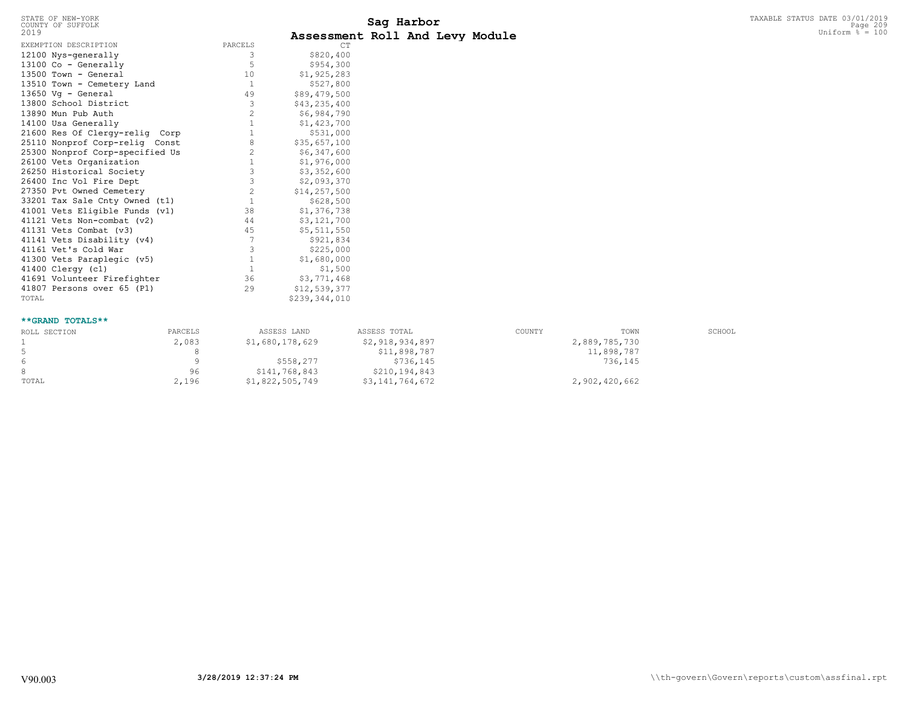STATE OF NEW-YORK
COUNTY OF SUFFOLK
2019

# Sag Harbor
## Assessment Roll And Levy Module

TAXABLE STATUS DATE 03/01/2019
Uniform % = 100

| EXEMPTION DESCRIPTION | PARCELS | CT |
|---|---|---|
| 12100 Nys-generally | 3 | $820,400 |
| 13100 Co - Generally | 5 | $954,300 |
| 13500 Town - General | 10 | $1,925,283 |
| 13510 Town - Cemetery Land | 1 | $527,800 |
| 13650 Vg - General | 49 | $89,479,500 |
| 13800 School District | 3 | $43,235,400 |
| 13890 Mun Pub Auth | 2 | $6,984,790 |
| 14100 Usa Generally | 1 | $1,423,700 |
| 21600 Res Of Clergy-relig Corp | 1 | $531,000 |
| 25110 Nonprof Corp-relig Const | 8 | $35,657,100 |
| 25300 Nonprof Corp-specified Us | 2 | $6,347,600 |
| 26100 Vets Organization | 1 | $1,976,000 |
| 26250 Historical Society | 3 | $3,352,600 |
| 26400 Inc Vol Fire Dept | 3 | $2,093,370 |
| 27350 Pvt Owned Cemetery | 2 | $14,257,500 |
| 33201 Tax Sale Cnty Owned (t1) | 1 | $628,500 |
| 41001 Vets Eligible Funds (v1) | 38 | $1,376,738 |
| 41121 Vets Non-combat (v2) | 44 | $3,121,700 |
| 41131 Vets Combat (v3) | 45 | $5,511,550 |
| 41141 Vets Disability (v4) | 7 | $921,834 |
| 41161 Vet's Cold War | 3 | $225,000 |
| 41300 Vets Paraplegic (v5) | 1 | $1,680,000 |
| 41400 Clergy (c1) | 1 | $1,500 |
| 41691 Volunteer Firefighter | 36 | $3,771,468 |
| 41807 Persons over 65 (P1) | 29 | $12,539,377 |
| TOTAL | | $239,344,010 |

**\*\*GRAND TOTALS\*\***

| ROLL SECTION | PARCELS | ASSESS LAND | ASSESS TOTAL | COUNTY | TOWN | SCHOOL |
|---|---|---|---|---|---|---|
| 1 | 2,083 | $1,680,178,629 | $2,918,934,897 | | 2,889,785,730 | |
| 5 | 8 | | $11,898,787 | | 11,898,787 | |
| 6 | 9 | $558,277 | $736,145 | | 736,145 | |
| 8 | 96 | $141,768,843 | $210,194,843 | | | |
| TOTAL | 2,196 | $1,822,505,749 | $3,141,764,672 | | 2,902,420,662 | |

V90.003 **3/28/2019 12:37:24 PM** \\th-govern\Govern\reports\custom\assfinal.rpt